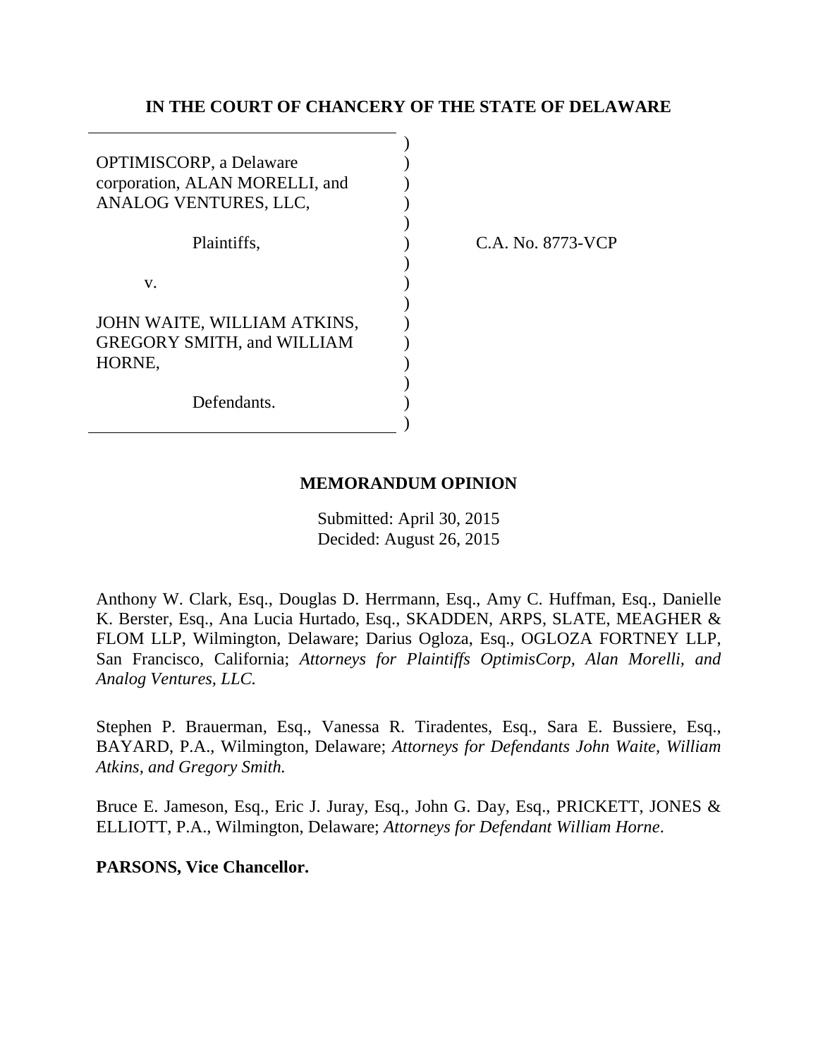**IN THE COURT OF CHANCERY OF THE STATE OF DELAWARE**

OPTIMISCORP, a Delaware corporation, ALAN MORELLI, and ANALOG VENTURES, LLC,

Plaintiffs,

v.

JOHN WAITE, WILLIAM ATKINS, GREGORY SMITH, and WILLIAM HORNE,

Defendants.

C.A. No. 8773-VCP

**MEMORANDUM OPINION**

Submitted: April 30, 2015
Decided: August 26, 2015

Anthony W. Clark, Esq., Douglas D. Herrmann, Esq., Amy C. Huffman, Esq., Danielle K. Berster, Esq., Ana Lucia Hurtado, Esq., SKADDEN, ARPS, SLATE, MEAGHER & FLOM LLP, Wilmington, Delaware; Darius Ogloza, Esq., OGLOZA FORTNEY LLP, San Francisco, California; *Attorneys for Plaintiffs OptimisCorp, Alan Morelli, and Analog Ventures, LLC.*

Stephen P. Brauerman, Esq., Vanessa R. Tiradentes, Esq., Sara E. Bussiere, Esq., BAYARD, P.A., Wilmington, Delaware; *Attorneys for Defendants John Waite, William Atkins, and Gregory Smith.*

Bruce E. Jameson, Esq., Eric J. Juray, Esq., John G. Day, Esq., PRICKETT, JONES & ELLIOTT, P.A., Wilmington, Delaware; *Attorneys for Defendant William Horne*.

**PARSONS, Vice Chancellor.**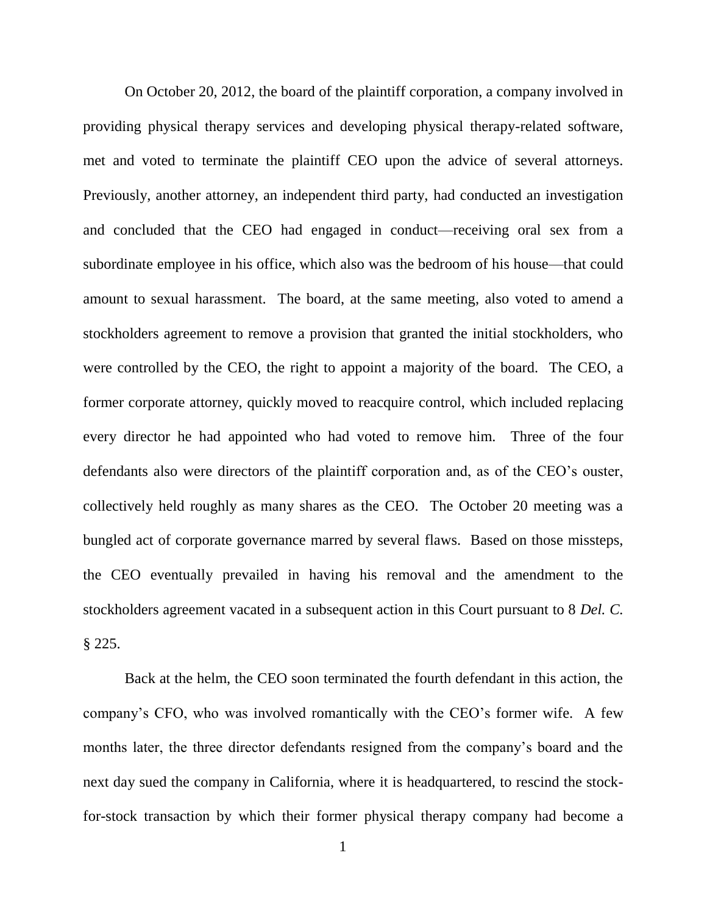On October 20, 2012, the board of the plaintiff corporation, a company involved in providing physical therapy services and developing physical therapy-related software, met and voted to terminate the plaintiff CEO upon the advice of several attorneys. Previously, another attorney, an independent third party, had conducted an investigation and concluded that the CEO had engaged in conduct—receiving oral sex from a subordinate employee in his office, which also was the bedroom of his house—that could amount to sexual harassment. The board, at the same meeting, also voted to amend a stockholders agreement to remove a provision that granted the initial stockholders, who were controlled by the CEO, the right to appoint a majority of the board. The CEO, a former corporate attorney, quickly moved to reacquire control, which included replacing every director he had appointed who had voted to remove him. Three of the four defendants also were directors of the plaintiff corporation and, as of the CEO's ouster, collectively held roughly as many shares as the CEO. The October 20 meeting was a bungled act of corporate governance marred by several flaws. Based on those missteps, the CEO eventually prevailed in having his removal and the amendment to the stockholders agreement vacated in a subsequent action in this Court pursuant to 8 *Del. C.* § 225.

Back at the helm, the CEO soon terminated the fourth defendant in this action, the company's CFO, who was involved romantically with the CEO's former wife. A few months later, the three director defendants resigned from the company's board and the next day sued the company in California, where it is headquartered, to rescind the stock-for-stock transaction by which their former physical therapy company had become a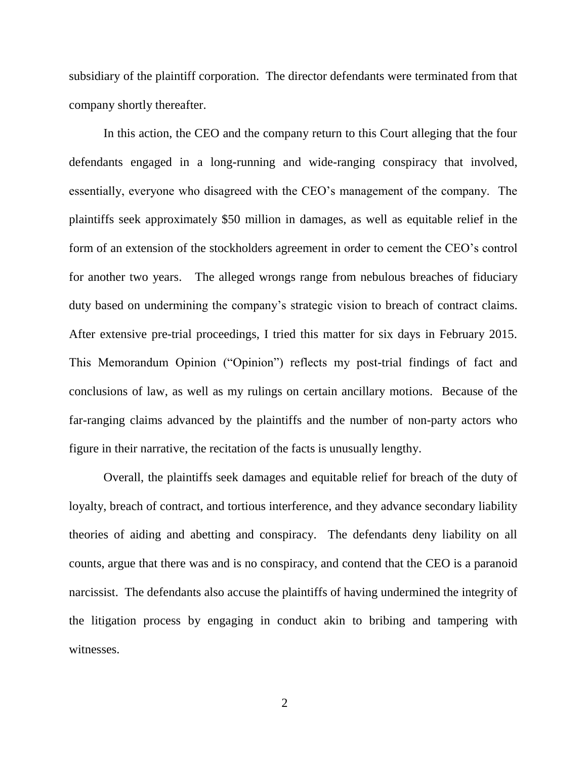subsidiary of the plaintiff corporation. The director defendants were terminated from that company shortly thereafter.

In this action, the CEO and the company return to this Court alleging that the four defendants engaged in a long-running and wide-ranging conspiracy that involved, essentially, everyone who disagreed with the CEO's management of the company. The plaintiffs seek approximately $50 million in damages, as well as equitable relief in the form of an extension of the stockholders agreement in order to cement the CEO's control for another two years. The alleged wrongs range from nebulous breaches of fiduciary duty based on undermining the company's strategic vision to breach of contract claims. After extensive pre-trial proceedings, I tried this matter for six days in February 2015. This Memorandum Opinion ("Opinion") reflects my post-trial findings of fact and conclusions of law, as well as my rulings on certain ancillary motions. Because of the far-ranging claims advanced by the plaintiffs and the number of non-party actors who figure in their narrative, the recitation of the facts is unusually lengthy.

Overall, the plaintiffs seek damages and equitable relief for breach of the duty of loyalty, breach of contract, and tortious interference, and they advance secondary liability theories of aiding and abetting and conspiracy. The defendants deny liability on all counts, argue that there was and is no conspiracy, and contend that the CEO is a paranoid narcissist. The defendants also accuse the plaintiffs of having undermined the integrity of the litigation process by engaging in conduct akin to bribing and tampering with witnesses.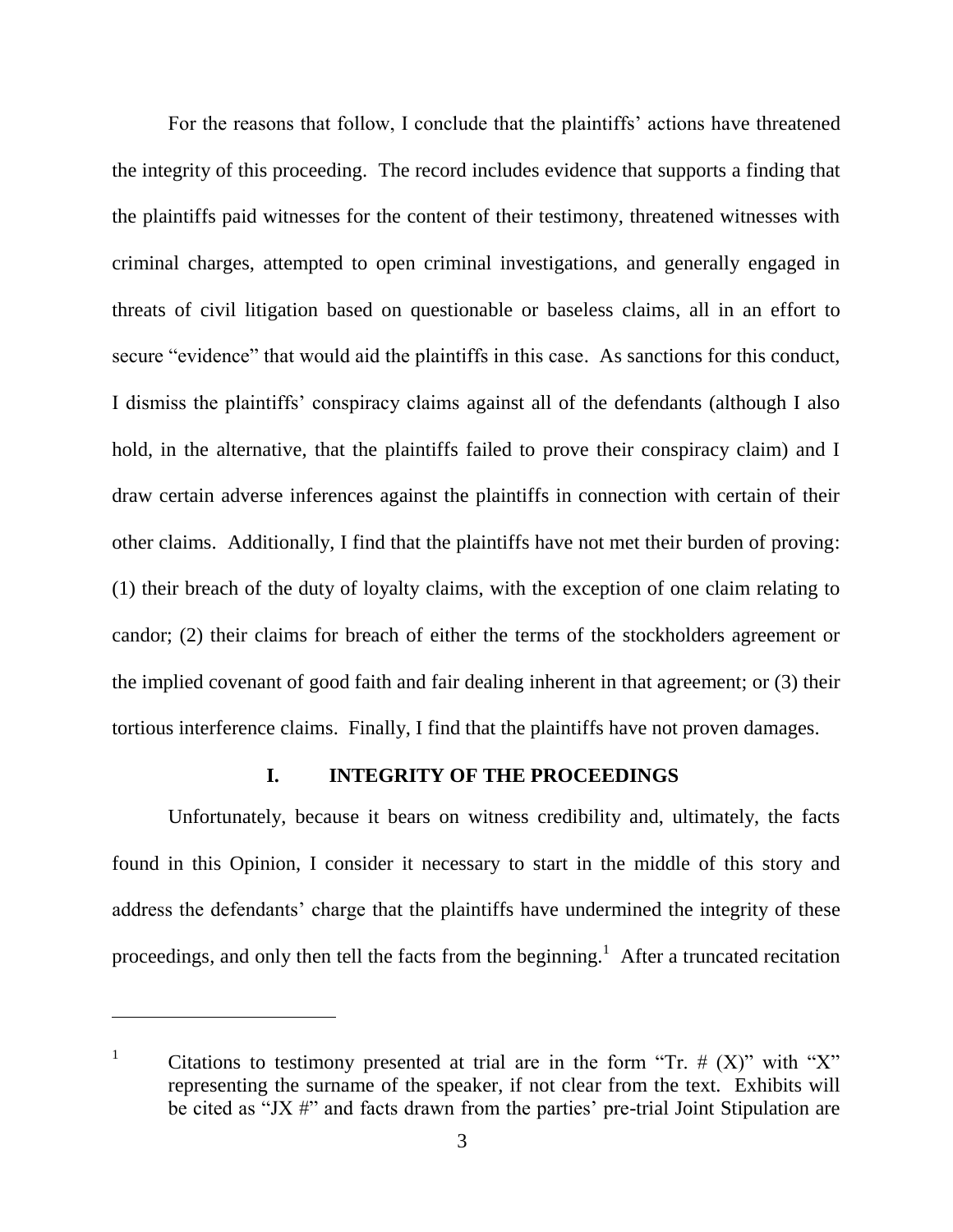For the reasons that follow, I conclude that the plaintiffs' actions have threatened the integrity of this proceeding. The record includes evidence that supports a finding that the plaintiffs paid witnesses for the content of their testimony, threatened witnesses with criminal charges, attempted to open criminal investigations, and generally engaged in threats of civil litigation based on questionable or baseless claims, all in an effort to secure "evidence" that would aid the plaintiffs in this case. As sanctions for this conduct, I dismiss the plaintiffs' conspiracy claims against all of the defendants (although I also hold, in the alternative, that the plaintiffs failed to prove their conspiracy claim) and I draw certain adverse inferences against the plaintiffs in connection with certain of their other claims. Additionally, I find that the plaintiffs have not met their burden of proving: (1) their breach of the duty of loyalty claims, with the exception of one claim relating to candor; (2) their claims for breach of either the terms of the stockholders agreement or the implied covenant of good faith and fair dealing inherent in that agreement; or (3) their tortious interference claims. Finally, I find that the plaintiffs have not proven damages.

## I. INTEGRITY OF THE PROCEEDINGS

Unfortunately, because it bears on witness credibility and, ultimately, the facts found in this Opinion, I consider it necessary to start in the middle of this story and address the defendants' charge that the plaintiffs have undermined the integrity of these proceedings, and only then tell the facts from the beginning.[1] After a truncated recitation

---

[1] Citations to testimony presented at trial are in the form "Tr. # (X)" with "X" representing the surname of the speaker, if not clear from the text. Exhibits will be cited as "JX #" and facts drawn from the parties' pre-trial Joint Stipulation are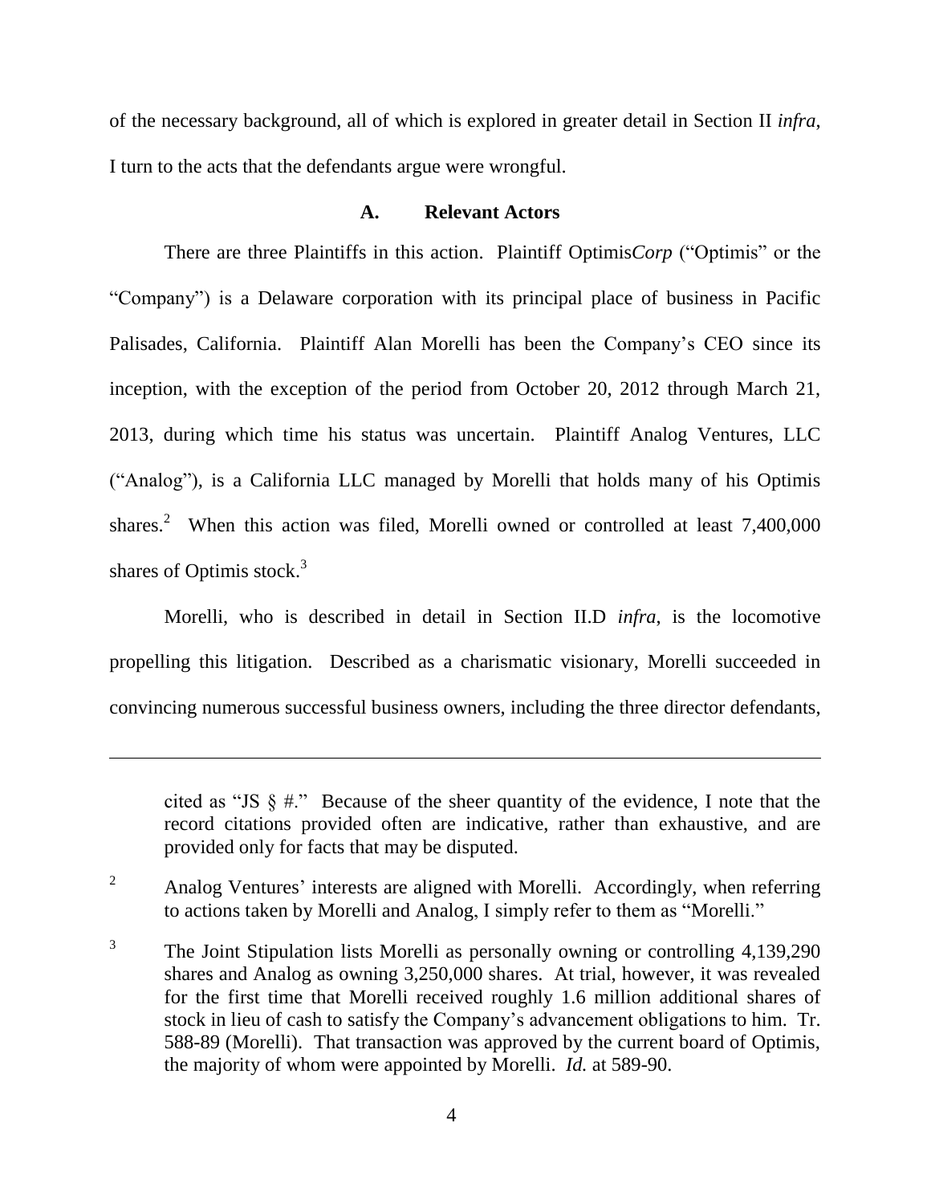of the necessary background, all of which is explored in greater detail in Section II *infra*, I turn to the acts that the defendants argue were wrongful.

### A. Relevant Actors

There are three Plaintiffs in this action. Plaintiff Optimis*Corp* ("Optimis" or the "Company") is a Delaware corporation with its principal place of business in Pacific Palisades, California. Plaintiff Alan Morelli has been the Company's CEO since its inception, with the exception of the period from October 20, 2012 through March 21, 2013, during which time his status was uncertain. Plaintiff Analog Ventures, LLC ("Analog"), is a California LLC managed by Morelli that holds many of his Optimis shares.[2] When this action was filed, Morelli owned or controlled at least 7,400,000 shares of Optimis stock.[3]

Morelli, who is described in detail in Section II.D *infra*, is the locomotive propelling this litigation. Described as a charismatic visionary, Morelli succeeded in convincing numerous successful business owners, including the three director defendants,

---

cited as "JS § #." Because of the sheer quantity of the evidence, I note that the record citations provided often are indicative, rather than exhaustive, and are provided only for facts that may be disputed.

[2] Analog Ventures' interests are aligned with Morelli. Accordingly, when referring to actions taken by Morelli and Analog, I simply refer to them as "Morelli."

[3] The Joint Stipulation lists Morelli as personally owning or controlling 4,139,290 shares and Analog as owning 3,250,000 shares. At trial, however, it was revealed for the first time that Morelli received roughly 1.6 million additional shares of stock in lieu of cash to satisfy the Company's advancement obligations to him. Tr. 588-89 (Morelli). That transaction was approved by the current board of Optimis, the majority of whom were appointed by Morelli. *Id.* at 589-90.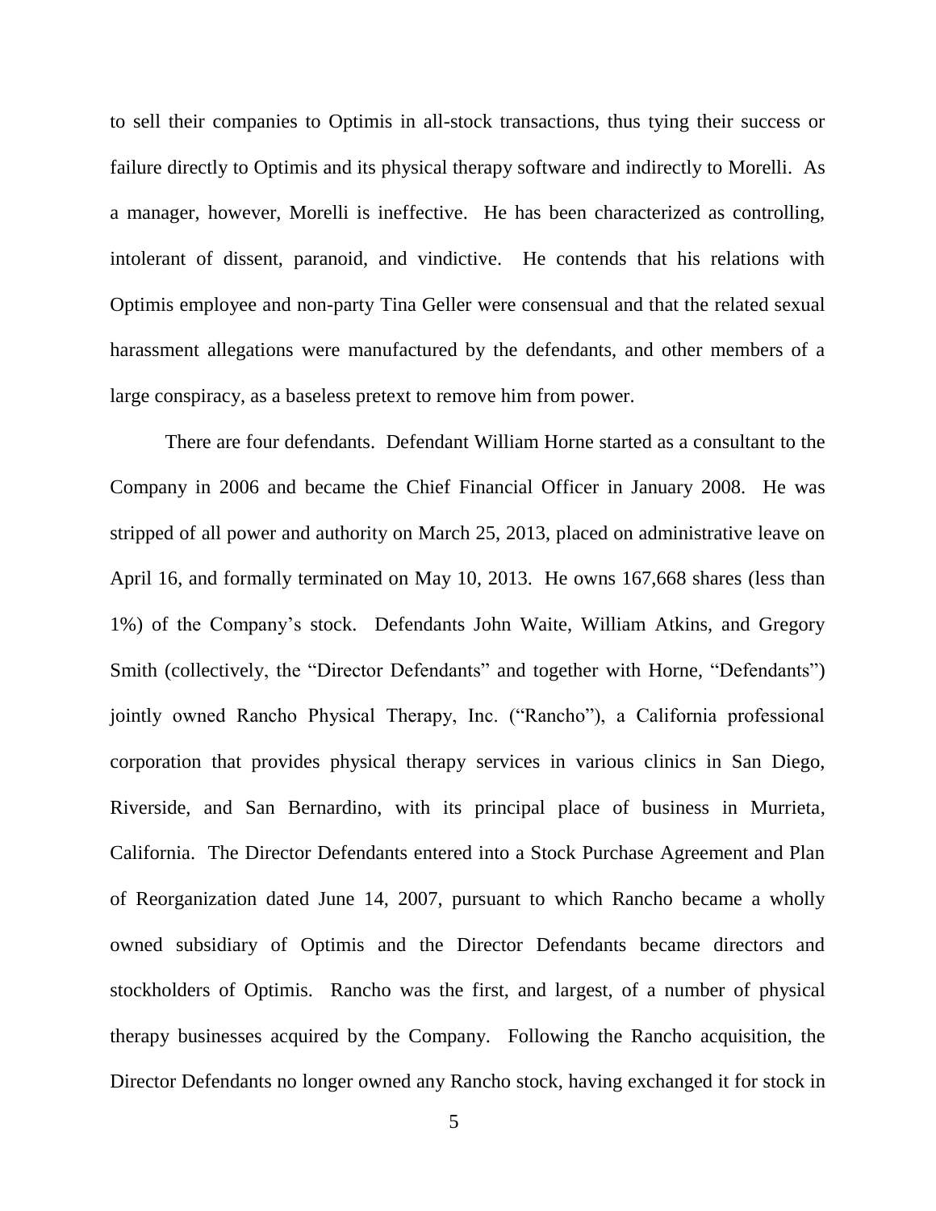to sell their companies to Optimis in all-stock transactions, thus tying their success or failure directly to Optimis and its physical therapy software and indirectly to Morelli. As a manager, however, Morelli is ineffective. He has been characterized as controlling, intolerant of dissent, paranoid, and vindictive. He contends that his relations with Optimis employee and non-party Tina Geller were consensual and that the related sexual harassment allegations were manufactured by the defendants, and other members of a large conspiracy, as a baseless pretext to remove him from power.

There are four defendants. Defendant William Horne started as a consultant to the Company in 2006 and became the Chief Financial Officer in January 2008. He was stripped of all power and authority on March 25, 2013, placed on administrative leave on April 16, and formally terminated on May 10, 2013. He owns 167,668 shares (less than 1%) of the Company's stock. Defendants John Waite, William Atkins, and Gregory Smith (collectively, the "Director Defendants" and together with Horne, "Defendants") jointly owned Rancho Physical Therapy, Inc. ("Rancho"), a California professional corporation that provides physical therapy services in various clinics in San Diego, Riverside, and San Bernardino, with its principal place of business in Murrieta, California. The Director Defendants entered into a Stock Purchase Agreement and Plan of Reorganization dated June 14, 2007, pursuant to which Rancho became a wholly owned subsidiary of Optimis and the Director Defendants became directors and stockholders of Optimis. Rancho was the first, and largest, of a number of physical therapy businesses acquired by the Company. Following the Rancho acquisition, the Director Defendants no longer owned any Rancho stock, having exchanged it for stock in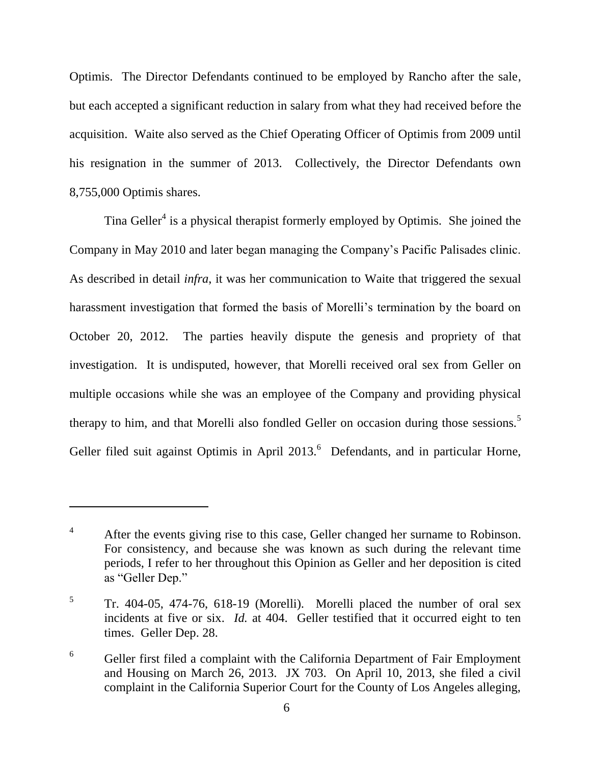Optimis. The Director Defendants continued to be employed by Rancho after the sale, but each accepted a significant reduction in salary from what they had received before the acquisition. Waite also served as the Chief Operating Officer of Optimis from 2009 until his resignation in the summer of 2013. Collectively, the Director Defendants own 8,755,000 Optimis shares.

Tina Geller[4] is a physical therapist formerly employed by Optimis. She joined the Company in May 2010 and later began managing the Company's Pacific Palisades clinic. As described in detail *infra*, it was her communication to Waite that triggered the sexual harassment investigation that formed the basis of Morelli's termination by the board on October 20, 2012. The parties heavily dispute the genesis and propriety of that investigation. It is undisputed, however, that Morelli received oral sex from Geller on multiple occasions while she was an employee of the Company and providing physical therapy to him, and that Morelli also fondled Geller on occasion during those sessions.[5] Geller filed suit against Optimis in April 2013.[6] Defendants, and in particular Horne,

---

[4] After the events giving rise to this case, Geller changed her surname to Robinson. For consistency, and because she was known as such during the relevant time periods, I refer to her throughout this Opinion as Geller and her deposition is cited as "Geller Dep."

[5] Tr. 404-05, 474-76, 618-19 (Morelli). Morelli placed the number of oral sex incidents at five or six. *Id.* at 404. Geller testified that it occurred eight to ten times. Geller Dep. 28.

[6] Geller first filed a complaint with the California Department of Fair Employment and Housing on March 26, 2013. JX 703. On April 10, 2013, she filed a civil complaint in the California Superior Court for the County of Los Angeles alleging,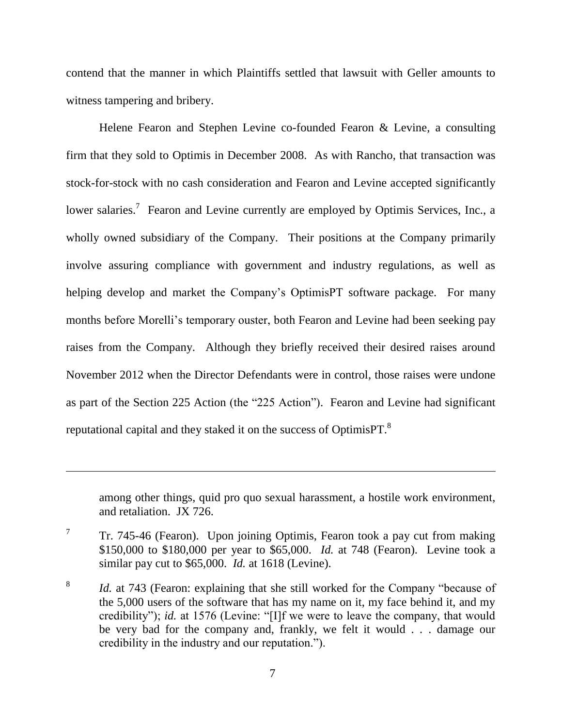contend that the manner in which Plaintiffs settled that lawsuit with Geller amounts to witness tampering and bribery.

Helene Fearon and Stephen Levine co-founded Fearon & Levine, a consulting firm that they sold to Optimis in December 2008. As with Rancho, that transaction was stock-for-stock with no cash consideration and Fearon and Levine accepted significantly lower salaries.[7] Fearon and Levine currently are employed by Optimis Services, Inc., a wholly owned subsidiary of the Company. Their positions at the Company primarily involve assuring compliance with government and industry regulations, as well as helping develop and market the Company's OptimisPT software package. For many months before Morelli's temporary ouster, both Fearon and Levine had been seeking pay raises from the Company. Although they briefly received their desired raises around November 2012 when the Director Defendants were in control, those raises were undone as part of the Section 225 Action (the "225 Action"). Fearon and Levine had significant reputational capital and they staked it on the success of OptimisPT.[8]

---

among other things, quid pro quo sexual harassment, a hostile work environment, and retaliation. JX 726.

[7] Tr. 745-46 (Fearon). Upon joining Optimis, Fearon took a pay cut from making \$150,000 to \$180,000 per year to \$65,000. *Id.* at 748 (Fearon). Levine took a similar pay cut to \$65,000. *Id.* at 1618 (Levine).

[8] *Id.* at 743 (Fearon: explaining that she still worked for the Company "because of the 5,000 users of the software that has my name on it, my face behind it, and my credibility"); *id.* at 1576 (Levine: "[I]f we were to leave the company, that would be very bad for the company and, frankly, we felt it would . . . damage our credibility in the industry and our reputation.").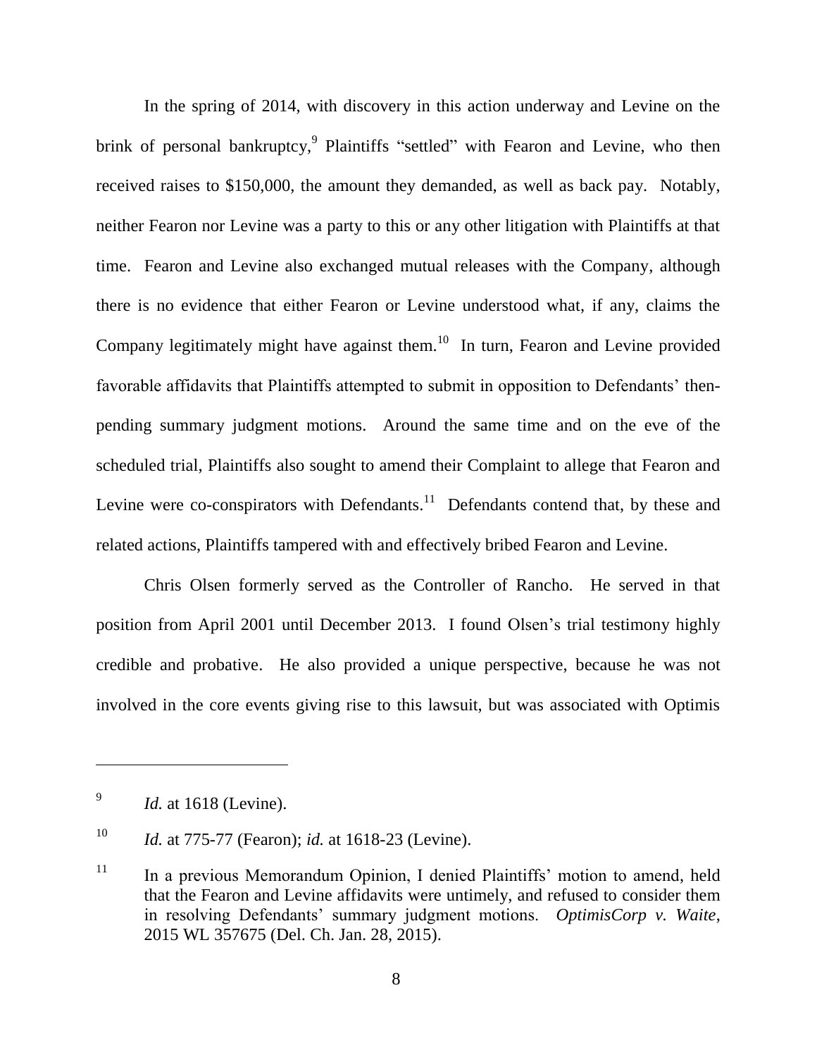In the spring of 2014, with discovery in this action underway and Levine on the brink of personal bankruptcy,[9] Plaintiffs "settled" with Fearon and Levine, who then received raises to $150,000, the amount they demanded, as well as back pay. Notably, neither Fearon nor Levine was a party to this or any other litigation with Plaintiffs at that time. Fearon and Levine also exchanged mutual releases with the Company, although there is no evidence that either Fearon or Levine understood what, if any, claims the Company legitimately might have against them.[10] In turn, Fearon and Levine provided favorable affidavits that Plaintiffs attempted to submit in opposition to Defendants' then-pending summary judgment motions. Around the same time and on the eve of the scheduled trial, Plaintiffs also sought to amend their Complaint to allege that Fearon and Levine were co-conspirators with Defendants.[11] Defendants contend that, by these and related actions, Plaintiffs tampered with and effectively bribed Fearon and Levine.

Chris Olsen formerly served as the Controller of Rancho. He served in that position from April 2001 until December 2013. I found Olsen's trial testimony highly credible and probative. He also provided a unique perspective, because he was not involved in the core events giving rise to this lawsuit, but was associated with Optimis

---

[9] *Id.* at 1618 (Levine).

[10] *Id.* at 775-77 (Fearon); *id.* at 1618-23 (Levine).

[11] In a previous Memorandum Opinion, I denied Plaintiffs' motion to amend, held that the Fearon and Levine affidavits were untimely, and refused to consider them in resolving Defendants' summary judgment motions. *OptimisCorp v. Waite*, 2015 WL 357675 (Del. Ch. Jan. 28, 2015).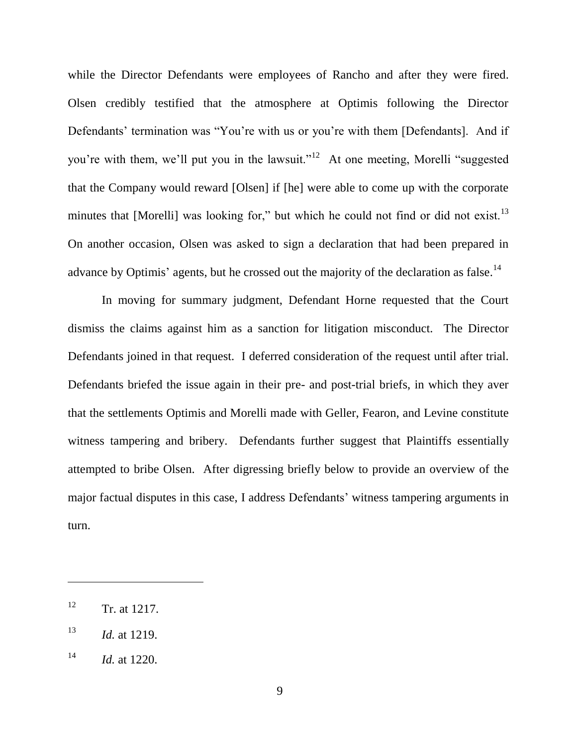while the Director Defendants were employees of Rancho and after they were fired. Olsen credibly testified that the atmosphere at Optimis following the Director Defendants' termination was "You're with us or you're with them [Defendants]. And if you're with them, we'll put you in the lawsuit."[12] At one meeting, Morelli "suggested that the Company would reward [Olsen] if [he] were able to come up with the corporate minutes that [Morelli] was looking for," but which he could not find or did not exist.[13] On another occasion, Olsen was asked to sign a declaration that had been prepared in advance by Optimis' agents, but he crossed out the majority of the declaration as false.[14]

In moving for summary judgment, Defendant Horne requested that the Court dismiss the claims against him as a sanction for litigation misconduct. The Director Defendants joined in that request. I deferred consideration of the request until after trial. Defendants briefed the issue again in their pre- and post-trial briefs, in which they aver that the settlements Optimis and Morelli made with Geller, Fearon, and Levine constitute witness tampering and bribery. Defendants further suggest that Plaintiffs essentially attempted to bribe Olsen. After digressing briefly below to provide an overview of the major factual disputes in this case, I address Defendants' witness tampering arguments in turn.

---

[12] Tr. at 1217.

[13] *Id.* at 1219.

[14] *Id.* at 1220.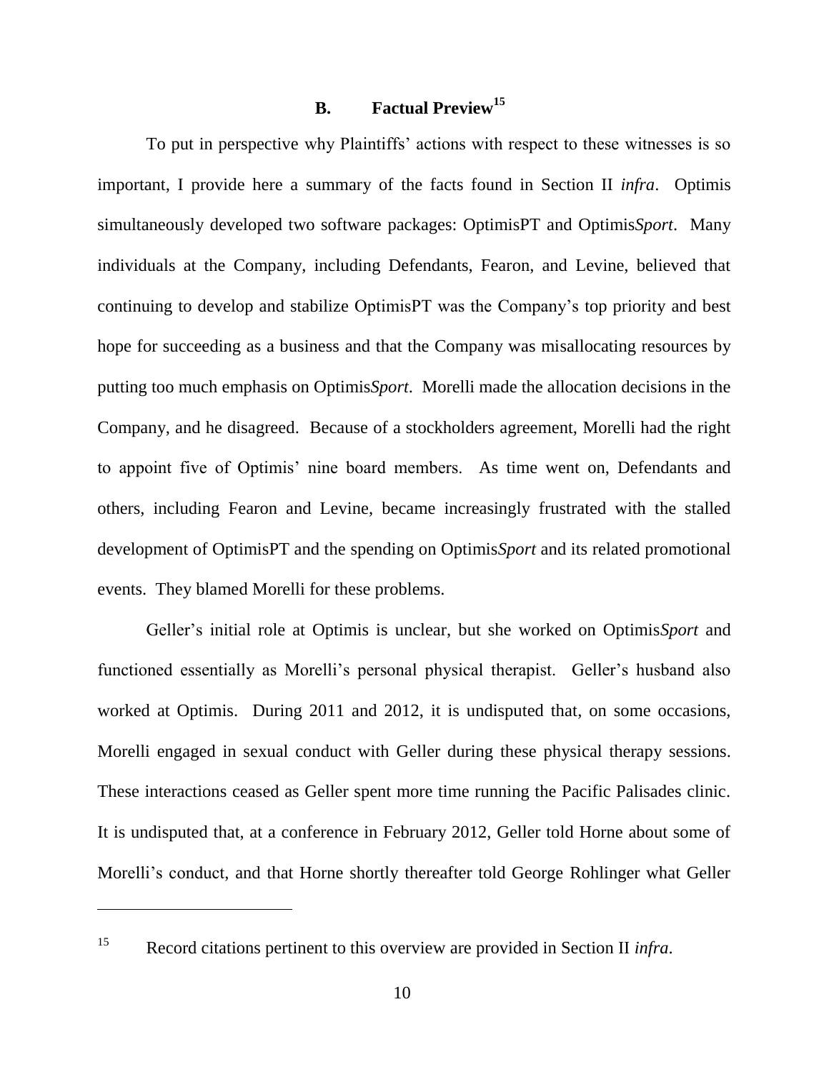## B. Factual Preview[15]

To put in perspective why Plaintiffs' actions with respect to these witnesses is so important, I provide here a summary of the facts found in Section II *infra*. Optimis simultaneously developed two software packages: OptimisPT and Optimis*Sport*. Many individuals at the Company, including Defendants, Fearon, and Levine, believed that continuing to develop and stabilize OptimisPT was the Company's top priority and best hope for succeeding as a business and that the Company was misallocating resources by putting too much emphasis on Optimis*Sport*. Morelli made the allocation decisions in the Company, and he disagreed. Because of a stockholders agreement, Morelli had the right to appoint five of Optimis' nine board members. As time went on, Defendants and others, including Fearon and Levine, became increasingly frustrated with the stalled development of OptimisPT and the spending on Optimis*Sport* and its related promotional events. They blamed Morelli for these problems.

Geller's initial role at Optimis is unclear, but she worked on Optimis*Sport* and functioned essentially as Morelli's personal physical therapist. Geller's husband also worked at Optimis. During 2011 and 2012, it is undisputed that, on some occasions, Morelli engaged in sexual conduct with Geller during these physical therapy sessions. These interactions ceased as Geller spent more time running the Pacific Palisades clinic. It is undisputed that, at a conference in February 2012, Geller told Horne about some of Morelli's conduct, and that Horne shortly thereafter told George Rohlinger what Geller

---

[15] Record citations pertinent to this overview are provided in Section II *infra*.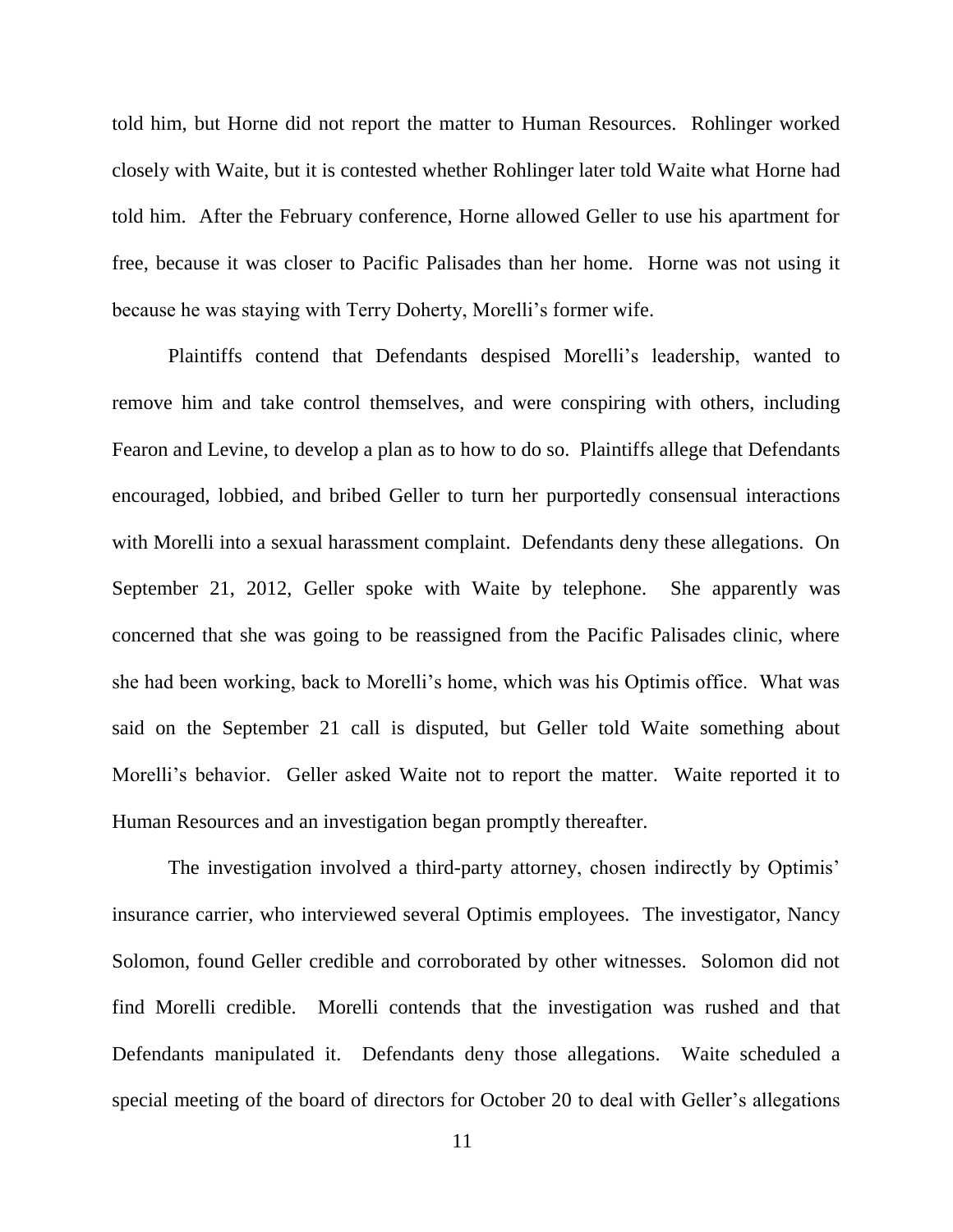told him, but Horne did not report the matter to Human Resources. Rohlinger worked closely with Waite, but it is contested whether Rohlinger later told Waite what Horne had told him. After the February conference, Horne allowed Geller to use his apartment for free, because it was closer to Pacific Palisades than her home. Horne was not using it because he was staying with Terry Doherty, Morelli's former wife.

Plaintiffs contend that Defendants despised Morelli's leadership, wanted to remove him and take control themselves, and were conspiring with others, including Fearon and Levine, to develop a plan as to how to do so. Plaintiffs allege that Defendants encouraged, lobbied, and bribed Geller to turn her purportedly consensual interactions with Morelli into a sexual harassment complaint. Defendants deny these allegations. On September 21, 2012, Geller spoke with Waite by telephone. She apparently was concerned that she was going to be reassigned from the Pacific Palisades clinic, where she had been working, back to Morelli's home, which was his Optimis office. What was said on the September 21 call is disputed, but Geller told Waite something about Morelli's behavior. Geller asked Waite not to report the matter. Waite reported it to Human Resources and an investigation began promptly thereafter.

The investigation involved a third-party attorney, chosen indirectly by Optimis' insurance carrier, who interviewed several Optimis employees. The investigator, Nancy Solomon, found Geller credible and corroborated by other witnesses. Solomon did not find Morelli credible. Morelli contends that the investigation was rushed and that Defendants manipulated it. Defendants deny those allegations. Waite scheduled a special meeting of the board of directors for October 20 to deal with Geller's allegations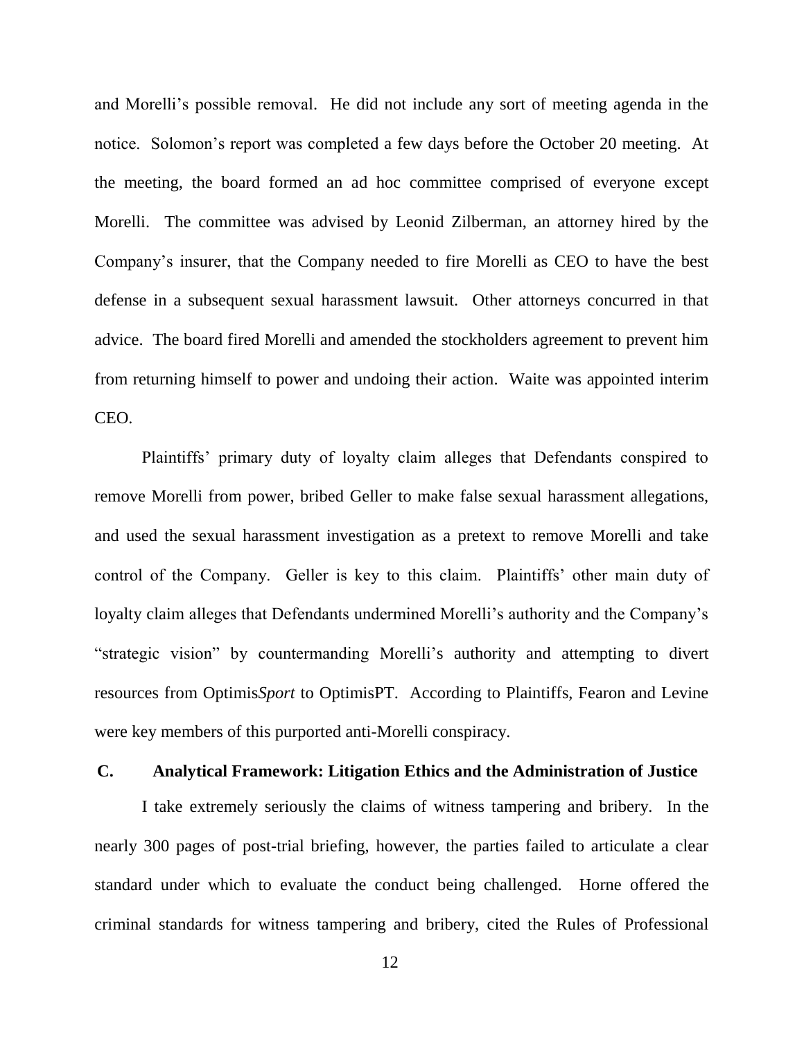and Morelli's possible removal. He did not include any sort of meeting agenda in the notice. Solomon's report was completed a few days before the October 20 meeting. At the meeting, the board formed an ad hoc committee comprised of everyone except Morelli. The committee was advised by Leonid Zilberman, an attorney hired by the Company's insurer, that the Company needed to fire Morelli as CEO to have the best defense in a subsequent sexual harassment lawsuit. Other attorneys concurred in that advice. The board fired Morelli and amended the stockholders agreement to prevent him from returning himself to power and undoing their action. Waite was appointed interim CEO.

Plaintiffs' primary duty of loyalty claim alleges that Defendants conspired to remove Morelli from power, bribed Geller to make false sexual harassment allegations, and used the sexual harassment investigation as a pretext to remove Morelli and take control of the Company. Geller is key to this claim. Plaintiffs' other main duty of loyalty claim alleges that Defendants undermined Morelli's authority and the Company's "strategic vision" by countermanding Morelli's authority and attempting to divert resources from Optimis*Sport* to OptimisPT. According to Plaintiffs, Fearon and Levine were key members of this purported anti-Morelli conspiracy.

### C. Analytical Framework: Litigation Ethics and the Administration of Justice

I take extremely seriously the claims of witness tampering and bribery. In the nearly 300 pages of post-trial briefing, however, the parties failed to articulate a clear standard under which to evaluate the conduct being challenged. Horne offered the criminal standards for witness tampering and bribery, cited the Rules of Professional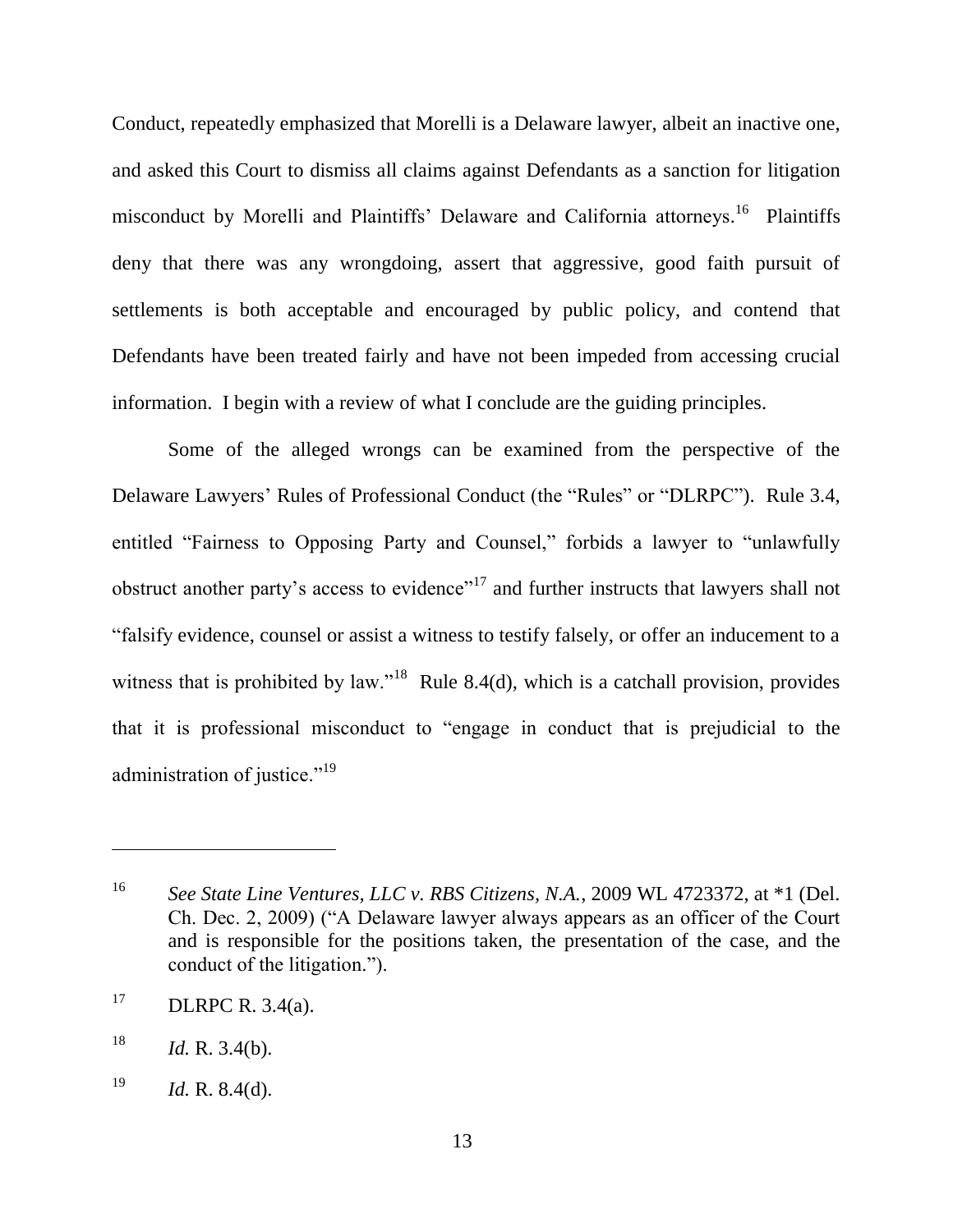Conduct, repeatedly emphasized that Morelli is a Delaware lawyer, albeit an inactive one, and asked this Court to dismiss all claims against Defendants as a sanction for litigation misconduct by Morelli and Plaintiffs' Delaware and California attorneys.[16] Plaintiffs deny that there was any wrongdoing, assert that aggressive, good faith pursuit of settlements is both acceptable and encouraged by public policy, and contend that Defendants have been treated fairly and have not been impeded from accessing crucial information. I begin with a review of what I conclude are the guiding principles.

Some of the alleged wrongs can be examined from the perspective of the Delaware Lawyers' Rules of Professional Conduct (the "Rules" or "DLRPC"). Rule 3.4, entitled "Fairness to Opposing Party and Counsel," forbids a lawyer to "unlawfully obstruct another party's access to evidence"[17] and further instructs that lawyers shall not "falsify evidence, counsel or assist a witness to testify falsely, or offer an inducement to a witness that is prohibited by law."[18] Rule 8.4(d), which is a catchall provision, provides that it is professional misconduct to "engage in conduct that is prejudicial to the administration of justice."[19]

---

[16] *See State Line Ventures, LLC v. RBS Citizens, N.A.*, 2009 WL 4723372, at *1 (Del. Ch. Dec. 2, 2009) ("A Delaware lawyer always appears as an officer of the Court and is responsible for the positions taken, the presentation of the case, and the conduct of the litigation.").

[17] DLRPC R. 3.4(a).

[18] *Id.* R. 3.4(b).

[19] *Id.* R. 8.4(d).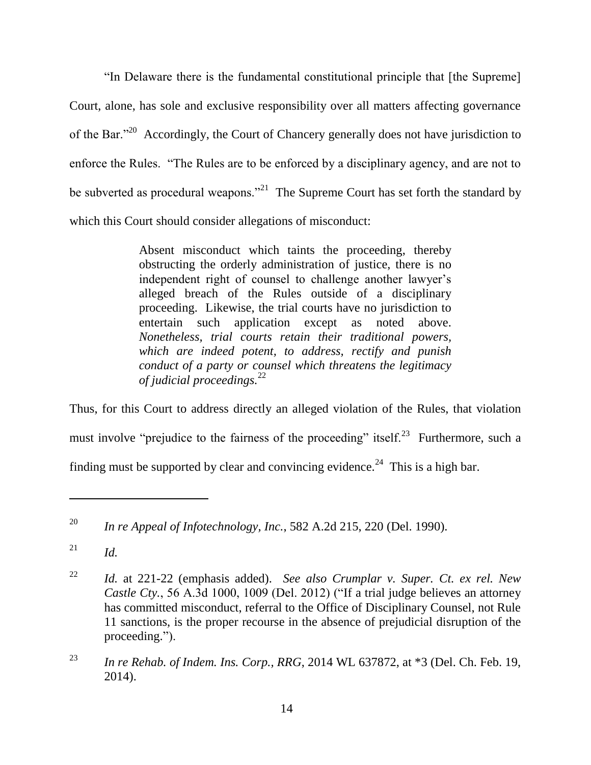"In Delaware there is the fundamental constitutional principle that [the Supreme] Court, alone, has sole and exclusive responsibility over all matters affecting governance of the Bar."[20] Accordingly, the Court of Chancery generally does not have jurisdiction to enforce the Rules. "The Rules are to be enforced by a disciplinary agency, and are not to be subverted as procedural weapons."[21] The Supreme Court has set forth the standard by which this Court should consider allegations of misconduct:

> Absent misconduct which taints the proceeding, thereby obstructing the orderly administration of justice, there is no independent right of counsel to challenge another lawyer's alleged breach of the Rules outside of a disciplinary proceeding. Likewise, the trial courts have no jurisdiction to entertain such application except as noted above. *Nonetheless, trial courts retain their traditional powers, which are indeed potent, to address, rectify and punish conduct of a party or counsel which threatens the legitimacy of judicial proceedings.*[22]

Thus, for this Court to address directly an alleged violation of the Rules, that violation must involve "prejudice to the fairness of the proceeding" itself.[23] Furthermore, such a finding must be supported by clear and convincing evidence.[24] This is a high bar.

---

[20] *In re Appeal of Infotechnology, Inc.*, 582 A.2d 215, 220 (Del. 1990).

[21] *Id.*

[22] *Id.* at 221-22 (emphasis added). *See also Crumplar v. Super. Ct. ex rel. New Castle Cty.*, 56 A.3d 1000, 1009 (Del. 2012) ("If a trial judge believes an attorney has committed misconduct, referral to the Office of Disciplinary Counsel, not Rule 11 sanctions, is the proper recourse in the absence of prejudicial disruption of the proceeding.").

[23] *In re Rehab. of Indem. Ins. Corp., RRG*, 2014 WL 637872, at *3 (Del. Ch. Feb. 19, 2014).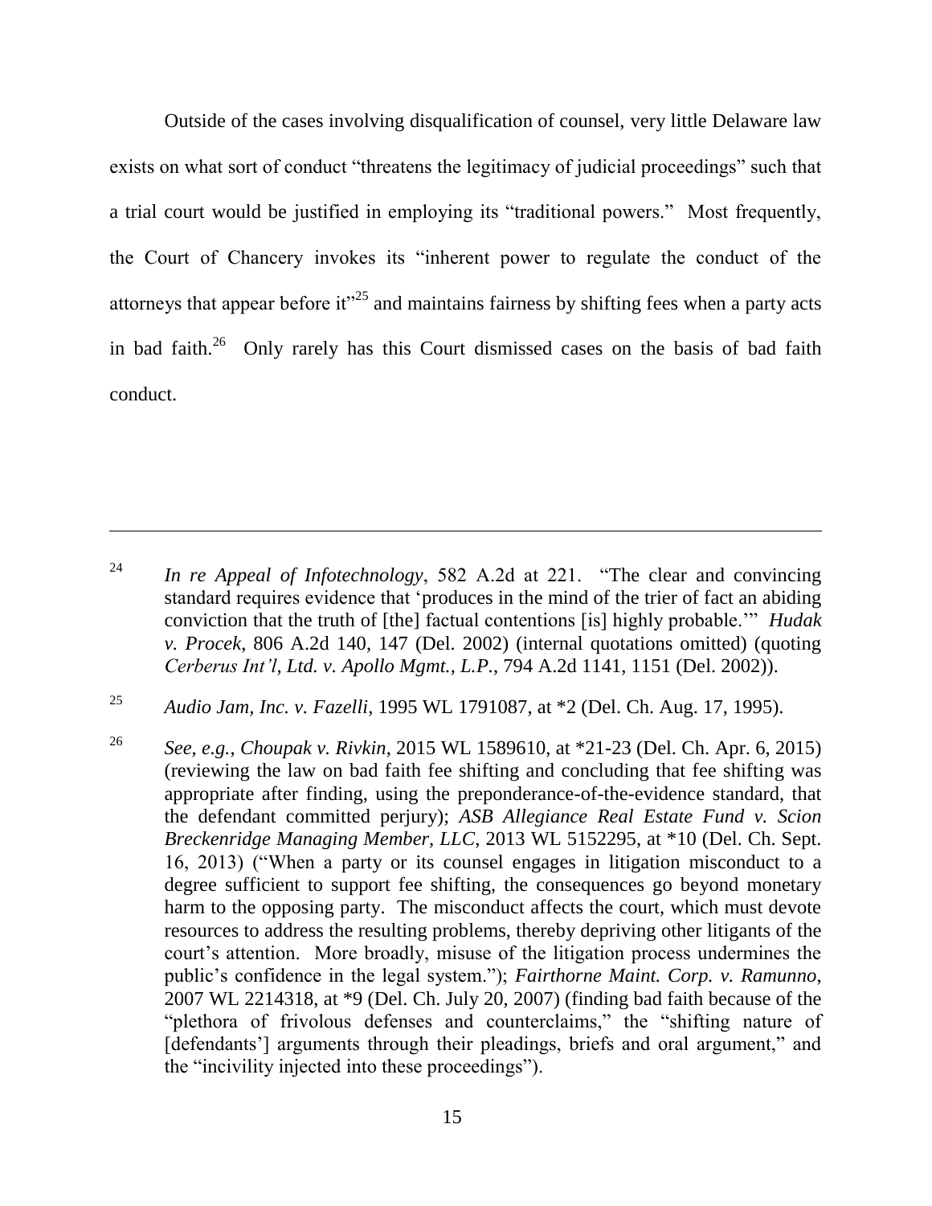Outside of the cases involving disqualification of counsel, very little Delaware law exists on what sort of conduct "threatens the legitimacy of judicial proceedings" such that a trial court would be justified in employing its "traditional powers." Most frequently, the Court of Chancery invokes its "inherent power to regulate the conduct of the attorneys that appear before it"[25] and maintains fairness by shifting fees when a party acts in bad faith.[26] Only rarely has this Court dismissed cases on the basis of bad faith conduct.

---

[24] *In re Appeal of Infotechnology*, 582 A.2d at 221. "The clear and convincing standard requires evidence that 'produces in the mind of the trier of fact an abiding conviction that the truth of [the] factual contentions [is] highly probable.'" *Hudak v. Procek*, 806 A.2d 140, 147 (Del. 2002) (internal quotations omitted) (quoting *Cerberus Int'l, Ltd. v. Apollo Mgmt., L.P.*, 794 A.2d 1141, 1151 (Del. 2002)).

[25] *Audio Jam, Inc. v. Fazelli*, 1995 WL 1791087, at *2 (Del. Ch. Aug. 17, 1995).

[26] *See, e.g.*, *Choupak v. Rivkin*, 2015 WL 1589610, at *21-23 (Del. Ch. Apr. 6, 2015) (reviewing the law on bad faith fee shifting and concluding that fee shifting was appropriate after finding, using the preponderance-of-the-evidence standard, that the defendant committed perjury); *ASB Allegiance Real Estate Fund v. Scion Breckenridge Managing Member, LLC*, 2013 WL 5152295, at *10 (Del. Ch. Sept. 16, 2013) ("When a party or its counsel engages in litigation misconduct to a degree sufficient to support fee shifting, the consequences go beyond monetary harm to the opposing party. The misconduct affects the court, which must devote resources to address the resulting problems, thereby depriving other litigants of the court's attention. More broadly, misuse of the litigation process undermines the public's confidence in the legal system."); *Fairthorne Maint. Corp. v. Ramunno*, 2007 WL 2214318, at *9 (Del. Ch. July 20, 2007) (finding bad faith because of the "plethora of frivolous defenses and counterclaims," the "shifting nature of [defendants'] arguments through their pleadings, briefs and oral argument," and the "incivility injected into these proceedings").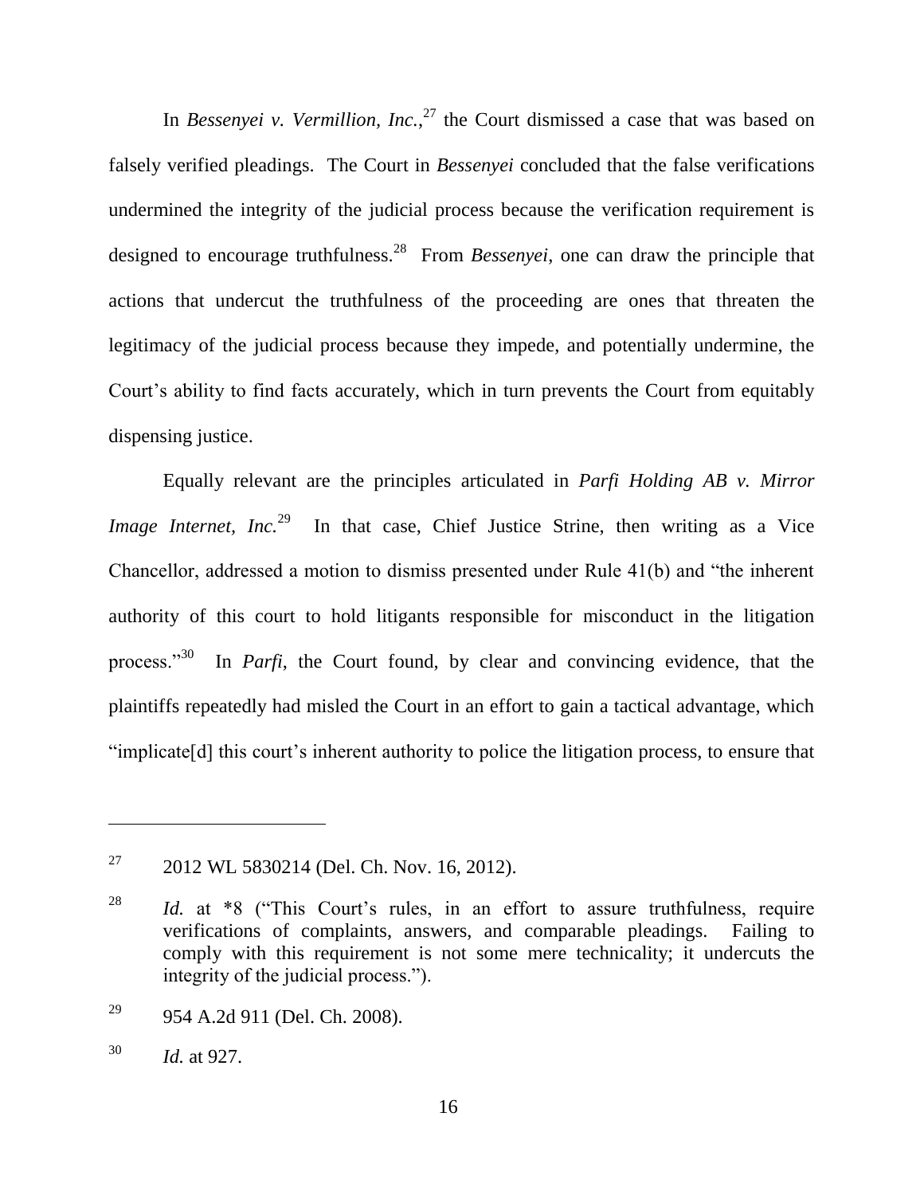In *Bessenyei v. Vermillion, Inc.*,[27] the Court dismissed a case that was based on falsely verified pleadings. The Court in *Bessenyei* concluded that the false verifications undermined the integrity of the judicial process because the verification requirement is designed to encourage truthfulness.[28] From *Bessenyei*, one can draw the principle that actions that undercut the truthfulness of the proceeding are ones that threaten the legitimacy of the judicial process because they impede, and potentially undermine, the Court's ability to find facts accurately, which in turn prevents the Court from equitably dispensing justice.

Equally relevant are the principles articulated in *Parfi Holding AB v. Mirror Image Internet, Inc.*[29] In that case, Chief Justice Strine, then writing as a Vice Chancellor, addressed a motion to dismiss presented under Rule 41(b) and "the inherent authority of this court to hold litigants responsible for misconduct in the litigation process."[30] In *Parfi*, the Court found, by clear and convincing evidence, that the plaintiffs repeatedly had misled the Court in an effort to gain a tactical advantage, which "implicate[d] this court's inherent authority to police the litigation process, to ensure that

---

[27] 2012 WL 5830214 (Del. Ch. Nov. 16, 2012).

[28] *Id.* at *8 ("This Court's rules, in an effort to assure truthfulness, require verifications of complaints, answers, and comparable pleadings. Failing to comply with this requirement is not some mere technicality; it undercuts the integrity of the judicial process.").

[29] 954 A.2d 911 (Del. Ch. 2008).

[30] *Id.* at 927.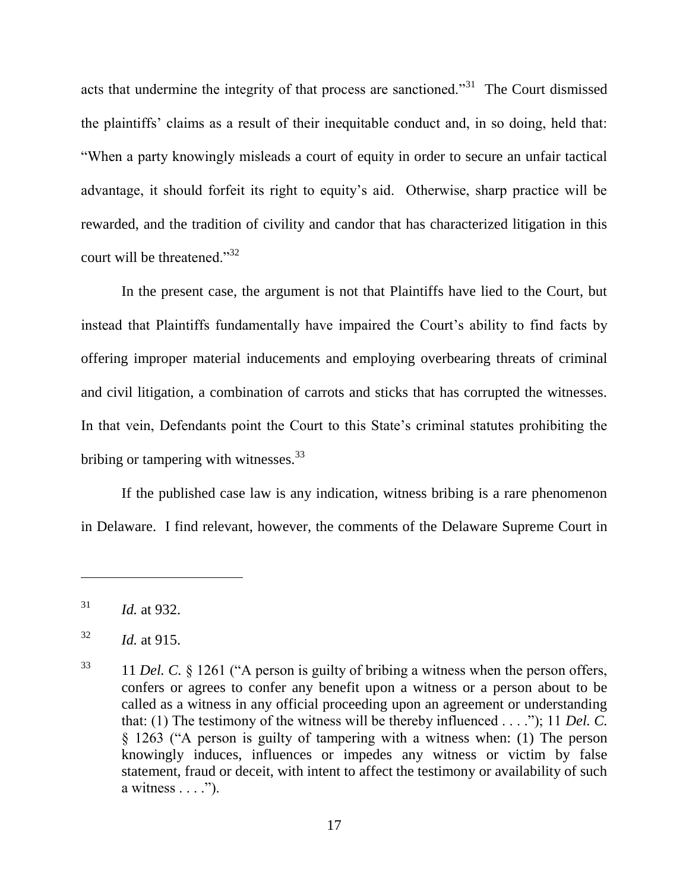acts that undermine the integrity of that process are sanctioned."[31] The Court dismissed the plaintiffs' claims as a result of their inequitable conduct and, in so doing, held that: "When a party knowingly misleads a court of equity in order to secure an unfair tactical advantage, it should forfeit its right to equity's aid. Otherwise, sharp practice will be rewarded, and the tradition of civility and candor that has characterized litigation in this court will be threatened."[32]

In the present case, the argument is not that Plaintiffs have lied to the Court, but instead that Plaintiffs fundamentally have impaired the Court's ability to find facts by offering improper material inducements and employing overbearing threats of criminal and civil litigation, a combination of carrots and sticks that has corrupted the witnesses. In that vein, Defendants point the Court to this State's criminal statutes prohibiting the bribing or tampering with witnesses.[33]

If the published case law is any indication, witness bribing is a rare phenomenon in Delaware. I find relevant, however, the comments of the Delaware Supreme Court in

---

[31] *Id.* at 932.

[32] *Id.* at 915.

[33] 11 *Del. C.* § 1261 ("A person is guilty of bribing a witness when the person offers, confers or agrees to confer any benefit upon a witness or a person about to be called as a witness in any official proceeding upon an agreement or understanding that: (1) The testimony of the witness will be thereby influenced . . . ."); 11 *Del. C.* § 1263 ("A person is guilty of tampering with a witness when: (1) The person knowingly induces, influences or impedes any witness or victim by false statement, fraud or deceit, with intent to affect the testimony or availability of such a witness . . . .").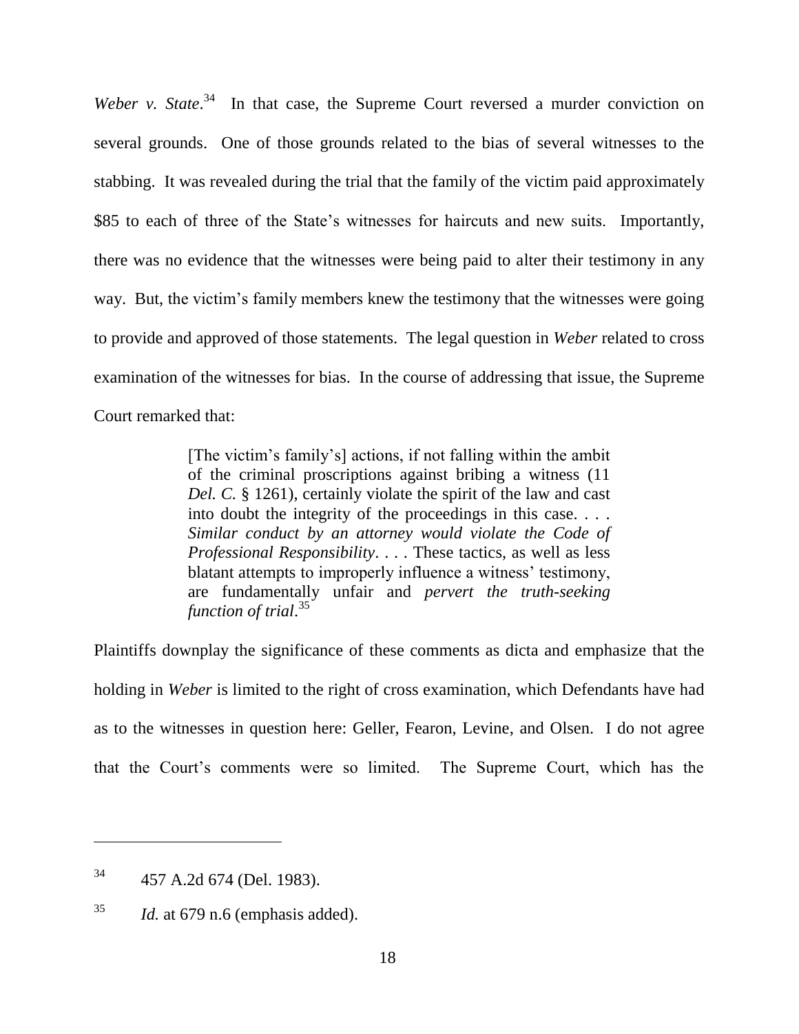*Weber v. State*.[34] In that case, the Supreme Court reversed a murder conviction on several grounds. One of those grounds related to the bias of several witnesses to the stabbing. It was revealed during the trial that the family of the victim paid approximately $85 to each of three of the State's witnesses for haircuts and new suits. Importantly, there was no evidence that the witnesses were being paid to alter their testimony in any way. But, the victim's family members knew the testimony that the witnesses were going to provide and approved of those statements. The legal question in *Weber* related to cross examination of the witnesses for bias. In the course of addressing that issue, the Supreme Court remarked that:

> [The victim's family's] actions, if not falling within the ambit of the criminal proscriptions against bribing a witness (11 *Del. C.* § 1261), certainly violate the spirit of the law and cast into doubt the integrity of the proceedings in this case. . . . *Similar conduct by an attorney would violate the Code of Professional Responsibility*. . . . These tactics, as well as less blatant attempts to improperly influence a witness' testimony, are fundamentally unfair and *pervert the truth-seeking function of trial*.[35]

Plaintiffs downplay the significance of these comments as dicta and emphasize that the holding in *Weber* is limited to the right of cross examination, which Defendants have had as to the witnesses in question here: Geller, Fearon, Levine, and Olsen. I do not agree that the Court's comments were so limited. The Supreme Court, which has the

---

[34] 457 A.2d 674 (Del. 1983).

[35] *Id.* at 679 n.6 (emphasis added).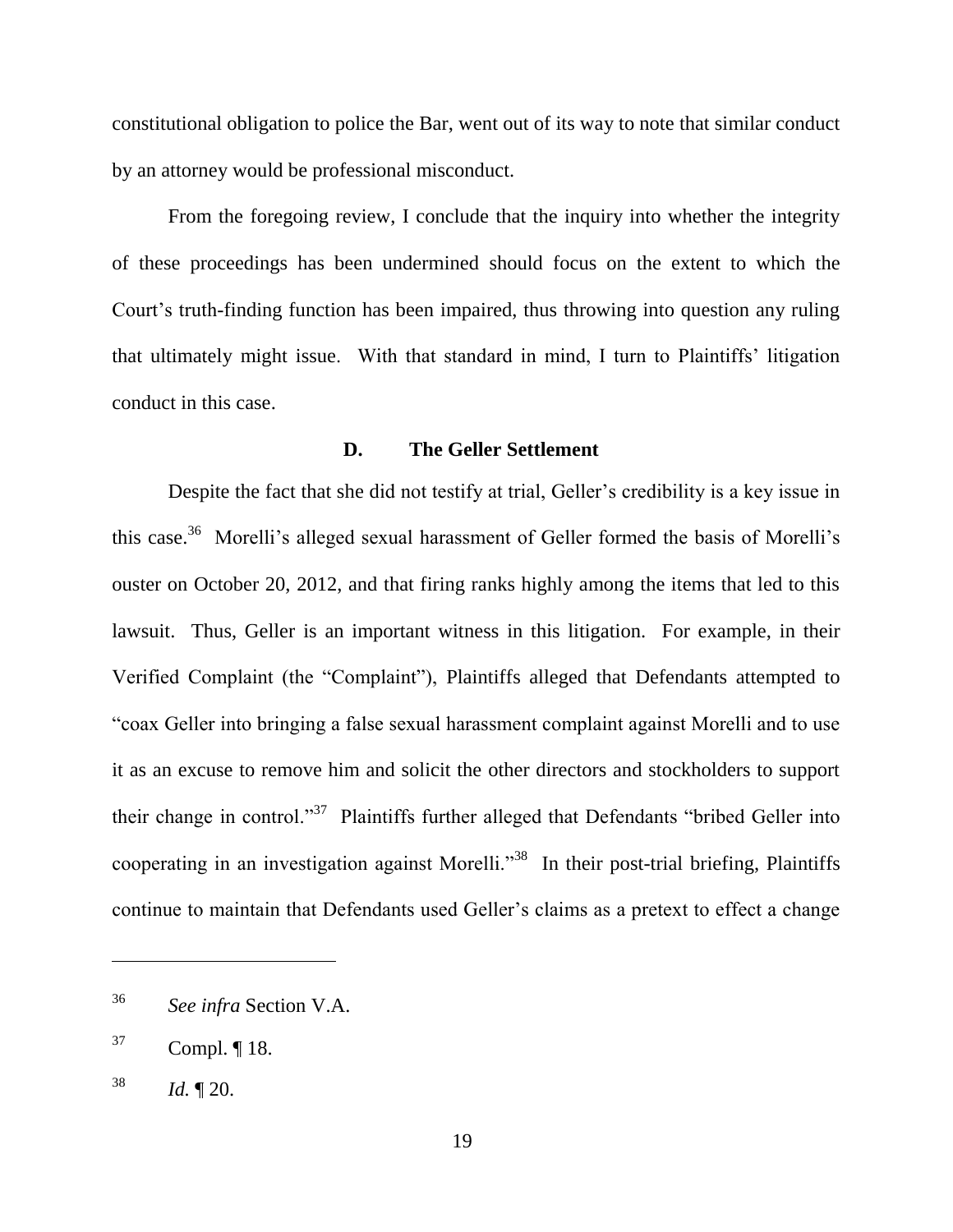constitutional obligation to police the Bar, went out of its way to note that similar conduct by an attorney would be professional misconduct.

From the foregoing review, I conclude that the inquiry into whether the integrity of these proceedings has been undermined should focus on the extent to which the Court's truth-finding function has been impaired, thus throwing into question any ruling that ultimately might issue. With that standard in mind, I turn to Plaintiffs' litigation conduct in this case.

### D. The Geller Settlement

Despite the fact that she did not testify at trial, Geller's credibility is a key issue in this case.[36] Morelli's alleged sexual harassment of Geller formed the basis of Morelli's ouster on October 20, 2012, and that firing ranks highly among the items that led to this lawsuit. Thus, Geller is an important witness in this litigation. For example, in their Verified Complaint (the "Complaint"), Plaintiffs alleged that Defendants attempted to "coax Geller into bringing a false sexual harassment complaint against Morelli and to use it as an excuse to remove him and solicit the other directors and stockholders to support their change in control."[37] Plaintiffs further alleged that Defendants "bribed Geller into cooperating in an investigation against Morelli."[38] In their post-trial briefing, Plaintiffs continue to maintain that Defendants used Geller's claims as a pretext to effect a change

---

[36] *See infra* Section V.A.

[37] Compl. ¶ 18.

[38] *Id.* ¶ 20.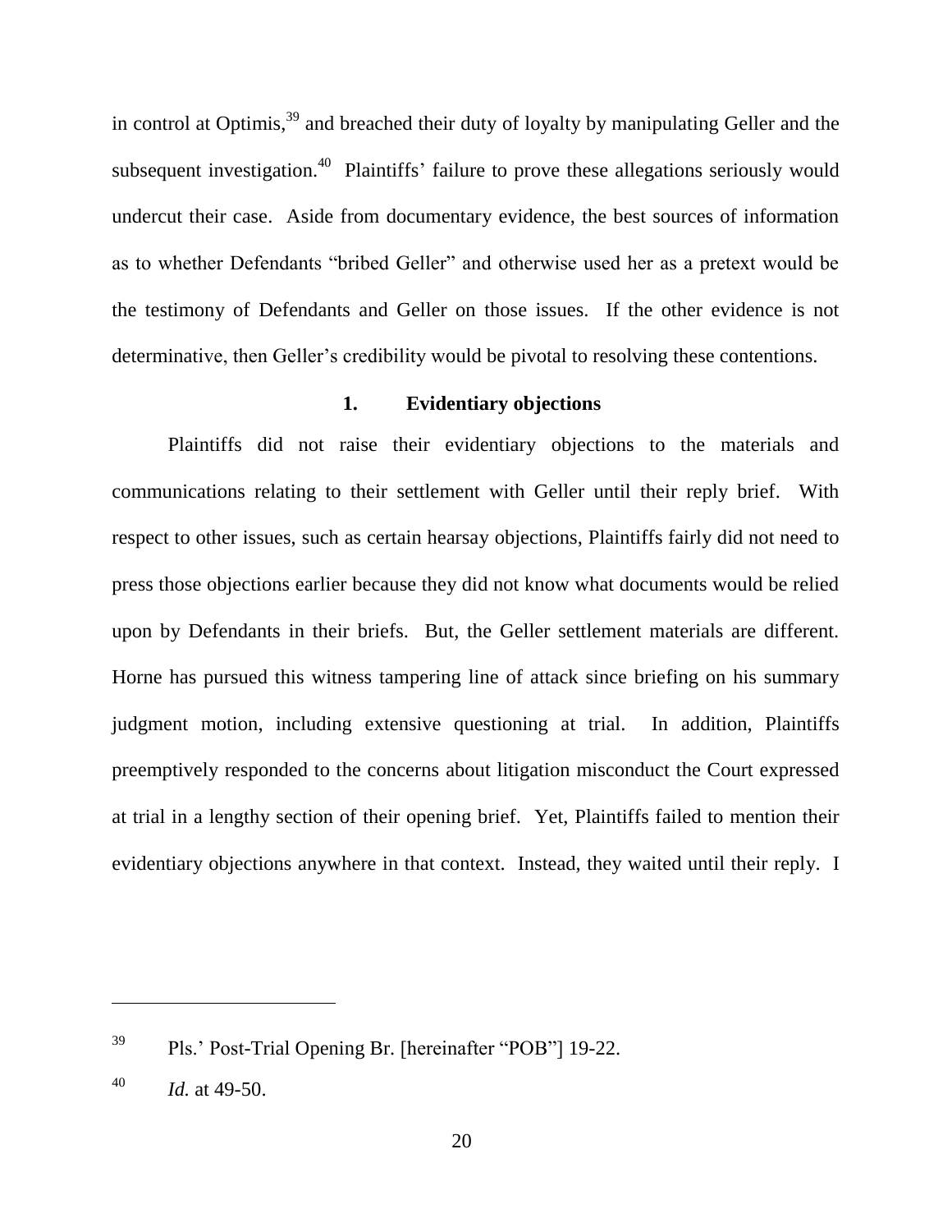in control at Optimis,[39] and breached their duty of loyalty by manipulating Geller and the subsequent investigation.[40] Plaintiffs' failure to prove these allegations seriously would undercut their case. Aside from documentary evidence, the best sources of information as to whether Defendants "bribed Geller" and otherwise used her as a pretext would be the testimony of Defendants and Geller on those issues. If the other evidence is not determinative, then Geller's credibility would be pivotal to resolving these contentions.

### 1. Evidentiary objections

Plaintiffs did not raise their evidentiary objections to the materials and communications relating to their settlement with Geller until their reply brief. With respect to other issues, such as certain hearsay objections, Plaintiffs fairly did not need to press those objections earlier because they did not know what documents would be relied upon by Defendants in their briefs. But, the Geller settlement materials are different. Horne has pursued this witness tampering line of attack since briefing on his summary judgment motion, including extensive questioning at trial. In addition, Plaintiffs preemptively responded to the concerns about litigation misconduct the Court expressed at trial in a lengthy section of their opening brief. Yet, Plaintiffs failed to mention their evidentiary objections anywhere in that context. Instead, they waited until their reply. I

---

[39] Pls.' Post-Trial Opening Br. [hereinafter "POB"] 19-22.

[40] *Id.* at 49-50.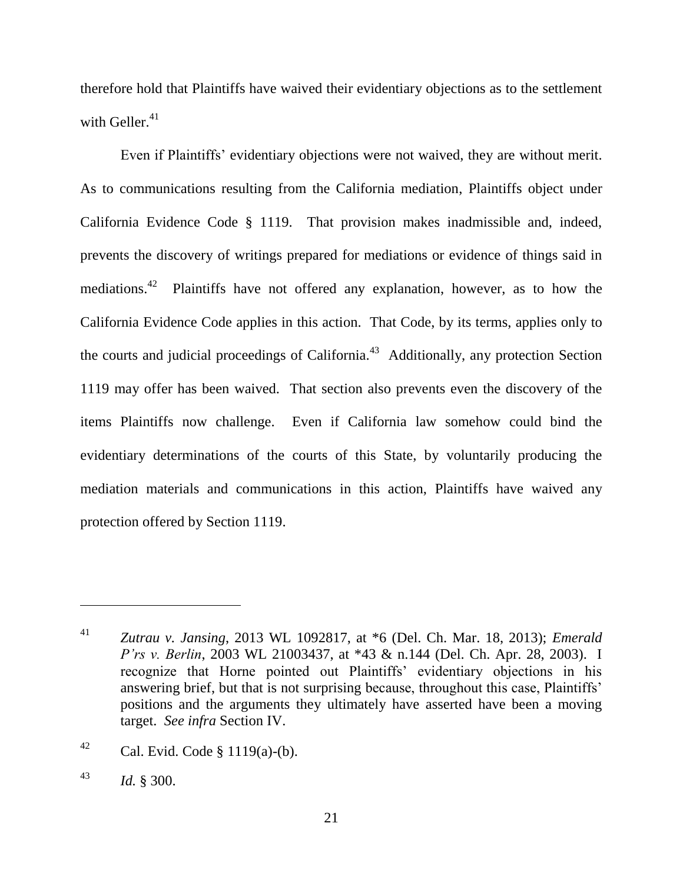therefore hold that Plaintiffs have waived their evidentiary objections as to the settlement with Geller.[41]

Even if Plaintiffs' evidentiary objections were not waived, they are without merit. As to communications resulting from the California mediation, Plaintiffs object under California Evidence Code § 1119. That provision makes inadmissible and, indeed, prevents the discovery of writings prepared for mediations or evidence of things said in mediations.[42] Plaintiffs have not offered any explanation, however, as to how the California Evidence Code applies in this action. That Code, by its terms, applies only to the courts and judicial proceedings of California.[43] Additionally, any protection Section 1119 may offer has been waived. That section also prevents even the discovery of the items Plaintiffs now challenge. Even if California law somehow could bind the evidentiary determinations of the courts of this State, by voluntarily producing the mediation materials and communications in this action, Plaintiffs have waived any protection offered by Section 1119.

---

[41] *Zutrau v. Jansing*, 2013 WL 1092817, at *6 (Del. Ch. Mar. 18, 2013); *Emerald P'rs v. Berlin*, 2003 WL 21003437, at *43 & n.144 (Del. Ch. Apr. 28, 2003). I recognize that Horne pointed out Plaintiffs' evidentiary objections in his answering brief, but that is not surprising because, throughout this case, Plaintiffs' positions and the arguments they ultimately have asserted have been a moving target. *See infra* Section IV.

[42] Cal. Evid. Code § 1119(a)-(b).

[43] *Id.* § 300.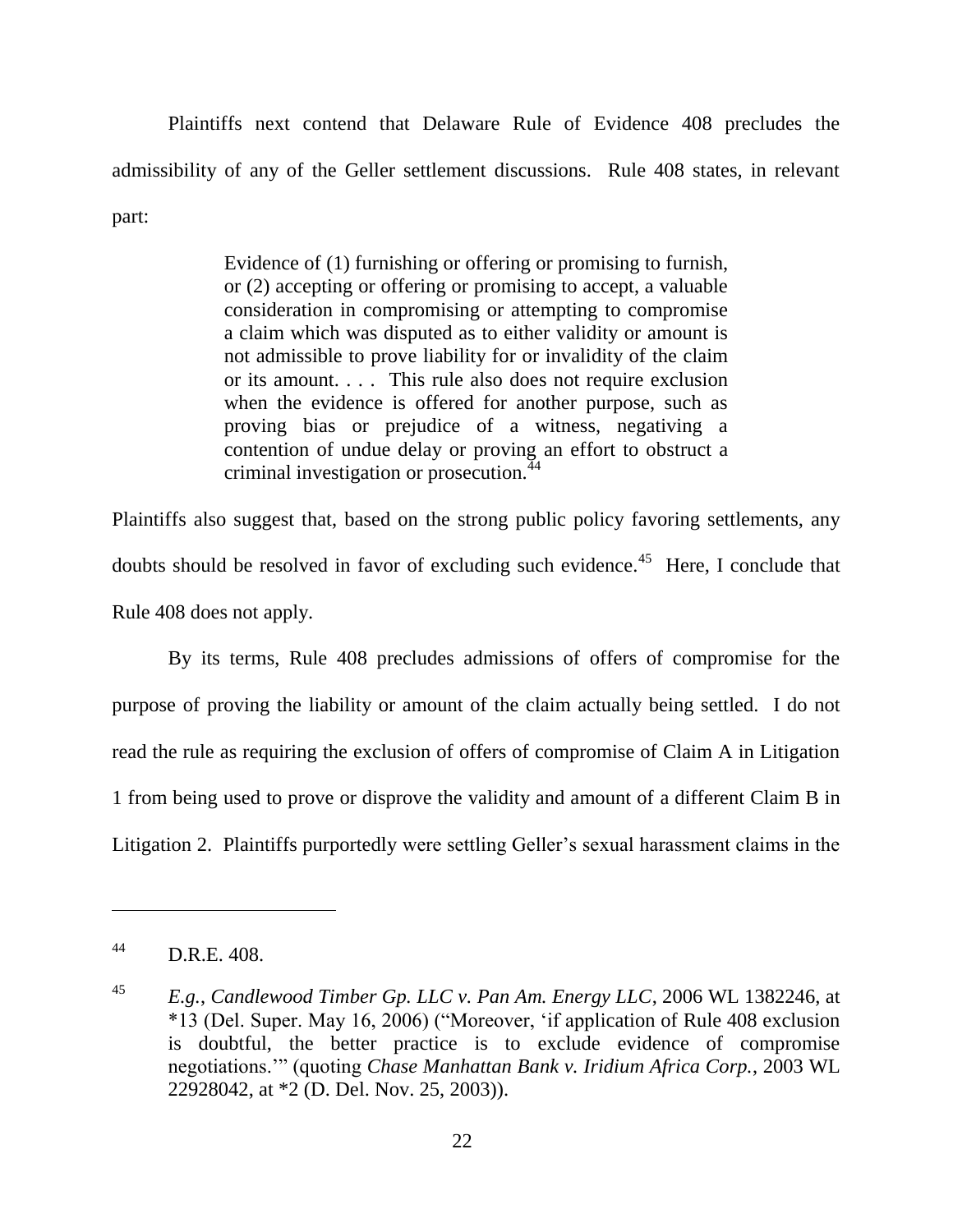Plaintiffs next contend that Delaware Rule of Evidence 408 precludes the admissibility of any of the Geller settlement discussions. Rule 408 states, in relevant part:

> Evidence of (1) furnishing or offering or promising to furnish, or (2) accepting or offering or promising to accept, a valuable consideration in compromising or attempting to compromise a claim which was disputed as to either validity or amount is not admissible to prove liability for or invalidity of the claim or its amount. . . . This rule also does not require exclusion when the evidence is offered for another purpose, such as proving bias or prejudice of a witness, negativing a contention of undue delay or proving an effort to obstruct a criminal investigation or prosecution.[44]

Plaintiffs also suggest that, based on the strong public policy favoring settlements, any doubts should be resolved in favor of excluding such evidence.[45] Here, I conclude that Rule 408 does not apply.

By its terms, Rule 408 precludes admissions of offers of compromise for the purpose of proving the liability or amount of the claim actually being settled. I do not read the rule as requiring the exclusion of offers of compromise of Claim A in Litigation 1 from being used to prove or disprove the validity and amount of a different Claim B in Litigation 2. Plaintiffs purportedly were settling Geller's sexual harassment claims in the

---

[44] D.R.E. 408.

[45] *E.g.*, *Candlewood Timber Gp. LLC v. Pan Am. Energy LLC*, 2006 WL 1382246, at *13 (Del. Super. May 16, 2006) ("Moreover, 'if application of Rule 408 exclusion is doubtful, the better practice is to exclude evidence of compromise negotiations.'" (quoting *Chase Manhattan Bank v. Iridium Africa Corp.*, 2003 WL 22928042, at *2 (D. Del. Nov. 25, 2003)).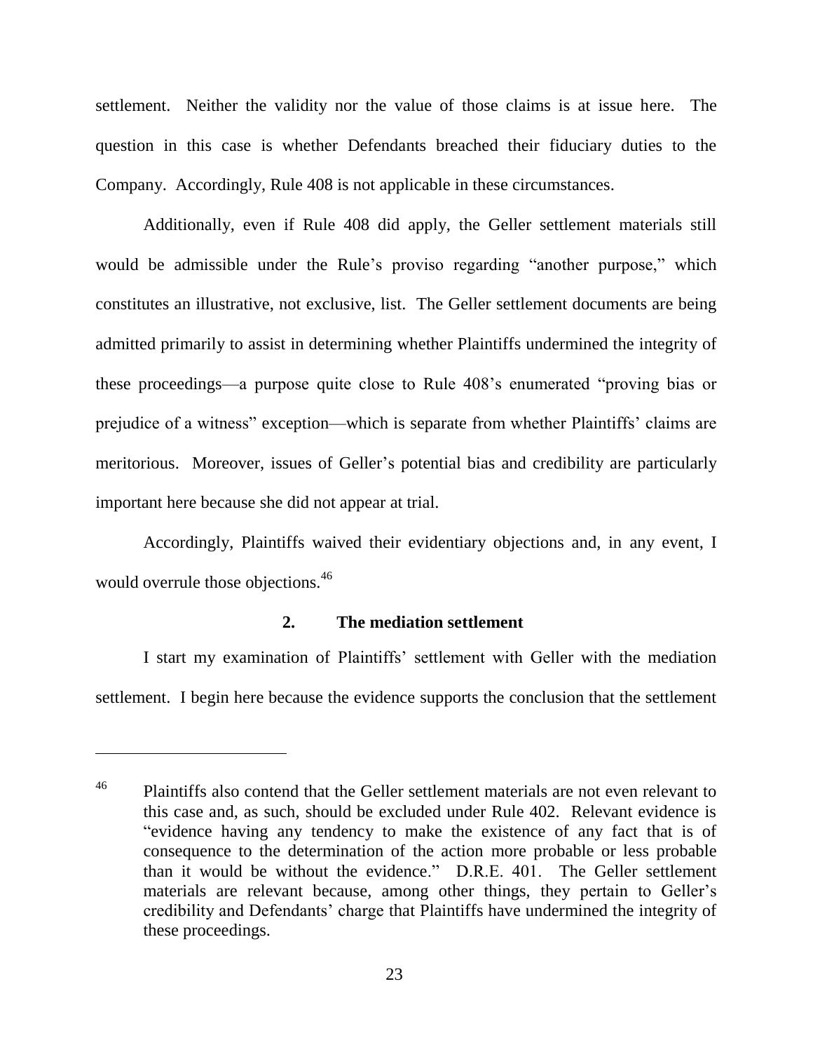settlement. Neither the validity nor the value of those claims is at issue here. The question in this case is whether Defendants breached their fiduciary duties to the Company. Accordingly, Rule 408 is not applicable in these circumstances.

Additionally, even if Rule 408 did apply, the Geller settlement materials still would be admissible under the Rule's proviso regarding "another purpose," which constitutes an illustrative, not exclusive, list. The Geller settlement documents are being admitted primarily to assist in determining whether Plaintiffs undermined the integrity of these proceedings—a purpose quite close to Rule 408's enumerated "proving bias or prejudice of a witness" exception—which is separate from whether Plaintiffs' claims are meritorious. Moreover, issues of Geller's potential bias and credibility are particularly important here because she did not appear at trial.

Accordingly, Plaintiffs waived their evidentiary objections and, in any event, I would overrule those objections.[46]

### 2. The mediation settlement

I start my examination of Plaintiffs' settlement with Geller with the mediation settlement. I begin here because the evidence supports the conclusion that the settlement

---

[46] Plaintiffs also contend that the Geller settlement materials are not even relevant to this case and, as such, should be excluded under Rule 402. Relevant evidence is "evidence having any tendency to make the existence of any fact that is of consequence to the determination of the action more probable or less probable than it would be without the evidence." D.R.E. 401. The Geller settlement materials are relevant because, among other things, they pertain to Geller's credibility and Defendants' charge that Plaintiffs have undermined the integrity of these proceedings.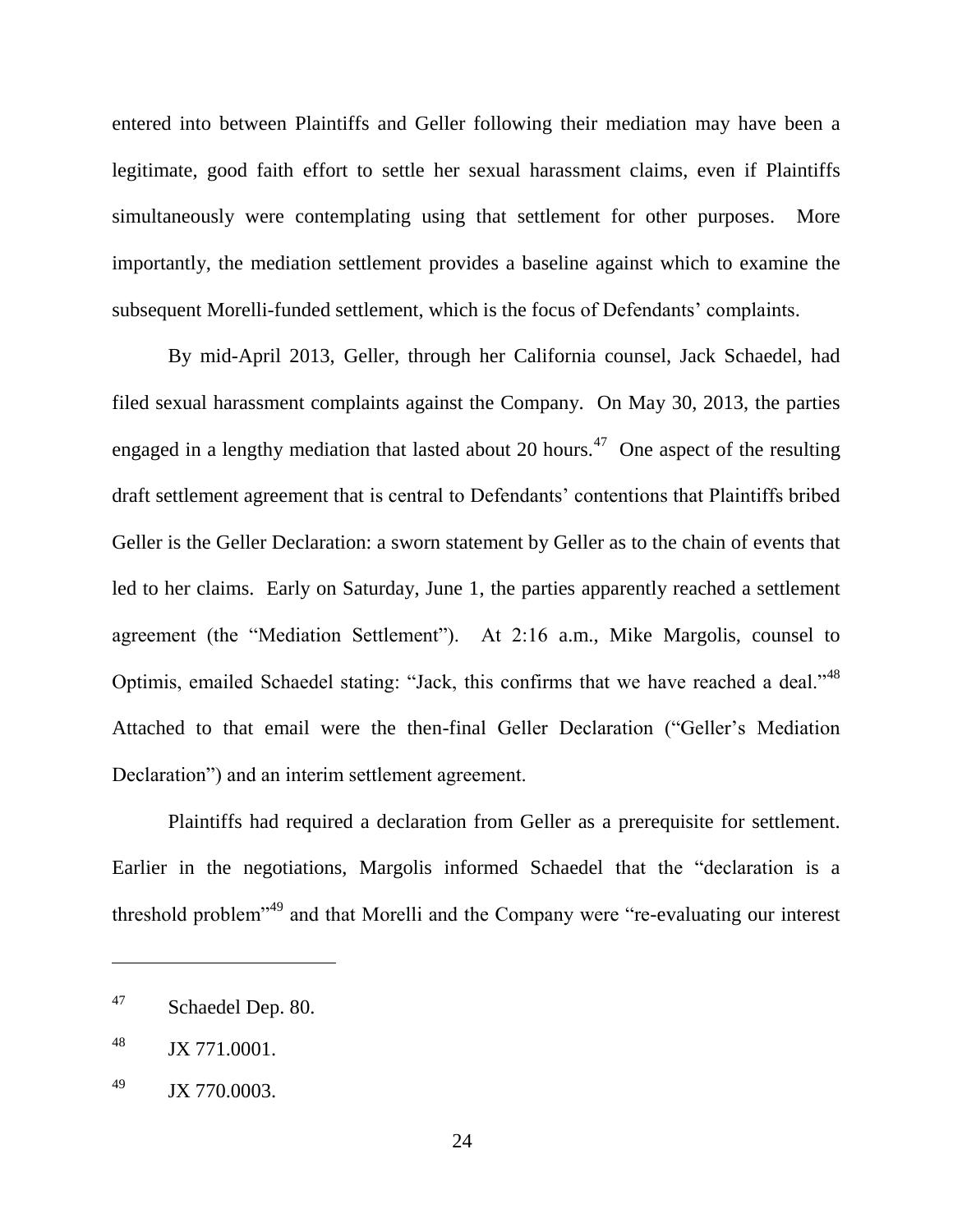entered into between Plaintiffs and Geller following their mediation may have been a legitimate, good faith effort to settle her sexual harassment claims, even if Plaintiffs simultaneously were contemplating using that settlement for other purposes. More importantly, the mediation settlement provides a baseline against which to examine the subsequent Morelli-funded settlement, which is the focus of Defendants' complaints.

By mid-April 2013, Geller, through her California counsel, Jack Schaedel, had filed sexual harassment complaints against the Company. On May 30, 2013, the parties engaged in a lengthy mediation that lasted about 20 hours.[47] One aspect of the resulting draft settlement agreement that is central to Defendants' contentions that Plaintiffs bribed Geller is the Geller Declaration: a sworn statement by Geller as to the chain of events that led to her claims. Early on Saturday, June 1, the parties apparently reached a settlement agreement (the "Mediation Settlement"). At 2:16 a.m., Mike Margolis, counsel to Optimis, emailed Schaedel stating: "Jack, this confirms that we have reached a deal."[48] Attached to that email were the then-final Geller Declaration ("Geller's Mediation Declaration") and an interim settlement agreement.

Plaintiffs had required a declaration from Geller as a prerequisite for settlement. Earlier in the negotiations, Margolis informed Schaedel that the "declaration is a threshold problem"[49] and that Morelli and the Company were "re-evaluating our interest

---

[47] Schaedel Dep. 80.

[48] JX 771.0001.

[49] JX 770.0003.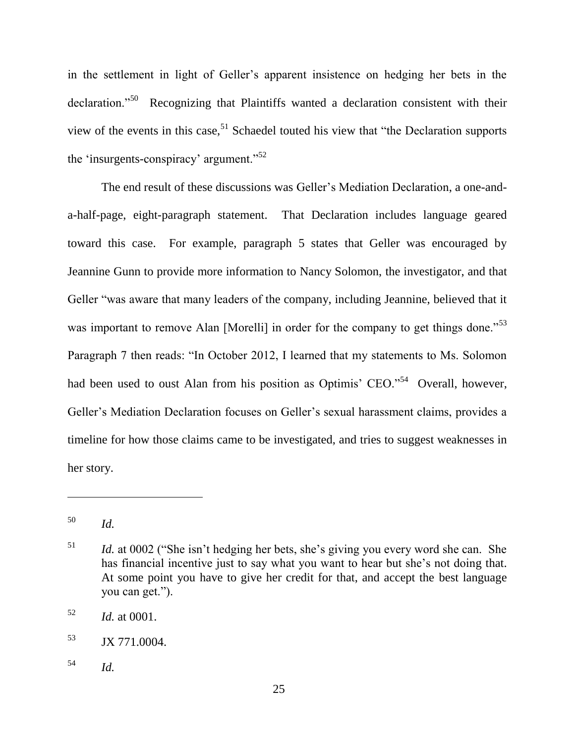in the settlement in light of Geller's apparent insistence on hedging her bets in the declaration."[50] Recognizing that Plaintiffs wanted a declaration consistent with their view of the events in this case,[51] Schaedel touted his view that "the Declaration supports the 'insurgents-conspiracy' argument."[52]

The end result of these discussions was Geller's Mediation Declaration, a one-and-a-half-page, eight-paragraph statement. That Declaration includes language geared toward this case. For example, paragraph 5 states that Geller was encouraged by Jeannine Gunn to provide more information to Nancy Solomon, the investigator, and that Geller "was aware that many leaders of the company, including Jeannine, believed that it was important to remove Alan [Morelli] in order for the company to get things done."[53] Paragraph 7 then reads: "In October 2012, I learned that my statements to Ms. Solomon had been used to oust Alan from his position as Optimis' CEO."[54] Overall, however, Geller's Mediation Declaration focuses on Geller's sexual harassment claims, provides a timeline for how those claims came to be investigated, and tries to suggest weaknesses in her story.

---

[50] *Id.*

[51] *Id.* at 0002 ("She isn't hedging her bets, she's giving you every word she can. She has financial incentive just to say what you want to hear but she's not doing that. At some point you have to give her credit for that, and accept the best language you can get.").

[52] *Id.* at 0001.

[53] JX 771.0004.

[54] *Id.*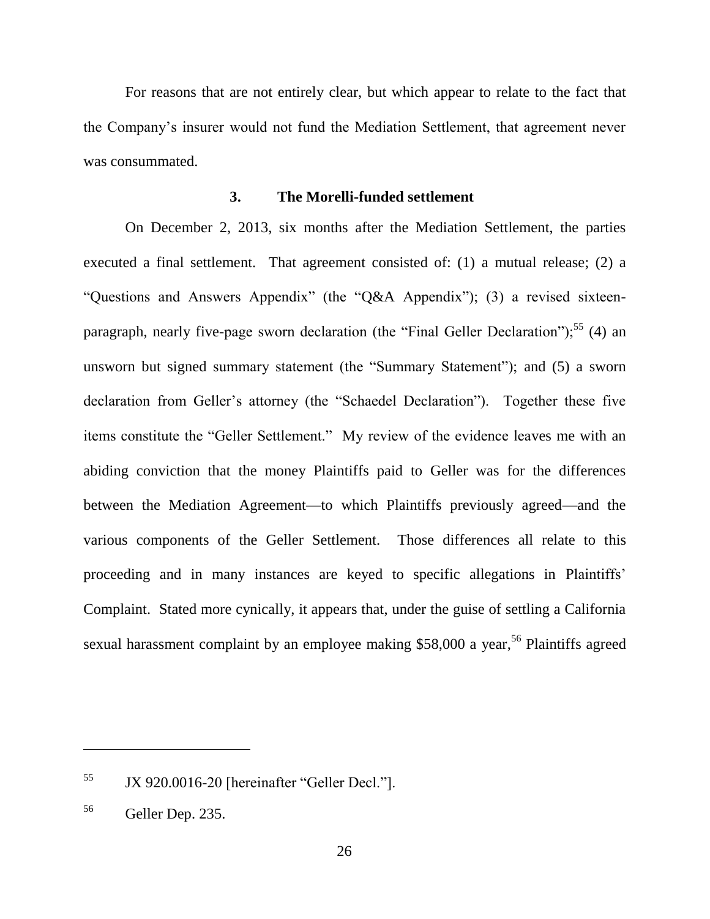For reasons that are not entirely clear, but which appear to relate to the fact that the Company's insurer would not fund the Mediation Settlement, that agreement never was consummated.

### 3. The Morelli-funded settlement

On December 2, 2013, six months after the Mediation Settlement, the parties executed a final settlement. That agreement consisted of: (1) a mutual release; (2) a "Questions and Answers Appendix" (the "Q&A Appendix"); (3) a revised sixteen-paragraph, nearly five-page sworn declaration (the "Final Geller Declaration");[55] (4) an unsworn but signed summary statement (the "Summary Statement"); and (5) a sworn declaration from Geller's attorney (the "Schaedel Declaration"). Together these five items constitute the "Geller Settlement." My review of the evidence leaves me with an abiding conviction that the money Plaintiffs paid to Geller was for the differences between the Mediation Agreement—to which Plaintiffs previously agreed—and the various components of the Geller Settlement. Those differences all relate to this proceeding and in many instances are keyed to specific allegations in Plaintiffs' Complaint. Stated more cynically, it appears that, under the guise of settling a California sexual harassment complaint by an employee making $58,000 a year,[56] Plaintiffs agreed

---

[55] JX 920.0016-20 [hereinafter "Geller Decl."].

[56] Geller Dep. 235.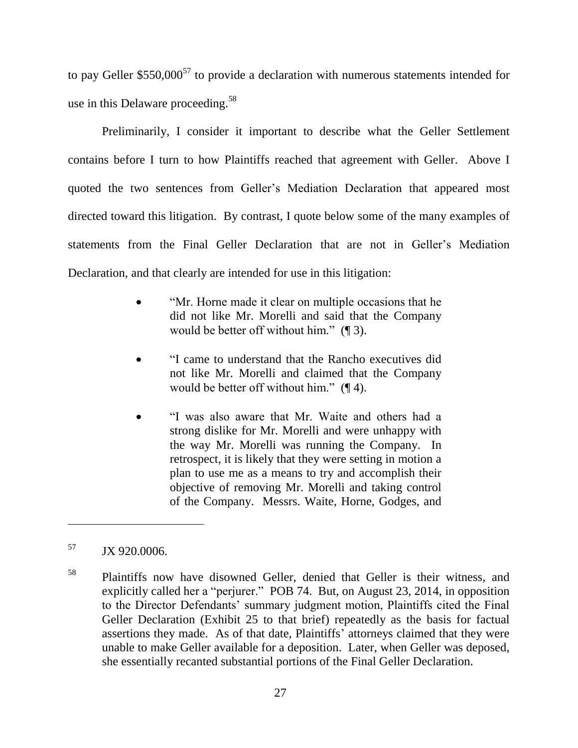to pay Geller \$550,000[57] to provide a declaration with numerous statements intended for use in this Delaware proceeding.[58]

Preliminarily, I consider it important to describe what the Geller Settlement contains before I turn to how Plaintiffs reached that agreement with Geller. Above I quoted the two sentences from Geller's Mediation Declaration that appeared most directed toward this litigation. By contrast, I quote below some of the many examples of statements from the Final Geller Declaration that are not in Geller's Mediation Declaration, and that clearly are intended for use in this litigation:

> - "Mr. Horne made it clear on multiple occasions that he did not like Mr. Morelli and said that the Company would be better off without him." (¶ 3).
> - "I came to understand that the Rancho executives did not like Mr. Morelli and claimed that the Company would be better off without him." (¶ 4).
> - "I was also aware that Mr. Waite and others had a strong dislike for Mr. Morelli and were unhappy with the way Mr. Morelli was running the Company. In retrospect, it is likely that they were setting in motion a plan to use me as a means to try and accomplish their objective of removing Mr. Morelli and taking control of the Company. Messrs. Waite, Horne, Godges, and

---

[57] JX 920.0006.

[58] Plaintiffs now have disowned Geller, denied that Geller is their witness, and explicitly called her a "perjurer." POB 74. But, on August 23, 2014, in opposition to the Director Defendants' summary judgment motion, Plaintiffs cited the Final Geller Declaration (Exhibit 25 to that brief) repeatedly as the basis for factual assertions they made. As of that date, Plaintiffs' attorneys claimed that they were unable to make Geller available for a deposition. Later, when Geller was deposed, she essentially recanted substantial portions of the Final Geller Declaration.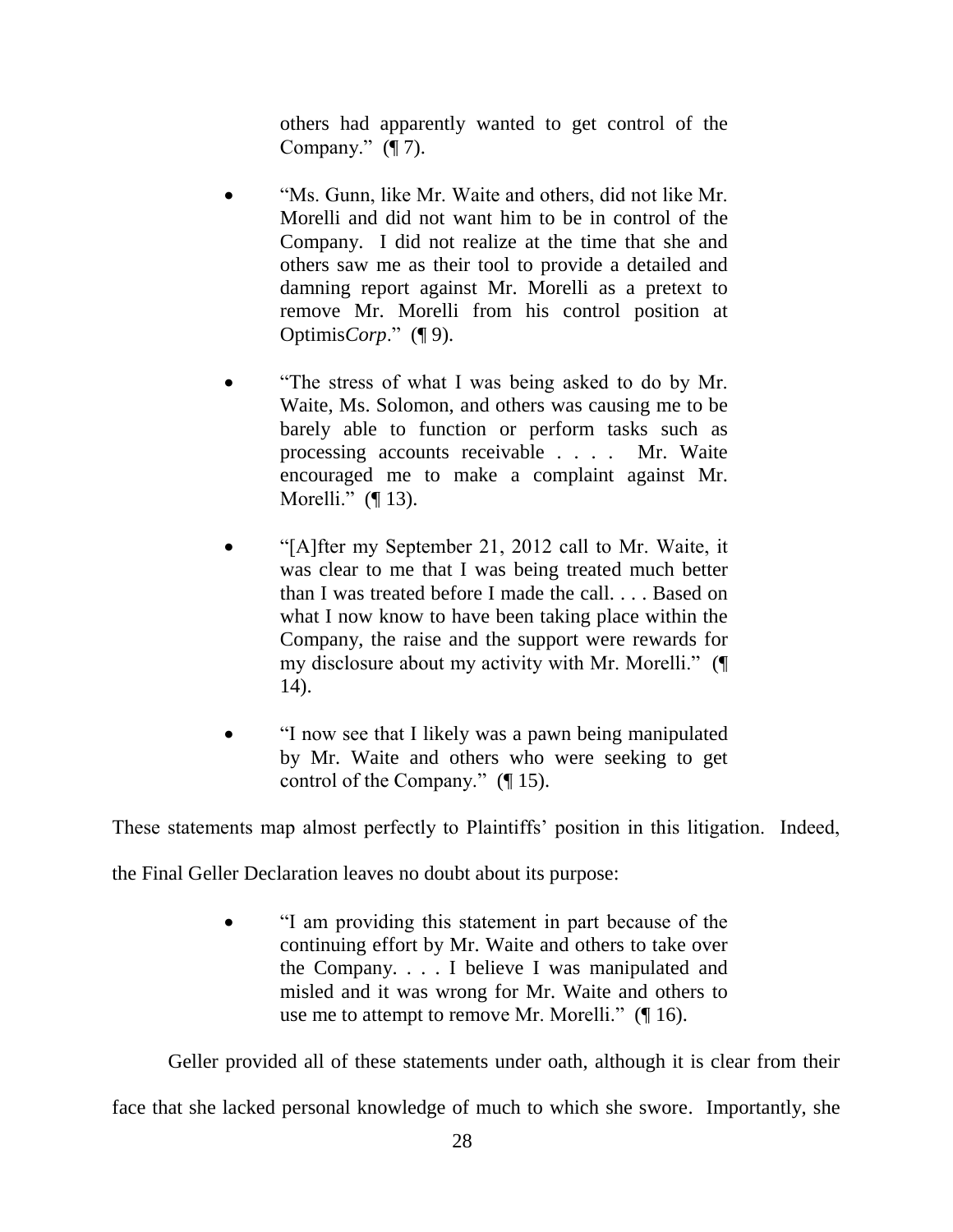> others had apparently wanted to get control of the Company." (¶ 7).

> - "Ms. Gunn, like Mr. Waite and others, did not like Mr. Morelli and did not want him to be in control of the Company. I did not realize at the time that she and others saw me as their tool to provide a detailed and damning report against Mr. Morelli as a pretext to remove Mr. Morelli from his control position at Optimis*Corp*." (¶ 9).
>
> - "The stress of what I was being asked to do by Mr. Waite, Ms. Solomon, and others was causing me to be barely able to function or perform tasks such as processing accounts receivable . . . . Mr. Waite encouraged me to make a complaint against Mr. Morelli." (¶ 13).
>
> - "[A]fter my September 21, 2012 call to Mr. Waite, it was clear to me that I was being treated much better than I was treated before I made the call. . . . Based on what I now know to have been taking place within the Company, the raise and the support were rewards for my disclosure about my activity with Mr. Morelli." (¶ 14).
>
> - "I now see that I likely was a pawn being manipulated by Mr. Waite and others who were seeking to get control of the Company." (¶ 15).

These statements map almost perfectly to Plaintiffs' position in this litigation. Indeed, the Final Geller Declaration leaves no doubt about its purpose:

> - "I am providing this statement in part because of the continuing effort by Mr. Waite and others to take over the Company. . . . I believe I was manipulated and misled and it was wrong for Mr. Waite and others to use me to attempt to remove Mr. Morelli." (¶ 16).

Geller provided all of these statements under oath, although it is clear from their face that she lacked personal knowledge of much to which she swore. Importantly, she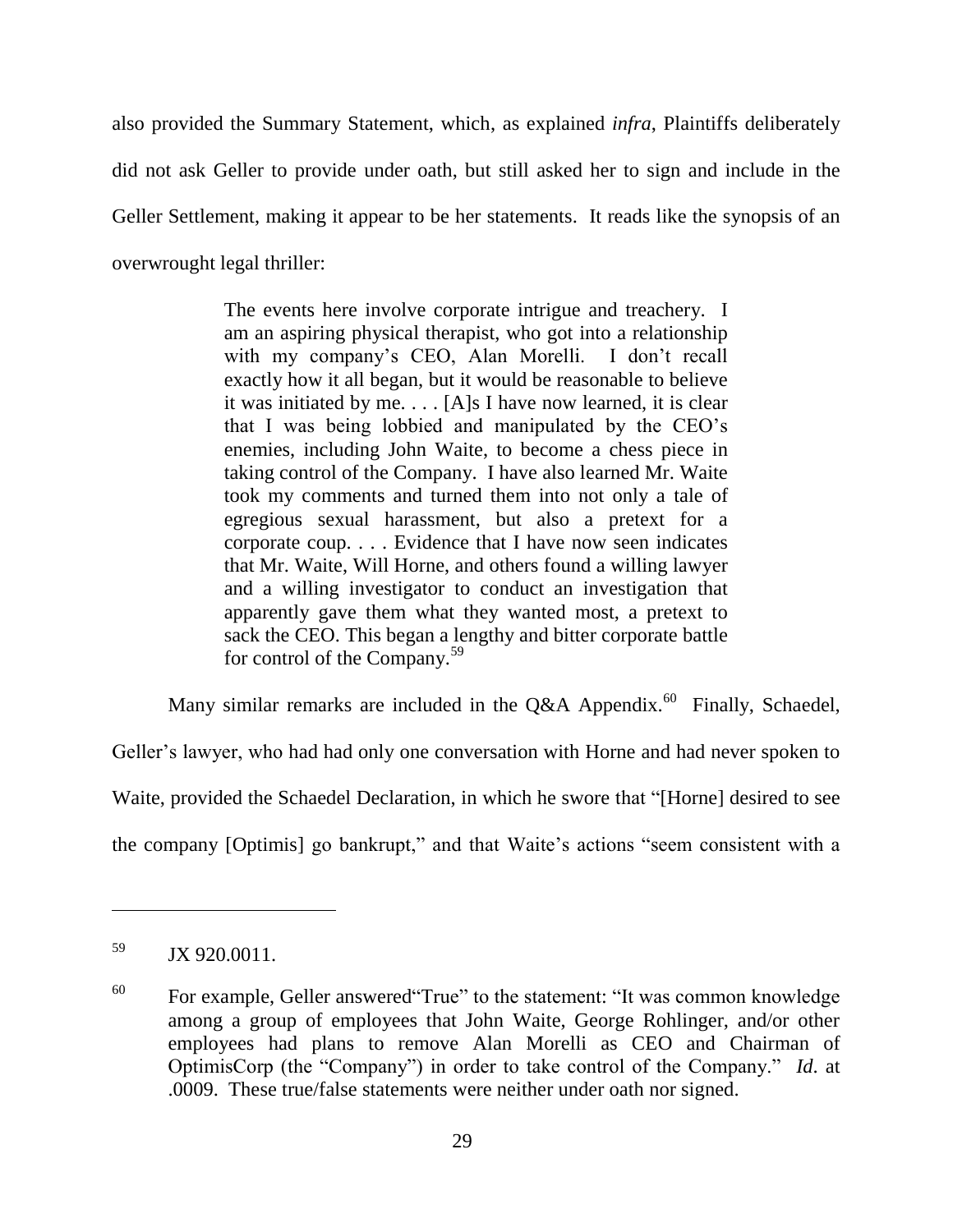also provided the Summary Statement, which, as explained *infra*, Plaintiffs deliberately did not ask Geller to provide under oath, but still asked her to sign and include in the Geller Settlement, making it appear to be her statements. It reads like the synopsis of an overwrought legal thriller:

> The events here involve corporate intrigue and treachery. I am an aspiring physical therapist, who got into a relationship with my company's CEO, Alan Morelli. I don't recall exactly how it all began, but it would be reasonable to believe it was initiated by me. . . . [A]s I have now learned, it is clear that I was being lobbied and manipulated by the CEO's enemies, including John Waite, to become a chess piece in taking control of the Company. I have also learned Mr. Waite took my comments and turned them into not only a tale of egregious sexual harassment, but also a pretext for a corporate coup. . . . Evidence that I have now seen indicates that Mr. Waite, Will Horne, and others found a willing lawyer and a willing investigator to conduct an investigation that apparently gave them what they wanted most, a pretext to sack the CEO. This began a lengthy and bitter corporate battle for control of the Company.[59]

Many similar remarks are included in the Q&A Appendix.[60] Finally, Schaedel, Geller's lawyer, who had had only one conversation with Horne and had never spoken to Waite, provided the Schaedel Declaration, in which he swore that "[Horne] desired to see the company [Optimis] go bankrupt," and that Waite's actions "seem consistent with a

---

[59] JX 920.0011.

[60] For example, Geller answered"True" to the statement: "It was common knowledge among a group of employees that John Waite, George Rohlinger, and/or other employees had plans to remove Alan Morelli as CEO and Chairman of OptimisCorp (the "Company") in order to take control of the Company." *Id*. at .0009. These true/false statements were neither under oath nor signed.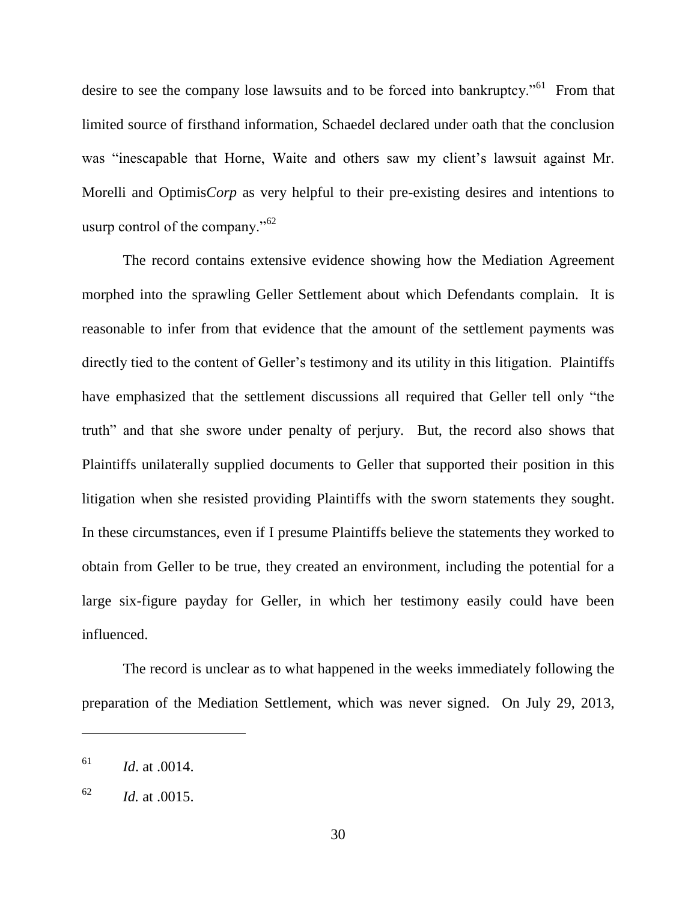desire to see the company lose lawsuits and to be forced into bankruptcy."[61] From that limited source of firsthand information, Schaedel declared under oath that the conclusion was "inescapable that Horne, Waite and others saw my client's lawsuit against Mr. Morelli and Optimis*Corp* as very helpful to their pre-existing desires and intentions to usurp control of the company."[62]

The record contains extensive evidence showing how the Mediation Agreement morphed into the sprawling Geller Settlement about which Defendants complain. It is reasonable to infer from that evidence that the amount of the settlement payments was directly tied to the content of Geller's testimony and its utility in this litigation. Plaintiffs have emphasized that the settlement discussions all required that Geller tell only "the truth" and that she swore under penalty of perjury. But, the record also shows that Plaintiffs unilaterally supplied documents to Geller that supported their position in this litigation when she resisted providing Plaintiffs with the sworn statements they sought. In these circumstances, even if I presume Plaintiffs believe the statements they worked to obtain from Geller to be true, they created an environment, including the potential for a large six-figure payday for Geller, in which her testimony easily could have been influenced.

The record is unclear as to what happened in the weeks immediately following the preparation of the Mediation Settlement, which was never signed. On July 29, 2013,

---

[61] *Id.* at .0014.

[62] *Id.* at .0015.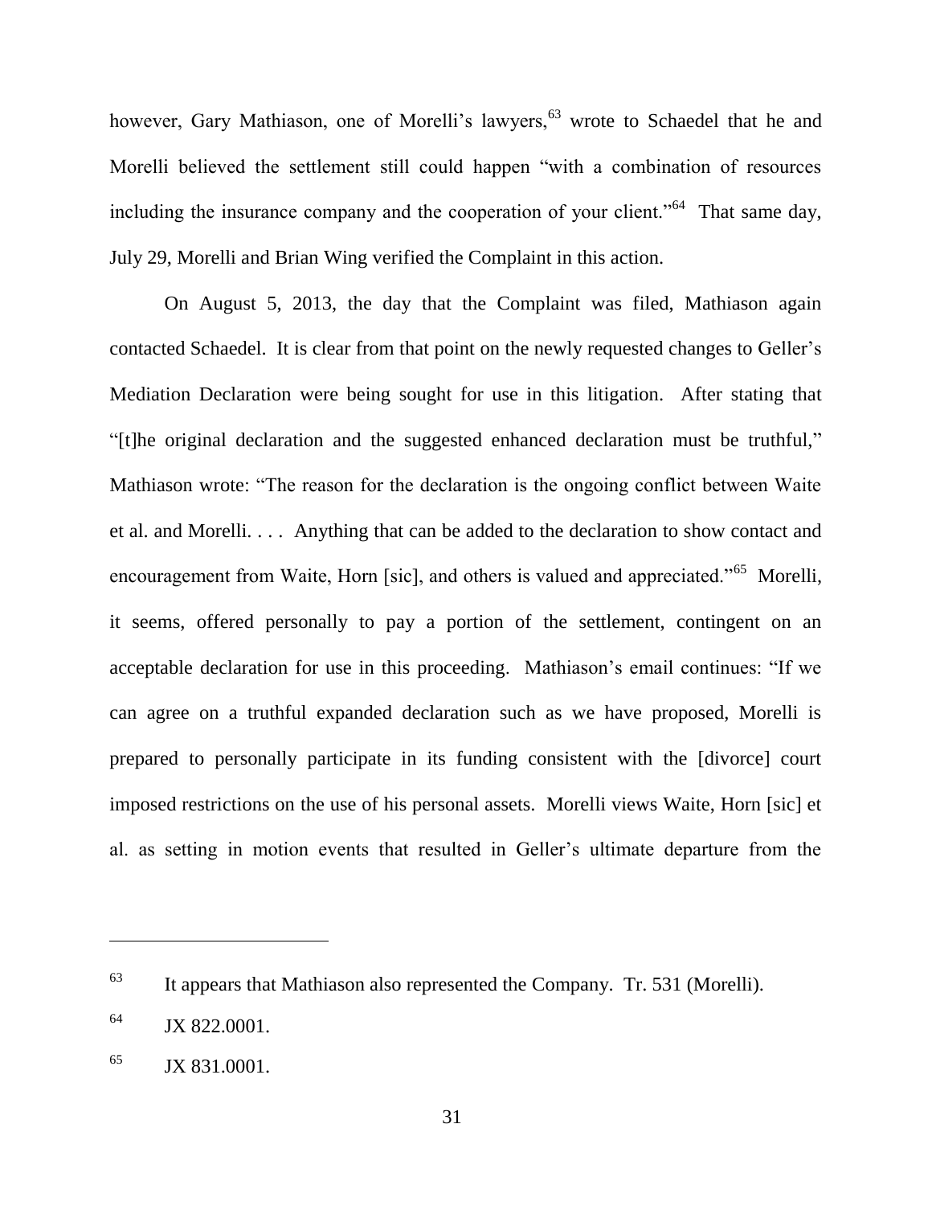however, Gary Mathiason, one of Morelli's lawyers,[63] wrote to Schaedel that he and Morelli believed the settlement still could happen "with a combination of resources including the insurance company and the cooperation of your client."[64] That same day, July 29, Morelli and Brian Wing verified the Complaint in this action.

On August 5, 2013, the day that the Complaint was filed, Mathiason again contacted Schaedel. It is clear from that point on the newly requested changes to Geller's Mediation Declaration were being sought for use in this litigation. After stating that "[t]he original declaration and the suggested enhanced declaration must be truthful," Mathiason wrote: "The reason for the declaration is the ongoing conflict between Waite et al. and Morelli. . . . Anything that can be added to the declaration to show contact and encouragement from Waite, Horn [sic], and others is valued and appreciated."[65] Morelli, it seems, offered personally to pay a portion of the settlement, contingent on an acceptable declaration for use in this proceeding. Mathiason's email continues: "If we can agree on a truthful expanded declaration such as we have proposed, Morelli is prepared to personally participate in its funding consistent with the [divorce] court imposed restrictions on the use of his personal assets. Morelli views Waite, Horn [sic] et al. as setting in motion events that resulted in Geller's ultimate departure from the

---

[63] It appears that Mathiason also represented the Company. Tr. 531 (Morelli).

[64] JX 822.0001.

[65] JX 831.0001.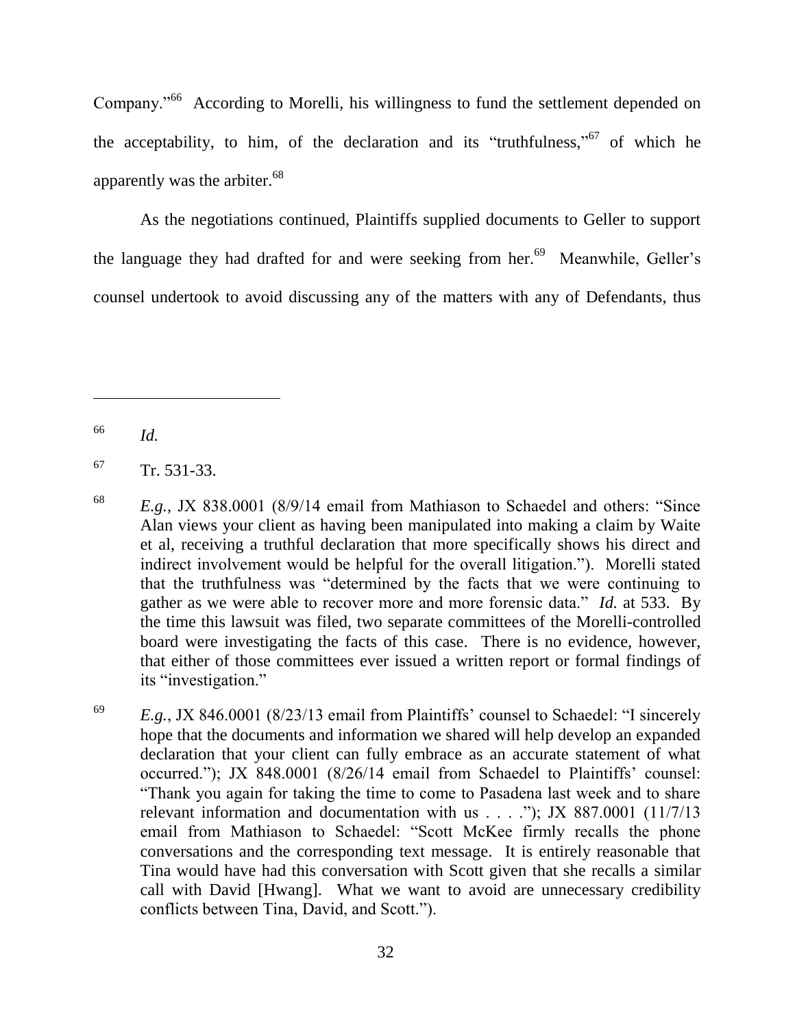Company."[66] According to Morelli, his willingness to fund the settlement depended on the acceptability, to him, of the declaration and its "truthfulness,"[67] of which he apparently was the arbiter.[68]

As the negotiations continued, Plaintiffs supplied documents to Geller to support the language they had drafted for and were seeking from her.[69] Meanwhile, Geller's counsel undertook to avoid discussing any of the matters with any of Defendants, thus

---

[66] *Id.*

[67] Tr. 531-33.

[68] *E.g.*, JX 838.0001 (8/9/14 email from Mathiason to Schaedel and others: "Since Alan views your client as having been manipulated into making a claim by Waite et al, receiving a truthful declaration that more specifically shows his direct and indirect involvement would be helpful for the overall litigation."). Morelli stated that the truthfulness was "determined by the facts that we were continuing to gather as we were able to recover more and more forensic data." *Id.* at 533. By the time this lawsuit was filed, two separate committees of the Morelli-controlled board were investigating the facts of this case. There is no evidence, however, that either of those committees ever issued a written report or formal findings of its "investigation."

[69] *E.g.*, JX 846.0001 (8/23/13 email from Plaintiffs' counsel to Schaedel: "I sincerely hope that the documents and information we shared will help develop an expanded declaration that your client can fully embrace as an accurate statement of what occurred."); JX 848.0001 (8/26/14 email from Schaedel to Plaintiffs' counsel: "Thank you again for taking the time to come to Pasadena last week and to share relevant information and documentation with us . . . ."); JX 887.0001 (11/7/13 email from Mathiason to Schaedel: "Scott McKee firmly recalls the phone conversations and the corresponding text message. It is entirely reasonable that Tina would have had this conversation with Scott given that she recalls a similar call with David [Hwang]. What we want to avoid are unnecessary credibility conflicts between Tina, David, and Scott.").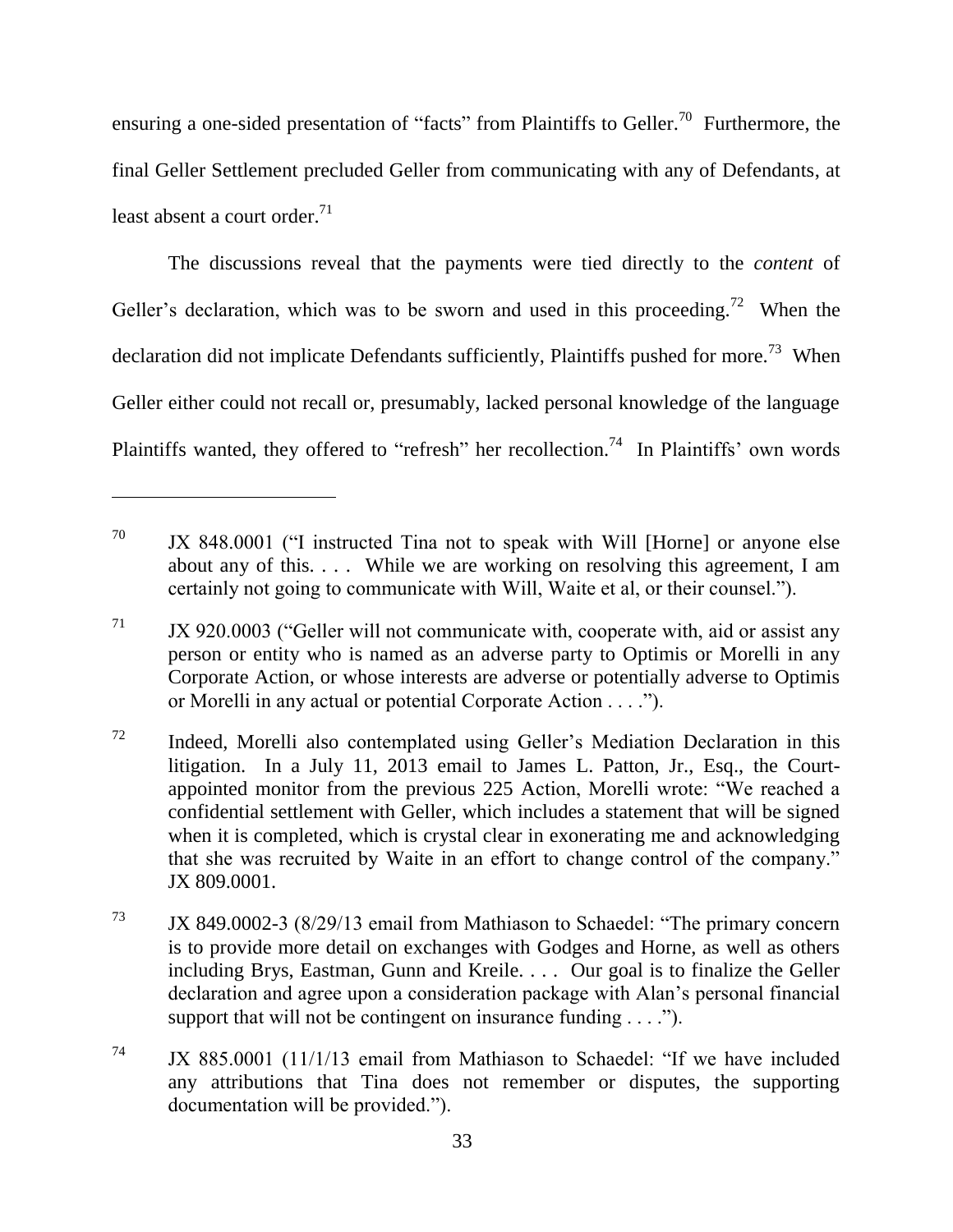ensuring a one-sided presentation of "facts" from Plaintiffs to Geller.[70] Furthermore, the final Geller Settlement precluded Geller from communicating with any of Defendants, at least absent a court order.[71]

The discussions reveal that the payments were tied directly to the *content* of Geller's declaration, which was to be sworn and used in this proceeding.[72] When the declaration did not implicate Defendants sufficiently, Plaintiffs pushed for more.[73] When Geller either could not recall or, presumably, lacked personal knowledge of the language Plaintiffs wanted, they offered to "refresh" her recollection.[74] In Plaintiffs' own words

---

[70] JX 848.0001 ("I instructed Tina not to speak with Will [Horne] or anyone else about any of this. . . . While we are working on resolving this agreement, I am certainly not going to communicate with Will, Waite et al, or their counsel.").

[71] JX 920.0003 ("Geller will not communicate with, cooperate with, aid or assist any person or entity who is named as an adverse party to Optimis or Morelli in any Corporate Action, or whose interests are adverse or potentially adverse to Optimis or Morelli in any actual or potential Corporate Action . . . .").

[72] Indeed, Morelli also contemplated using Geller's Mediation Declaration in this litigation. In a July 11, 2013 email to James L. Patton, Jr., Esq., the Court-appointed monitor from the previous 225 Action, Morelli wrote: "We reached a confidential settlement with Geller, which includes a statement that will be signed when it is completed, which is crystal clear in exonerating me and acknowledging that she was recruited by Waite in an effort to change control of the company." JX 809.0001.

[73] JX 849.0002-3 (8/29/13 email from Mathiason to Schaedel: "The primary concern is to provide more detail on exchanges with Godges and Horne, as well as others including Brys, Eastman, Gunn and Kreile. . . . Our goal is to finalize the Geller declaration and agree upon a consideration package with Alan's personal financial support that will not be contingent on insurance funding . . . .").

[74] JX 885.0001 (11/1/13 email from Mathiason to Schaedel: "If we have included any attributions that Tina does not remember or disputes, the supporting documentation will be provided.").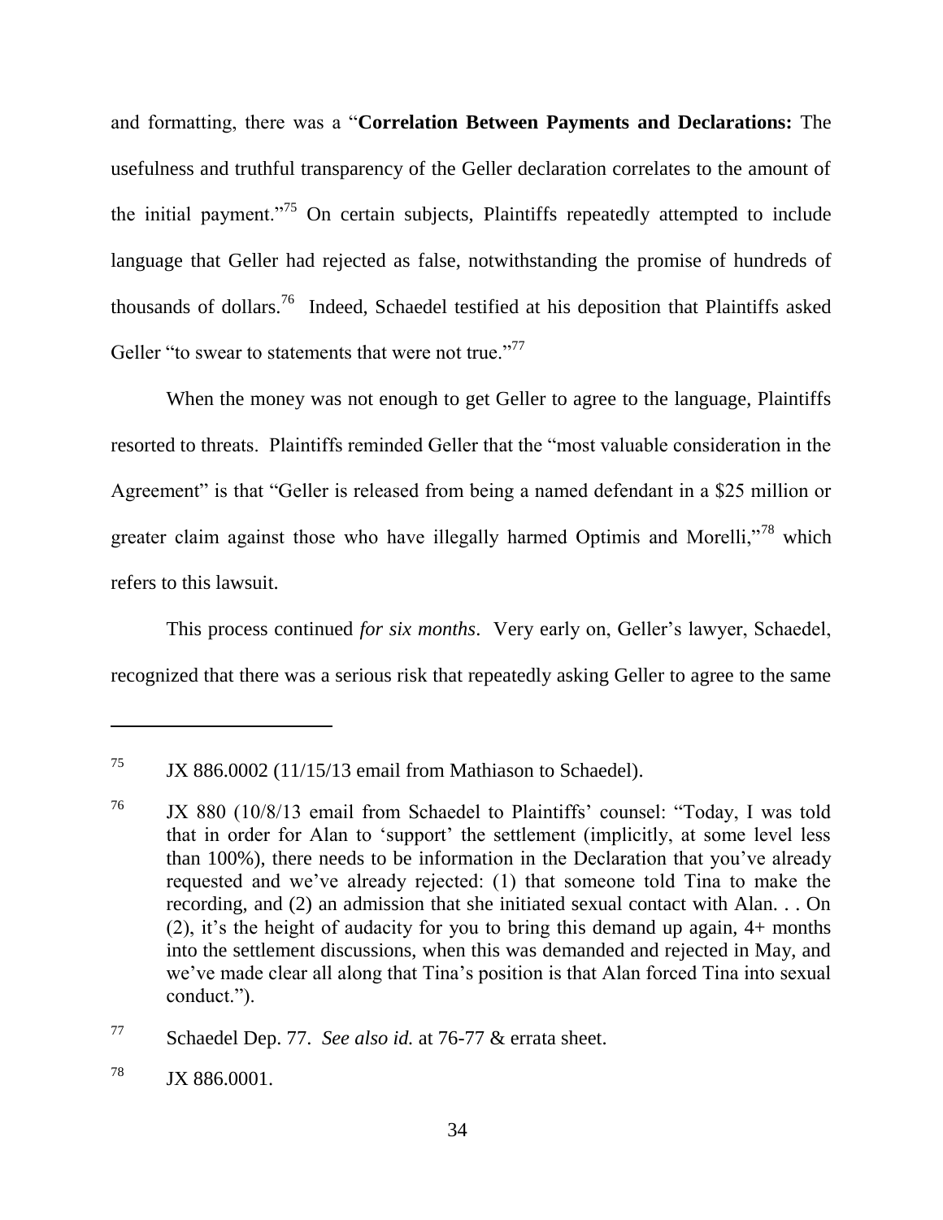and formatting, there was a "**Correlation Between Payments and Declarations:** The usefulness and truthful transparency of the Geller declaration correlates to the amount of the initial payment."[75] On certain subjects, Plaintiffs repeatedly attempted to include language that Geller had rejected as false, notwithstanding the promise of hundreds of thousands of dollars.[76] Indeed, Schaedel testified at his deposition that Plaintiffs asked Geller "to swear to statements that were not true."[77]

When the money was not enough to get Geller to agree to the language, Plaintiffs resorted to threats. Plaintiffs reminded Geller that the "most valuable consideration in the Agreement" is that "Geller is released from being a named defendant in a $25 million or greater claim against those who have illegally harmed Optimis and Morelli,"[78] which refers to this lawsuit.

This process continued *for six months*. Very early on, Geller's lawyer, Schaedel, recognized that there was a serious risk that repeatedly asking Geller to agree to the same

---

[75] JX 886.0002 (11/15/13 email from Mathiason to Schaedel).

[76] JX 880 (10/8/13 email from Schaedel to Plaintiffs' counsel: "Today, I was told that in order for Alan to 'support' the settlement (implicitly, at some level less than 100%), there needs to be information in the Declaration that you've already requested and we've already rejected: (1) that someone told Tina to make the recording, and (2) an admission that she initiated sexual contact with Alan. . . On (2), it's the height of audacity for you to bring this demand up again, 4+ months into the settlement discussions, when this was demanded and rejected in May, and we've made clear all along that Tina's position is that Alan forced Tina into sexual conduct.").

[77] Schaedel Dep. 77. *See also id.* at 76-77 & errata sheet.

[78] JX 886.0001.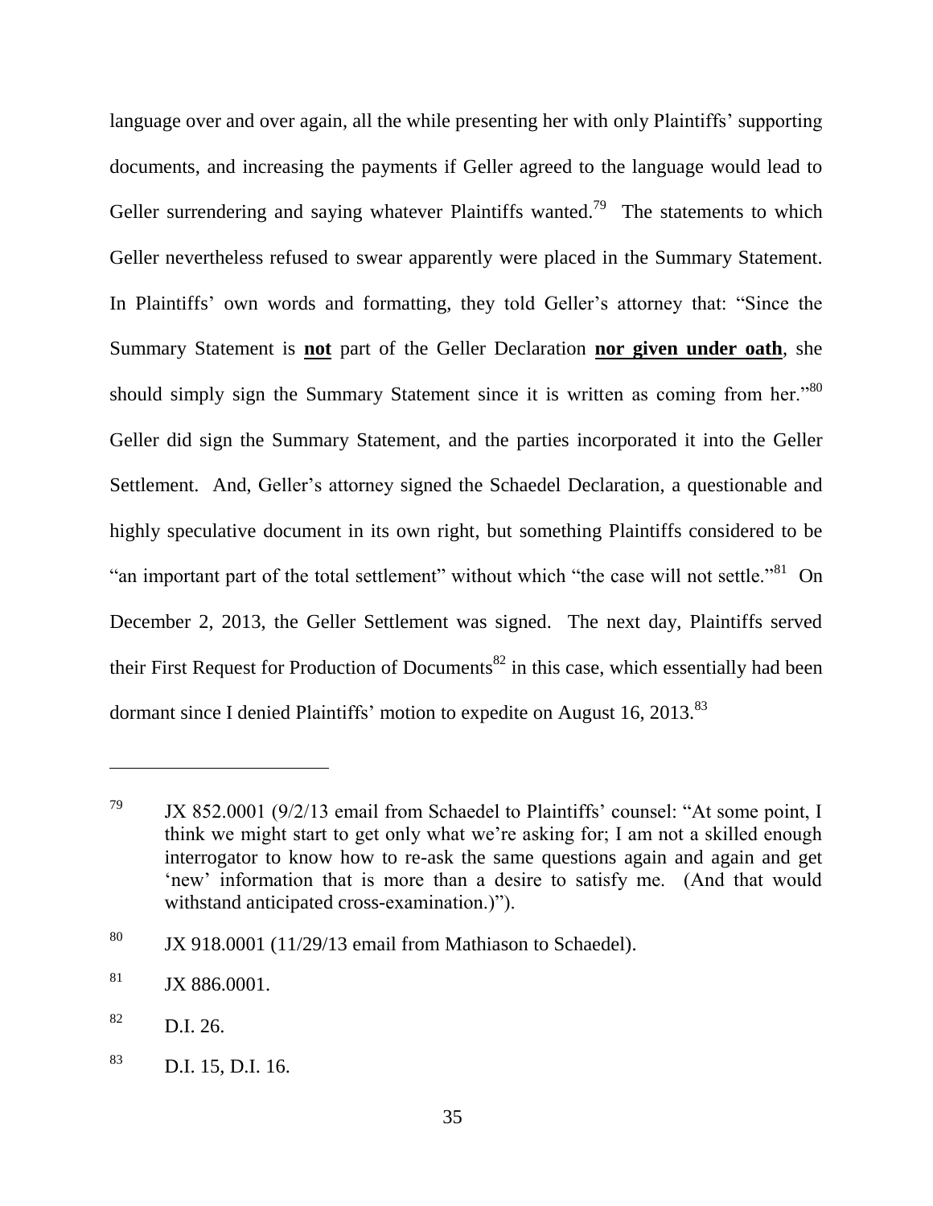language over and over again, all the while presenting her with only Plaintiffs' supporting documents, and increasing the payments if Geller agreed to the language would lead to Geller surrendering and saying whatever Plaintiffs wanted.[79] The statements to which Geller nevertheless refused to swear apparently were placed in the Summary Statement. In Plaintiffs' own words and formatting, they told Geller's attorney that: "Since the Summary Statement is **not** part of the Geller Declaration **nor given under oath**, she should simply sign the Summary Statement since it is written as coming from her."[80] Geller did sign the Summary Statement, and the parties incorporated it into the Geller Settlement. And, Geller's attorney signed the Schaedel Declaration, a questionable and highly speculative document in its own right, but something Plaintiffs considered to be "an important part of the total settlement" without which "the case will not settle."[81] On December 2, 2013, the Geller Settlement was signed. The next day, Plaintiffs served their First Request for Production of Documents[82] in this case, which essentially had been dormant since I denied Plaintiffs' motion to expedite on August 16, 2013.[83]

---

[79] JX 852.0001 (9/2/13 email from Schaedel to Plaintiffs' counsel: "At some point, I think we might start to get only what we're asking for; I am not a skilled enough interrogator to know how to re-ask the same questions again and again and get 'new' information that is more than a desire to satisfy me. (And that would withstand anticipated cross-examination.)").

[80] JX 918.0001 (11/29/13 email from Mathiason to Schaedel).

[81] JX 886.0001.

[82] D.I. 26.

[83] D.I. 15, D.I. 16.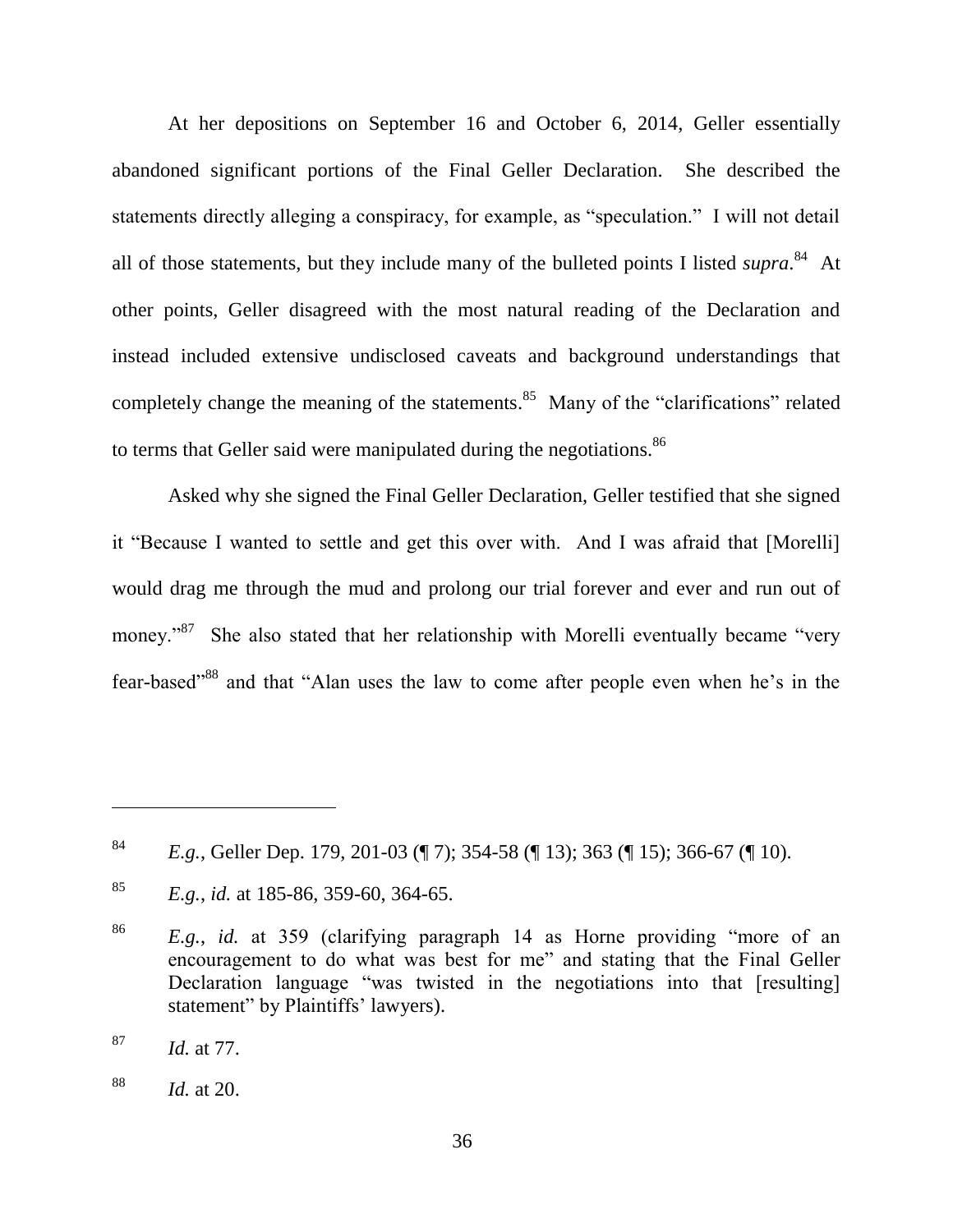At her depositions on September 16 and October 6, 2014, Geller essentially abandoned significant portions of the Final Geller Declaration. She described the statements directly alleging a conspiracy, for example, as "speculation." I will not detail all of those statements, but they include many of the bulleted points I listed *supra*.[84] At other points, Geller disagreed with the most natural reading of the Declaration and instead included extensive undisclosed caveats and background understandings that completely change the meaning of the statements.[85] Many of the "clarifications" related to terms that Geller said were manipulated during the negotiations.[86]

Asked why she signed the Final Geller Declaration, Geller testified that she signed it "Because I wanted to settle and get this over with. And I was afraid that [Morelli] would drag me through the mud and prolong our trial forever and ever and run out of money."[87] She also stated that her relationship with Morelli eventually became "very fear-based"[88] and that "Alan uses the law to come after people even when he's in the

---

[84] *E.g.*, Geller Dep. 179, 201-03 (¶ 7); 354-58 (¶ 13); 363 (¶ 15); 366-67 (¶ 10).

[85] *E.g.*, *id.* at 185-86, 359-60, 364-65.

[86] *E.g.*, *id.* at 359 (clarifying paragraph 14 as Horne providing "more of an encouragement to do what was best for me" and stating that the Final Geller Declaration language "was twisted in the negotiations into that [resulting] statement" by Plaintiffs' lawyers).

[87] *Id.* at 77.

[88] *Id.* at 20.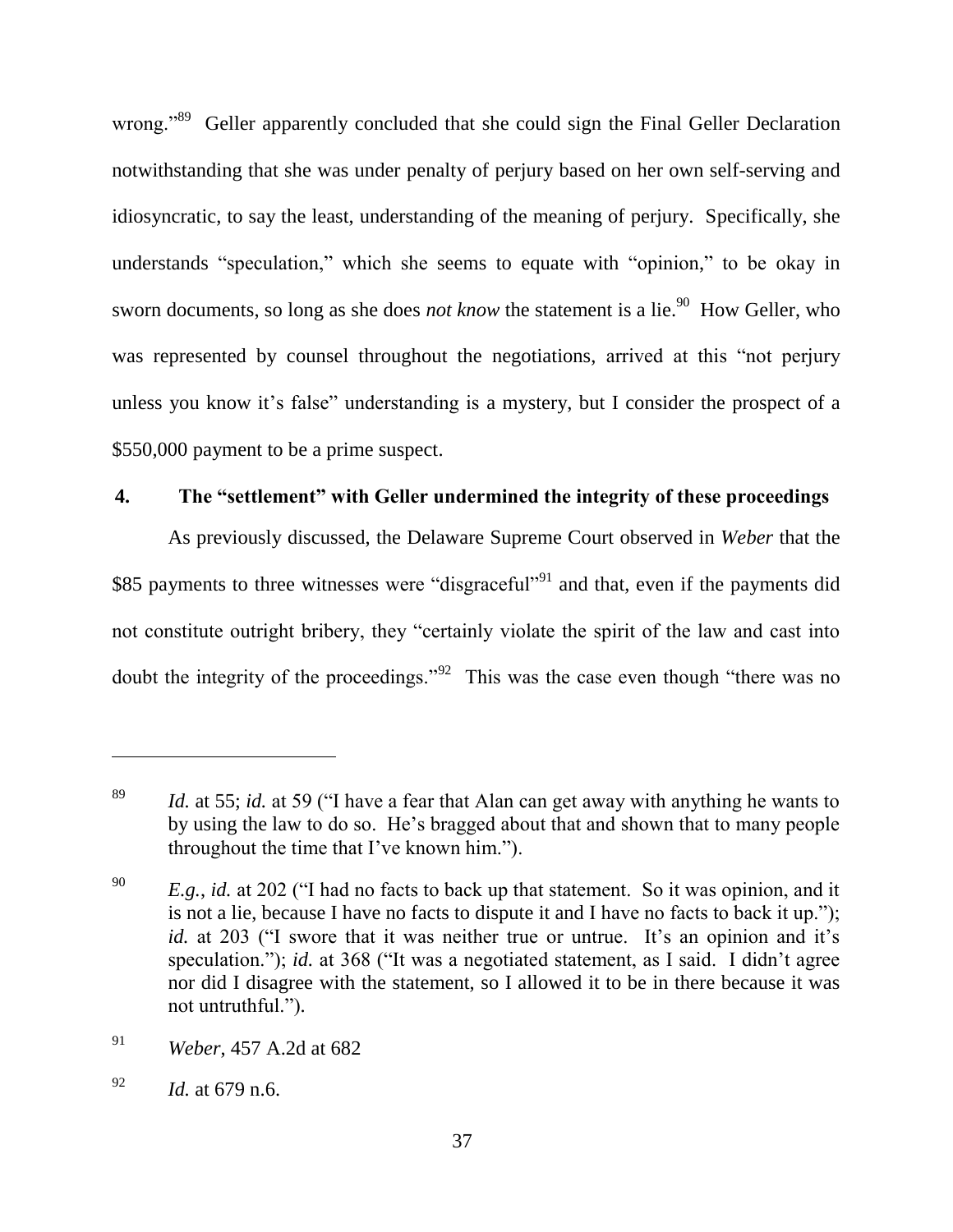wrong."[89] Geller apparently concluded that she could sign the Final Geller Declaration notwithstanding that she was under penalty of perjury based on her own self-serving and idiosyncratic, to say the least, understanding of the meaning of perjury. Specifically, she understands "speculation," which she seems to equate with "opinion," to be okay in sworn documents, so long as she does *not know* the statement is a lie.[90] How Geller, who was represented by counsel throughout the negotiations, arrived at this "not perjury unless you know it's false" understanding is a mystery, but I consider the prospect of a $550,000 payment to be a prime suspect.

### 4. The "settlement" with Geller undermined the integrity of these proceedings

As previously discussed, the Delaware Supreme Court observed in *Weber* that the $85 payments to three witnesses were "disgraceful"[91] and that, even if the payments did not constitute outright bribery, they "certainly violate the spirit of the law and cast into doubt the integrity of the proceedings."[92] This was the case even though "there was no

---

[89] *Id.* at 55; *id.* at 59 ("I have a fear that Alan can get away with anything he wants to by using the law to do so. He's bragged about that and shown that to many people throughout the time that I've known him.").

[90] *E.g.*, *id.* at 202 ("I had no facts to back up that statement. So it was opinion, and it is not a lie, because I have no facts to dispute it and I have no facts to back it up."); *id.* at 203 ("I swore that it was neither true or untrue. It's an opinion and it's speculation."); *id.* at 368 ("It was a negotiated statement, as I said. I didn't agree nor did I disagree with the statement, so I allowed it to be in there because it was not untruthful.").

[91] *Weber*, 457 A.2d at 682

[92] *Id.* at 679 n.6.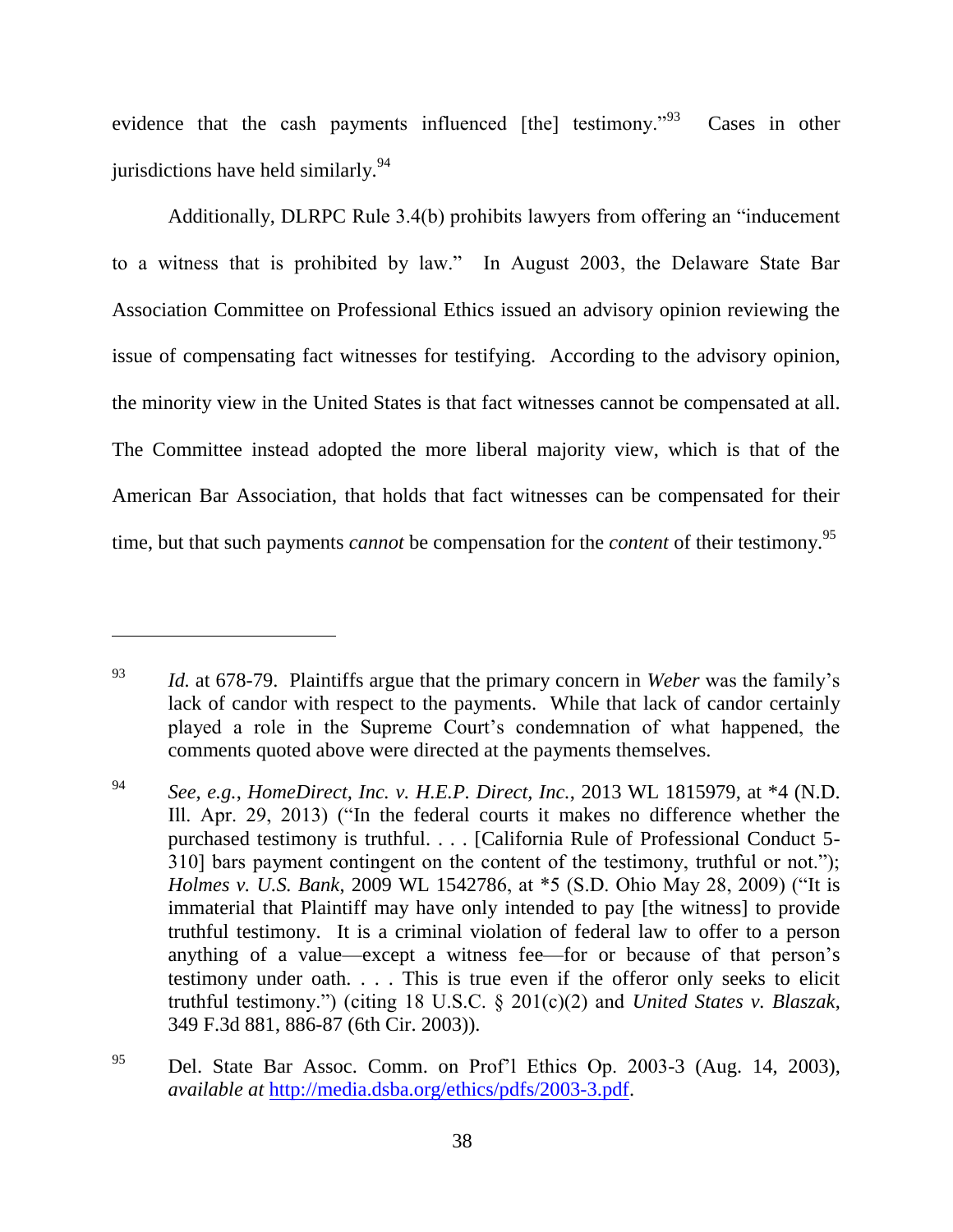evidence that the cash payments influenced [the] testimony."[93] Cases in other jurisdictions have held similarly.[94]

Additionally, DLRPC Rule 3.4(b) prohibits lawyers from offering an "inducement to a witness that is prohibited by law." In August 2003, the Delaware State Bar Association Committee on Professional Ethics issued an advisory opinion reviewing the issue of compensating fact witnesses for testifying. According to the advisory opinion, the minority view in the United States is that fact witnesses cannot be compensated at all. The Committee instead adopted the more liberal majority view, which is that of the American Bar Association, that holds that fact witnesses can be compensated for their time, but that such payments *cannot* be compensation for the *content* of their testimony.[95]

---

[93] *Id.* at 678-79. Plaintiffs argue that the primary concern in *Weber* was the family's lack of candor with respect to the payments. While that lack of candor certainly played a role in the Supreme Court's condemnation of what happened, the comments quoted above were directed at the payments themselves.

[94] *See, e.g.*, *HomeDirect, Inc. v. H.E.P. Direct, Inc.*, 2013 WL 1815979, at *4 (N.D. Ill. Apr. 29, 2013) ("In the federal courts it makes no difference whether the purchased testimony is truthful. . . . [California Rule of Professional Conduct 5-310] bars payment contingent on the content of the testimony, truthful or not."); *Holmes v. U.S. Bank*, 2009 WL 1542786, at *5 (S.D. Ohio May 28, 2009) ("It is immaterial that Plaintiff may have only intended to pay [the witness] to provide truthful testimony. It is a criminal violation of federal law to offer to a person anything of a value—except a witness fee—for or because of that person's testimony under oath. . . . This is true even if the offeror only seeks to elicit truthful testimony.") (citing 18 U.S.C. § 201(c)(2) and *United States v. Blaszak*, 349 F.3d 881, 886-87 (6th Cir. 2003)).

[95] Del. State Bar Assoc. Comm. on Prof'l Ethics Op. 2003-3 (Aug. 14, 2003), *available at* http://media.dsba.org/ethics/pdfs/2003-3.pdf.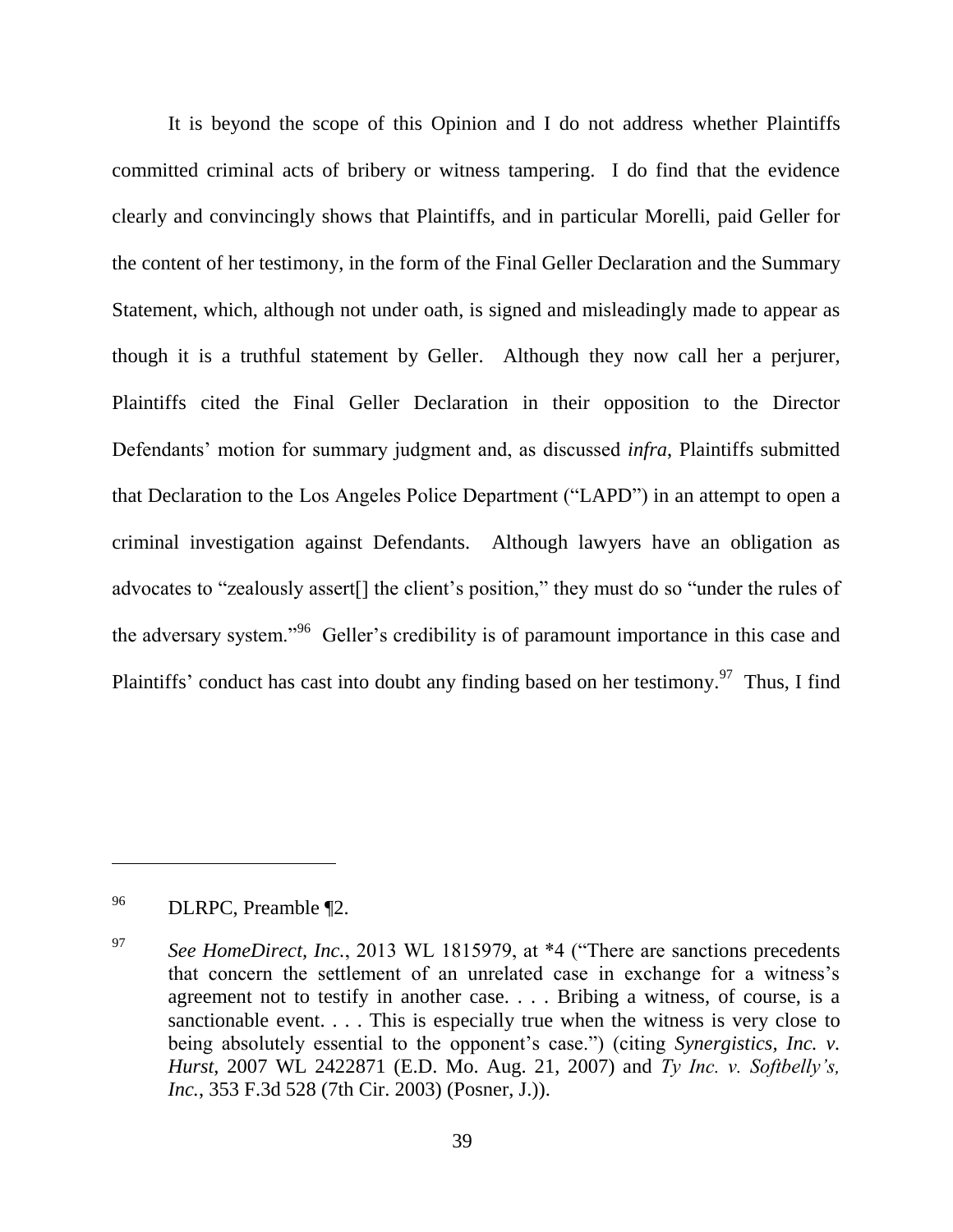It is beyond the scope of this Opinion and I do not address whether Plaintiffs committed criminal acts of bribery or witness tampering. I do find that the evidence clearly and convincingly shows that Plaintiffs, and in particular Morelli, paid Geller for the content of her testimony, in the form of the Final Geller Declaration and the Summary Statement, which, although not under oath, is signed and misleadingly made to appear as though it is a truthful statement by Geller. Although they now call her a perjurer, Plaintiffs cited the Final Geller Declaration in their opposition to the Director Defendants' motion for summary judgment and, as discussed *infra*, Plaintiffs submitted that Declaration to the Los Angeles Police Department ("LAPD") in an attempt to open a criminal investigation against Defendants. Although lawyers have an obligation as advocates to "zealously assert[] the client's position," they must do so "under the rules of the adversary system."[96] Geller's credibility is of paramount importance in this case and Plaintiffs' conduct has cast into doubt any finding based on her testimony.[97] Thus, I find

---

[96] DLRPC, Preamble ¶2.

[97] *See HomeDirect, Inc.*, 2013 WL 1815979, at *4 ("There are sanctions precedents that concern the settlement of an unrelated case in exchange for a witness's agreement not to testify in another case. . . . Bribing a witness, of course, is a sanctionable event. . . . This is especially true when the witness is very close to being absolutely essential to the opponent's case.") (citing *Synergistics, Inc. v. Hurst*, 2007 WL 2422871 (E.D. Mo. Aug. 21, 2007) and *Ty Inc. v. Softbelly's, Inc.*, 353 F.3d 528 (7th Cir. 2003) (Posner, J.)).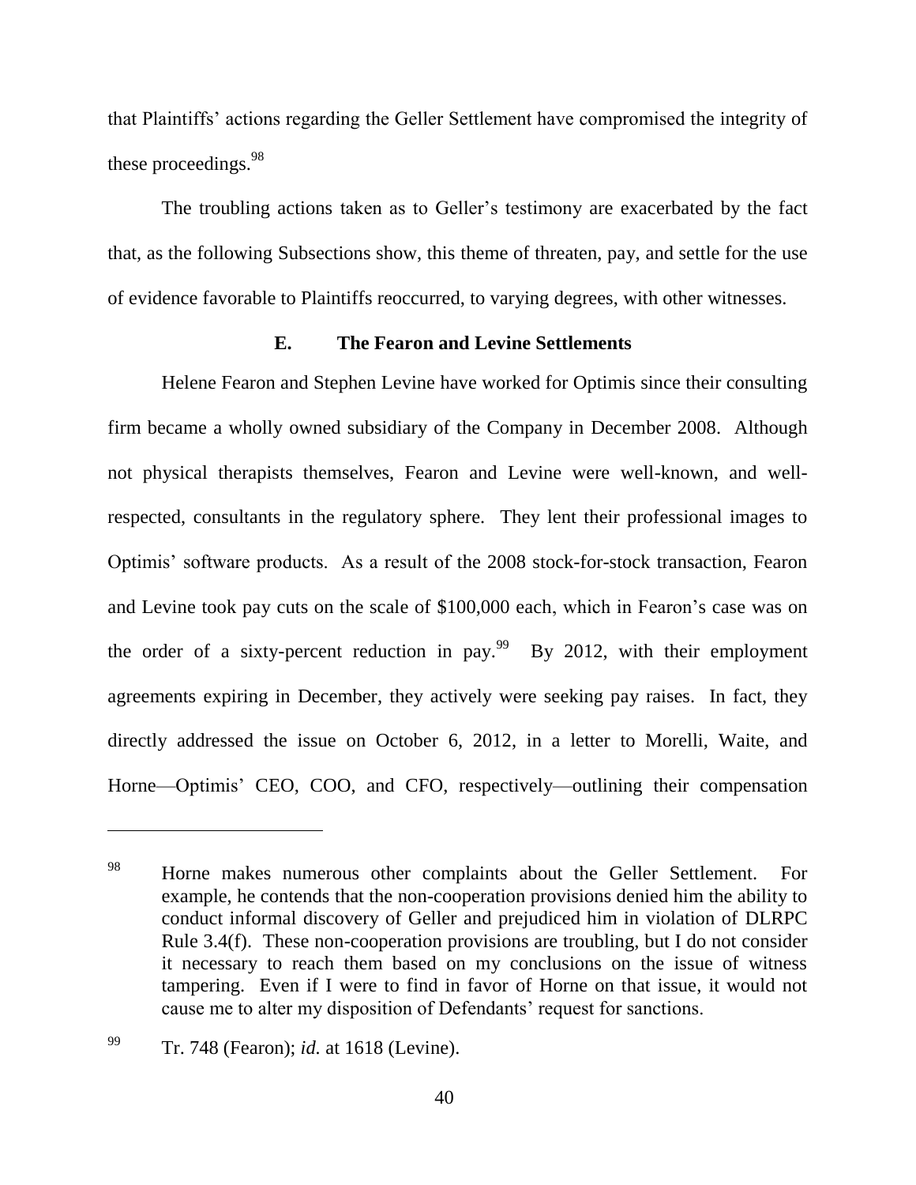that Plaintiffs' actions regarding the Geller Settlement have compromised the integrity of these proceedings.[98]

The troubling actions taken as to Geller's testimony are exacerbated by the fact that, as the following Subsections show, this theme of threaten, pay, and settle for the use of evidence favorable to Plaintiffs reoccurred, to varying degrees, with other witnesses.

### E. The Fearon and Levine Settlements

Helene Fearon and Stephen Levine have worked for Optimis since their consulting firm became a wholly owned subsidiary of the Company in December 2008. Although not physical therapists themselves, Fearon and Levine were well-known, and well-respected, consultants in the regulatory sphere. They lent their professional images to Optimis' software products. As a result of the 2008 stock-for-stock transaction, Fearon and Levine took pay cuts on the scale of $100,000 each, which in Fearon's case was on the order of a sixty-percent reduction in pay.[99] By 2012, with their employment agreements expiring in December, they actively were seeking pay raises. In fact, they directly addressed the issue on October 6, 2012, in a letter to Morelli, Waite, and Horne—Optimis' CEO, COO, and CFO, respectively—outlining their compensation

---

[98] Horne makes numerous other complaints about the Geller Settlement. For example, he contends that the non-cooperation provisions denied him the ability to conduct informal discovery of Geller and prejudiced him in violation of DLRPC Rule 3.4(f). These non-cooperation provisions are troubling, but I do not consider it necessary to reach them based on my conclusions on the issue of witness tampering. Even if I were to find in favor of Horne on that issue, it would not cause me to alter my disposition of Defendants' request for sanctions.

[99] Tr. 748 (Fearon); *id.* at 1618 (Levine).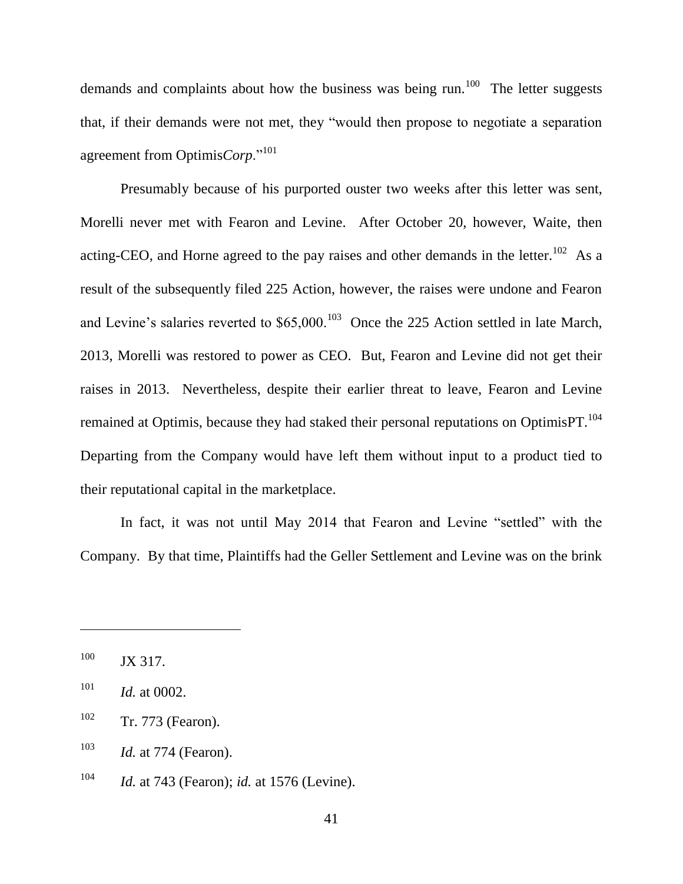demands and complaints about how the business was being run.[100] The letter suggests that, if their demands were not met, they "would then propose to negotiate a separation agreement from Optimis*Corp*."[101]

Presumably because of his purported ouster two weeks after this letter was sent, Morelli never met with Fearon and Levine. After October 20, however, Waite, then acting-CEO, and Horne agreed to the pay raises and other demands in the letter.[102] As a result of the subsequently filed 225 Action, however, the raises were undone and Fearon and Levine's salaries reverted to $65,000.[103] Once the 225 Action settled in late March, 2013, Morelli was restored to power as CEO. But, Fearon and Levine did not get their raises in 2013. Nevertheless, despite their earlier threat to leave, Fearon and Levine remained at Optimis, because they had staked their personal reputations on OptimisPT.[104] Departing from the Company would have left them without input to a product tied to their reputational capital in the marketplace.

In fact, it was not until May 2014 that Fearon and Levine "settled" with the Company. By that time, Plaintiffs had the Geller Settlement and Levine was on the brink

---

[100] JX 317.

[101] *Id.* at 0002.

[102] Tr. 773 (Fearon).

[103] *Id.* at 774 (Fearon).

[104] *Id.* at 743 (Fearon); *id.* at 1576 (Levine).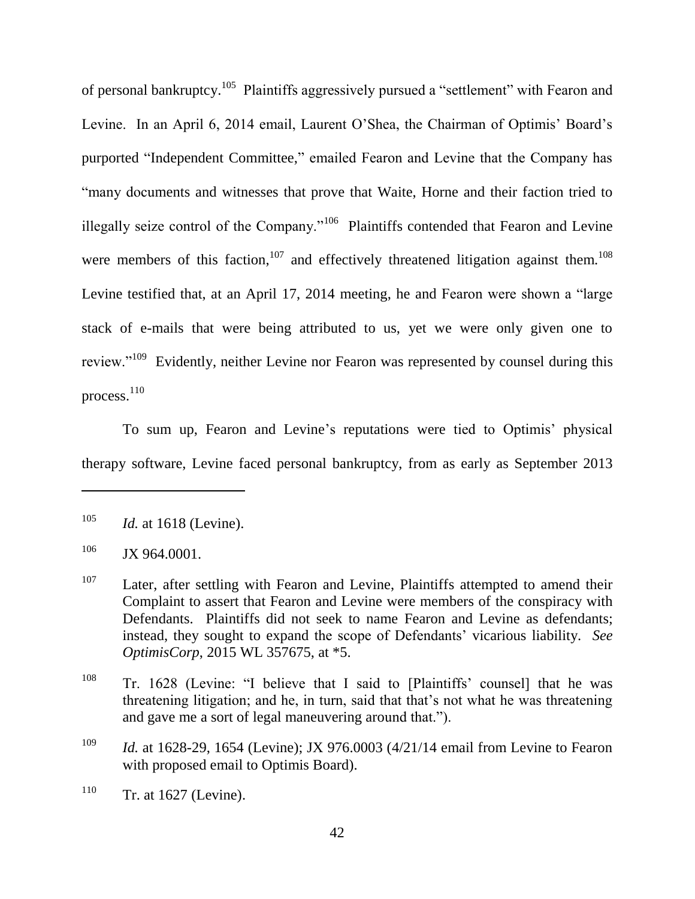of personal bankruptcy.[105] Plaintiffs aggressively pursued a "settlement" with Fearon and Levine. In an April 6, 2014 email, Laurent O'Shea, the Chairman of Optimis' Board's purported "Independent Committee," emailed Fearon and Levine that the Company has "many documents and witnesses that prove that Waite, Horne and their faction tried to illegally seize control of the Company."[106] Plaintiffs contended that Fearon and Levine were members of this faction,[107] and effectively threatened litigation against them.[108] Levine testified that, at an April 17, 2014 meeting, he and Fearon were shown a "large stack of e-mails that were being attributed to us, yet we were only given one to review."[109] Evidently, neither Levine nor Fearon was represented by counsel during this process.[110]

To sum up, Fearon and Levine's reputations were tied to Optimis' physical therapy software, Levine faced personal bankruptcy, from as early as September 2013

---

[105] *Id.* at 1618 (Levine).

[106] JX 964.0001.

[107] Later, after settling with Fearon and Levine, Plaintiffs attempted to amend their Complaint to assert that Fearon and Levine were members of the conspiracy with Defendants. Plaintiffs did not seek to name Fearon and Levine as defendants; instead, they sought to expand the scope of Defendants' vicarious liability. *See OptimisCorp*, 2015 WL 357675, at *5.

[108] Tr. 1628 (Levine: "I believe that I said to [Plaintiffs' counsel] that he was threatening litigation; and he, in turn, said that that's not what he was threatening and gave me a sort of legal maneuvering around that.").

[109] *Id.* at 1628-29, 1654 (Levine); JX 976.0003 (4/21/14 email from Levine to Fearon with proposed email to Optimis Board).

[110] Tr. at 1627 (Levine).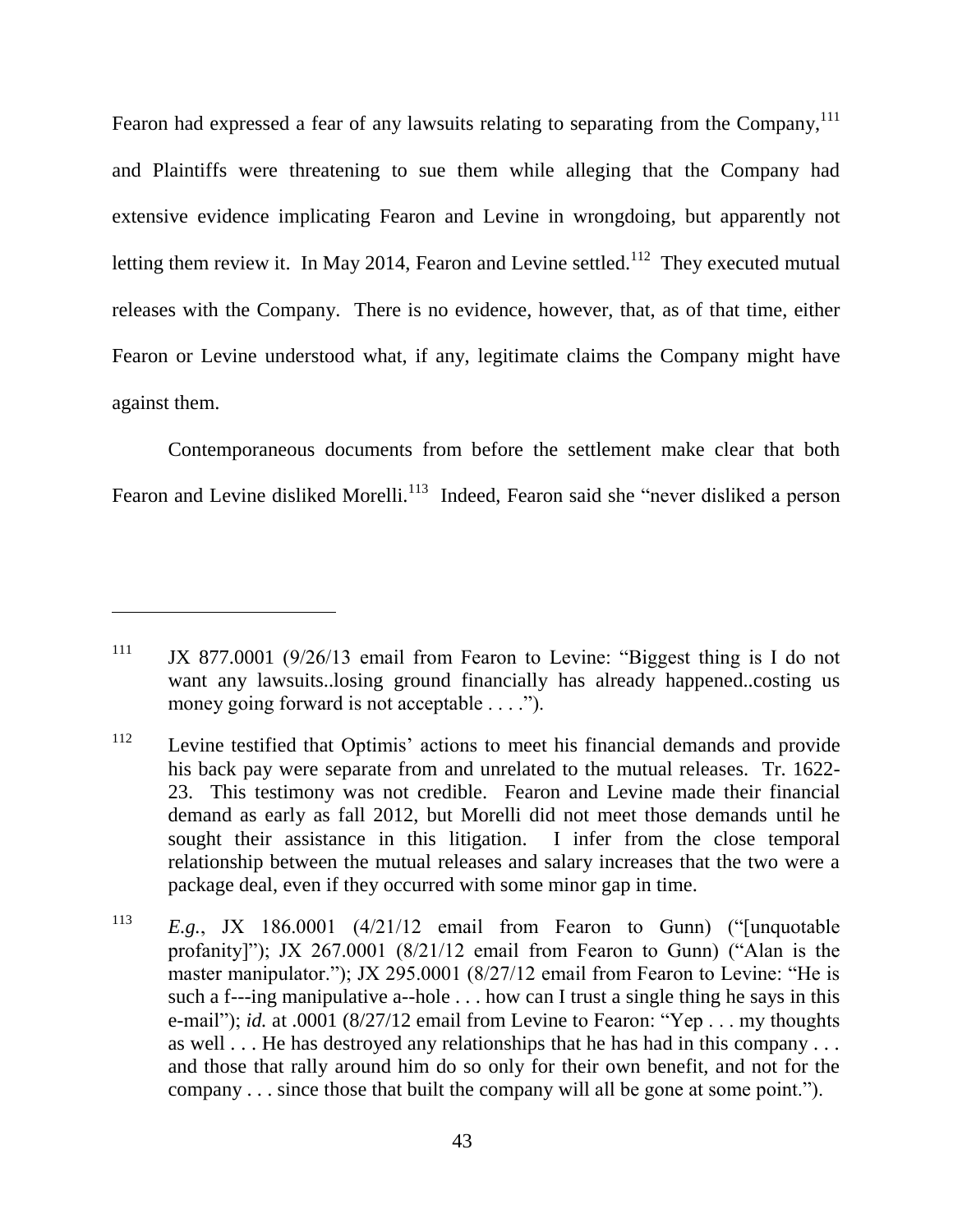Fearon had expressed a fear of any lawsuits relating to separating from the Company,[111] and Plaintiffs were threatening to sue them while alleging that the Company had extensive evidence implicating Fearon and Levine in wrongdoing, but apparently not letting them review it. In May 2014, Fearon and Levine settled.[112] They executed mutual releases with the Company. There is no evidence, however, that, as of that time, either Fearon or Levine understood what, if any, legitimate claims the Company might have against them.

Contemporaneous documents from before the settlement make clear that both Fearon and Levine disliked Morelli.[113] Indeed, Fearon said she "never disliked a person

---

[111] JX 877.0001 (9/26/13 email from Fearon to Levine: "Biggest thing is I do not want any lawsuits..losing ground financially has already happened..costing us money going forward is not acceptable . . . .").

[112] Levine testified that Optimis' actions to meet his financial demands and provide his back pay were separate from and unrelated to the mutual releases. Tr. 1622-23. This testimony was not credible. Fearon and Levine made their financial demand as early as fall 2012, but Morelli did not meet those demands until he sought their assistance in this litigation. I infer from the close temporal relationship between the mutual releases and salary increases that the two were a package deal, even if they occurred with some minor gap in time.

[113] *E.g.*, JX 186.0001 (4/21/12 email from Fearon to Gunn) ("[unquotable profanity]"); JX 267.0001 (8/21/12 email from Fearon to Gunn) ("Alan is the master manipulator."); JX 295.0001 (8/27/12 email from Fearon to Levine: "He is such a f---ing manipulative a--hole . . . how can I trust a single thing he says in this e-mail"); *id.* at .0001 (8/27/12 email from Levine to Fearon: "Yep . . . my thoughts as well . . . He has destroyed any relationships that he has had in this company . . . and those that rally around him do so only for their own benefit, and not for the company . . . since those that built the company will all be gone at some point.").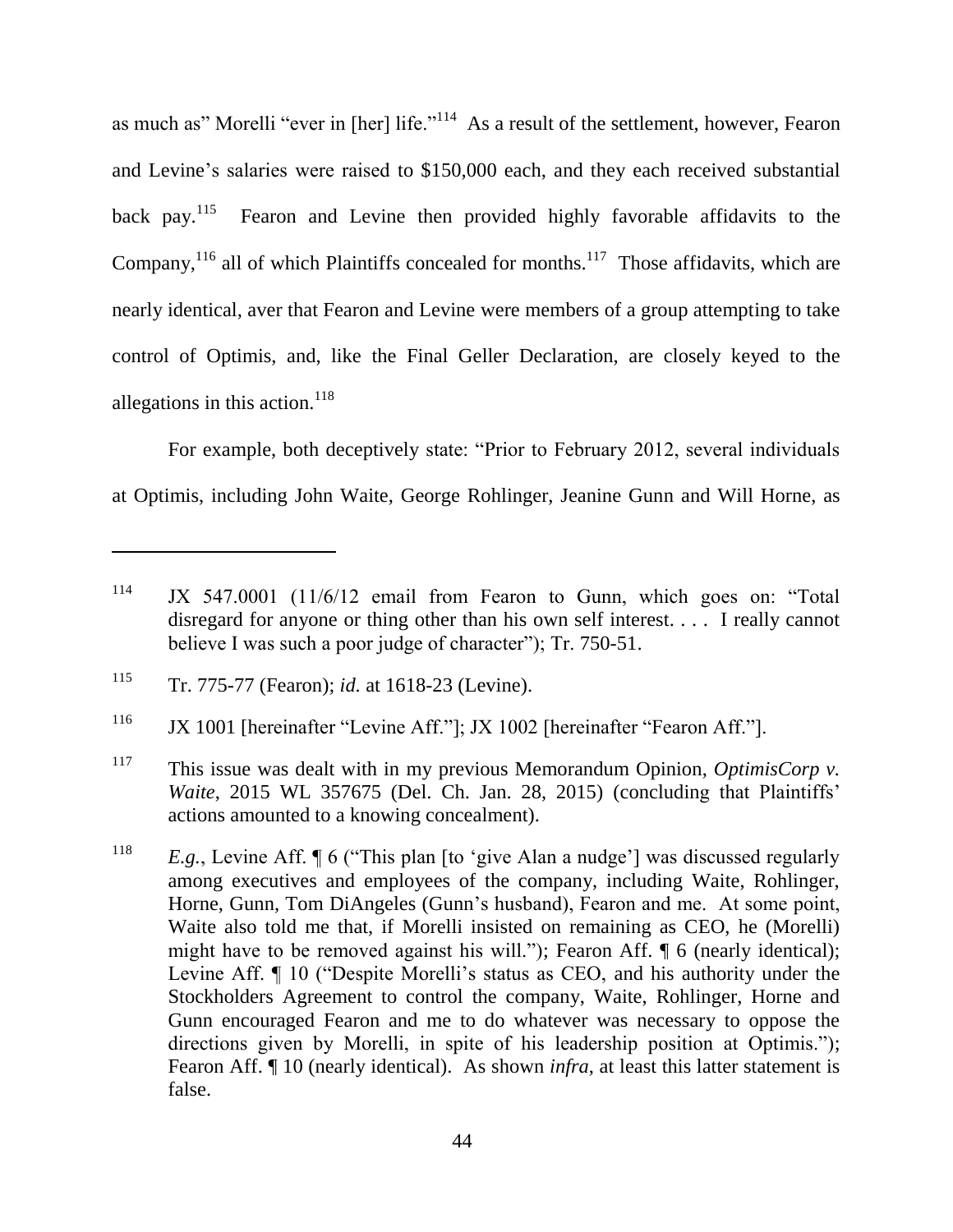as much as" Morelli "ever in [her] life."[114] As a result of the settlement, however, Fearon and Levine's salaries were raised to $150,000 each, and they each received substantial back pay.[115] Fearon and Levine then provided highly favorable affidavits to the Company,[116] all of which Plaintiffs concealed for months.[117] Those affidavits, which are nearly identical, aver that Fearon and Levine were members of a group attempting to take control of Optimis, and, like the Final Geller Declaration, are closely keyed to the allegations in this action.[118]

For example, both deceptively state: "Prior to February 2012, several individuals at Optimis, including John Waite, George Rohlinger, Jeanine Gunn and Will Horne, as

---

[114] JX 547.0001 (11/6/12 email from Fearon to Gunn, which goes on: "Total disregard for anyone or thing other than his own self interest. . . . I really cannot believe I was such a poor judge of character"); Tr. 750-51.

[115] Tr. 775-77 (Fearon); *id.* at 1618-23 (Levine).

[116] JX 1001 [hereinafter "Levine Aff."]; JX 1002 [hereinafter "Fearon Aff."].

[117] This issue was dealt with in my previous Memorandum Opinion, *OptimisCorp v. Waite*, 2015 WL 357675 (Del. Ch. Jan. 28, 2015) (concluding that Plaintiffs' actions amounted to a knowing concealment).

[118] *E.g.*, Levine Aff. ¶ 6 ("This plan [to 'give Alan a nudge'] was discussed regularly among executives and employees of the company, including Waite, Rohlinger, Horne, Gunn, Tom DiAngeles (Gunn's husband), Fearon and me. At some point, Waite also told me that, if Morelli insisted on remaining as CEO, he (Morelli) might have to be removed against his will."); Fearon Aff. ¶ 6 (nearly identical); Levine Aff. ¶ 10 ("Despite Morelli's status as CEO, and his authority under the Stockholders Agreement to control the company, Waite, Rohlinger, Horne and Gunn encouraged Fearon and me to do whatever was necessary to oppose the directions given by Morelli, in spite of his leadership position at Optimis."); Fearon Aff. ¶ 10 (nearly identical). As shown *infra*, at least this latter statement is false.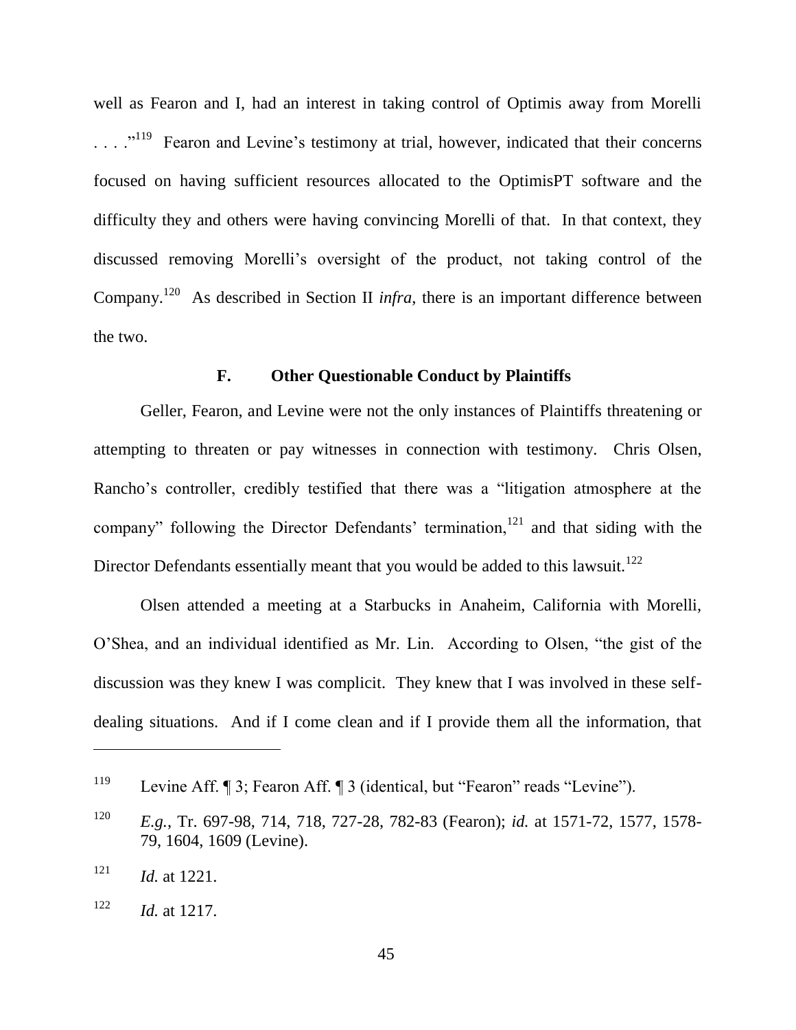well as Fearon and I, had an interest in taking control of Optimis away from Morelli . . . ."[119] Fearon and Levine's testimony at trial, however, indicated that their concerns focused on having sufficient resources allocated to the OptimisPT software and the difficulty they and others were having convincing Morelli of that. In that context, they discussed removing Morelli's oversight of the product, not taking control of the Company.[120] As described in Section II *infra*, there is an important difference between the two.

### F. Other Questionable Conduct by Plaintiffs

Geller, Fearon, and Levine were not the only instances of Plaintiffs threatening or attempting to threaten or pay witnesses in connection with testimony. Chris Olsen, Rancho's controller, credibly testified that there was a "litigation atmosphere at the company" following the Director Defendants' termination,[121] and that siding with the Director Defendants essentially meant that you would be added to this lawsuit.[122]

Olsen attended a meeting at a Starbucks in Anaheim, California with Morelli, O'Shea, and an individual identified as Mr. Lin. According to Olsen, "the gist of the discussion was they knew I was complicit. They knew that I was involved in these self-dealing situations. And if I come clean and if I provide them all the information, that

---

[119] Levine Aff. ¶ 3; Fearon Aff. ¶ 3 (identical, but "Fearon" reads "Levine").

[120] *E.g.*, Tr. 697-98, 714, 718, 727-28, 782-83 (Fearon); *id.* at 1571-72, 1577, 1578-79, 1604, 1609 (Levine).

[121] *Id.* at 1221.

[122] *Id.* at 1217.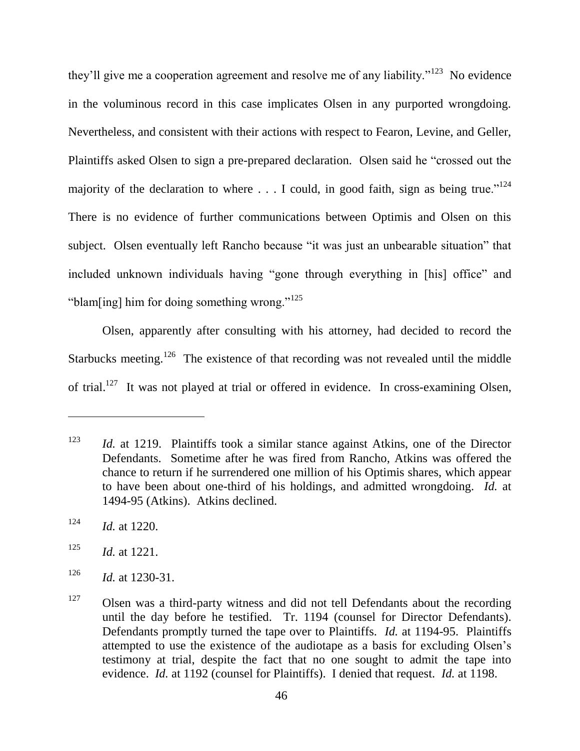they'll give me a cooperation agreement and resolve me of any liability."[123] No evidence in the voluminous record in this case implicates Olsen in any purported wrongdoing. Nevertheless, and consistent with their actions with respect to Fearon, Levine, and Geller, Plaintiffs asked Olsen to sign a pre-prepared declaration. Olsen said he "crossed out the majority of the declaration to where . . . I could, in good faith, sign as being true."[124] There is no evidence of further communications between Optimis and Olsen on this subject. Olsen eventually left Rancho because "it was just an unbearable situation" that included unknown individuals having "gone through everything in [his] office" and "blam[ing] him for doing something wrong."[125]

Olsen, apparently after consulting with his attorney, had decided to record the Starbucks meeting.[126] The existence of that recording was not revealed until the middle of trial.[127] It was not played at trial or offered in evidence. In cross-examining Olsen,

---

[123] *Id.* at 1219. Plaintiffs took a similar stance against Atkins, one of the Director Defendants. Sometime after he was fired from Rancho, Atkins was offered the chance to return if he surrendered one million of his Optimis shares, which appear to have been about one-third of his holdings, and admitted wrongdoing. *Id.* at 1494-95 (Atkins). Atkins declined.

[124] *Id.* at 1220.

[125] *Id.* at 1221.

[126] *Id.* at 1230-31.

[127] Olsen was a third-party witness and did not tell Defendants about the recording until the day before he testified. Tr. 1194 (counsel for Director Defendants). Defendants promptly turned the tape over to Plaintiffs. *Id.* at 1194-95. Plaintiffs attempted to use the existence of the audiotape as a basis for excluding Olsen's testimony at trial, despite the fact that no one sought to admit the tape into evidence. *Id.* at 1192 (counsel for Plaintiffs). I denied that request. *Id.* at 1198.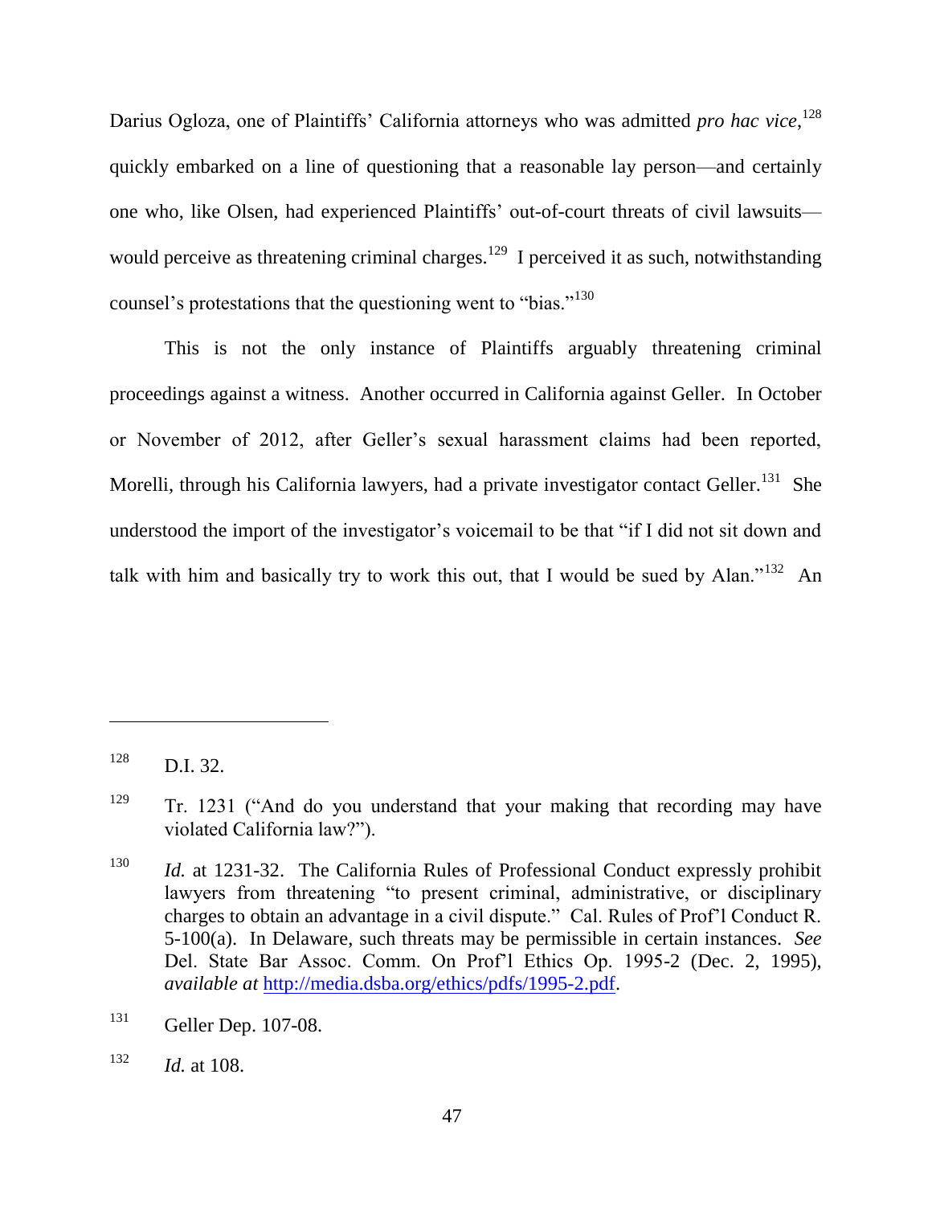Darius Ogloza, one of Plaintiffs' California attorneys who was admitted *pro hac vice*,[128] quickly embarked on a line of questioning that a reasonable lay person—and certainly one who, like Olsen, had experienced Plaintiffs' out-of-court threats of civil lawsuits—would perceive as threatening criminal charges.[129] I perceived it as such, notwithstanding counsel's protestations that the questioning went to "bias."[130]

This is not the only instance of Plaintiffs arguably threatening criminal proceedings against a witness. Another occurred in California against Geller. In October or November of 2012, after Geller's sexual harassment claims had been reported, Morelli, through his California lawyers, had a private investigator contact Geller.[131] She understood the import of the investigator's voicemail to be that "if I did not sit down and talk with him and basically try to work this out, that I would be sued by Alan."[132] An

---

[128] D.I. 32.

[129] Tr. 1231 ("And do you understand that your making that recording may have violated California law?").

[130] *Id.* at 1231-32. The California Rules of Professional Conduct expressly prohibit lawyers from threatening "to present criminal, administrative, or disciplinary charges to obtain an advantage in a civil dispute." Cal. Rules of Prof'l Conduct R. 5-100(a). In Delaware, such threats may be permissible in certain instances. *See* Del. State Bar Assoc. Comm. On Prof'l Ethics Op. 1995-2 (Dec. 2, 1995), *available at* http://media.dsba.org/ethics/pdfs/1995-2.pdf.

[131] Geller Dep. 107-08.

[132] *Id.* at 108.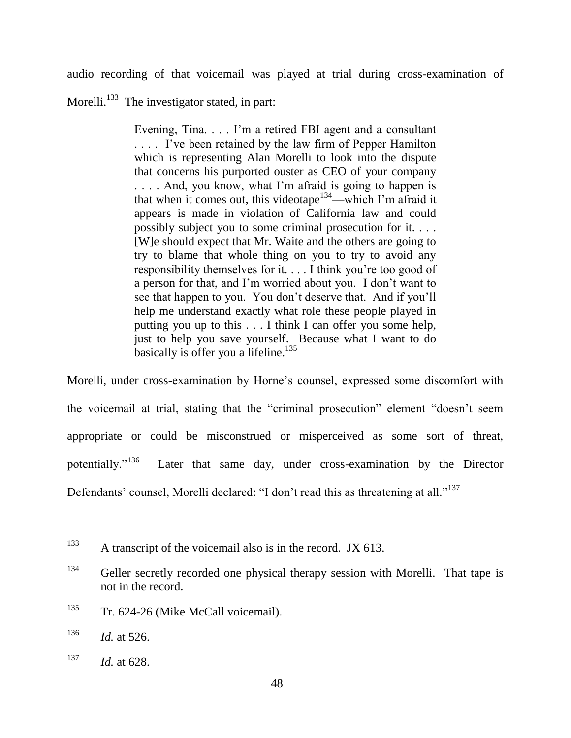audio recording of that voicemail was played at trial during cross-examination of Morelli.[133] The investigator stated, in part:

> Evening, Tina. . . . I'm a retired FBI agent and a consultant . . . . I've been retained by the law firm of Pepper Hamilton which is representing Alan Morelli to look into the dispute that concerns his purported ouster as CEO of your company . . . . And, you know, what I'm afraid is going to happen is that when it comes out, this videotape[134]—which I'm afraid it appears is made in violation of California law and could possibly subject you to some criminal prosecution for it. . . . [W]e should expect that Mr. Waite and the others are going to try to blame that whole thing on you to try to avoid any responsibility themselves for it. . . . I think you're too good of a person for that, and I'm worried about you. I don't want to see that happen to you. You don't deserve that. And if you'll help me understand exactly what role these people played in putting you up to this . . . I think I can offer you some help, just to help you save yourself. Because what I want to do basically is offer you a lifeline.[135]

Morelli, under cross-examination by Horne's counsel, expressed some discomfort with the voicemail at trial, stating that the "criminal prosecution" element "doesn't seem appropriate or could be misconstrued or misperceived as some sort of threat, potentially."[136] Later that same day, under cross-examination by the Director Defendants' counsel, Morelli declared: "I don't read this as threatening at all."[137]

---

[133] A transcript of the voicemail also is in the record. JX 613.

[134] Geller secretly recorded one physical therapy session with Morelli. That tape is not in the record.

[135] Tr. 624-26 (Mike McCall voicemail).

[136] *Id.* at 526.

[137] *Id.* at 628.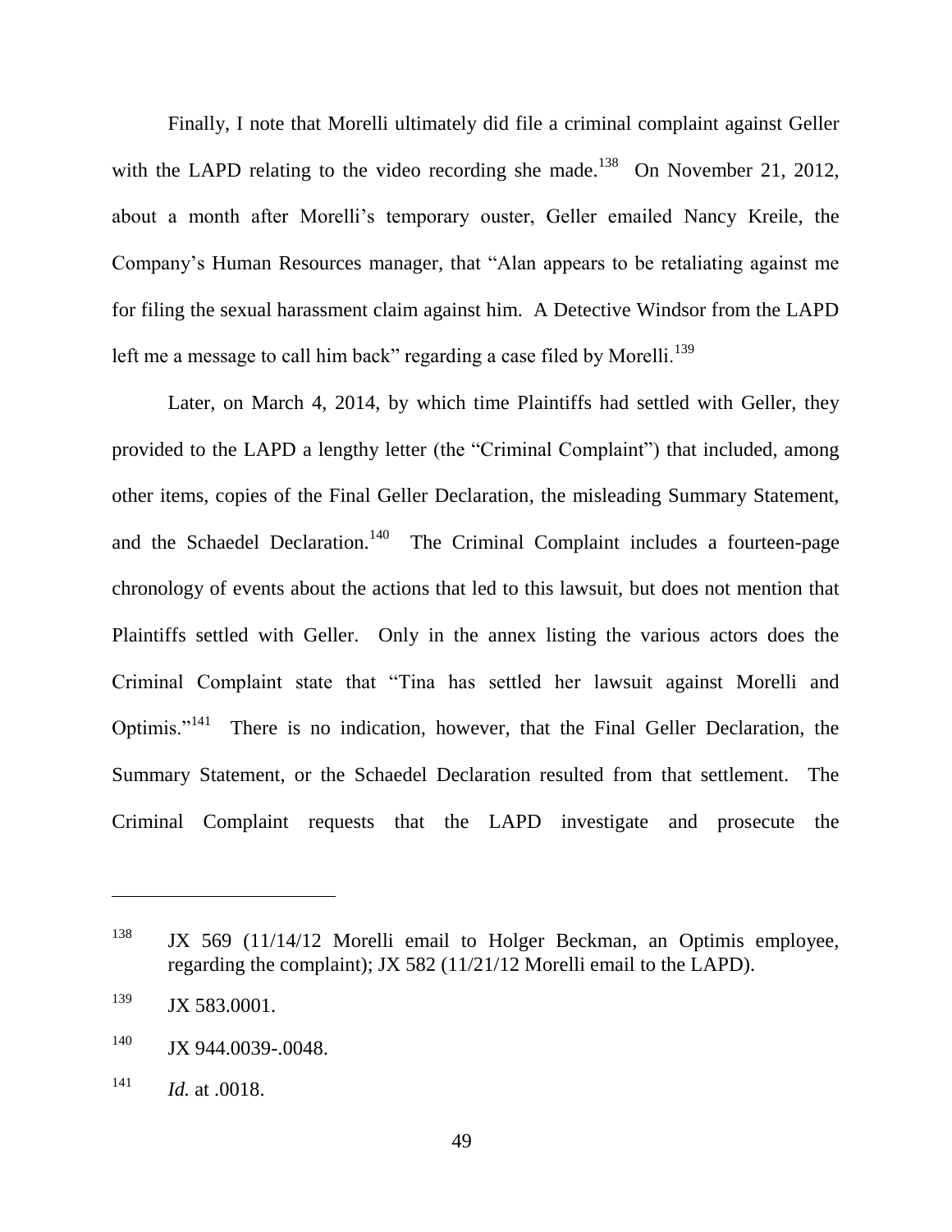Finally, I note that Morelli ultimately did file a criminal complaint against Geller with the LAPD relating to the video recording she made.[138] On November 21, 2012, about a month after Morelli's temporary ouster, Geller emailed Nancy Kreile, the Company's Human Resources manager, that "Alan appears to be retaliating against me for filing the sexual harassment claim against him. A Detective Windsor from the LAPD left me a message to call him back" regarding a case filed by Morelli.[139]

Later, on March 4, 2014, by which time Plaintiffs had settled with Geller, they provided to the LAPD a lengthy letter (the "Criminal Complaint") that included, among other items, copies of the Final Geller Declaration, the misleading Summary Statement, and the Schaedel Declaration.[140] The Criminal Complaint includes a fourteen-page chronology of events about the actions that led to this lawsuit, but does not mention that Plaintiffs settled with Geller. Only in the annex listing the various actors does the Criminal Complaint state that "Tina has settled her lawsuit against Morelli and Optimis."[141] There is no indication, however, that the Final Geller Declaration, the Summary Statement, or the Schaedel Declaration resulted from that settlement. The Criminal Complaint requests that the LAPD investigate and prosecute the

---

[138] JX 569 (11/14/12 Morelli email to Holger Beckman, an Optimis employee, regarding the complaint); JX 582 (11/21/12 Morelli email to the LAPD).

[139] JX 583.0001.

[140] JX 944.0039-.0048.

[141] *Id.* at .0018.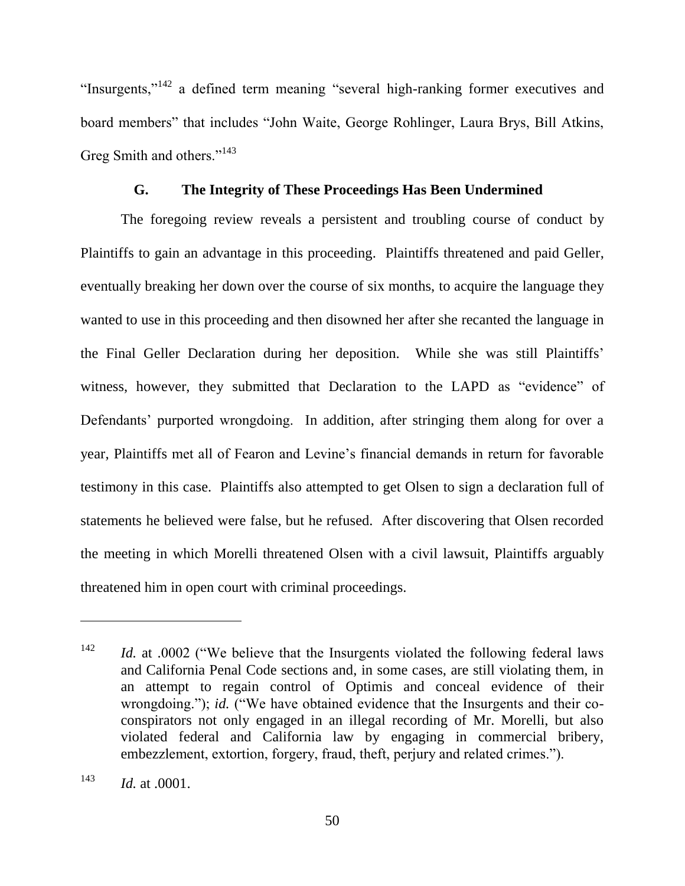"Insurgents,"[142] a defined term meaning "several high-ranking former executives and board members" that includes "John Waite, George Rohlinger, Laura Brys, Bill Atkins, Greg Smith and others."[143]

### G. The Integrity of These Proceedings Has Been Undermined

The foregoing review reveals a persistent and troubling course of conduct by Plaintiffs to gain an advantage in this proceeding. Plaintiffs threatened and paid Geller, eventually breaking her down over the course of six months, to acquire the language they wanted to use in this proceeding and then disowned her after she recanted the language in the Final Geller Declaration during her deposition. While she was still Plaintiffs' witness, however, they submitted that Declaration to the LAPD as "evidence" of Defendants' purported wrongdoing. In addition, after stringing them along for over a year, Plaintiffs met all of Fearon and Levine's financial demands in return for favorable testimony in this case. Plaintiffs also attempted to get Olsen to sign a declaration full of statements he believed were false, but he refused. After discovering that Olsen recorded the meeting in which Morelli threatened Olsen with a civil lawsuit, Plaintiffs arguably threatened him in open court with criminal proceedings.

---

[142] *Id.* at .0002 ("We believe that the Insurgents violated the following federal laws and California Penal Code sections and, in some cases, are still violating them, in an attempt to regain control of Optimis and conceal evidence of their wrongdoing."); *id.* ("We have obtained evidence that the Insurgents and their co-conspirators not only engaged in an illegal recording of Mr. Morelli, but also violated federal and California law by engaging in commercial bribery, embezzlement, extortion, forgery, fraud, theft, perjury and related crimes.").

[143] *Id.* at .0001.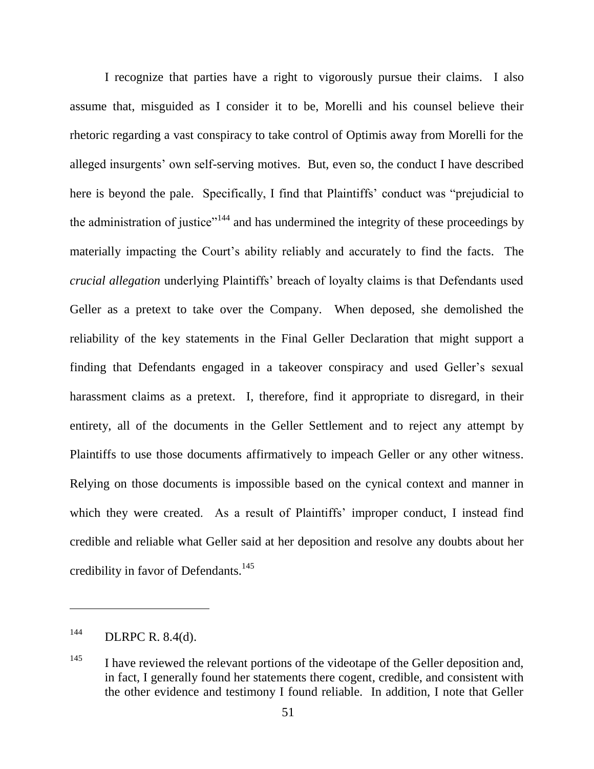I recognize that parties have a right to vigorously pursue their claims. I also assume that, misguided as I consider it to be, Morelli and his counsel believe their rhetoric regarding a vast conspiracy to take control of Optimis away from Morelli for the alleged insurgents' own self-serving motives. But, even so, the conduct I have described here is beyond the pale. Specifically, I find that Plaintiffs' conduct was "prejudicial to the administration of justice"[144] and has undermined the integrity of these proceedings by materially impacting the Court's ability reliably and accurately to find the facts. The *crucial allegation* underlying Plaintiffs' breach of loyalty claims is that Defendants used Geller as a pretext to take over the Company. When deposed, she demolished the reliability of the key statements in the Final Geller Declaration that might support a finding that Defendants engaged in a takeover conspiracy and used Geller's sexual harassment claims as a pretext. I, therefore, find it appropriate to disregard, in their entirety, all of the documents in the Geller Settlement and to reject any attempt by Plaintiffs to use those documents affirmatively to impeach Geller or any other witness. Relying on those documents is impossible based on the cynical context and manner in which they were created. As a result of Plaintiffs' improper conduct, I instead find credible and reliable what Geller said at her deposition and resolve any doubts about her credibility in favor of Defendants.[145]

---

[144] DLRPC R. 8.4(d).

[145] I have reviewed the relevant portions of the videotape of the Geller deposition and, in fact, I generally found her statements there cogent, credible, and consistent with the other evidence and testimony I found reliable. In addition, I note that Geller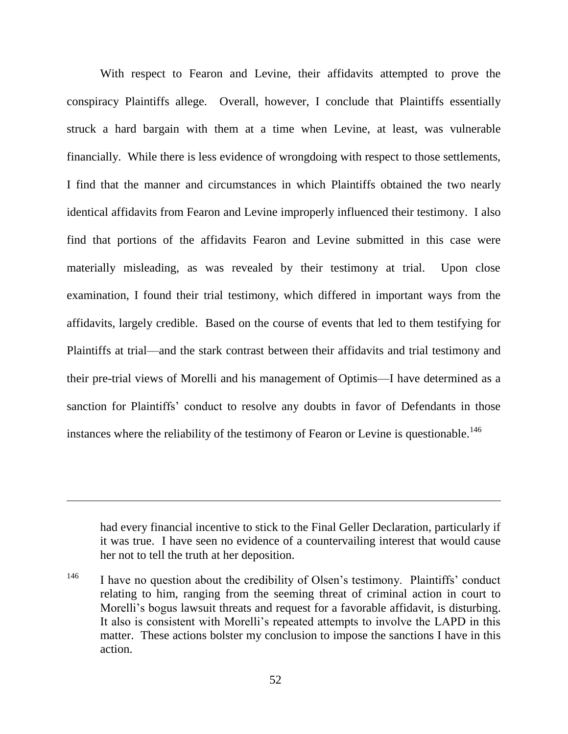With respect to Fearon and Levine, their affidavits attempted to prove the conspiracy Plaintiffs allege. Overall, however, I conclude that Plaintiffs essentially struck a hard bargain with them at a time when Levine, at least, was vulnerable financially. While there is less evidence of wrongdoing with respect to those settlements, I find that the manner and circumstances in which Plaintiffs obtained the two nearly identical affidavits from Fearon and Levine improperly influenced their testimony. I also find that portions of the affidavits Fearon and Levine submitted in this case were materially misleading, as was revealed by their testimony at trial. Upon close examination, I found their trial testimony, which differed in important ways from the affidavits, largely credible. Based on the course of events that led to them testifying for Plaintiffs at trial—and the stark contrast between their affidavits and trial testimony and their pre-trial views of Morelli and his management of Optimis—I have determined as a sanction for Plaintiffs' conduct to resolve any doubts in favor of Defendants in those instances where the reliability of the testimony of Fearon or Levine is questionable.[146]

---

had every financial incentive to stick to the Final Geller Declaration, particularly if it was true. I have seen no evidence of a countervailing interest that would cause her not to tell the truth at her deposition.

[146] I have no question about the credibility of Olsen's testimony. Plaintiffs' conduct relating to him, ranging from the seeming threat of criminal action in court to Morelli's bogus lawsuit threats and request for a favorable affidavit, is disturbing. It also is consistent with Morelli's repeated attempts to involve the LAPD in this matter. These actions bolster my conclusion to impose the sanctions I have in this action.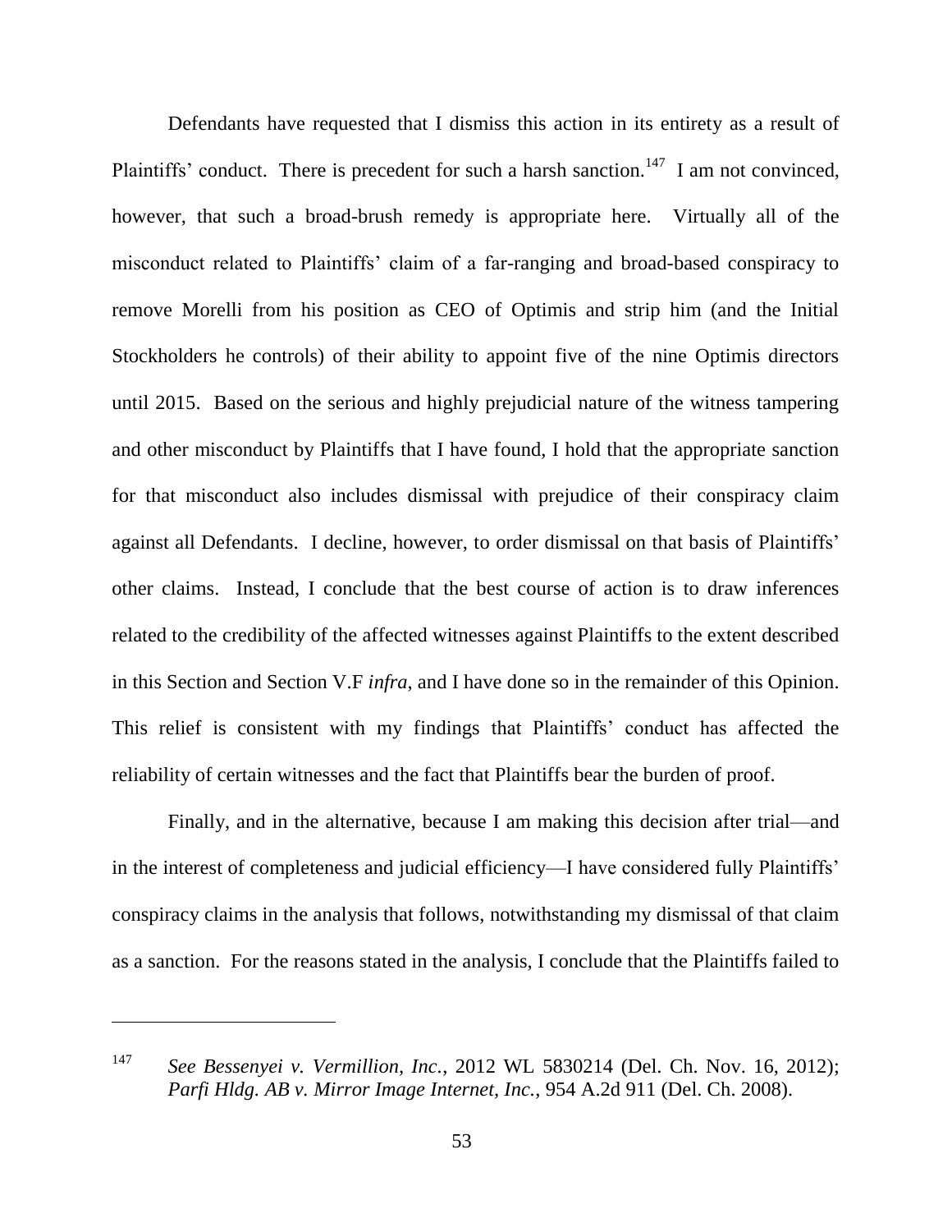Defendants have requested that I dismiss this action in its entirety as a result of Plaintiffs' conduct. There is precedent for such a harsh sanction.[147] I am not convinced, however, that such a broad-brush remedy is appropriate here. Virtually all of the misconduct related to Plaintiffs' claim of a far-ranging and broad-based conspiracy to remove Morelli from his position as CEO of Optimis and strip him (and the Initial Stockholders he controls) of their ability to appoint five of the nine Optimis directors until 2015. Based on the serious and highly prejudicial nature of the witness tampering and other misconduct by Plaintiffs that I have found, I hold that the appropriate sanction for that misconduct also includes dismissal with prejudice of their conspiracy claim against all Defendants. I decline, however, to order dismissal on that basis of Plaintiffs' other claims. Instead, I conclude that the best course of action is to draw inferences related to the credibility of the affected witnesses against Plaintiffs to the extent described in this Section and Section V.F *infra*, and I have done so in the remainder of this Opinion. This relief is consistent with my findings that Plaintiffs' conduct has affected the reliability of certain witnesses and the fact that Plaintiffs bear the burden of proof.

Finally, and in the alternative, because I am making this decision after trial—and in the interest of completeness and judicial efficiency—I have considered fully Plaintiffs' conspiracy claims in the analysis that follows, notwithstanding my dismissal of that claim as a sanction. For the reasons stated in the analysis, I conclude that the Plaintiffs failed to

---

[147] *See Bessenyei v. Vermillion, Inc.*, 2012 WL 5830214 (Del. Ch. Nov. 16, 2012); *Parfi Hldg. AB v. Mirror Image Internet, Inc.*, 954 A.2d 911 (Del. Ch. 2008).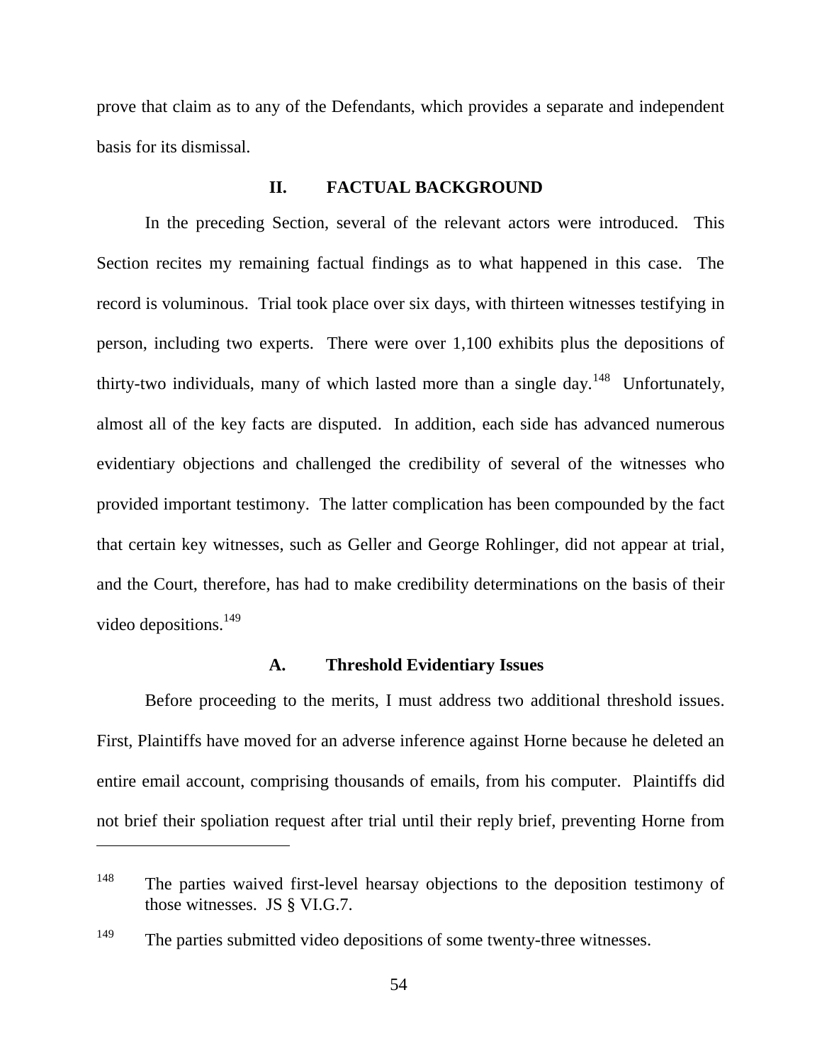prove that claim as to any of the Defendants, which provides a separate and independent basis for its dismissal.

## II. FACTUAL BACKGROUND

In the preceding Section, several of the relevant actors were introduced. This Section recites my remaining factual findings as to what happened in this case. The record is voluminous. Trial took place over six days, with thirteen witnesses testifying in person, including two experts. There were over 1,100 exhibits plus the depositions of thirty-two individuals, many of which lasted more than a single day.[148] Unfortunately, almost all of the key facts are disputed. In addition, each side has advanced numerous evidentiary objections and challenged the credibility of several of the witnesses who provided important testimony. The latter complication has been compounded by the fact that certain key witnesses, such as Geller and George Rohlinger, did not appear at trial, and the Court, therefore, has had to make credibility determinations on the basis of their video depositions.[149]

### A. Threshold Evidentiary Issues

Before proceeding to the merits, I must address two additional threshold issues. First, Plaintiffs have moved for an adverse inference against Horne because he deleted an entire email account, comprising thousands of emails, from his computer. Plaintiffs did not brief their spoliation request after trial until their reply brief, preventing Horne from

---

[148] The parties waived first-level hearsay objections to the deposition testimony of those witnesses. JS § VI.G.7.

[149] The parties submitted video depositions of some twenty-three witnesses.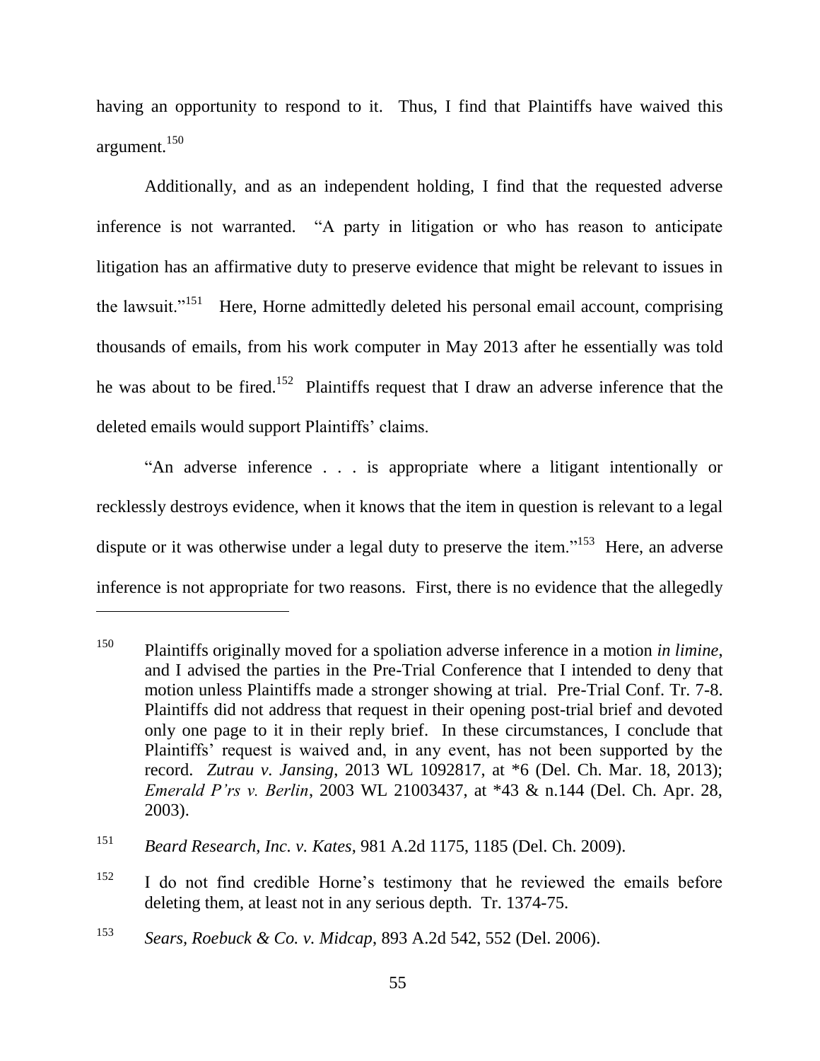having an opportunity to respond to it. Thus, I find that Plaintiffs have waived this argument.[150]

Additionally, and as an independent holding, I find that the requested adverse inference is not warranted. "A party in litigation or who has reason to anticipate litigation has an affirmative duty to preserve evidence that might be relevant to issues in the lawsuit."[151] Here, Horne admittedly deleted his personal email account, comprising thousands of emails, from his work computer in May 2013 after he essentially was told he was about to be fired.[152] Plaintiffs request that I draw an adverse inference that the deleted emails would support Plaintiffs' claims.

"An adverse inference . . . is appropriate where a litigant intentionally or recklessly destroys evidence, when it knows that the item in question is relevant to a legal dispute or it was otherwise under a legal duty to preserve the item."[153] Here, an adverse inference is not appropriate for two reasons. First, there is no evidence that the allegedly

---

[150] Plaintiffs originally moved for a spoliation adverse inference in a motion *in limine*, and I advised the parties in the Pre-Trial Conference that I intended to deny that motion unless Plaintiffs made a stronger showing at trial. Pre-Trial Conf. Tr. 7-8. Plaintiffs did not address that request in their opening post-trial brief and devoted only one page to it in their reply brief. In these circumstances, I conclude that Plaintiffs' request is waived and, in any event, has not been supported by the record. *Zutrau v. Jansing*, 2013 WL 1092817, at *6 (Del. Ch. Mar. 18, 2013); *Emerald P'rs v. Berlin*, 2003 WL 21003437, at *43 & n.144 (Del. Ch. Apr. 28, 2003).

[151] *Beard Research, Inc. v. Kates*, 981 A.2d 1175, 1185 (Del. Ch. 2009).

[152] I do not find credible Horne's testimony that he reviewed the emails before deleting them, at least not in any serious depth. Tr. 1374-75.

[153] *Sears, Roebuck & Co. v. Midcap*, 893 A.2d 542, 552 (Del. 2006).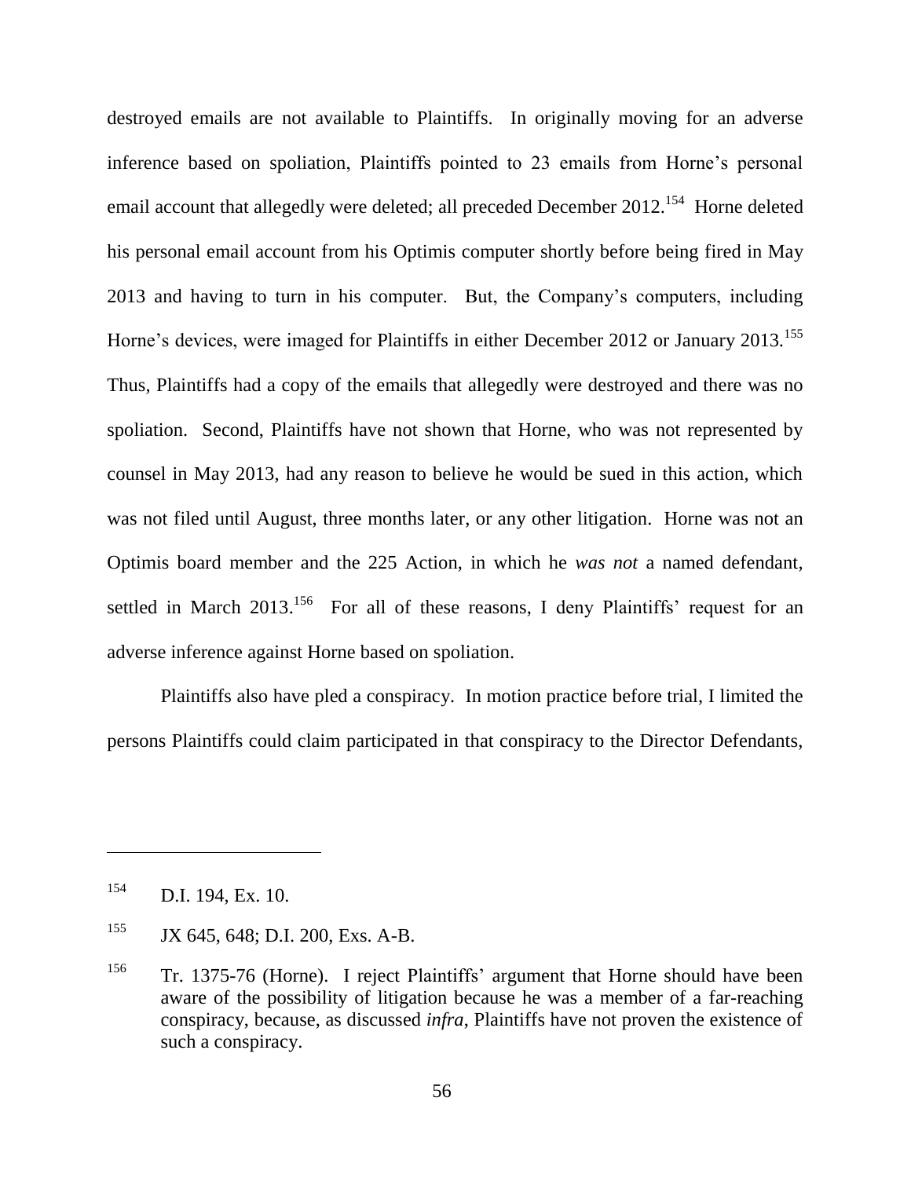destroyed emails are not available to Plaintiffs. In originally moving for an adverse inference based on spoliation, Plaintiffs pointed to 23 emails from Horne's personal email account that allegedly were deleted; all preceded December 2012.[154] Horne deleted his personal email account from his Optimis computer shortly before being fired in May 2013 and having to turn in his computer. But, the Company's computers, including Horne's devices, were imaged for Plaintiffs in either December 2012 or January 2013.[155] Thus, Plaintiffs had a copy of the emails that allegedly were destroyed and there was no spoliation. Second, Plaintiffs have not shown that Horne, who was not represented by counsel in May 2013, had any reason to believe he would be sued in this action, which was not filed until August, three months later, or any other litigation. Horne was not an Optimis board member and the 225 Action, in which he *was not* a named defendant, settled in March 2013.[156] For all of these reasons, I deny Plaintiffs' request for an adverse inference against Horne based on spoliation.

Plaintiffs also have pled a conspiracy. In motion practice before trial, I limited the persons Plaintiffs could claim participated in that conspiracy to the Director Defendants,

---

[154] D.I. 194, Ex. 10.

[155] JX 645, 648; D.I. 200, Exs. A-B.

[156] Tr. 1375-76 (Horne). I reject Plaintiffs' argument that Horne should have been aware of the possibility of litigation because he was a member of a far-reaching conspiracy, because, as discussed *infra*, Plaintiffs have not proven the existence of such a conspiracy.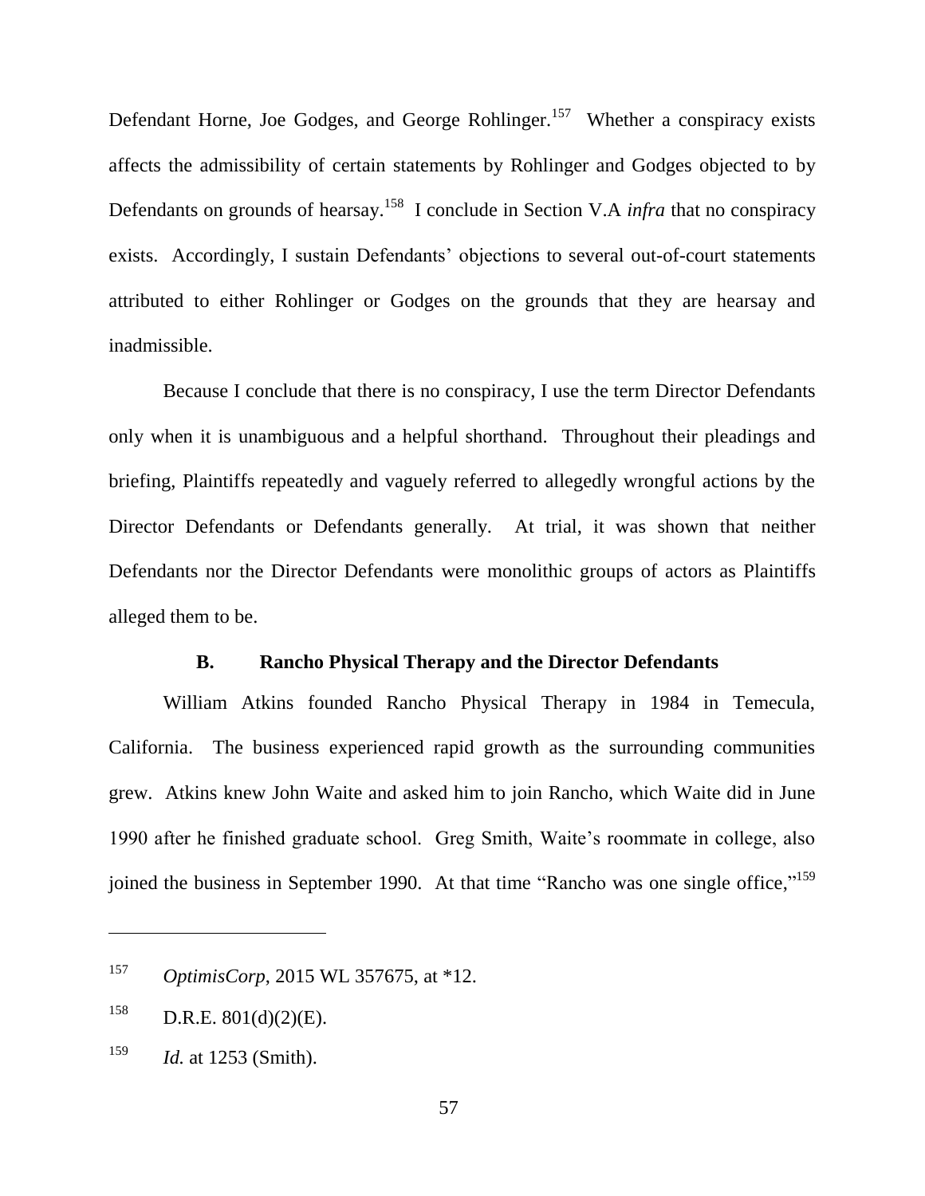Defendant Horne, Joe Godges, and George Rohlinger.[157] Whether a conspiracy exists affects the admissibility of certain statements by Rohlinger and Godges objected to by Defendants on grounds of hearsay.[158] I conclude in Section V.A *infra* that no conspiracy exists. Accordingly, I sustain Defendants' objections to several out-of-court statements attributed to either Rohlinger or Godges on the grounds that they are hearsay and inadmissible.

Because I conclude that there is no conspiracy, I use the term Director Defendants only when it is unambiguous and a helpful shorthand. Throughout their pleadings and briefing, Plaintiffs repeatedly and vaguely referred to allegedly wrongful actions by the Director Defendants or Defendants generally. At trial, it was shown that neither Defendants nor the Director Defendants were monolithic groups of actors as Plaintiffs alleged them to be.

### B. Rancho Physical Therapy and the Director Defendants

William Atkins founded Rancho Physical Therapy in 1984 in Temecula, California. The business experienced rapid growth as the surrounding communities grew. Atkins knew John Waite and asked him to join Rancho, which Waite did in June 1990 after he finished graduate school. Greg Smith, Waite's roommate in college, also joined the business in September 1990. At that time "Rancho was one single office,"[159]

---

[157] *OptimisCorp*, 2015 WL 357675, at *12.

[158] D.R.E. 801(d)(2)(E).

[159] *Id.* at 1253 (Smith).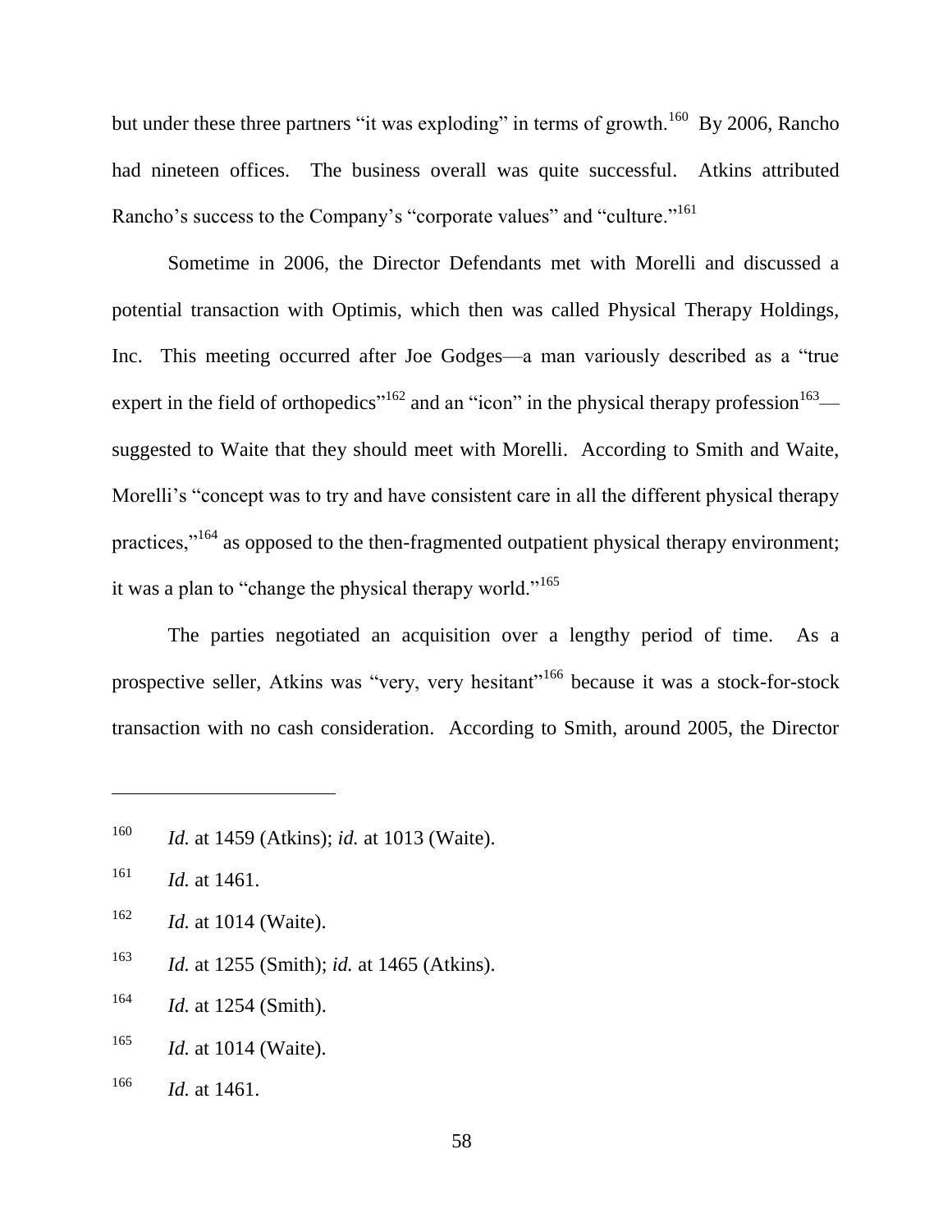but under these three partners "it was exploding" in terms of growth.[160] By 2006, Rancho had nineteen offices. The business overall was quite successful. Atkins attributed Rancho's success to the Company's "corporate values" and "culture."[161]

Sometime in 2006, the Director Defendants met with Morelli and discussed a potential transaction with Optimis, which then was called Physical Therapy Holdings, Inc. This meeting occurred after Joe Godges—a man variously described as a "true expert in the field of orthopedics"[162] and an "icon" in the physical therapy profession[163]—suggested to Waite that they should meet with Morelli. According to Smith and Waite, Morelli's "concept was to try and have consistent care in all the different physical therapy practices,"[164] as opposed to the then-fragmented outpatient physical therapy environment; it was a plan to "change the physical therapy world."[165]

The parties negotiated an acquisition over a lengthy period of time. As a prospective seller, Atkins was "very, very hesitant"[166] because it was a stock-for-stock transaction with no cash consideration. According to Smith, around 2005, the Director

---

[160] *Id.* at 1459 (Atkins); *id.* at 1013 (Waite).

[161] *Id.* at 1461.

[162] *Id.* at 1014 (Waite).

[163] *Id.* at 1255 (Smith); *id.* at 1465 (Atkins).

[164] *Id.* at 1254 (Smith).

[165] *Id.* at 1014 (Waite).

[166] *Id.* at 1461.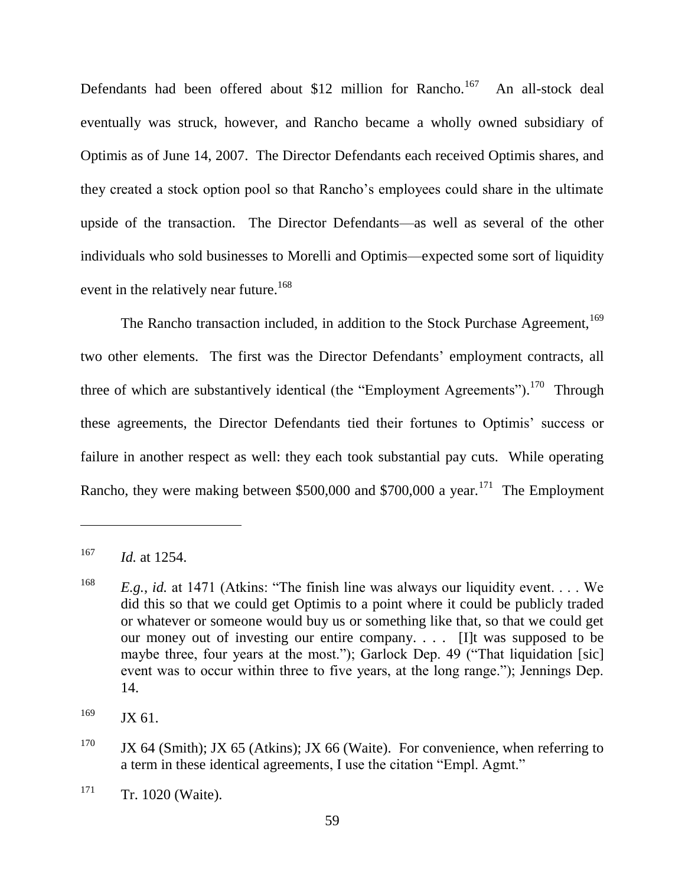Defendants had been offered about $12 million for Rancho.[167] An all-stock deal eventually was struck, however, and Rancho became a wholly owned subsidiary of Optimis as of June 14, 2007. The Director Defendants each received Optimis shares, and they created a stock option pool so that Rancho's employees could share in the ultimate upside of the transaction. The Director Defendants—as well as several of the other individuals who sold businesses to Morelli and Optimis—expected some sort of liquidity event in the relatively near future.[168]

The Rancho transaction included, in addition to the Stock Purchase Agreement,[169] two other elements. The first was the Director Defendants' employment contracts, all three of which are substantively identical (the "Employment Agreements").[170] Through these agreements, the Director Defendants tied their fortunes to Optimis' success or failure in another respect as well: they each took substantial pay cuts. While operating Rancho, they were making between $500,000 and $700,000 a year.[171] The Employment

---

[167] *Id.* at 1254.

[168] *E.g.*, *id.* at 1471 (Atkins: "The finish line was always our liquidity event. . . . We did this so that we could get Optimis to a point where it could be publicly traded or whatever or someone would buy us or something like that, so that we could get our money out of investing our entire company. . . . [I]t was supposed to be maybe three, four years at the most."); Garlock Dep. 49 ("That liquidation [sic] event was to occur within three to five years, at the long range."); Jennings Dep. 14.

[169] JX 61.

[170] JX 64 (Smith); JX 65 (Atkins); JX 66 (Waite). For convenience, when referring to a term in these identical agreements, I use the citation "Empl. Agmt."

[171] Tr. 1020 (Waite).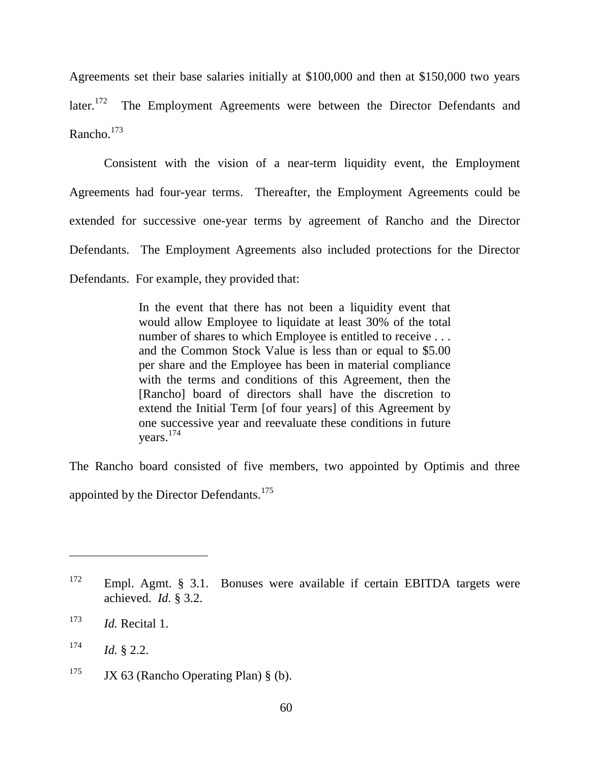Agreements set their base salaries initially at $100,000 and then at $150,000 two years later.[172] The Employment Agreements were between the Director Defendants and Rancho.[173]

Consistent with the vision of a near-term liquidity event, the Employment Agreements had four-year terms. Thereafter, the Employment Agreements could be extended for successive one-year terms by agreement of Rancho and the Director Defendants. The Employment Agreements also included protections for the Director Defendants. For example, they provided that:

> In the event that there has not been a liquidity event that would allow Employee to liquidate at least 30% of the total number of shares to which Employee is entitled to receive . . . and the Common Stock Value is less than or equal to $5.00 per share and the Employee has been in material compliance with the terms and conditions of this Agreement, then the [Rancho] board of directors shall have the discretion to extend the Initial Term [of four years] of this Agreement by one successive year and reevaluate these conditions in future years.[174]

The Rancho board consisted of five members, two appointed by Optimis and three appointed by the Director Defendants.[175]

---

[172] Empl. Agmt. § 3.1. Bonuses were available if certain EBITDA targets were achieved. *Id.* § 3.2.

[173] *Id.* Recital 1.

[174] *Id.* § 2.2.

[175] JX 63 (Rancho Operating Plan) § (b).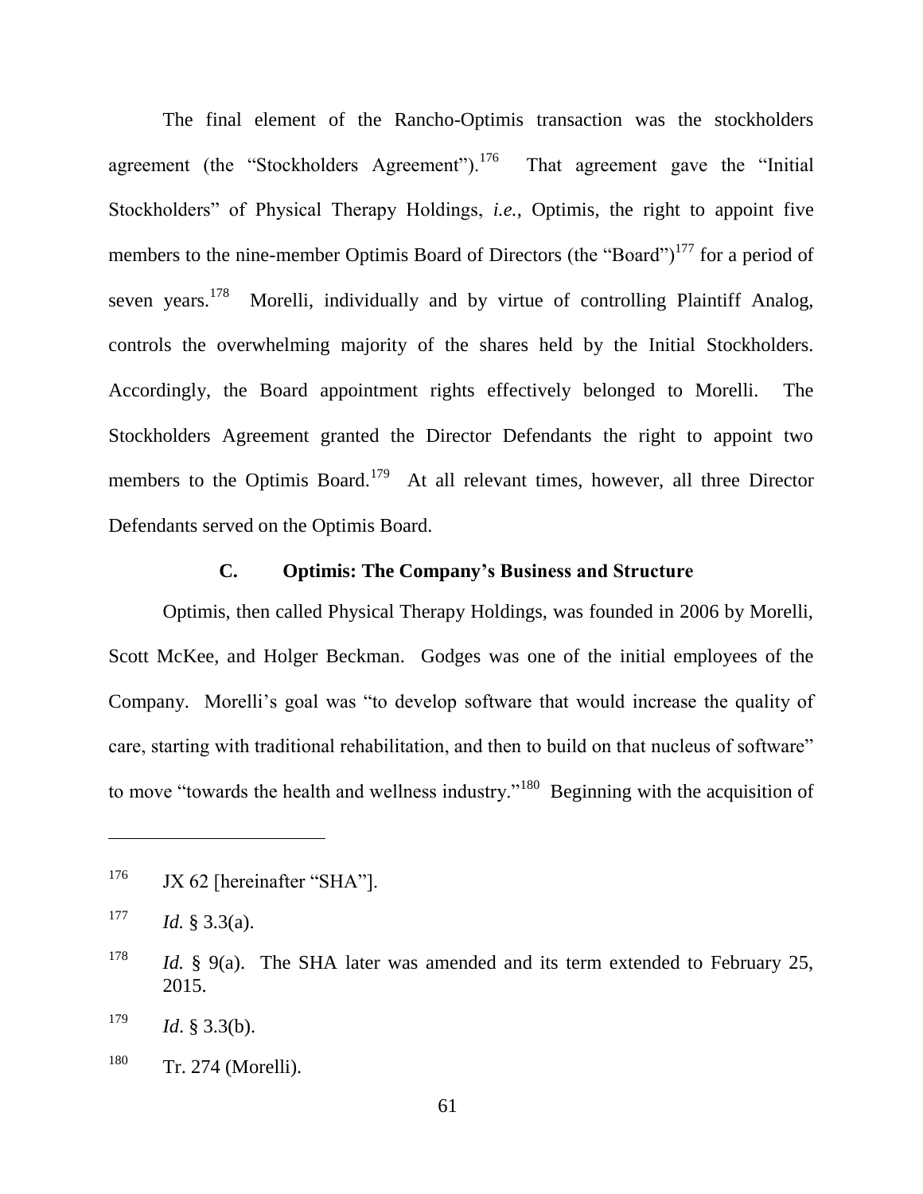The final element of the Rancho-Optimis transaction was the stockholders agreement (the "Stockholders Agreement").[176] That agreement gave the "Initial Stockholders" of Physical Therapy Holdings, *i.e.*, Optimis, the right to appoint five members to the nine-member Optimis Board of Directors (the "Board")[177] for a period of seven years.[178] Morelli, individually and by virtue of controlling Plaintiff Analog, controls the overwhelming majority of the shares held by the Initial Stockholders. Accordingly, the Board appointment rights effectively belonged to Morelli. The Stockholders Agreement granted the Director Defendants the right to appoint two members to the Optimis Board.[179] At all relevant times, however, all three Director Defendants served on the Optimis Board.

### C. Optimis: The Company's Business and Structure

Optimis, then called Physical Therapy Holdings, was founded in 2006 by Morelli, Scott McKee, and Holger Beckman. Godges was one of the initial employees of the Company. Morelli's goal was "to develop software that would increase the quality of care, starting with traditional rehabilitation, and then to build on that nucleus of software" to move "towards the health and wellness industry."[180] Beginning with the acquisition of

---

[176] JX 62 [hereinafter "SHA"].

[177] *Id.* § 3.3(a).

[178] *Id.* § 9(a). The SHA later was amended and its term extended to February 25, 2015.

[179] *Id.* § 3.3(b).

[180] Tr. 274 (Morelli).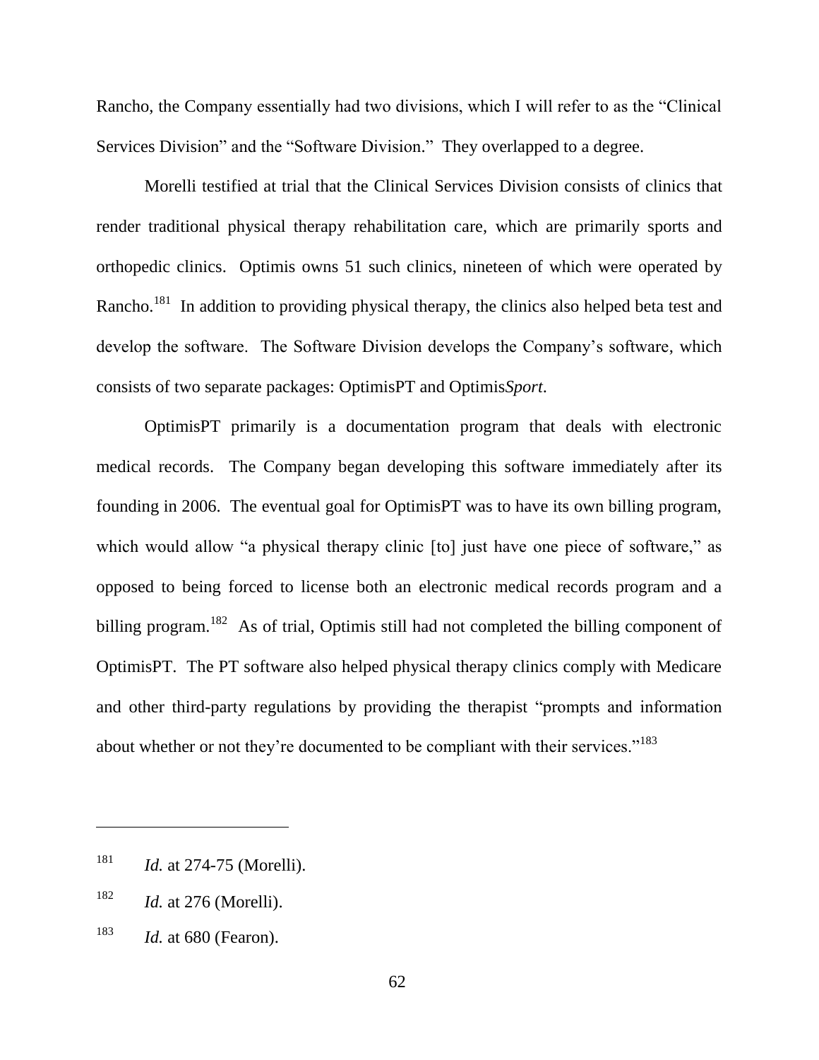Rancho, the Company essentially had two divisions, which I will refer to as the "Clinical Services Division" and the "Software Division." They overlapped to a degree.

Morelli testified at trial that the Clinical Services Division consists of clinics that render traditional physical therapy rehabilitation care, which are primarily sports and orthopedic clinics. Optimis owns 51 such clinics, nineteen of which were operated by Rancho.[181] In addition to providing physical therapy, the clinics also helped beta test and develop the software. The Software Division develops the Company's software, which consists of two separate packages: OptimisPT and Optimis*Sport*.

OptimisPT primarily is a documentation program that deals with electronic medical records. The Company began developing this software immediately after its founding in 2006. The eventual goal for OptimisPT was to have its own billing program, which would allow "a physical therapy clinic [to] just have one piece of software," as opposed to being forced to license both an electronic medical records program and a billing program.[182] As of trial, Optimis still had not completed the billing component of OptimisPT. The PT software also helped physical therapy clinics comply with Medicare and other third-party regulations by providing the therapist "prompts and information about whether or not they're documented to be compliant with their services."[183]

---

[181] *Id.* at 274-75 (Morelli).

[182] *Id.* at 276 (Morelli).

[183] *Id.* at 680 (Fearon).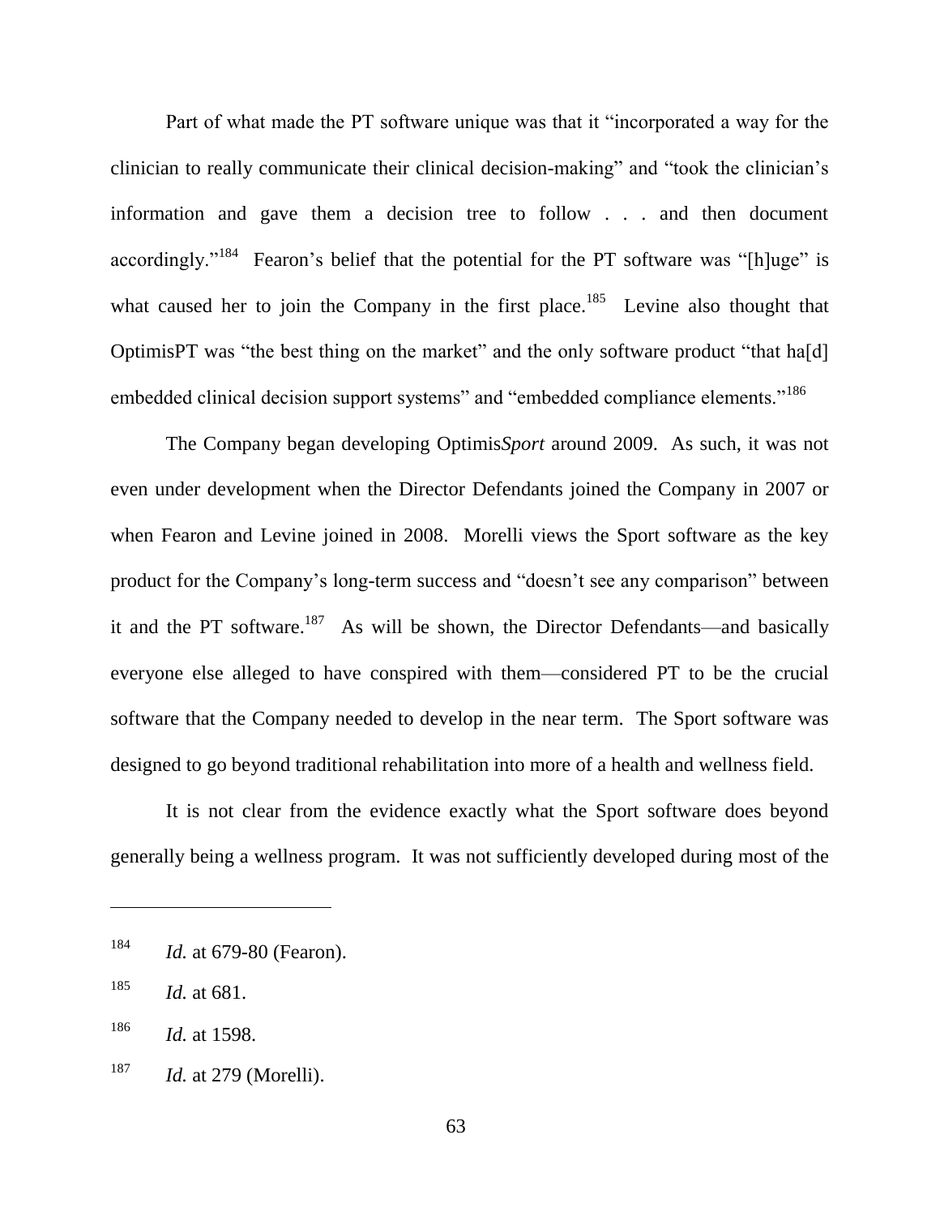Part of what made the PT software unique was that it "incorporated a way for the clinician to really communicate their clinical decision-making" and "took the clinician's information and gave them a decision tree to follow . . . and then document accordingly."[184] Fearon's belief that the potential for the PT software was "[h]uge" is what caused her to join the Company in the first place.[185] Levine also thought that OptimisPT was "the best thing on the market" and the only software product "that ha[d] embedded clinical decision support systems" and "embedded compliance elements."[186]

The Company began developing Optimis*Sport* around 2009. As such, it was not even under development when the Director Defendants joined the Company in 2007 or when Fearon and Levine joined in 2008. Morelli views the Sport software as the key product for the Company's long-term success and "doesn't see any comparison" between it and the PT software.[187] As will be shown, the Director Defendants—and basically everyone else alleged to have conspired with them—considered PT to be the crucial software that the Company needed to develop in the near term. The Sport software was designed to go beyond traditional rehabilitation into more of a health and wellness field.

It is not clear from the evidence exactly what the Sport software does beyond generally being a wellness program. It was not sufficiently developed during most of the

---

[184] *Id.* at 679-80 (Fearon).

[185] *Id.* at 681.

[186] *Id.* at 1598.

[187] *Id.* at 279 (Morelli).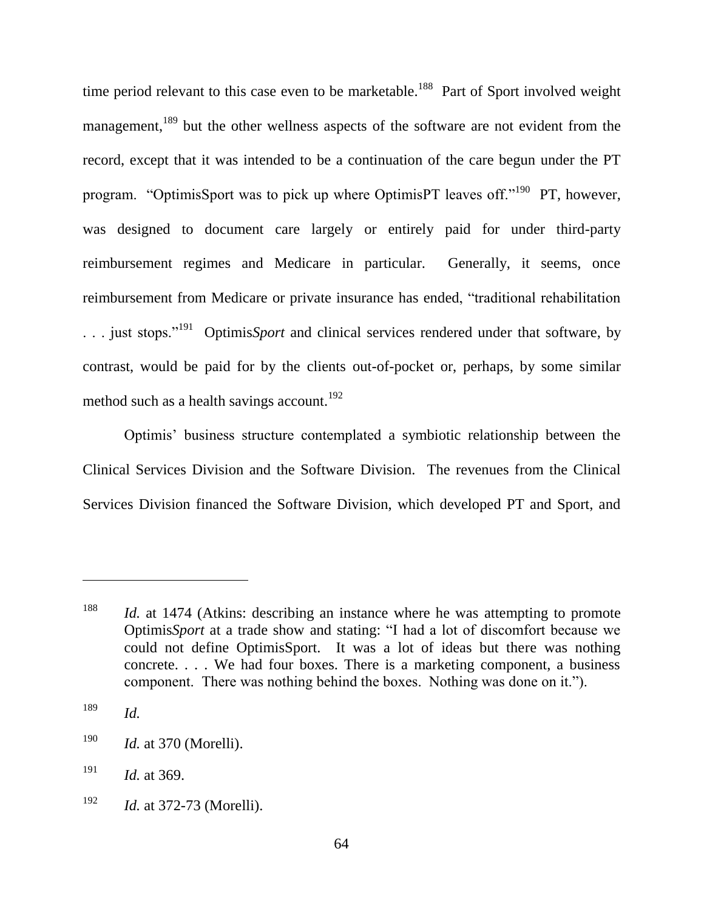time period relevant to this case even to be marketable.[188] Part of Sport involved weight management,[189] but the other wellness aspects of the software are not evident from the record, except that it was intended to be a continuation of the care begun under the PT program. "OptimisSport was to pick up where OptimisPT leaves off."[190] PT, however, was designed to document care largely or entirely paid for under third-party reimbursement regimes and Medicare in particular. Generally, it seems, once reimbursement from Medicare or private insurance has ended, "traditional rehabilitation . . . just stops."[191] Optimis*Sport* and clinical services rendered under that software, by contrast, would be paid for by the clients out-of-pocket or, perhaps, by some similar method such as a health savings account.[192]

Optimis' business structure contemplated a symbiotic relationship between the Clinical Services Division and the Software Division. The revenues from the Clinical Services Division financed the Software Division, which developed PT and Sport, and

---

[188] *Id.* at 1474 (Atkins: describing an instance where he was attempting to promote Optimis*Sport* at a trade show and stating: "I had a lot of discomfort because we could not define OptimisSport. It was a lot of ideas but there was nothing concrete. . . . We had four boxes. There is a marketing component, a business component. There was nothing behind the boxes. Nothing was done on it.").

[189] *Id.*

[190] *Id.* at 370 (Morelli).

[191] *Id.* at 369.

[192] *Id.* at 372-73 (Morelli).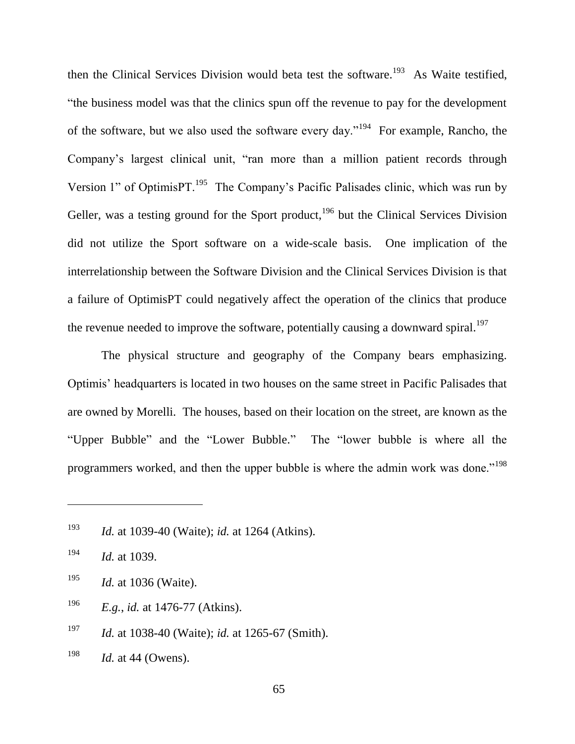then the Clinical Services Division would beta test the software.[193] As Waite testified, "the business model was that the clinics spun off the revenue to pay for the development of the software, but we also used the software every day."[194] For example, Rancho, the Company's largest clinical unit, "ran more than a million patient records through Version 1" of OptimisPT.[195] The Company's Pacific Palisades clinic, which was run by Geller, was a testing ground for the Sport product,[196] but the Clinical Services Division did not utilize the Sport software on a wide-scale basis. One implication of the interrelationship between the Software Division and the Clinical Services Division is that a failure of OptimisPT could negatively affect the operation of the clinics that produce the revenue needed to improve the software, potentially causing a downward spiral.[197]

The physical structure and geography of the Company bears emphasizing. Optimis' headquarters is located in two houses on the same street in Pacific Palisades that are owned by Morelli. The houses, based on their location on the street, are known as the "Upper Bubble" and the "Lower Bubble." The "lower bubble is where all the programmers worked, and then the upper bubble is where the admin work was done."[198]

---

[193] *Id.* at 1039-40 (Waite); *id.* at 1264 (Atkins).

[194] *Id.* at 1039.

[195] *Id.* at 1036 (Waite).

[196] *E.g.*, *id.* at 1476-77 (Atkins).

[197] *Id.* at 1038-40 (Waite); *id.* at 1265-67 (Smith).

[198] *Id.* at 44 (Owens).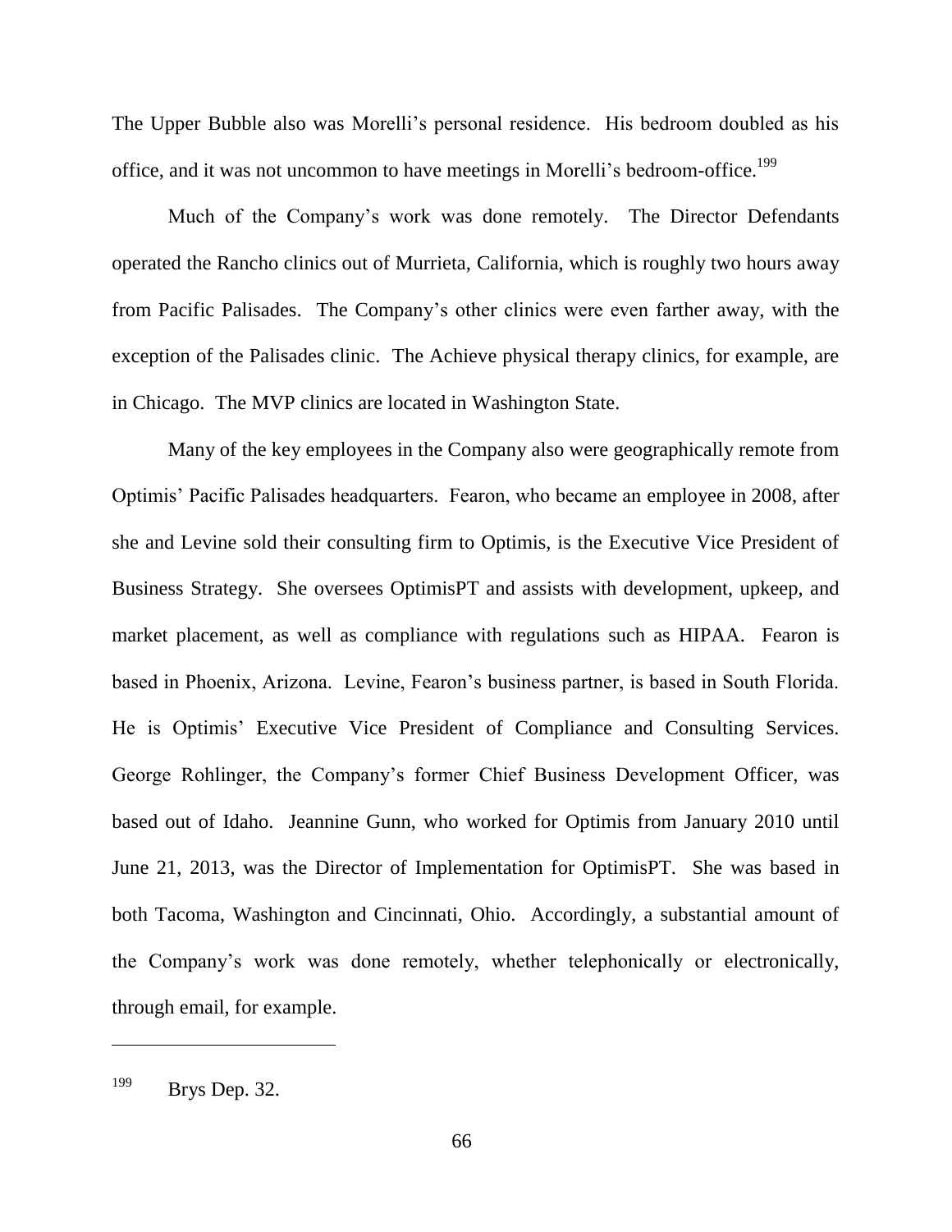The Upper Bubble also was Morelli's personal residence. His bedroom doubled as his office, and it was not uncommon to have meetings in Morelli's bedroom-office.[199]

Much of the Company's work was done remotely. The Director Defendants operated the Rancho clinics out of Murrieta, California, which is roughly two hours away from Pacific Palisades. The Company's other clinics were even farther away, with the exception of the Palisades clinic. The Achieve physical therapy clinics, for example, are in Chicago. The MVP clinics are located in Washington State.

Many of the key employees in the Company also were geographically remote from Optimis' Pacific Palisades headquarters. Fearon, who became an employee in 2008, after she and Levine sold their consulting firm to Optimis, is the Executive Vice President of Business Strategy. She oversees OptimisPT and assists with development, upkeep, and market placement, as well as compliance with regulations such as HIPAA. Fearon is based in Phoenix, Arizona. Levine, Fearon's business partner, is based in South Florida. He is Optimis' Executive Vice President of Compliance and Consulting Services. George Rohlinger, the Company's former Chief Business Development Officer, was based out of Idaho. Jeannine Gunn, who worked for Optimis from January 2010 until June 21, 2013, was the Director of Implementation for OptimisPT. She was based in both Tacoma, Washington and Cincinnati, Ohio. Accordingly, a substantial amount of the Company's work was done remotely, whether telephonically or electronically, through email, for example.

---

[199] Brys Dep. 32.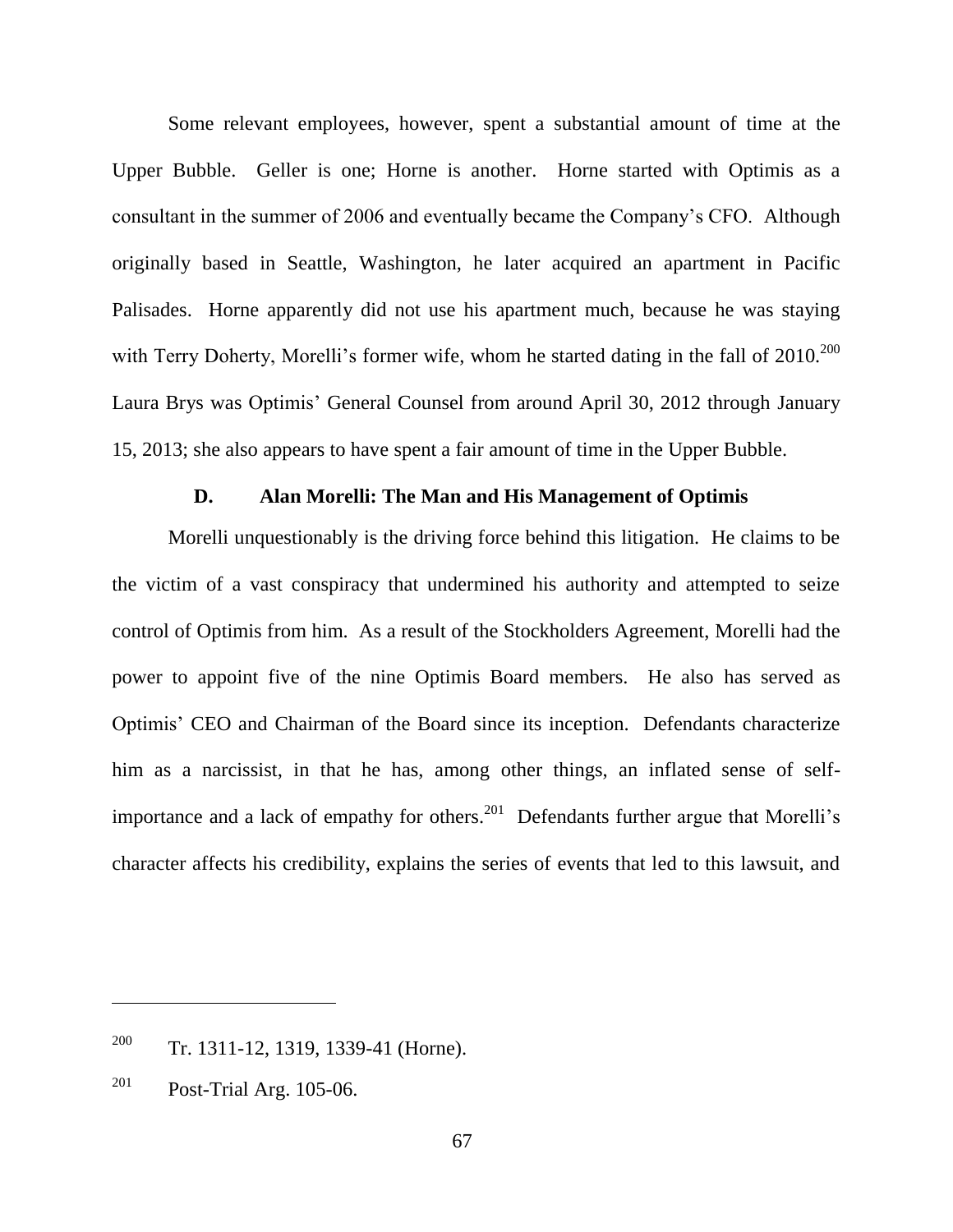Some relevant employees, however, spent a substantial amount of time at the Upper Bubble. Geller is one; Horne is another. Horne started with Optimis as a consultant in the summer of 2006 and eventually became the Company's CFO. Although originally based in Seattle, Washington, he later acquired an apartment in Pacific Palisades. Horne apparently did not use his apartment much, because he was staying with Terry Doherty, Morelli's former wife, whom he started dating in the fall of 2010.[200] Laura Brys was Optimis' General Counsel from around April 30, 2012 through January 15, 2013; she also appears to have spent a fair amount of time in the Upper Bubble.

### D. Alan Morelli: The Man and His Management of Optimis

Morelli unquestionably is the driving force behind this litigation. He claims to be the victim of a vast conspiracy that undermined his authority and attempted to seize control of Optimis from him. As a result of the Stockholders Agreement, Morelli had the power to appoint five of the nine Optimis Board members. He also has served as Optimis' CEO and Chairman of the Board since its inception. Defendants characterize him as a narcissist, in that he has, among other things, an inflated sense of self-importance and a lack of empathy for others.[201] Defendants further argue that Morelli's character affects his credibility, explains the series of events that led to this lawsuit, and

---

[200] Tr. 1311-12, 1319, 1339-41 (Horne).

[201] Post-Trial Arg. 105-06.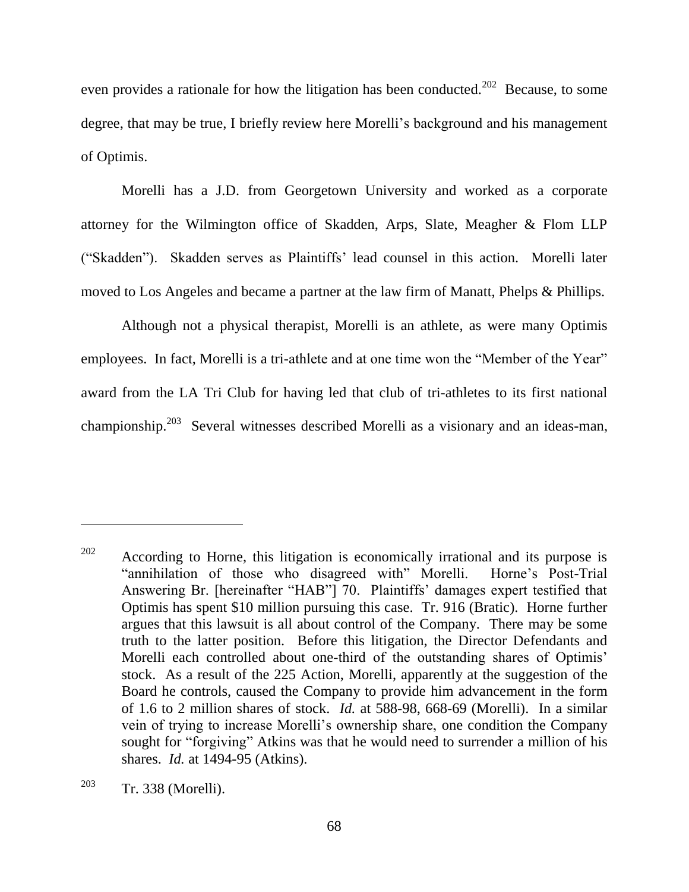even provides a rationale for how the litigation has been conducted.[202] Because, to some degree, that may be true, I briefly review here Morelli's background and his management of Optimis.

Morelli has a J.D. from Georgetown University and worked as a corporate attorney for the Wilmington office of Skadden, Arps, Slate, Meagher & Flom LLP ("Skadden"). Skadden serves as Plaintiffs' lead counsel in this action. Morelli later moved to Los Angeles and became a partner at the law firm of Manatt, Phelps & Phillips.

Although not a physical therapist, Morelli is an athlete, as were many Optimis employees. In fact, Morelli is a tri-athlete and at one time won the "Member of the Year" award from the LA Tri Club for having led that club of tri-athletes to its first national championship.[203] Several witnesses described Morelli as a visionary and an ideas-man,

---

[202] According to Horne, this litigation is economically irrational and its purpose is "annihilation of those who disagreed with" Morelli. Horne's Post-Trial Answering Br. [hereinafter "HAB"] 70. Plaintiffs' damages expert testified that Optimis has spent $10 million pursuing this case. Tr. 916 (Bratic). Horne further argues that this lawsuit is all about control of the Company. There may be some truth to the latter position. Before this litigation, the Director Defendants and Morelli each controlled about one-third of the outstanding shares of Optimis' stock. As a result of the 225 Action, Morelli, apparently at the suggestion of the Board he controls, caused the Company to provide him advancement in the form of 1.6 to 2 million shares of stock. *Id.* at 588-98, 668-69 (Morelli). In a similar vein of trying to increase Morelli's ownership share, one condition the Company sought for "forgiving" Atkins was that he would need to surrender a million of his shares. *Id.* at 1494-95 (Atkins).

[203] Tr. 338 (Morelli).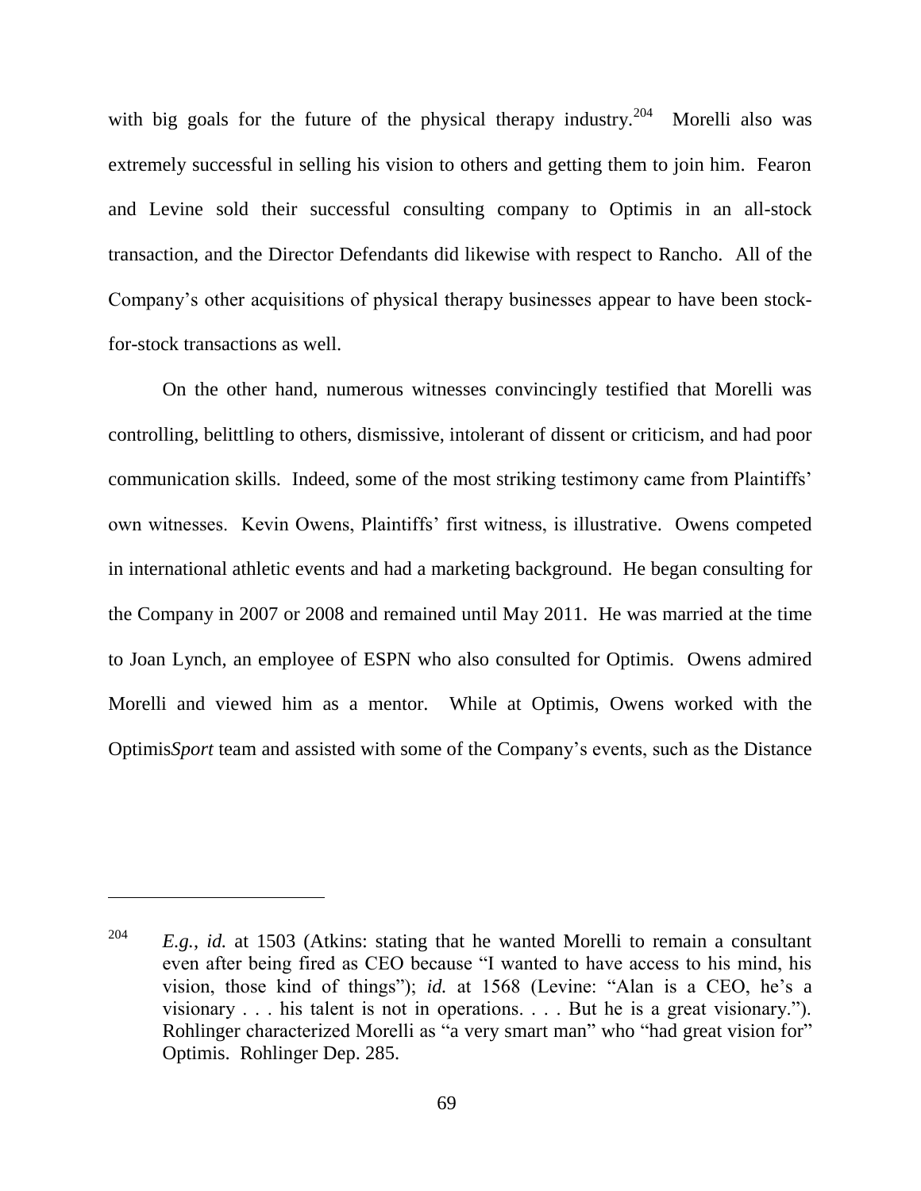with big goals for the future of the physical therapy industry.[204] Morelli also was extremely successful in selling his vision to others and getting them to join him. Fearon and Levine sold their successful consulting company to Optimis in an all-stock transaction, and the Director Defendants did likewise with respect to Rancho. All of the Company's other acquisitions of physical therapy businesses appear to have been stock-for-stock transactions as well.

On the other hand, numerous witnesses convincingly testified that Morelli was controlling, belittling to others, dismissive, intolerant of dissent or criticism, and had poor communication skills. Indeed, some of the most striking testimony came from Plaintiffs' own witnesses. Kevin Owens, Plaintiffs' first witness, is illustrative. Owens competed in international athletic events and had a marketing background. He began consulting for the Company in 2007 or 2008 and remained until May 2011. He was married at the time to Joan Lynch, an employee of ESPN who also consulted for Optimis. Owens admired Morelli and viewed him as a mentor. While at Optimis, Owens worked with the Optimis*Sport* team and assisted with some of the Company's events, such as the Distance

---

[204] *E.g.*, *id.* at 1503 (Atkins: stating that he wanted Morelli to remain a consultant even after being fired as CEO because "I wanted to have access to his mind, his vision, those kind of things"); *id.* at 1568 (Levine: "Alan is a CEO, he's a visionary . . . his talent is not in operations. . . . But he is a great visionary."). Rohlinger characterized Morelli as "a very smart man" who "had great vision for" Optimis. Rohlinger Dep. 285.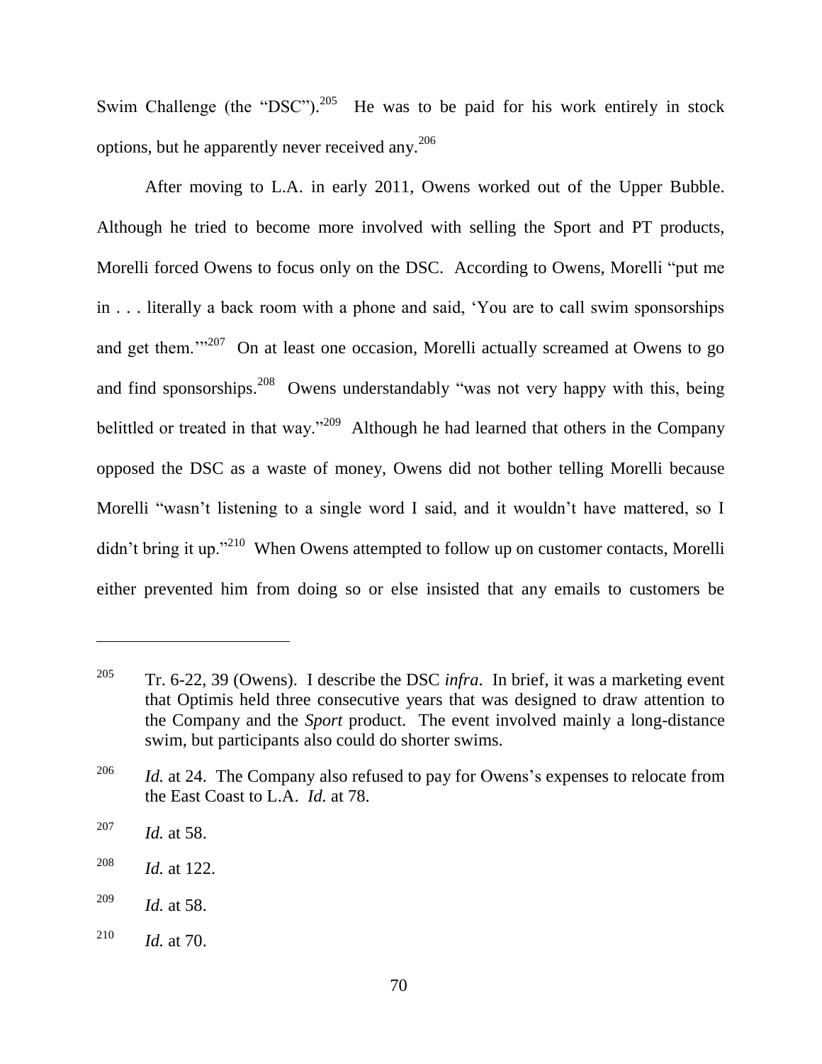Swim Challenge (the "DSC").[205] He was to be paid for his work entirely in stock options, but he apparently never received any.[206]

After moving to L.A. in early 2011, Owens worked out of the Upper Bubble. Although he tried to become more involved with selling the Sport and PT products, Morelli forced Owens to focus only on the DSC. According to Owens, Morelli "put me in . . . literally a back room with a phone and said, 'You are to call swim sponsorships and get them.'"[207] On at least one occasion, Morelli actually screamed at Owens to go and find sponsorships.[208] Owens understandably "was not very happy with this, being belittled or treated in that way."[209] Although he had learned that others in the Company opposed the DSC as a waste of money, Owens did not bother telling Morelli because Morelli "wasn't listening to a single word I said, and it wouldn't have mattered, so I didn't bring it up."[210] When Owens attempted to follow up on customer contacts, Morelli either prevented him from doing so or else insisted that any emails to customers be

---

[205] Tr. 6-22, 39 (Owens). I describe the DSC *infra*. In brief, it was a marketing event that Optimis held three consecutive years that was designed to draw attention to the Company and the *Sport* product. The event involved mainly a long-distance swim, but participants also could do shorter swims.

[206] *Id.* at 24. The Company also refused to pay for Owens's expenses to relocate from the East Coast to L.A. *Id.* at 78.

[207] *Id.* at 58.

[208] *Id.* at 122.

[209] *Id.* at 58.

[210] *Id.* at 70.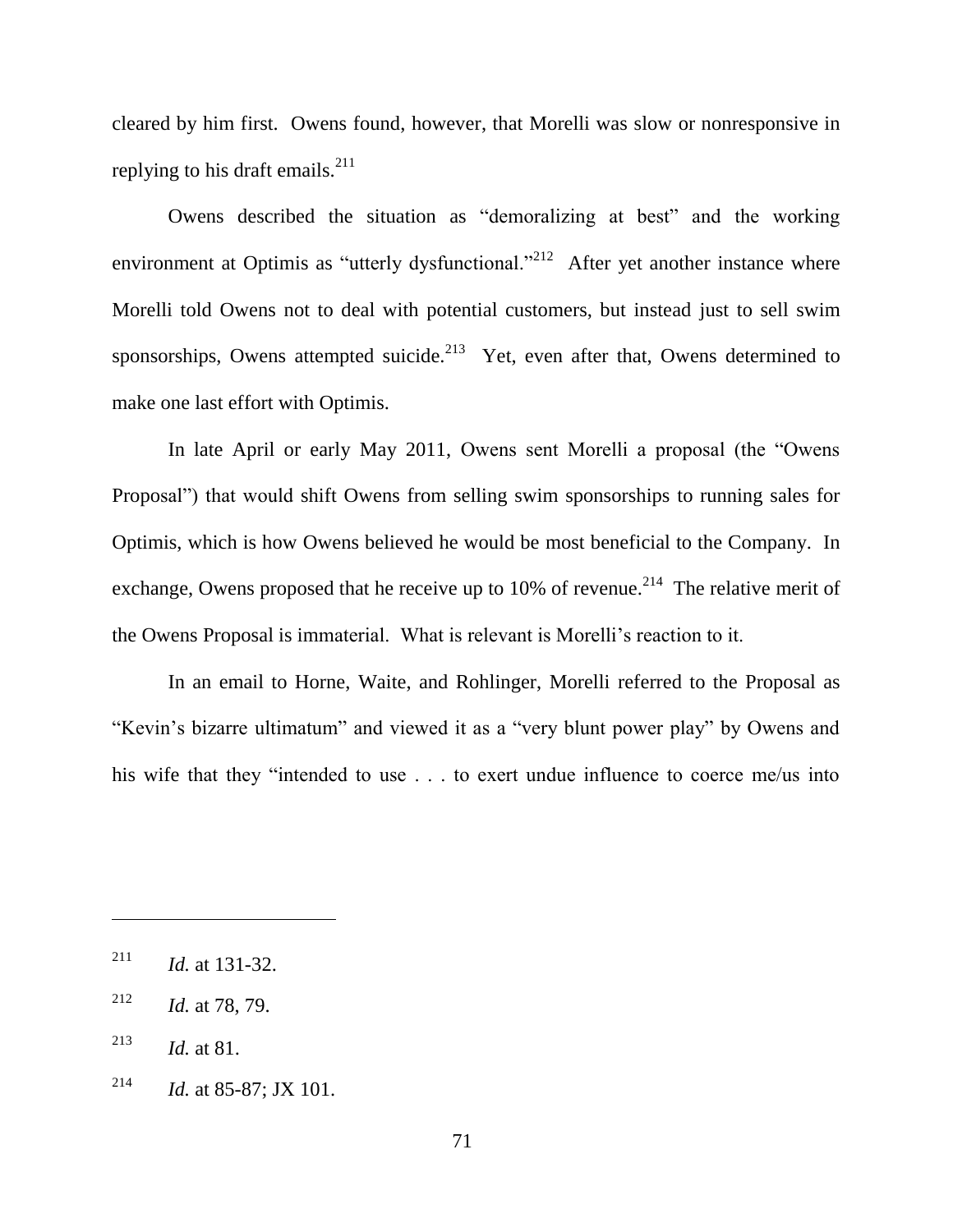cleared by him first. Owens found, however, that Morelli was slow or nonresponsive in replying to his draft emails.[211]

Owens described the situation as "demoralizing at best" and the working environment at Optimis as "utterly dysfunctional."[212] After yet another instance where Morelli told Owens not to deal with potential customers, but instead just to sell swim sponsorships, Owens attempted suicide.[213] Yet, even after that, Owens determined to make one last effort with Optimis.

In late April or early May 2011, Owens sent Morelli a proposal (the "Owens Proposal") that would shift Owens from selling swim sponsorships to running sales for Optimis, which is how Owens believed he would be most beneficial to the Company. In exchange, Owens proposed that he receive up to 10% of revenue.[214] The relative merit of the Owens Proposal is immaterial. What is relevant is Morelli's reaction to it.

In an email to Horne, Waite, and Rohlinger, Morelli referred to the Proposal as "Kevin's bizarre ultimatum" and viewed it as a "very blunt power play" by Owens and his wife that they "intended to use . . . to exert undue influence to coerce me/us into

---

[211] *Id.* at 131-32.

[212] *Id.* at 78, 79.

[213] *Id.* at 81.

[214] *Id.* at 85-87; JX 101.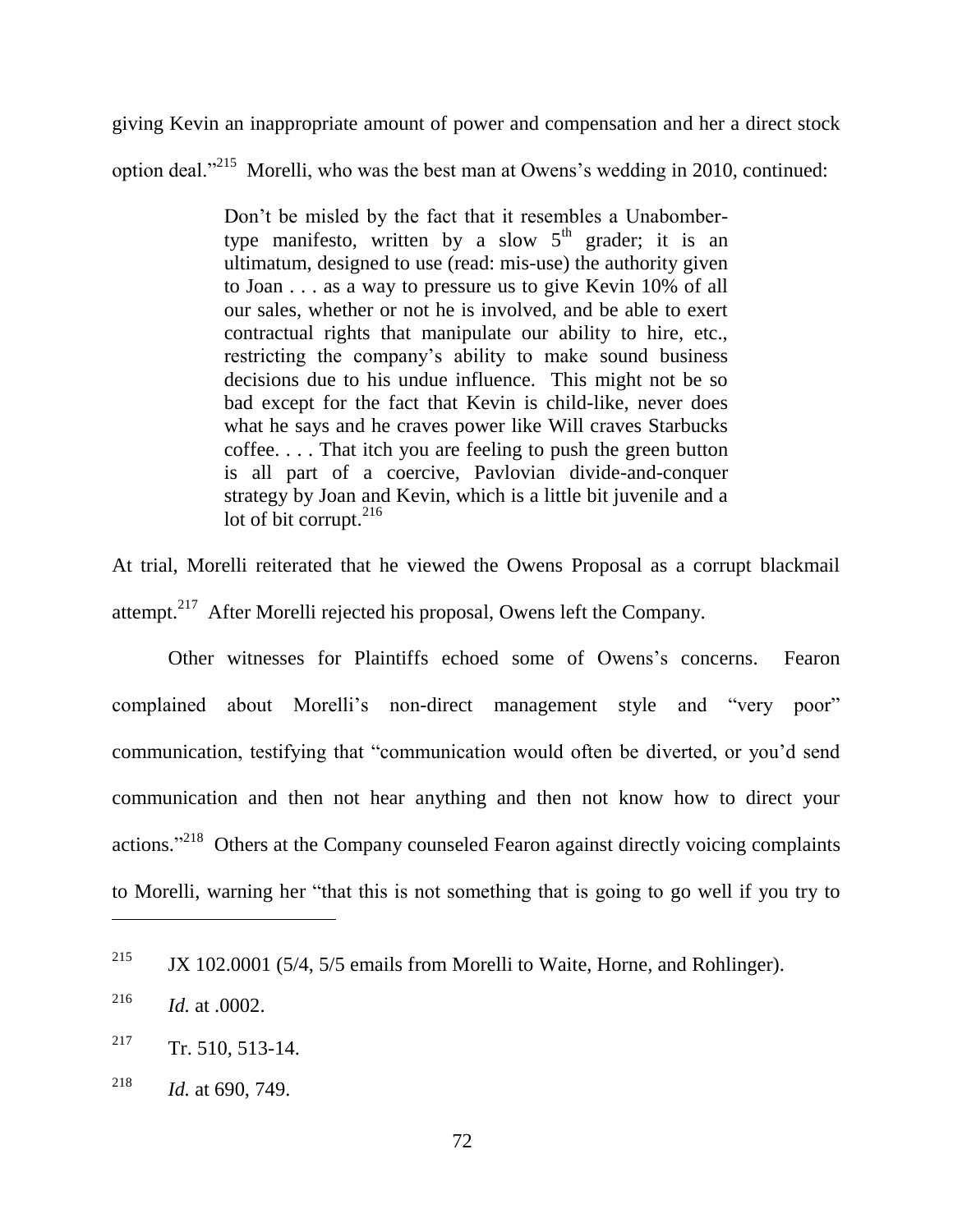giving Kevin an inappropriate amount of power and compensation and her a direct stock option deal."[215] Morelli, who was the best man at Owens's wedding in 2010, continued:

> Don't be misled by the fact that it resembles a Unabomber-type manifesto, written by a slow 5th grader; it is an ultimatum, designed to use (read: mis-use) the authority given to Joan . . . as a way to pressure us to give Kevin 10% of all our sales, whether or not he is involved, and be able to exert contractual rights that manipulate our ability to hire, etc., restricting the company's ability to make sound business decisions due to his undue influence. This might not be so bad except for the fact that Kevin is child-like, never does what he says and he craves power like Will craves Starbucks coffee. . . . That itch you are feeling to push the green button is all part of a coercive, Pavlovian divide-and-conquer strategy by Joan and Kevin, which is a little bit juvenile and a lot of bit corrupt.[216]

At trial, Morelli reiterated that he viewed the Owens Proposal as a corrupt blackmail attempt.[217] After Morelli rejected his proposal, Owens left the Company.

Other witnesses for Plaintiffs echoed some of Owens's concerns. Fearon complained about Morelli's non-direct management style and "very poor" communication, testifying that "communication would often be diverted, or you'd send communication and then not hear anything and then not know how to direct your actions."[218] Others at the Company counseled Fearon against directly voicing complaints to Morelli, warning her "that this is not something that is going to go well if you try to

---

[215] JX 102.0001 (5/4, 5/5 emails from Morelli to Waite, Horne, and Rohlinger).

[216] *Id.* at .0002.

[217] Tr. 510, 513-14.

[218] *Id.* at 690, 749.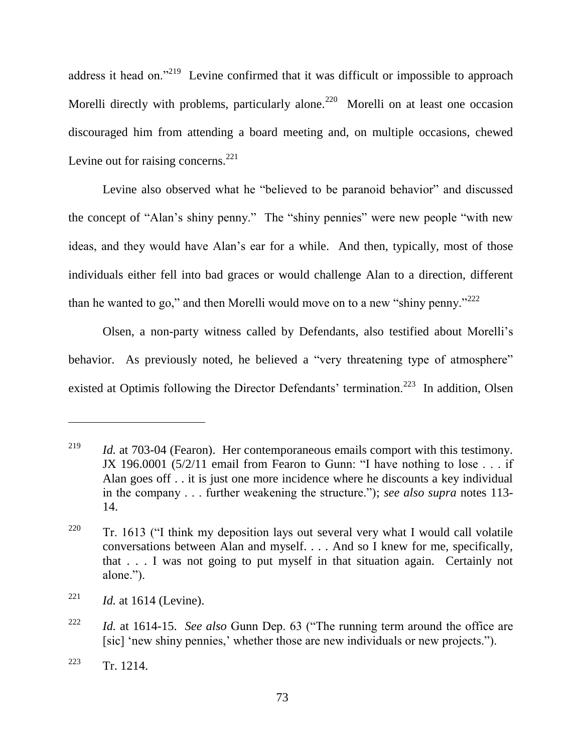address it head on."[219] Levine confirmed that it was difficult or impossible to approach Morelli directly with problems, particularly alone.[220] Morelli on at least one occasion discouraged him from attending a board meeting and, on multiple occasions, chewed Levine out for raising concerns.[221]

Levine also observed what he "believed to be paranoid behavior" and discussed the concept of "Alan's shiny penny." The "shiny pennies" were new people "with new ideas, and they would have Alan's ear for a while. And then, typically, most of those individuals either fell into bad graces or would challenge Alan to a direction, different than he wanted to go," and then Morelli would move on to a new "shiny penny."[222]

Olsen, a non-party witness called by Defendants, also testified about Morelli's behavior. As previously noted, he believed a "very threatening type of atmosphere" existed at Optimis following the Director Defendants' termination.[223] In addition, Olsen

---

[219] *Id.* at 703-04 (Fearon). Her contemporaneous emails comport with this testimony. JX 196.0001 (5/2/11 email from Fearon to Gunn: "I have nothing to lose . . . if Alan goes off . . it is just one more incidence where he discounts a key individual in the company . . . further weakening the structure."); *see also supra* notes 113-14.

[220] Tr. 1613 ("I think my deposition lays out several very what I would call volatile conversations between Alan and myself. . . . And so I knew for me, specifically, that . . . I was not going to put myself in that situation again. Certainly not alone.").

[221] *Id.* at 1614 (Levine).

[222] *Id.* at 1614-15. *See also* Gunn Dep. 63 ("The running term around the office are [sic] 'new shiny pennies,' whether those are new individuals or new projects.").

[223] Tr. 1214.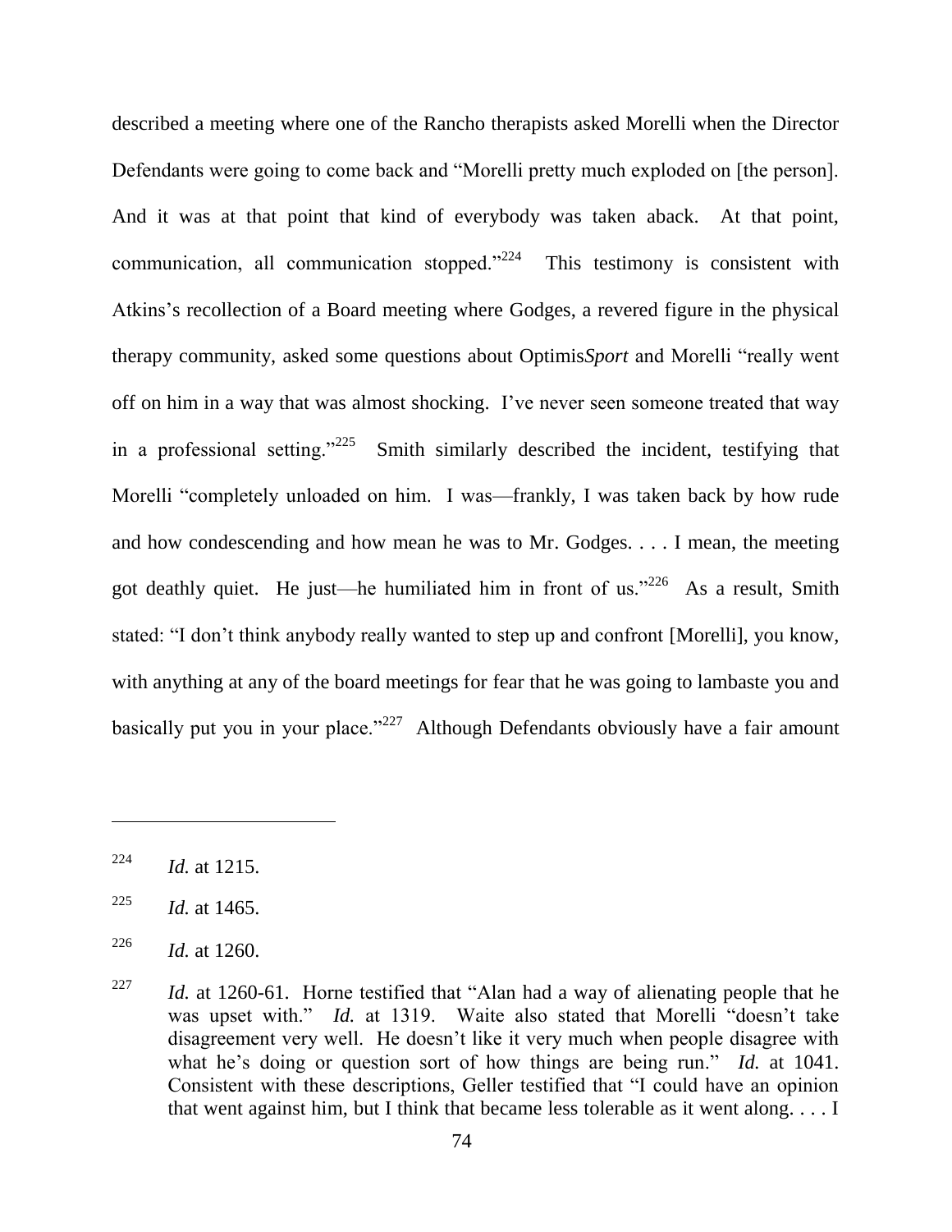described a meeting where one of the Rancho therapists asked Morelli when the Director Defendants were going to come back and "Morelli pretty much exploded on [the person]. And it was at that point that kind of everybody was taken aback. At that point, communication, all communication stopped."[224] This testimony is consistent with Atkins's recollection of a Board meeting where Godges, a revered figure in the physical therapy community, asked some questions about Optimis*Sport* and Morelli "really went off on him in a way that was almost shocking. I've never seen someone treated that way in a professional setting."[225] Smith similarly described the incident, testifying that Morelli "completely unloaded on him. I was—frankly, I was taken back by how rude and how condescending and how mean he was to Mr. Godges. . . . I mean, the meeting got deathly quiet. He just—he humiliated him in front of us."[226] As a result, Smith stated: "I don't think anybody really wanted to step up and confront [Morelli], you know, with anything at any of the board meetings for fear that he was going to lambaste you and basically put you in your place."[227] Although Defendants obviously have a fair amount

---

[224] *Id.* at 1215.

[225] *Id.* at 1465.

[226] *Id.* at 1260.

[227] *Id.* at 1260-61. Horne testified that "Alan had a way of alienating people that he was upset with." *Id.* at 1319. Waite also stated that Morelli "doesn't take disagreement very well. He doesn't like it very much when people disagree with what he's doing or question sort of how things are being run." *Id.* at 1041. Consistent with these descriptions, Geller testified that "I could have an opinion that went against him, but I think that became less tolerable as it went along. . . . I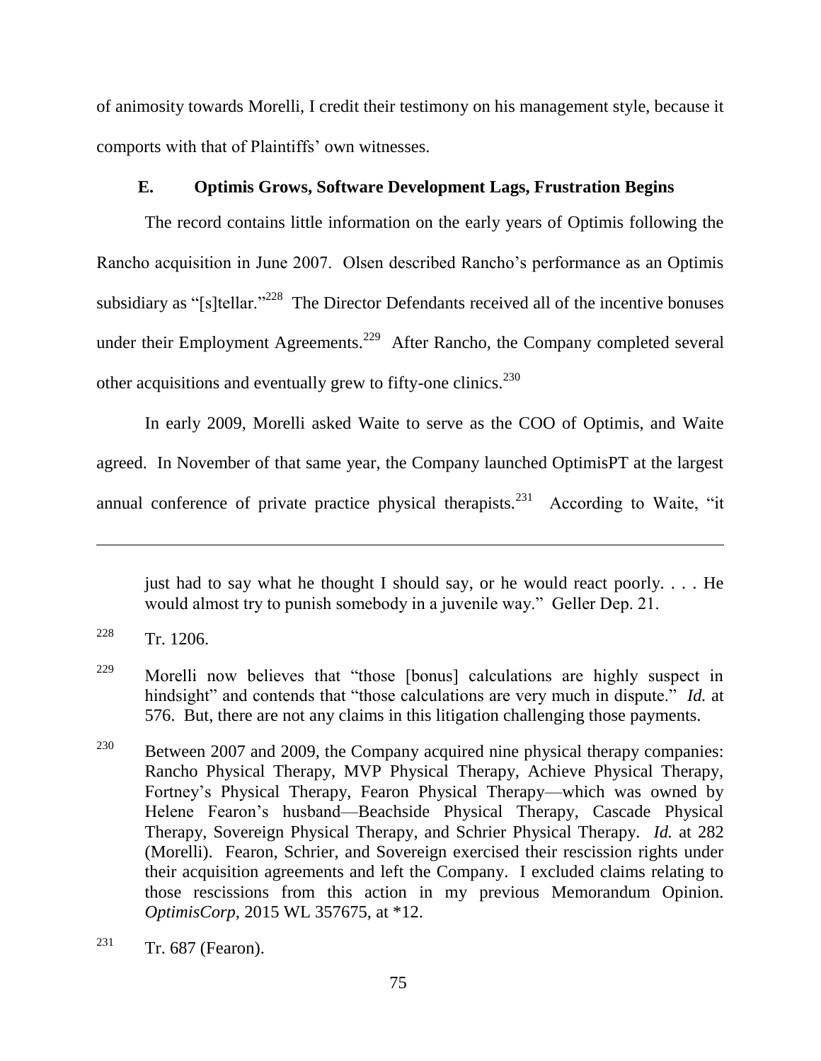of animosity towards Morelli, I credit their testimony on his management style, because it comports with that of Plaintiffs' own witnesses.

### E. Optimis Grows, Software Development Lags, Frustration Begins

The record contains little information on the early years of Optimis following the Rancho acquisition in June 2007. Olsen described Rancho's performance as an Optimis subsidiary as "[s]tellar."[228] The Director Defendants received all of the incentive bonuses under their Employment Agreements.[229] After Rancho, the Company completed several other acquisitions and eventually grew to fifty-one clinics.[230]

In early 2009, Morelli asked Waite to serve as the COO of Optimis, and Waite agreed. In November of that same year, the Company launched OptimisPT at the largest annual conference of private practice physical therapists.[231] According to Waite, "it

---

just had to say what he thought I should say, or he would react poorly. . . . He would almost try to punish somebody in a juvenile way." Geller Dep. 21.

[228] Tr. 1206.

[229] Morelli now believes that "those [bonus] calculations are highly suspect in hindsight" and contends that "those calculations are very much in dispute." *Id.* at 576. But, there are not any claims in this litigation challenging those payments.

[230] Between 2007 and 2009, the Company acquired nine physical therapy companies: Rancho Physical Therapy, MVP Physical Therapy, Achieve Physical Therapy, Fortney's Physical Therapy, Fearon Physical Therapy—which was owned by Helene Fearon's husband—Beachside Physical Therapy, Cascade Physical Therapy, Sovereign Physical Therapy, and Schrier Physical Therapy. *Id.* at 282 (Morelli). Fearon, Schrier, and Sovereign exercised their rescission rights under their acquisition agreements and left the Company. I excluded claims relating to those rescissions from this action in my previous Memorandum Opinion. *OptimisCorp*, 2015 WL 357675, at *12.

[231] Tr. 687 (Fearon).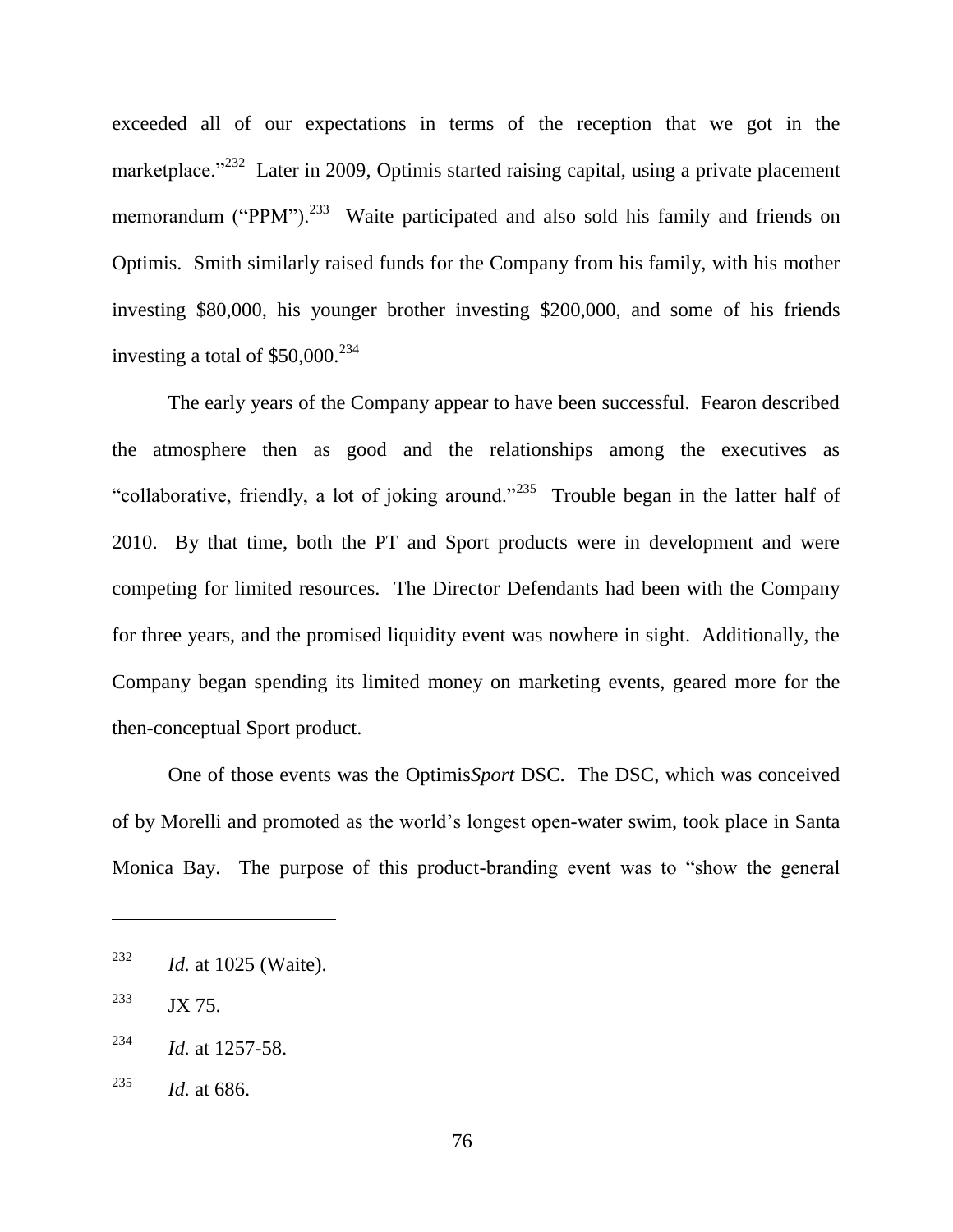exceeded all of our expectations in terms of the reception that we got in the marketplace."[232] Later in 2009, Optimis started raising capital, using a private placement memorandum ("PPM").[233] Waite participated and also sold his family and friends on Optimis. Smith similarly raised funds for the Company from his family, with his mother investing $80,000, his younger brother investing $200,000, and some of his friends investing a total of $50,000.[234]

The early years of the Company appear to have been successful. Fearon described the atmosphere then as good and the relationships among the executives as "collaborative, friendly, a lot of joking around."[235] Trouble began in the latter half of 2010. By that time, both the PT and Sport products were in development and were competing for limited resources. The Director Defendants had been with the Company for three years, and the promised liquidity event was nowhere in sight. Additionally, the Company began spending its limited money on marketing events, geared more for the then-conceptual Sport product.

One of those events was the Optimis*Sport* DSC. The DSC, which was conceived of by Morelli and promoted as the world's longest open-water swim, took place in Santa Monica Bay. The purpose of this product-branding event was to "show the general

---

[232] *Id.* at 1025 (Waite).

[233] JX 75.

[234] *Id.* at 1257-58.

[235] *Id.* at 686.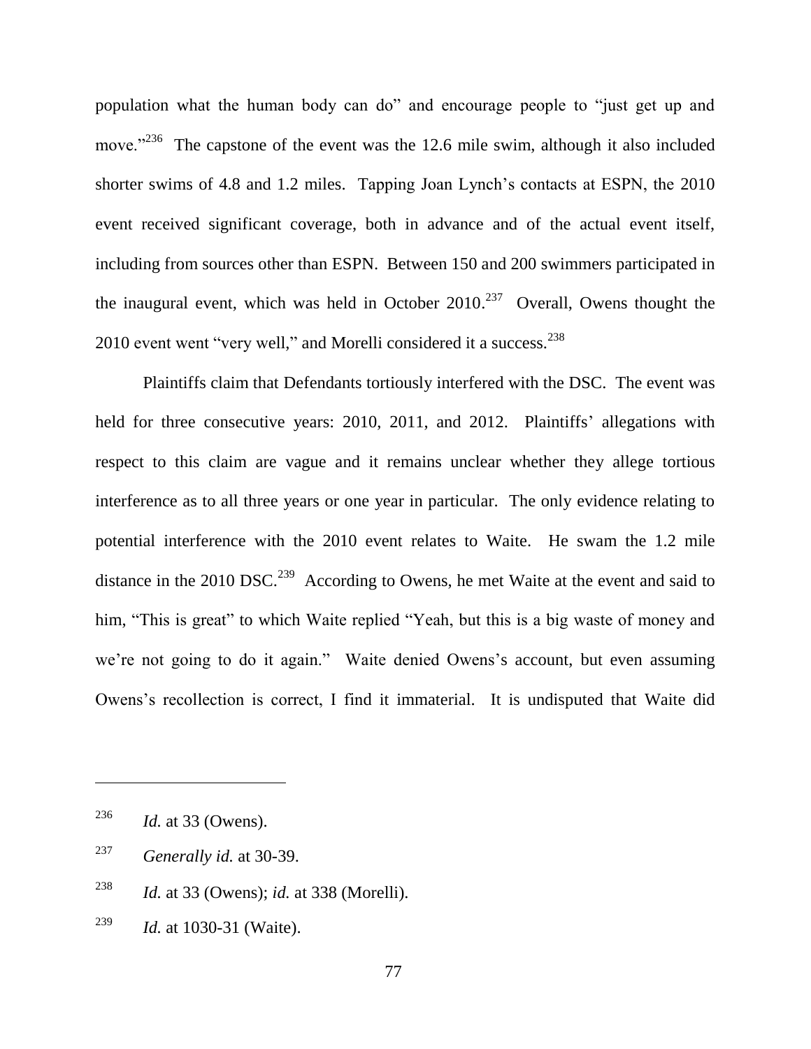population what the human body can do" and encourage people to "just get up and move."[236] The capstone of the event was the 12.6 mile swim, although it also included shorter swims of 4.8 and 1.2 miles. Tapping Joan Lynch's contacts at ESPN, the 2010 event received significant coverage, both in advance and of the actual event itself, including from sources other than ESPN. Between 150 and 200 swimmers participated in the inaugural event, which was held in October 2010.[237] Overall, Owens thought the 2010 event went "very well," and Morelli considered it a success.[238]

Plaintiffs claim that Defendants tortiously interfered with the DSC. The event was held for three consecutive years: 2010, 2011, and 2012. Plaintiffs' allegations with respect to this claim are vague and it remains unclear whether they allege tortious interference as to all three years or one year in particular. The only evidence relating to potential interference with the 2010 event relates to Waite. He swam the 1.2 mile distance in the 2010 DSC.[239] According to Owens, he met Waite at the event and said to him, "This is great" to which Waite replied "Yeah, but this is a big waste of money and we're not going to do it again." Waite denied Owens's account, but even assuming Owens's recollection is correct, I find it immaterial. It is undisputed that Waite did

---

[236] *Id.* at 33 (Owens).

[237] *Generally id.* at 30-39.

[238] *Id.* at 33 (Owens); *id.* at 338 (Morelli).

[239] *Id.* at 1030-31 (Waite).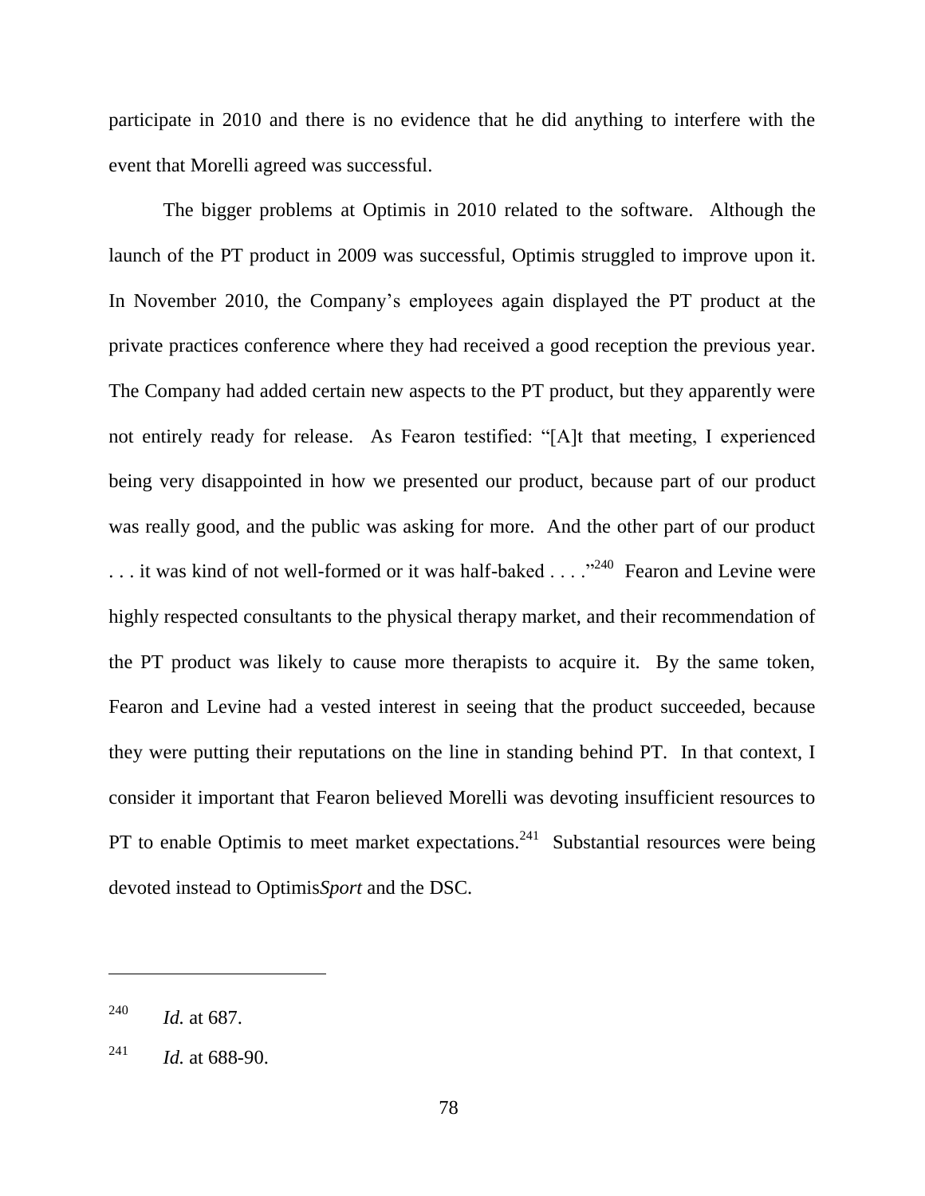participate in 2010 and there is no evidence that he did anything to interfere with the event that Morelli agreed was successful.

The bigger problems at Optimis in 2010 related to the software. Although the launch of the PT product in 2009 was successful, Optimis struggled to improve upon it. In November 2010, the Company's employees again displayed the PT product at the private practices conference where they had received a good reception the previous year. The Company had added certain new aspects to the PT product, but they apparently were not entirely ready for release. As Fearon testified: "[A]t that meeting, I experienced being very disappointed in how we presented our product, because part of our product was really good, and the public was asking for more. And the other part of our product . . . it was kind of not well-formed or it was half-baked . . . ."[240] Fearon and Levine were highly respected consultants to the physical therapy market, and their recommendation of the PT product was likely to cause more therapists to acquire it. By the same token, Fearon and Levine had a vested interest in seeing that the product succeeded, because they were putting their reputations on the line in standing behind PT. In that context, I consider it important that Fearon believed Morelli was devoting insufficient resources to PT to enable Optimis to meet market expectations.[241] Substantial resources were being devoted instead to Optimis*Sport* and the DSC.

---

[240] *Id.* at 687.

[241] *Id.* at 688-90.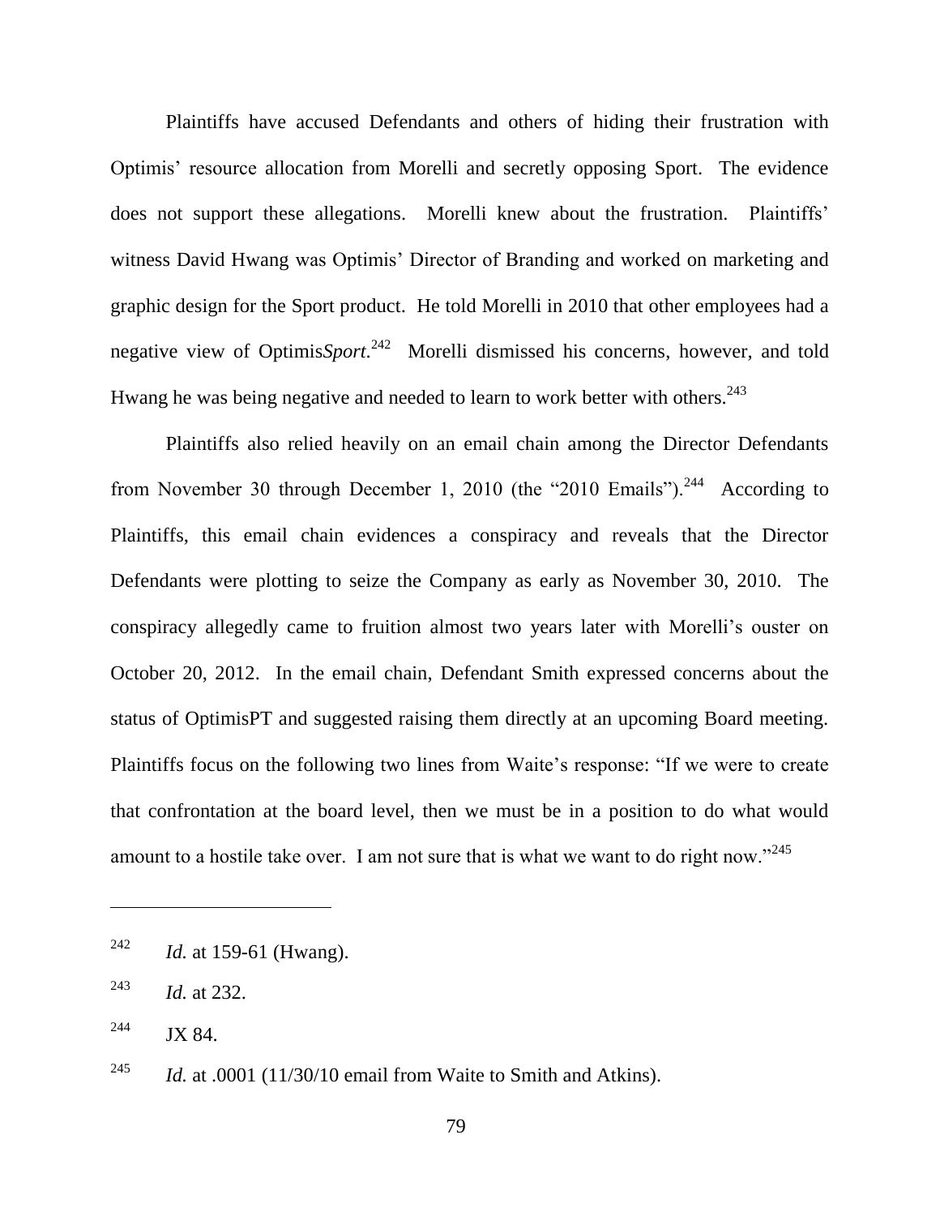Plaintiffs have accused Defendants and others of hiding their frustration with Optimis' resource allocation from Morelli and secretly opposing Sport. The evidence does not support these allegations. Morelli knew about the frustration. Plaintiffs' witness David Hwang was Optimis' Director of Branding and worked on marketing and graphic design for the Sport product. He told Morelli in 2010 that other employees had a negative view of Optimis*Sport*.[242] Morelli dismissed his concerns, however, and told Hwang he was being negative and needed to learn to work better with others.[243]

Plaintiffs also relied heavily on an email chain among the Director Defendants from November 30 through December 1, 2010 (the "2010 Emails").[244] According to Plaintiffs, this email chain evidences a conspiracy and reveals that the Director Defendants were plotting to seize the Company as early as November 30, 2010. The conspiracy allegedly came to fruition almost two years later with Morelli's ouster on October 20, 2012. In the email chain, Defendant Smith expressed concerns about the status of OptimisPT and suggested raising them directly at an upcoming Board meeting. Plaintiffs focus on the following two lines from Waite's response: "If we were to create that confrontation at the board level, then we must be in a position to do what would amount to a hostile take over. I am not sure that is what we want to do right now."[245]

---

[242] *Id.* at 159-61 (Hwang).

[243] *Id.* at 232.

[244] JX 84.

[245] *Id.* at .0001 (11/30/10 email from Waite to Smith and Atkins).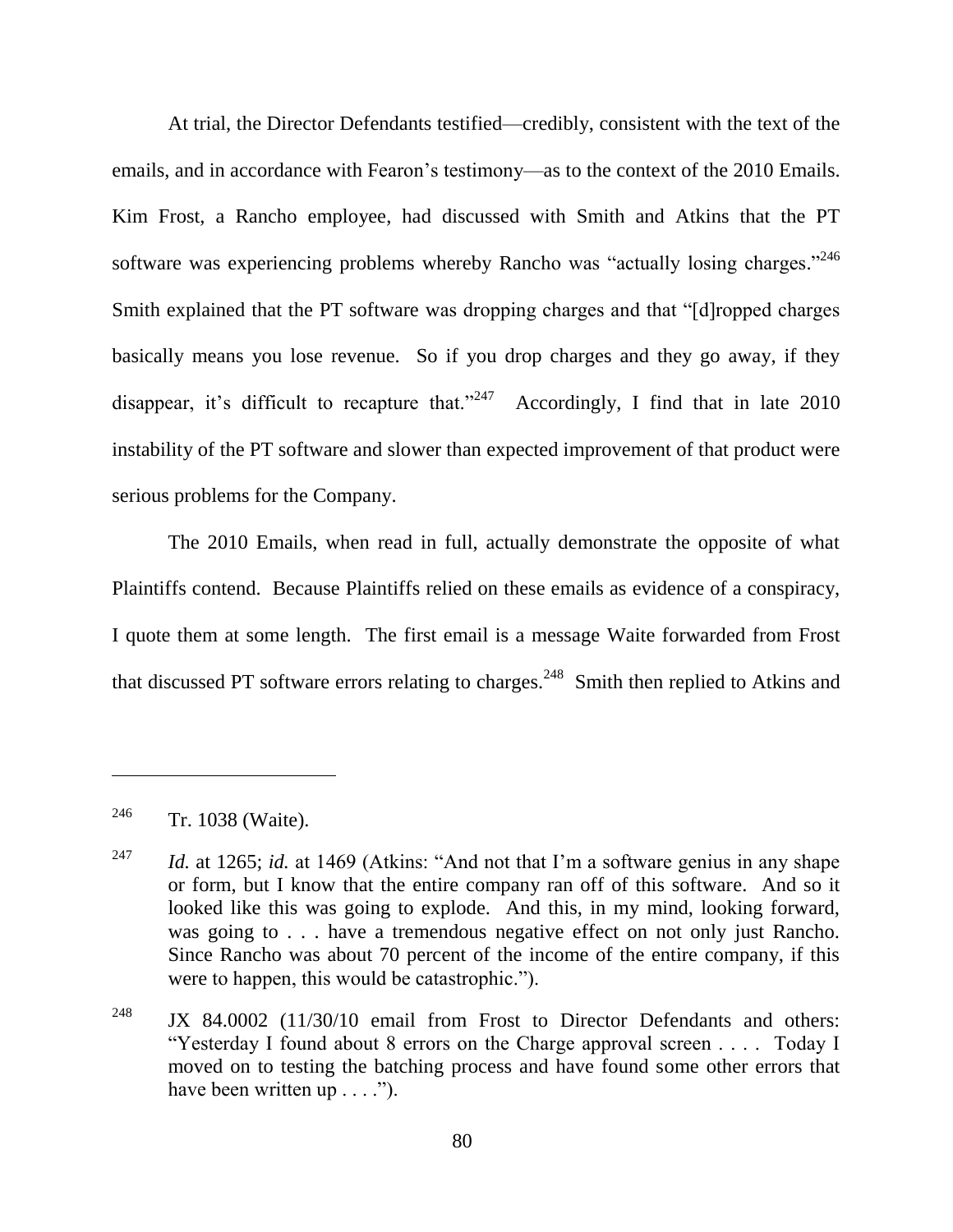At trial, the Director Defendants testified—credibly, consistent with the text of the emails, and in accordance with Fearon's testimony—as to the context of the 2010 Emails. Kim Frost, a Rancho employee, had discussed with Smith and Atkins that the PT software was experiencing problems whereby Rancho was "actually losing charges."[246] Smith explained that the PT software was dropping charges and that "[d]ropped charges basically means you lose revenue. So if you drop charges and they go away, if they disappear, it's difficult to recapture that."[247] Accordingly, I find that in late 2010 instability of the PT software and slower than expected improvement of that product were serious problems for the Company.

The 2010 Emails, when read in full, actually demonstrate the opposite of what Plaintiffs contend. Because Plaintiffs relied on these emails as evidence of a conspiracy, I quote them at some length. The first email is a message Waite forwarded from Frost that discussed PT software errors relating to charges.[248] Smith then replied to Atkins and

---

[246] Tr. 1038 (Waite).

[247] *Id.* at 1265; *id.* at 1469 (Atkins: "And not that I'm a software genius in any shape or form, but I know that the entire company ran off of this software. And so it looked like this was going to explode. And this, in my mind, looking forward, was going to . . . have a tremendous negative effect on not only just Rancho. Since Rancho was about 70 percent of the income of the entire company, if this were to happen, this would be catastrophic.").

[248] JX 84.0002 (11/30/10 email from Frost to Director Defendants and others: "Yesterday I found about 8 errors on the Charge approval screen . . . . Today I moved on to testing the batching process and have found some other errors that have been written up . . . .").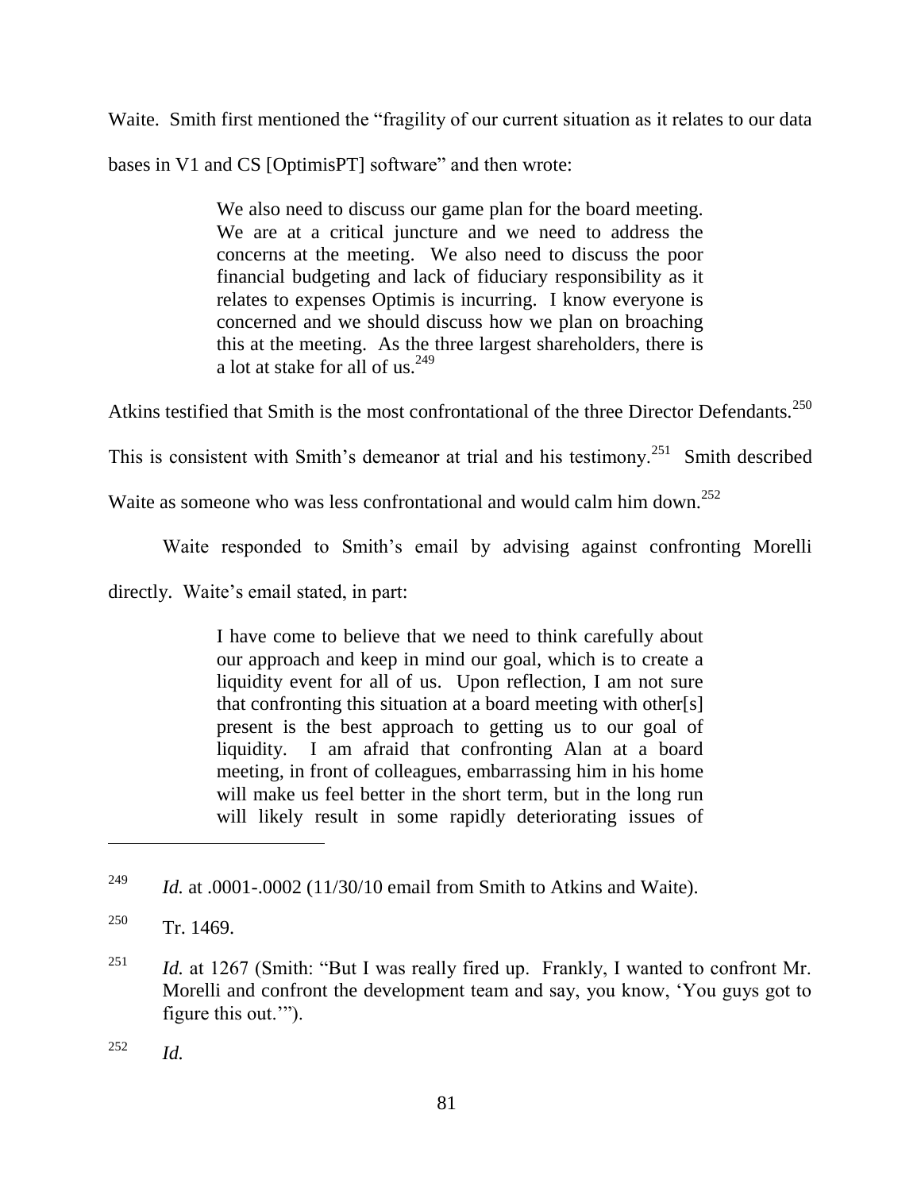Waite. Smith first mentioned the "fragility of our current situation as it relates to our data bases in V1 and CS [OptimisPT] software" and then wrote:

> We also need to discuss our game plan for the board meeting. We are at a critical juncture and we need to address the concerns at the meeting. We also need to discuss the poor financial budgeting and lack of fiduciary responsibility as it relates to expenses Optimis is incurring. I know everyone is concerned and we should discuss how we plan on broaching this at the meeting. As the three largest shareholders, there is a lot at stake for all of us.[249]

Atkins testified that Smith is the most confrontational of the three Director Defendants.[250] This is consistent with Smith's demeanor at trial and his testimony.[251] Smith described Waite as someone who was less confrontational and would calm him down.[252]

Waite responded to Smith's email by advising against confronting Morelli directly. Waite's email stated, in part:

> I have come to believe that we need to think carefully about our approach and keep in mind our goal, which is to create a liquidity event for all of us. Upon reflection, I am not sure that confronting this situation at a board meeting with other[s] present is the best approach to getting us to our goal of liquidity. I am afraid that confronting Alan at a board meeting, in front of colleagues, embarrassing him in his home will make us feel better in the short term, but in the long run will likely result in some rapidly deteriorating issues of

---

[249] *Id.* at .0001-.0002 (11/30/10 email from Smith to Atkins and Waite).

[250] Tr. 1469.

[251] *Id.* at 1267 (Smith: "But I was really fired up. Frankly, I wanted to confront Mr. Morelli and confront the development team and say, you know, 'You guys got to figure this out.'").

[252] *Id.*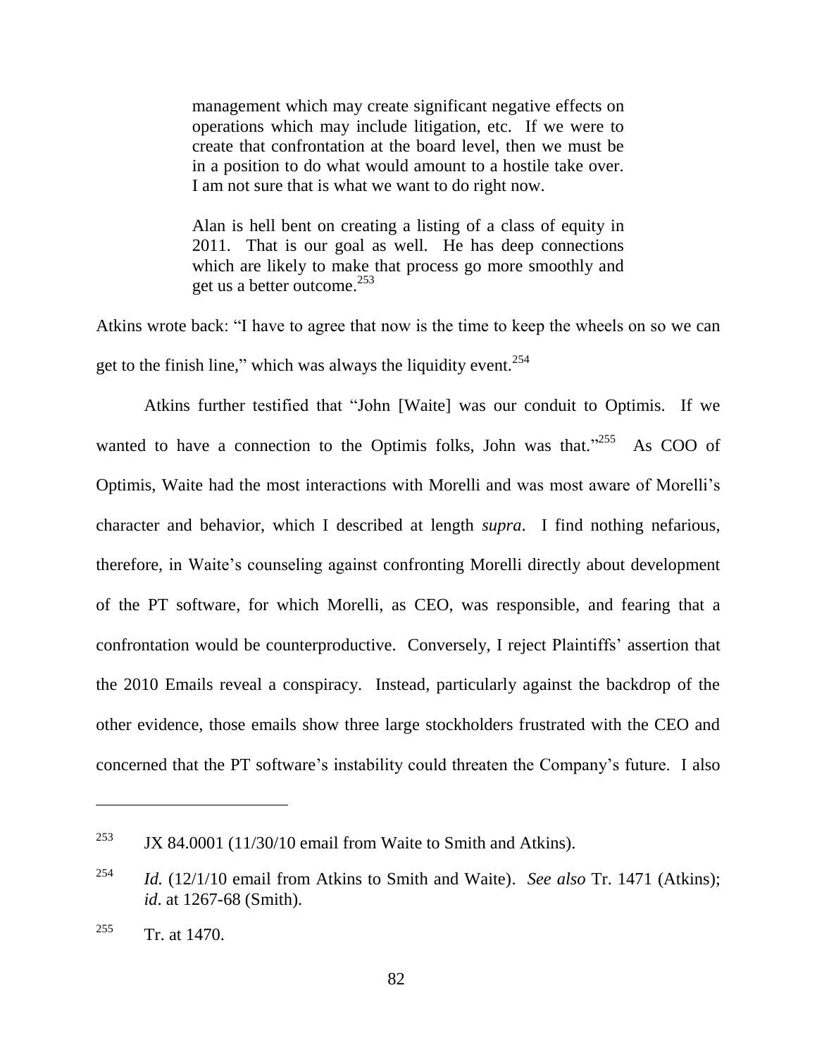> management which may create significant negative effects on operations which may include litigation, etc. If we were to create that confrontation at the board level, then we must be in a position to do what would amount to a hostile take over. I am not sure that is what we want to do right now.
>
> Alan is hell bent on creating a listing of a class of equity in 2011. That is our goal as well. He has deep connections which are likely to make that process go more smoothly and get us a better outcome.[253]

Atkins wrote back: "I have to agree that now is the time to keep the wheels on so we can get to the finish line," which was always the liquidity event.[254]

Atkins further testified that "John [Waite] was our conduit to Optimis. If we wanted to have a connection to the Optimis folks, John was that."[255] As COO of Optimis, Waite had the most interactions with Morelli and was most aware of Morelli's character and behavior, which I described at length *supra*. I find nothing nefarious, therefore, in Waite's counseling against confronting Morelli directly about development of the PT software, for which Morelli, as CEO, was responsible, and fearing that a confrontation would be counterproductive. Conversely, I reject Plaintiffs' assertion that the 2010 Emails reveal a conspiracy. Instead, particularly against the backdrop of the other evidence, those emails show three large stockholders frustrated with the CEO and concerned that the PT software's instability could threaten the Company's future. I also

---

[253] JX 84.0001 (11/30/10 email from Waite to Smith and Atkins).

[254] *Id.* (12/1/10 email from Atkins to Smith and Waite). *See also* Tr. 1471 (Atkins); *id*. at 1267-68 (Smith).

[255] Tr. at 1470.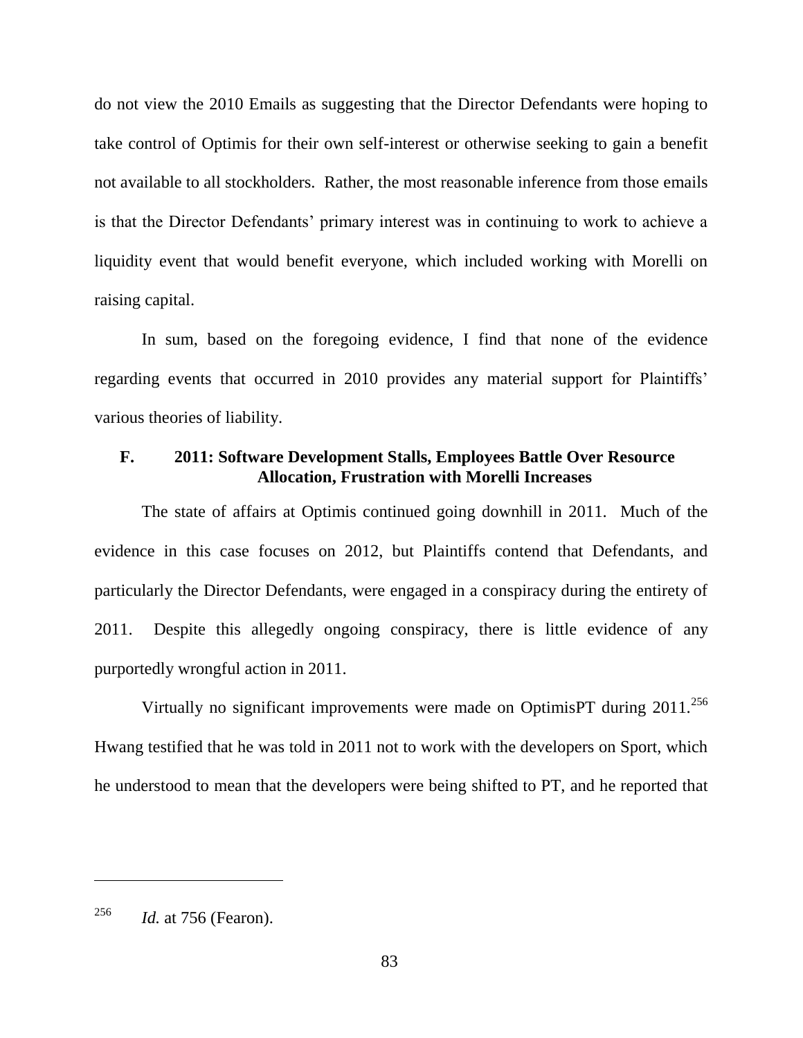do not view the 2010 Emails as suggesting that the Director Defendants were hoping to take control of Optimis for their own self-interest or otherwise seeking to gain a benefit not available to all stockholders. Rather, the most reasonable inference from those emails is that the Director Defendants' primary interest was in continuing to work to achieve a liquidity event that would benefit everyone, which included working with Morelli on raising capital.

In sum, based on the foregoing evidence, I find that none of the evidence regarding events that occurred in 2010 provides any material support for Plaintiffs' various theories of liability.

### F. 2011: Software Development Stalls, Employees Battle Over Resource Allocation, Frustration with Morelli Increases

The state of affairs at Optimis continued going downhill in 2011. Much of the evidence in this case focuses on 2012, but Plaintiffs contend that Defendants, and particularly the Director Defendants, were engaged in a conspiracy during the entirety of 2011. Despite this allegedly ongoing conspiracy, there is little evidence of any purportedly wrongful action in 2011.

Virtually no significant improvements were made on OptimisPT during 2011.[256] Hwang testified that he was told in 2011 not to work with the developers on Sport, which he understood to mean that the developers were being shifted to PT, and he reported that

---

[256] *Id.* at 756 (Fearon).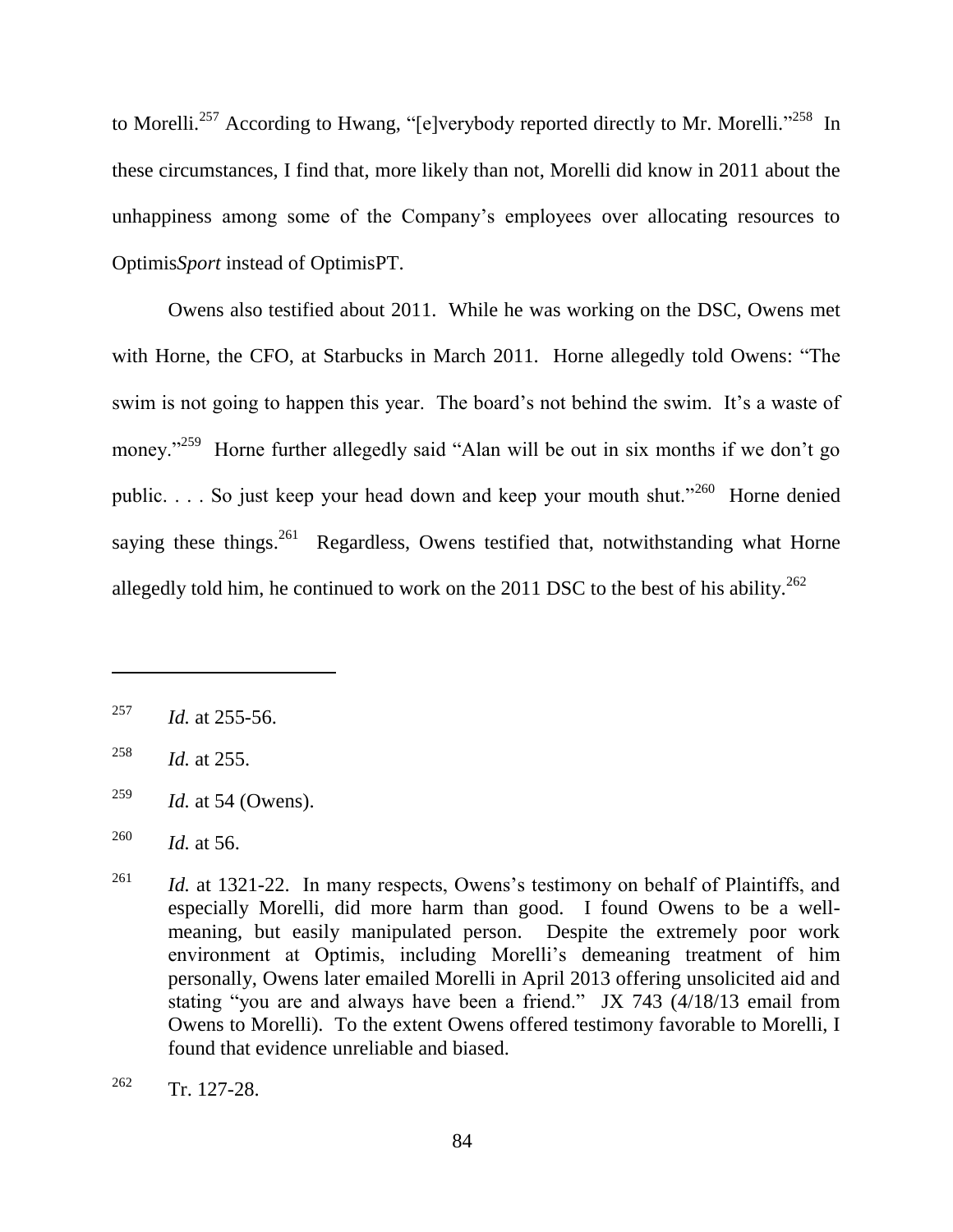to Morelli.[257] According to Hwang, "[e]verybody reported directly to Mr. Morelli."[258] In these circumstances, I find that, more likely than not, Morelli did know in 2011 about the unhappiness among some of the Company's employees over allocating resources to Optimis*Sport* instead of OptimisPT.

Owens also testified about 2011. While he was working on the DSC, Owens met with Horne, the CFO, at Starbucks in March 2011. Horne allegedly told Owens: "The swim is not going to happen this year. The board's not behind the swim. It's a waste of money."[259] Horne further allegedly said "Alan will be out in six months if we don't go public. . . . So just keep your head down and keep your mouth shut."[260] Horne denied saying these things.[261] Regardless, Owens testified that, notwithstanding what Horne allegedly told him, he continued to work on the 2011 DSC to the best of his ability.[262]

---

[257] *Id.* at 255-56.

[258] *Id.* at 255.

[259] *Id.* at 54 (Owens).

[260] *Id.* at 56.

[261] *Id.* at 1321-22. In many respects, Owens's testimony on behalf of Plaintiffs, and especially Morelli, did more harm than good. I found Owens to be a well-meaning, but easily manipulated person. Despite the extremely poor work environment at Optimis, including Morelli's demeaning treatment of him personally, Owens later emailed Morelli in April 2013 offering unsolicited aid and stating "you are and always have been a friend." JX 743 (4/18/13 email from Owens to Morelli). To the extent Owens offered testimony favorable to Morelli, I found that evidence unreliable and biased.

[262] Tr. 127-28.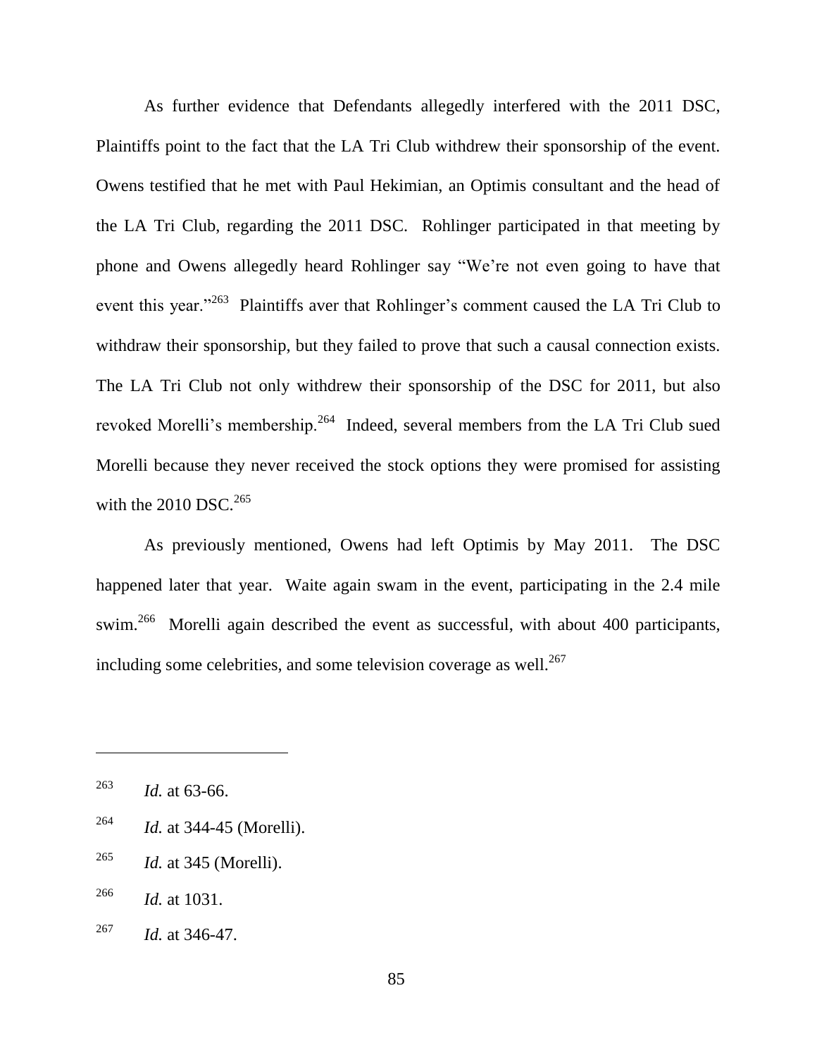As further evidence that Defendants allegedly interfered with the 2011 DSC, Plaintiffs point to the fact that the LA Tri Club withdrew their sponsorship of the event. Owens testified that he met with Paul Hekimian, an Optimis consultant and the head of the LA Tri Club, regarding the 2011 DSC. Rohlinger participated in that meeting by phone and Owens allegedly heard Rohlinger say "We're not even going to have that event this year."[263] Plaintiffs aver that Rohlinger's comment caused the LA Tri Club to withdraw their sponsorship, but they failed to prove that such a causal connection exists. The LA Tri Club not only withdrew their sponsorship of the DSC for 2011, but also revoked Morelli's membership.[264] Indeed, several members from the LA Tri Club sued Morelli because they never received the stock options they were promised for assisting with the 2010 DSC.[265]

As previously mentioned, Owens had left Optimis by May 2011. The DSC happened later that year. Waite again swam in the event, participating in the 2.4 mile swim.[266] Morelli again described the event as successful, with about 400 participants, including some celebrities, and some television coverage as well.[267]

---

[263] *Id.* at 63-66.

[264] *Id.* at 344-45 (Morelli).

[265] *Id.* at 345 (Morelli).

[266] *Id.* at 1031.

[267] *Id.* at 346-47.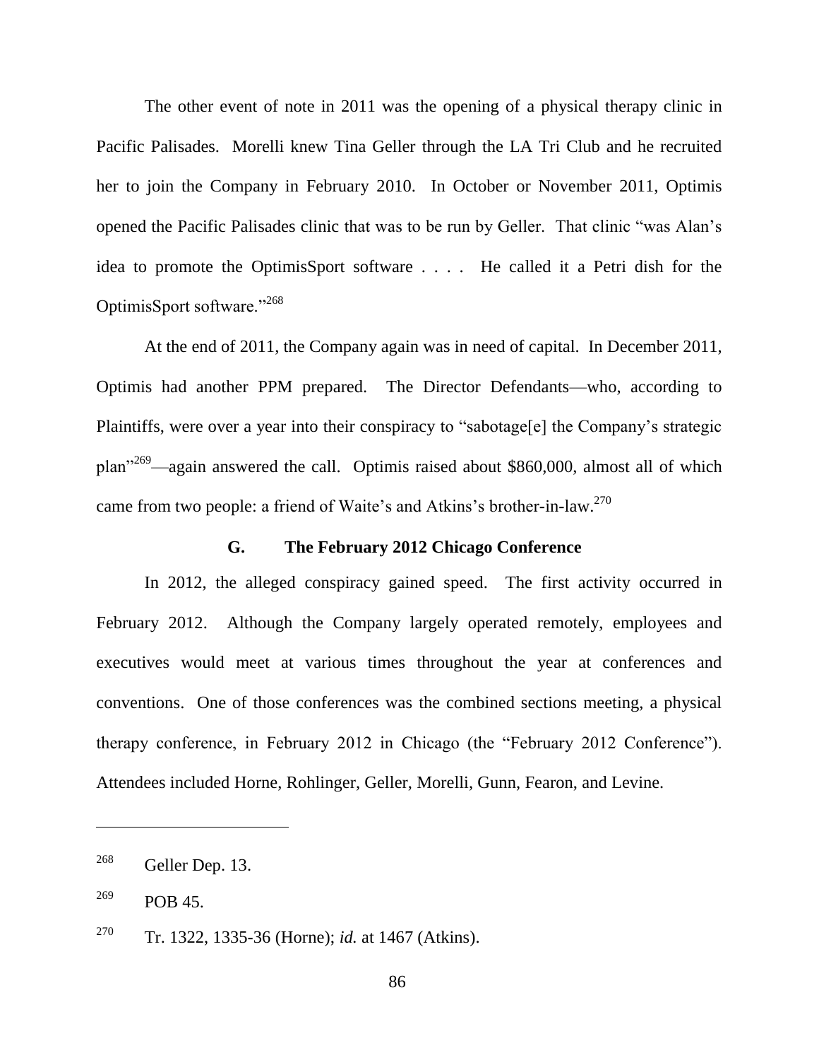The other event of note in 2011 was the opening of a physical therapy clinic in Pacific Palisades. Morelli knew Tina Geller through the LA Tri Club and he recruited her to join the Company in February 2010. In October or November 2011, Optimis opened the Pacific Palisades clinic that was to be run by Geller. That clinic "was Alan's idea to promote the OptimisSport software . . . . He called it a Petri dish for the OptimisSport software."[268]

At the end of 2011, the Company again was in need of capital. In December 2011, Optimis had another PPM prepared. The Director Defendants—who, according to Plaintiffs, were over a year into their conspiracy to "sabotage[e] the Company's strategic plan"[269]—again answered the call. Optimis raised about $860,000, almost all of which came from two people: a friend of Waite's and Atkins's brother-in-law.[270]

### G. The February 2012 Chicago Conference

In 2012, the alleged conspiracy gained speed. The first activity occurred in February 2012. Although the Company largely operated remotely, employees and executives would meet at various times throughout the year at conferences and conventions. One of those conferences was the combined sections meeting, a physical therapy conference, in February 2012 in Chicago (the "February 2012 Conference"). Attendees included Horne, Rohlinger, Geller, Morelli, Gunn, Fearon, and Levine.

---

[268] Geller Dep. 13.

[269] POB 45.

[270] Tr. 1322, 1335-36 (Horne); *id.* at 1467 (Atkins).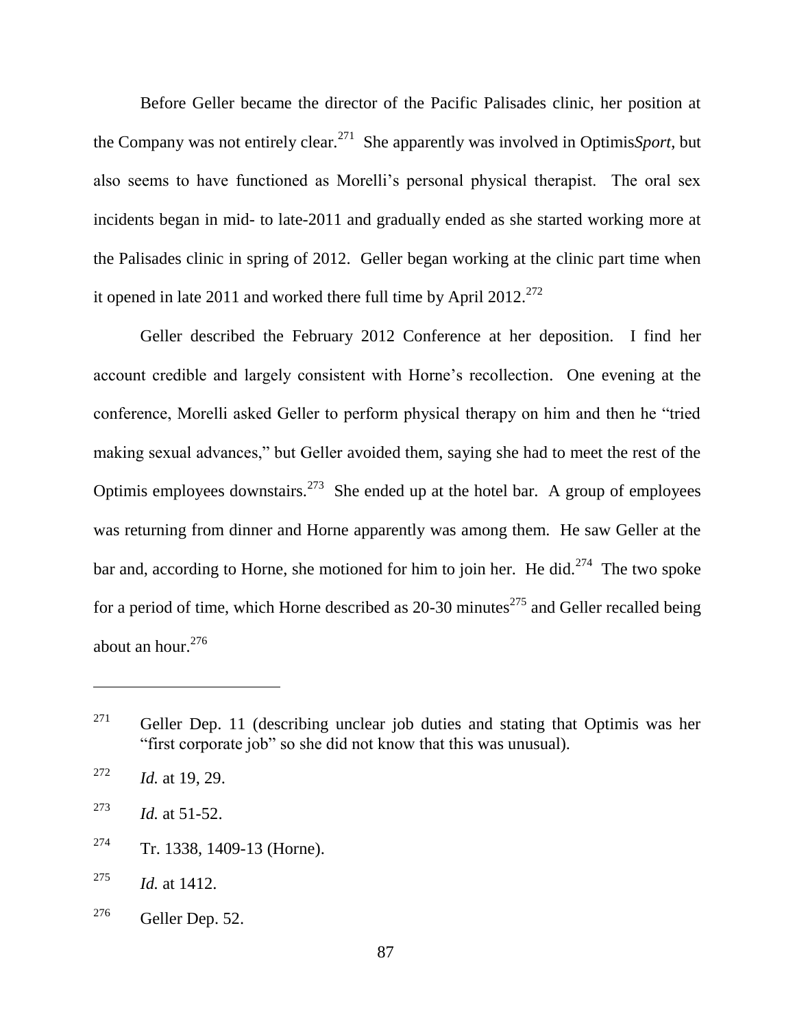Before Geller became the director of the Pacific Palisades clinic, her position at the Company was not entirely clear.[271] She apparently was involved in Optimis*Sport*, but also seems to have functioned as Morelli's personal physical therapist. The oral sex incidents began in mid- to late-2011 and gradually ended as she started working more at the Palisades clinic in spring of 2012. Geller began working at the clinic part time when it opened in late 2011 and worked there full time by April 2012.[272]

Geller described the February 2012 Conference at her deposition. I find her account credible and largely consistent with Horne's recollection. One evening at the conference, Morelli asked Geller to perform physical therapy on him and then he "tried making sexual advances," but Geller avoided them, saying she had to meet the rest of the Optimis employees downstairs.[273] She ended up at the hotel bar. A group of employees was returning from dinner and Horne apparently was among them. He saw Geller at the bar and, according to Horne, she motioned for him to join her. He did.[274] The two spoke for a period of time, which Horne described as 20-30 minutes[275] and Geller recalled being about an hour.[276]

---

[271] Geller Dep. 11 (describing unclear job duties and stating that Optimis was her "first corporate job" so she did not know that this was unusual).

[272] *Id.* at 19, 29.

[273] *Id.* at 51-52.

[274] Tr. 1338, 1409-13 (Horne).

[275] *Id.* at 1412.

[276] Geller Dep. 52.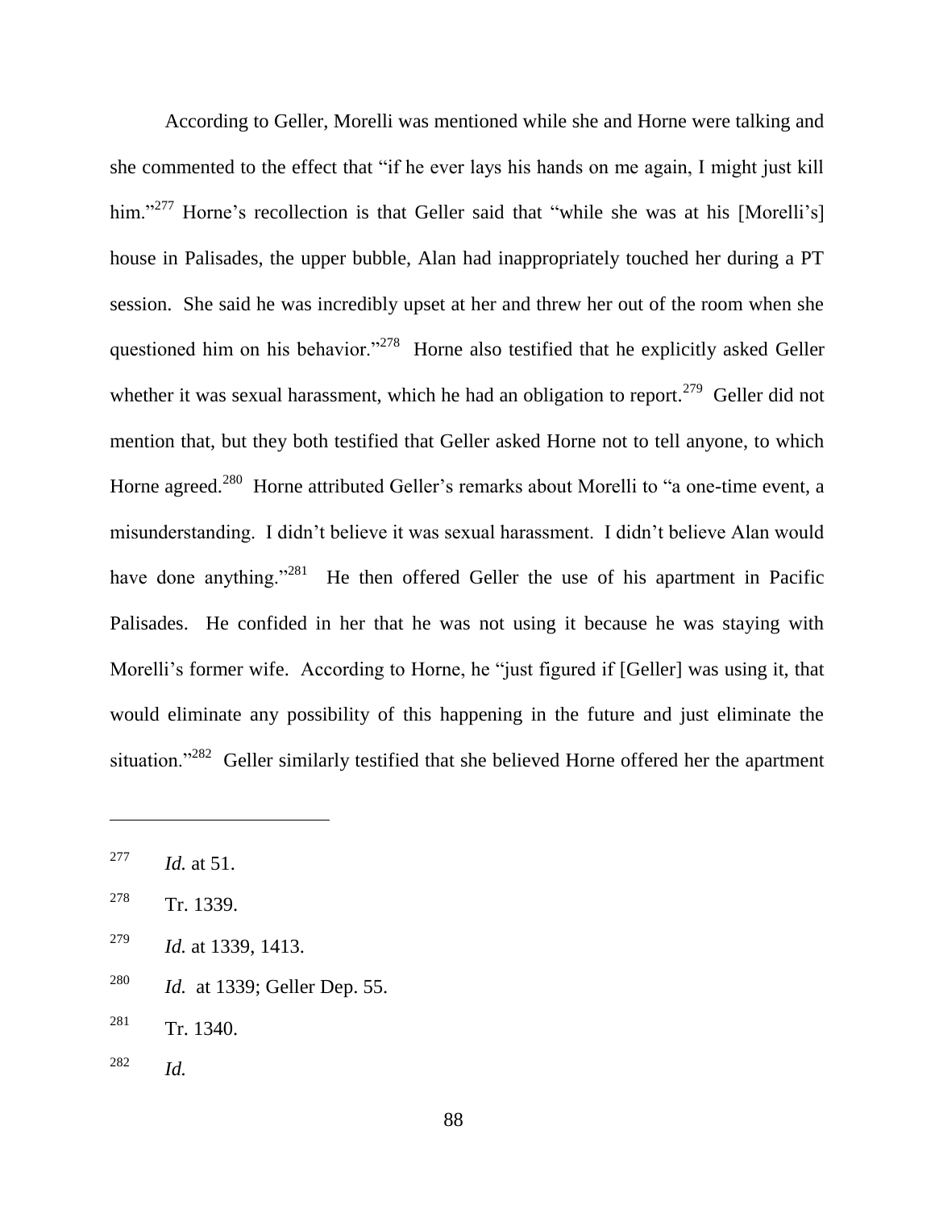According to Geller, Morelli was mentioned while she and Horne were talking and she commented to the effect that "if he ever lays his hands on me again, I might just kill him."[277] Horne's recollection is that Geller said that "while she was at his [Morelli's] house in Palisades, the upper bubble, Alan had inappropriately touched her during a PT session. She said he was incredibly upset at her and threw her out of the room when she questioned him on his behavior."[278] Horne also testified that he explicitly asked Geller whether it was sexual harassment, which he had an obligation to report.[279] Geller did not mention that, but they both testified that Geller asked Horne not to tell anyone, to which Horne agreed.[280] Horne attributed Geller's remarks about Morelli to "a one-time event, a misunderstanding. I didn't believe it was sexual harassment. I didn't believe Alan would have done anything."[281] He then offered Geller the use of his apartment in Pacific Palisades. He confided in her that he was not using it because he was staying with Morelli's former wife. According to Horne, he "just figured if [Geller] was using it, that would eliminate any possibility of this happening in the future and just eliminate the situation."[282] Geller similarly testified that she believed Horne offered her the apartment

---

[277] *Id.* at 51.

[278] Tr. 1339.

[279] *Id.* at 1339, 1413.

[280] *Id.* at 1339; Geller Dep. 55.

[281] Tr. 1340.

[282] *Id.*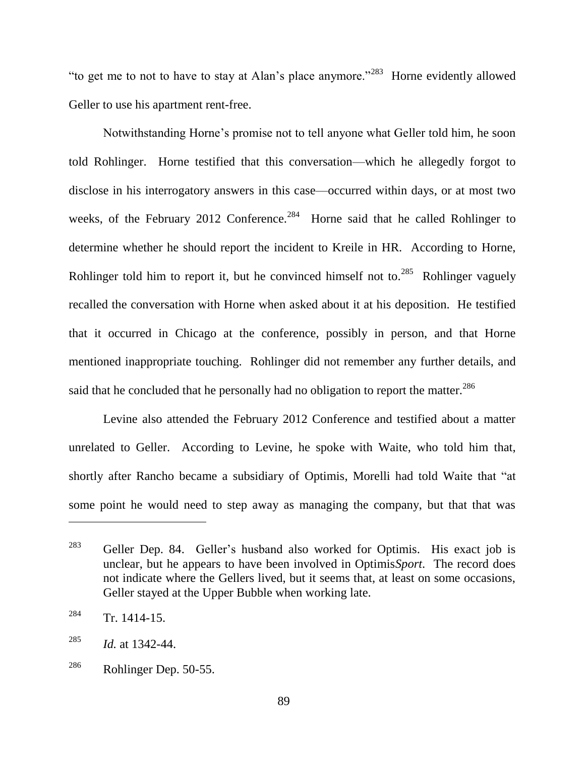"to get me to not to have to stay at Alan's place anymore."[283] Horne evidently allowed Geller to use his apartment rent-free.

Notwithstanding Horne's promise not to tell anyone what Geller told him, he soon told Rohlinger. Horne testified that this conversation—which he allegedly forgot to disclose in his interrogatory answers in this case—occurred within days, or at most two weeks, of the February 2012 Conference.[284] Horne said that he called Rohlinger to determine whether he should report the incident to Kreile in HR. According to Horne, Rohlinger told him to report it, but he convinced himself not to.[285] Rohlinger vaguely recalled the conversation with Horne when asked about it at his deposition. He testified that it occurred in Chicago at the conference, possibly in person, and that Horne mentioned inappropriate touching. Rohlinger did not remember any further details, and said that he concluded that he personally had no obligation to report the matter.[286]

Levine also attended the February 2012 Conference and testified about a matter unrelated to Geller. According to Levine, he spoke with Waite, who told him that, shortly after Rancho became a subsidiary of Optimis, Morelli had told Waite that "at some point he would need to step away as managing the company, but that that was

---

[283] Geller Dep. 84. Geller's husband also worked for Optimis. His exact job is unclear, but he appears to have been involved in Optimis*Sport*. The record does not indicate where the Gellers lived, but it seems that, at least on some occasions, Geller stayed at the Upper Bubble when working late.

[284] Tr. 1414-15.

[285] *Id.* at 1342-44.

[286] Rohlinger Dep. 50-55.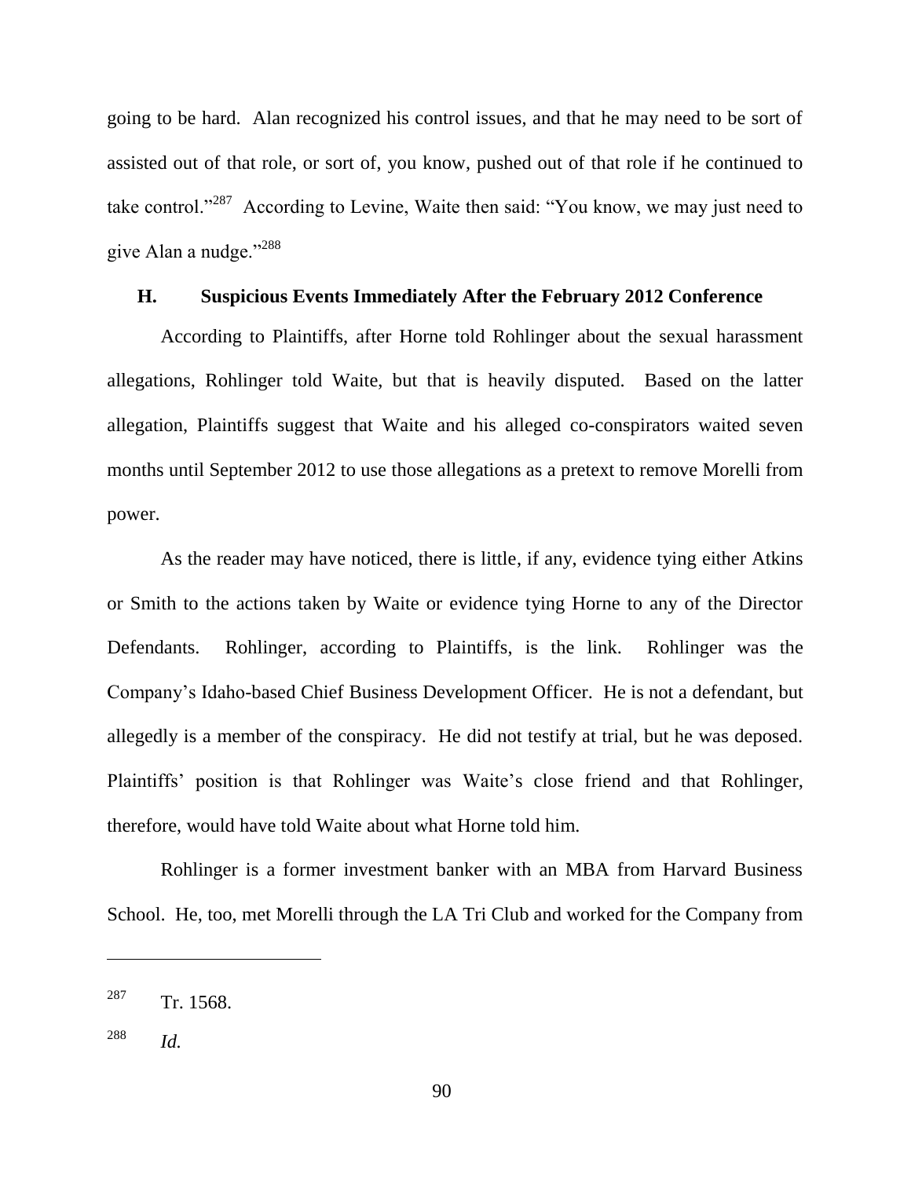going to be hard. Alan recognized his control issues, and that he may need to be sort of assisted out of that role, or sort of, you know, pushed out of that role if he continued to take control."[287] According to Levine, Waite then said: "You know, we may just need to give Alan a nudge."[288]

### H. Suspicious Events Immediately After the February 2012 Conference

According to Plaintiffs, after Horne told Rohlinger about the sexual harassment allegations, Rohlinger told Waite, but that is heavily disputed. Based on the latter allegation, Plaintiffs suggest that Waite and his alleged co-conspirators waited seven months until September 2012 to use those allegations as a pretext to remove Morelli from power.

As the reader may have noticed, there is little, if any, evidence tying either Atkins or Smith to the actions taken by Waite or evidence tying Horne to any of the Director Defendants. Rohlinger, according to Plaintiffs, is the link. Rohlinger was the Company's Idaho-based Chief Business Development Officer. He is not a defendant, but allegedly is a member of the conspiracy. He did not testify at trial, but he was deposed. Plaintiffs' position is that Rohlinger was Waite's close friend and that Rohlinger, therefore, would have told Waite about what Horne told him.

Rohlinger is a former investment banker with an MBA from Harvard Business School. He, too, met Morelli through the LA Tri Club and worked for the Company from

---

[287] Tr. 1568.

[288] *Id.*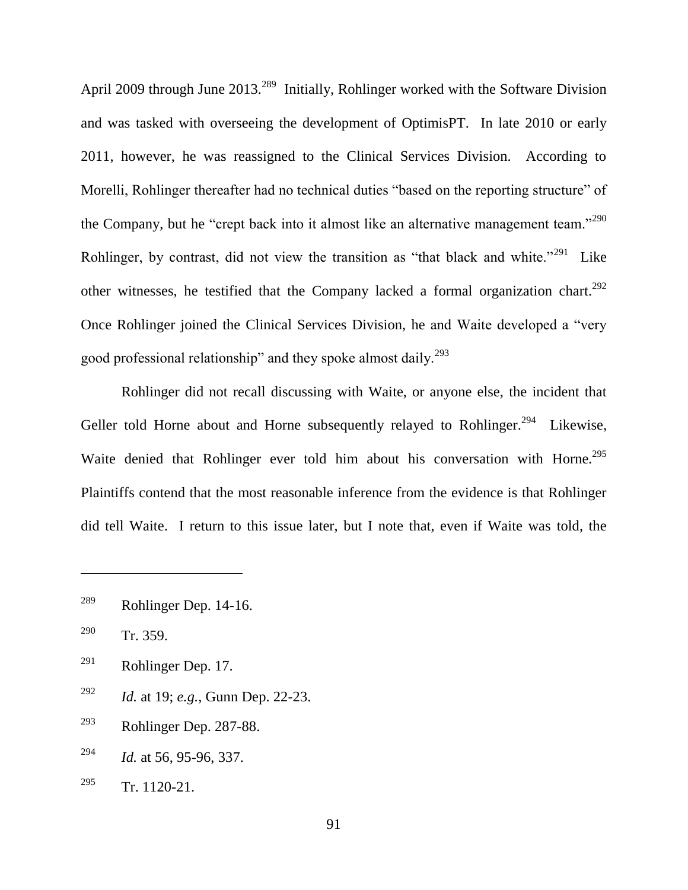April 2009 through June 2013.[289] Initially, Rohlinger worked with the Software Division and was tasked with overseeing the development of OptimisPT. In late 2010 or early 2011, however, he was reassigned to the Clinical Services Division. According to Morelli, Rohlinger thereafter had no technical duties "based on the reporting structure" of the Company, but he "crept back into it almost like an alternative management team."[290] Rohlinger, by contrast, did not view the transition as "that black and white."[291] Like other witnesses, he testified that the Company lacked a formal organization chart.[292] Once Rohlinger joined the Clinical Services Division, he and Waite developed a "very good professional relationship" and they spoke almost daily.[293]

Rohlinger did not recall discussing with Waite, or anyone else, the incident that Geller told Horne about and Horne subsequently relayed to Rohlinger.[294] Likewise, Waite denied that Rohlinger ever told him about his conversation with Horne.[295] Plaintiffs contend that the most reasonable inference from the evidence is that Rohlinger did tell Waite. I return to this issue later, but I note that, even if Waite was told, the

---

[289] Rohlinger Dep. 14-16.

[290] Tr. 359.

[291] Rohlinger Dep. 17.

[292] *Id.* at 19; *e.g.*, Gunn Dep. 22-23.

[293] Rohlinger Dep. 287-88.

[294] *Id.* at 56, 95-96, 337.

[295] Tr. 1120-21.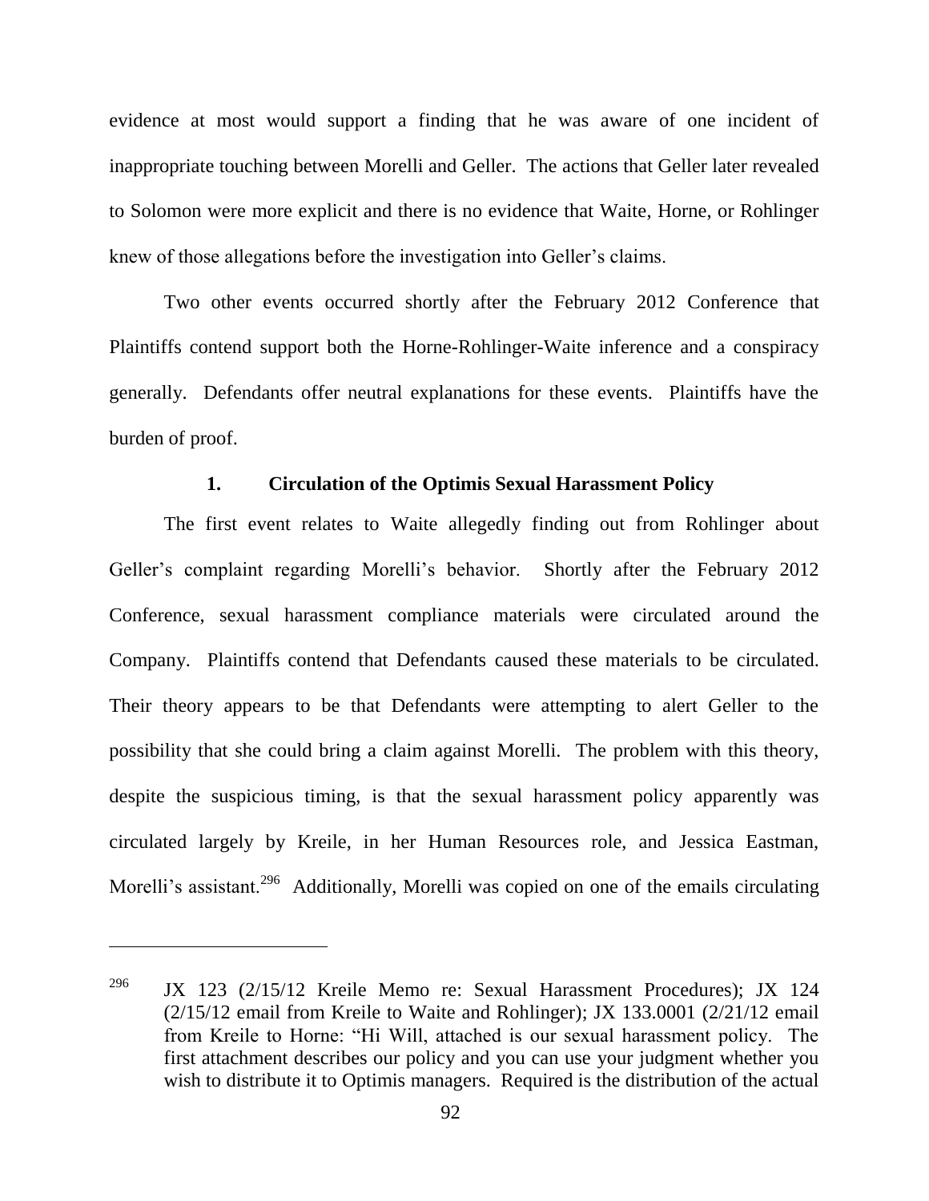evidence at most would support a finding that he was aware of one incident of inappropriate touching between Morelli and Geller. The actions that Geller later revealed to Solomon were more explicit and there is no evidence that Waite, Horne, or Rohlinger knew of those allegations before the investigation into Geller's claims.

Two other events occurred shortly after the February 2012 Conference that Plaintiffs contend support both the Horne-Rohlinger-Waite inference and a conspiracy generally. Defendants offer neutral explanations for these events. Plaintiffs have the burden of proof.

### 1. Circulation of the Optimis Sexual Harassment Policy

The first event relates to Waite allegedly finding out from Rohlinger about Geller's complaint regarding Morelli's behavior. Shortly after the February 2012 Conference, sexual harassment compliance materials were circulated around the Company. Plaintiffs contend that Defendants caused these materials to be circulated. Their theory appears to be that Defendants were attempting to alert Geller to the possibility that she could bring a claim against Morelli. The problem with this theory, despite the suspicious timing, is that the sexual harassment policy apparently was circulated largely by Kreile, in her Human Resources role, and Jessica Eastman, Morelli's assistant.[296] Additionally, Morelli was copied on one of the emails circulating

---

[296] JX 123 (2/15/12 Kreile Memo re: Sexual Harassment Procedures); JX 124 (2/15/12 email from Kreile to Waite and Rohlinger); JX 133.0001 (2/21/12 email from Kreile to Horne: "Hi Will, attached is our sexual harassment policy. The first attachment describes our policy and you can use your judgment whether you wish to distribute it to Optimis managers. Required is the distribution of the actual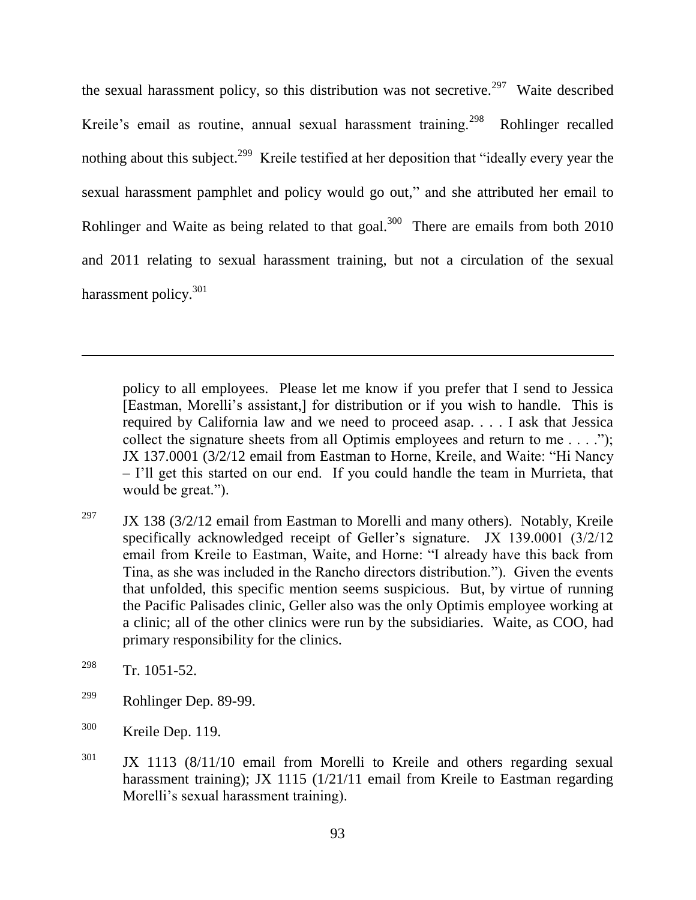the sexual harassment policy, so this distribution was not secretive.[297] Waite described Kreile's email as routine, annual sexual harassment training.[298] Rohlinger recalled nothing about this subject.[299] Kreile testified at her deposition that "ideally every year the sexual harassment pamphlet and policy would go out," and she attributed her email to Rohlinger and Waite as being related to that goal.[300] There are emails from both 2010 and 2011 relating to sexual harassment training, but not a circulation of the sexual harassment policy.[301]

---

policy to all employees. Please let me know if you prefer that I send to Jessica [Eastman, Morelli's assistant,] for distribution or if you wish to handle. This is required by California law and we need to proceed asap. . . . I ask that Jessica collect the signature sheets from all Optimis employees and return to me . . . ."); JX 137.0001 (3/2/12 email from Eastman to Horne, Kreile, and Waite: "Hi Nancy – I'll get this started on our end. If you could handle the team in Murrieta, that would be great.").

[297] JX 138 (3/2/12 email from Eastman to Morelli and many others). Notably, Kreile specifically acknowledged receipt of Geller's signature. JX 139.0001 (3/2/12 email from Kreile to Eastman, Waite, and Horne: "I already have this back from Tina, as she was included in the Rancho directors distribution."). Given the events that unfolded, this specific mention seems suspicious. But, by virtue of running the Pacific Palisades clinic, Geller also was the only Optimis employee working at a clinic; all of the other clinics were run by the subsidiaries. Waite, as COO, had primary responsibility for the clinics.

[298] Tr. 1051-52.

[299] Rohlinger Dep. 89-99.

[300] Kreile Dep. 119.

[301] JX 1113 (8/11/10 email from Morelli to Kreile and others regarding sexual harassment training); JX 1115 (1/21/11 email from Kreile to Eastman regarding Morelli's sexual harassment training).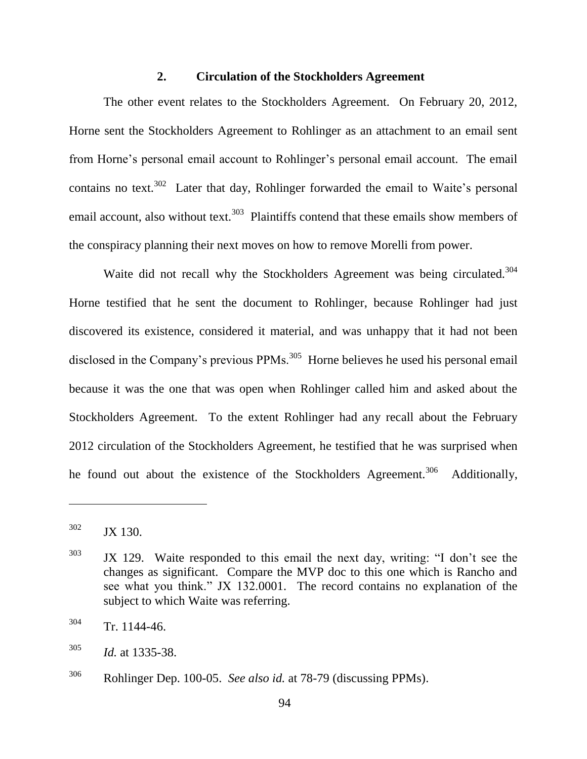### 2. Circulation of the Stockholders Agreement

The other event relates to the Stockholders Agreement. On February 20, 2012, Horne sent the Stockholders Agreement to Rohlinger as an attachment to an email sent from Horne's personal email account to Rohlinger's personal email account. The email contains no text.[302] Later that day, Rohlinger forwarded the email to Waite's personal email account, also without text.[303] Plaintiffs contend that these emails show members of the conspiracy planning their next moves on how to remove Morelli from power.

Waite did not recall why the Stockholders Agreement was being circulated.[304] Horne testified that he sent the document to Rohlinger, because Rohlinger had just discovered its existence, considered it material, and was unhappy that it had not been disclosed in the Company's previous PPMs.[305] Horne believes he used his personal email because it was the one that was open when Rohlinger called him and asked about the Stockholders Agreement. To the extent Rohlinger had any recall about the February 2012 circulation of the Stockholders Agreement, he testified that he was surprised when he found out about the existence of the Stockholders Agreement.[306] Additionally,

---

[302] JX 130.

[303] JX 129. Waite responded to this email the next day, writing: "I don't see the changes as significant. Compare the MVP doc to this one which is Rancho and see what you think." JX 132.0001. The record contains no explanation of the subject to which Waite was referring.

[304] Tr. 1144-46.

[305] *Id.* at 1335-38.

[306] Rohlinger Dep. 100-05. *See also id.* at 78-79 (discussing PPMs).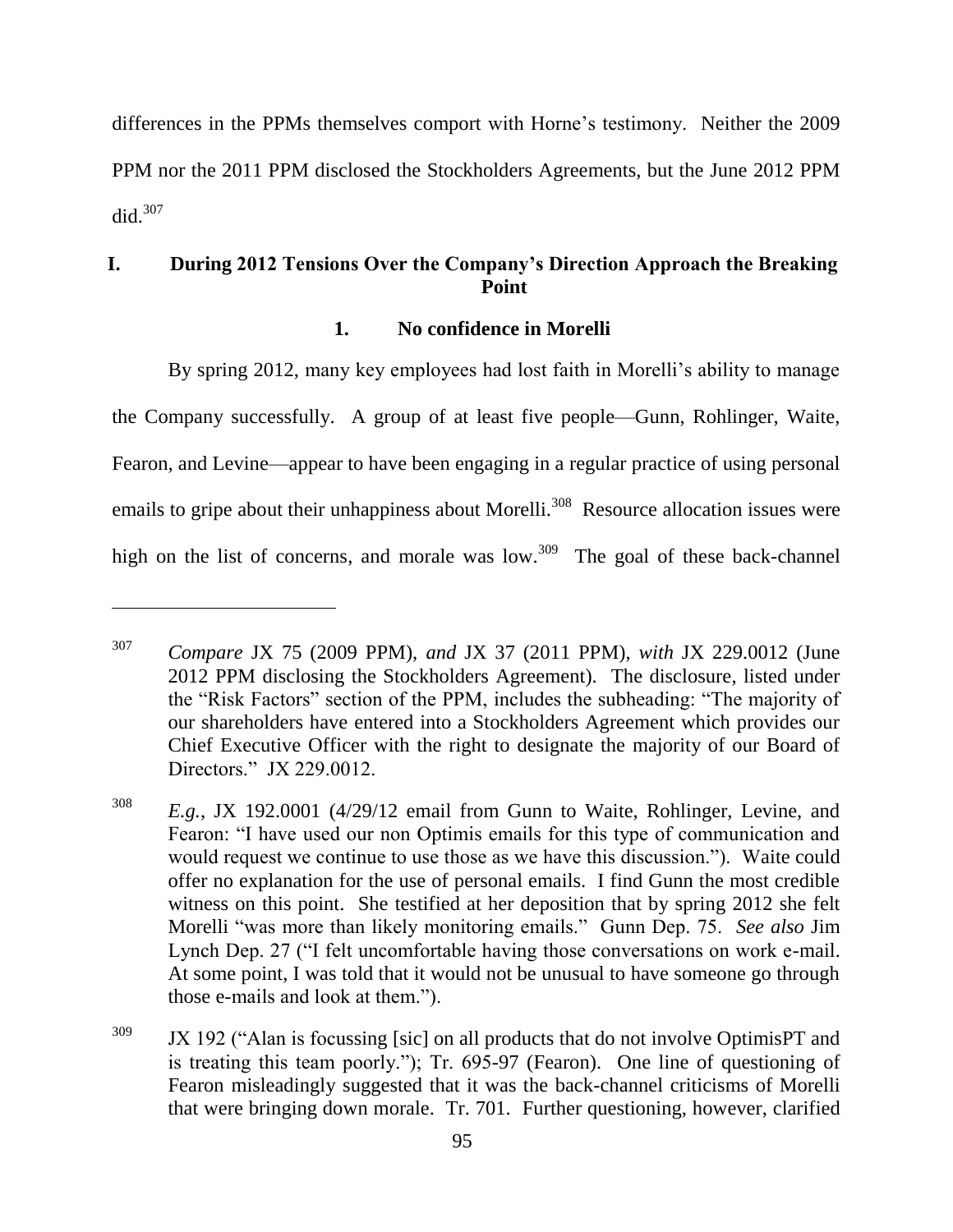differences in the PPMs themselves comport with Horne's testimony. Neither the 2009 PPM nor the 2011 PPM disclosed the Stockholders Agreements, but the June 2012 PPM did.[307]

### I. During 2012 Tensions Over the Company's Direction Approach the Breaking Point

#### 1. No confidence in Morelli

By spring 2012, many key employees had lost faith in Morelli's ability to manage the Company successfully. A group of at least five people—Gunn, Rohlinger, Waite, Fearon, and Levine—appear to have been engaging in a regular practice of using personal emails to gripe about their unhappiness about Morelli.[308] Resource allocation issues were high on the list of concerns, and morale was low.[309] The goal of these back-channel

---

[307] *Compare* JX 75 (2009 PPM), *and* JX 37 (2011 PPM), *with* JX 229.0012 (June 2012 PPM disclosing the Stockholders Agreement). The disclosure, listed under the "Risk Factors" section of the PPM, includes the subheading: "The majority of our shareholders have entered into a Stockholders Agreement which provides our Chief Executive Officer with the right to designate the majority of our Board of Directors." JX 229.0012.

[308] *E.g.*, JX 192.0001 (4/29/12 email from Gunn to Waite, Rohlinger, Levine, and Fearon: "I have used our non Optimis emails for this type of communication and would request we continue to use those as we have this discussion."). Waite could offer no explanation for the use of personal emails. I find Gunn the most credible witness on this point. She testified at her deposition that by spring 2012 she felt Morelli "was more than likely monitoring emails." Gunn Dep. 75. *See also* Jim Lynch Dep. 27 ("I felt uncomfortable having those conversations on work e-mail. At some point, I was told that it would not be unusual to have someone go through those e-mails and look at them.").

[309] JX 192 ("Alan is focussing [sic] on all products that do not involve OptimisPT and is treating this team poorly."); Tr. 695-97 (Fearon). One line of questioning of Fearon misleadingly suggested that it was the back-channel criticisms of Morelli that were bringing down morale. Tr. 701. Further questioning, however, clarified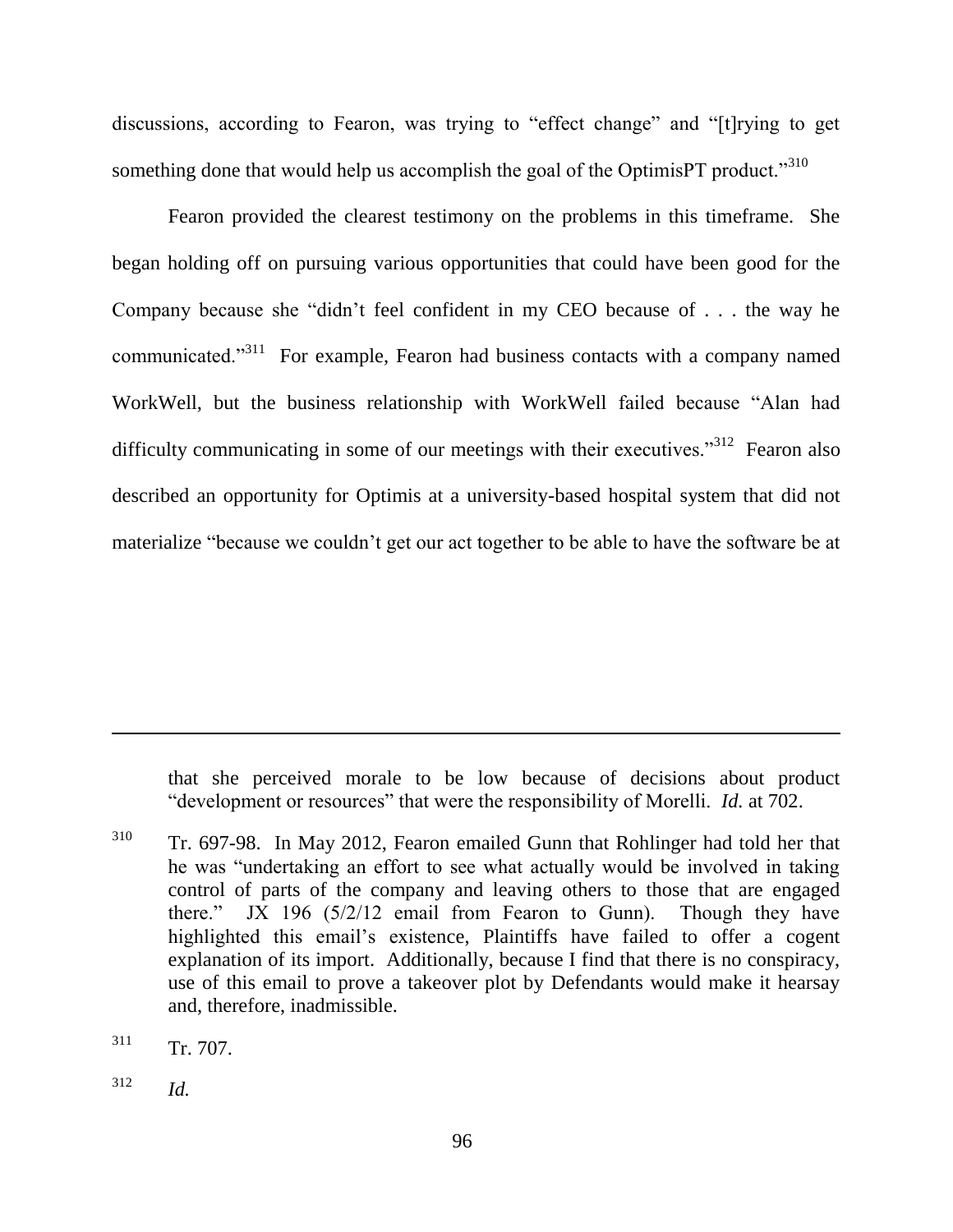discussions, according to Fearon, was trying to "effect change" and "[t]rying to get something done that would help us accomplish the goal of the OptimisPT product."[310]

Fearon provided the clearest testimony on the problems in this timeframe. She began holding off on pursuing various opportunities that could have been good for the Company because she "didn't feel confident in my CEO because of . . . the way he communicated."[311] For example, Fearon had business contacts with a company named WorkWell, but the business relationship with WorkWell failed because "Alan had difficulty communicating in some of our meetings with their executives."[312] Fearon also described an opportunity for Optimis at a university-based hospital system that did not materialize "because we couldn't get our act together to be able to have the software be at

---

that she perceived morale to be low because of decisions about product "development or resources" that were the responsibility of Morelli. *Id.* at 702.

[310] Tr. 697-98. In May 2012, Fearon emailed Gunn that Rohlinger had told her that he was "undertaking an effort to see what actually would be involved in taking control of parts of the company and leaving others to those that are engaged there." JX 196 (5/2/12 email from Fearon to Gunn). Though they have highlighted this email's existence, Plaintiffs have failed to offer a cogent explanation of its import. Additionally, because I find that there is no conspiracy, use of this email to prove a takeover plot by Defendants would make it hearsay and, therefore, inadmissible.

[311] Tr. 707.

[312] *Id.*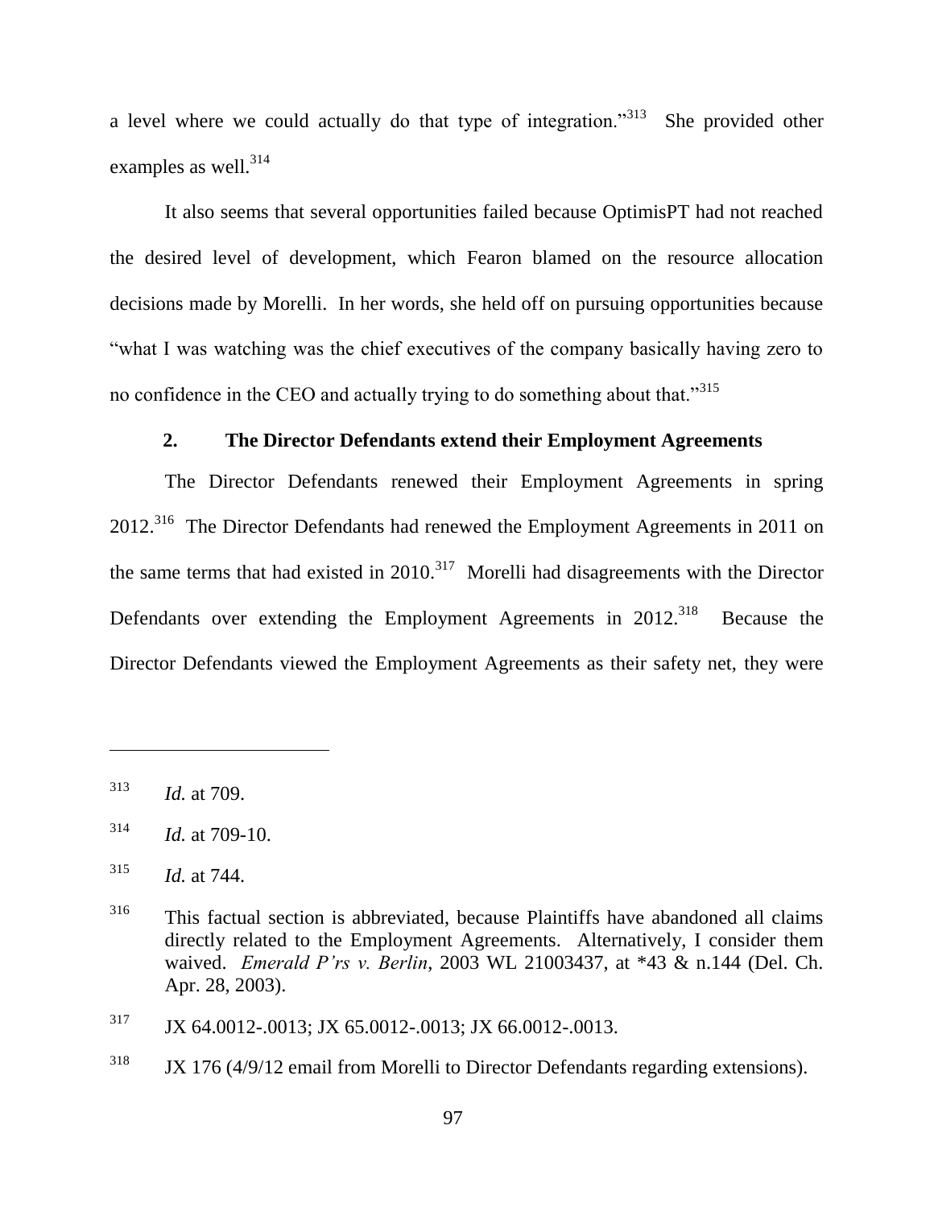a level where we could actually do that type of integration."[313] She provided other examples as well.[314]

It also seems that several opportunities failed because OptimisPT had not reached the desired level of development, which Fearon blamed on the resource allocation decisions made by Morelli. In her words, she held off on pursuing opportunities because "what I was watching was the chief executives of the company basically having zero to no confidence in the CEO and actually trying to do something about that."[315]

### 2. The Director Defendants extend their Employment Agreements

The Director Defendants renewed their Employment Agreements in spring 2012.[316] The Director Defendants had renewed the Employment Agreements in 2011 on the same terms that had existed in 2010.[317] Morelli had disagreements with the Director Defendants over extending the Employment Agreements in 2012.[318] Because the Director Defendants viewed the Employment Agreements as their safety net, they were

---

[313] *Id.* at 709.

[314] *Id.* at 709-10.

[315] *Id.* at 744.

[316] This factual section is abbreviated, because Plaintiffs have abandoned all claims directly related to the Employment Agreements. Alternatively, I consider them waived. *Emerald P'rs v. Berlin*, 2003 WL 21003437, at *43 & n.144 (Del. Ch. Apr. 28, 2003).

[317] JX 64.0012-.0013; JX 65.0012-.0013; JX 66.0012-.0013.

[318] JX 176 (4/9/12 email from Morelli to Director Defendants regarding extensions).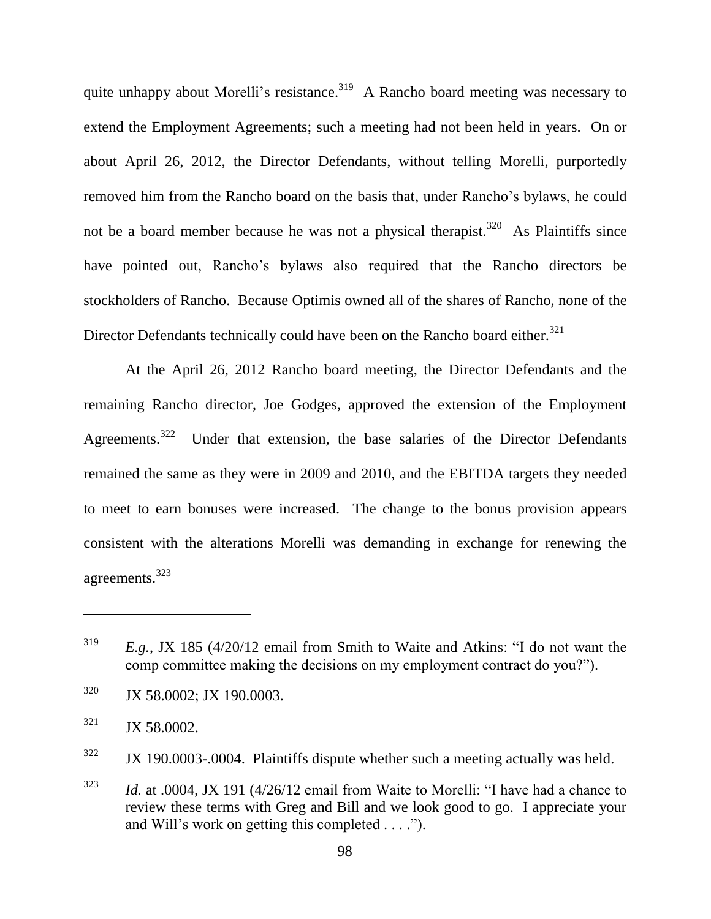quite unhappy about Morelli's resistance.[319] A Rancho board meeting was necessary to extend the Employment Agreements; such a meeting had not been held in years. On or about April 26, 2012, the Director Defendants, without telling Morelli, purportedly removed him from the Rancho board on the basis that, under Rancho's bylaws, he could not be a board member because he was not a physical therapist.[320] As Plaintiffs since have pointed out, Rancho's bylaws also required that the Rancho directors be stockholders of Rancho. Because Optimis owned all of the shares of Rancho, none of the Director Defendants technically could have been on the Rancho board either.[321]

At the April 26, 2012 Rancho board meeting, the Director Defendants and the remaining Rancho director, Joe Godges, approved the extension of the Employment Agreements.[322] Under that extension, the base salaries of the Director Defendants remained the same as they were in 2009 and 2010, and the EBITDA targets they needed to meet to earn bonuses were increased. The change to the bonus provision appears consistent with the alterations Morelli was demanding in exchange for renewing the agreements.[323]

---

[319] *E.g.*, JX 185 (4/20/12 email from Smith to Waite and Atkins: "I do not want the comp committee making the decisions on my employment contract do you?").

[320] JX 58.0002; JX 190.0003.

[321] JX 58.0002.

[322] JX 190.0003-.0004. Plaintiffs dispute whether such a meeting actually was held.

[323] *Id.* at .0004, JX 191 (4/26/12 email from Waite to Morelli: "I have had a chance to review these terms with Greg and Bill and we look good to go. I appreciate your and Will's work on getting this completed . . . .").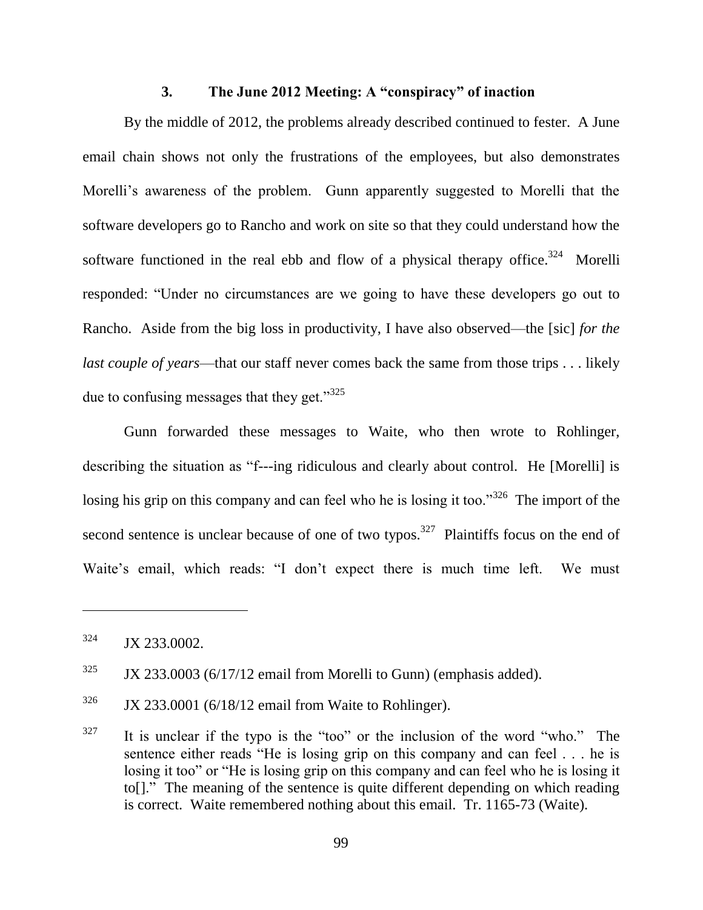### 3. The June 2012 Meeting: A "conspiracy" of inaction

By the middle of 2012, the problems already described continued to fester. A June email chain shows not only the frustrations of the employees, but also demonstrates Morelli's awareness of the problem. Gunn apparently suggested to Morelli that the software developers go to Rancho and work on site so that they could understand how the software functioned in the real ebb and flow of a physical therapy office.[324] Morelli responded: "Under no circumstances are we going to have these developers go out to Rancho. Aside from the big loss in productivity, I have also observed—the [sic] *for the last couple of years*—that our staff never comes back the same from those trips . . . likely due to confusing messages that they get."[325]

Gunn forwarded these messages to Waite, who then wrote to Rohlinger, describing the situation as "f---ing ridiculous and clearly about control. He [Morelli] is losing his grip on this company and can feel who he is losing it too."[326] The import of the second sentence is unclear because of one of two typos.[327] Plaintiffs focus on the end of Waite's email, which reads: "I don't expect there is much time left. We must

---

[324] JX 233.0002.

[325] JX 233.0003 (6/17/12 email from Morelli to Gunn) (emphasis added).

[326] JX 233.0001 (6/18/12 email from Waite to Rohlinger).

[327] It is unclear if the typo is the "too" or the inclusion of the word "who." The sentence either reads "He is losing grip on this company and can feel . . . he is losing it too" or "He is losing grip on this company and can feel who he is losing it to[]." The meaning of the sentence is quite different depending on which reading is correct. Waite remembered nothing about this email. Tr. 1165-73 (Waite).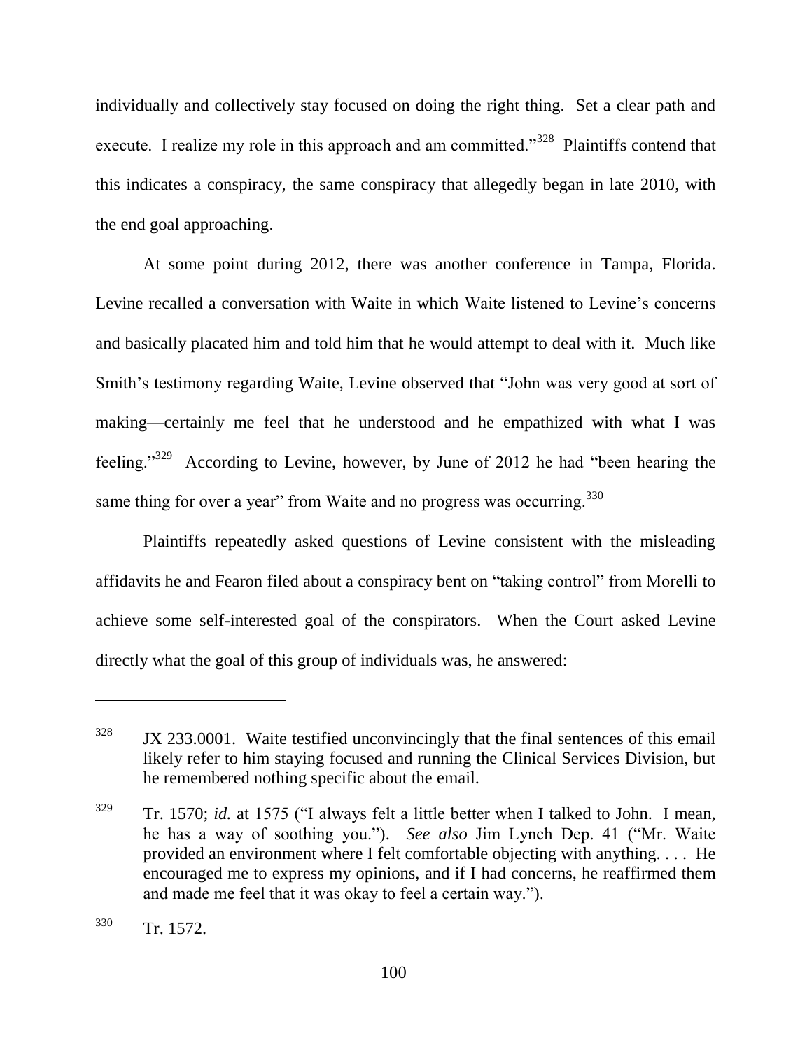individually and collectively stay focused on doing the right thing. Set a clear path and execute. I realize my role in this approach and am committed."[328] Plaintiffs contend that this indicates a conspiracy, the same conspiracy that allegedly began in late 2010, with the end goal approaching.

At some point during 2012, there was another conference in Tampa, Florida. Levine recalled a conversation with Waite in which Waite listened to Levine's concerns and basically placated him and told him that he would attempt to deal with it. Much like Smith's testimony regarding Waite, Levine observed that "John was very good at sort of making—certainly me feel that he understood and he empathized with what I was feeling."[329] According to Levine, however, by June of 2012 he had "been hearing the same thing for over a year" from Waite and no progress was occurring.[330]

Plaintiffs repeatedly asked questions of Levine consistent with the misleading affidavits he and Fearon filed about a conspiracy bent on "taking control" from Morelli to achieve some self-interested goal of the conspirators. When the Court asked Levine directly what the goal of this group of individuals was, he answered:

---

[328] JX 233.0001. Waite testified unconvincingly that the final sentences of this email likely refer to him staying focused and running the Clinical Services Division, but he remembered nothing specific about the email.

[329] Tr. 1570; *id.* at 1575 ("I always felt a little better when I talked to John. I mean, he has a way of soothing you."). *See also* Jim Lynch Dep. 41 ("Mr. Waite provided an environment where I felt comfortable objecting with anything. . . . He encouraged me to express my opinions, and if I had concerns, he reaffirmed them and made me feel that it was okay to feel a certain way.").

[330] Tr. 1572.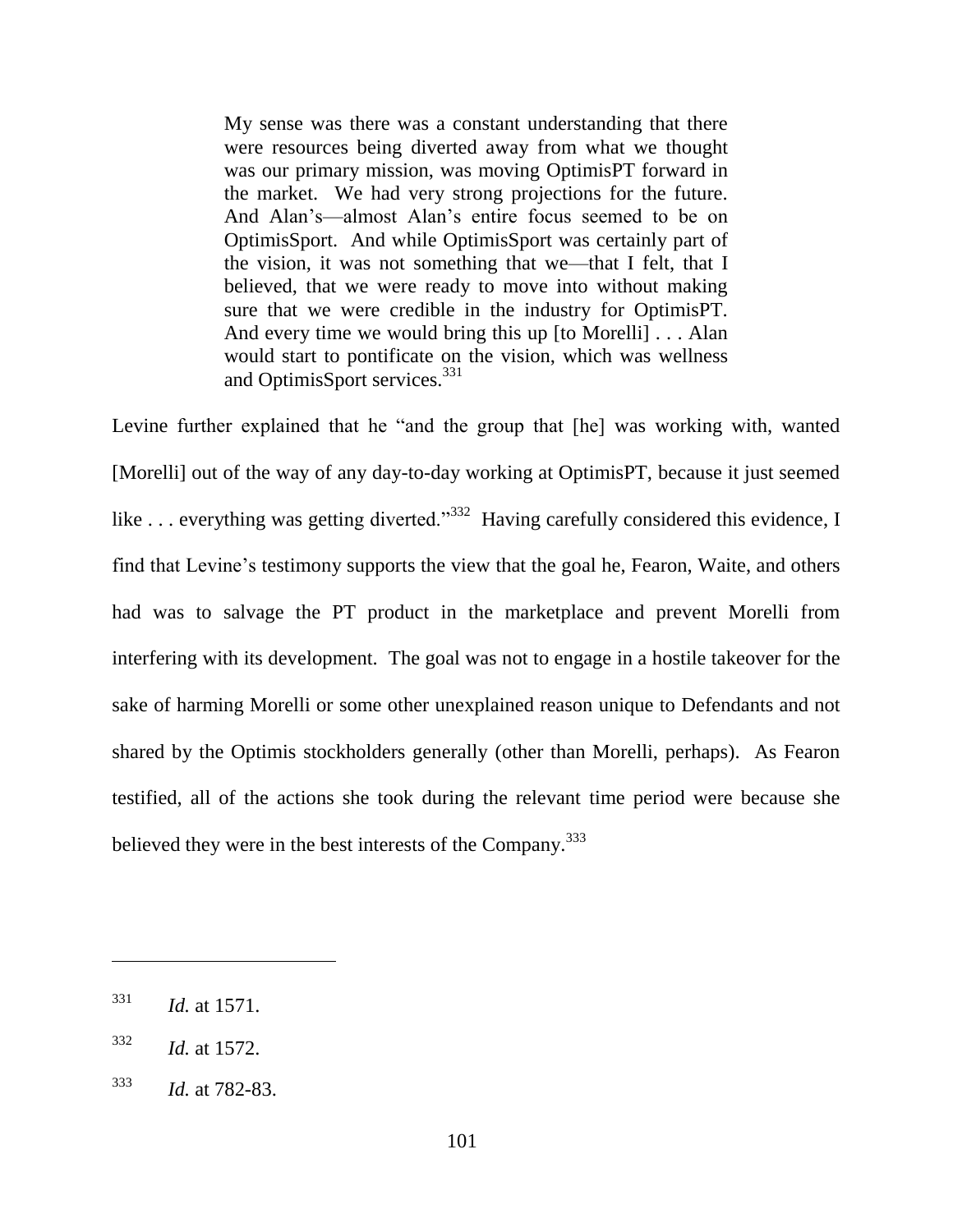> My sense was there was a constant understanding that there were resources being diverted away from what we thought was our primary mission, was moving OptimisPT forward in the market. We had very strong projections for the future. And Alan's—almost Alan's entire focus seemed to be on OptimisSport. And while OptimisSport was certainly part of the vision, it was not something that we—that I felt, that I believed, that we were ready to move into without making sure that we were credible in the industry for OptimisPT. And every time we would bring this up [to Morelli] . . . Alan would start to pontificate on the vision, which was wellness and OptimisSport services.[331]

Levine further explained that he "and the group that [he] was working with, wanted [Morelli] out of the way of any day-to-day working at OptimisPT, because it just seemed like . . . everything was getting diverted."[332] Having carefully considered this evidence, I find that Levine's testimony supports the view that the goal he, Fearon, Waite, and others had was to salvage the PT product in the marketplace and prevent Morelli from interfering with its development. The goal was not to engage in a hostile takeover for the sake of harming Morelli or some other unexplained reason unique to Defendants and not shared by the Optimis stockholders generally (other than Morelli, perhaps). As Fearon testified, all of the actions she took during the relevant time period were because she believed they were in the best interests of the Company.[333]

---

[331] *Id.* at 1571.

[332] *Id.* at 1572.

[333] *Id.* at 782-83.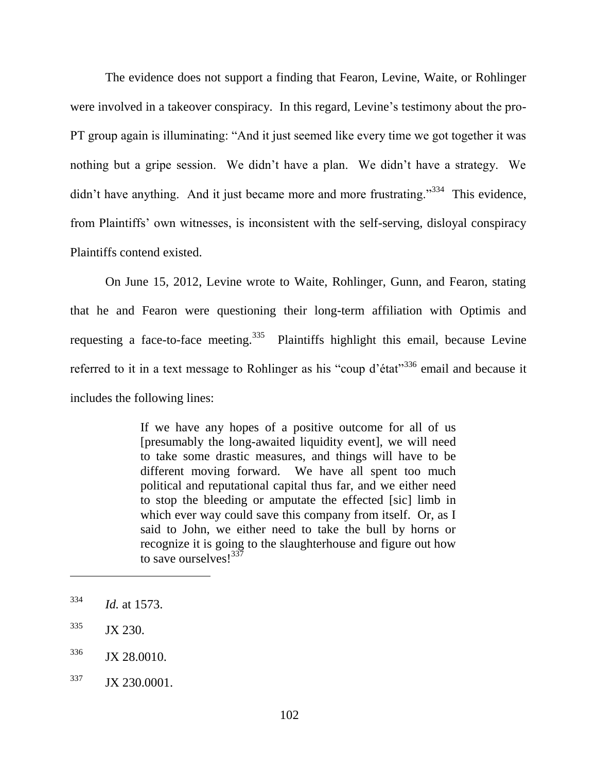The evidence does not support a finding that Fearon, Levine, Waite, or Rohlinger were involved in a takeover conspiracy. In this regard, Levine's testimony about the pro-PT group again is illuminating: "And it just seemed like every time we got together it was nothing but a gripe session. We didn't have a plan. We didn't have a strategy. We didn't have anything. And it just became more and more frustrating."[334] This evidence, from Plaintiffs' own witnesses, is inconsistent with the self-serving, disloyal conspiracy Plaintiffs contend existed.

On June 15, 2012, Levine wrote to Waite, Rohlinger, Gunn, and Fearon, stating that he and Fearon were questioning their long-term affiliation with Optimis and requesting a face-to-face meeting.[335] Plaintiffs highlight this email, because Levine referred to it in a text message to Rohlinger as his "coup d'état"[336] email and because it includes the following lines:

> If we have any hopes of a positive outcome for all of us [presumably the long-awaited liquidity event], we will need to take some drastic measures, and things will have to be different moving forward. We have all spent too much political and reputational capital thus far, and we either need to stop the bleeding or amputate the effected [sic] limb in which ever way could save this company from itself. Or, as I said to John, we either need to take the bull by horns or recognize it is going to the slaughterhouse and figure out how to save ourselves![337]

---

[334] *Id.* at 1573.

[335] JX 230.

[336] JX 28.0010.

[337] JX 230.0001.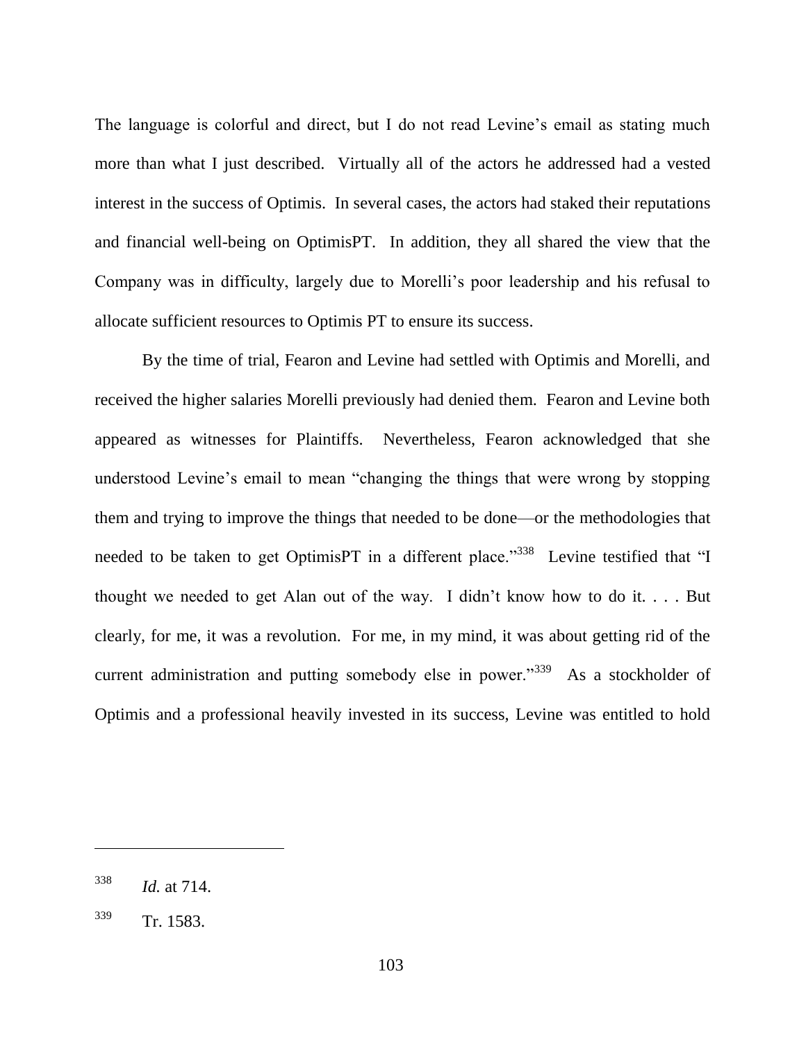The language is colorful and direct, but I do not read Levine's email as stating much more than what I just described. Virtually all of the actors he addressed had a vested interest in the success of Optimis. In several cases, the actors had staked their reputations and financial well-being on OptimisPT. In addition, they all shared the view that the Company was in difficulty, largely due to Morelli's poor leadership and his refusal to allocate sufficient resources to Optimis PT to ensure its success.

By the time of trial, Fearon and Levine had settled with Optimis and Morelli, and received the higher salaries Morelli previously had denied them. Fearon and Levine both appeared as witnesses for Plaintiffs. Nevertheless, Fearon acknowledged that she understood Levine's email to mean "changing the things that were wrong by stopping them and trying to improve the things that needed to be done—or the methodologies that needed to be taken to get OptimisPT in a different place."[338] Levine testified that "I thought we needed to get Alan out of the way. I didn't know how to do it. . . . But clearly, for me, it was a revolution. For me, in my mind, it was about getting rid of the current administration and putting somebody else in power."[339] As a stockholder of Optimis and a professional heavily invested in its success, Levine was entitled to hold

---

[338] *Id.* at 714.

[339] Tr. 1583.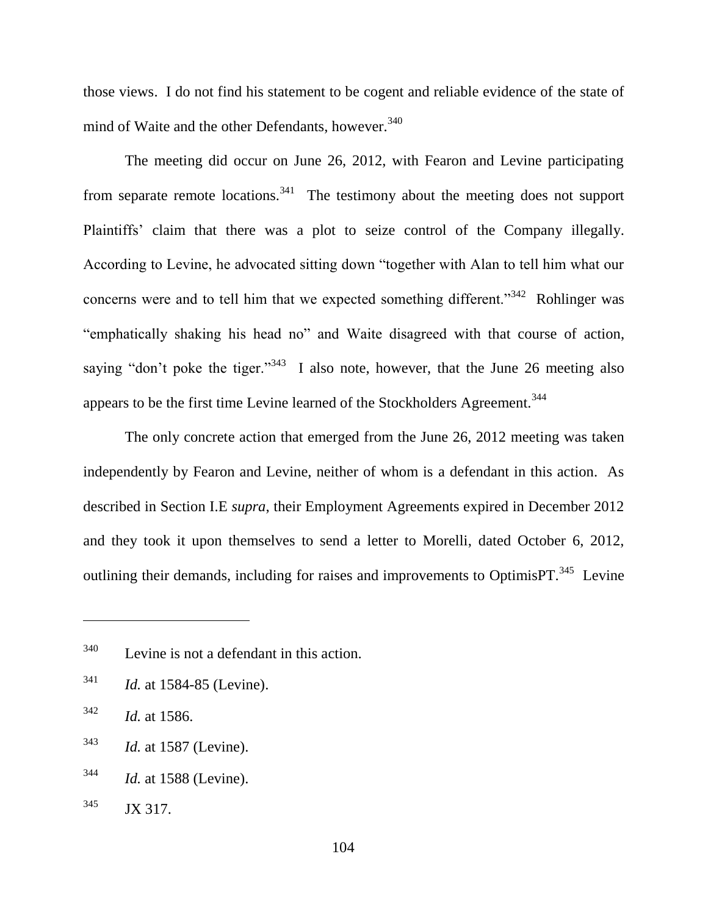those views. I do not find his statement to be cogent and reliable evidence of the state of mind of Waite and the other Defendants, however.[340]

The meeting did occur on June 26, 2012, with Fearon and Levine participating from separate remote locations.[341] The testimony about the meeting does not support Plaintiffs' claim that there was a plot to seize control of the Company illegally. According to Levine, he advocated sitting down "together with Alan to tell him what our concerns were and to tell him that we expected something different."[342] Rohlinger was "emphatically shaking his head no" and Waite disagreed with that course of action, saying "don't poke the tiger."[343] I also note, however, that the June 26 meeting also appears to be the first time Levine learned of the Stockholders Agreement.[344]

The only concrete action that emerged from the June 26, 2012 meeting was taken independently by Fearon and Levine, neither of whom is a defendant in this action. As described in Section I.E *supra*, their Employment Agreements expired in December 2012 and they took it upon themselves to send a letter to Morelli, dated October 6, 2012, outlining their demands, including for raises and improvements to OptimisPT.[345] Levine

---

[340] Levine is not a defendant in this action.

[341] *Id.* at 1584-85 (Levine).

[342] *Id.* at 1586.

[343] *Id.* at 1587 (Levine).

[344] *Id.* at 1588 (Levine).

[345] JX 317.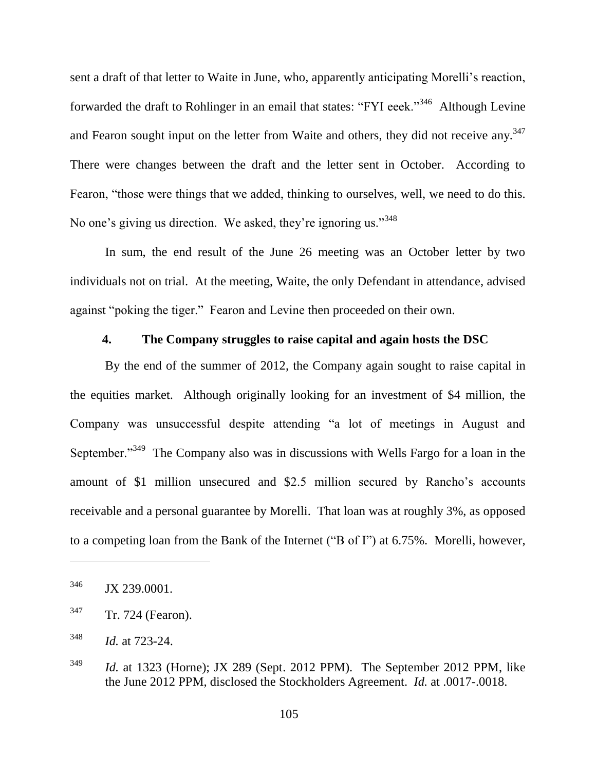sent a draft of that letter to Waite in June, who, apparently anticipating Morelli's reaction, forwarded the draft to Rohlinger in an email that states: "FYI eeek."[346] Although Levine and Fearon sought input on the letter from Waite and others, they did not receive any.[347] There were changes between the draft and the letter sent in October. According to Fearon, "those were things that we added, thinking to ourselves, well, we need to do this. No one's giving us direction. We asked, they're ignoring us."[348]

In sum, the end result of the June 26 meeting was an October letter by two individuals not on trial. At the meeting, Waite, the only Defendant in attendance, advised against "poking the tiger." Fearon and Levine then proceeded on their own.

#### 4. The Company struggles to raise capital and again hosts the DSC

By the end of the summer of 2012, the Company again sought to raise capital in the equities market. Although originally looking for an investment of $4 million, the Company was unsuccessful despite attending "a lot of meetings in August and September."[349] The Company also was in discussions with Wells Fargo for a loan in the amount of $1 million unsecured and $2.5 million secured by Rancho's accounts receivable and a personal guarantee by Morelli. That loan was at roughly 3%, as opposed to a competing loan from the Bank of the Internet ("B of I") at 6.75%. Morelli, however,

---

[346] JX 239.0001.

[347] Tr. 724 (Fearon).

[348] *Id.* at 723-24.

[349] *Id.* at 1323 (Horne); JX 289 (Sept. 2012 PPM). The September 2012 PPM, like the June 2012 PPM, disclosed the Stockholders Agreement. *Id.* at .0017-.0018.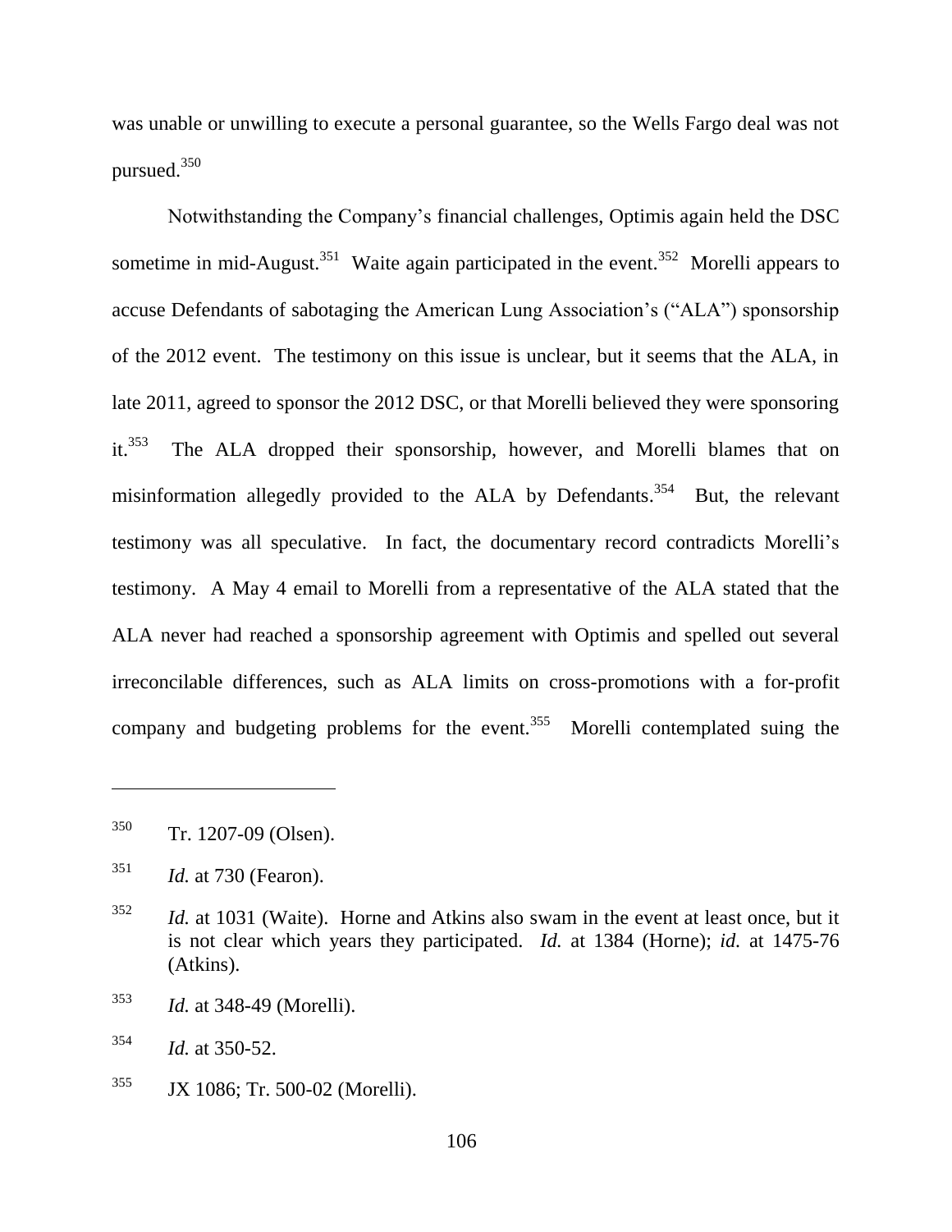was unable or unwilling to execute a personal guarantee, so the Wells Fargo deal was not pursued.[350]

Notwithstanding the Company's financial challenges, Optimis again held the DSC sometime in mid-August.[351] Waite again participated in the event.[352] Morelli appears to accuse Defendants of sabotaging the American Lung Association's ("ALA") sponsorship of the 2012 event. The testimony on this issue is unclear, but it seems that the ALA, in late 2011, agreed to sponsor the 2012 DSC, or that Morelli believed they were sponsoring it.[353] The ALA dropped their sponsorship, however, and Morelli blames that on misinformation allegedly provided to the ALA by Defendants.[354] But, the relevant testimony was all speculative. In fact, the documentary record contradicts Morelli's testimony. A May 4 email to Morelli from a representative of the ALA stated that the ALA never had reached a sponsorship agreement with Optimis and spelled out several irreconcilable differences, such as ALA limits on cross-promotions with a for-profit company and budgeting problems for the event.[355] Morelli contemplated suing the

---

[350] Tr. 1207-09 (Olsen).

[351] *Id.* at 730 (Fearon).

[352] *Id.* at 1031 (Waite). Horne and Atkins also swam in the event at least once, but it is not clear which years they participated. *Id.* at 1384 (Horne); *id.* at 1475-76 (Atkins).

[353] *Id.* at 348-49 (Morelli).

[354] *Id.* at 350-52.

[355] JX 1086; Tr. 500-02 (Morelli).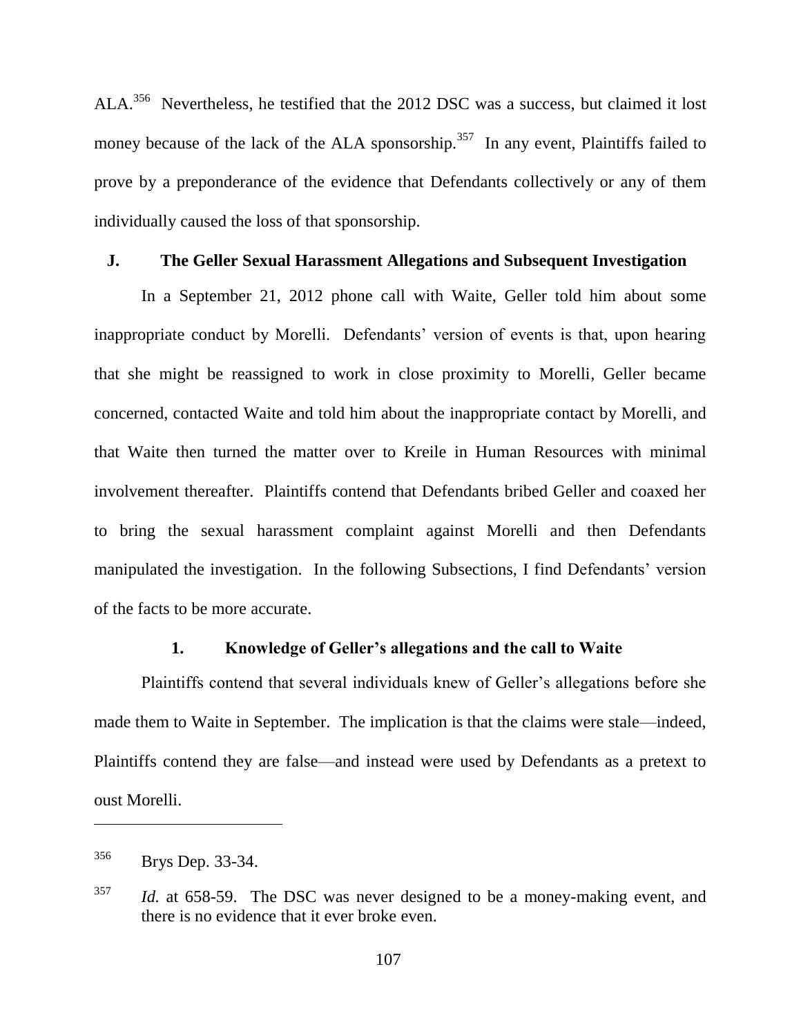ALA.[356] Nevertheless, he testified that the 2012 DSC was a success, but claimed it lost money because of the lack of the ALA sponsorship.[357] In any event, Plaintiffs failed to prove by a preponderance of the evidence that Defendants collectively or any of them individually caused the loss of that sponsorship.

### J. The Geller Sexual Harassment Allegations and Subsequent Investigation

In a September 21, 2012 phone call with Waite, Geller told him about some inappropriate conduct by Morelli. Defendants' version of events is that, upon hearing that she might be reassigned to work in close proximity to Morelli, Geller became concerned, contacted Waite and told him about the inappropriate contact by Morelli, and that Waite then turned the matter over to Kreile in Human Resources with minimal involvement thereafter. Plaintiffs contend that Defendants bribed Geller and coaxed her to bring the sexual harassment complaint against Morelli and then Defendants manipulated the investigation. In the following Subsections, I find Defendants' version of the facts to be more accurate.

#### 1. Knowledge of Geller's allegations and the call to Waite

Plaintiffs contend that several individuals knew of Geller's allegations before she made them to Waite in September. The implication is that the claims were stale—indeed, Plaintiffs contend they are false—and instead were used by Defendants as a pretext to oust Morelli.

---

[356] Brys Dep. 33-34.

[357] *Id.* at 658-59. The DSC was never designed to be a money-making event, and there is no evidence that it ever broke even.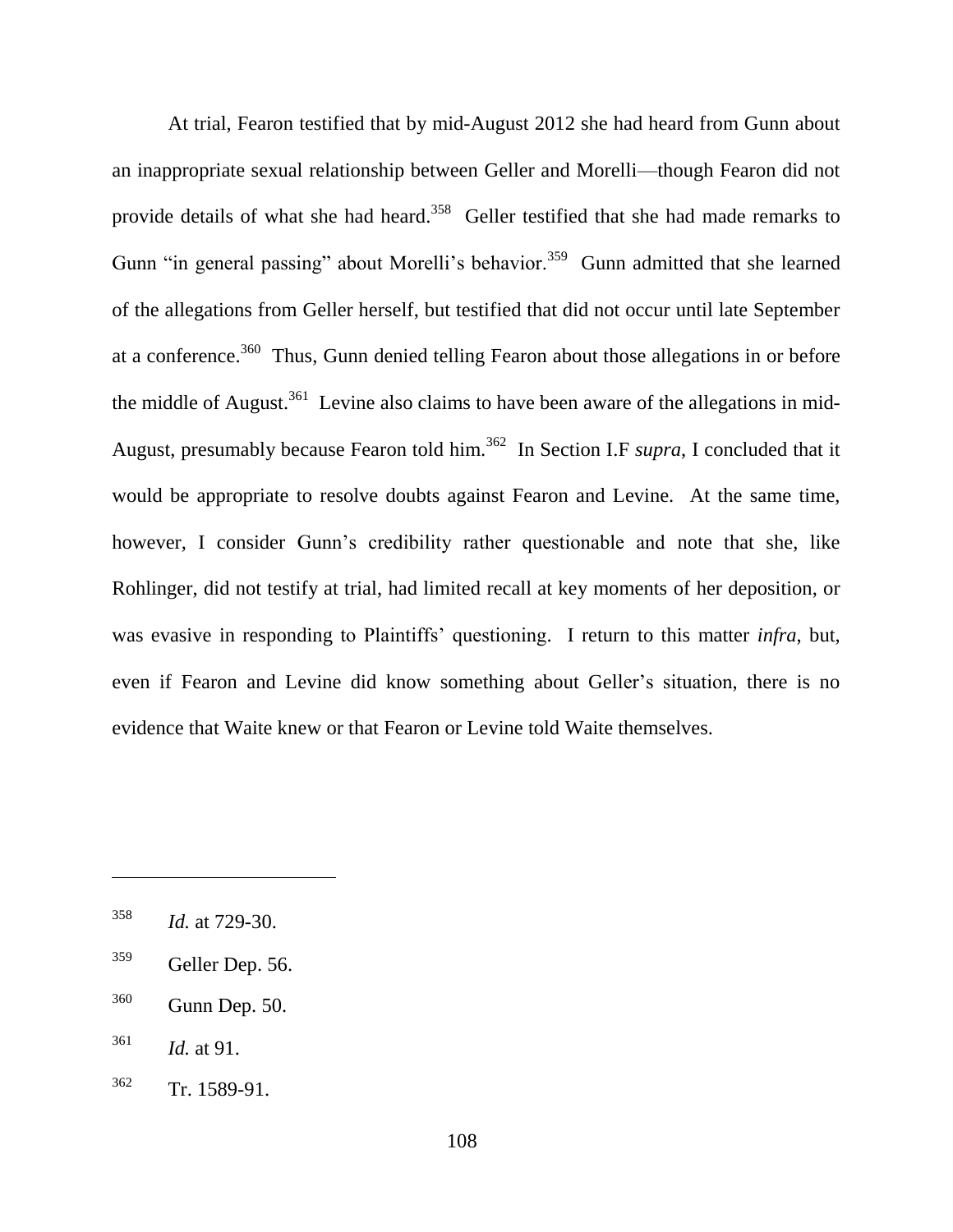At trial, Fearon testified that by mid-August 2012 she had heard from Gunn about an inappropriate sexual relationship between Geller and Morelli—though Fearon did not provide details of what she had heard.[358] Geller testified that she had made remarks to Gunn "in general passing" about Morelli's behavior.[359] Gunn admitted that she learned of the allegations from Geller herself, but testified that did not occur until late September at a conference.[360] Thus, Gunn denied telling Fearon about those allegations in or before the middle of August.[361] Levine also claims to have been aware of the allegations in mid-August, presumably because Fearon told him.[362] In Section I.F *supra*, I concluded that it would be appropriate to resolve doubts against Fearon and Levine. At the same time, however, I consider Gunn's credibility rather questionable and note that she, like Rohlinger, did not testify at trial, had limited recall at key moments of her deposition, or was evasive in responding to Plaintiffs' questioning. I return to this matter *infra*, but, even if Fearon and Levine did know something about Geller's situation, there is no evidence that Waite knew or that Fearon or Levine told Waite themselves.

---

[358] *Id.* at 729-30.

[359] Geller Dep. 56.

[360] Gunn Dep. 50.

[361] *Id.* at 91.

[362] Tr. 1589-91.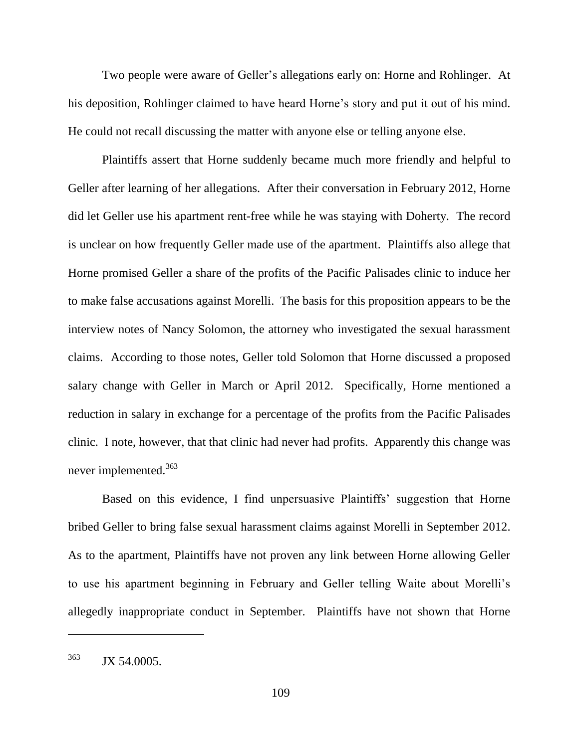Two people were aware of Geller's allegations early on: Horne and Rohlinger. At his deposition, Rohlinger claimed to have heard Horne's story and put it out of his mind. He could not recall discussing the matter with anyone else or telling anyone else.

Plaintiffs assert that Horne suddenly became much more friendly and helpful to Geller after learning of her allegations. After their conversation in February 2012, Horne did let Geller use his apartment rent-free while he was staying with Doherty. The record is unclear on how frequently Geller made use of the apartment. Plaintiffs also allege that Horne promised Geller a share of the profits of the Pacific Palisades clinic to induce her to make false accusations against Morelli. The basis for this proposition appears to be the interview notes of Nancy Solomon, the attorney who investigated the sexual harassment claims. According to those notes, Geller told Solomon that Horne discussed a proposed salary change with Geller in March or April 2012. Specifically, Horne mentioned a reduction in salary in exchange for a percentage of the profits from the Pacific Palisades clinic. I note, however, that that clinic had never had profits. Apparently this change was never implemented.[363]

Based on this evidence, I find unpersuasive Plaintiffs' suggestion that Horne bribed Geller to bring false sexual harassment claims against Morelli in September 2012. As to the apartment, Plaintiffs have not proven any link between Horne allowing Geller to use his apartment beginning in February and Geller telling Waite about Morelli's allegedly inappropriate conduct in September. Plaintiffs have not shown that Horne

---

[363] JX 54.0005.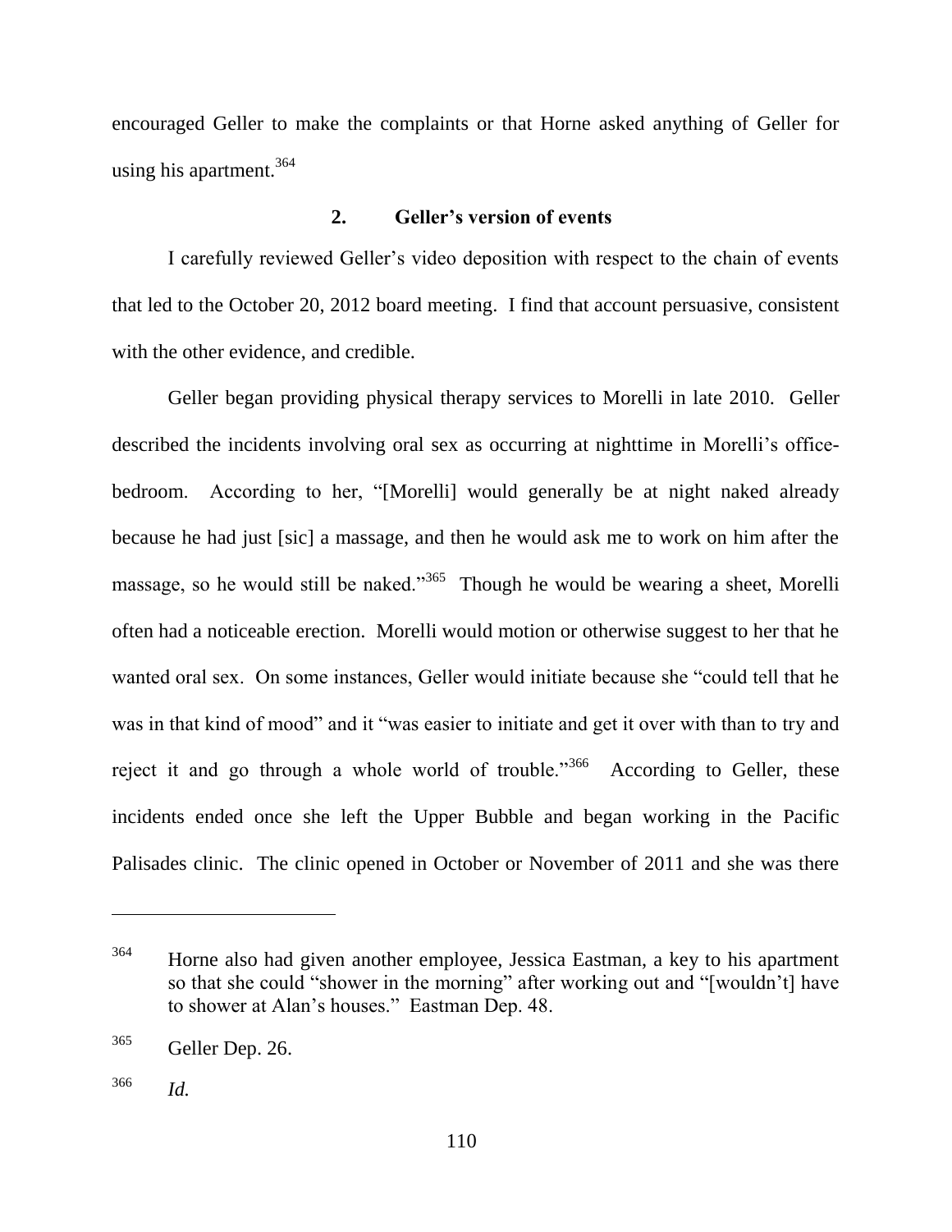encouraged Geller to make the complaints or that Horne asked anything of Geller for using his apartment.[364]

### 2. Geller's version of events

I carefully reviewed Geller's video deposition with respect to the chain of events that led to the October 20, 2012 board meeting. I find that account persuasive, consistent with the other evidence, and credible.

Geller began providing physical therapy services to Morelli in late 2010. Geller described the incidents involving oral sex as occurring at nighttime in Morelli's office-bedroom. According to her, "[Morelli] would generally be at night naked already because he had just [sic] a massage, and then he would ask me to work on him after the massage, so he would still be naked."[365] Though he would be wearing a sheet, Morelli often had a noticeable erection. Morelli would motion or otherwise suggest to her that he wanted oral sex. On some instances, Geller would initiate because she "could tell that he was in that kind of mood" and it "was easier to initiate and get it over with than to try and reject it and go through a whole world of trouble."[366] According to Geller, these incidents ended once she left the Upper Bubble and began working in the Pacific Palisades clinic. The clinic opened in October or November of 2011 and she was there

---

[364] Horne also had given another employee, Jessica Eastman, a key to his apartment so that she could "shower in the morning" after working out and "[wouldn't] have to shower at Alan's houses." Eastman Dep. 48.

[365] Geller Dep. 26.

[366] *Id.*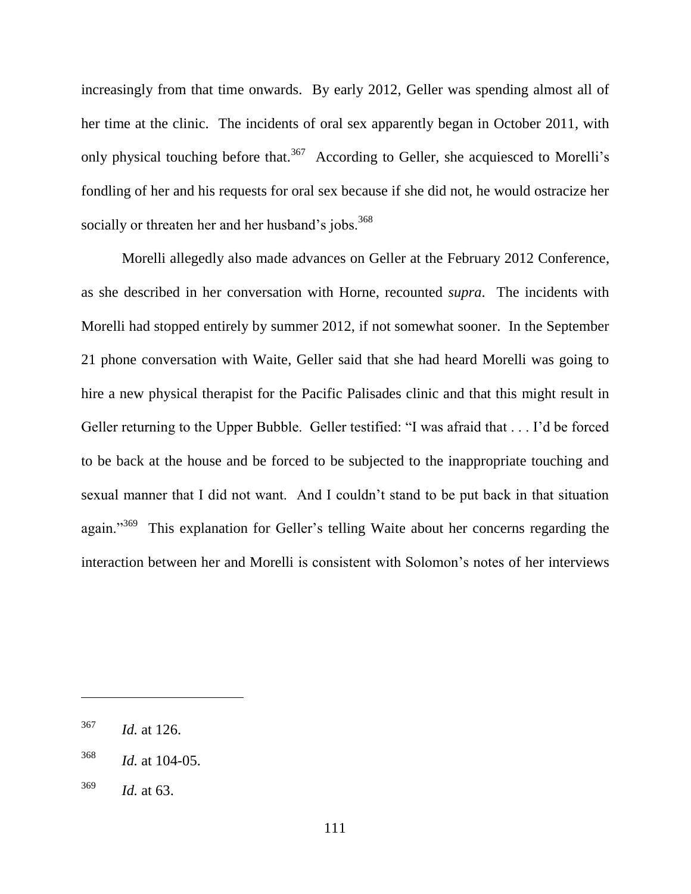increasingly from that time onwards. By early 2012, Geller was spending almost all of her time at the clinic. The incidents of oral sex apparently began in October 2011, with only physical touching before that.[367] According to Geller, she acquiesced to Morelli's fondling of her and his requests for oral sex because if she did not, he would ostracize her socially or threaten her and her husband's jobs.[368]

Morelli allegedly also made advances on Geller at the February 2012 Conference, as she described in her conversation with Horne, recounted *supra*. The incidents with Morelli had stopped entirely by summer 2012, if not somewhat sooner. In the September 21 phone conversation with Waite, Geller said that she had heard Morelli was going to hire a new physical therapist for the Pacific Palisades clinic and that this might result in Geller returning to the Upper Bubble. Geller testified: "I was afraid that . . . I'd be forced to be back at the house and be forced to be subjected to the inappropriate touching and sexual manner that I did not want. And I couldn't stand to be put back in that situation again."[369] This explanation for Geller's telling Waite about her concerns regarding the interaction between her and Morelli is consistent with Solomon's notes of her interviews

---

[367] *Id.* at 126.

[368] *Id.* at 104-05.

[369] *Id.* at 63.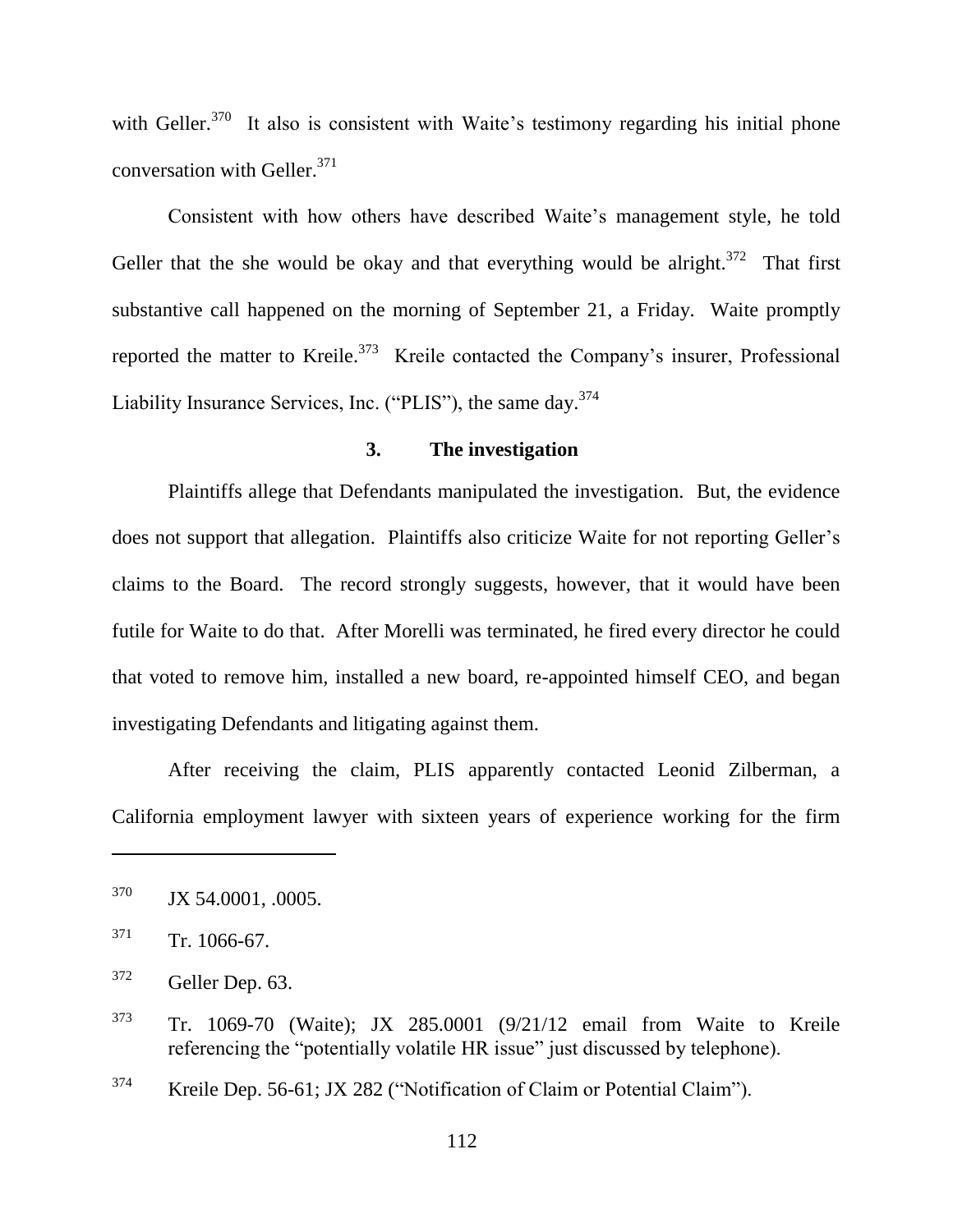with Geller.[370] It also is consistent with Waite's testimony regarding his initial phone conversation with Geller.[371]

Consistent with how others have described Waite's management style, he told Geller that the she would be okay and that everything would be alright.[372] That first substantive call happened on the morning of September 21, a Friday. Waite promptly reported the matter to Kreile.[373] Kreile contacted the Company's insurer, Professional Liability Insurance Services, Inc. ("PLIS"), the same day.[374]

### 3. The investigation

Plaintiffs allege that Defendants manipulated the investigation. But, the evidence does not support that allegation. Plaintiffs also criticize Waite for not reporting Geller's claims to the Board. The record strongly suggests, however, that it would have been futile for Waite to do that. After Morelli was terminated, he fired every director he could that voted to remove him, installed a new board, re-appointed himself CEO, and began investigating Defendants and litigating against them.

After receiving the claim, PLIS apparently contacted Leonid Zilberman, a California employment lawyer with sixteen years of experience working for the firm

---

[370] JX 54.0001, .0005.

[371] Tr. 1066-67.

[372] Geller Dep. 63.

[373] Tr. 1069-70 (Waite); JX 285.0001 (9/21/12 email from Waite to Kreile referencing the "potentially volatile HR issue" just discussed by telephone).

[374] Kreile Dep. 56-61; JX 282 ("Notification of Claim or Potential Claim").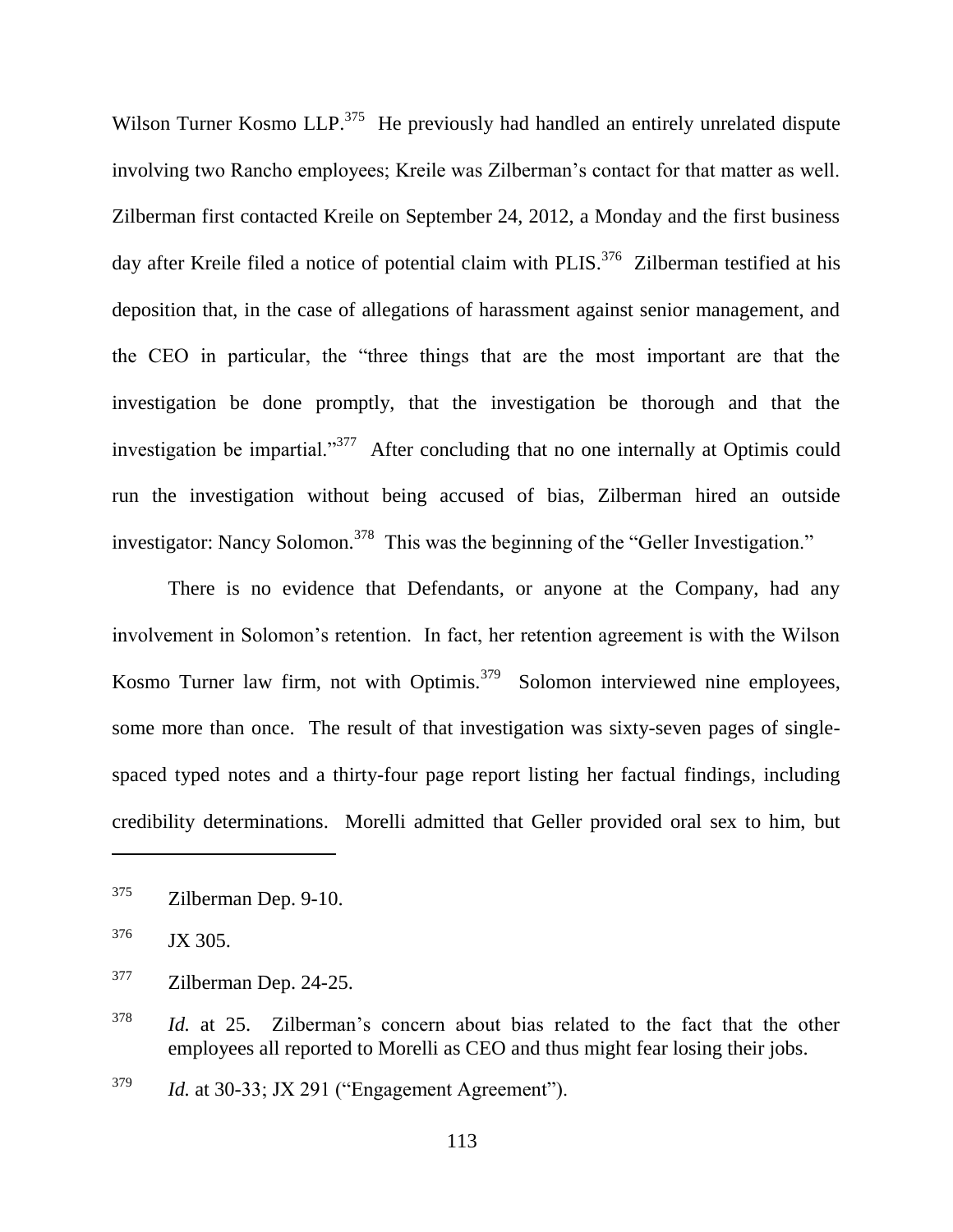Wilson Turner Kosmo LLP.[375] He previously had handled an entirely unrelated dispute involving two Rancho employees; Kreile was Zilberman's contact for that matter as well. Zilberman first contacted Kreile on September 24, 2012, a Monday and the first business day after Kreile filed a notice of potential claim with PLIS.[376] Zilberman testified at his deposition that, in the case of allegations of harassment against senior management, and the CEO in particular, the "three things that are the most important are that the investigation be done promptly, that the investigation be thorough and that the investigation be impartial."[377] After concluding that no one internally at Optimis could run the investigation without being accused of bias, Zilberman hired an outside investigator: Nancy Solomon.[378] This was the beginning of the "Geller Investigation."

There is no evidence that Defendants, or anyone at the Company, had any involvement in Solomon's retention. In fact, her retention agreement is with the Wilson Kosmo Turner law firm, not with Optimis.[379] Solomon interviewed nine employees, some more than once. The result of that investigation was sixty-seven pages of single-spaced typed notes and a thirty-four page report listing her factual findings, including credibility determinations. Morelli admitted that Geller provided oral sex to him, but

---

[375] Zilberman Dep. 9-10.

[376] JX 305.

[377] Zilberman Dep. 24-25.

[378] *Id.* at 25. Zilberman's concern about bias related to the fact that the other employees all reported to Morelli as CEO and thus might fear losing their jobs.

[379] *Id.* at 30-33; JX 291 ("Engagement Agreement").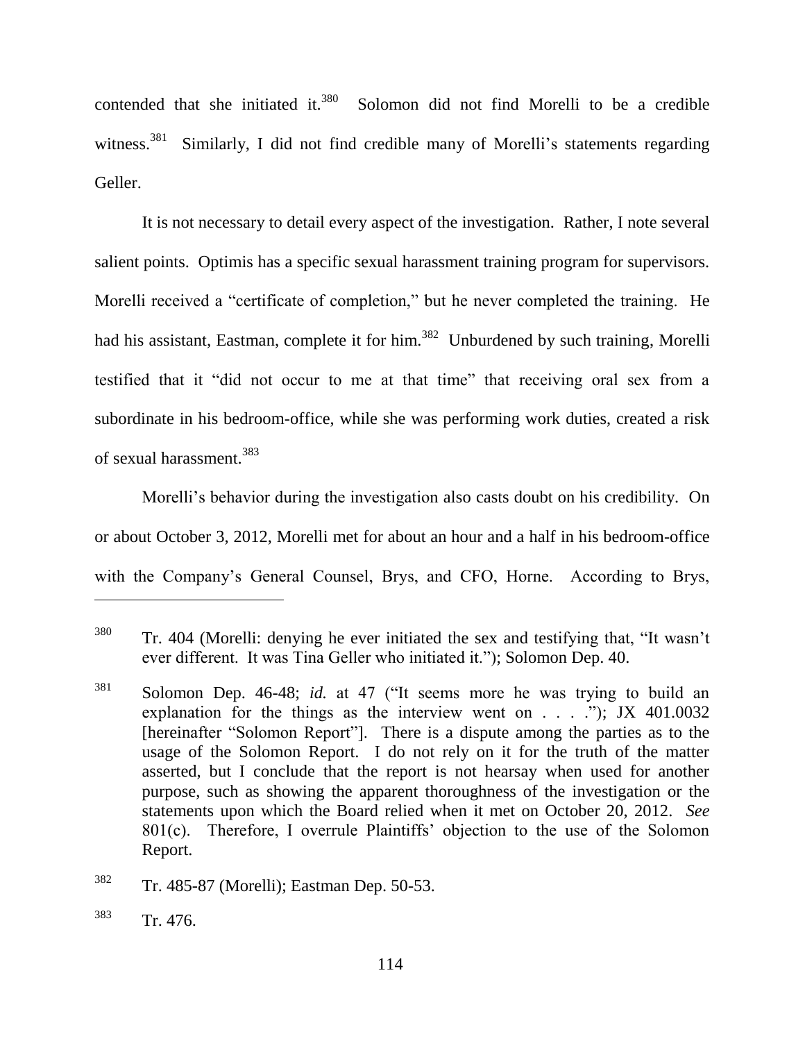contended that she initiated it.[380] Solomon did not find Morelli to be a credible witness.[381] Similarly, I did not find credible many of Morelli's statements regarding Geller.

It is not necessary to detail every aspect of the investigation. Rather, I note several salient points. Optimis has a specific sexual harassment training program for supervisors. Morelli received a "certificate of completion," but he never completed the training. He had his assistant, Eastman, complete it for him.[382] Unburdened by such training, Morelli testified that it "did not occur to me at that time" that receiving oral sex from a subordinate in his bedroom-office, while she was performing work duties, created a risk of sexual harassment.[383]

Morelli's behavior during the investigation also casts doubt on his credibility. On or about October 3, 2012, Morelli met for about an hour and a half in his bedroom-office with the Company's General Counsel, Brys, and CFO, Horne. According to Brys,

---

[380] Tr. 404 (Morelli: denying he ever initiated the sex and testifying that, "It wasn't ever different. It was Tina Geller who initiated it."); Solomon Dep. 40.

[381] Solomon Dep. 46-48; *id.* at 47 ("It seems more he was trying to build an explanation for the things as the interview went on . . . ."); JX 401.0032 [hereinafter "Solomon Report"]. There is a dispute among the parties as to the usage of the Solomon Report. I do not rely on it for the truth of the matter asserted, but I conclude that the report is not hearsay when used for another purpose, such as showing the apparent thoroughness of the investigation or the statements upon which the Board relied when it met on October 20, 2012. *See* 801(c). Therefore, I overrule Plaintiffs' objection to the use of the Solomon Report.

[382] Tr. 485-87 (Morelli); Eastman Dep. 50-53.

[383] Tr. 476.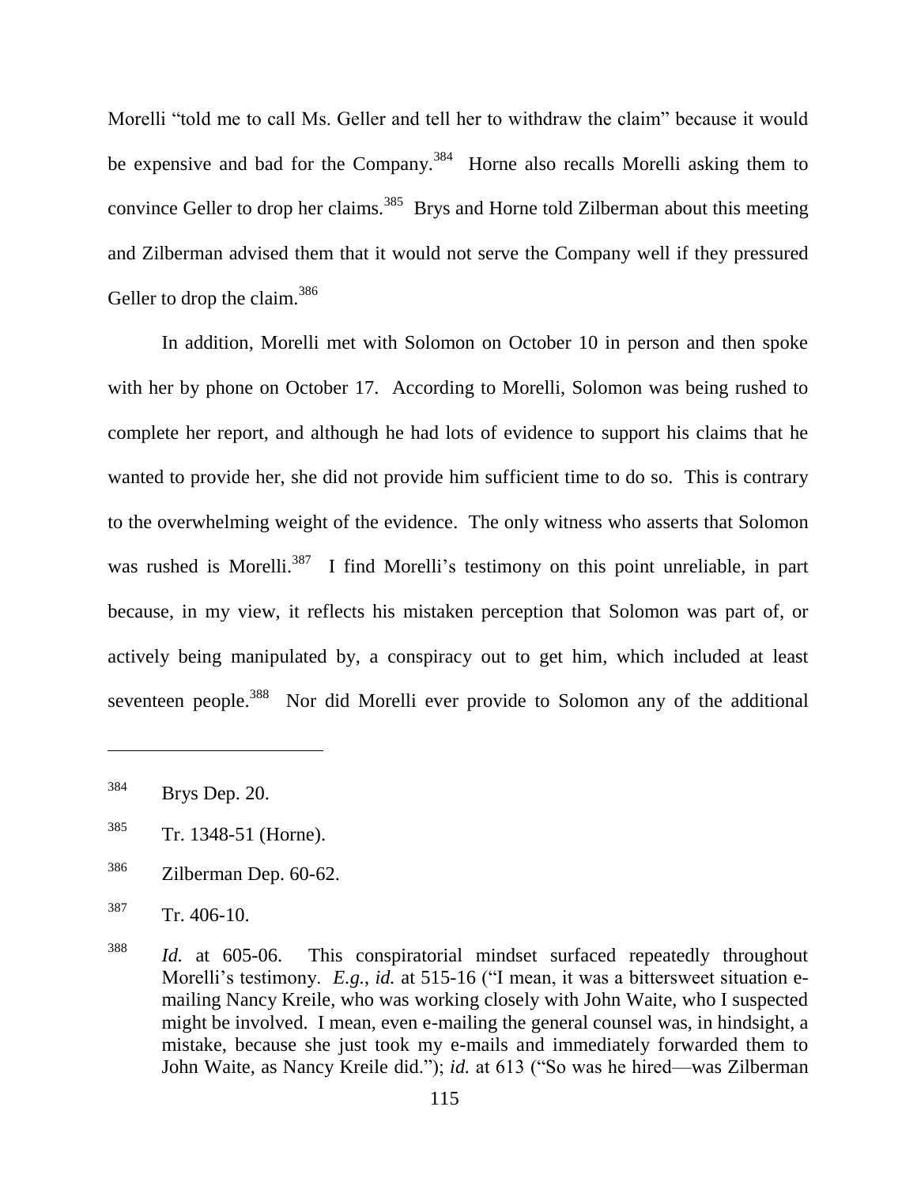Morelli "told me to call Ms. Geller and tell her to withdraw the claim" because it would be expensive and bad for the Company.[384] Horne also recalls Morelli asking them to convince Geller to drop her claims.[385] Brys and Horne told Zilberman about this meeting and Zilberman advised them that it would not serve the Company well if they pressured Geller to drop the claim.[386]

In addition, Morelli met with Solomon on October 10 in person and then spoke with her by phone on October 17. According to Morelli, Solomon was being rushed to complete her report, and although he had lots of evidence to support his claims that he wanted to provide her, she did not provide him sufficient time to do so. This is contrary to the overwhelming weight of the evidence. The only witness who asserts that Solomon was rushed is Morelli.[387] I find Morelli's testimony on this point unreliable, in part because, in my view, it reflects his mistaken perception that Solomon was part of, or actively being manipulated by, a conspiracy out to get him, which included at least seventeen people.[388] Nor did Morelli ever provide to Solomon any of the additional

---

[384] Brys Dep. 20.

[385] Tr. 1348-51 (Horne).

[386] Zilberman Dep. 60-62.

[387] Tr. 406-10.

[388] *Id.* at 605-06. This conspiratorial mindset surfaced repeatedly throughout Morelli's testimony. *E.g.*, *id.* at 515-16 ("I mean, it was a bittersweet situation e-mailing Nancy Kreile, who was working closely with John Waite, who I suspected might be involved. I mean, even e-mailing the general counsel was, in hindsight, a mistake, because she just took my e-mails and immediately forwarded them to John Waite, as Nancy Kreile did."); *id.* at 613 ("So was he hired—was Zilberman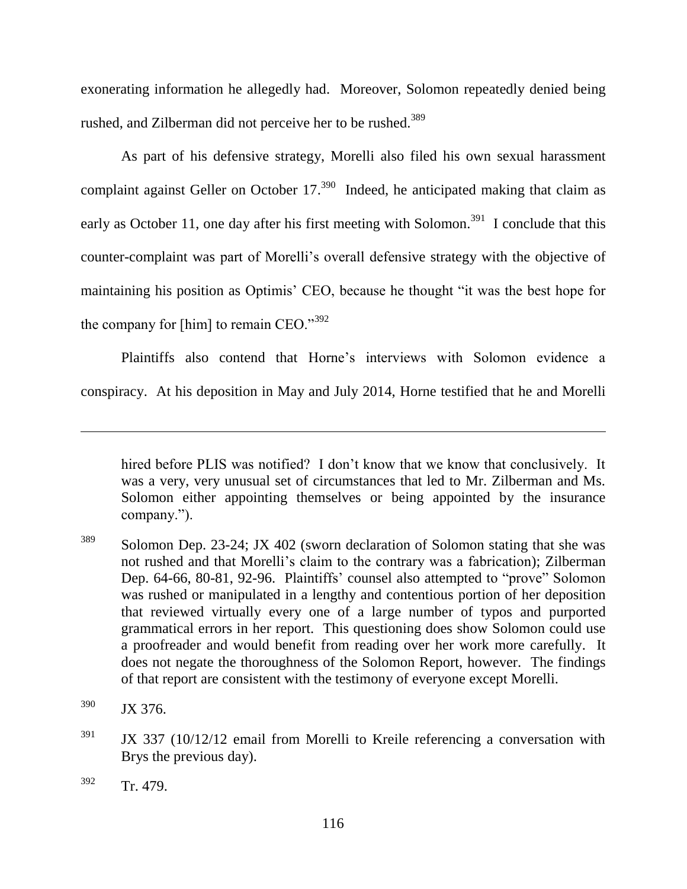exonerating information he allegedly had. Moreover, Solomon repeatedly denied being rushed, and Zilberman did not perceive her to be rushed.[389]

As part of his defensive strategy, Morelli also filed his own sexual harassment complaint against Geller on October 17.[390] Indeed, he anticipated making that claim as early as October 11, one day after his first meeting with Solomon.[391] I conclude that this counter-complaint was part of Morelli's overall defensive strategy with the objective of maintaining his position as Optimis' CEO, because he thought "it was the best hope for the company for [him] to remain CEO."[392]

Plaintiffs also contend that Horne's interviews with Solomon evidence a conspiracy. At his deposition in May and July 2014, Horne testified that he and Morelli

---

hired before PLIS was notified? I don't know that we know that conclusively. It was a very, very unusual set of circumstances that led to Mr. Zilberman and Ms. Solomon either appointing themselves or being appointed by the insurance company.").

[389] Solomon Dep. 23-24; JX 402 (sworn declaration of Solomon stating that she was not rushed and that Morelli's claim to the contrary was a fabrication); Zilberman Dep. 64-66, 80-81, 92-96. Plaintiffs' counsel also attempted to "prove" Solomon was rushed or manipulated in a lengthy and contentious portion of her deposition that reviewed virtually every one of a large number of typos and purported grammatical errors in her report. This questioning does show Solomon could use a proofreader and would benefit from reading over her work more carefully. It does not negate the thoroughness of the Solomon Report, however. The findings of that report are consistent with the testimony of everyone except Morelli.

[390] JX 376.

[391] JX 337 (10/12/12 email from Morelli to Kreile referencing a conversation with Brys the previous day).

[392] Tr. 479.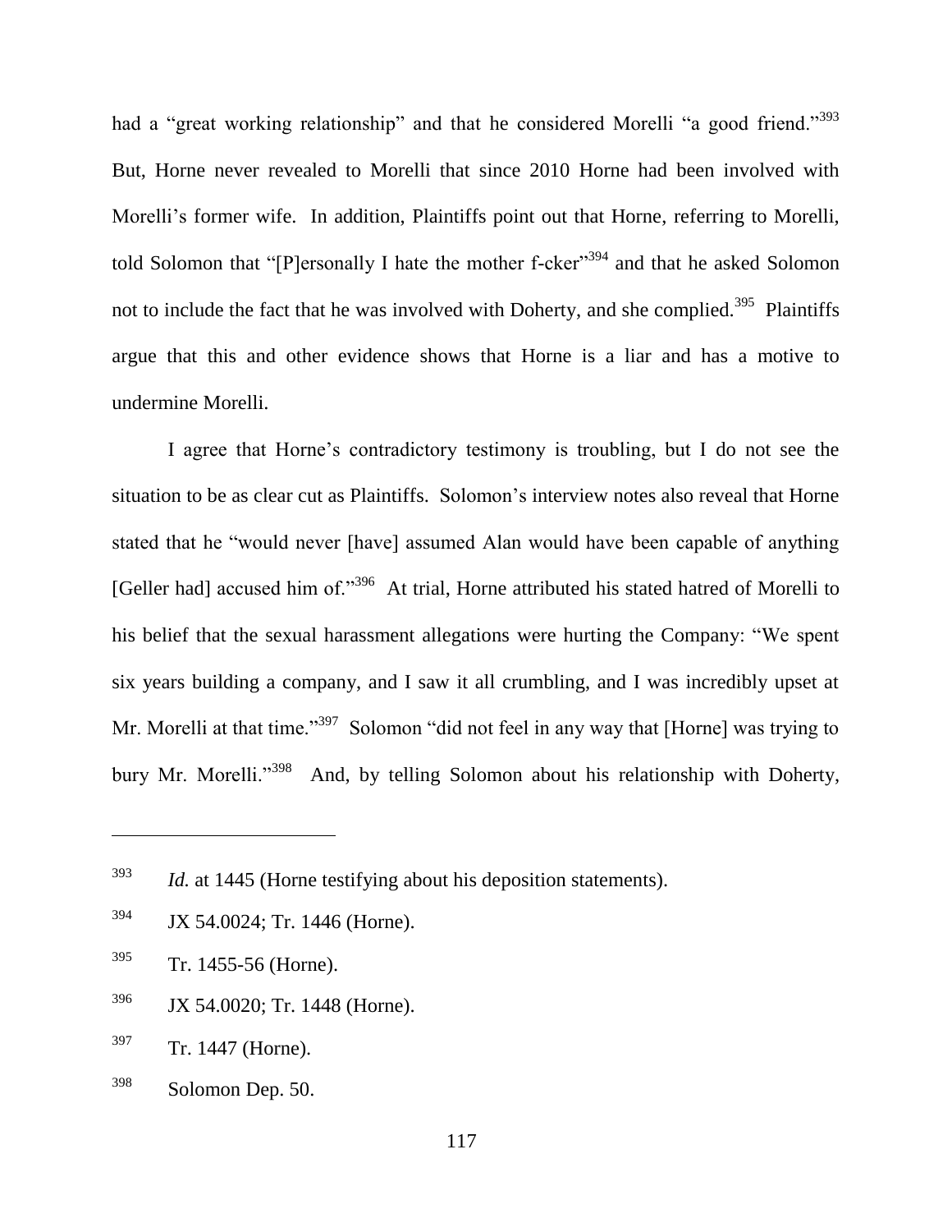had a "great working relationship" and that he considered Morelli "a good friend."[393] But, Horne never revealed to Morelli that since 2010 Horne had been involved with Morelli's former wife. In addition, Plaintiffs point out that Horne, referring to Morelli, told Solomon that "[P]ersonally I hate the mother f-cker"[394] and that he asked Solomon not to include the fact that he was involved with Doherty, and she complied.[395] Plaintiffs argue that this and other evidence shows that Horne is a liar and has a motive to undermine Morelli.

I agree that Horne's contradictory testimony is troubling, but I do not see the situation to be as clear cut as Plaintiffs. Solomon's interview notes also reveal that Horne stated that he "would never [have] assumed Alan would have been capable of anything [Geller had] accused him of."[396] At trial, Horne attributed his stated hatred of Morelli to his belief that the sexual harassment allegations were hurting the Company: "We spent six years building a company, and I saw it all crumbling, and I was incredibly upset at Mr. Morelli at that time."[397] Solomon "did not feel in any way that [Horne] was trying to bury Mr. Morelli."[398] And, by telling Solomon about his relationship with Doherty,

---

[393] *Id.* at 1445 (Horne testifying about his deposition statements).

[394] JX 54.0024; Tr. 1446 (Horne).

[395] Tr. 1455-56 (Horne).

[396] JX 54.0020; Tr. 1448 (Horne).

[397] Tr. 1447 (Horne).

[398] Solomon Dep. 50.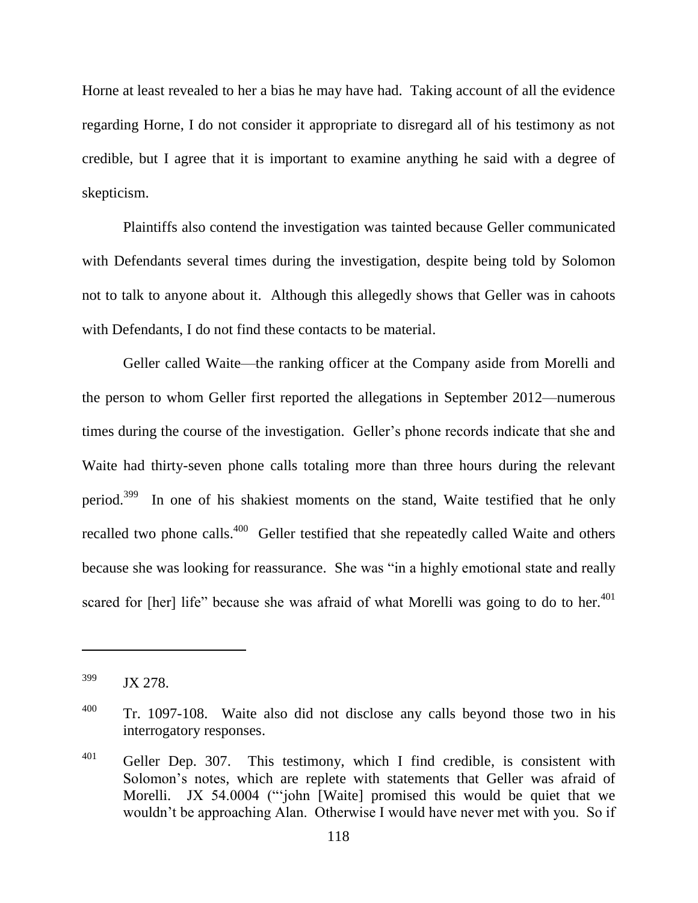Horne at least revealed to her a bias he may have had. Taking account of all the evidence regarding Horne, I do not consider it appropriate to disregard all of his testimony as not credible, but I agree that it is important to examine anything he said with a degree of skepticism.

Plaintiffs also contend the investigation was tainted because Geller communicated with Defendants several times during the investigation, despite being told by Solomon not to talk to anyone about it. Although this allegedly shows that Geller was in cahoots with Defendants, I do not find these contacts to be material.

Geller called Waite—the ranking officer at the Company aside from Morelli and the person to whom Geller first reported the allegations in September 2012—numerous times during the course of the investigation. Geller's phone records indicate that she and Waite had thirty-seven phone calls totaling more than three hours during the relevant period.[399] In one of his shakiest moments on the stand, Waite testified that he only recalled two phone calls.[400] Geller testified that she repeatedly called Waite and others because she was looking for reassurance. She was "in a highly emotional state and really scared for [her] life" because she was afraid of what Morelli was going to do to her.[401]

---

[399] JX 278.

[400] Tr. 1097-108. Waite also did not disclose any calls beyond those two in his interrogatory responses.

[401] Geller Dep. 307. This testimony, which I find credible, is consistent with Solomon's notes, which are replete with statements that Geller was afraid of Morelli. JX 54.0004 ("'john [Waite] promised this would be quiet that we wouldn't be approaching Alan. Otherwise I would have never met with you. So if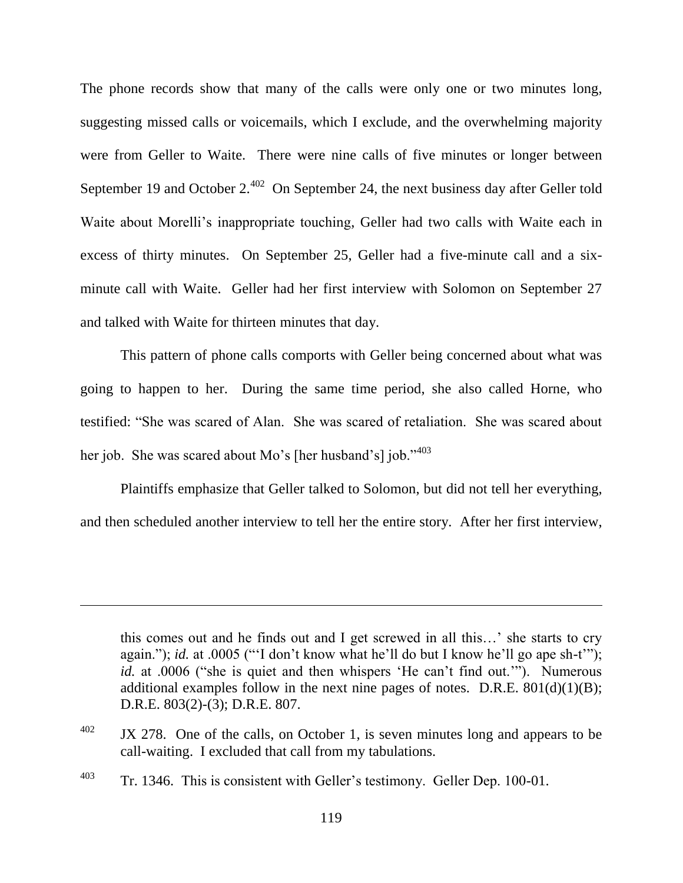The phone records show that many of the calls were only one or two minutes long, suggesting missed calls or voicemails, which I exclude, and the overwhelming majority were from Geller to Waite. There were nine calls of five minutes or longer between September 19 and October 2.[402] On September 24, the next business day after Geller told Waite about Morelli's inappropriate touching, Geller had two calls with Waite each in excess of thirty minutes. On September 25, Geller had a five-minute call and a six-minute call with Waite. Geller had her first interview with Solomon on September 27 and talked with Waite for thirteen minutes that day.

This pattern of phone calls comports with Geller being concerned about what was going to happen to her. During the same time period, she also called Horne, who testified: "She was scared of Alan. She was scared of retaliation. She was scared about her job. She was scared about Mo's [her husband's] job."[403]

Plaintiffs emphasize that Geller talked to Solomon, but did not tell her everything, and then scheduled another interview to tell her the entire story. After her first interview,

---

this comes out and he finds out and I get screwed in all this…' she starts to cry again."); *id.* at .0005 ("'I don't know what he'll do but I know he'll go ape sh-t'"); *id.* at .0006 ("she is quiet and then whispers 'He can't find out.'"). Numerous additional examples follow in the next nine pages of notes. D.R.E. 801(d)(1)(B); D.R.E. 803(2)-(3); D.R.E. 807.

[402] JX 278. One of the calls, on October 1, is seven minutes long and appears to be call-waiting. I excluded that call from my tabulations.

[403] Tr. 1346. This is consistent with Geller's testimony. Geller Dep. 100-01.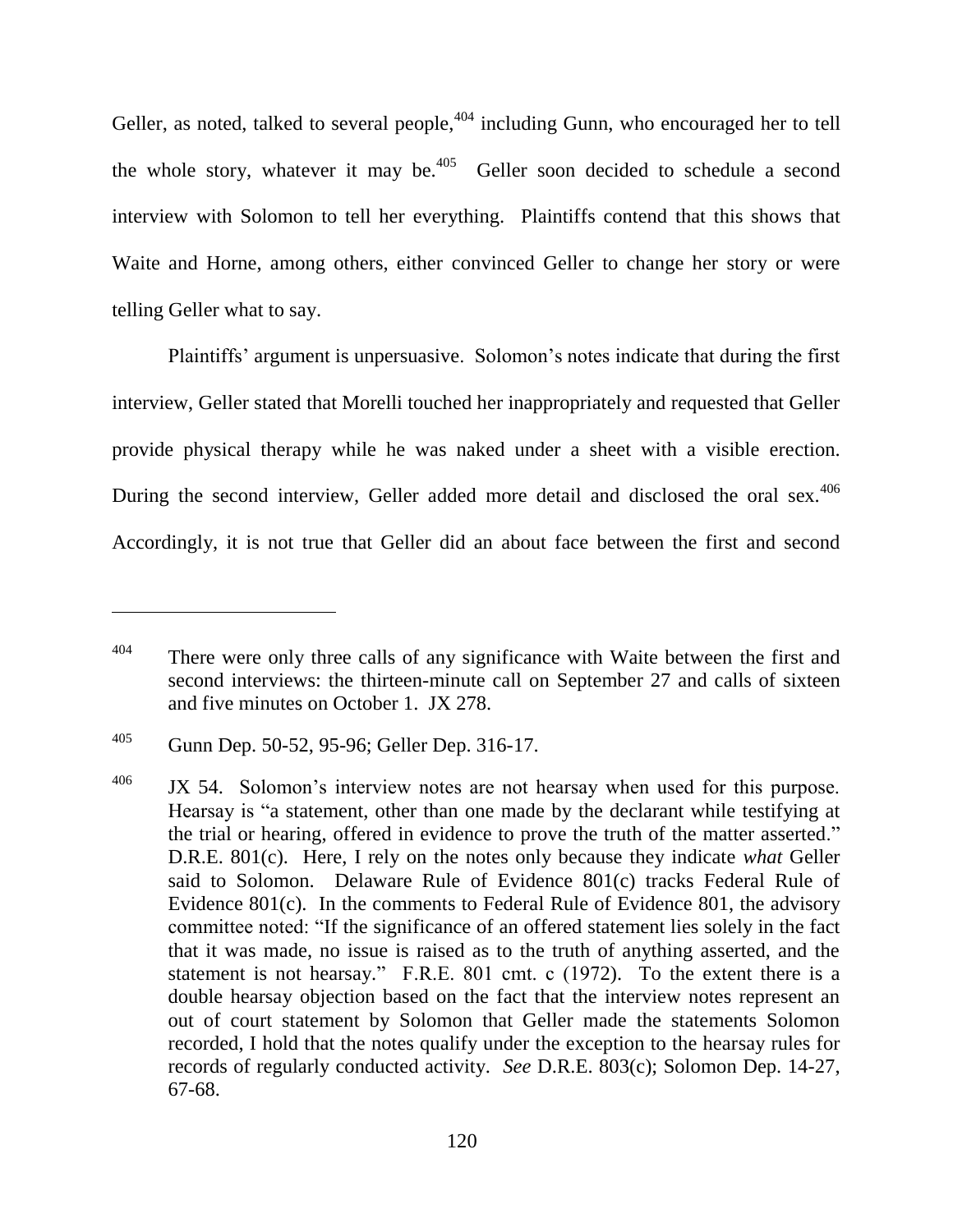Geller, as noted, talked to several people,[404] including Gunn, who encouraged her to tell the whole story, whatever it may be.[405] Geller soon decided to schedule a second interview with Solomon to tell her everything. Plaintiffs contend that this shows that Waite and Horne, among others, either convinced Geller to change her story or were telling Geller what to say.

Plaintiffs' argument is unpersuasive. Solomon's notes indicate that during the first interview, Geller stated that Morelli touched her inappropriately and requested that Geller provide physical therapy while he was naked under a sheet with a visible erection. During the second interview, Geller added more detail and disclosed the oral sex.[406] Accordingly, it is not true that Geller did an about face between the first and second

---

[404] There were only three calls of any significance with Waite between the first and second interviews: the thirteen-minute call on September 27 and calls of sixteen and five minutes on October 1. JX 278.

[405] Gunn Dep. 50-52, 95-96; Geller Dep. 316-17.

[406] JX 54. Solomon's interview notes are not hearsay when used for this purpose. Hearsay is "a statement, other than one made by the declarant while testifying at the trial or hearing, offered in evidence to prove the truth of the matter asserted." D.R.E. 801(c). Here, I rely on the notes only because they indicate *what* Geller said to Solomon. Delaware Rule of Evidence 801(c) tracks Federal Rule of Evidence 801(c). In the comments to Federal Rule of Evidence 801, the advisory committee noted: "If the significance of an offered statement lies solely in the fact that it was made, no issue is raised as to the truth of anything asserted, and the statement is not hearsay." F.R.E. 801 cmt. c (1972). To the extent there is a double hearsay objection based on the fact that the interview notes represent an out of court statement by Solomon that Geller made the statements Solomon recorded, I hold that the notes qualify under the exception to the hearsay rules for records of regularly conducted activity. *See* D.R.E. 803(c); Solomon Dep. 14-27, 67-68.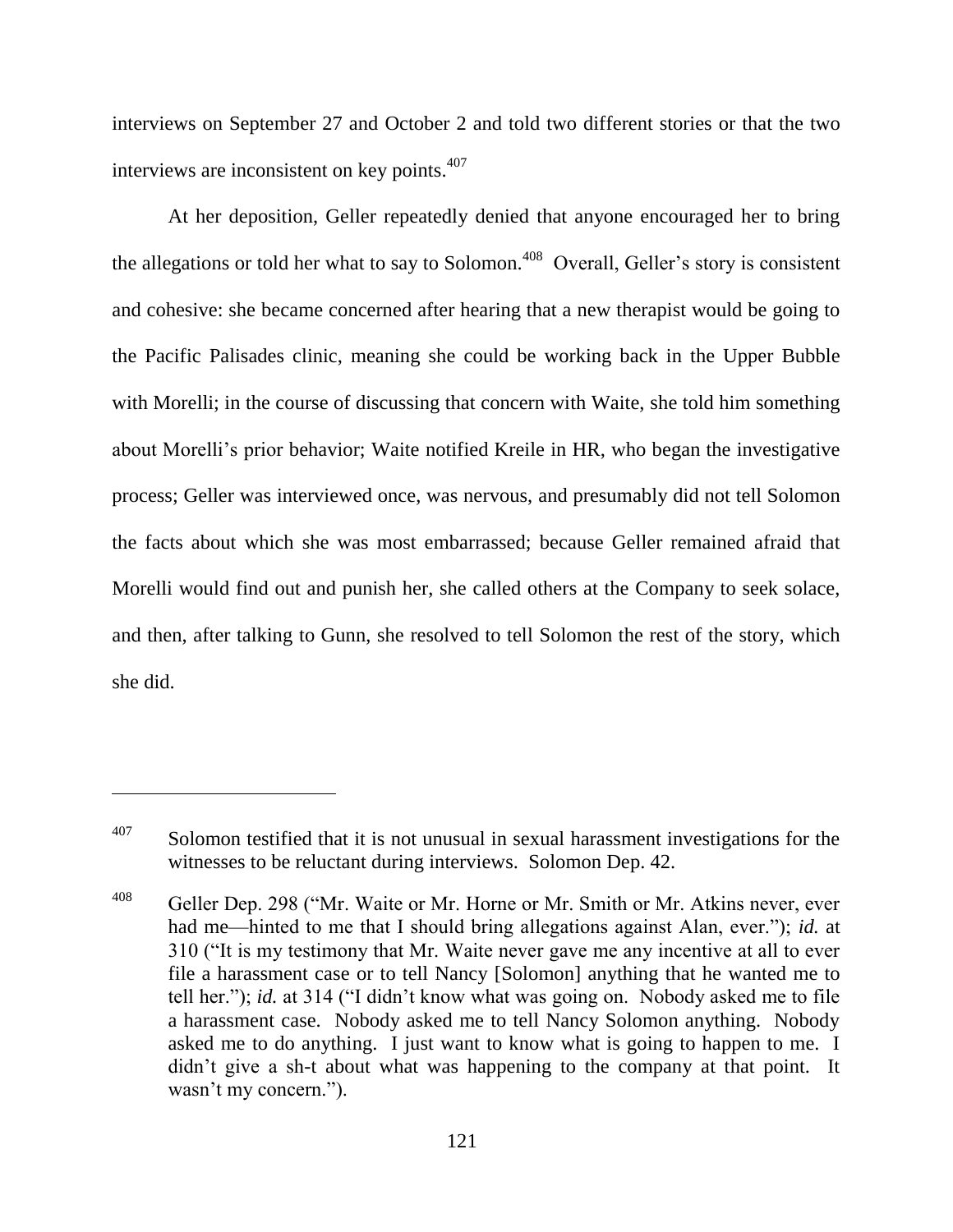interviews on September 27 and October 2 and told two different stories or that the two interviews are inconsistent on key points.[407]

At her deposition, Geller repeatedly denied that anyone encouraged her to bring the allegations or told her what to say to Solomon.[408] Overall, Geller's story is consistent and cohesive: she became concerned after hearing that a new therapist would be going to the Pacific Palisades clinic, meaning she could be working back in the Upper Bubble with Morelli; in the course of discussing that concern with Waite, she told him something about Morelli's prior behavior; Waite notified Kreile in HR, who began the investigative process; Geller was interviewed once, was nervous, and presumably did not tell Solomon the facts about which she was most embarrassed; because Geller remained afraid that Morelli would find out and punish her, she called others at the Company to seek solace, and then, after talking to Gunn, she resolved to tell Solomon the rest of the story, which she did.

---

[407] Solomon testified that it is not unusual in sexual harassment investigations for the witnesses to be reluctant during interviews. Solomon Dep. 42.

[408] Geller Dep. 298 ("Mr. Waite or Mr. Horne or Mr. Smith or Mr. Atkins never, ever had me—hinted to me that I should bring allegations against Alan, ever."); *id.* at 310 ("It is my testimony that Mr. Waite never gave me any incentive at all to ever file a harassment case or to tell Nancy [Solomon] anything that he wanted me to tell her."); *id.* at 314 ("I didn't know what was going on. Nobody asked me to file a harassment case. Nobody asked me to tell Nancy Solomon anything. Nobody asked me to do anything. I just want to know what is going to happen to me. I didn't give a sh-t about what was happening to the company at that point. It wasn't my concern.").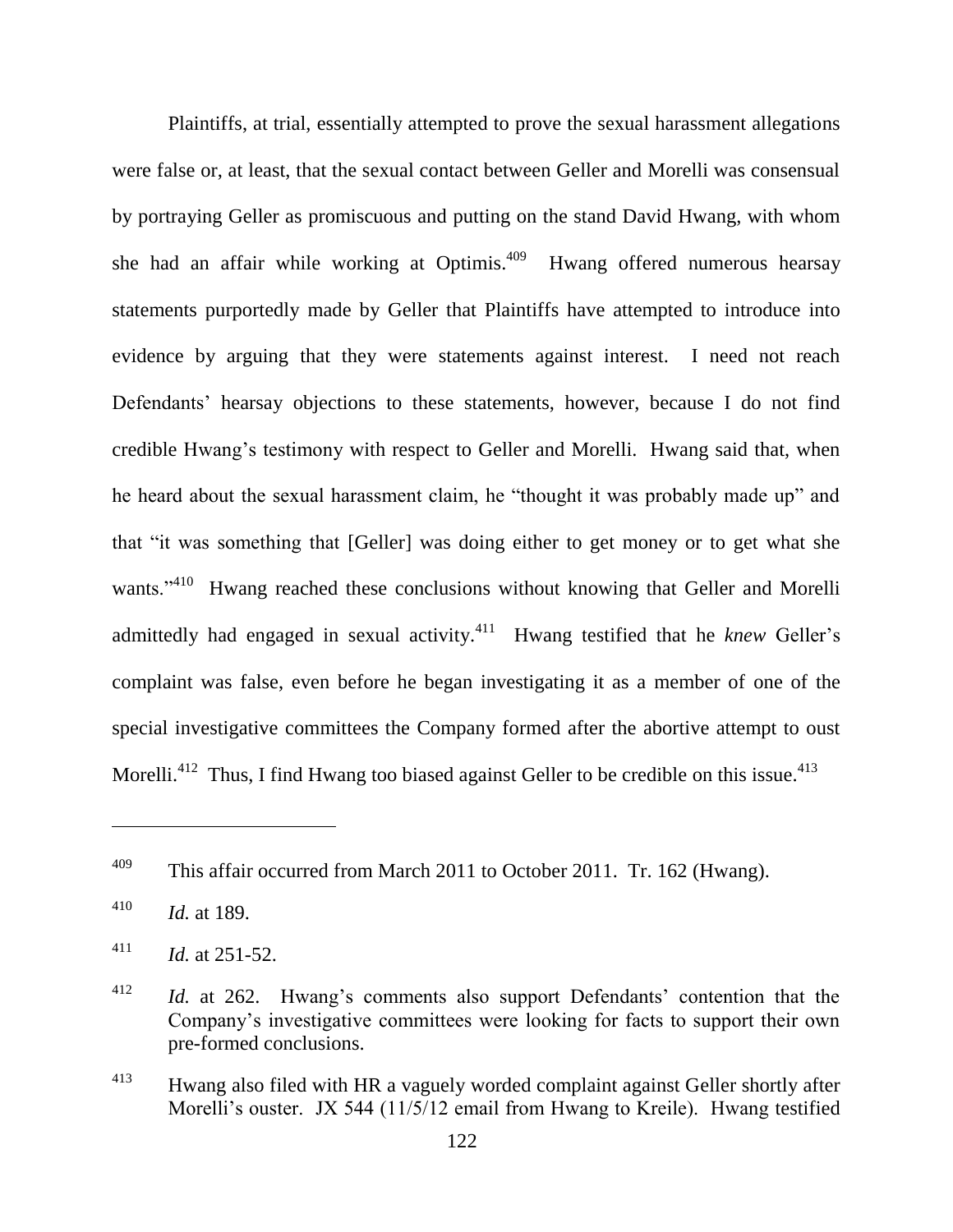Plaintiffs, at trial, essentially attempted to prove the sexual harassment allegations were false or, at least, that the sexual contact between Geller and Morelli was consensual by portraying Geller as promiscuous and putting on the stand David Hwang, with whom she had an affair while working at Optimis.[409] Hwang offered numerous hearsay statements purportedly made by Geller that Plaintiffs have attempted to introduce into evidence by arguing that they were statements against interest. I need not reach Defendants' hearsay objections to these statements, however, because I do not find credible Hwang's testimony with respect to Geller and Morelli. Hwang said that, when he heard about the sexual harassment claim, he "thought it was probably made up" and that "it was something that [Geller] was doing either to get money or to get what she wants."[410] Hwang reached these conclusions without knowing that Geller and Morelli admittedly had engaged in sexual activity.[411] Hwang testified that he *knew* Geller's complaint was false, even before he began investigating it as a member of one of the special investigative committees the Company formed after the abortive attempt to oust Morelli.[412] Thus, I find Hwang too biased against Geller to be credible on this issue.[413]

---

[409] This affair occurred from March 2011 to October 2011. Tr. 162 (Hwang).

[410] *Id.* at 189.

[411] *Id.* at 251-52.

[412] *Id.* at 262. Hwang's comments also support Defendants' contention that the Company's investigative committees were looking for facts to support their own pre-formed conclusions.

[413] Hwang also filed with HR a vaguely worded complaint against Geller shortly after Morelli's ouster. JX 544 (11/5/12 email from Hwang to Kreile). Hwang testified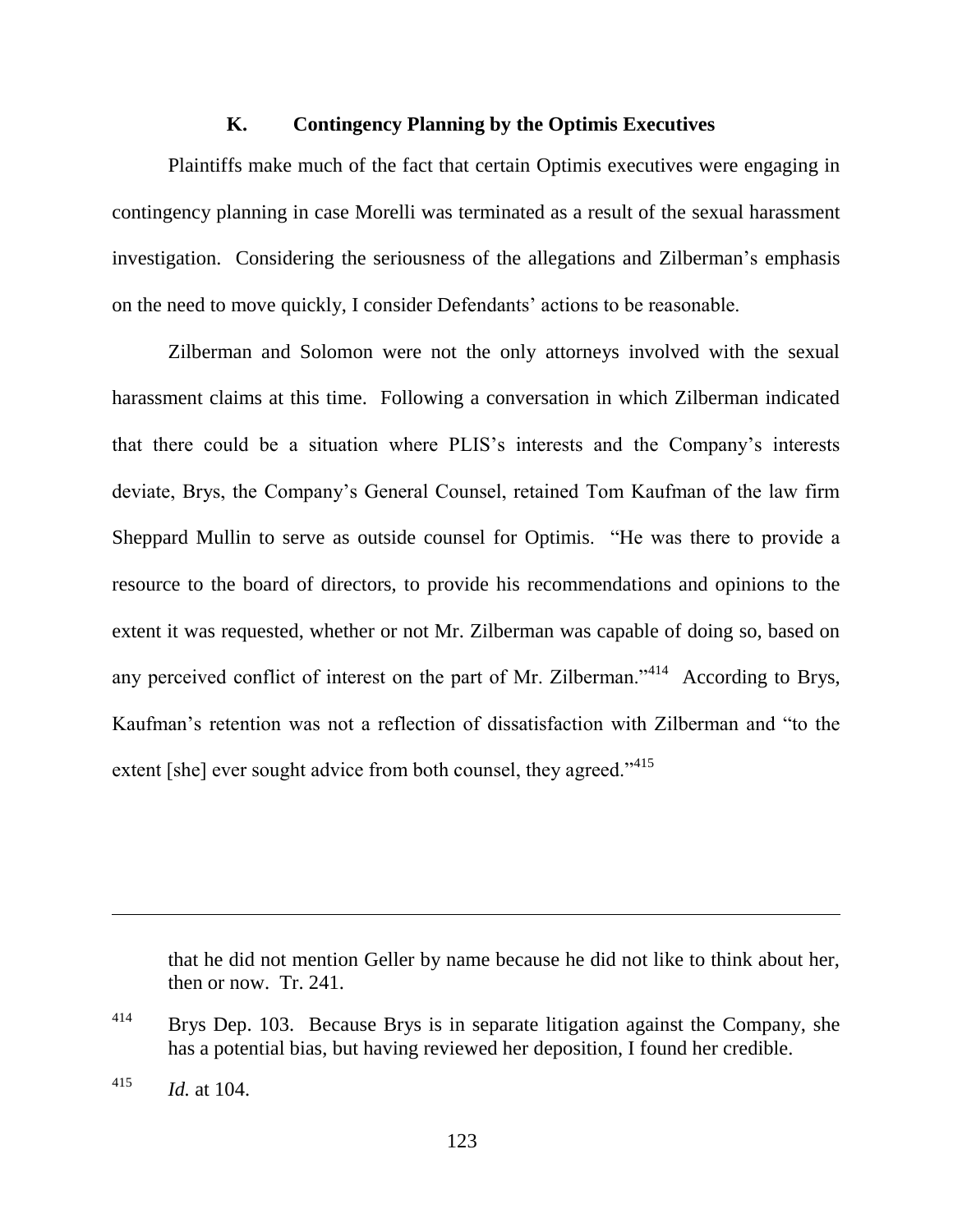### K. Contingency Planning by the Optimis Executives

Plaintiffs make much of the fact that certain Optimis executives were engaging in contingency planning in case Morelli was terminated as a result of the sexual harassment investigation. Considering the seriousness of the allegations and Zilberman's emphasis on the need to move quickly, I consider Defendants' actions to be reasonable.

Zilberman and Solomon were not the only attorneys involved with the sexual harassment claims at this time. Following a conversation in which Zilberman indicated that there could be a situation where PLIS's interests and the Company's interests deviate, Brys, the Company's General Counsel, retained Tom Kaufman of the law firm Sheppard Mullin to serve as outside counsel for Optimis. "He was there to provide a resource to the board of directors, to provide his recommendations and opinions to the extent it was requested, whether or not Mr. Zilberman was capable of doing so, based on any perceived conflict of interest on the part of Mr. Zilberman."[414] According to Brys, Kaufman's retention was not a reflection of dissatisfaction with Zilberman and "to the extent [she] ever sought advice from both counsel, they agreed."[415]

---

that he did not mention Geller by name because he did not like to think about her, then or now. Tr. 241.

[414] Brys Dep. 103. Because Brys is in separate litigation against the Company, she has a potential bias, but having reviewed her deposition, I found her credible.

[415] *Id.* at 104.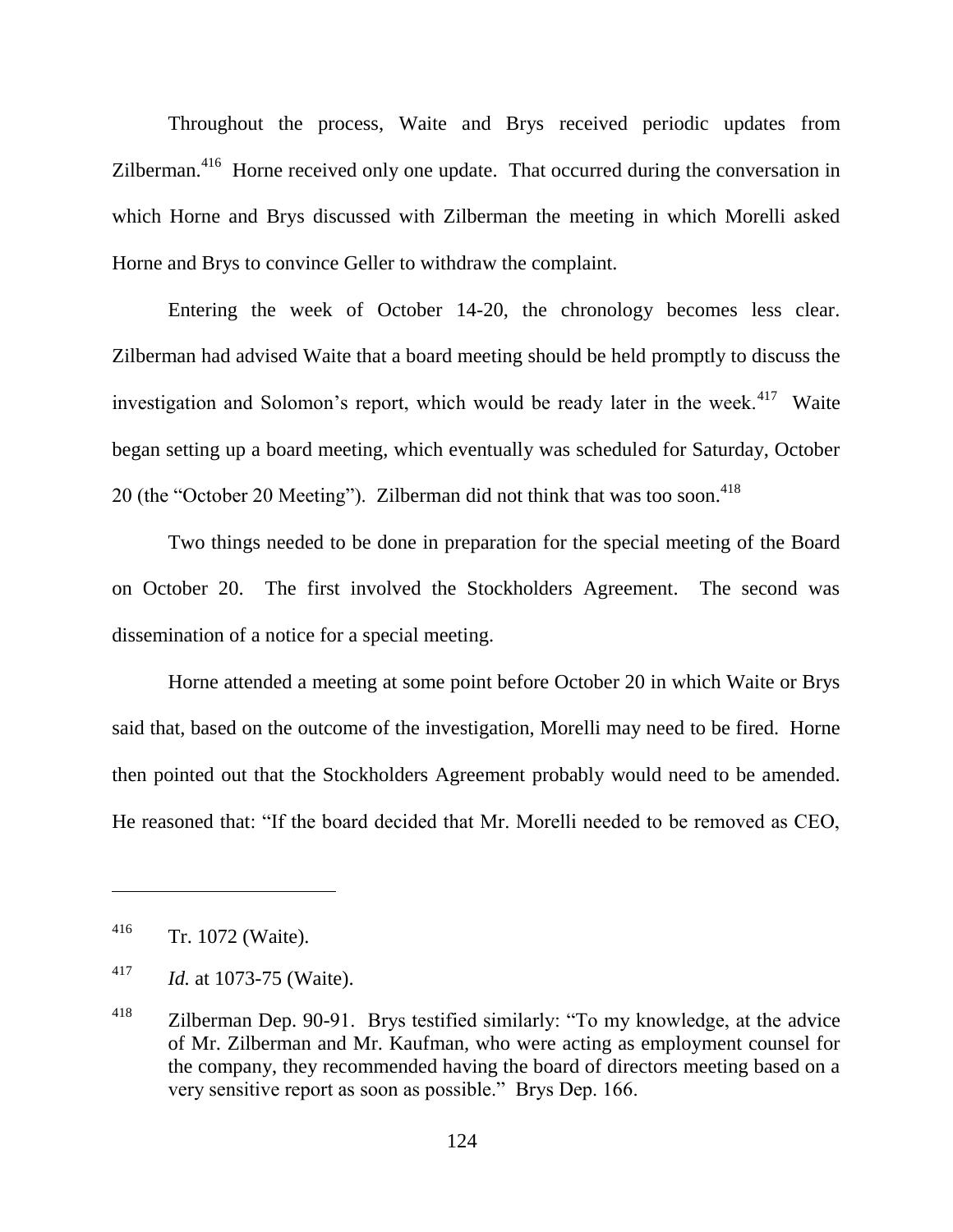Throughout the process, Waite and Brys received periodic updates from Zilberman.[416] Horne received only one update. That occurred during the conversation in which Horne and Brys discussed with Zilberman the meeting in which Morelli asked Horne and Brys to convince Geller to withdraw the complaint.

Entering the week of October 14-20, the chronology becomes less clear. Zilberman had advised Waite that a board meeting should be held promptly to discuss the investigation and Solomon's report, which would be ready later in the week.[417] Waite began setting up a board meeting, which eventually was scheduled for Saturday, October 20 (the "October 20 Meeting"). Zilberman did not think that was too soon.[418]

Two things needed to be done in preparation for the special meeting of the Board on October 20. The first involved the Stockholders Agreement. The second was dissemination of a notice for a special meeting.

Horne attended a meeting at some point before October 20 in which Waite or Brys said that, based on the outcome of the investigation, Morelli may need to be fired. Horne then pointed out that the Stockholders Agreement probably would need to be amended. He reasoned that: "If the board decided that Mr. Morelli needed to be removed as CEO,

---

[416] Tr. 1072 (Waite).

[417] *Id.* at 1073-75 (Waite).

[418] Zilberman Dep. 90-91. Brys testified similarly: "To my knowledge, at the advice of Mr. Zilberman and Mr. Kaufman, who were acting as employment counsel for the company, they recommended having the board of directors meeting based on a very sensitive report as soon as possible." Brys Dep. 166.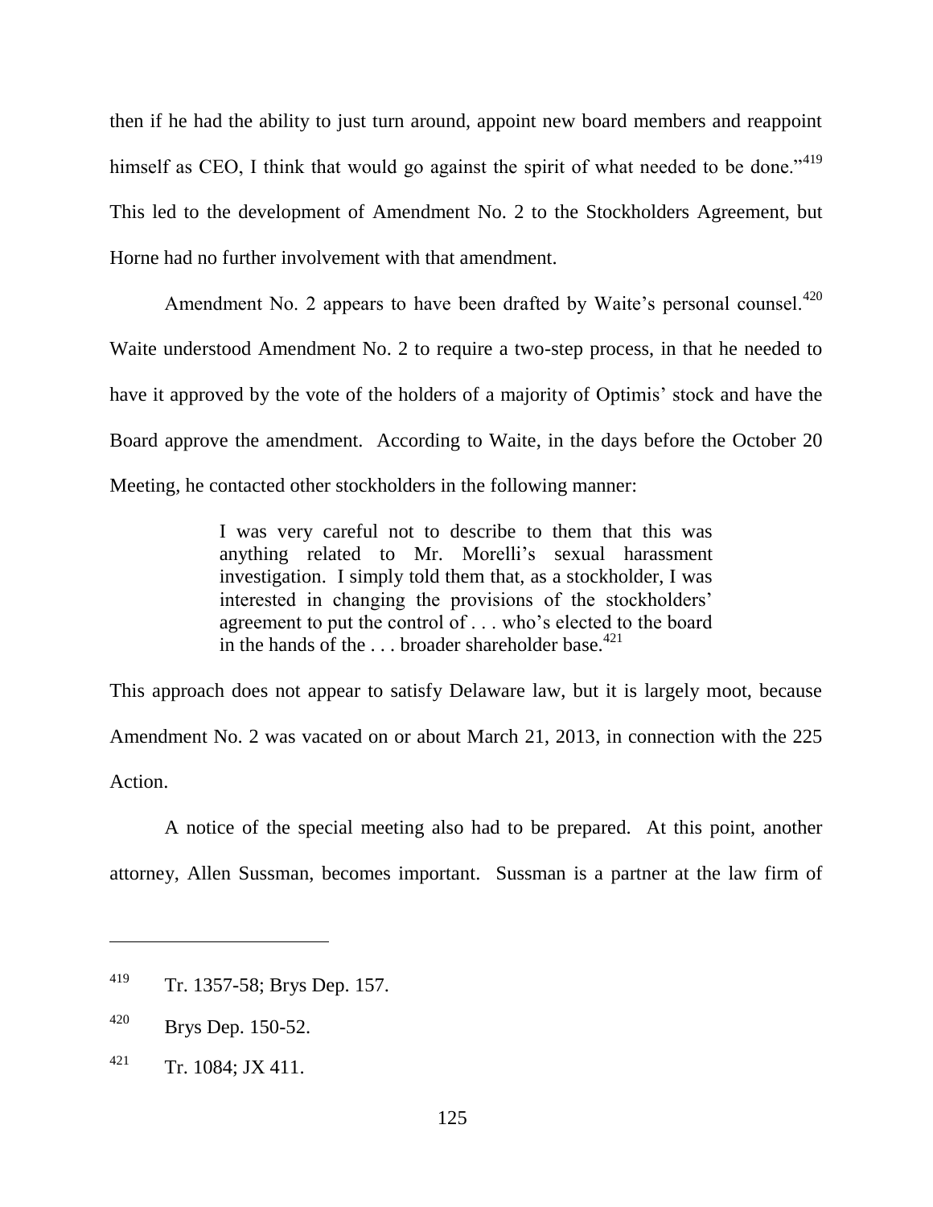then if he had the ability to just turn around, appoint new board members and reappoint himself as CEO, I think that would go against the spirit of what needed to be done."[419] This led to the development of Amendment No. 2 to the Stockholders Agreement, but Horne had no further involvement with that amendment.

Amendment No. 2 appears to have been drafted by Waite's personal counsel.[420] Waite understood Amendment No. 2 to require a two-step process, in that he needed to have it approved by the vote of the holders of a majority of Optimis' stock and have the Board approve the amendment. According to Waite, in the days before the October 20 Meeting, he contacted other stockholders in the following manner:

> I was very careful not to describe to them that this was anything related to Mr. Morelli's sexual harassment investigation. I simply told them that, as a stockholder, I was interested in changing the provisions of the stockholders' agreement to put the control of . . . who's elected to the board in the hands of the . . . broader shareholder base.[421]

This approach does not appear to satisfy Delaware law, but it is largely moot, because Amendment No. 2 was vacated on or about March 21, 2013, in connection with the 225 Action.

A notice of the special meeting also had to be prepared. At this point, another attorney, Allen Sussman, becomes important. Sussman is a partner at the law firm of

---

[419] Tr. 1357-58; Brys Dep. 157.

[420] Brys Dep. 150-52.

[421] Tr. 1084; JX 411.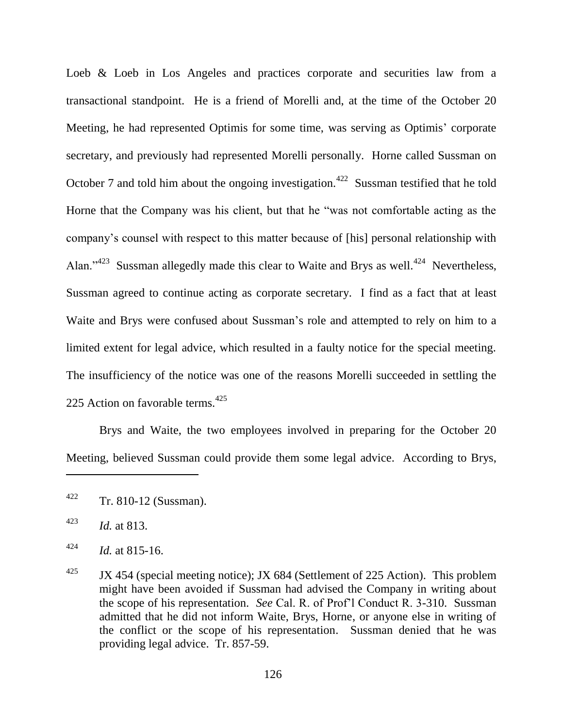Loeb & Loeb in Los Angeles and practices corporate and securities law from a transactional standpoint. He is a friend of Morelli and, at the time of the October 20 Meeting, he had represented Optimis for some time, was serving as Optimis' corporate secretary, and previously had represented Morelli personally. Horne called Sussman on October 7 and told him about the ongoing investigation.[422] Sussman testified that he told Horne that the Company was his client, but that he "was not comfortable acting as the company's counsel with respect to this matter because of [his] personal relationship with Alan."[423] Sussman allegedly made this clear to Waite and Brys as well.[424] Nevertheless, Sussman agreed to continue acting as corporate secretary. I find as a fact that at least Waite and Brys were confused about Sussman's role and attempted to rely on him to a limited extent for legal advice, which resulted in a faulty notice for the special meeting. The insufficiency of the notice was one of the reasons Morelli succeeded in settling the 225 Action on favorable terms.[425]

Brys and Waite, the two employees involved in preparing for the October 20 Meeting, believed Sussman could provide them some legal advice. According to Brys,

---

[422] Tr. 810-12 (Sussman).

[423] *Id.* at 813.

[424] *Id.* at 815-16.

[425] JX 454 (special meeting notice); JX 684 (Settlement of 225 Action). This problem might have been avoided if Sussman had advised the Company in writing about the scope of his representation. *See* Cal. R. of Prof'l Conduct R. 3-310. Sussman admitted that he did not inform Waite, Brys, Horne, or anyone else in writing of the conflict or the scope of his representation. Sussman denied that he was providing legal advice. Tr. 857-59.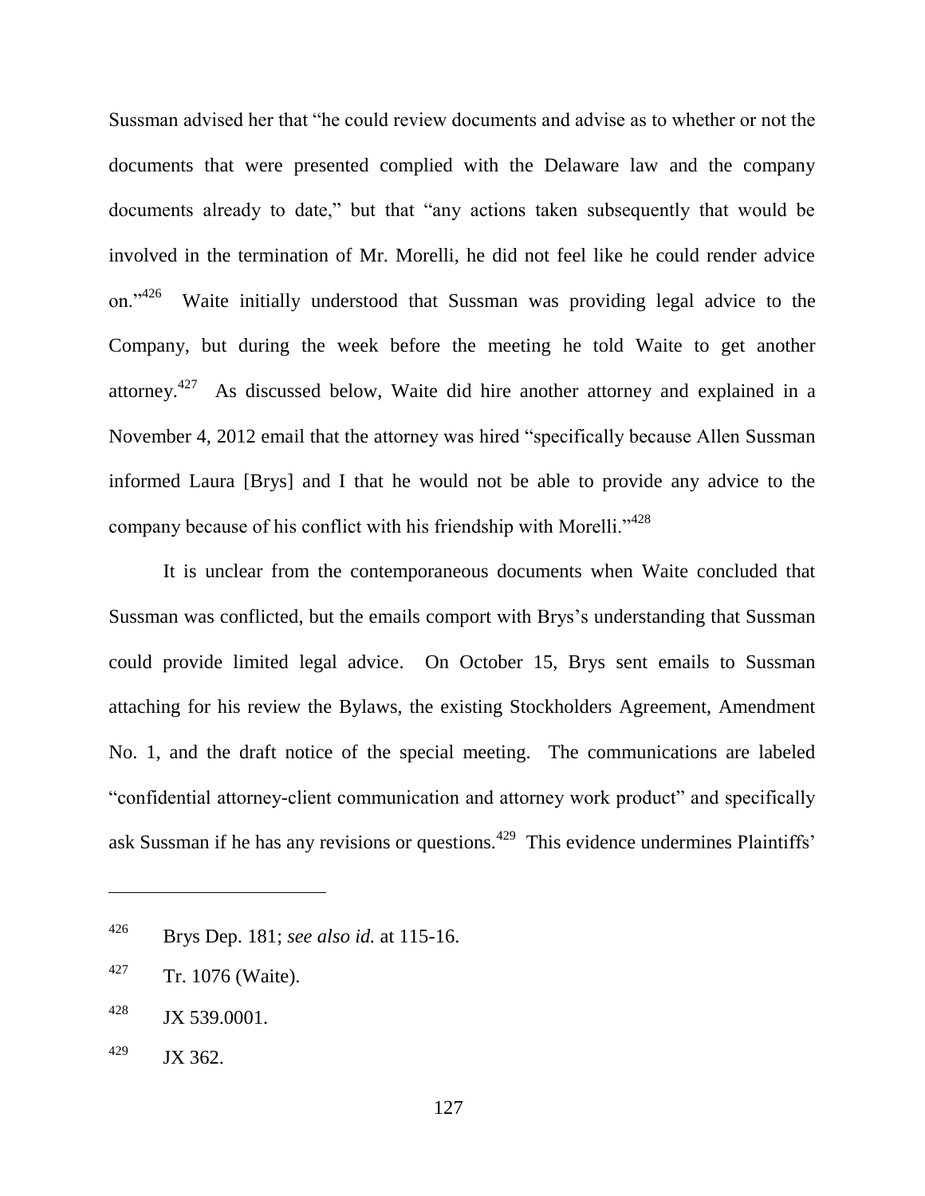Sussman advised her that "he could review documents and advise as to whether or not the documents that were presented complied with the Delaware law and the company documents already to date," but that "any actions taken subsequently that would be involved in the termination of Mr. Morelli, he did not feel like he could render advice on."[426] Waite initially understood that Sussman was providing legal advice to the Company, but during the week before the meeting he told Waite to get another attorney.[427] As discussed below, Waite did hire another attorney and explained in a November 4, 2012 email that the attorney was hired "specifically because Allen Sussman informed Laura [Brys] and I that he would not be able to provide any advice to the company because of his conflict with his friendship with Morelli."[428]

It is unclear from the contemporaneous documents when Waite concluded that Sussman was conflicted, but the emails comport with Brys's understanding that Sussman could provide limited legal advice. On October 15, Brys sent emails to Sussman attaching for his review the Bylaws, the existing Stockholders Agreement, Amendment No. 1, and the draft notice of the special meeting. The communications are labeled "confidential attorney-client communication and attorney work product" and specifically ask Sussman if he has any revisions or questions.[429] This evidence undermines Plaintiffs'

---

[426] Brys Dep. 181; *see also id.* at 115-16.

[427] Tr. 1076 (Waite).

[428] JX 539.0001.

[429] JX 362.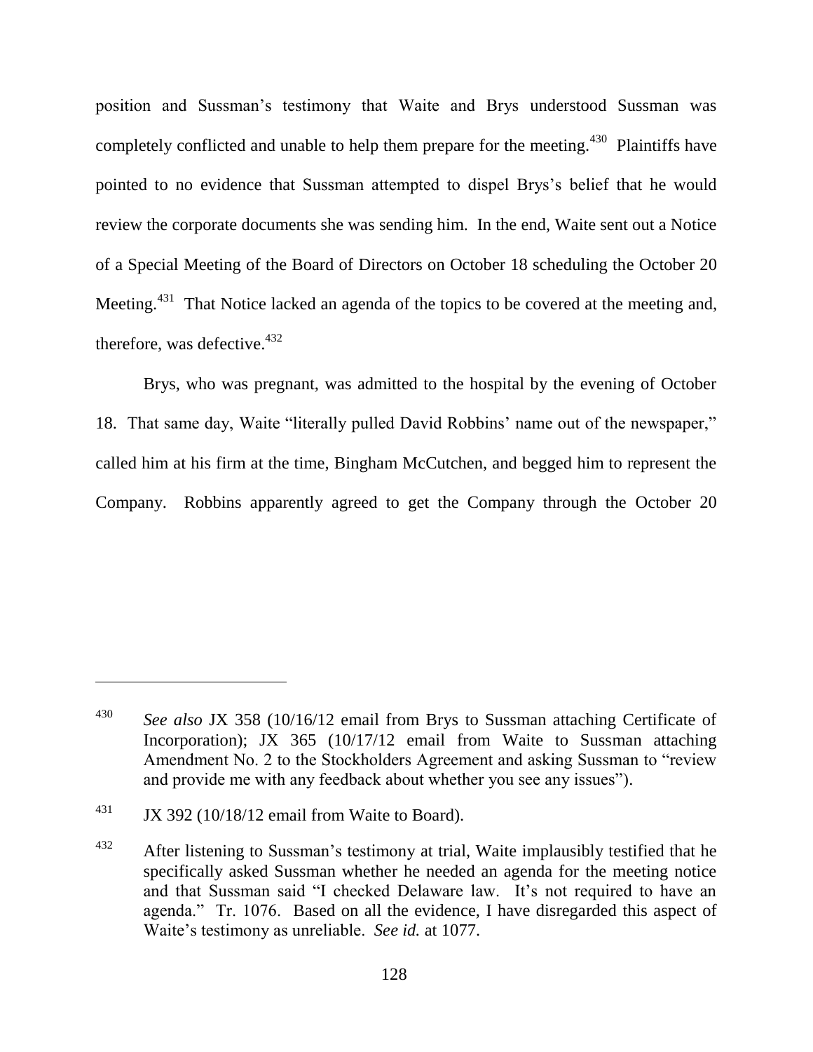position and Sussman's testimony that Waite and Brys understood Sussman was completely conflicted and unable to help them prepare for the meeting.[430] Plaintiffs have pointed to no evidence that Sussman attempted to dispel Brys's belief that he would review the corporate documents she was sending him. In the end, Waite sent out a Notice of a Special Meeting of the Board of Directors on October 18 scheduling the October 20 Meeting.[431] That Notice lacked an agenda of the topics to be covered at the meeting and, therefore, was defective.[432]

Brys, who was pregnant, was admitted to the hospital by the evening of October 18. That same day, Waite "literally pulled David Robbins' name out of the newspaper," called him at his firm at the time, Bingham McCutchen, and begged him to represent the Company. Robbins apparently agreed to get the Company through the October 20

---

[430] *See also* JX 358 (10/16/12 email from Brys to Sussman attaching Certificate of Incorporation); JX 365 (10/17/12 email from Waite to Sussman attaching Amendment No. 2 to the Stockholders Agreement and asking Sussman to "review and provide me with any feedback about whether you see any issues").

[431] JX 392 (10/18/12 email from Waite to Board).

[432] After listening to Sussman's testimony at trial, Waite implausibly testified that he specifically asked Sussman whether he needed an agenda for the meeting notice and that Sussman said "I checked Delaware law. It's not required to have an agenda." Tr. 1076. Based on all the evidence, I have disregarded this aspect of Waite's testimony as unreliable. *See id.* at 1077.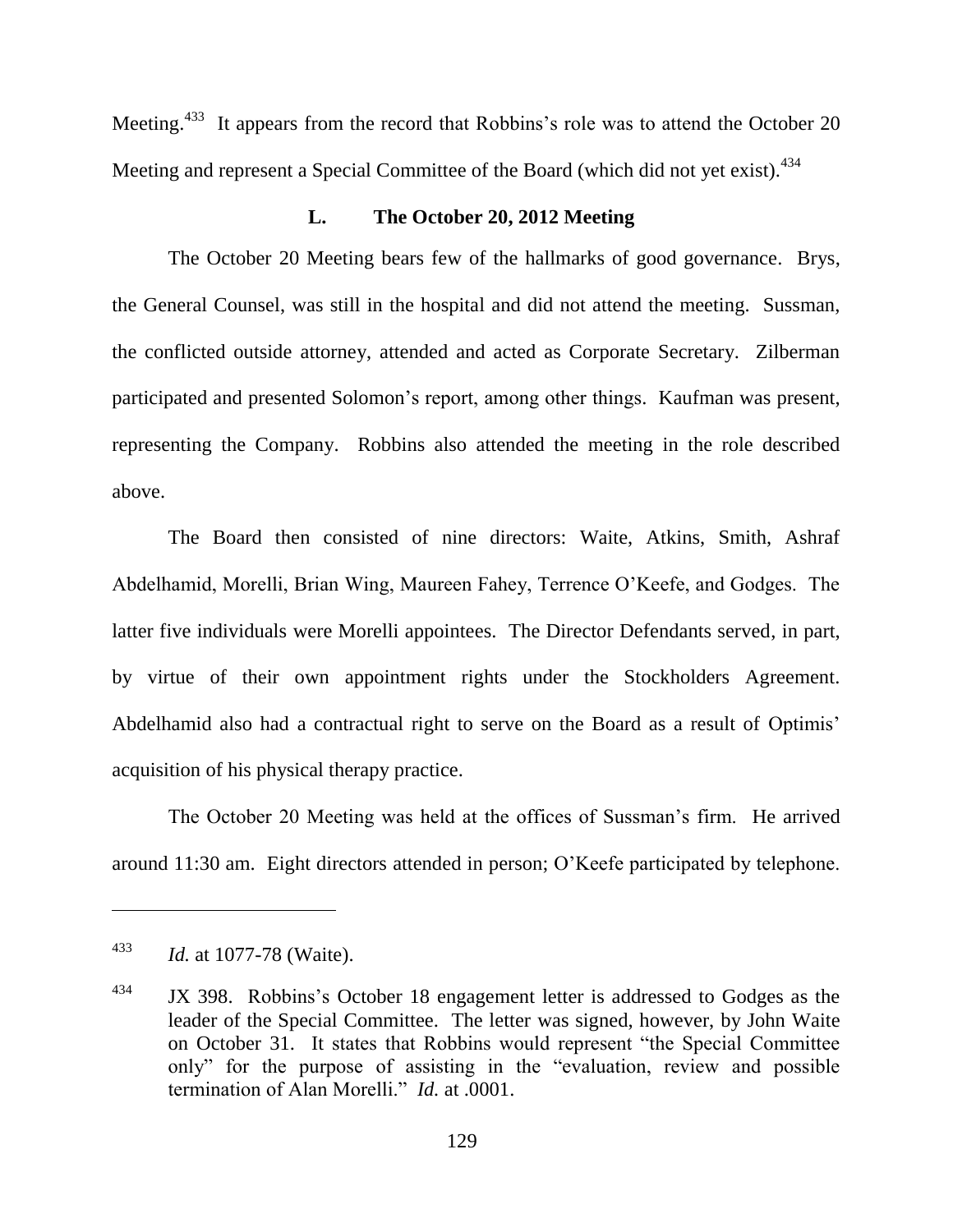Meeting.[433] It appears from the record that Robbins's role was to attend the October 20 Meeting and represent a Special Committee of the Board (which did not yet exist).[434]

### L. The October 20, 2012 Meeting

The October 20 Meeting bears few of the hallmarks of good governance. Brys, the General Counsel, was still in the hospital and did not attend the meeting. Sussman, the conflicted outside attorney, attended and acted as Corporate Secretary. Zilberman participated and presented Solomon's report, among other things. Kaufman was present, representing the Company. Robbins also attended the meeting in the role described above.

The Board then consisted of nine directors: Waite, Atkins, Smith, Ashraf Abdelhamid, Morelli, Brian Wing, Maureen Fahey, Terrence O'Keefe, and Godges. The latter five individuals were Morelli appointees. The Director Defendants served, in part, by virtue of their own appointment rights under the Stockholders Agreement. Abdelhamid also had a contractual right to serve on the Board as a result of Optimis' acquisition of his physical therapy practice.

The October 20 Meeting was held at the offices of Sussman's firm. He arrived around 11:30 am. Eight directors attended in person; O'Keefe participated by telephone.

---

[433] *Id.* at 1077-78 (Waite).

[434] JX 398. Robbins's October 18 engagement letter is addressed to Godges as the leader of the Special Committee. The letter was signed, however, by John Waite on October 31. It states that Robbins would represent "the Special Committee only" for the purpose of assisting in the "evaluation, review and possible termination of Alan Morelli." *Id.* at .0001.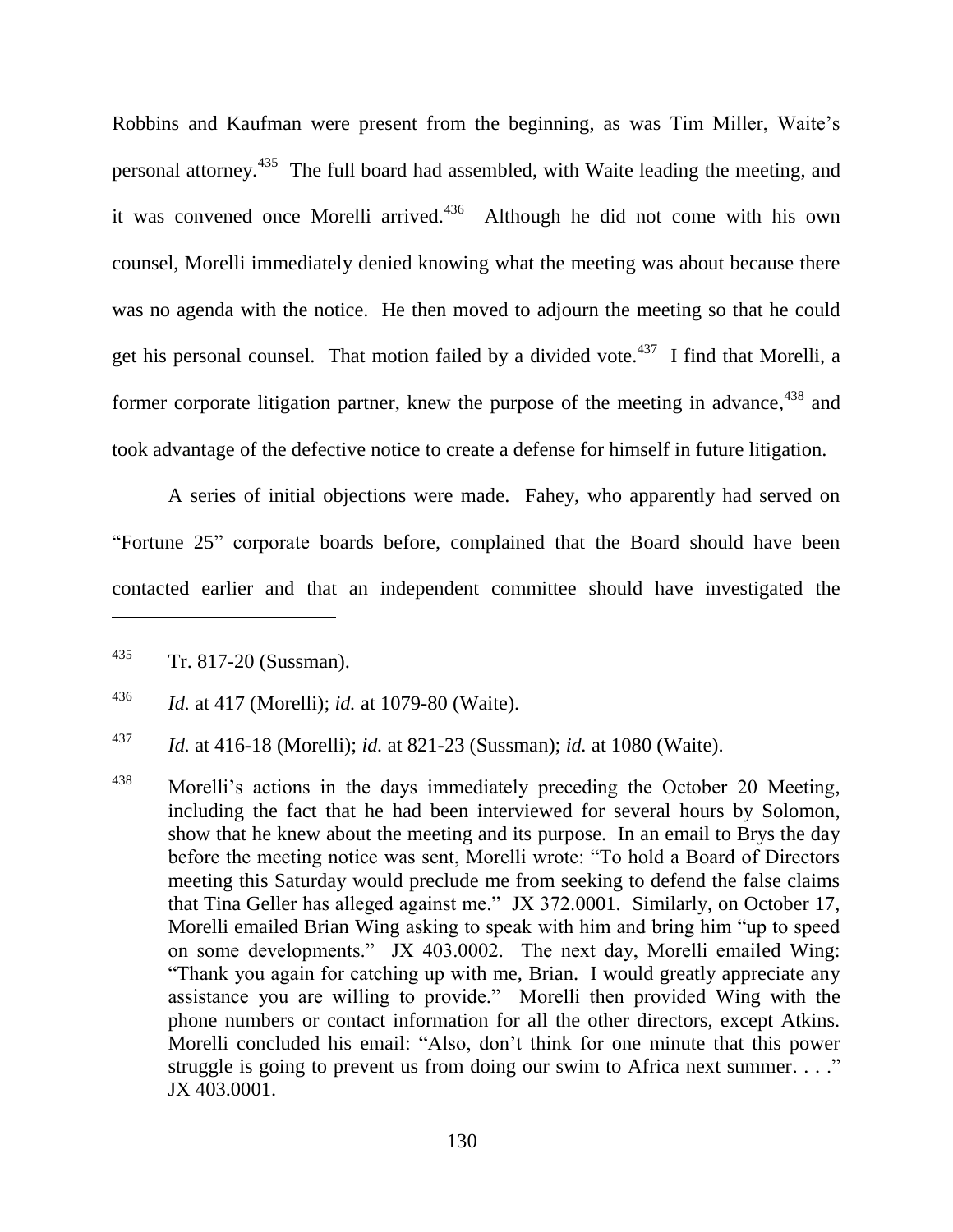Robbins and Kaufman were present from the beginning, as was Tim Miller, Waite's personal attorney.[435] The full board had assembled, with Waite leading the meeting, and it was convened once Morelli arrived.[436] Although he did not come with his own counsel, Morelli immediately denied knowing what the meeting was about because there was no agenda with the notice. He then moved to adjourn the meeting so that he could get his personal counsel. That motion failed by a divided vote.[437] I find that Morelli, a former corporate litigation partner, knew the purpose of the meeting in advance,[438] and took advantage of the defective notice to create a defense for himself in future litigation.

A series of initial objections were made. Fahey, who apparently had served on "Fortune 25" corporate boards before, complained that the Board should have been contacted earlier and that an independent committee should have investigated the

---

[435] Tr. 817-20 (Sussman).

[436] *Id.* at 417 (Morelli); *id.* at 1079-80 (Waite).

[437] *Id.* at 416-18 (Morelli); *id.* at 821-23 (Sussman); *id.* at 1080 (Waite).

[438] Morelli's actions in the days immediately preceding the October 20 Meeting, including the fact that he had been interviewed for several hours by Solomon, show that he knew about the meeting and its purpose. In an email to Brys the day before the meeting notice was sent, Morelli wrote: "To hold a Board of Directors meeting this Saturday would preclude me from seeking to defend the false claims that Tina Geller has alleged against me." JX 372.0001. Similarly, on October 17, Morelli emailed Brian Wing asking to speak with him and bring him "up to speed on some developments." JX 403.0002. The next day, Morelli emailed Wing: "Thank you again for catching up with me, Brian. I would greatly appreciate any assistance you are willing to provide." Morelli then provided Wing with the phone numbers or contact information for all the other directors, except Atkins. Morelli concluded his email: "Also, don't think for one minute that this power struggle is going to prevent us from doing our swim to Africa next summer. . . ." JX 403.0001.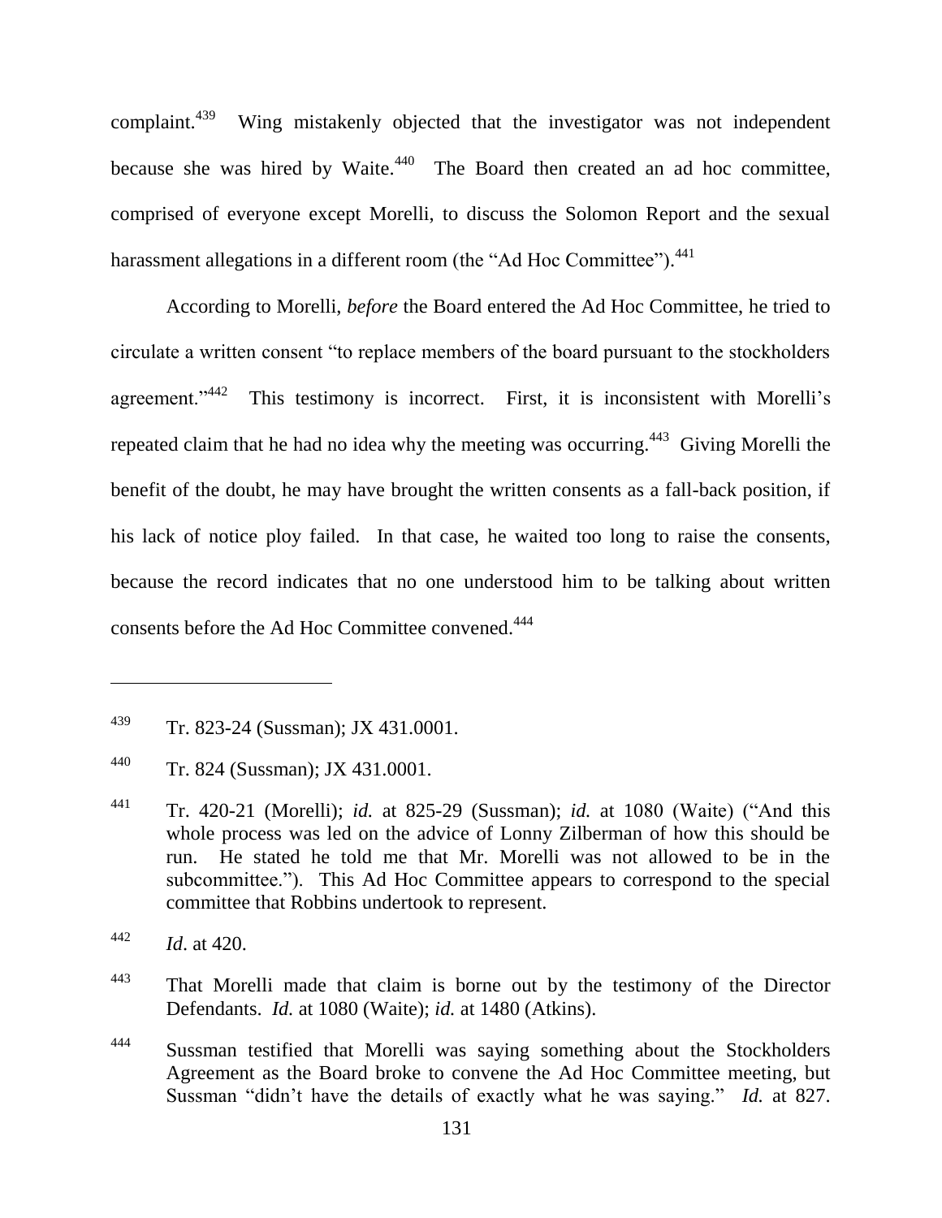complaint.[439] Wing mistakenly objected that the investigator was not independent because she was hired by Waite.[440] The Board then created an ad hoc committee, comprised of everyone except Morelli, to discuss the Solomon Report and the sexual harassment allegations in a different room (the "Ad Hoc Committee").[441]

According to Morelli, *before* the Board entered the Ad Hoc Committee, he tried to circulate a written consent "to replace members of the board pursuant to the stockholders agreement."[442] This testimony is incorrect. First, it is inconsistent with Morelli's repeated claim that he had no idea why the meeting was occurring.[443] Giving Morelli the benefit of the doubt, he may have brought the written consents as a fall-back position, if his lack of notice ploy failed. In that case, he waited too long to raise the consents, because the record indicates that no one understood him to be talking about written consents before the Ad Hoc Committee convened.[444]

---

[439] Tr. 823-24 (Sussman); JX 431.0001.

[440] Tr. 824 (Sussman); JX 431.0001.

[441] Tr. 420-21 (Morelli); *id.* at 825-29 (Sussman); *id.* at 1080 (Waite) ("And this whole process was led on the advice of Lonny Zilberman of how this should be run. He stated he told me that Mr. Morelli was not allowed to be in the subcommittee."). This Ad Hoc Committee appears to correspond to the special committee that Robbins undertook to represent.

[442] *Id.* at 420.

[443] That Morelli made that claim is borne out by the testimony of the Director Defendants. *Id.* at 1080 (Waite); *id.* at 1480 (Atkins).

[444] Sussman testified that Morelli was saying something about the Stockholders Agreement as the Board broke to convene the Ad Hoc Committee meeting, but Sussman "didn't have the details of exactly what he was saying." *Id.* at 827.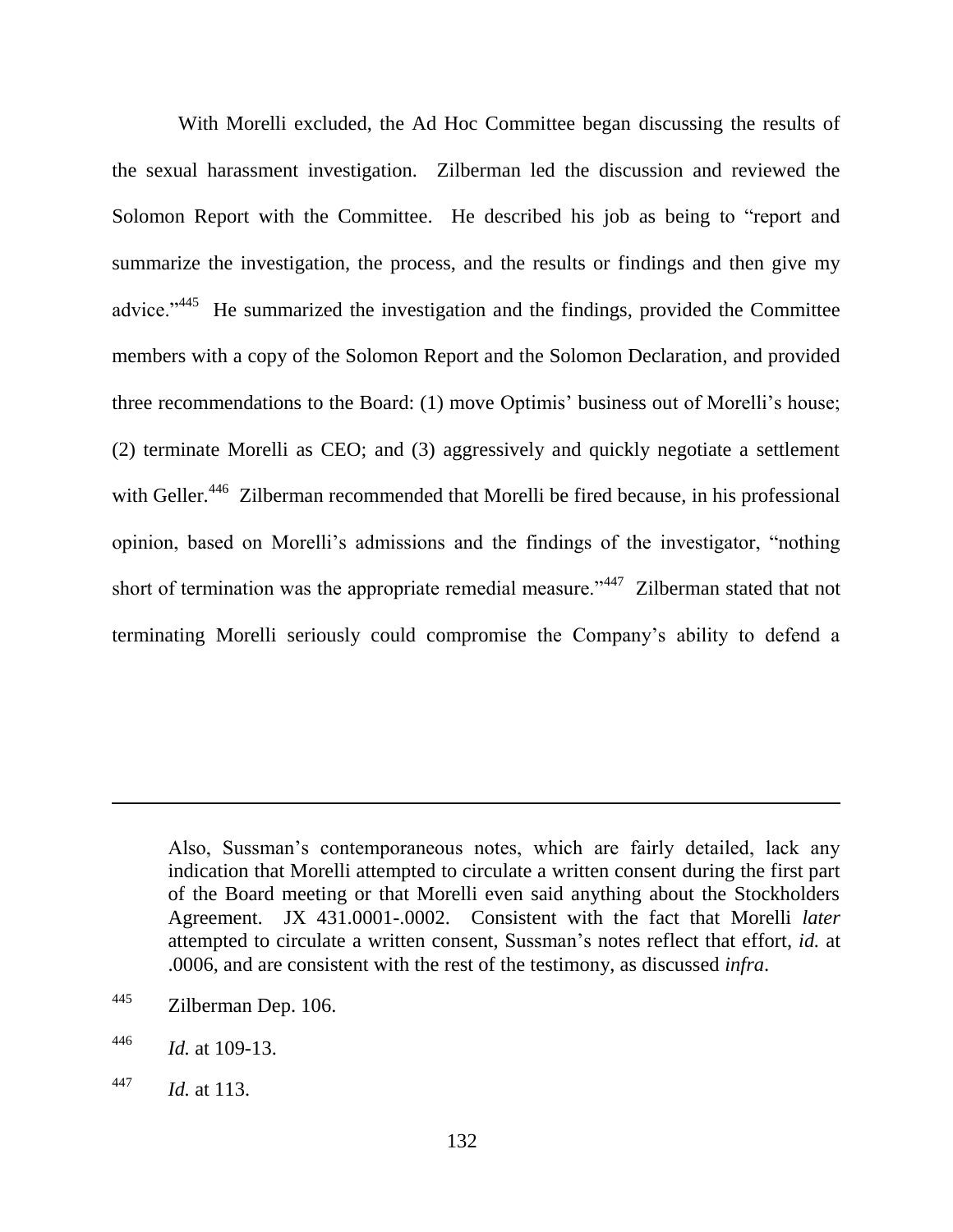With Morelli excluded, the Ad Hoc Committee began discussing the results of the sexual harassment investigation. Zilberman led the discussion and reviewed the Solomon Report with the Committee. He described his job as being to "report and summarize the investigation, the process, and the results or findings and then give my advice."[445] He summarized the investigation and the findings, provided the Committee members with a copy of the Solomon Report and the Solomon Declaration, and provided three recommendations to the Board: (1) move Optimis' business out of Morelli's house; (2) terminate Morelli as CEO; and (3) aggressively and quickly negotiate a settlement with Geller.[446] Zilberman recommended that Morelli be fired because, in his professional opinion, based on Morelli's admissions and the findings of the investigator, "nothing short of termination was the appropriate remedial measure."[447] Zilberman stated that not terminating Morelli seriously could compromise the Company's ability to defend a

---

Also, Sussman's contemporaneous notes, which are fairly detailed, lack any indication that Morelli attempted to circulate a written consent during the first part of the Board meeting or that Morelli even said anything about the Stockholders Agreement. JX 431.0001-.0002. Consistent with the fact that Morelli *later* attempted to circulate a written consent, Sussman's notes reflect that effort, *id.* at .0006, and are consistent with the rest of the testimony, as discussed *infra*.

[445] Zilberman Dep. 106.

[446] *Id.* at 109-13.

[447] *Id.* at 113.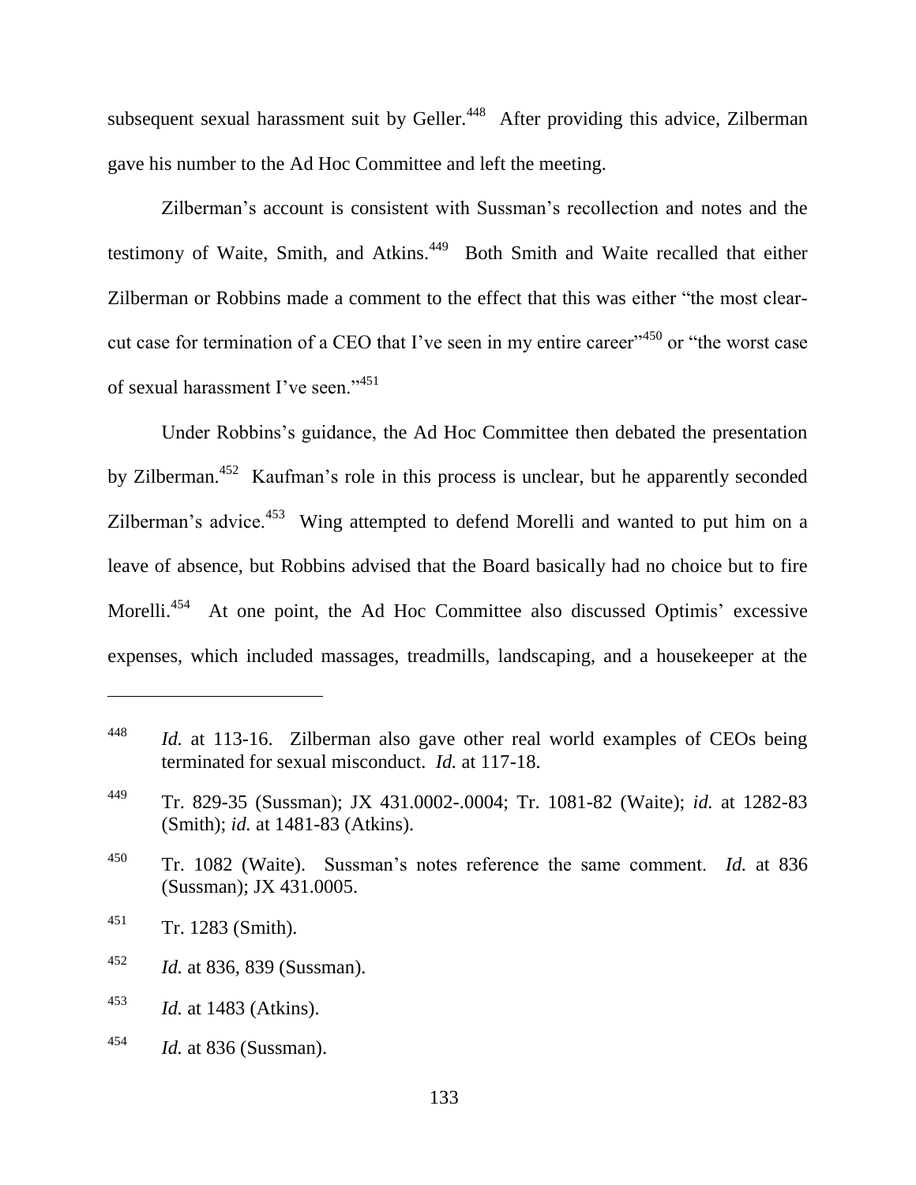subsequent sexual harassment suit by Geller.[448] After providing this advice, Zilberman gave his number to the Ad Hoc Committee and left the meeting.

Zilberman's account is consistent with Sussman's recollection and notes and the testimony of Waite, Smith, and Atkins.[449] Both Smith and Waite recalled that either Zilberman or Robbins made a comment to the effect that this was either "the most clear-cut case for termination of a CEO that I've seen in my entire career"[450] or "the worst case of sexual harassment I've seen."[451]

Under Robbins's guidance, the Ad Hoc Committee then debated the presentation by Zilberman.[452] Kaufman's role in this process is unclear, but he apparently seconded Zilberman's advice.[453] Wing attempted to defend Morelli and wanted to put him on a leave of absence, but Robbins advised that the Board basically had no choice but to fire Morelli.[454] At one point, the Ad Hoc Committee also discussed Optimis' excessive expenses, which included massages, treadmills, landscaping, and a housekeeper at the

---

[448] *Id.* at 113-16. Zilberman also gave other real world examples of CEOs being terminated for sexual misconduct. *Id.* at 117-18.

[449] Tr. 829-35 (Sussman); JX 431.0002-.0004; Tr. 1081-82 (Waite); *id.* at 1282-83 (Smith); *id.* at 1481-83 (Atkins).

[450] Tr. 1082 (Waite). Sussman's notes reference the same comment. *Id.* at 836 (Sussman); JX 431.0005.

[451] Tr. 1283 (Smith).

[452] *Id.* at 836, 839 (Sussman).

[453] *Id.* at 1483 (Atkins).

[454] *Id.* at 836 (Sussman).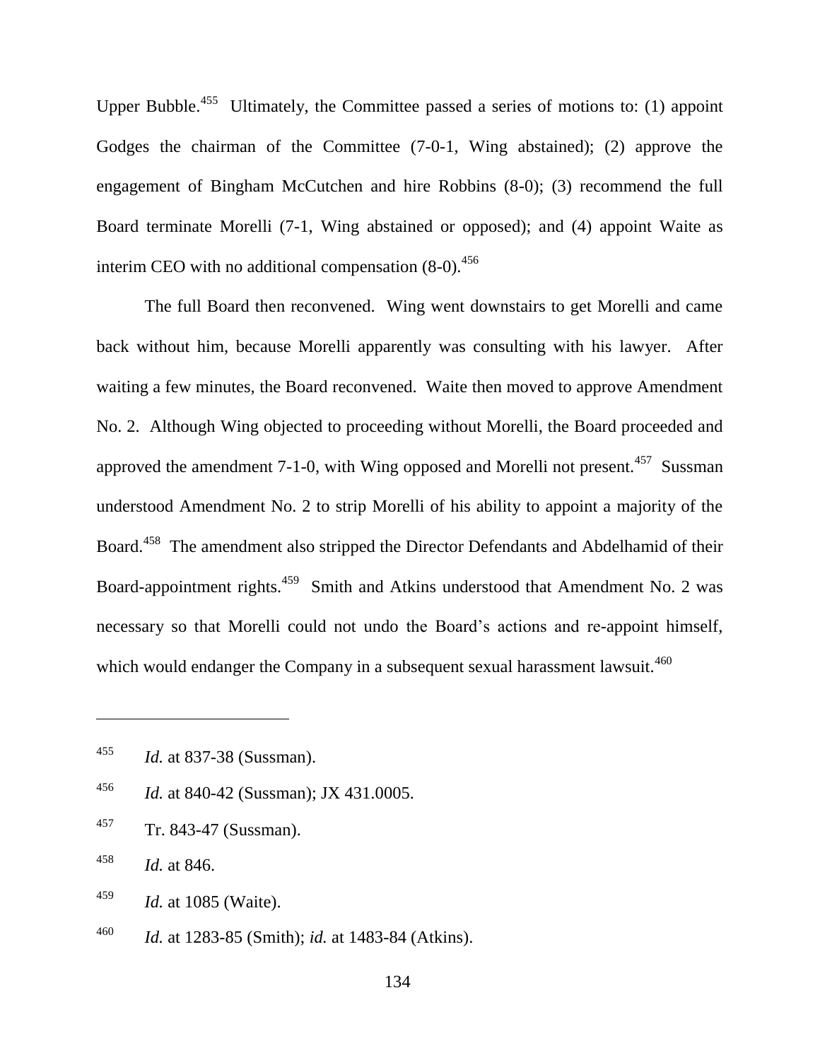Upper Bubble.[455] Ultimately, the Committee passed a series of motions to: (1) appoint Godges the chairman of the Committee (7-0-1, Wing abstained); (2) approve the engagement of Bingham McCutchen and hire Robbins (8-0); (3) recommend the full Board terminate Morelli (7-1, Wing abstained or opposed); and (4) appoint Waite as interim CEO with no additional compensation (8-0).[456]

The full Board then reconvened. Wing went downstairs to get Morelli and came back without him, because Morelli apparently was consulting with his lawyer. After waiting a few minutes, the Board reconvened. Waite then moved to approve Amendment No. 2. Although Wing objected to proceeding without Morelli, the Board proceeded and approved the amendment 7-1-0, with Wing opposed and Morelli not present.[457] Sussman understood Amendment No. 2 to strip Morelli of his ability to appoint a majority of the Board.[458] The amendment also stripped the Director Defendants and Abdelhamid of their Board-appointment rights.[459] Smith and Atkins understood that Amendment No. 2 was necessary so that Morelli could not undo the Board's actions and re-appoint himself, which would endanger the Company in a subsequent sexual harassment lawsuit.[460]

---

[455] *Id.* at 837-38 (Sussman).

[456] *Id.* at 840-42 (Sussman); JX 431.0005.

[457] Tr. 843-47 (Sussman).

[458] *Id.* at 846.

[459] *Id.* at 1085 (Waite).

[460] *Id.* at 1283-85 (Smith); *id.* at 1483-84 (Atkins).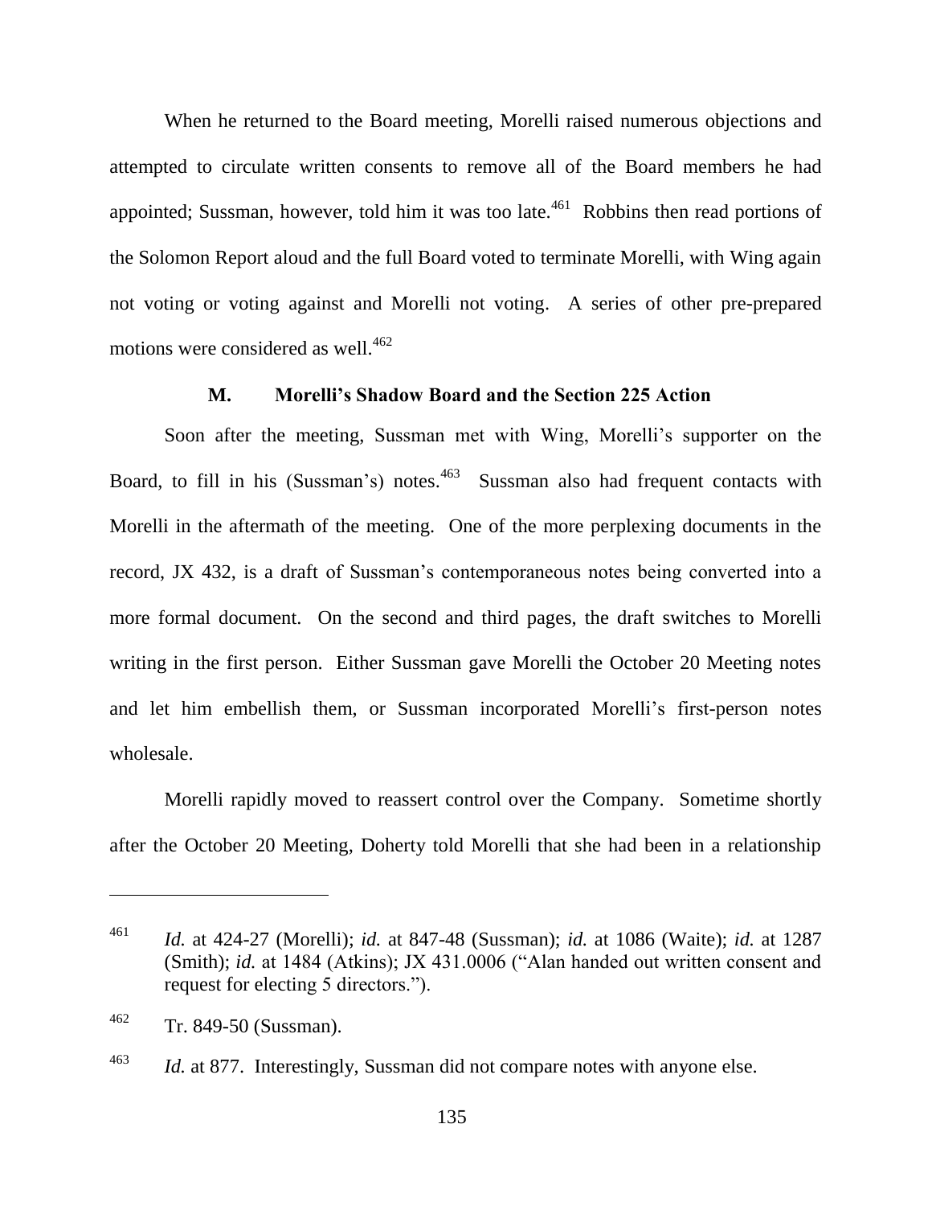When he returned to the Board meeting, Morelli raised numerous objections and attempted to circulate written consents to remove all of the Board members he had appointed; Sussman, however, told him it was too late.[461] Robbins then read portions of the Solomon Report aloud and the full Board voted to terminate Morelli, with Wing again not voting or voting against and Morelli not voting. A series of other pre-prepared motions were considered as well.[462]

### M. Morelli's Shadow Board and the Section 225 Action

Soon after the meeting, Sussman met with Wing, Morelli's supporter on the Board, to fill in his (Sussman's) notes.[463] Sussman also had frequent contacts with Morelli in the aftermath of the meeting. One of the more perplexing documents in the record, JX 432, is a draft of Sussman's contemporaneous notes being converted into a more formal document. On the second and third pages, the draft switches to Morelli writing in the first person. Either Sussman gave Morelli the October 20 Meeting notes and let him embellish them, or Sussman incorporated Morelli's first-person notes wholesale.

Morelli rapidly moved to reassert control over the Company. Sometime shortly after the October 20 Meeting, Doherty told Morelli that she had been in a relationship

---

[461] *Id.* at 424-27 (Morelli); *id.* at 847-48 (Sussman); *id.* at 1086 (Waite); *id.* at 1287 (Smith); *id.* at 1484 (Atkins); JX 431.0006 ("Alan handed out written consent and request for electing 5 directors.").

[462] Tr. 849-50 (Sussman).

[463] *Id.* at 877. Interestingly, Sussman did not compare notes with anyone else.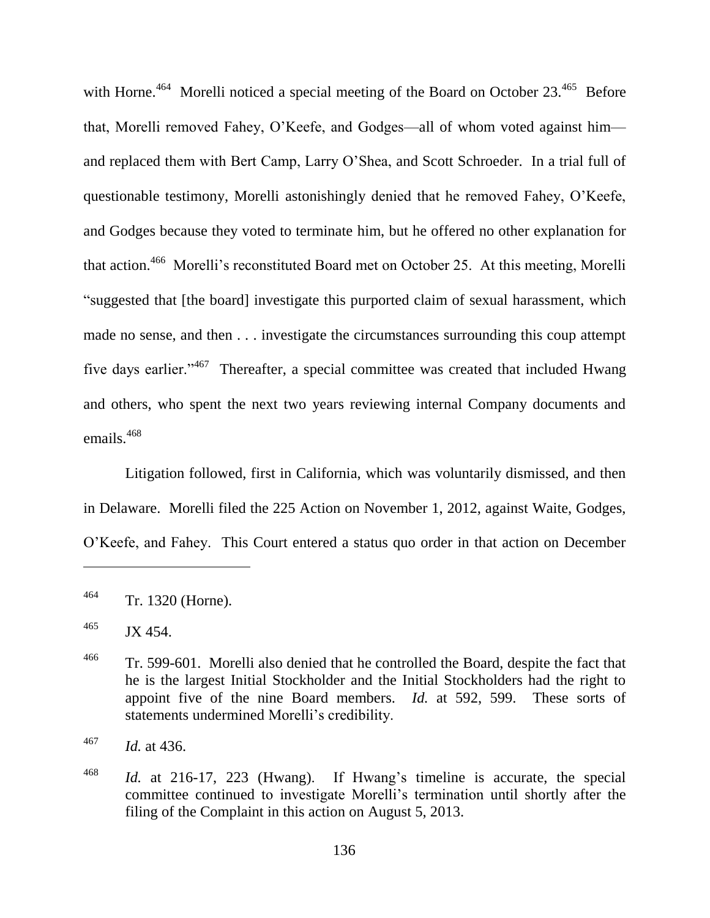with Horne.[464] Morelli noticed a special meeting of the Board on October 23.[465] Before that, Morelli removed Fahey, O'Keefe, and Godges—all of whom voted against him—and replaced them with Bert Camp, Larry O'Shea, and Scott Schroeder. In a trial full of questionable testimony, Morelli astonishingly denied that he removed Fahey, O'Keefe, and Godges because they voted to terminate him, but he offered no other explanation for that action.[466] Morelli's reconstituted Board met on October 25. At this meeting, Morelli "suggested that [the board] investigate this purported claim of sexual harassment, which made no sense, and then . . . investigate the circumstances surrounding this coup attempt five days earlier."[467] Thereafter, a special committee was created that included Hwang and others, who spent the next two years reviewing internal Company documents and emails.[468]

Litigation followed, first in California, which was voluntarily dismissed, and then in Delaware. Morelli filed the 225 Action on November 1, 2012, against Waite, Godges, O'Keefe, and Fahey. This Court entered a status quo order in that action on December

---

[464] Tr. 1320 (Horne).

[465] JX 454.

[466] Tr. 599-601. Morelli also denied that he controlled the Board, despite the fact that he is the largest Initial Stockholder and the Initial Stockholders had the right to appoint five of the nine Board members. *Id.* at 592, 599. These sorts of statements undermined Morelli's credibility.

[467] *Id.* at 436.

[468] *Id.* at 216-17, 223 (Hwang). If Hwang's timeline is accurate, the special committee continued to investigate Morelli's termination until shortly after the filing of the Complaint in this action on August 5, 2013.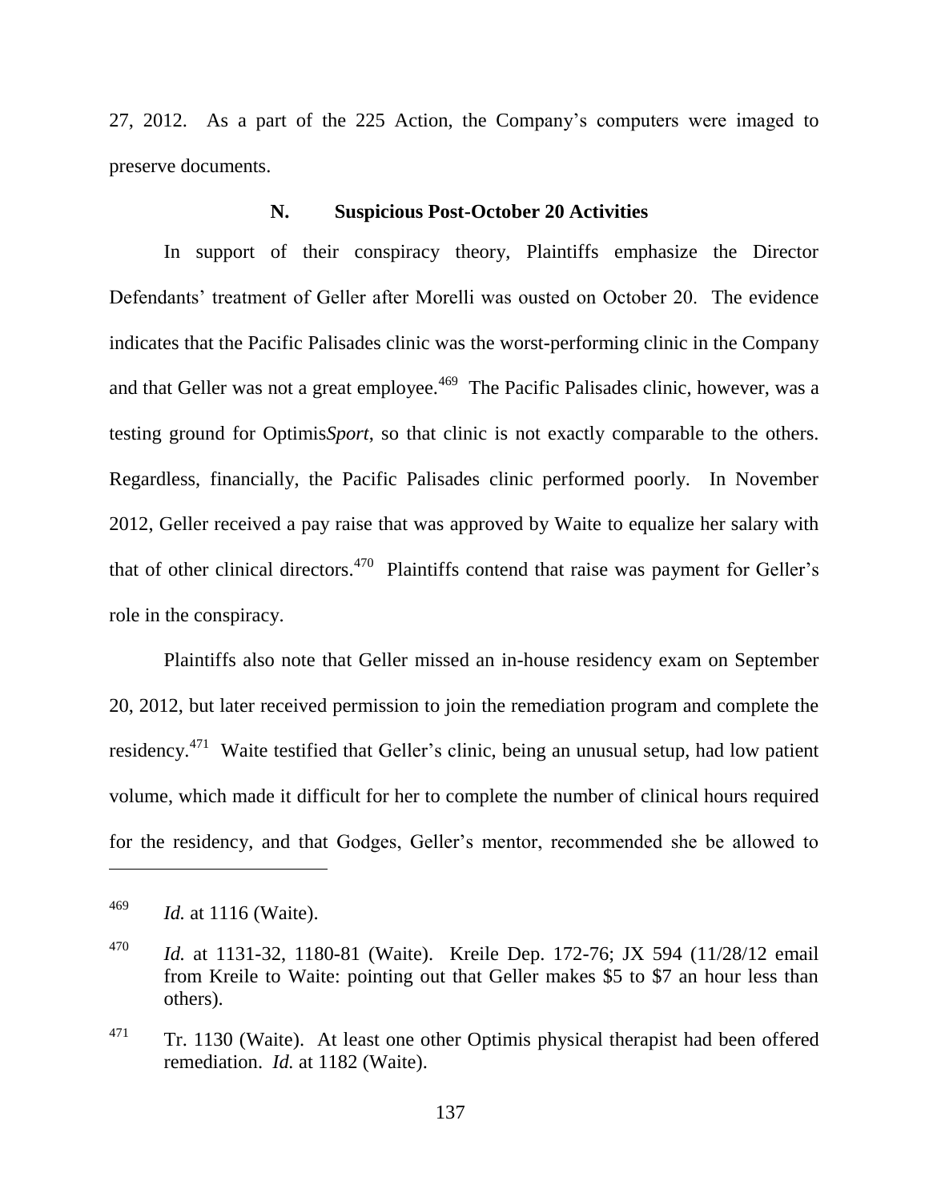27, 2012. As a part of the 225 Action, the Company's computers were imaged to preserve documents.

### N. Suspicious Post-October 20 Activities

In support of their conspiracy theory, Plaintiffs emphasize the Director Defendants' treatment of Geller after Morelli was ousted on October 20. The evidence indicates that the Pacific Palisades clinic was the worst-performing clinic in the Company and that Geller was not a great employee.[469] The Pacific Palisades clinic, however, was a testing ground for Optimis*Sport*, so that clinic is not exactly comparable to the others. Regardless, financially, the Pacific Palisades clinic performed poorly. In November 2012, Geller received a pay raise that was approved by Waite to equalize her salary with that of other clinical directors.[470] Plaintiffs contend that raise was payment for Geller's role in the conspiracy.

Plaintiffs also note that Geller missed an in-house residency exam on September 20, 2012, but later received permission to join the remediation program and complete the residency.[471] Waite testified that Geller's clinic, being an unusual setup, had low patient volume, which made it difficult for her to complete the number of clinical hours required for the residency, and that Godges, Geller's mentor, recommended she be allowed to

---

[469] *Id.* at 1116 (Waite).

[470] *Id.* at 1131-32, 1180-81 (Waite). Kreile Dep. 172-76; JX 594 (11/28/12 email from Kreile to Waite: pointing out that Geller makes $5 to $7 an hour less than others).

[471] Tr. 1130 (Waite). At least one other Optimis physical therapist had been offered remediation. *Id.* at 1182 (Waite).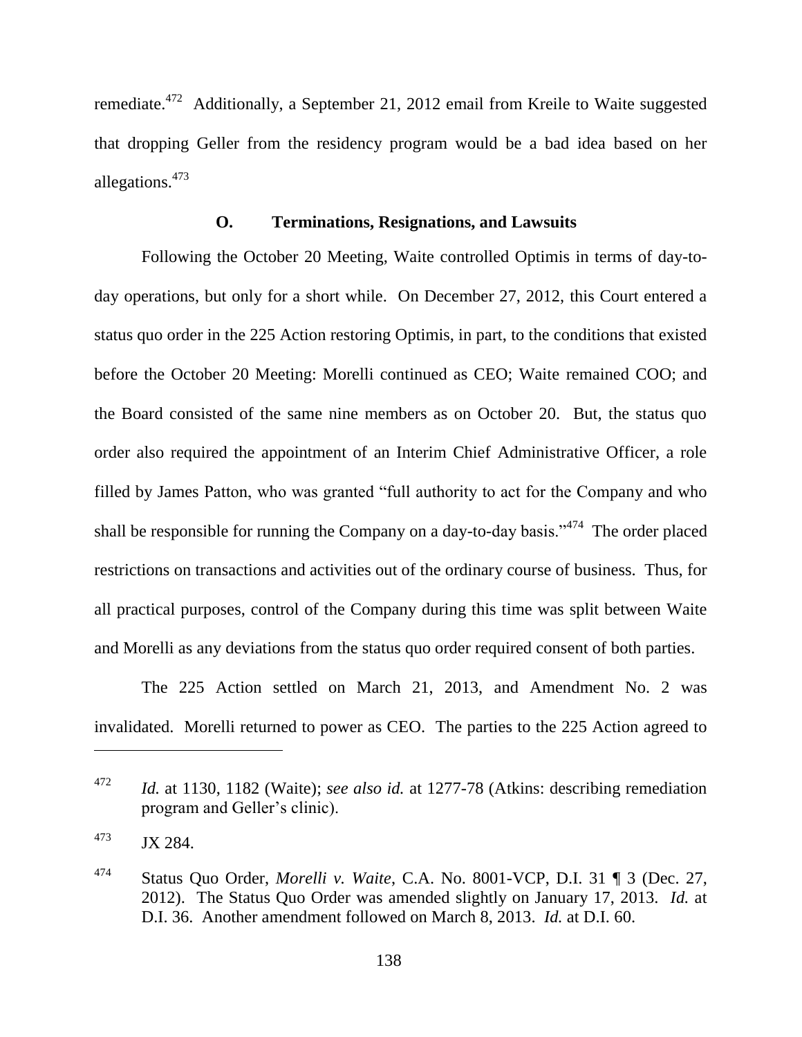remediate.[472] Additionally, a September 21, 2012 email from Kreile to Waite suggested that dropping Geller from the residency program would be a bad idea based on her allegations.[473]

### O. Terminations, Resignations, and Lawsuits

Following the October 20 Meeting, Waite controlled Optimis in terms of day-to-day operations, but only for a short while. On December 27, 2012, this Court entered a status quo order in the 225 Action restoring Optimis, in part, to the conditions that existed before the October 20 Meeting: Morelli continued as CEO; Waite remained COO; and the Board consisted of the same nine members as on October 20. But, the status quo order also required the appointment of an Interim Chief Administrative Officer, a role filled by James Patton, who was granted "full authority to act for the Company and who shall be responsible for running the Company on a day-to-day basis."[474] The order placed restrictions on transactions and activities out of the ordinary course of business. Thus, for all practical purposes, control of the Company during this time was split between Waite and Morelli as any deviations from the status quo order required consent of both parties.

The 225 Action settled on March 21, 2013, and Amendment No. 2 was invalidated. Morelli returned to power as CEO. The parties to the 225 Action agreed to

---

[472] *Id.* at 1130, 1182 (Waite); *see also id.* at 1277-78 (Atkins: describing remediation program and Geller's clinic).

[473] JX 284.

[474] Status Quo Order, *Morelli v. Waite*, C.A. No. 8001-VCP, D.I. 31 ¶ 3 (Dec. 27, 2012). The Status Quo Order was amended slightly on January 17, 2013. *Id.* at D.I. 36. Another amendment followed on March 8, 2013. *Id.* at D.I. 60.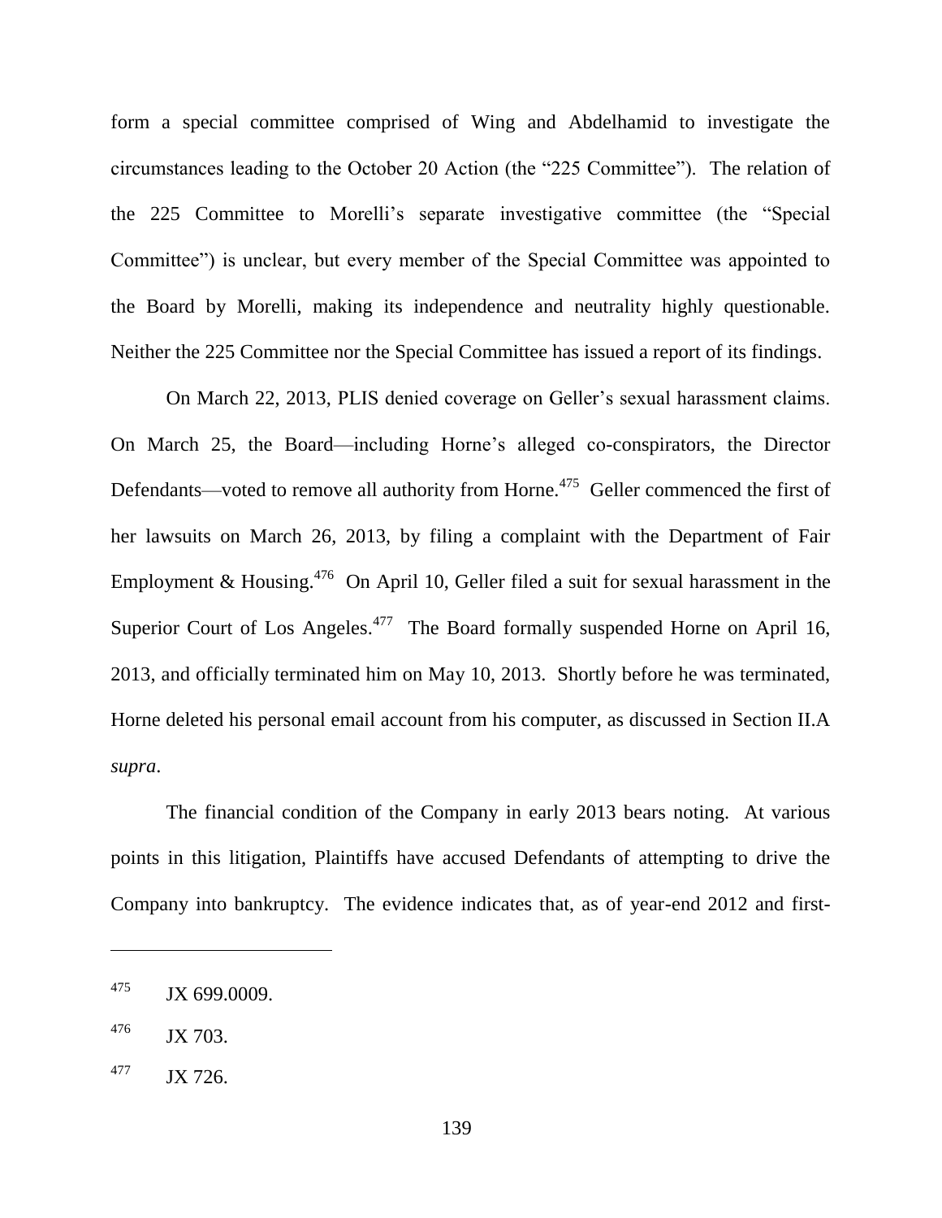form a special committee comprised of Wing and Abdelhamid to investigate the circumstances leading to the October 20 Action (the "225 Committee"). The relation of the 225 Committee to Morelli's separate investigative committee (the "Special Committee") is unclear, but every member of the Special Committee was appointed to the Board by Morelli, making its independence and neutrality highly questionable. Neither the 225 Committee nor the Special Committee has issued a report of its findings.

On March 22, 2013, PLIS denied coverage on Geller's sexual harassment claims. On March 25, the Board—including Horne's alleged co-conspirators, the Director Defendants—voted to remove all authority from Horne.[475] Geller commenced the first of her lawsuits on March 26, 2013, by filing a complaint with the Department of Fair Employment & Housing.[476] On April 10, Geller filed a suit for sexual harassment in the Superior Court of Los Angeles.[477] The Board formally suspended Horne on April 16, 2013, and officially terminated him on May 10, 2013. Shortly before he was terminated, Horne deleted his personal email account from his computer, as discussed in Section II.A *supra*.

The financial condition of the Company in early 2013 bears noting. At various points in this litigation, Plaintiffs have accused Defendants of attempting to drive the Company into bankruptcy. The evidence indicates that, as of year-end 2012 and first-

---

[475] JX 699.0009.

[476] JX 703.

[477] JX 726.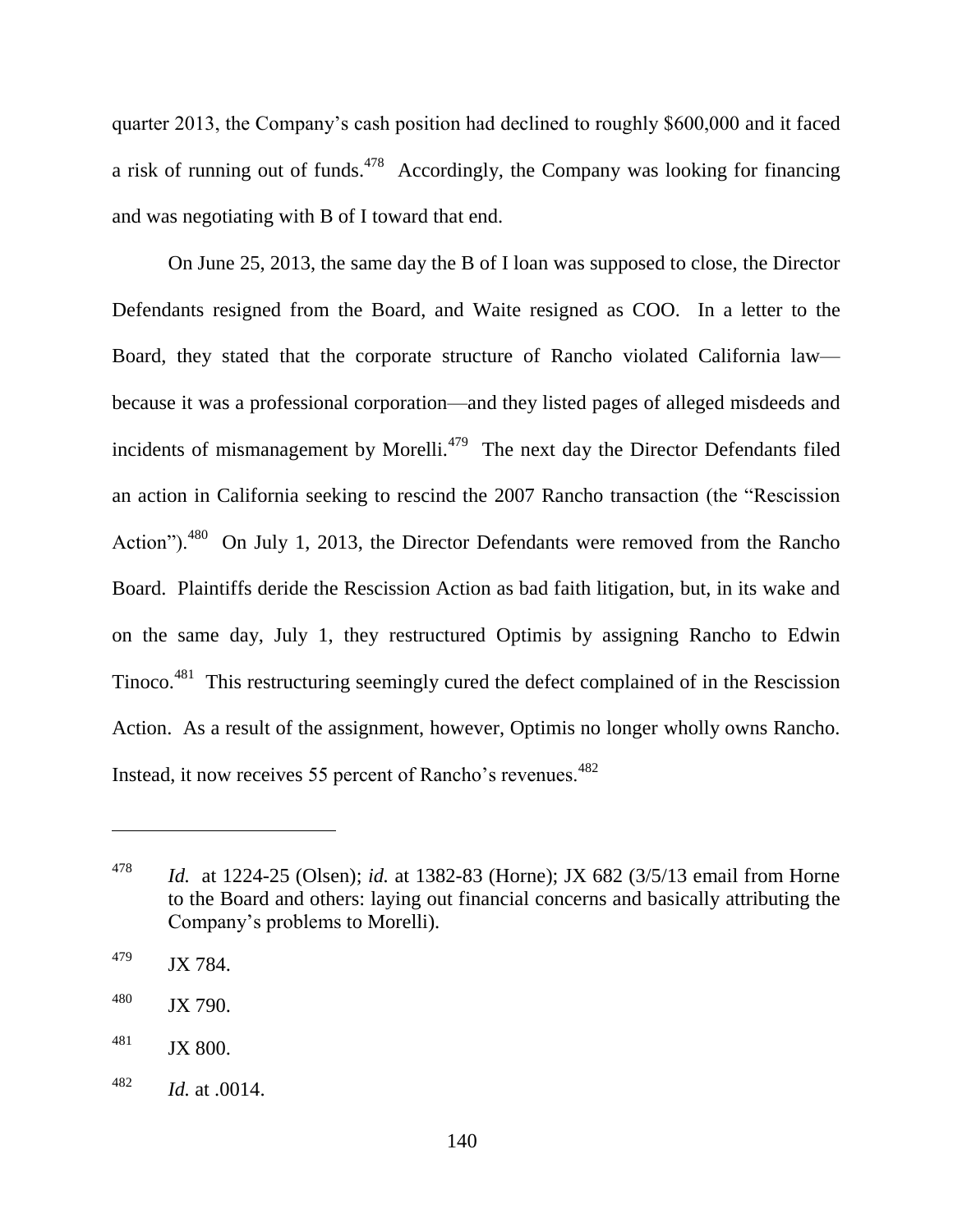quarter 2013, the Company's cash position had declined to roughly $600,000 and it faced a risk of running out of funds.[478] Accordingly, the Company was looking for financing and was negotiating with B of I toward that end.

On June 25, 2013, the same day the B of I loan was supposed to close, the Director Defendants resigned from the Board, and Waite resigned as COO. In a letter to the Board, they stated that the corporate structure of Rancho violated California law—because it was a professional corporation—and they listed pages of alleged misdeeds and incidents of mismanagement by Morelli.[479] The next day the Director Defendants filed an action in California seeking to rescind the 2007 Rancho transaction (the "Rescission Action").[480] On July 1, 2013, the Director Defendants were removed from the Rancho Board. Plaintiffs deride the Rescission Action as bad faith litigation, but, in its wake and on the same day, July 1, they restructured Optimis by assigning Rancho to Edwin Tinoco.[481] This restructuring seemingly cured the defect complained of in the Rescission Action. As a result of the assignment, however, Optimis no longer wholly owns Rancho. Instead, it now receives 55 percent of Rancho's revenues.[482]

---

[478] *Id.* at 1224-25 (Olsen); *id.* at 1382-83 (Horne); JX 682 (3/5/13 email from Horne to the Board and others: laying out financial concerns and basically attributing the Company's problems to Morelli).

[479] JX 784.

[480] JX 790.

[481] JX 800.

[482] *Id.* at .0014.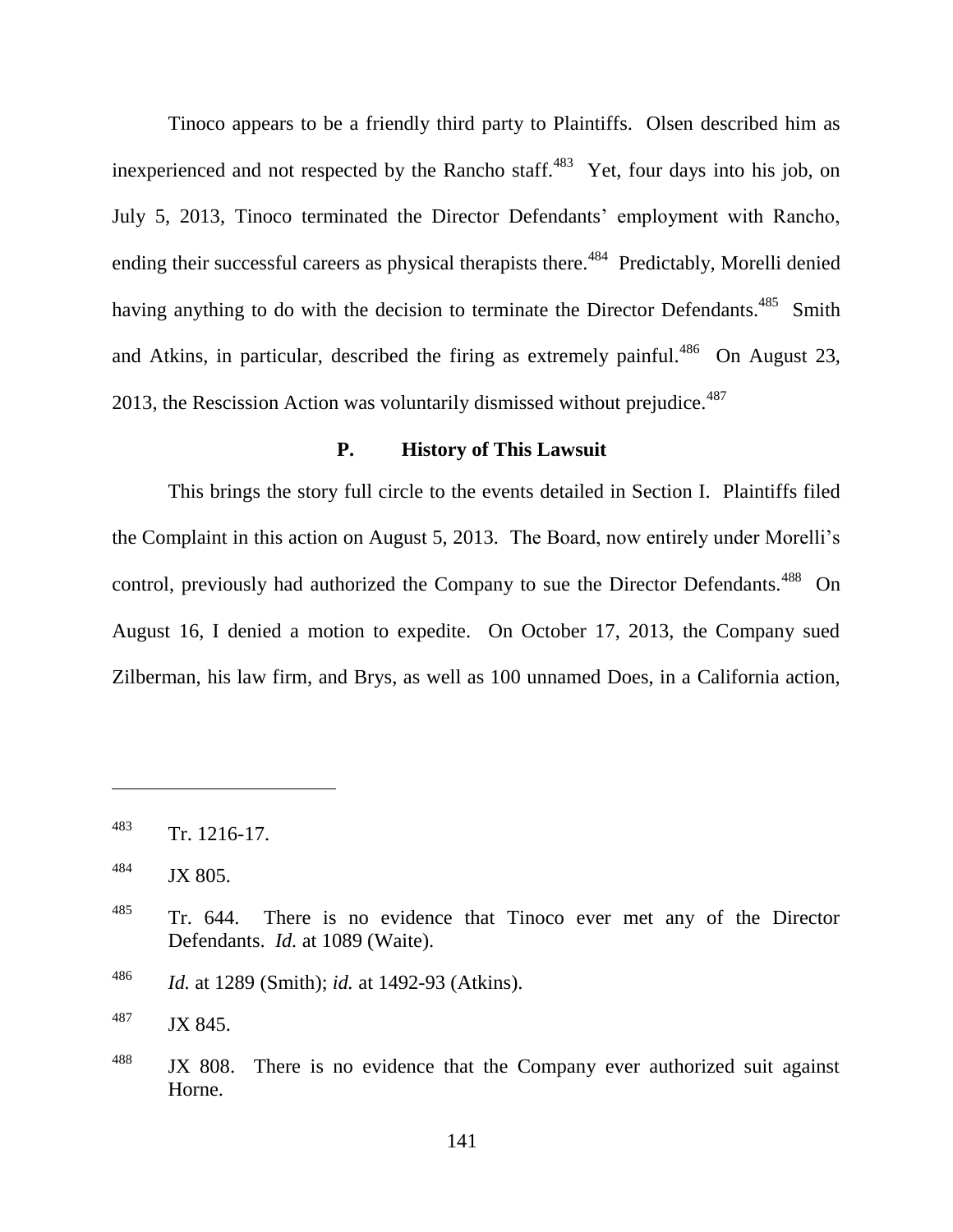Tinoco appears to be a friendly third party to Plaintiffs. Olsen described him as inexperienced and not respected by the Rancho staff.[483] Yet, four days into his job, on July 5, 2013, Tinoco terminated the Director Defendants' employment with Rancho, ending their successful careers as physical therapists there.[484] Predictably, Morelli denied having anything to do with the decision to terminate the Director Defendants.[485] Smith and Atkins, in particular, described the firing as extremely painful.[486] On August 23, 2013, the Rescission Action was voluntarily dismissed without prejudice.[487]

### P. History of This Lawsuit

This brings the story full circle to the events detailed in Section I. Plaintiffs filed the Complaint in this action on August 5, 2013. The Board, now entirely under Morelli's control, previously had authorized the Company to sue the Director Defendants.[488] On August 16, I denied a motion to expedite. On October 17, 2013, the Company sued Zilberman, his law firm, and Brys, as well as 100 unnamed Does, in a California action,

---

[483] Tr. 1216-17.

[484] JX 805.

[485] Tr. 644. There is no evidence that Tinoco ever met any of the Director Defendants. *Id.* at 1089 (Waite).

[486] *Id.* at 1289 (Smith); *id.* at 1492-93 (Atkins).

[487] JX 845.

[488] JX 808. There is no evidence that the Company ever authorized suit against Horne.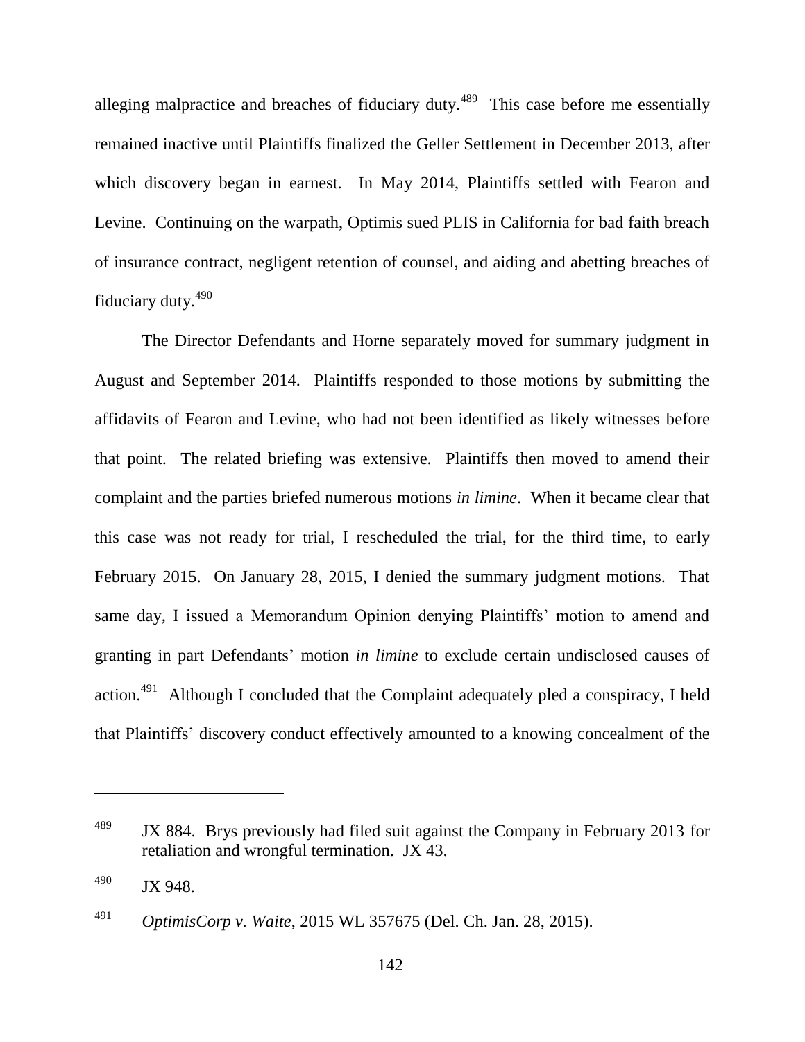alleging malpractice and breaches of fiduciary duty.[489] This case before me essentially remained inactive until Plaintiffs finalized the Geller Settlement in December 2013, after which discovery began in earnest. In May 2014, Plaintiffs settled with Fearon and Levine. Continuing on the warpath, Optimis sued PLIS in California for bad faith breach of insurance contract, negligent retention of counsel, and aiding and abetting breaches of fiduciary duty.[490]

The Director Defendants and Horne separately moved for summary judgment in August and September 2014. Plaintiffs responded to those motions by submitting the affidavits of Fearon and Levine, who had not been identified as likely witnesses before that point. The related briefing was extensive. Plaintiffs then moved to amend their complaint and the parties briefed numerous motions *in limine*. When it became clear that this case was not ready for trial, I rescheduled the trial, for the third time, to early February 2015. On January 28, 2015, I denied the summary judgment motions. That same day, I issued a Memorandum Opinion denying Plaintiffs' motion to amend and granting in part Defendants' motion *in limine* to exclude certain undisclosed causes of action.[491] Although I concluded that the Complaint adequately pled a conspiracy, I held that Plaintiffs' discovery conduct effectively amounted to a knowing concealment of the

---

[489] JX 884. Brys previously had filed suit against the Company in February 2013 for retaliation and wrongful termination. JX 43.

[490] JX 948.

[491] *OptimisCorp v. Waite*, 2015 WL 357675 (Del. Ch. Jan. 28, 2015).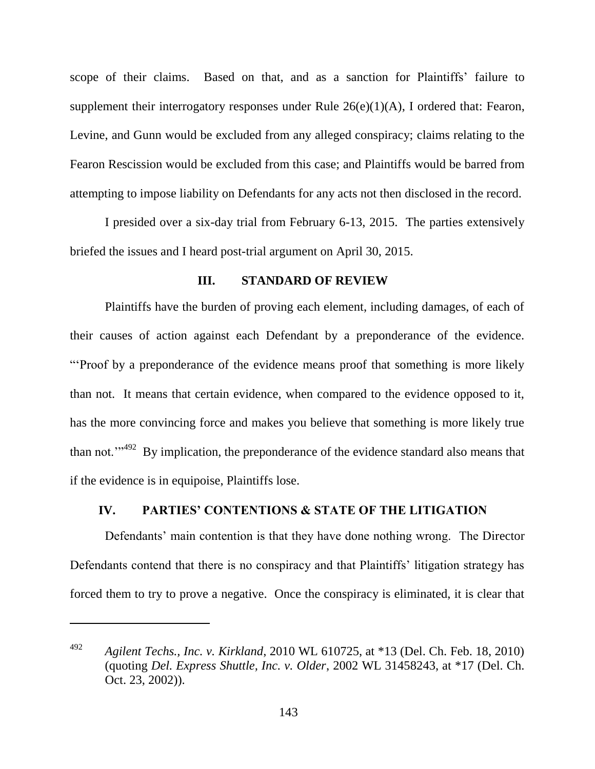scope of their claims. Based on that, and as a sanction for Plaintiffs' failure to supplement their interrogatory responses under Rule 26(e)(1)(A), I ordered that: Fearon, Levine, and Gunn would be excluded from any alleged conspiracy; claims relating to the Fearon Rescission would be excluded from this case; and Plaintiffs would be barred from attempting to impose liability on Defendants for any acts not then disclosed in the record.

I presided over a six-day trial from February 6-13, 2015. The parties extensively briefed the issues and I heard post-trial argument on April 30, 2015.

## III. STANDARD OF REVIEW

Plaintiffs have the burden of proving each element, including damages, of each of their causes of action against each Defendant by a preponderance of the evidence. "'Proof by a preponderance of the evidence means proof that something is more likely than not. It means that certain evidence, when compared to the evidence opposed to it, has the more convincing force and makes you believe that something is more likely true than not.'"[492] By implication, the preponderance of the evidence standard also means that if the evidence is in equipoise, Plaintiffs lose.

## IV. PARTIES' CONTENTIONS & STATE OF THE LITIGATION

Defendants' main contention is that they have done nothing wrong. The Director Defendants contend that there is no conspiracy and that Plaintiffs' litigation strategy has forced them to try to prove a negative. Once the conspiracy is eliminated, it is clear that

---

[492] *Agilent Techs., Inc. v. Kirkland*, 2010 WL 610725, at *13 (Del. Ch. Feb. 18, 2010) (quoting *Del. Express Shuttle, Inc. v. Older*, 2002 WL 31458243, at *17 (Del. Ch. Oct. 23, 2002)).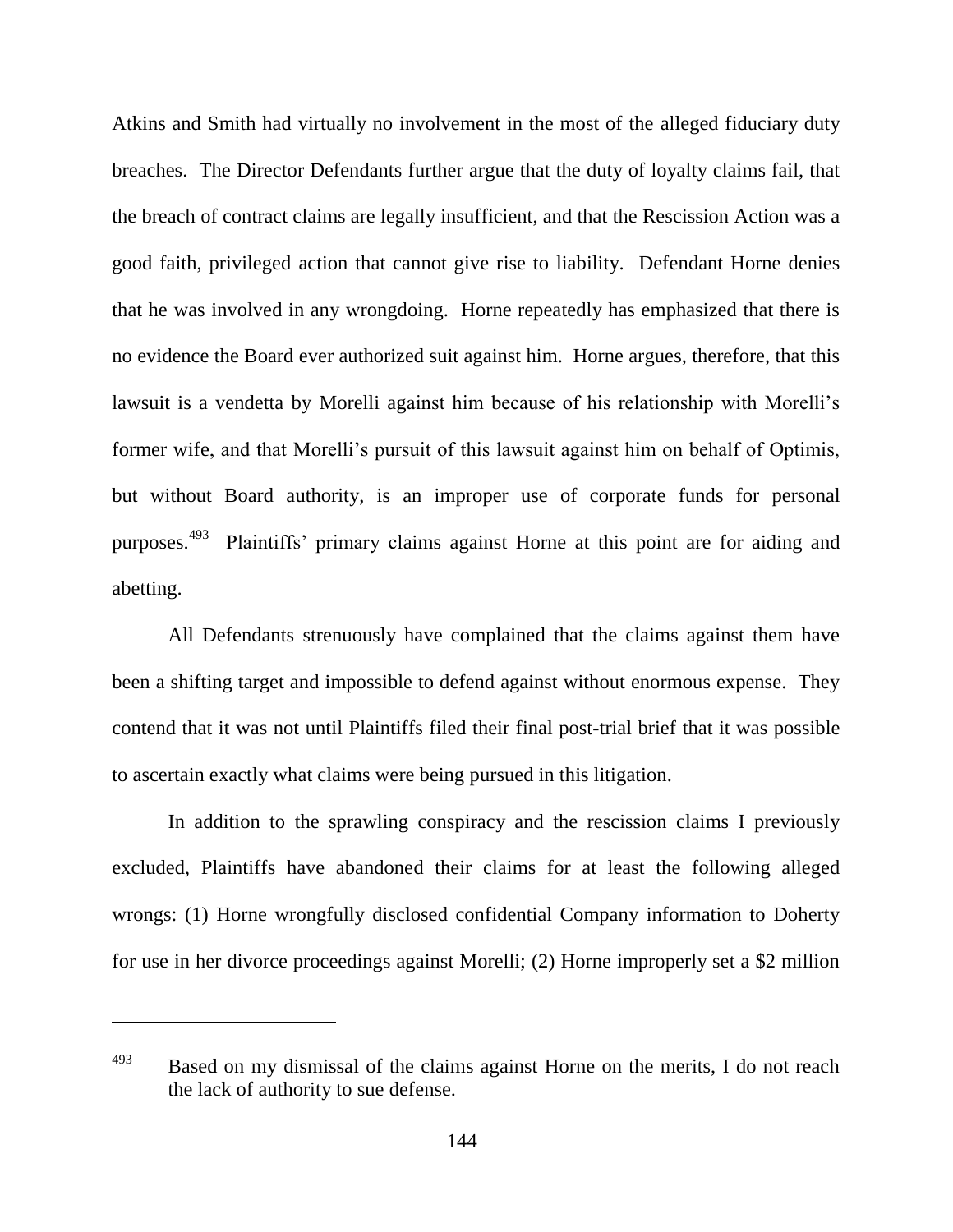Atkins and Smith had virtually no involvement in the most of the alleged fiduciary duty breaches. The Director Defendants further argue that the duty of loyalty claims fail, that the breach of contract claims are legally insufficient, and that the Rescission Action was a good faith, privileged action that cannot give rise to liability. Defendant Horne denies that he was involved in any wrongdoing. Horne repeatedly has emphasized that there is no evidence the Board ever authorized suit against him. Horne argues, therefore, that this lawsuit is a vendetta by Morelli against him because of his relationship with Morelli's former wife, and that Morelli's pursuit of this lawsuit against him on behalf of Optimis, but without Board authority, is an improper use of corporate funds for personal purposes.[493] Plaintiffs' primary claims against Horne at this point are for aiding and abetting.

All Defendants strenuously have complained that the claims against them have been a shifting target and impossible to defend against without enormous expense. They contend that it was not until Plaintiffs filed their final post-trial brief that it was possible to ascertain exactly what claims were being pursued in this litigation.

In addition to the sprawling conspiracy and the rescission claims I previously excluded, Plaintiffs have abandoned their claims for at least the following alleged wrongs: (1) Horne wrongfully disclosed confidential Company information to Doherty for use in her divorce proceedings against Morelli; (2) Horne improperly set a $2 million

---

[493] Based on my dismissal of the claims against Horne on the merits, I do not reach the lack of authority to sue defense.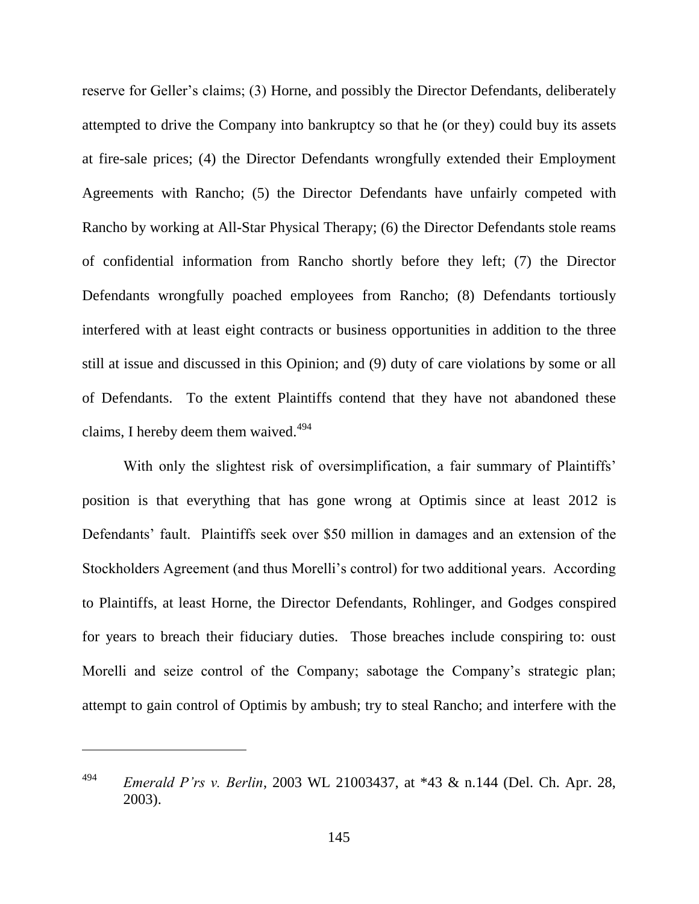reserve for Geller's claims; (3) Horne, and possibly the Director Defendants, deliberately attempted to drive the Company into bankruptcy so that he (or they) could buy its assets at fire-sale prices; (4) the Director Defendants wrongfully extended their Employment Agreements with Rancho; (5) the Director Defendants have unfairly competed with Rancho by working at All-Star Physical Therapy; (6) the Director Defendants stole reams of confidential information from Rancho shortly before they left; (7) the Director Defendants wrongfully poached employees from Rancho; (8) Defendants tortiously interfered with at least eight contracts or business opportunities in addition to the three still at issue and discussed in this Opinion; and (9) duty of care violations by some or all of Defendants. To the extent Plaintiffs contend that they have not abandoned these claims, I hereby deem them waived.[494]

With only the slightest risk of oversimplification, a fair summary of Plaintiffs' position is that everything that has gone wrong at Optimis since at least 2012 is Defendants' fault. Plaintiffs seek over $50 million in damages and an extension of the Stockholders Agreement (and thus Morelli's control) for two additional years. According to Plaintiffs, at least Horne, the Director Defendants, Rohlinger, and Godges conspired for years to breach their fiduciary duties. Those breaches include conspiring to: oust Morelli and seize control of the Company; sabotage the Company's strategic plan; attempt to gain control of Optimis by ambush; try to steal Rancho; and interfere with the

---

[494] *Emerald P'rs v. Berlin*, 2003 WL 21003437, at *43 & n.144 (Del. Ch. Apr. 28, 2003).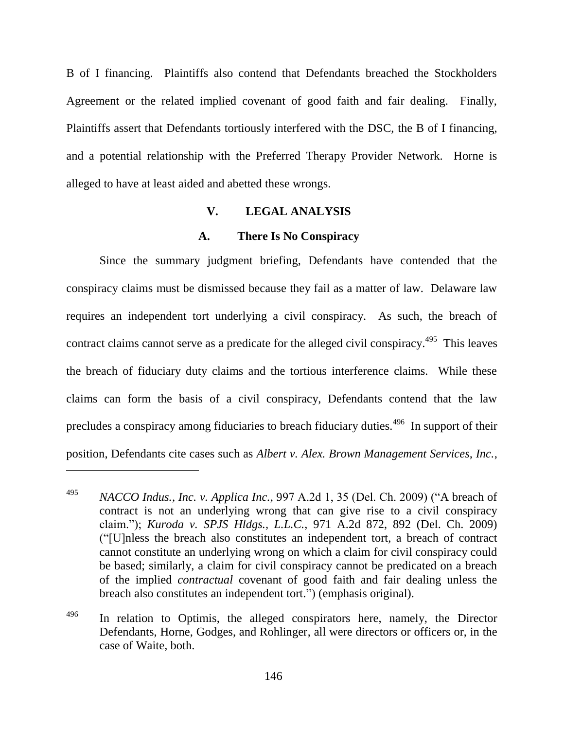B of I financing. Plaintiffs also contend that Defendants breached the Stockholders Agreement or the related implied covenant of good faith and fair dealing. Finally, Plaintiffs assert that Defendants tortiously interfered with the DSC, the B of I financing, and a potential relationship with the Preferred Therapy Provider Network. Horne is alleged to have at least aided and abetted these wrongs.

## V. LEGAL ANALYSIS

### A. There Is No Conspiracy

Since the summary judgment briefing, Defendants have contended that the conspiracy claims must be dismissed because they fail as a matter of law. Delaware law requires an independent tort underlying a civil conspiracy. As such, the breach of contract claims cannot serve as a predicate for the alleged civil conspiracy.[495] This leaves the breach of fiduciary duty claims and the tortious interference claims. While these claims can form the basis of a civil conspiracy, Defendants contend that the law precludes a conspiracy among fiduciaries to breach fiduciary duties.[496] In support of their position, Defendants cite cases such as *Albert v. Alex. Brown Management Services, Inc.*,

---

[495] *NACCO Indus., Inc. v. Applica Inc.*, 997 A.2d 1, 35 (Del. Ch. 2009) ("A breach of contract is not an underlying wrong that can give rise to a civil conspiracy claim."); *Kuroda v. SPJS Hldgs., L.L.C.*, 971 A.2d 872, 892 (Del. Ch. 2009) ("[U]nless the breach also constitutes an independent tort, a breach of contract cannot constitute an underlying wrong on which a claim for civil conspiracy could be based; similarly, a claim for civil conspiracy cannot be predicated on a breach of the implied *contractual* covenant of good faith and fair dealing unless the breach also constitutes an independent tort.") (emphasis original).

[496] In relation to Optimis, the alleged conspirators here, namely, the Director Defendants, Horne, Godges, and Rohlinger, all were directors or officers or, in the case of Waite, both.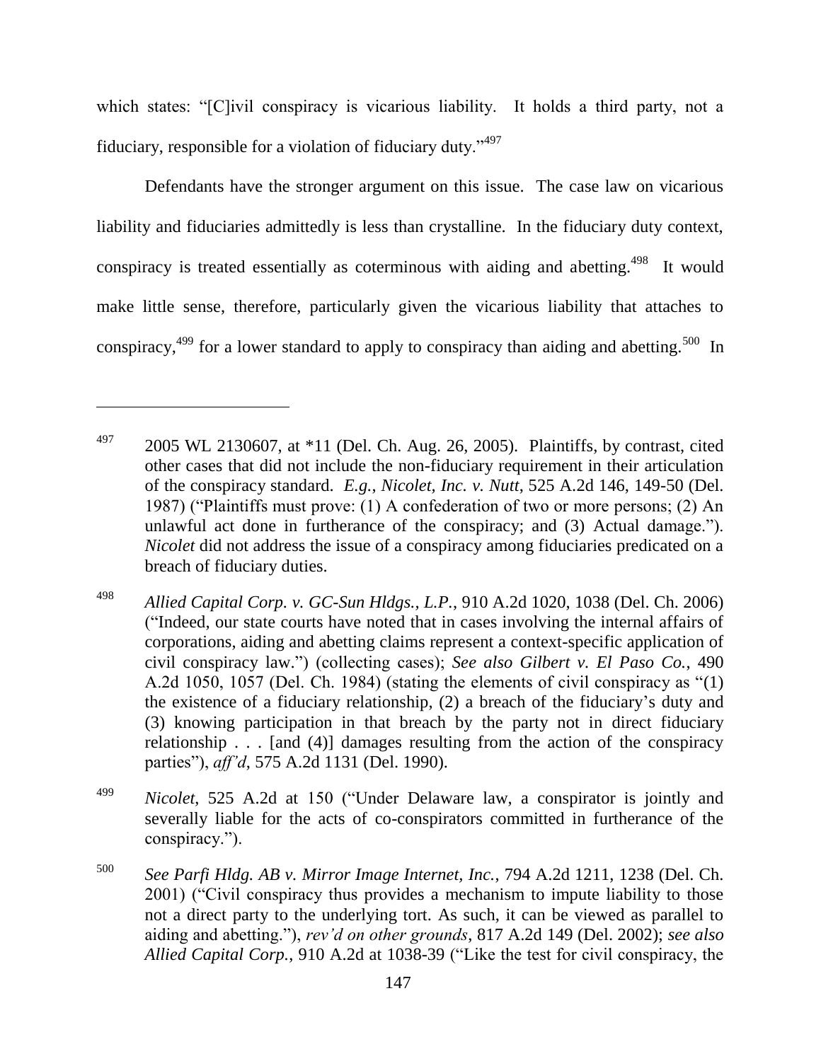which states: "[C]ivil conspiracy is vicarious liability. It holds a third party, not a fiduciary, responsible for a violation of fiduciary duty."[497]

Defendants have the stronger argument on this issue. The case law on vicarious liability and fiduciaries admittedly is less than crystalline. In the fiduciary duty context, conspiracy is treated essentially as coterminous with aiding and abetting.[498] It would make little sense, therefore, particularly given the vicarious liability that attaches to conspiracy,[499] for a lower standard to apply to conspiracy than aiding and abetting.[500] In

---

[497] 2005 WL 2130607, at *11 (Del. Ch. Aug. 26, 2005). Plaintiffs, by contrast, cited other cases that did not include the non-fiduciary requirement in their articulation of the conspiracy standard. *E.g.*, *Nicolet, Inc. v. Nutt*, 525 A.2d 146, 149-50 (Del. 1987) ("Plaintiffs must prove: (1) A confederation of two or more persons; (2) An unlawful act done in furtherance of the conspiracy; and (3) Actual damage."). *Nicolet* did not address the issue of a conspiracy among fiduciaries predicated on a breach of fiduciary duties.

[498] *Allied Capital Corp. v. GC-Sun Hldgs., L.P.*, 910 A.2d 1020, 1038 (Del. Ch. 2006) ("Indeed, our state courts have noted that in cases involving the internal affairs of corporations, aiding and abetting claims represent a context-specific application of civil conspiracy law.") (collecting cases); *See also Gilbert v. El Paso Co.*, 490 A.2d 1050, 1057 (Del. Ch. 1984) (stating the elements of civil conspiracy as "(1) the existence of a fiduciary relationship, (2) a breach of the fiduciary's duty and (3) knowing participation in that breach by the party not in direct fiduciary relationship . . . [and (4)] damages resulting from the action of the conspiracy parties"), *aff'd*, 575 A.2d 1131 (Del. 1990).

[499] *Nicolet*, 525 A.2d at 150 ("Under Delaware law, a conspirator is jointly and severally liable for the acts of co-conspirators committed in furtherance of the conspiracy.").

[500] *See Parfi Hldg. AB v. Mirror Image Internet, Inc.*, 794 A.2d 1211, 1238 (Del. Ch. 2001) ("Civil conspiracy thus provides a mechanism to impute liability to those not a direct party to the underlying tort. As such, it can be viewed as parallel to aiding and abetting."), *rev'd on other grounds*, 817 A.2d 149 (Del. 2002); *see also Allied Capital Corp.*, 910 A.2d at 1038-39 ("Like the test for civil conspiracy, the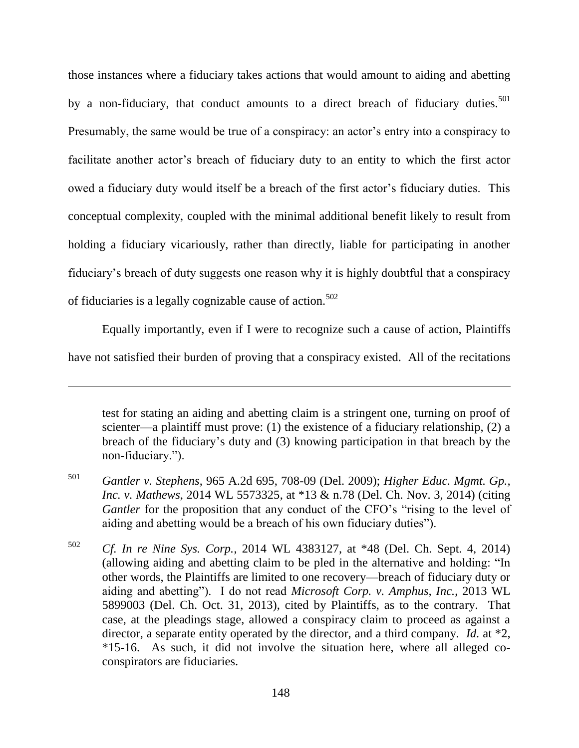those instances where a fiduciary takes actions that would amount to aiding and abetting by a non-fiduciary, that conduct amounts to a direct breach of fiduciary duties.[501] Presumably, the same would be true of a conspiracy: an actor's entry into a conspiracy to facilitate another actor's breach of fiduciary duty to an entity to which the first actor owed a fiduciary duty would itself be a breach of the first actor's fiduciary duties. This conceptual complexity, coupled with the minimal additional benefit likely to result from holding a fiduciary vicariously, rather than directly, liable for participating in another fiduciary's breach of duty suggests one reason why it is highly doubtful that a conspiracy of fiduciaries is a legally cognizable cause of action.[502]

Equally importantly, even if I were to recognize such a cause of action, Plaintiffs have not satisfied their burden of proving that a conspiracy existed. All of the recitations

---

test for stating an aiding and abetting claim is a stringent one, turning on proof of scienter—a plaintiff must prove: (1) the existence of a fiduciary relationship, (2) a breach of the fiduciary's duty and (3) knowing participation in that breach by the non-fiduciary.").

[501] *Gantler v. Stephens*, 965 A.2d 695, 708-09 (Del. 2009); *Higher Educ. Mgmt. Gp., Inc. v. Mathews*, 2014 WL 5573325, at *13 & n.78 (Del. Ch. Nov. 3, 2014) (citing *Gantler* for the proposition that any conduct of the CFO's "rising to the level of aiding and abetting would be a breach of his own fiduciary duties").

[502] *Cf. In re Nine Sys. Corp.*, 2014 WL 4383127, at *48 (Del. Ch. Sept. 4, 2014) (allowing aiding and abetting claim to be pled in the alternative and holding: "In other words, the Plaintiffs are limited to one recovery—breach of fiduciary duty or aiding and abetting"). I do not read *Microsoft Corp. v. Amphus, Inc.*, 2013 WL 5899003 (Del. Ch. Oct. 31, 2013), cited by Plaintiffs, as to the contrary. That case, at the pleadings stage, allowed a conspiracy claim to proceed as against a director, a separate entity operated by the director, and a third company. *Id.* at *2, *15-16. As such, it did not involve the situation here, where all alleged co-conspirators are fiduciaries.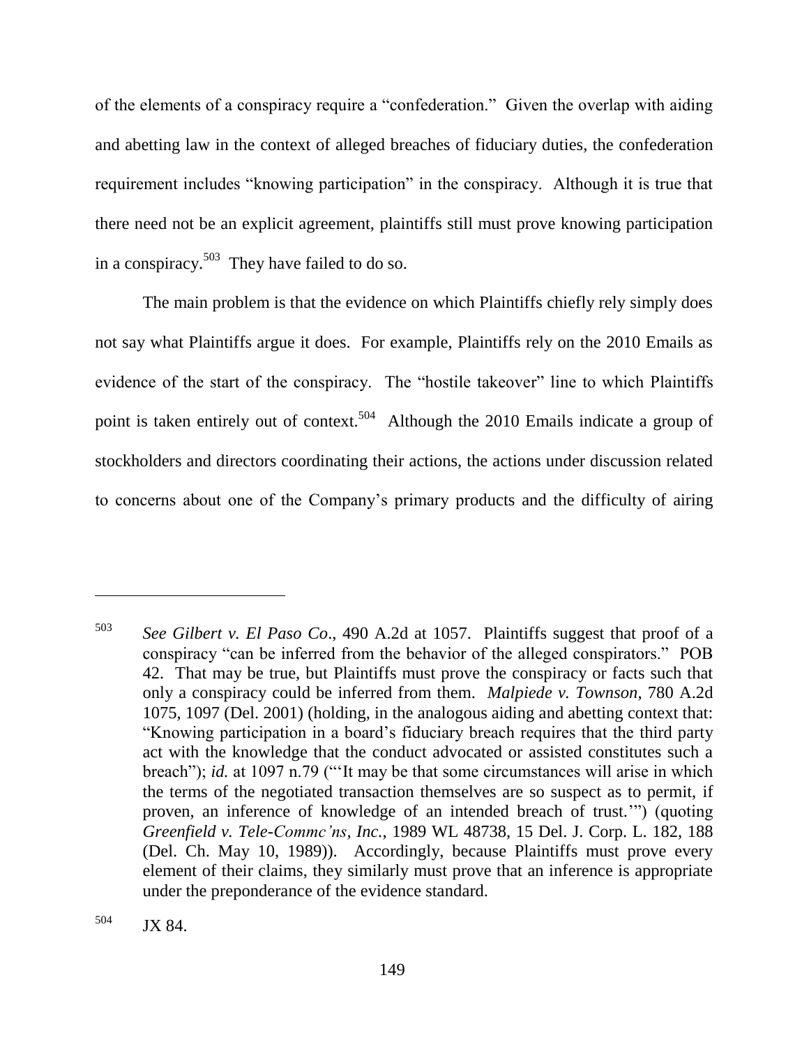of the elements of a conspiracy require a "confederation." Given the overlap with aiding and abetting law in the context of alleged breaches of fiduciary duties, the confederation requirement includes "knowing participation" in the conspiracy. Although it is true that there need not be an explicit agreement, plaintiffs still must prove knowing participation in a conspiracy.[503] They have failed to do so.

The main problem is that the evidence on which Plaintiffs chiefly rely simply does not say what Plaintiffs argue it does. For example, Plaintiffs rely on the 2010 Emails as evidence of the start of the conspiracy. The "hostile takeover" line to which Plaintiffs point is taken entirely out of context.[504] Although the 2010 Emails indicate a group of stockholders and directors coordinating their actions, the actions under discussion related to concerns about one of the Company's primary products and the difficulty of airing

---

[503] *See Gilbert v. El Paso Co*., 490 A.2d at 1057. Plaintiffs suggest that proof of a conspiracy "can be inferred from the behavior of the alleged conspirators." POB 42. That may be true, but Plaintiffs must prove the conspiracy or facts such that only a conspiracy could be inferred from them. *Malpiede v. Townson*, 780 A.2d 1075, 1097 (Del. 2001) (holding, in the analogous aiding and abetting context that: "Knowing participation in a board's fiduciary breach requires that the third party act with the knowledge that the conduct advocated or assisted constitutes such a breach"); *id.* at 1097 n.79 ("'It may be that some circumstances will arise in which the terms of the negotiated transaction themselves are so suspect as to permit, if proven, an inference of knowledge of an intended breach of trust.'") (quoting *Greenfield v. Tele-Commc'ns, Inc.*, 1989 WL 48738, 15 Del. J. Corp. L. 182, 188 (Del. Ch. May 10, 1989)). Accordingly, because Plaintiffs must prove every element of their claims, they similarly must prove that an inference is appropriate under the preponderance of the evidence standard.

[504] JX 84.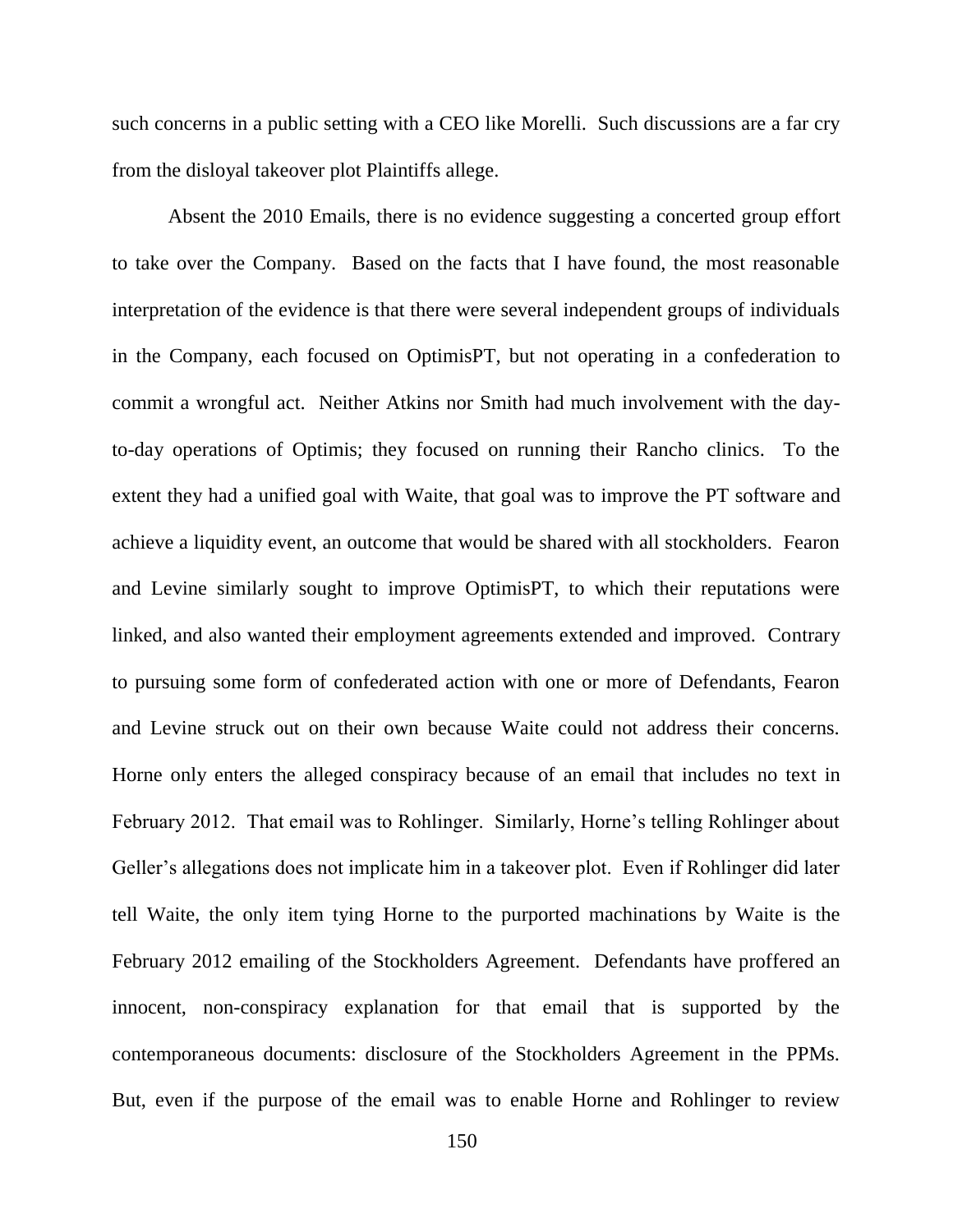such concerns in a public setting with a CEO like Morelli. Such discussions are a far cry from the disloyal takeover plot Plaintiffs allege.

Absent the 2010 Emails, there is no evidence suggesting a concerted group effort to take over the Company. Based on the facts that I have found, the most reasonable interpretation of the evidence is that there were several independent groups of individuals in the Company, each focused on OptimisPT, but not operating in a confederation to commit a wrongful act. Neither Atkins nor Smith had much involvement with the day-to-day operations of Optimis; they focused on running their Rancho clinics. To the extent they had a unified goal with Waite, that goal was to improve the PT software and achieve a liquidity event, an outcome that would be shared with all stockholders. Fearon and Levine similarly sought to improve OptimisPT, to which their reputations were linked, and also wanted their employment agreements extended and improved. Contrary to pursuing some form of confederated action with one or more of Defendants, Fearon and Levine struck out on their own because Waite could not address their concerns. Horne only enters the alleged conspiracy because of an email that includes no text in February 2012. That email was to Rohlinger. Similarly, Horne's telling Rohlinger about Geller's allegations does not implicate him in a takeover plot. Even if Rohlinger did later tell Waite, the only item tying Horne to the purported machinations by Waite is the February 2012 emailing of the Stockholders Agreement. Defendants have proffered an innocent, non-conspiracy explanation for that email that is supported by the contemporaneous documents: disclosure of the Stockholders Agreement in the PPMs. But, even if the purpose of the email was to enable Horne and Rohlinger to review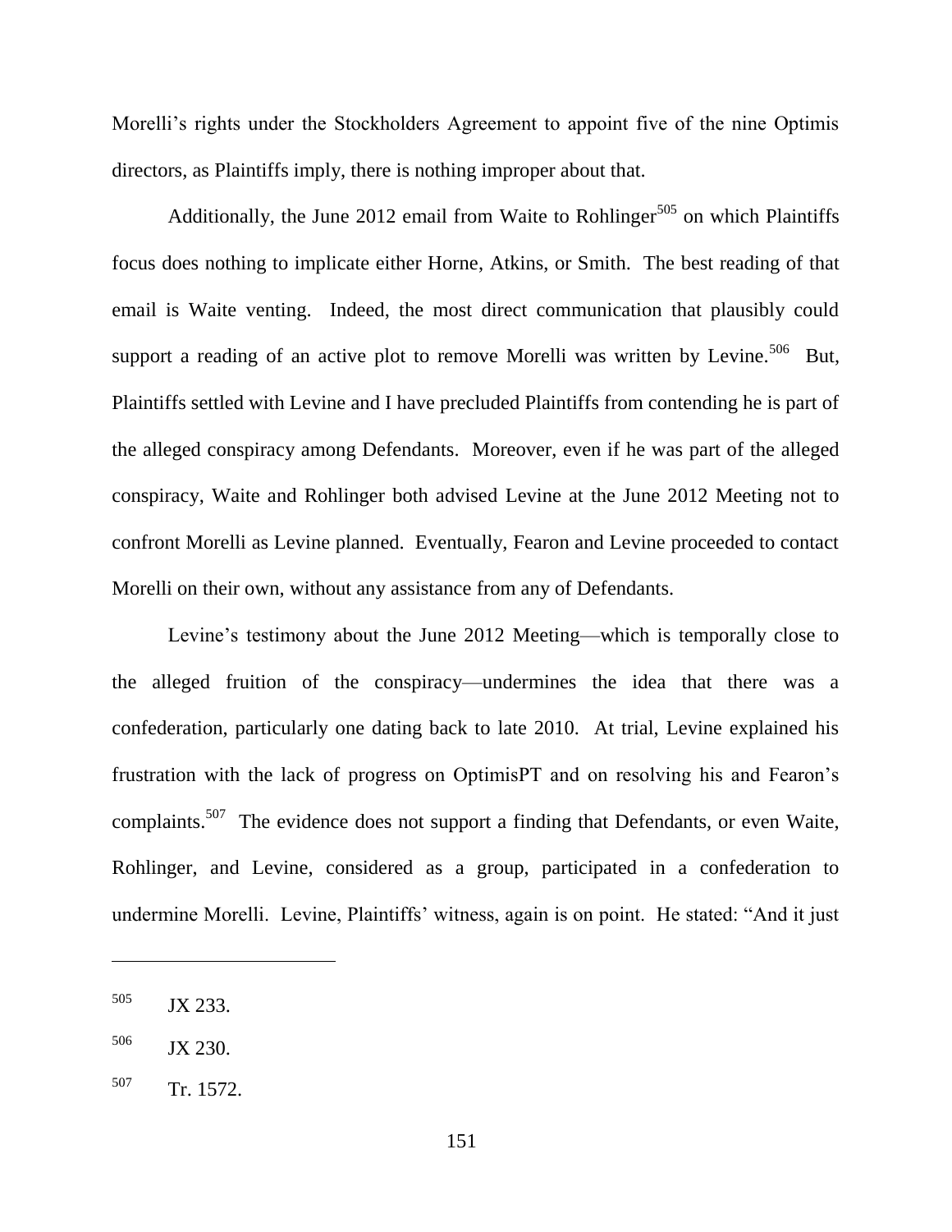Morelli's rights under the Stockholders Agreement to appoint five of the nine Optimis directors, as Plaintiffs imply, there is nothing improper about that.

Additionally, the June 2012 email from Waite to Rohlinger[505] on which Plaintiffs focus does nothing to implicate either Horne, Atkins, or Smith. The best reading of that email is Waite venting. Indeed, the most direct communication that plausibly could support a reading of an active plot to remove Morelli was written by Levine.[506] But, Plaintiffs settled with Levine and I have precluded Plaintiffs from contending he is part of the alleged conspiracy among Defendants. Moreover, even if he was part of the alleged conspiracy, Waite and Rohlinger both advised Levine at the June 2012 Meeting not to confront Morelli as Levine planned. Eventually, Fearon and Levine proceeded to contact Morelli on their own, without any assistance from any of Defendants.

Levine's testimony about the June 2012 Meeting—which is temporally close to the alleged fruition of the conspiracy—undermines the idea that there was a confederation, particularly one dating back to late 2010. At trial, Levine explained his frustration with the lack of progress on OptimisPT and on resolving his and Fearon's complaints.[507] The evidence does not support a finding that Defendants, or even Waite, Rohlinger, and Levine, considered as a group, participated in a confederation to undermine Morelli. Levine, Plaintiffs' witness, again is on point. He stated: "And it just

---

[505] JX 233.

[506] JX 230.

[507] Tr. 1572.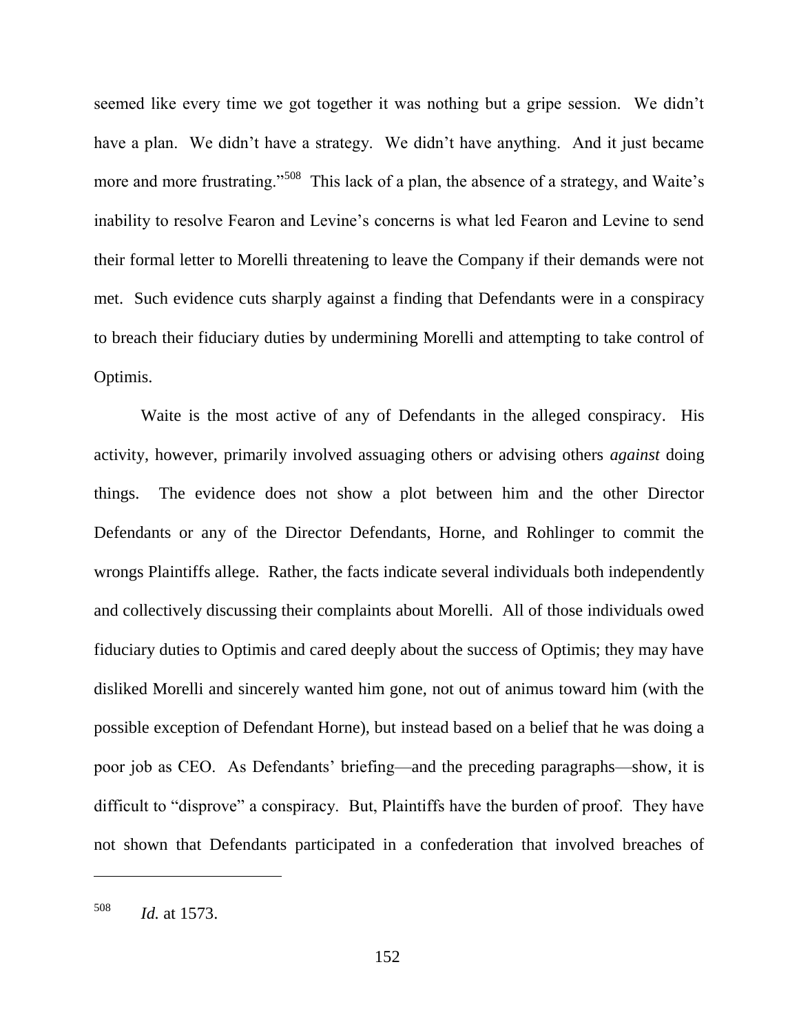seemed like every time we got together it was nothing but a gripe session. We didn't have a plan. We didn't have a strategy. We didn't have anything. And it just became more and more frustrating."[508] This lack of a plan, the absence of a strategy, and Waite's inability to resolve Fearon and Levine's concerns is what led Fearon and Levine to send their formal letter to Morelli threatening to leave the Company if their demands were not met. Such evidence cuts sharply against a finding that Defendants were in a conspiracy to breach their fiduciary duties by undermining Morelli and attempting to take control of Optimis.

Waite is the most active of any of Defendants in the alleged conspiracy. His activity, however, primarily involved assuaging others or advising others *against* doing things. The evidence does not show a plot between him and the other Director Defendants or any of the Director Defendants, Horne, and Rohlinger to commit the wrongs Plaintiffs allege. Rather, the facts indicate several individuals both independently and collectively discussing their complaints about Morelli. All of those individuals owed fiduciary duties to Optimis and cared deeply about the success of Optimis; they may have disliked Morelli and sincerely wanted him gone, not out of animus toward him (with the possible exception of Defendant Horne), but instead based on a belief that he was doing a poor job as CEO. As Defendants' briefing—and the preceding paragraphs—show, it is difficult to "disprove" a conspiracy. But, Plaintiffs have the burden of proof. They have not shown that Defendants participated in a confederation that involved breaches of

---

[508] *Id.* at 1573.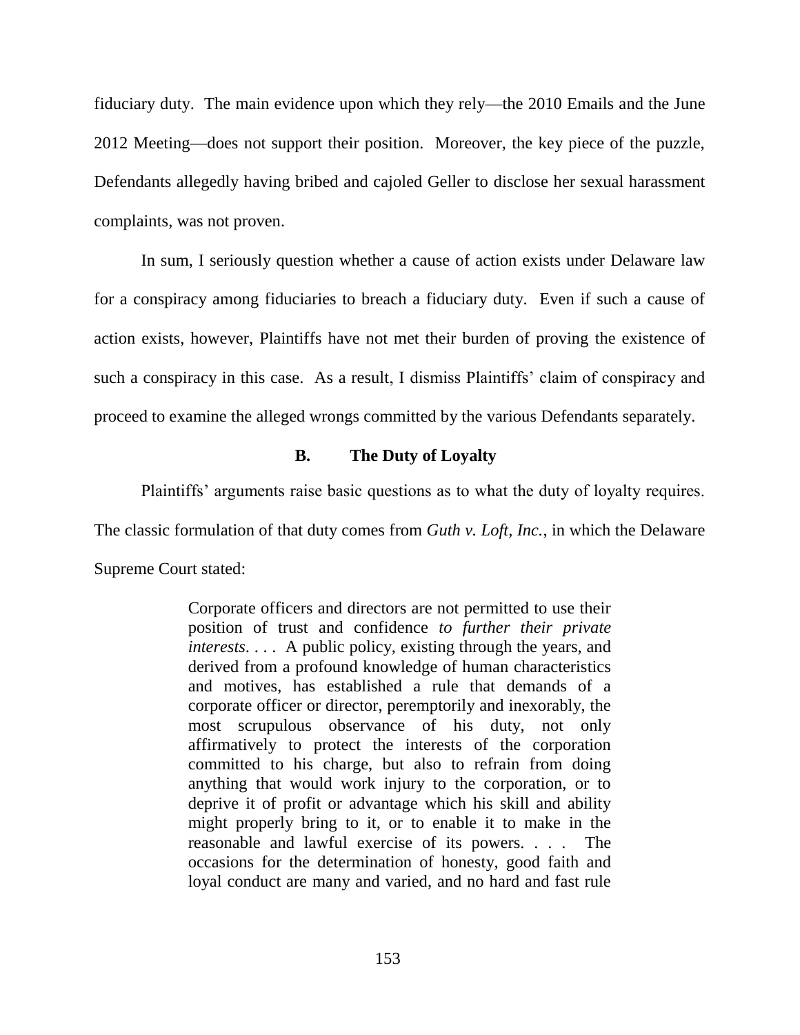fiduciary duty. The main evidence upon which they rely—the 2010 Emails and the June 2012 Meeting—does not support their position. Moreover, the key piece of the puzzle, Defendants allegedly having bribed and cajoled Geller to disclose her sexual harassment complaints, was not proven.

In sum, I seriously question whether a cause of action exists under Delaware law for a conspiracy among fiduciaries to breach a fiduciary duty. Even if such a cause of action exists, however, Plaintiffs have not met their burden of proving the existence of such a conspiracy in this case. As a result, I dismiss Plaintiffs' claim of conspiracy and proceed to examine the alleged wrongs committed by the various Defendants separately.

### B. The Duty of Loyalty

Plaintiffs' arguments raise basic questions as to what the duty of loyalty requires. The classic formulation of that duty comes from *Guth v. Loft, Inc.*, in which the Delaware Supreme Court stated:

> Corporate officers and directors are not permitted to use their position of trust and confidence *to further their private interests*. . . . A public policy, existing through the years, and derived from a profound knowledge of human characteristics and motives, has established a rule that demands of a corporate officer or director, peremptorily and inexorably, the most scrupulous observance of his duty, not only affirmatively to protect the interests of the corporation committed to his charge, but also to refrain from doing anything that would work injury to the corporation, or to deprive it of profit or advantage which his skill and ability might properly bring to it, or to enable it to make in the reasonable and lawful exercise of its powers. . . . The occasions for the determination of honesty, good faith and loyal conduct are many and varied, and no hard and fast rule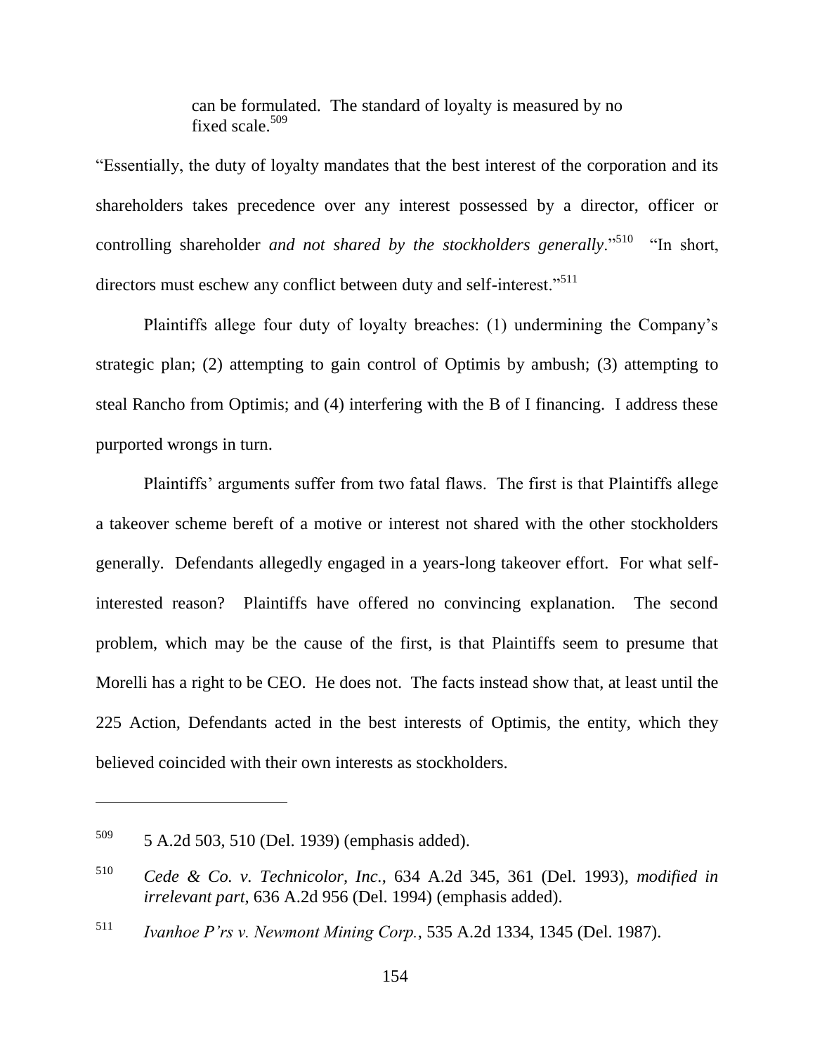> can be formulated. The standard of loyalty is measured by no fixed scale.[509]

"Essentially, the duty of loyalty mandates that the best interest of the corporation and its shareholders takes precedence over any interest possessed by a director, officer or controlling shareholder *and not shared by the stockholders generally*."[510] "In short, directors must eschew any conflict between duty and self-interest."[511]

Plaintiffs allege four duty of loyalty breaches: (1) undermining the Company's strategic plan; (2) attempting to gain control of Optimis by ambush; (3) attempting to steal Rancho from Optimis; and (4) interfering with the B of I financing. I address these purported wrongs in turn.

Plaintiffs' arguments suffer from two fatal flaws. The first is that Plaintiffs allege a takeover scheme bereft of a motive or interest not shared with the other stockholders generally. Defendants allegedly engaged in a years-long takeover effort. For what self-interested reason? Plaintiffs have offered no convincing explanation. The second problem, which may be the cause of the first, is that Plaintiffs seem to presume that Morelli has a right to be CEO. He does not. The facts instead show that, at least until the 225 Action, Defendants acted in the best interests of Optimis, the entity, which they believed coincided with their own interests as stockholders.

---

[509] 5 A.2d 503, 510 (Del. 1939) (emphasis added).

[510] *Cede & Co. v. Technicolor, Inc.*, 634 A.2d 345, 361 (Del. 1993), *modified in irrelevant part*, 636 A.2d 956 (Del. 1994) (emphasis added).

[511] *Ivanhoe P'rs v. Newmont Mining Corp.*, 535 A.2d 1334, 1345 (Del. 1987).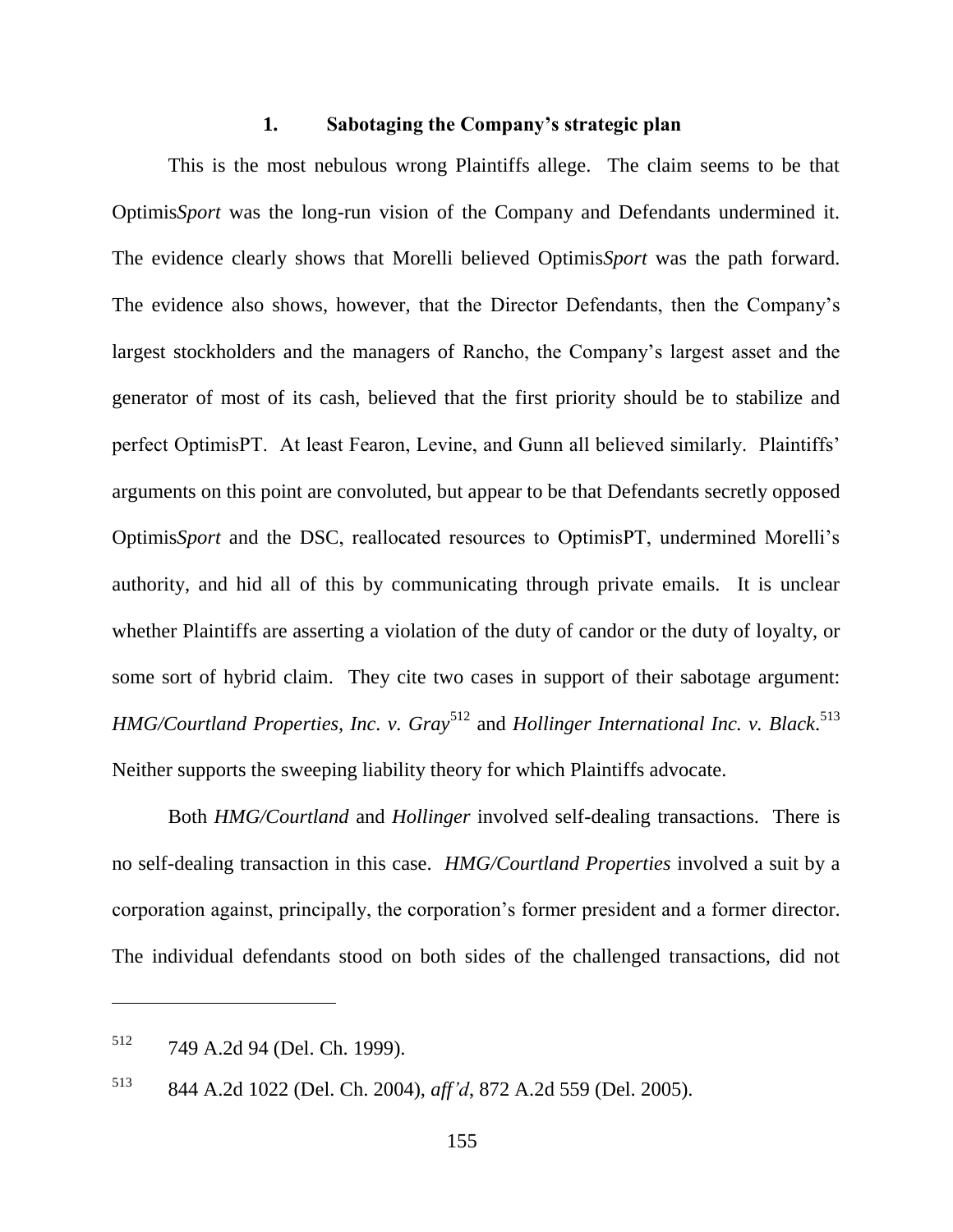### 1. Sabotaging the Company's strategic plan

This is the most nebulous wrong Plaintiffs allege. The claim seems to be that Optimis*Sport* was the long-run vision of the Company and Defendants undermined it. The evidence clearly shows that Morelli believed Optimis*Sport* was the path forward. The evidence also shows, however, that the Director Defendants, then the Company's largest stockholders and the managers of Rancho, the Company's largest asset and the generator of most of its cash, believed that the first priority should be to stabilize and perfect OptimisPT. At least Fearon, Levine, and Gunn all believed similarly. Plaintiffs' arguments on this point are convoluted, but appear to be that Defendants secretly opposed Optimis*Sport* and the DSC, reallocated resources to OptimisPT, undermined Morelli's authority, and hid all of this by communicating through private emails. It is unclear whether Plaintiffs are asserting a violation of the duty of candor or the duty of loyalty, or some sort of hybrid claim. They cite two cases in support of their sabotage argument: *HMG/Courtland Properties, Inc. v. Gray*[512] and *Hollinger International Inc. v. Black*.[513] Neither supports the sweeping liability theory for which Plaintiffs advocate.

Both *HMG/Courtland* and *Hollinger* involved self-dealing transactions. There is no self-dealing transaction in this case. *HMG/Courtland Properties* involved a suit by a corporation against, principally, the corporation's former president and a former director. The individual defendants stood on both sides of the challenged transactions, did not

---

[512] 749 A.2d 94 (Del. Ch. 1999).

[513] 844 A.2d 1022 (Del. Ch. 2004), *aff'd*, 872 A.2d 559 (Del. 2005).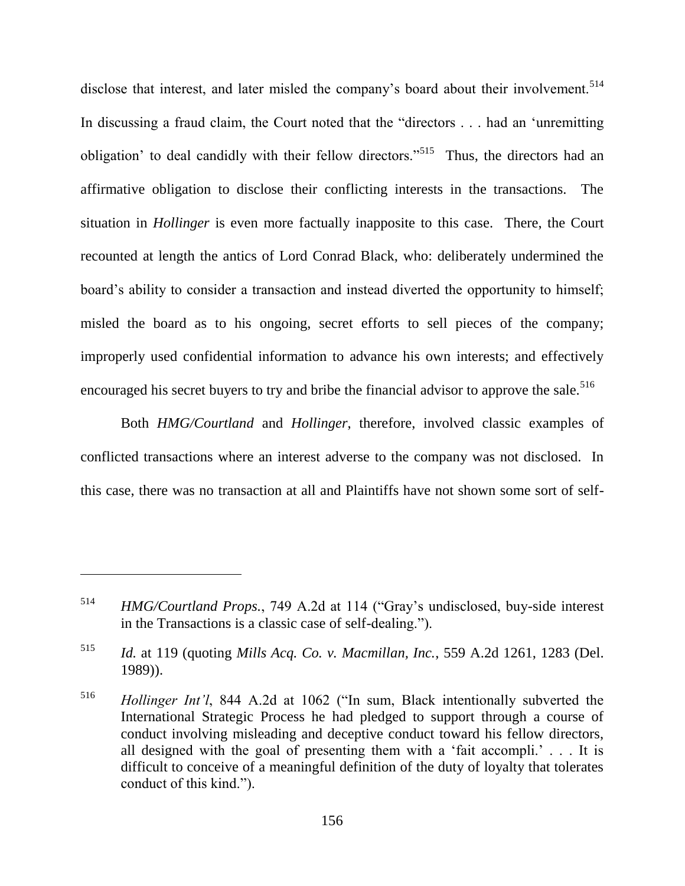disclose that interest, and later misled the company's board about their involvement.[514] In discussing a fraud claim, the Court noted that the "directors . . . had an 'unremitting obligation' to deal candidly with their fellow directors."[515] Thus, the directors had an affirmative obligation to disclose their conflicting interests in the transactions. The situation in *Hollinger* is even more factually inapposite to this case. There, the Court recounted at length the antics of Lord Conrad Black, who: deliberately undermined the board's ability to consider a transaction and instead diverted the opportunity to himself; misled the board as to his ongoing, secret efforts to sell pieces of the company; improperly used confidential information to advance his own interests; and effectively encouraged his secret buyers to try and bribe the financial advisor to approve the sale.[516]

Both *HMG/Courtland* and *Hollinger*, therefore, involved classic examples of conflicted transactions where an interest adverse to the company was not disclosed. In this case, there was no transaction at all and Plaintiffs have not shown some sort of self-

---

[514] *HMG/Courtland Props.*, 749 A.2d at 114 ("Gray's undisclosed, buy-side interest in the Transactions is a classic case of self-dealing.").

[515] *Id.* at 119 (quoting *Mills Acq. Co. v. Macmillan, Inc.*, 559 A.2d 1261, 1283 (Del. 1989)).

[516] *Hollinger Int'l*, 844 A.2d at 1062 ("In sum, Black intentionally subverted the International Strategic Process he had pledged to support through a course of conduct involving misleading and deceptive conduct toward his fellow directors, all designed with the goal of presenting them with a 'fait accompli.' . . . It is difficult to conceive of a meaningful definition of the duty of loyalty that tolerates conduct of this kind.").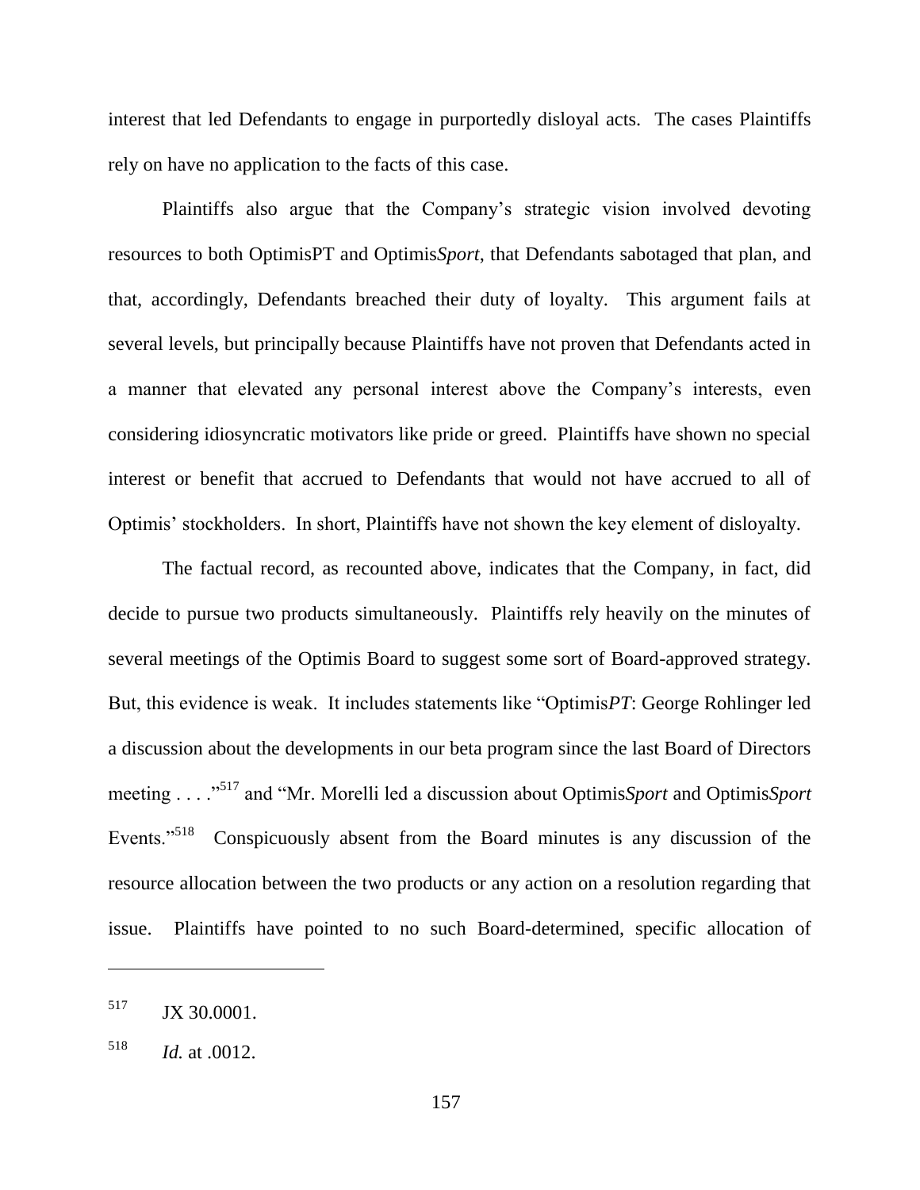interest that led Defendants to engage in purportedly disloyal acts. The cases Plaintiffs rely on have no application to the facts of this case.

Plaintiffs also argue that the Company's strategic vision involved devoting resources to both OptimisPT and Optimis*Sport*, that Defendants sabotaged that plan, and that, accordingly, Defendants breached their duty of loyalty. This argument fails at several levels, but principally because Plaintiffs have not proven that Defendants acted in a manner that elevated any personal interest above the Company's interests, even considering idiosyncratic motivators like pride or greed. Plaintiffs have shown no special interest or benefit that accrued to Defendants that would not have accrued to all of Optimis' stockholders. In short, Plaintiffs have not shown the key element of disloyalty.

The factual record, as recounted above, indicates that the Company, in fact, did decide to pursue two products simultaneously. Plaintiffs rely heavily on the minutes of several meetings of the Optimis Board to suggest some sort of Board-approved strategy. But, this evidence is weak. It includes statements like "Optimis*PT*: George Rohlinger led a discussion about the developments in our beta program since the last Board of Directors meeting . . . ."[517] and "Mr. Morelli led a discussion about Optimis*Sport* and Optimis*Sport* Events."[518] Conspicuously absent from the Board minutes is any discussion of the resource allocation between the two products or any action on a resolution regarding that issue. Plaintiffs have pointed to no such Board-determined, specific allocation of

---

[517] JX 30.0001.

[518] *Id.* at .0012.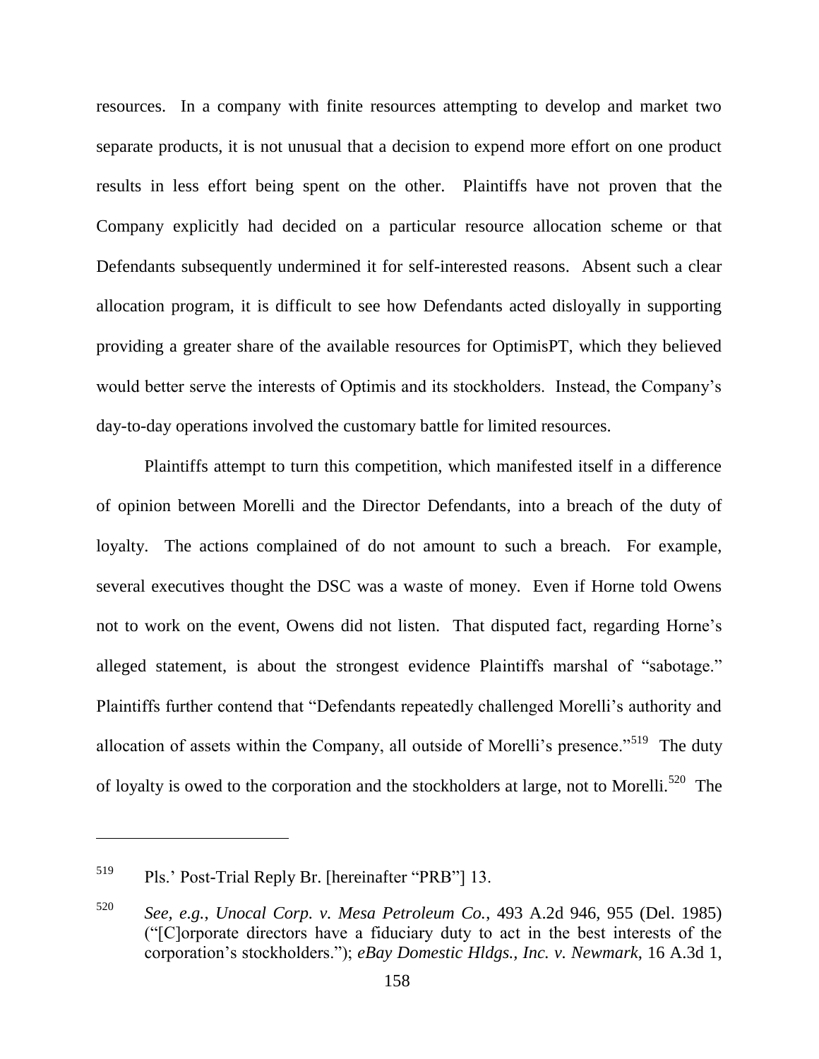resources. In a company with finite resources attempting to develop and market two separate products, it is not unusual that a decision to expend more effort on one product results in less effort being spent on the other. Plaintiffs have not proven that the Company explicitly had decided on a particular resource allocation scheme or that Defendants subsequently undermined it for self-interested reasons. Absent such a clear allocation program, it is difficult to see how Defendants acted disloyally in supporting providing a greater share of the available resources for OptimisPT, which they believed would better serve the interests of Optimis and its stockholders. Instead, the Company's day-to-day operations involved the customary battle for limited resources.

Plaintiffs attempt to turn this competition, which manifested itself in a difference of opinion between Morelli and the Director Defendants, into a breach of the duty of loyalty. The actions complained of do not amount to such a breach. For example, several executives thought the DSC was a waste of money. Even if Horne told Owens not to work on the event, Owens did not listen. That disputed fact, regarding Horne's alleged statement, is about the strongest evidence Plaintiffs marshal of "sabotage." Plaintiffs further contend that "Defendants repeatedly challenged Morelli's authority and allocation of assets within the Company, all outside of Morelli's presence."[519] The duty of loyalty is owed to the corporation and the stockholders at large, not to Morelli.[520] The

---

[519] Pls.' Post-Trial Reply Br. [hereinafter "PRB"] 13.

[520] *See, e.g.*, *Unocal Corp. v. Mesa Petroleum Co.*, 493 A.2d 946, 955 (Del. 1985) ("[C]orporate directors have a fiduciary duty to act in the best interests of the corporation's stockholders."); *eBay Domestic Hldgs., Inc. v. Newmark*, 16 A.3d 1,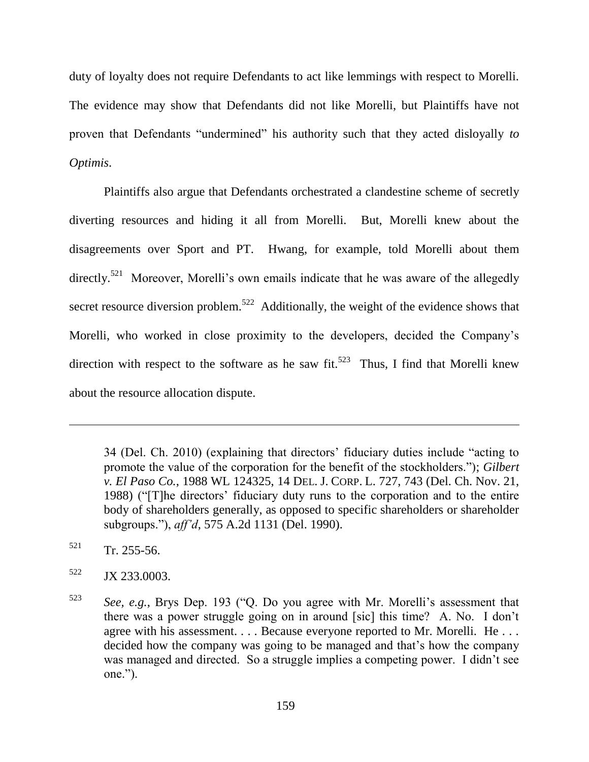duty of loyalty does not require Defendants to act like lemmings with respect to Morelli. The evidence may show that Defendants did not like Morelli, but Plaintiffs have not proven that Defendants "undermined" his authority such that they acted disloyally *to Optimis*.

Plaintiffs also argue that Defendants orchestrated a clandestine scheme of secretly diverting resources and hiding it all from Morelli. But, Morelli knew about the disagreements over Sport and PT. Hwang, for example, told Morelli about them directly.[521] Moreover, Morelli's own emails indicate that he was aware of the allegedly secret resource diversion problem.[522] Additionally, the weight of the evidence shows that Morelli, who worked in close proximity to the developers, decided the Company's direction with respect to the software as he saw fit.[523] Thus, I find that Morelli knew about the resource allocation dispute.

---

34 (Del. Ch. 2010) (explaining that directors' fiduciary duties include "acting to promote the value of the corporation for the benefit of the stockholders."); *Gilbert v. El Paso Co.*, 1988 WL 124325, 14 DEL. J. CORP. L. 727, 743 (Del. Ch. Nov. 21, 1988) ("[T]he directors' fiduciary duty runs to the corporation and to the entire body of shareholders generally, as opposed to specific shareholders or shareholder subgroups."), *aff'd*, 575 A.2d 1131 (Del. 1990).

[521] Tr. 255-56.

[522] JX 233.0003.

[523] *See, e.g.*, Brys Dep. 193 ("Q. Do you agree with Mr. Morelli's assessment that there was a power struggle going on in around [sic] this time? A. No. I don't agree with his assessment. . . . Because everyone reported to Mr. Morelli. He . . . decided how the company was going to be managed and that's how the company was managed and directed. So a struggle implies a competing power. I didn't see one.").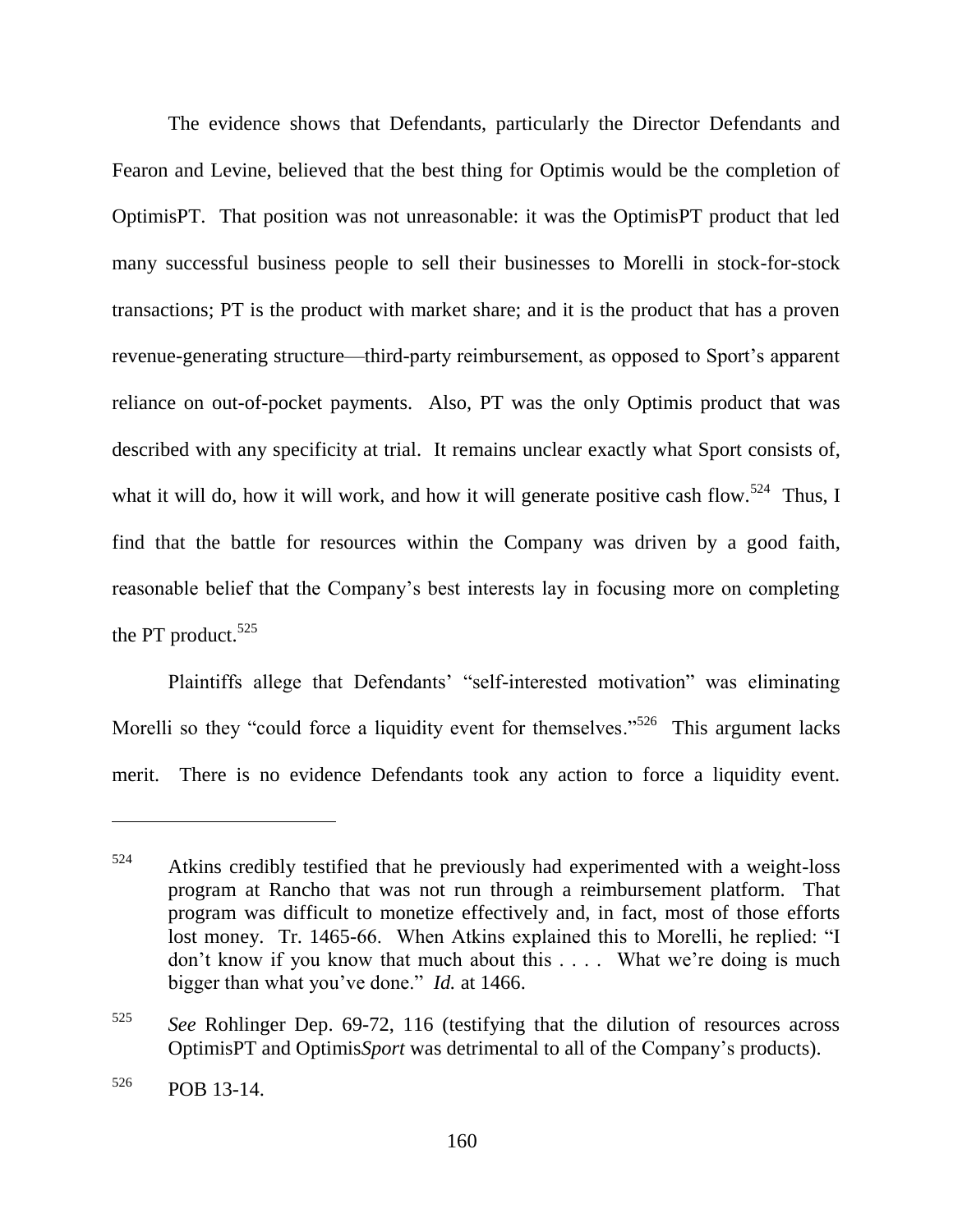The evidence shows that Defendants, particularly the Director Defendants and Fearon and Levine, believed that the best thing for Optimis would be the completion of OptimisPT. That position was not unreasonable: it was the OptimisPT product that led many successful business people to sell their businesses to Morelli in stock-for-stock transactions; PT is the product with market share; and it is the product that has a proven revenue-generating structure—third-party reimbursement, as opposed to Sport's apparent reliance on out-of-pocket payments. Also, PT was the only Optimis product that was described with any specificity at trial. It remains unclear exactly what Sport consists of, what it will do, how it will work, and how it will generate positive cash flow.[524] Thus, I find that the battle for resources within the Company was driven by a good faith, reasonable belief that the Company's best interests lay in focusing more on completing the PT product.[525]

Plaintiffs allege that Defendants' "self-interested motivation" was eliminating Morelli so they "could force a liquidity event for themselves."[526] This argument lacks merit. There is no evidence Defendants took any action to force a liquidity event.

---

[524] Atkins credibly testified that he previously had experimented with a weight-loss program at Rancho that was not run through a reimbursement platform. That program was difficult to monetize effectively and, in fact, most of those efforts lost money. Tr. 1465-66. When Atkins explained this to Morelli, he replied: "I don't know if you know that much about this . . . . What we're doing is much bigger than what you've done." *Id.* at 1466.

[525] *See* Rohlinger Dep. 69-72, 116 (testifying that the dilution of resources across OptimisPT and Optimis*Sport* was detrimental to all of the Company's products).

[526] POB 13-14.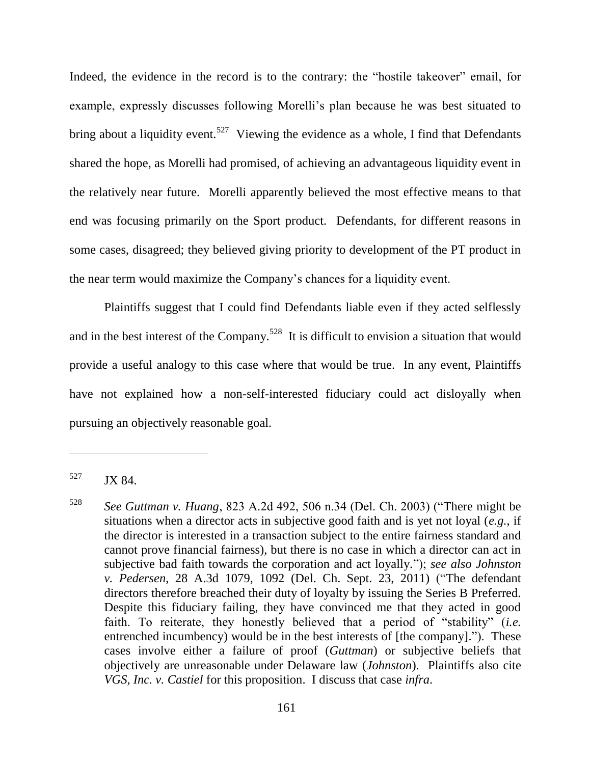Indeed, the evidence in the record is to the contrary: the "hostile takeover" email, for example, expressly discusses following Morelli's plan because he was best situated to bring about a liquidity event.[527] Viewing the evidence as a whole, I find that Defendants shared the hope, as Morelli had promised, of achieving an advantageous liquidity event in the relatively near future. Morelli apparently believed the most effective means to that end was focusing primarily on the Sport product. Defendants, for different reasons in some cases, disagreed; they believed giving priority to development of the PT product in the near term would maximize the Company's chances for a liquidity event.

Plaintiffs suggest that I could find Defendants liable even if they acted selflessly and in the best interest of the Company.[528] It is difficult to envision a situation that would provide a useful analogy to this case where that would be true. In any event, Plaintiffs have not explained how a non-self-interested fiduciary could act disloyally when pursuing an objectively reasonable goal.

---

[527] JX 84.

[528] *See Guttman v. Huang*, 823 A.2d 492, 506 n.34 (Del. Ch. 2003) ("There might be situations when a director acts in subjective good faith and is yet not loyal (*e.g.*, if the director is interested in a transaction subject to the entire fairness standard and cannot prove financial fairness), but there is no case in which a director can act in subjective bad faith towards the corporation and act loyally."); *see also Johnston v. Pedersen*, 28 A.3d 1079, 1092 (Del. Ch. Sept. 23, 2011) ("The defendant directors therefore breached their duty of loyalty by issuing the Series B Preferred. Despite this fiduciary failing, they have convinced me that they acted in good faith. To reiterate, they honestly believed that a period of "stability" (*i.e.* entrenched incumbency) would be in the best interests of [the company]."). These cases involve either a failure of proof (*Guttman*) or subjective beliefs that objectively are unreasonable under Delaware law (*Johnston*). Plaintiffs also cite *VGS, Inc. v. Castiel* for this proposition. I discuss that case *infra*.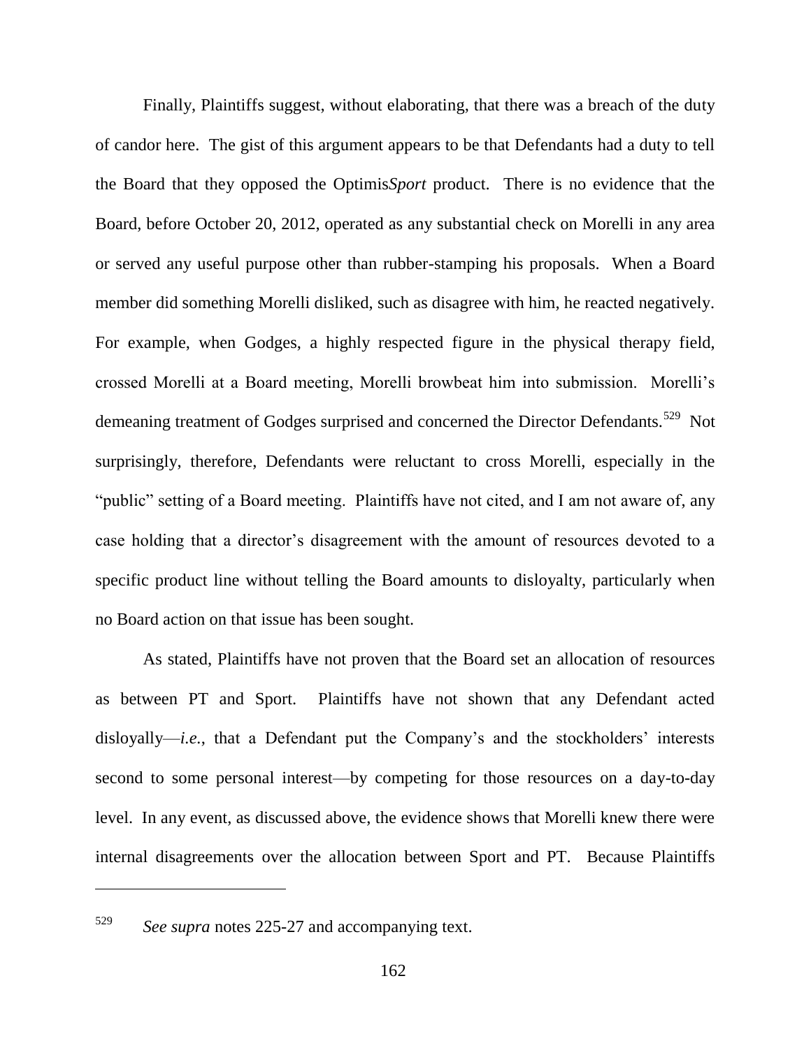Finally, Plaintiffs suggest, without elaborating, that there was a breach of the duty of candor here. The gist of this argument appears to be that Defendants had a duty to tell the Board that they opposed the Optimis*Sport* product. There is no evidence that the Board, before October 20, 2012, operated as any substantial check on Morelli in any area or served any useful purpose other than rubber-stamping his proposals. When a Board member did something Morelli disliked, such as disagree with him, he reacted negatively. For example, when Godges, a highly respected figure in the physical therapy field, crossed Morelli at a Board meeting, Morelli browbeat him into submission. Morelli's demeaning treatment of Godges surprised and concerned the Director Defendants.[529] Not surprisingly, therefore, Defendants were reluctant to cross Morelli, especially in the "public" setting of a Board meeting. Plaintiffs have not cited, and I am not aware of, any case holding that a director's disagreement with the amount of resources devoted to a specific product line without telling the Board amounts to disloyalty, particularly when no Board action on that issue has been sought.

As stated, Plaintiffs have not proven that the Board set an allocation of resources as between PT and Sport. Plaintiffs have not shown that any Defendant acted disloyally—*i.e.*, that a Defendant put the Company's and the stockholders' interests second to some personal interest—by competing for those resources on a day-to-day level. In any event, as discussed above, the evidence shows that Morelli knew there were internal disagreements over the allocation between Sport and PT. Because Plaintiffs

---

[529] *See supra* notes 225-27 and accompanying text.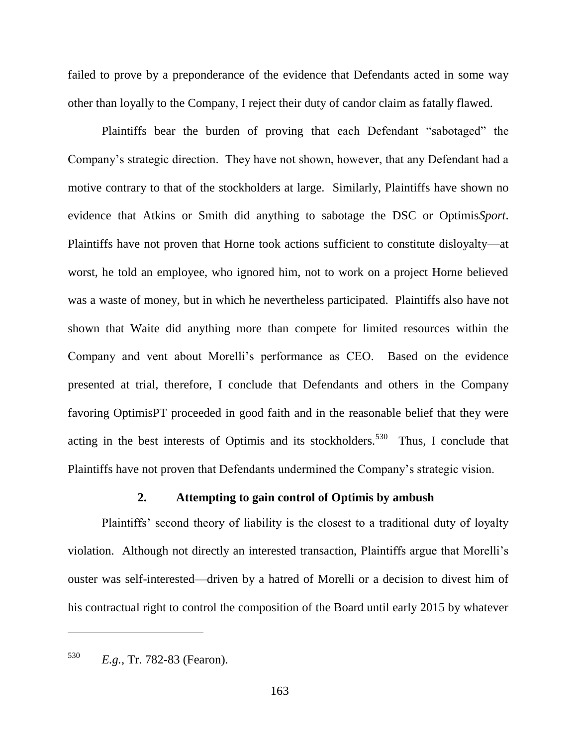failed to prove by a preponderance of the evidence that Defendants acted in some way other than loyally to the Company, I reject their duty of candor claim as fatally flawed.

Plaintiffs bear the burden of proving that each Defendant "sabotaged" the Company's strategic direction. They have not shown, however, that any Defendant had a motive contrary to that of the stockholders at large. Similarly, Plaintiffs have shown no evidence that Atkins or Smith did anything to sabotage the DSC or Optimis*Sport*. Plaintiffs have not proven that Horne took actions sufficient to constitute disloyalty—at worst, he told an employee, who ignored him, not to work on a project Horne believed was a waste of money, but in which he nevertheless participated. Plaintiffs also have not shown that Waite did anything more than compete for limited resources within the Company and vent about Morelli's performance as CEO. Based on the evidence presented at trial, therefore, I conclude that Defendants and others in the Company favoring OptimisPT proceeded in good faith and in the reasonable belief that they were acting in the best interests of Optimis and its stockholders.[530] Thus, I conclude that Plaintiffs have not proven that Defendants undermined the Company's strategic vision.

### 2. Attempting to gain control of Optimis by ambush

Plaintiffs' second theory of liability is the closest to a traditional duty of loyalty violation. Although not directly an interested transaction, Plaintiffs argue that Morelli's ouster was self-interested—driven by a hatred of Morelli or a decision to divest him of his contractual right to control the composition of the Board until early 2015 by whatever

---

[530] *E.g.*, Tr. 782-83 (Fearon).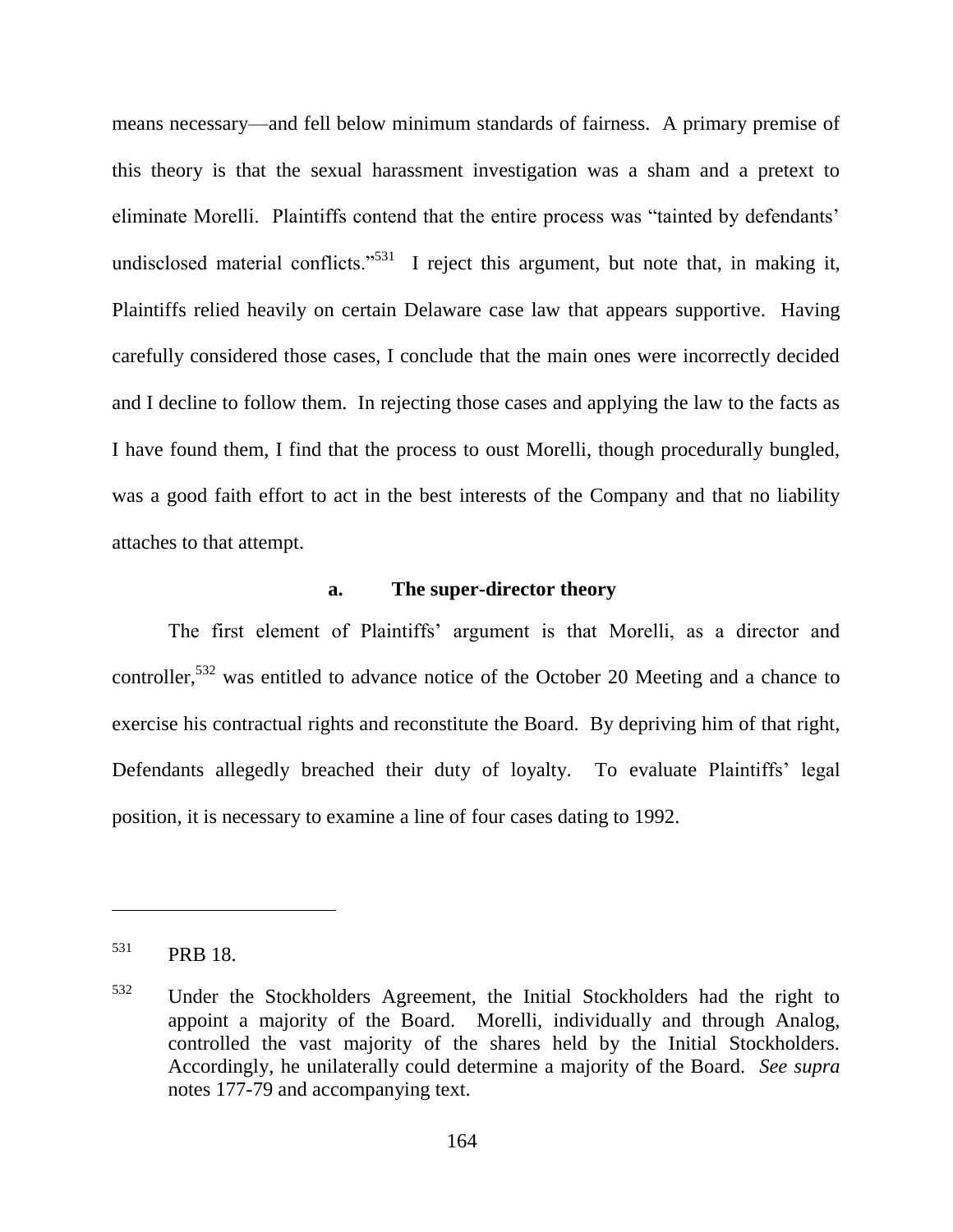means necessary—and fell below minimum standards of fairness. A primary premise of this theory is that the sexual harassment investigation was a sham and a pretext to eliminate Morelli. Plaintiffs contend that the entire process was "tainted by defendants' undisclosed material conflicts."[531] I reject this argument, but note that, in making it, Plaintiffs relied heavily on certain Delaware case law that appears supportive. Having carefully considered those cases, I conclude that the main ones were incorrectly decided and I decline to follow them. In rejecting those cases and applying the law to the facts as I have found them, I find that the process to oust Morelli, though procedurally bungled, was a good faith effort to act in the best interests of the Company and that no liability attaches to that attempt.

### a. The super-director theory

The first element of Plaintiffs' argument is that Morelli, as a director and controller,[532] was entitled to advance notice of the October 20 Meeting and a chance to exercise his contractual rights and reconstitute the Board. By depriving him of that right, Defendants allegedly breached their duty of loyalty. To evaluate Plaintiffs' legal position, it is necessary to examine a line of four cases dating to 1992.

---

[531] PRB 18.

[532] Under the Stockholders Agreement, the Initial Stockholders had the right to appoint a majority of the Board. Morelli, individually and through Analog, controlled the vast majority of the shares held by the Initial Stockholders. Accordingly, he unilaterally could determine a majority of the Board. *See supra* notes 177-79 and accompanying text.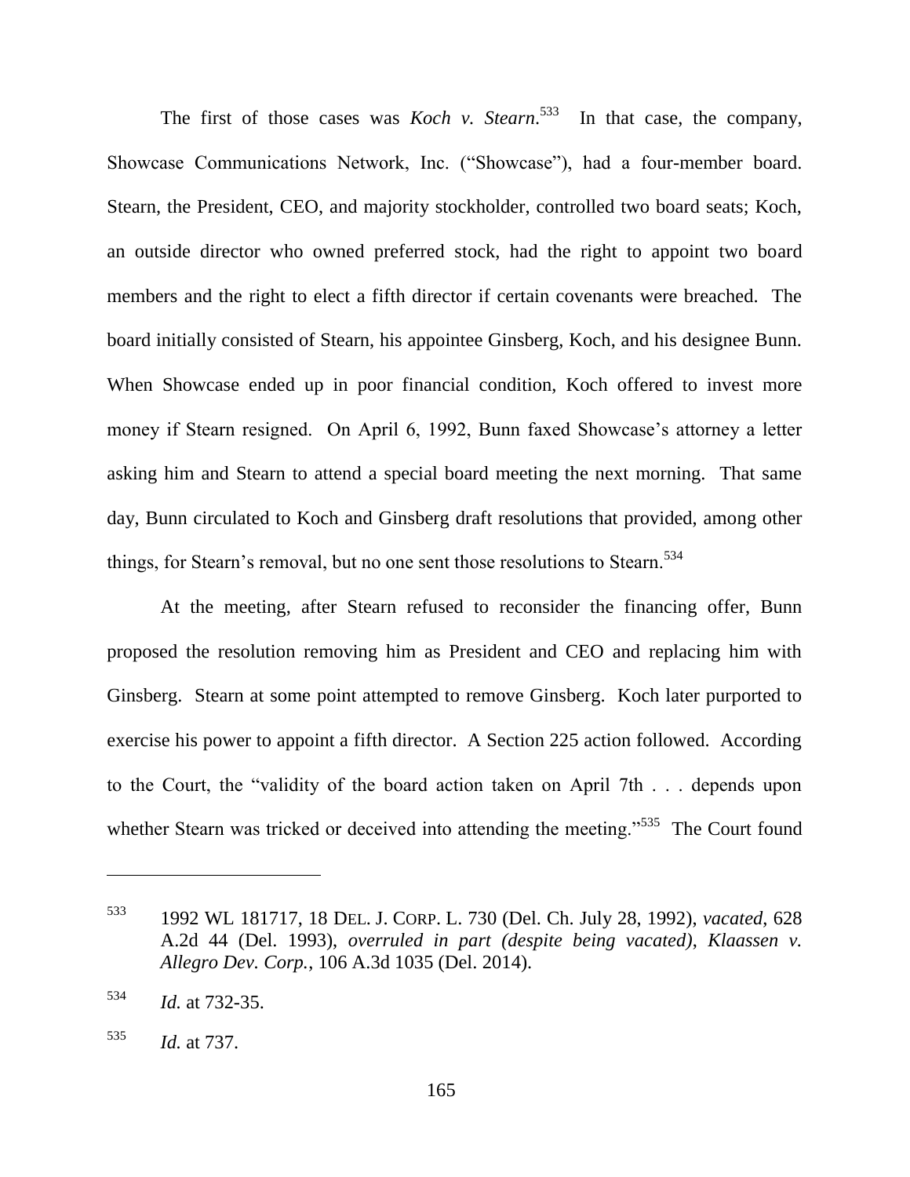The first of those cases was *Koch v. Stearn*.[533] In that case, the company, Showcase Communications Network, Inc. ("Showcase"), had a four-member board. Stearn, the President, CEO, and majority stockholder, controlled two board seats; Koch, an outside director who owned preferred stock, had the right to appoint two board members and the right to elect a fifth director if certain covenants were breached. The board initially consisted of Stearn, his appointee Ginsberg, Koch, and his designee Bunn. When Showcase ended up in poor financial condition, Koch offered to invest more money if Stearn resigned. On April 6, 1992, Bunn faxed Showcase's attorney a letter asking him and Stearn to attend a special board meeting the next morning. That same day, Bunn circulated to Koch and Ginsberg draft resolutions that provided, among other things, for Stearn's removal, but no one sent those resolutions to Stearn.[534]

At the meeting, after Stearn refused to reconsider the financing offer, Bunn proposed the resolution removing him as President and CEO and replacing him with Ginsberg. Stearn at some point attempted to remove Ginsberg. Koch later purported to exercise his power to appoint a fifth director. A Section 225 action followed. According to the Court, the "validity of the board action taken on April 7th . . . depends upon whether Stearn was tricked or deceived into attending the meeting."[535] The Court found

---

[533] 1992 WL 181717, 18 DEL. J. CORP. L. 730 (Del. Ch. July 28, 1992), *vacated*, 628 A.2d 44 (Del. 1993), *overruled in part (despite being vacated)*, *Klaassen v. Allegro Dev. Corp.*, 106 A.3d 1035 (Del. 2014).

[534] *Id.* at 732-35.

[535] *Id.* at 737.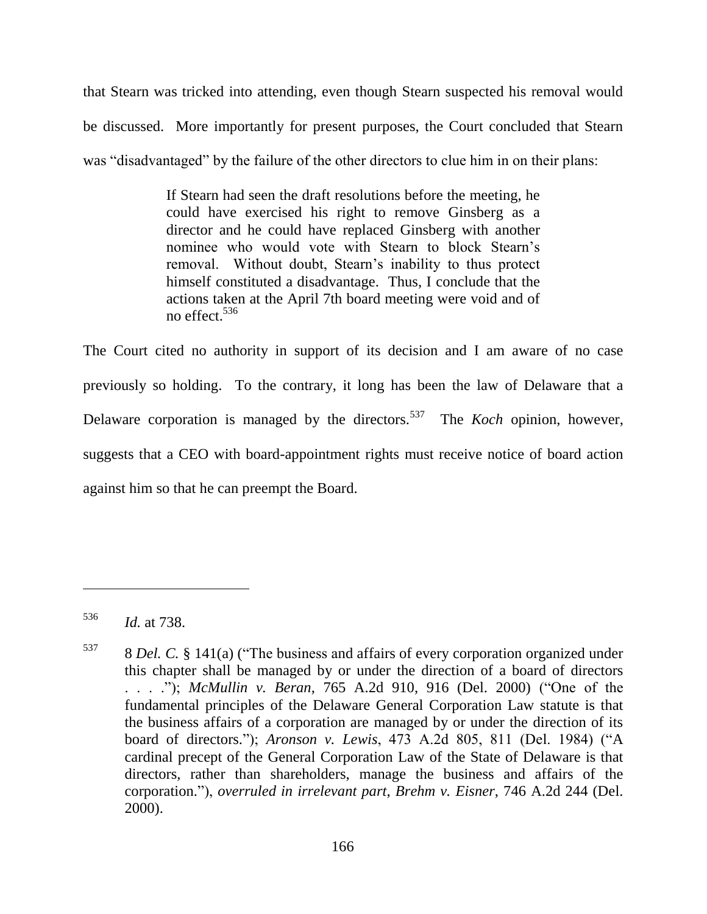that Stearn was tricked into attending, even though Stearn suspected his removal would be discussed. More importantly for present purposes, the Court concluded that Stearn was "disadvantaged" by the failure of the other directors to clue him in on their plans:

> If Stearn had seen the draft resolutions before the meeting, he could have exercised his right to remove Ginsberg as a director and he could have replaced Ginsberg with another nominee who would vote with Stearn to block Stearn's removal. Without doubt, Stearn's inability to thus protect himself constituted a disadvantage. Thus, I conclude that the actions taken at the April 7th board meeting were void and of no effect.[536]

The Court cited no authority in support of its decision and I am aware of no case previously so holding. To the contrary, it long has been the law of Delaware that a Delaware corporation is managed by the directors.[537] The *Koch* opinion, however, suggests that a CEO with board-appointment rights must receive notice of board action against him so that he can preempt the Board.

---

[536] *Id.* at 738.

[537] 8 *Del. C.* § 141(a) ("The business and affairs of every corporation organized under this chapter shall be managed by or under the direction of a board of directors . . . ."); *McMullin v. Beran*, 765 A.2d 910, 916 (Del. 2000) ("One of the fundamental principles of the Delaware General Corporation Law statute is that the business affairs of a corporation are managed by or under the direction of its board of directors."); *Aronson v. Lewis*, 473 A.2d 805, 811 (Del. 1984) ("A cardinal precept of the General Corporation Law of the State of Delaware is that directors, rather than shareholders, manage the business and affairs of the corporation."), *overruled in irrelevant part*, *Brehm v. Eisner*, 746 A.2d 244 (Del. 2000).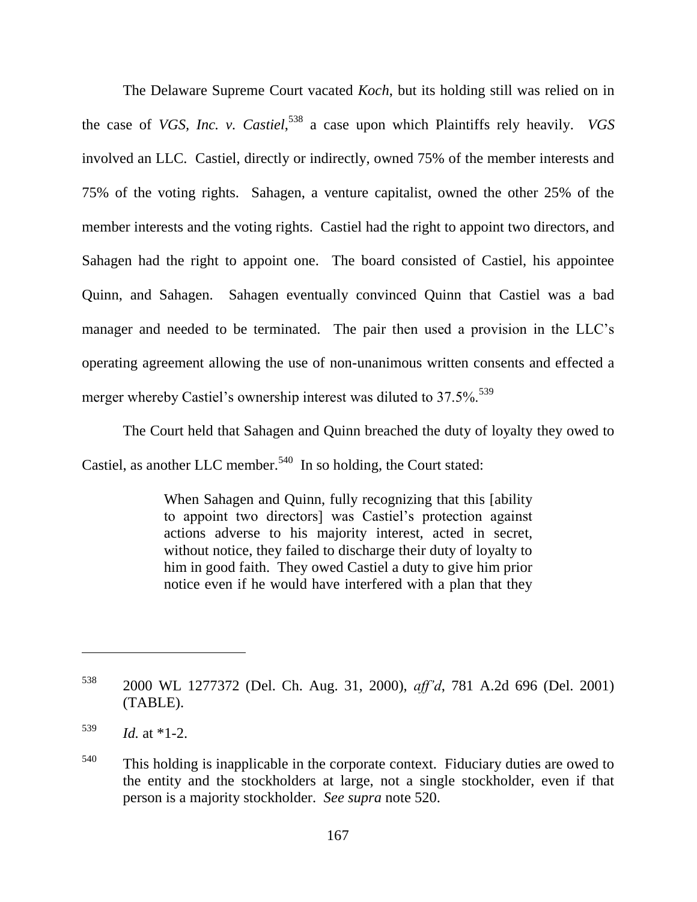The Delaware Supreme Court vacated *Koch*, but its holding still was relied on in the case of *VGS, Inc. v. Castiel*,[538] a case upon which Plaintiffs rely heavily. *VGS* involved an LLC. Castiel, directly or indirectly, owned 75% of the member interests and 75% of the voting rights. Sahagen, a venture capitalist, owned the other 25% of the member interests and the voting rights. Castiel had the right to appoint two directors, and Sahagen had the right to appoint one. The board consisted of Castiel, his appointee Quinn, and Sahagen. Sahagen eventually convinced Quinn that Castiel was a bad manager and needed to be terminated. The pair then used a provision in the LLC's operating agreement allowing the use of non-unanimous written consents and effected a merger whereby Castiel's ownership interest was diluted to 37.5%.[539]

The Court held that Sahagen and Quinn breached the duty of loyalty they owed to Castiel, as another LLC member.[540] In so holding, the Court stated:

> When Sahagen and Quinn, fully recognizing that this [ability to appoint two directors] was Castiel's protection against actions adverse to his majority interest, acted in secret, without notice, they failed to discharge their duty of loyalty to him in good faith. They owed Castiel a duty to give him prior notice even if he would have interfered with a plan that they

---

[538] 2000 WL 1277372 (Del. Ch. Aug. 31, 2000), *aff'd*, 781 A.2d 696 (Del. 2001) (TABLE).

[539] *Id.* at *1-2.

[540] This holding is inapplicable in the corporate context. Fiduciary duties are owed to the entity and the stockholders at large, not a single stockholder, even if that person is a majority stockholder. *See supra* note 520.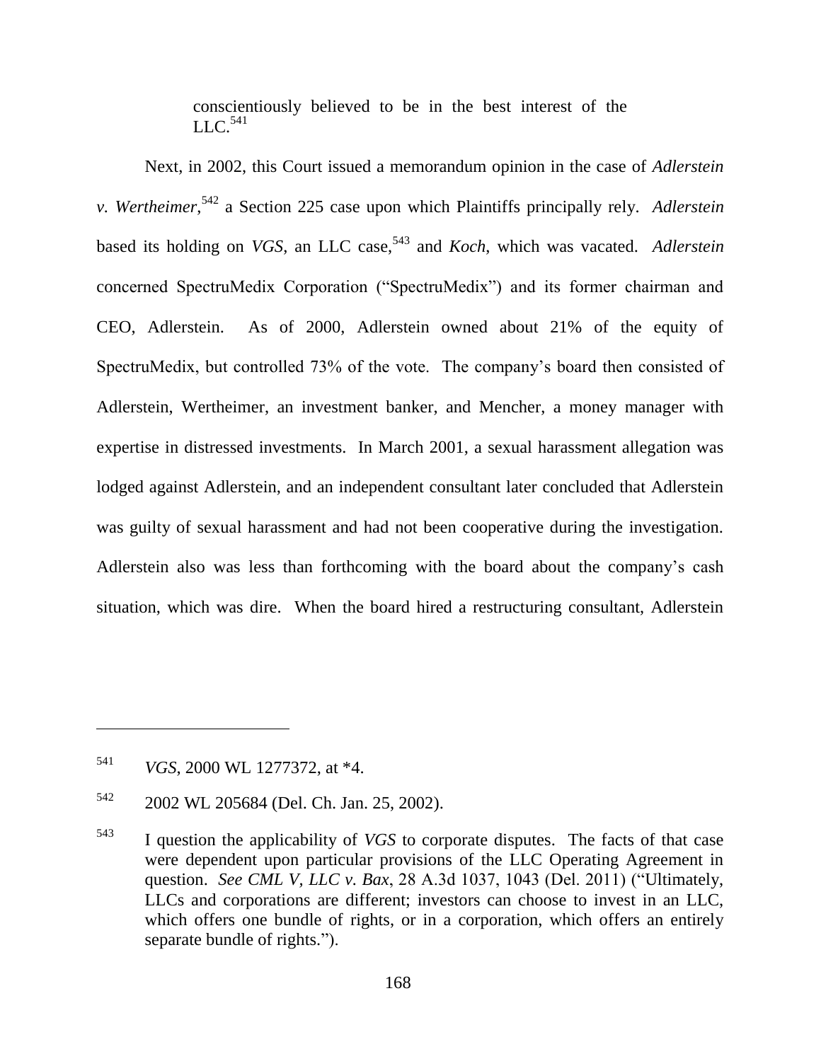> conscientiously believed to be in the best interest of the LLC.[541]

Next, in 2002, this Court issued a memorandum opinion in the case of *Adlerstein v. Wertheimer*,[542] a Section 225 case upon which Plaintiffs principally rely. *Adlerstein* based its holding on *VGS*, an LLC case,[543] and *Koch*, which was vacated. *Adlerstein* concerned SpectruMedix Corporation ("SpectruMedix") and its former chairman and CEO, Adlerstein. As of 2000, Adlerstein owned about 21% of the equity of SpectruMedix, but controlled 73% of the vote. The company's board then consisted of Adlerstein, Wertheimer, an investment banker, and Mencher, a money manager with expertise in distressed investments. In March 2001, a sexual harassment allegation was lodged against Adlerstein, and an independent consultant later concluded that Adlerstein was guilty of sexual harassment and had not been cooperative during the investigation. Adlerstein also was less than forthcoming with the board about the company's cash situation, which was dire. When the board hired a restructuring consultant, Adlerstein

---

[541] *VGS*, 2000 WL 1277372, at *4.

[542] 2002 WL 205684 (Del. Ch. Jan. 25, 2002).

[543] I question the applicability of *VGS* to corporate disputes. The facts of that case were dependent upon particular provisions of the LLC Operating Agreement in question. *See CML V, LLC v. Bax*, 28 A.3d 1037, 1043 (Del. 2011) ("Ultimately, LLCs and corporations are different; investors can choose to invest in an LLC, which offers one bundle of rights, or in a corporation, which offers an entirely separate bundle of rights.").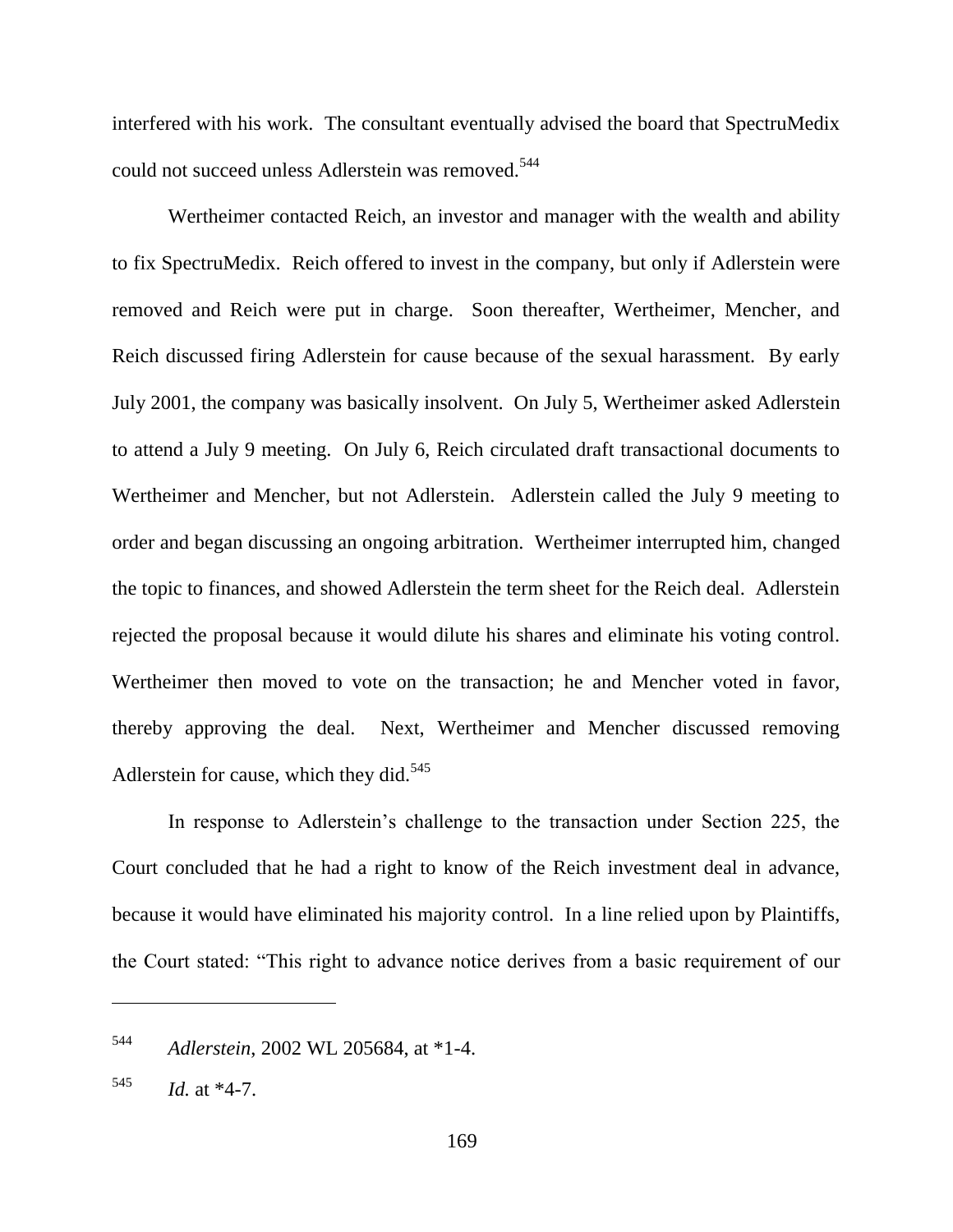interfered with his work. The consultant eventually advised the board that SpectruMedix could not succeed unless Adlerstein was removed.[544]

Wertheimer contacted Reich, an investor and manager with the wealth and ability to fix SpectruMedix. Reich offered to invest in the company, but only if Adlerstein were removed and Reich were put in charge. Soon thereafter, Wertheimer, Mencher, and Reich discussed firing Adlerstein for cause because of the sexual harassment. By early July 2001, the company was basically insolvent. On July 5, Wertheimer asked Adlerstein to attend a July 9 meeting. On July 6, Reich circulated draft transactional documents to Wertheimer and Mencher, but not Adlerstein. Adlerstein called the July 9 meeting to order and began discussing an ongoing arbitration. Wertheimer interrupted him, changed the topic to finances, and showed Adlerstein the term sheet for the Reich deal. Adlerstein rejected the proposal because it would dilute his shares and eliminate his voting control. Wertheimer then moved to vote on the transaction; he and Mencher voted in favor, thereby approving the deal. Next, Wertheimer and Mencher discussed removing Adlerstein for cause, which they did.[545]

In response to Adlerstein's challenge to the transaction under Section 225, the Court concluded that he had a right to know of the Reich investment deal in advance, because it would have eliminated his majority control. In a line relied upon by Plaintiffs, the Court stated: "This right to advance notice derives from a basic requirement of our

---

[544] *Adlerstein*, 2002 WL 205684, at *1-4.

[545] *Id.* at *4-7.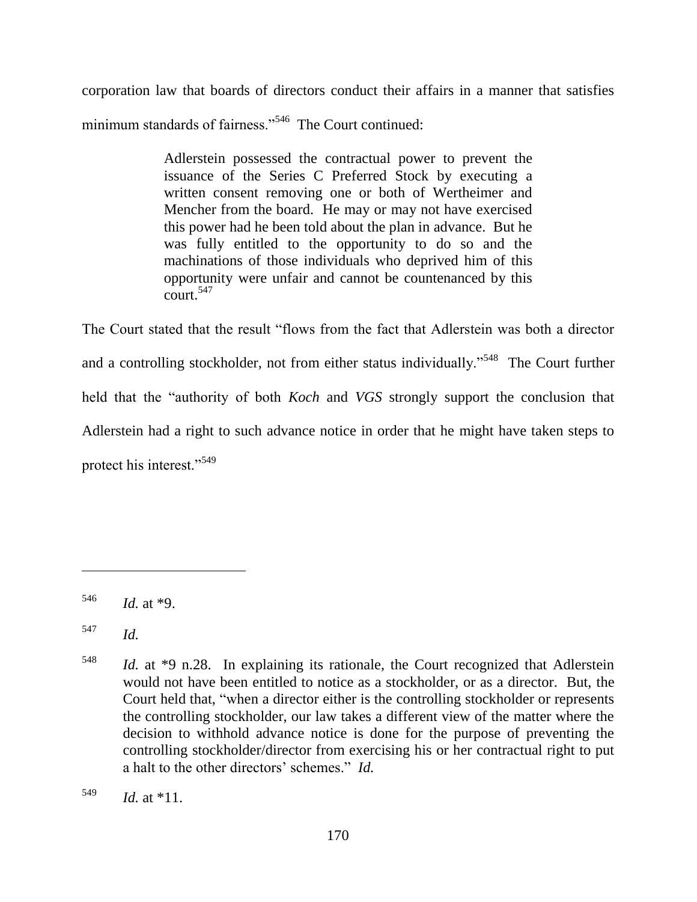corporation law that boards of directors conduct their affairs in a manner that satisfies minimum standards of fairness."[546] The Court continued:

> Adlerstein possessed the contractual power to prevent the issuance of the Series C Preferred Stock by executing a written consent removing one or both of Wertheimer and Mencher from the board. He may or may not have exercised this power had he been told about the plan in advance. But he was fully entitled to the opportunity to do so and the machinations of those individuals who deprived him of this opportunity were unfair and cannot be countenanced by this court.[547]

The Court stated that the result "flows from the fact that Adlerstein was both a director and a controlling stockholder, not from either status individually."[548] The Court further held that the "authority of both *Koch* and *VGS* strongly support the conclusion that Adlerstein had a right to such advance notice in order that he might have taken steps to protect his interest."[549]

---

[546] *Id.* at *9.

[547] *Id.*

[548] *Id.* at *9 n.28. In explaining its rationale, the Court recognized that Adlerstein would not have been entitled to notice as a stockholder, or as a director. But, the Court held that, "when a director either is the controlling stockholder or represents the controlling stockholder, our law takes a different view of the matter where the decision to withhold advance notice is done for the purpose of preventing the controlling stockholder/director from exercising his or her contractual right to put a halt to the other directors' schemes." *Id.*

[549] *Id.* at *11.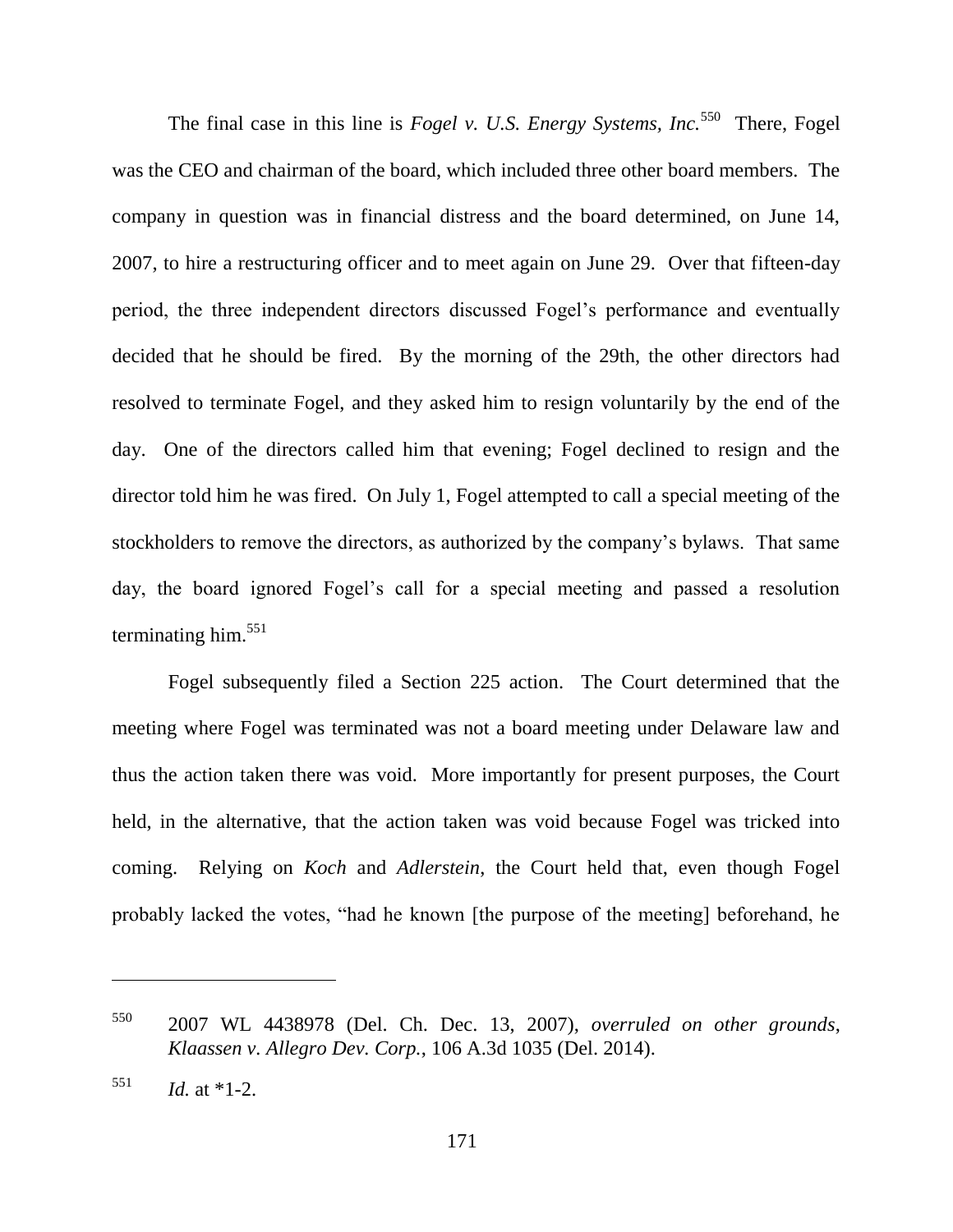The final case in this line is *Fogel v. U.S. Energy Systems, Inc.*[550] There, Fogel was the CEO and chairman of the board, which included three other board members. The company in question was in financial distress and the board determined, on June 14, 2007, to hire a restructuring officer and to meet again on June 29. Over that fifteen-day period, the three independent directors discussed Fogel's performance and eventually decided that he should be fired. By the morning of the 29th, the other directors had resolved to terminate Fogel, and they asked him to resign voluntarily by the end of the day. One of the directors called him that evening; Fogel declined to resign and the director told him he was fired. On July 1, Fogel attempted to call a special meeting of the stockholders to remove the directors, as authorized by the company's bylaws. That same day, the board ignored Fogel's call for a special meeting and passed a resolution terminating him.[551]

Fogel subsequently filed a Section 225 action. The Court determined that the meeting where Fogel was terminated was not a board meeting under Delaware law and thus the action taken there was void. More importantly for present purposes, the Court held, in the alternative, that the action taken was void because Fogel was tricked into coming. Relying on *Koch* and *Adlerstein*, the Court held that, even though Fogel probably lacked the votes, "had he known [the purpose of the meeting] beforehand, he

---

[550] 2007 WL 4438978 (Del. Ch. Dec. 13, 2007), *overruled on other grounds*, *Klaassen v. Allegro Dev. Corp.*, 106 A.3d 1035 (Del. 2014).

[551] *Id.* at *1-2.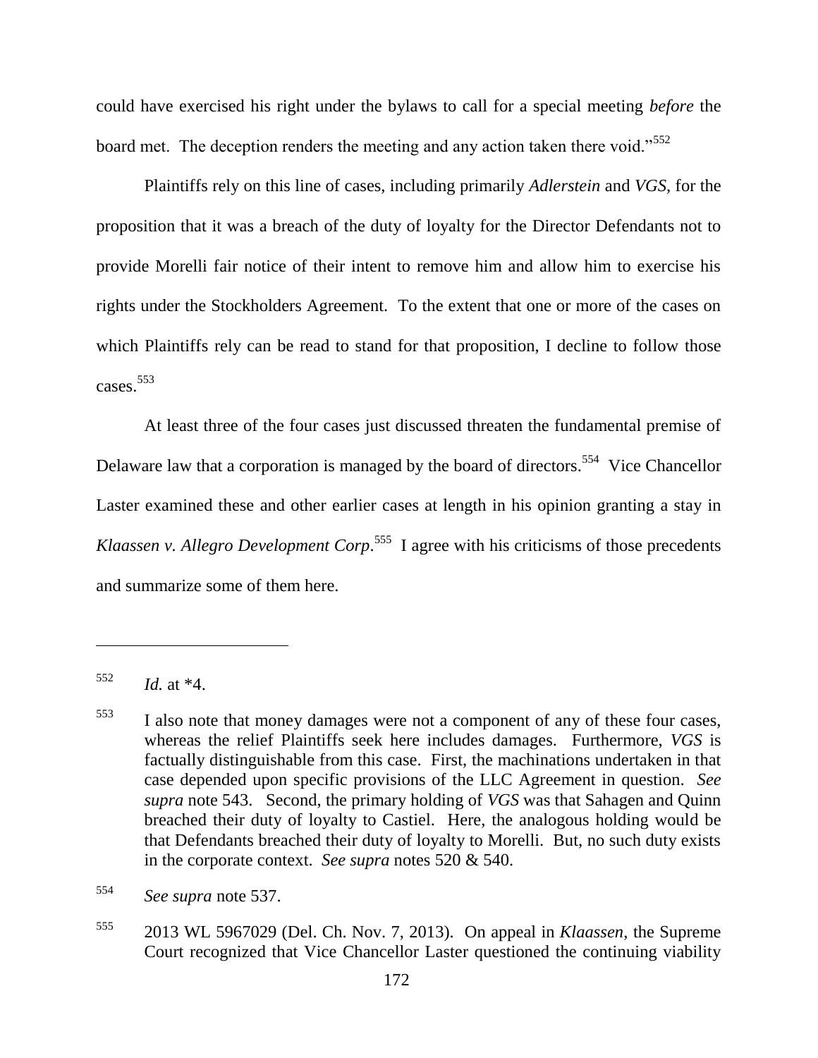could have exercised his right under the bylaws to call for a special meeting *before* the board met. The deception renders the meeting and any action taken there void."[552]

Plaintiffs rely on this line of cases, including primarily *Adlerstein* and *VGS*, for the proposition that it was a breach of the duty of loyalty for the Director Defendants not to provide Morelli fair notice of their intent to remove him and allow him to exercise his rights under the Stockholders Agreement. To the extent that one or more of the cases on which Plaintiffs rely can be read to stand for that proposition, I decline to follow those cases.[553]

At least three of the four cases just discussed threaten the fundamental premise of Delaware law that a corporation is managed by the board of directors.[554] Vice Chancellor Laster examined these and other earlier cases at length in his opinion granting a stay in *Klaassen v. Allegro Development Corp*.[555] I agree with his criticisms of those precedents and summarize some of them here.

---

[552] *Id.* at *4.

[553] I also note that money damages were not a component of any of these four cases, whereas the relief Plaintiffs seek here includes damages. Furthermore, *VGS* is factually distinguishable from this case. First, the machinations undertaken in that case depended upon specific provisions of the LLC Agreement in question. *See supra* note 543. Second, the primary holding of *VGS* was that Sahagen and Quinn breached their duty of loyalty to Castiel. Here, the analogous holding would be that Defendants breached their duty of loyalty to Morelli. But, no such duty exists in the corporate context. *See supra* notes 520 & 540.

[554] *See supra* note 537.

[555] 2013 WL 5967029 (Del. Ch. Nov. 7, 2013). On appeal in *Klaassen*, the Supreme Court recognized that Vice Chancellor Laster questioned the continuing viability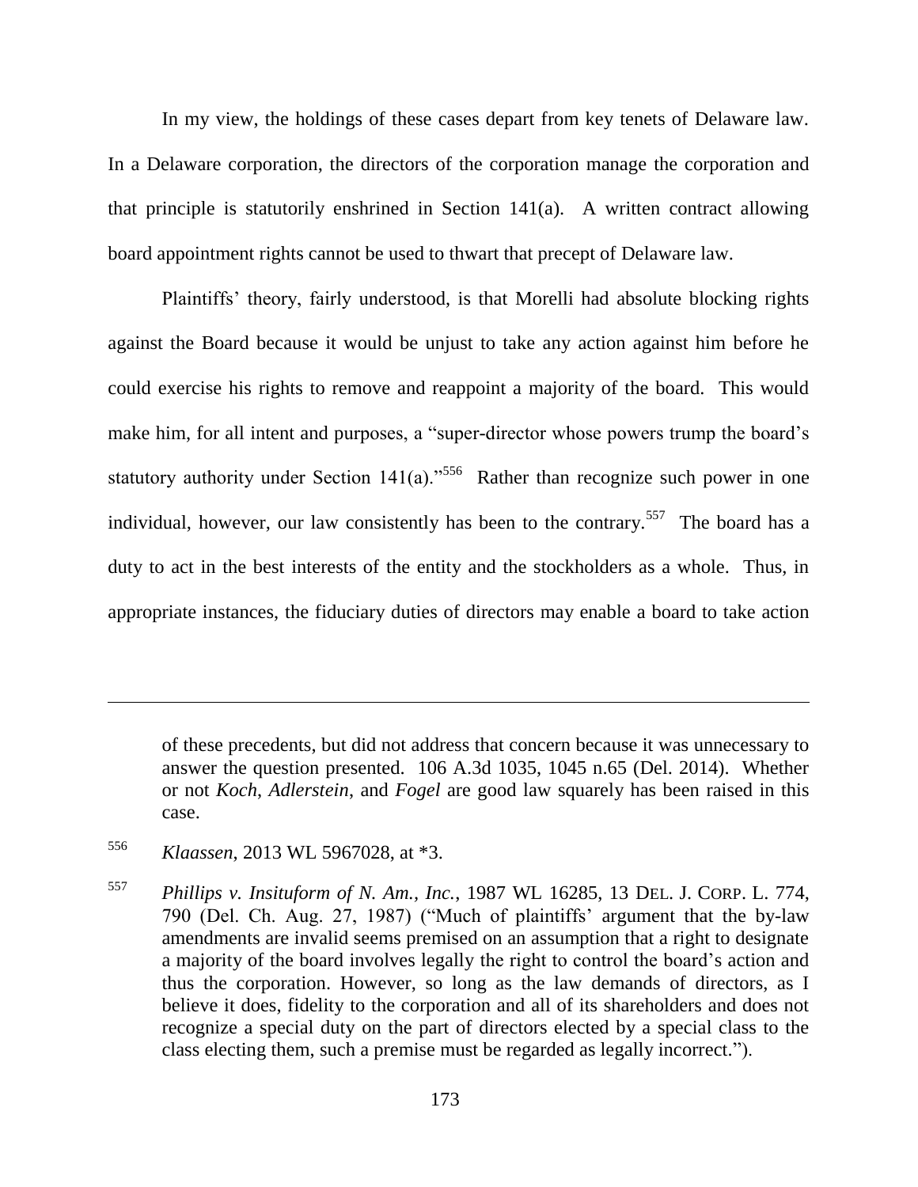In my view, the holdings of these cases depart from key tenets of Delaware law. In a Delaware corporation, the directors of the corporation manage the corporation and that principle is statutorily enshrined in Section 141(a). A written contract allowing board appointment rights cannot be used to thwart that precept of Delaware law.

Plaintiffs' theory, fairly understood, is that Morelli had absolute blocking rights against the Board because it would be unjust to take any action against him before he could exercise his rights to remove and reappoint a majority of the board. This would make him, for all intent and purposes, a "super-director whose powers trump the board's statutory authority under Section 141(a)."[556] Rather than recognize such power in one individual, however, our law consistently has been to the contrary.[557] The board has a duty to act in the best interests of the entity and the stockholders as a whole. Thus, in appropriate instances, the fiduciary duties of directors may enable a board to take action

---

of these precedents, but did not address that concern because it was unnecessary to answer the question presented. 106 A.3d 1035, 1045 n.65 (Del. 2014). Whether or not *Koch*, *Adlerstein*, and *Fogel* are good law squarely has been raised in this case.

[556] *Klaassen*, 2013 WL 5967028, at *3.

[557] *Phillips v. Insituform of N. Am., Inc.*, 1987 WL 16285, 13 DEL. J. CORP. L. 774, 790 (Del. Ch. Aug. 27, 1987) ("Much of plaintiffs' argument that the by-law amendments are invalid seems premised on an assumption that a right to designate a majority of the board involves legally the right to control the board's action and thus the corporation. However, so long as the law demands of directors, as I believe it does, fidelity to the corporation and all of its shareholders and does not recognize a special duty on the part of directors elected by a special class to the class electing them, such a premise must be regarded as legally incorrect.").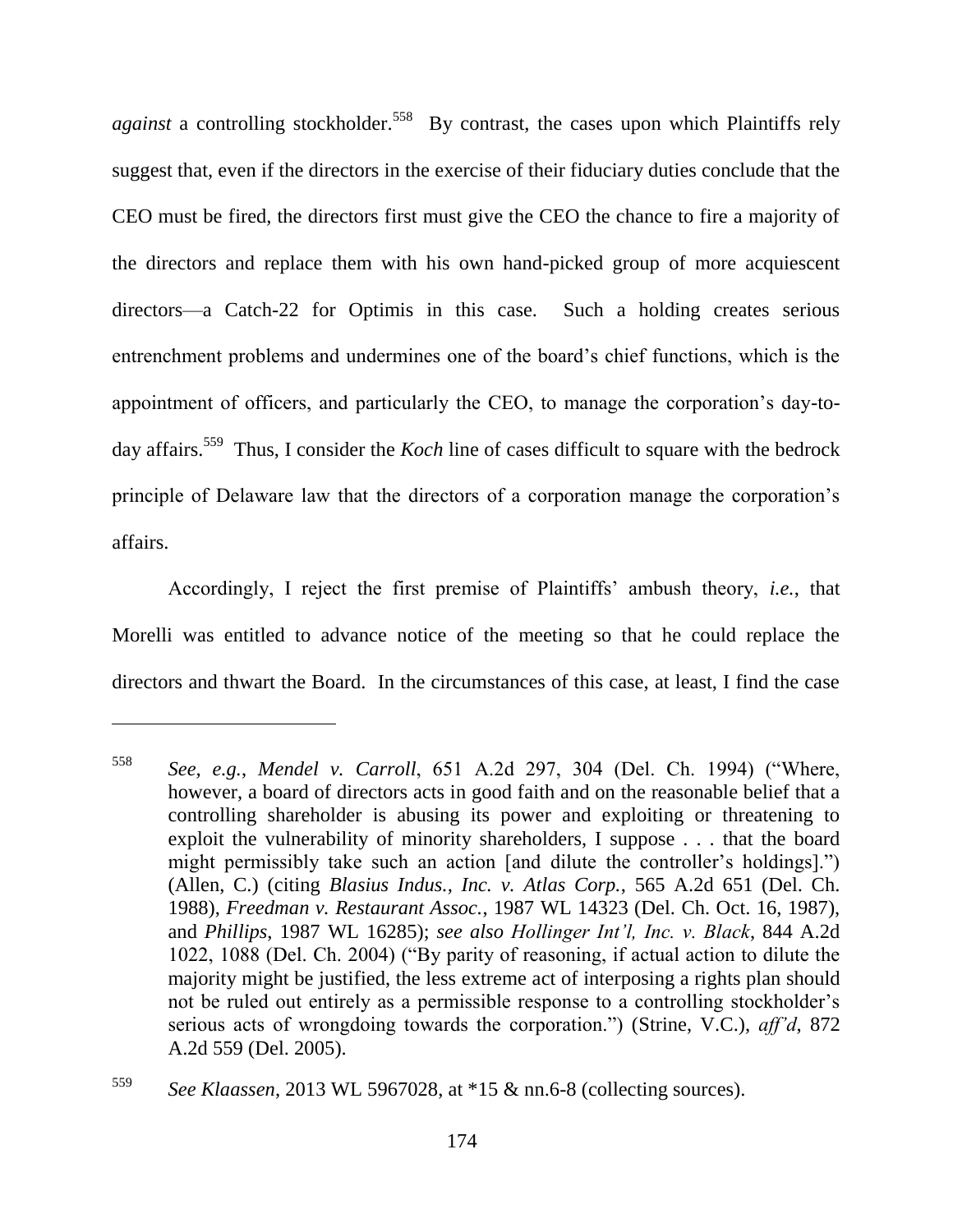*against* a controlling stockholder.[558] By contrast, the cases upon which Plaintiffs rely suggest that, even if the directors in the exercise of their fiduciary duties conclude that the CEO must be fired, the directors first must give the CEO the chance to fire a majority of the directors and replace them with his own hand-picked group of more acquiescent directors—a Catch-22 for Optimis in this case. Such a holding creates serious entrenchment problems and undermines one of the board's chief functions, which is the appointment of officers, and particularly the CEO, to manage the corporation's day-to-day affairs.[559] Thus, I consider the *Koch* line of cases difficult to square with the bedrock principle of Delaware law that the directors of a corporation manage the corporation's affairs.

Accordingly, I reject the first premise of Plaintiffs' ambush theory, *i.e.*, that Morelli was entitled to advance notice of the meeting so that he could replace the directors and thwart the Board. In the circumstances of this case, at least, I find the case

---

[558] *See, e.g.*, *Mendel v. Carroll*, 651 A.2d 297, 304 (Del. Ch. 1994) ("Where, however, a board of directors acts in good faith and on the reasonable belief that a controlling shareholder is abusing its power and exploiting or threatening to exploit the vulnerability of minority shareholders, I suppose . . . that the board might permissibly take such an action [and dilute the controller's holdings].") (Allen, C.) (citing *Blasius Indus., Inc. v. Atlas Corp.*, 565 A.2d 651 (Del. Ch. 1988), *Freedman v. Restaurant Assoc.*, 1987 WL 14323 (Del. Ch. Oct. 16, 1987), and *Phillips*, 1987 WL 16285); *see also Hollinger Int'l, Inc. v. Black*, 844 A.2d 1022, 1088 (Del. Ch. 2004) ("By parity of reasoning, if actual action to dilute the majority might be justified, the less extreme act of interposing a rights plan should not be ruled out entirely as a permissible response to a controlling stockholder's serious acts of wrongdoing towards the corporation.") (Strine, V.C.), *aff'd*, 872 A.2d 559 (Del. 2005).

[559] *See Klaassen*, 2013 WL 5967028, at *15 & nn.6-8 (collecting sources).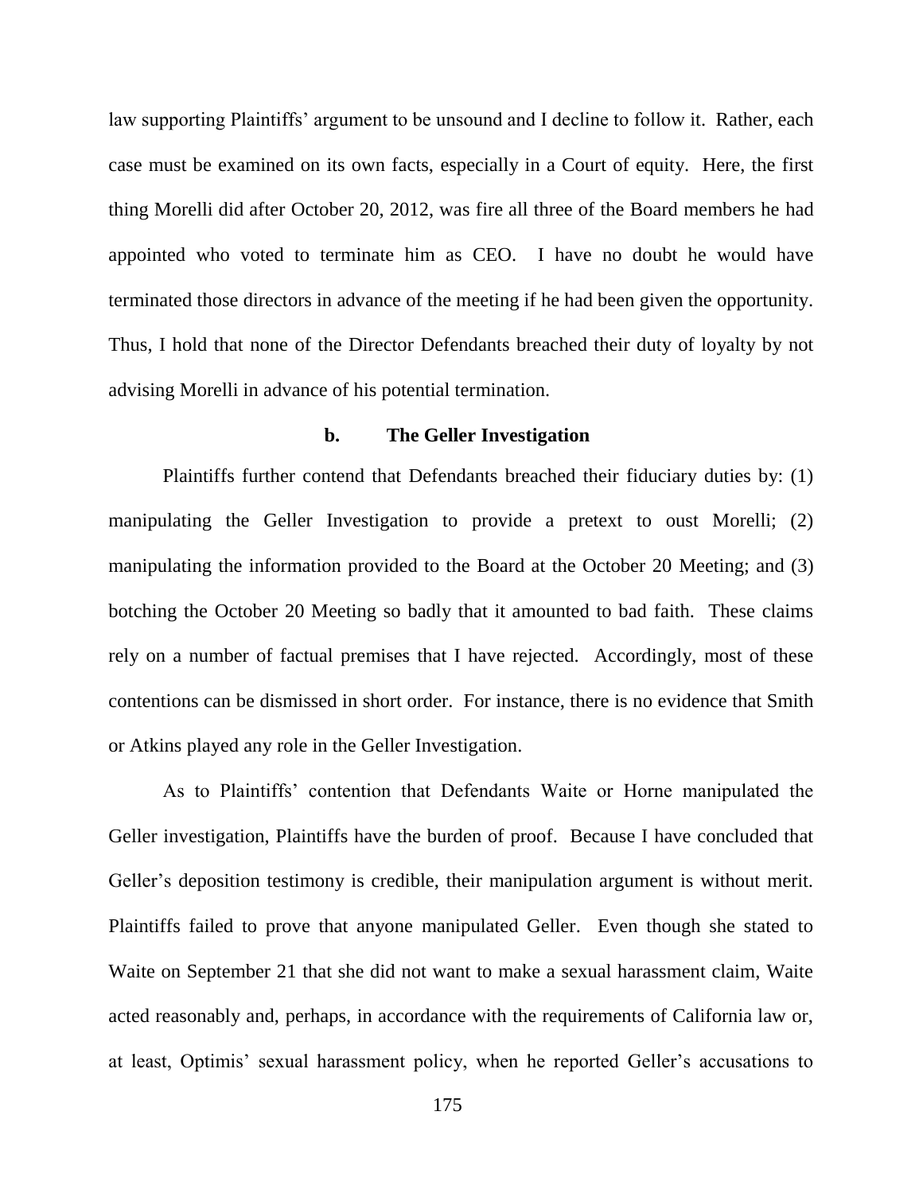law supporting Plaintiffs' argument to be unsound and I decline to follow it. Rather, each case must be examined on its own facts, especially in a Court of equity. Here, the first thing Morelli did after October 20, 2012, was fire all three of the Board members he had appointed who voted to terminate him as CEO. I have no doubt he would have terminated those directors in advance of the meeting if he had been given the opportunity. Thus, I hold that none of the Director Defendants breached their duty of loyalty by not advising Morelli in advance of his potential termination.

**b. The Geller Investigation**

Plaintiffs further contend that Defendants breached their fiduciary duties by: (1) manipulating the Geller Investigation to provide a pretext to oust Morelli; (2) manipulating the information provided to the Board at the October 20 Meeting; and (3) botching the October 20 Meeting so badly that it amounted to bad faith. These claims rely on a number of factual premises that I have rejected. Accordingly, most of these contentions can be dismissed in short order. For instance, there is no evidence that Smith or Atkins played any role in the Geller Investigation.

As to Plaintiffs' contention that Defendants Waite or Horne manipulated the Geller investigation, Plaintiffs have the burden of proof. Because I have concluded that Geller's deposition testimony is credible, their manipulation argument is without merit. Plaintiffs failed to prove that anyone manipulated Geller. Even though she stated to Waite on September 21 that she did not want to make a sexual harassment claim, Waite acted reasonably and, perhaps, in accordance with the requirements of California law or, at least, Optimis' sexual harassment policy, when he reported Geller's accusations to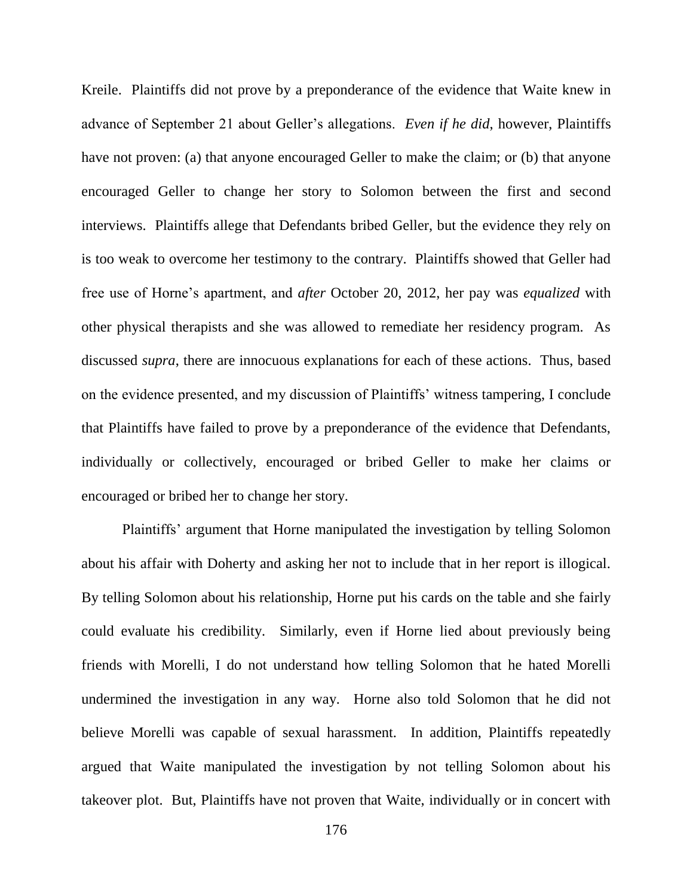Kreile. Plaintiffs did not prove by a preponderance of the evidence that Waite knew in advance of September 21 about Geller's allegations. *Even if he did,* however, Plaintiffs have not proven: (a) that anyone encouraged Geller to make the claim; or (b) that anyone encouraged Geller to change her story to Solomon between the first and second interviews. Plaintiffs allege that Defendants bribed Geller, but the evidence they rely on is too weak to overcome her testimony to the contrary. Plaintiffs showed that Geller had free use of Horne's apartment, and *after* October 20, 2012, her pay was *equalized* with other physical therapists and she was allowed to remediate her residency program. As discussed *supra*, there are innocuous explanations for each of these actions. Thus, based on the evidence presented, and my discussion of Plaintiffs' witness tampering, I conclude that Plaintiffs have failed to prove by a preponderance of the evidence that Defendants, individually or collectively, encouraged or bribed Geller to make her claims or encouraged or bribed her to change her story.

Plaintiffs' argument that Horne manipulated the investigation by telling Solomon about his affair with Doherty and asking her not to include that in her report is illogical. By telling Solomon about his relationship, Horne put his cards on the table and she fairly could evaluate his credibility. Similarly, even if Horne lied about previously being friends with Morelli, I do not understand how telling Solomon that he hated Morelli undermined the investigation in any way. Horne also told Solomon that he did not believe Morelli was capable of sexual harassment. In addition, Plaintiffs repeatedly argued that Waite manipulated the investigation by not telling Solomon about his takeover plot. But, Plaintiffs have not proven that Waite, individually or in concert with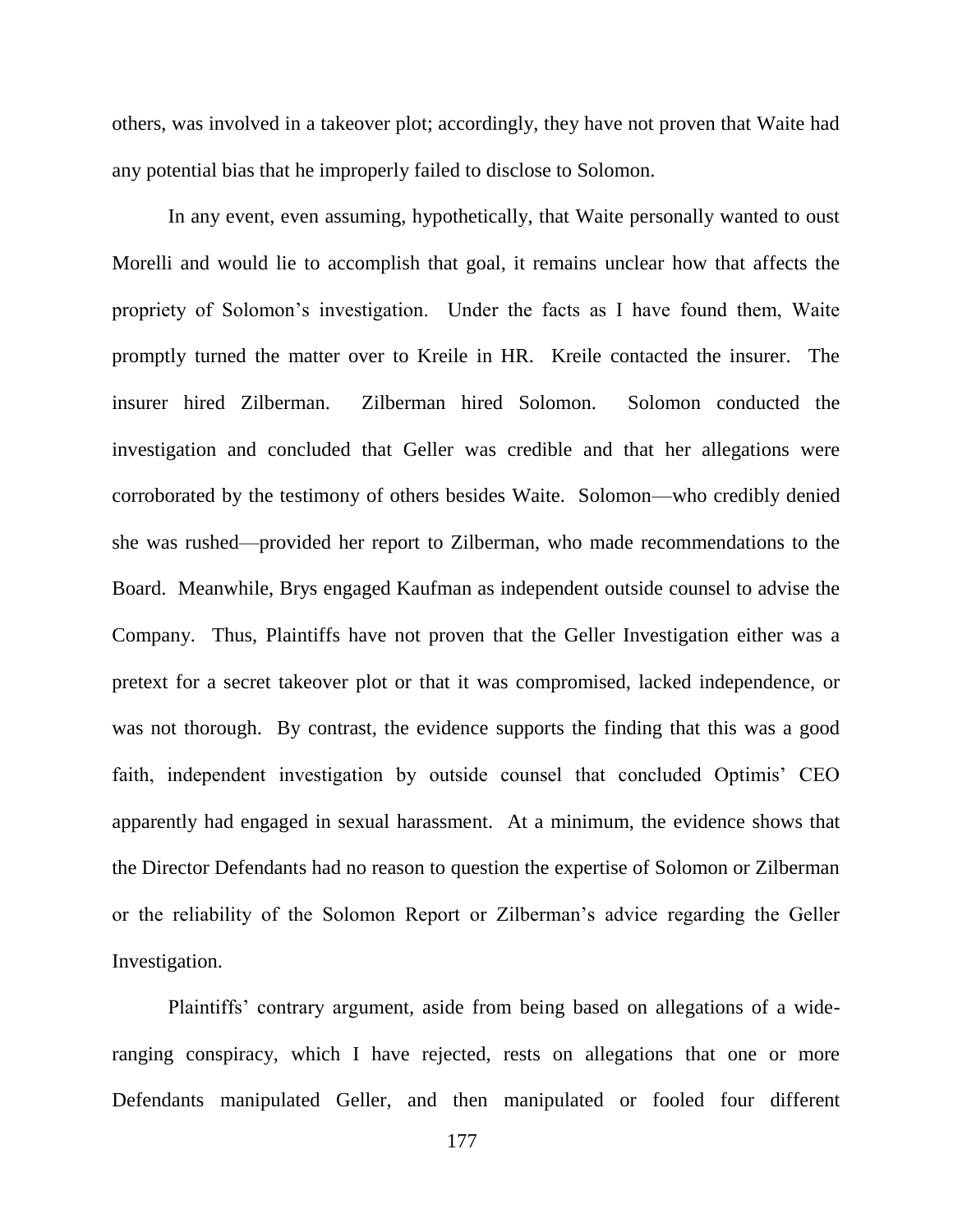others, was involved in a takeover plot; accordingly, they have not proven that Waite had any potential bias that he improperly failed to disclose to Solomon.

In any event, even assuming, hypothetically, that Waite personally wanted to oust Morelli and would lie to accomplish that goal, it remains unclear how that affects the propriety of Solomon's investigation. Under the facts as I have found them, Waite promptly turned the matter over to Kreile in HR. Kreile contacted the insurer. The insurer hired Zilberman. Zilberman hired Solomon. Solomon conducted the investigation and concluded that Geller was credible and that her allegations were corroborated by the testimony of others besides Waite. Solomon—who credibly denied she was rushed—provided her report to Zilberman, who made recommendations to the Board. Meanwhile, Brys engaged Kaufman as independent outside counsel to advise the Company. Thus, Plaintiffs have not proven that the Geller Investigation either was a pretext for a secret takeover plot or that it was compromised, lacked independence, or was not thorough. By contrast, the evidence supports the finding that this was a good faith, independent investigation by outside counsel that concluded Optimis' CEO apparently had engaged in sexual harassment. At a minimum, the evidence shows that the Director Defendants had no reason to question the expertise of Solomon or Zilberman or the reliability of the Solomon Report or Zilberman's advice regarding the Geller Investigation.

Plaintiffs' contrary argument, aside from being based on allegations of a wide-ranging conspiracy, which I have rejected, rests on allegations that one or more Defendants manipulated Geller, and then manipulated or fooled four different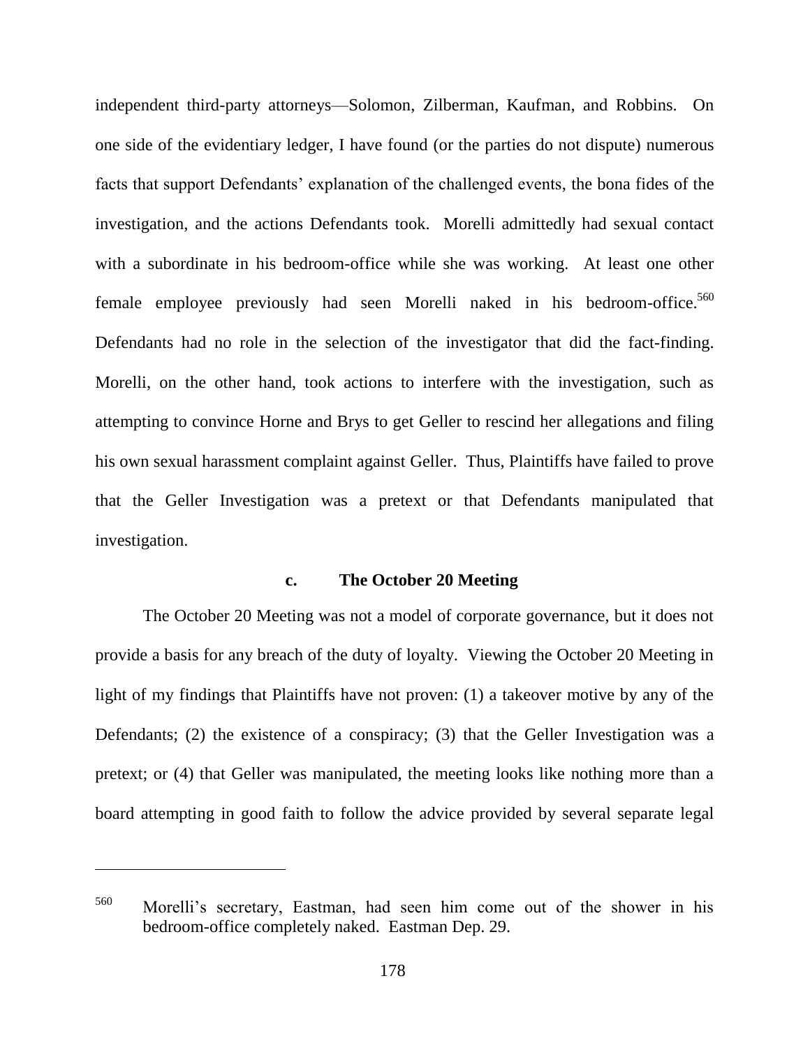independent third-party attorneys—Solomon, Zilberman, Kaufman, and Robbins. On one side of the evidentiary ledger, I have found (or the parties do not dispute) numerous facts that support Defendants' explanation of the challenged events, the bona fides of the investigation, and the actions Defendants took. Morelli admittedly had sexual contact with a subordinate in his bedroom-office while she was working. At least one other female employee previously had seen Morelli naked in his bedroom-office.[560] Defendants had no role in the selection of the investigator that did the fact-finding. Morelli, on the other hand, took actions to interfere with the investigation, such as attempting to convince Horne and Brys to get Geller to rescind her allegations and filing his own sexual harassment complaint against Geller. Thus, Plaintiffs have failed to prove that the Geller Investigation was a pretext or that Defendants manipulated that investigation.

#### c. The October 20 Meeting

The October 20 Meeting was not a model of corporate governance, but it does not provide a basis for any breach of the duty of loyalty. Viewing the October 20 Meeting in light of my findings that Plaintiffs have not proven: (1) a takeover motive by any of the Defendants; (2) the existence of a conspiracy; (3) that the Geller Investigation was a pretext; or (4) that Geller was manipulated, the meeting looks like nothing more than a board attempting in good faith to follow the advice provided by several separate legal

---

[560] Morelli's secretary, Eastman, had seen him come out of the shower in his bedroom-office completely naked. Eastman Dep. 29.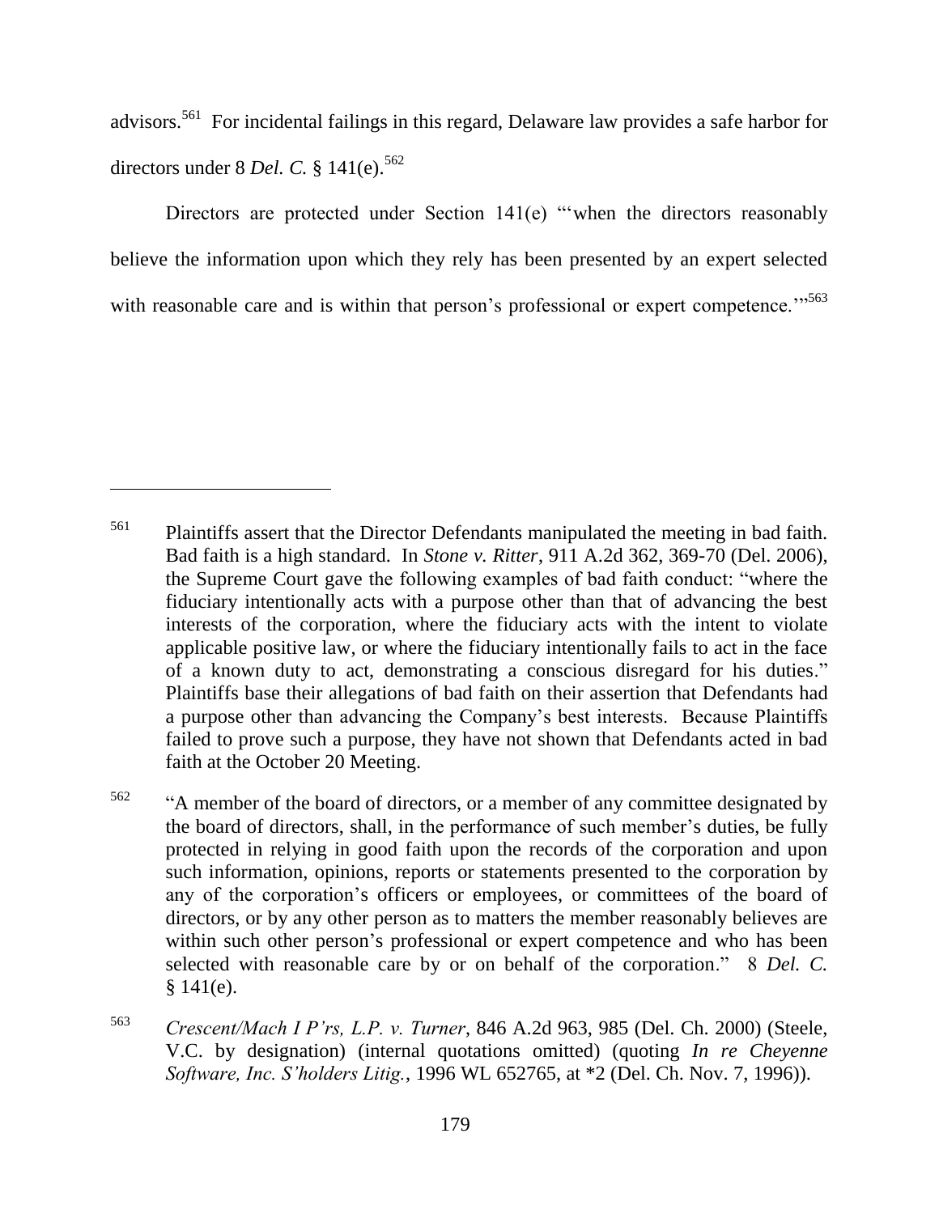advisors.[561] For incidental failings in this regard, Delaware law provides a safe harbor for directors under 8 *Del. C.* § 141(e).[562]

Directors are protected under Section 141(e) "'when the directors reasonably believe the information upon which they rely has been presented by an expert selected with reasonable care and is within that person's professional or expert competence.'"[563]

---

[561] Plaintiffs assert that the Director Defendants manipulated the meeting in bad faith. Bad faith is a high standard. In *Stone v. Ritter*, 911 A.2d 362, 369-70 (Del. 2006), the Supreme Court gave the following examples of bad faith conduct: "where the fiduciary intentionally acts with a purpose other than that of advancing the best interests of the corporation, where the fiduciary acts with the intent to violate applicable positive law, or where the fiduciary intentionally fails to act in the face of a known duty to act, demonstrating a conscious disregard for his duties." Plaintiffs base their allegations of bad faith on their assertion that Defendants had a purpose other than advancing the Company's best interests. Because Plaintiffs failed to prove such a purpose, they have not shown that Defendants acted in bad faith at the October 20 Meeting.

[562] "A member of the board of directors, or a member of any committee designated by the board of directors, shall, in the performance of such member's duties, be fully protected in relying in good faith upon the records of the corporation and upon such information, opinions, reports or statements presented to the corporation by any of the corporation's officers or employees, or committees of the board of directors, or by any other person as to matters the member reasonably believes are within such other person's professional or expert competence and who has been selected with reasonable care by or on behalf of the corporation." 8 *Del. C.* § 141(e).

[563] *Crescent/Mach I P'rs, L.P. v. Turner*, 846 A.2d 963, 985 (Del. Ch. 2000) (Steele, V.C. by designation) (internal quotations omitted) (quoting *In re Cheyenne Software, Inc. S'holders Litig.*, 1996 WL 652765, at *2 (Del. Ch. Nov. 7, 1996)).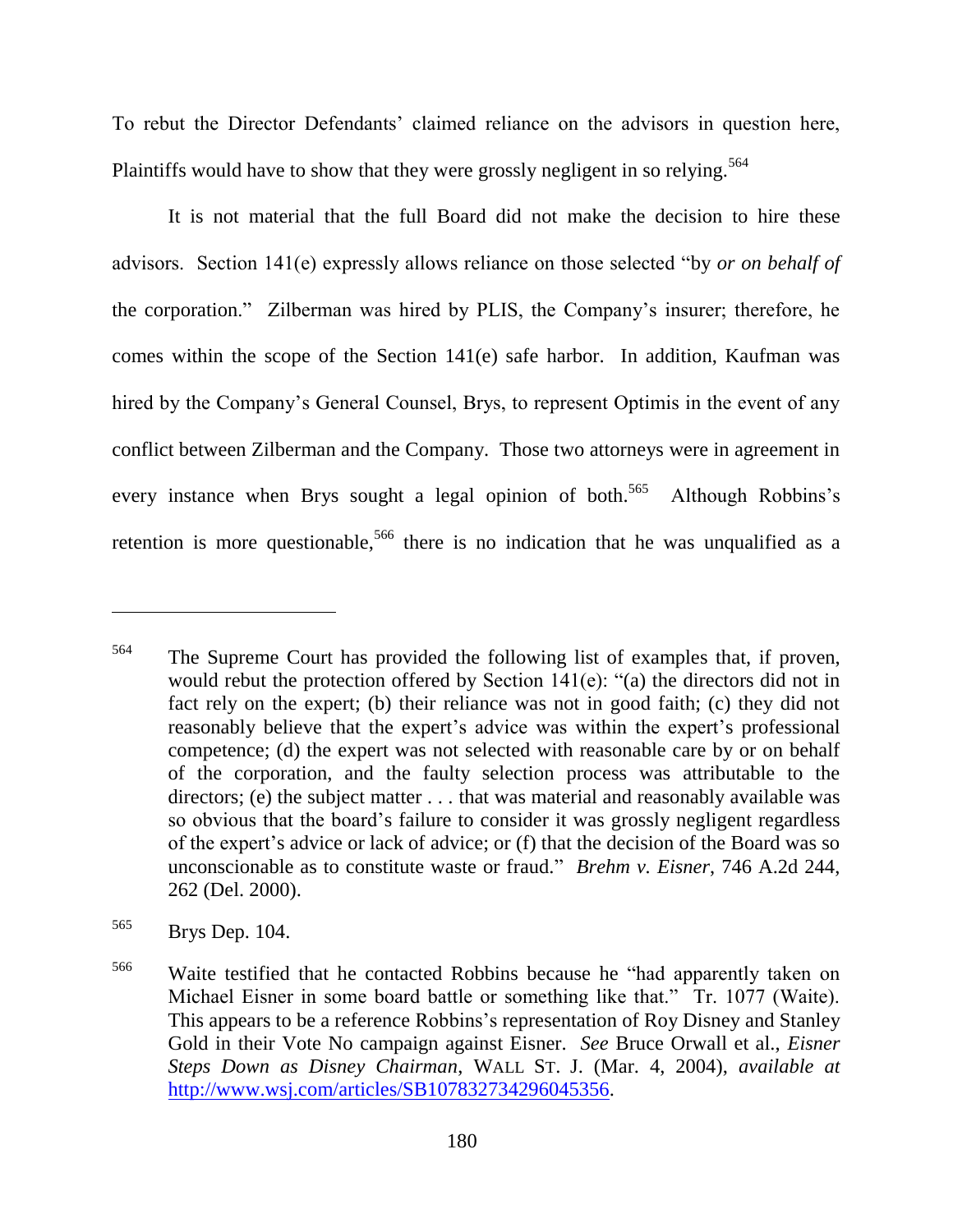To rebut the Director Defendants' claimed reliance on the advisors in question here, Plaintiffs would have to show that they were grossly negligent in so relying.[564]

It is not material that the full Board did not make the decision to hire these advisors. Section 141(e) expressly allows reliance on those selected "by *or on behalf of* the corporation." Zilberman was hired by PLIS, the Company's insurer; therefore, he comes within the scope of the Section 141(e) safe harbor. In addition, Kaufman was hired by the Company's General Counsel, Brys, to represent Optimis in the event of any conflict between Zilberman and the Company. Those two attorneys were in agreement in every instance when Brys sought a legal opinion of both.[565] Although Robbins's retention is more questionable,[566] there is no indication that he was unqualified as a

---

[564] The Supreme Court has provided the following list of examples that, if proven, would rebut the protection offered by Section 141(e): "(a) the directors did not in fact rely on the expert; (b) their reliance was not in good faith; (c) they did not reasonably believe that the expert's advice was within the expert's professional competence; (d) the expert was not selected with reasonable care by or on behalf of the corporation, and the faulty selection process was attributable to the directors; (e) the subject matter . . . that was material and reasonably available was so obvious that the board's failure to consider it was grossly negligent regardless of the expert's advice or lack of advice; or (f) that the decision of the Board was so unconscionable as to constitute waste or fraud." *Brehm v. Eisner*, 746 A.2d 244, 262 (Del. 2000).

[565] Brys Dep. 104.

[566] Waite testified that he contacted Robbins because he "had apparently taken on Michael Eisner in some board battle or something like that." Tr. 1077 (Waite). This appears to be a reference Robbins's representation of Roy Disney and Stanley Gold in their Vote No campaign against Eisner. *See* Bruce Orwall et al., *Eisner Steps Down as Disney Chairman*, WALL ST. J. (Mar. 4, 2004), *available at* http://www.wsj.com/articles/SB107832734296045356.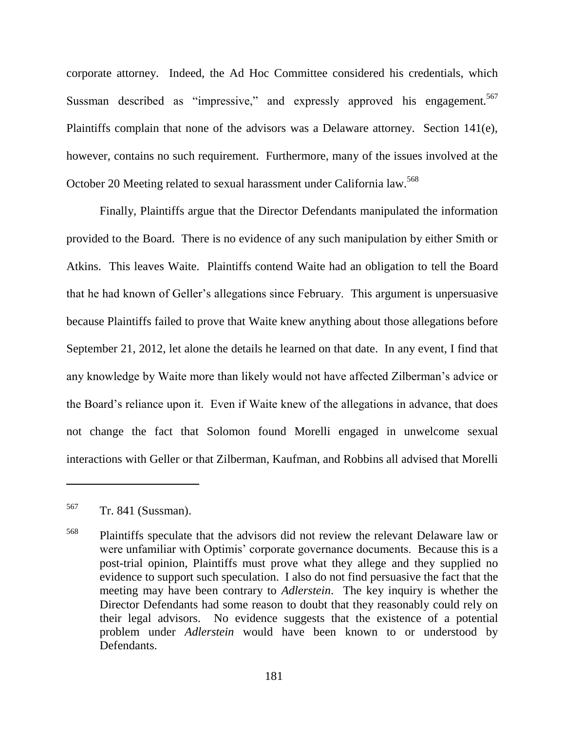corporate attorney. Indeed, the Ad Hoc Committee considered his credentials, which Sussman described as "impressive," and expressly approved his engagement.[567] Plaintiffs complain that none of the advisors was a Delaware attorney. Section 141(e), however, contains no such requirement. Furthermore, many of the issues involved at the October 20 Meeting related to sexual harassment under California law.[568]

Finally, Plaintiffs argue that the Director Defendants manipulated the information provided to the Board. There is no evidence of any such manipulation by either Smith or Atkins. This leaves Waite. Plaintiffs contend Waite had an obligation to tell the Board that he had known of Geller's allegations since February. This argument is unpersuasive because Plaintiffs failed to prove that Waite knew anything about those allegations before September 21, 2012, let alone the details he learned on that date. In any event, I find that any knowledge by Waite more than likely would not have affected Zilberman's advice or the Board's reliance upon it. Even if Waite knew of the allegations in advance, that does not change the fact that Solomon found Morelli engaged in unwelcome sexual interactions with Geller or that Zilberman, Kaufman, and Robbins all advised that Morelli

---

[567] Tr. 841 (Sussman).

[568] Plaintiffs speculate that the advisors did not review the relevant Delaware law or were unfamiliar with Optimis' corporate governance documents. Because this is a post-trial opinion, Plaintiffs must prove what they allege and they supplied no evidence to support such speculation. I also do not find persuasive the fact that the meeting may have been contrary to *Adlerstein*. The key inquiry is whether the Director Defendants had some reason to doubt that they reasonably could rely on their legal advisors. No evidence suggests that the existence of a potential problem under *Adlerstein* would have been known to or understood by Defendants.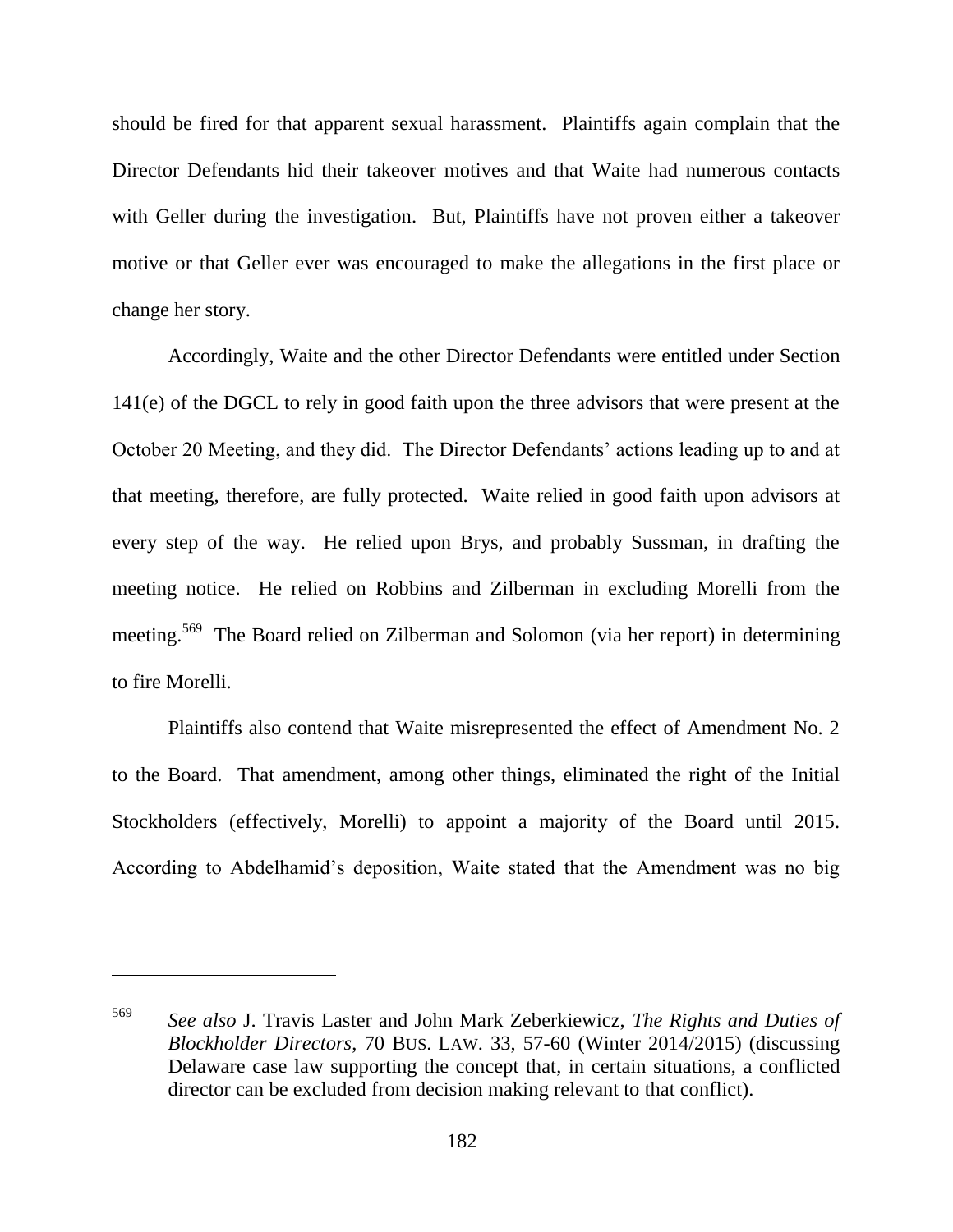should be fired for that apparent sexual harassment. Plaintiffs again complain that the Director Defendants hid their takeover motives and that Waite had numerous contacts with Geller during the investigation. But, Plaintiffs have not proven either a takeover motive or that Geller ever was encouraged to make the allegations in the first place or change her story.

Accordingly, Waite and the other Director Defendants were entitled under Section 141(e) of the DGCL to rely in good faith upon the three advisors that were present at the October 20 Meeting, and they did. The Director Defendants' actions leading up to and at that meeting, therefore, are fully protected. Waite relied in good faith upon advisors at every step of the way. He relied upon Brys, and probably Sussman, in drafting the meeting notice. He relied on Robbins and Zilberman in excluding Morelli from the meeting.[569] The Board relied on Zilberman and Solomon (via her report) in determining to fire Morelli.

Plaintiffs also contend that Waite misrepresented the effect of Amendment No. 2 to the Board. That amendment, among other things, eliminated the right of the Initial Stockholders (effectively, Morelli) to appoint a majority of the Board until 2015. According to Abdelhamid's deposition, Waite stated that the Amendment was no big

---

[569] *See also* J. Travis Laster and John Mark Zeberkiewicz, *The Rights and Duties of Blockholder Directors*, 70 BUS. LAW. 33, 57-60 (Winter 2014/2015) (discussing Delaware case law supporting the concept that, in certain situations, a conflicted director can be excluded from decision making relevant to that conflict).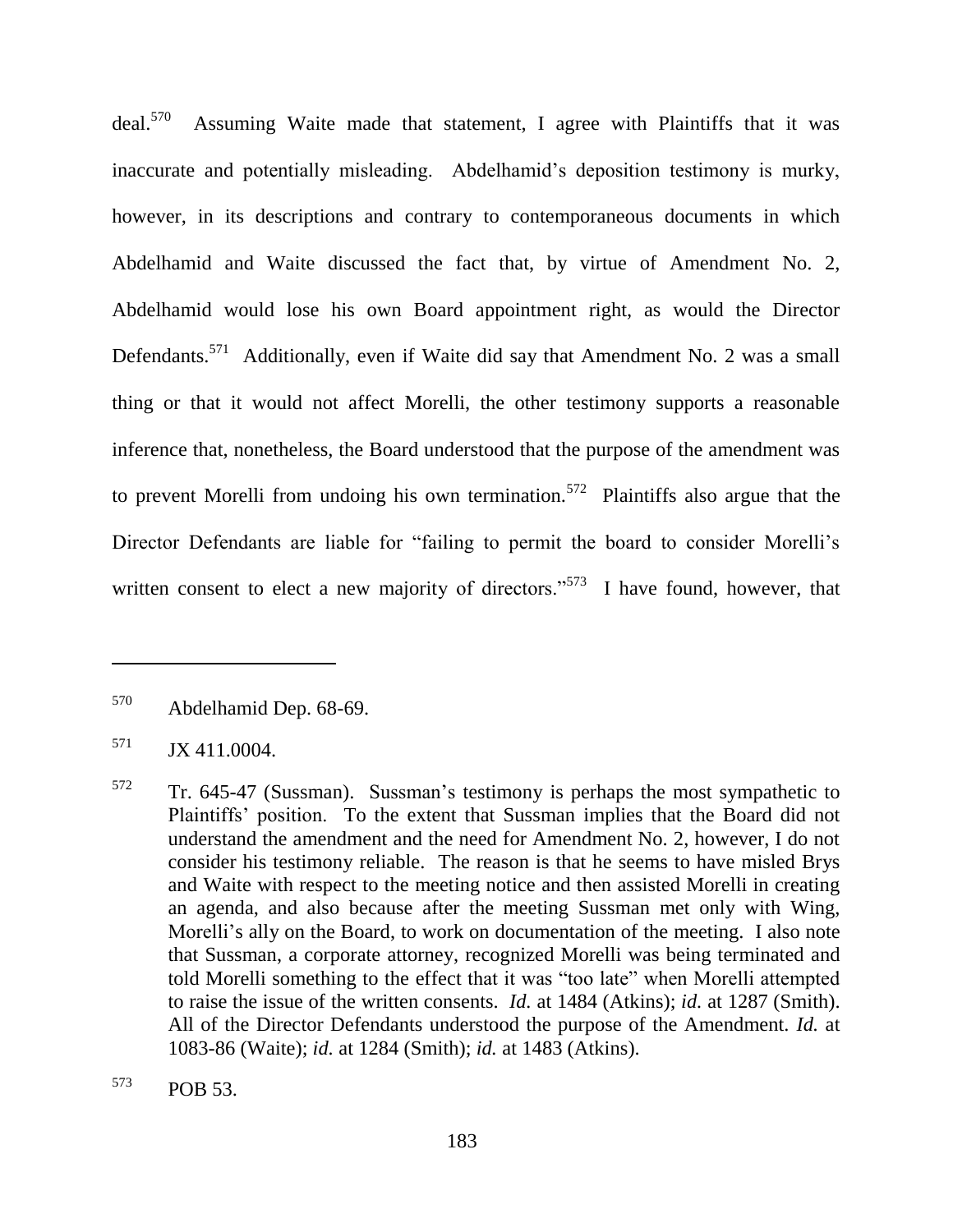deal.[570] Assuming Waite made that statement, I agree with Plaintiffs that it was inaccurate and potentially misleading. Abdelhamid's deposition testimony is murky, however, in its descriptions and contrary to contemporaneous documents in which Abdelhamid and Waite discussed the fact that, by virtue of Amendment No. 2, Abdelhamid would lose his own Board appointment right, as would the Director Defendants.[571] Additionally, even if Waite did say that Amendment No. 2 was a small thing or that it would not affect Morelli, the other testimony supports a reasonable inference that, nonetheless, the Board understood that the purpose of the amendment was to prevent Morelli from undoing his own termination.[572] Plaintiffs also argue that the Director Defendants are liable for "failing to permit the board to consider Morelli's written consent to elect a new majority of directors."[573] I have found, however, that

---

[570] Abdelhamid Dep. 68-69.

[571] JX 411.0004.

[572] Tr. 645-47 (Sussman). Sussman's testimony is perhaps the most sympathetic to Plaintiffs' position. To the extent that Sussman implies that the Board did not understand the amendment and the need for Amendment No. 2, however, I do not consider his testimony reliable. The reason is that he seems to have misled Brys and Waite with respect to the meeting notice and then assisted Morelli in creating an agenda, and also because after the meeting Sussman met only with Wing, Morelli's ally on the Board, to work on documentation of the meeting. I also note that Sussman, a corporate attorney, recognized Morelli was being terminated and told Morelli something to the effect that it was "too late" when Morelli attempted to raise the issue of the written consents. *Id.* at 1484 (Atkins); *id.* at 1287 (Smith). All of the Director Defendants understood the purpose of the Amendment. *Id.* at 1083-86 (Waite); *id.* at 1284 (Smith); *id.* at 1483 (Atkins).

[573] POB 53.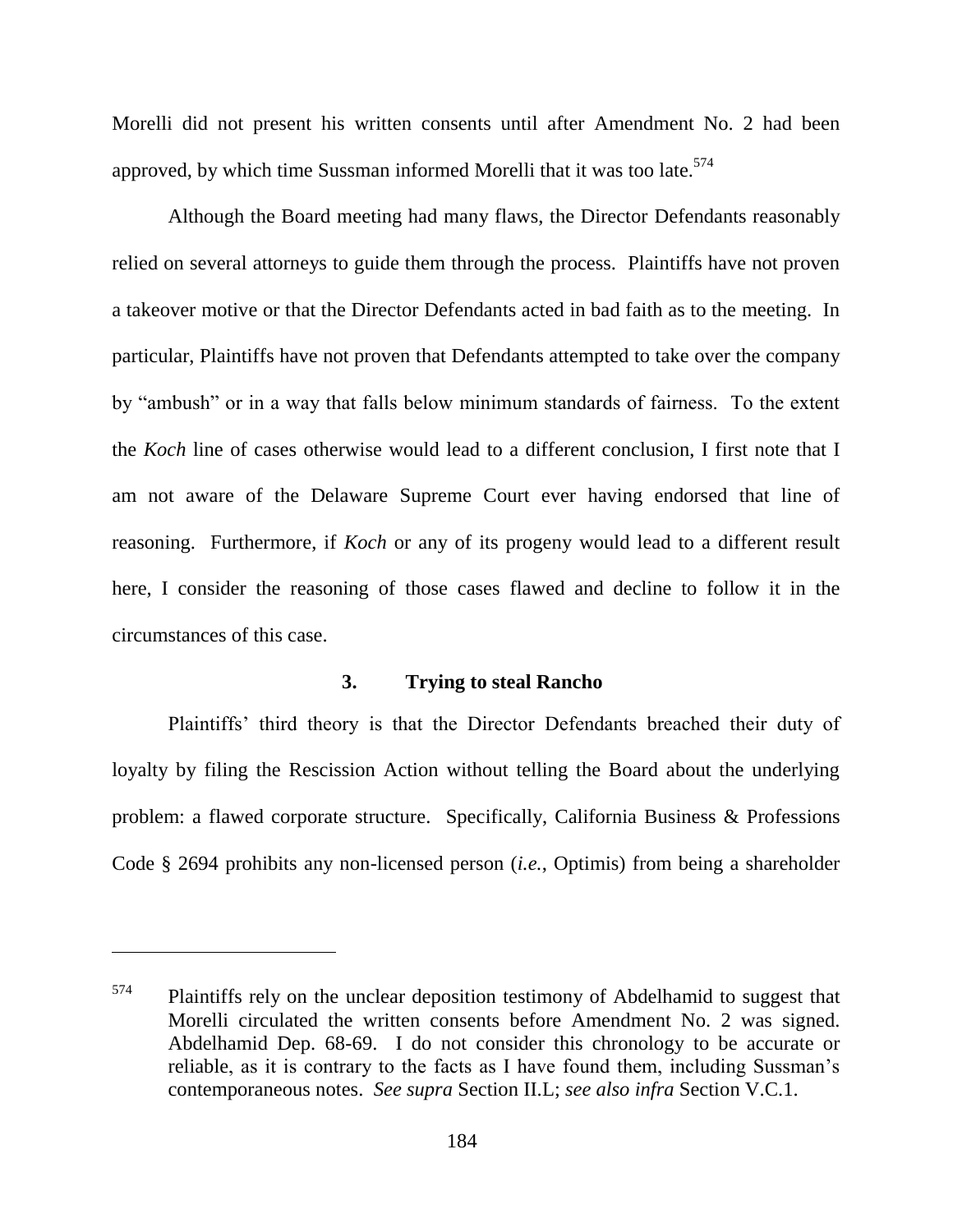Morelli did not present his written consents until after Amendment No. 2 had been approved, by which time Sussman informed Morelli that it was too late.[574]

Although the Board meeting had many flaws, the Director Defendants reasonably relied on several attorneys to guide them through the process. Plaintiffs have not proven a takeover motive or that the Director Defendants acted in bad faith as to the meeting. In particular, Plaintiffs have not proven that Defendants attempted to take over the company by "ambush" or in a way that falls below minimum standards of fairness. To the extent the *Koch* line of cases otherwise would lead to a different conclusion, I first note that I am not aware of the Delaware Supreme Court ever having endorsed that line of reasoning. Furthermore, if *Koch* or any of its progeny would lead to a different result here, I consider the reasoning of those cases flawed and decline to follow it in the circumstances of this case.

### 3. Trying to steal Rancho

Plaintiffs' third theory is that the Director Defendants breached their duty of loyalty by filing the Rescission Action without telling the Board about the underlying problem: a flawed corporate structure. Specifically, California Business & Professions Code § 2694 prohibits any non-licensed person (*i.e.*, Optimis) from being a shareholder

---

[574] Plaintiffs rely on the unclear deposition testimony of Abdelhamid to suggest that Morelli circulated the written consents before Amendment No. 2 was signed. Abdelhamid Dep. 68-69. I do not consider this chronology to be accurate or reliable, as it is contrary to the facts as I have found them, including Sussman's contemporaneous notes. *See supra* Section II.L; *see also infra* Section V.C.1.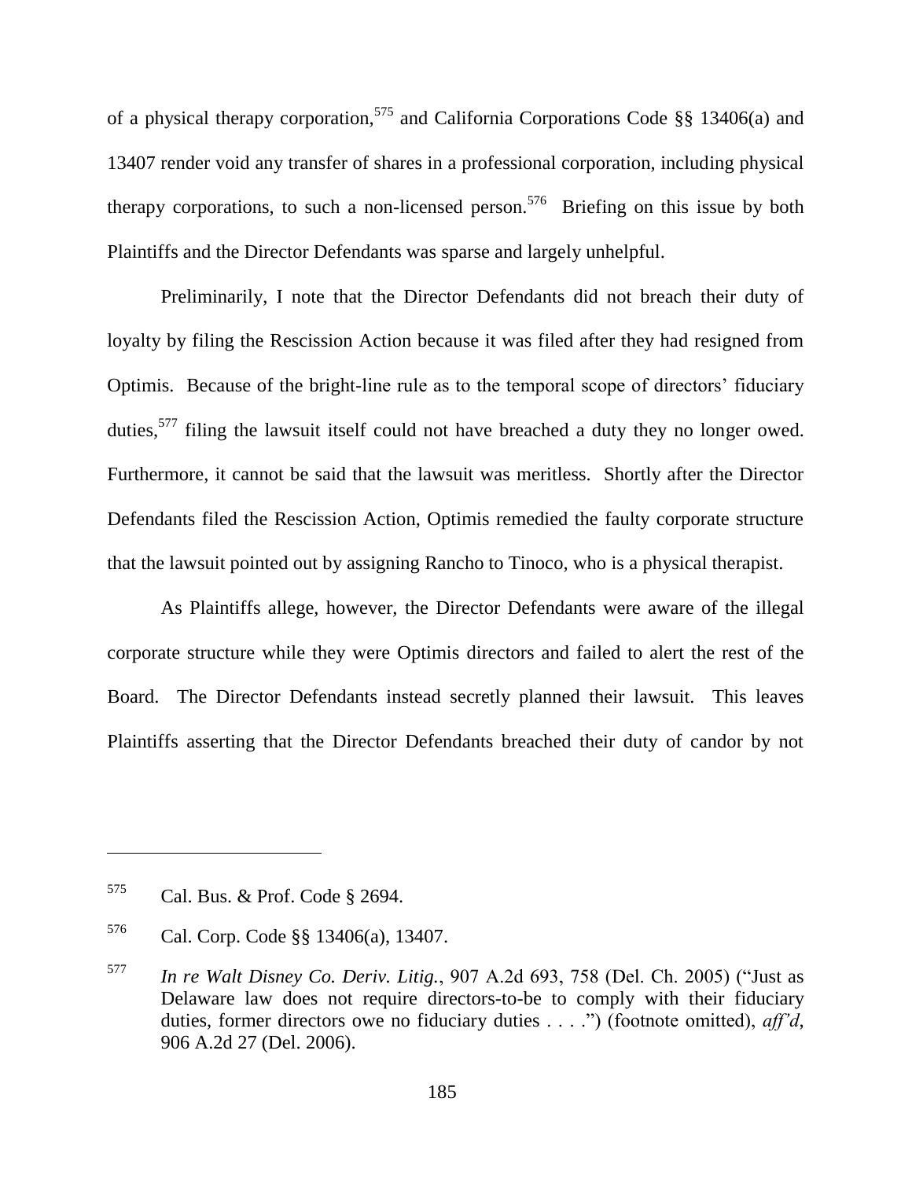of a physical therapy corporation,[575] and California Corporations Code §§ 13406(a) and 13407 render void any transfer of shares in a professional corporation, including physical therapy corporations, to such a non-licensed person.[576] Briefing on this issue by both Plaintiffs and the Director Defendants was sparse and largely unhelpful.

Preliminarily, I note that the Director Defendants did not breach their duty of loyalty by filing the Rescission Action because it was filed after they had resigned from Optimis. Because of the bright-line rule as to the temporal scope of directors' fiduciary duties,[577] filing the lawsuit itself could not have breached a duty they no longer owed. Furthermore, it cannot be said that the lawsuit was meritless. Shortly after the Director Defendants filed the Rescission Action, Optimis remedied the faulty corporate structure that the lawsuit pointed out by assigning Rancho to Tinoco, who is a physical therapist.

As Plaintiffs allege, however, the Director Defendants were aware of the illegal corporate structure while they were Optimis directors and failed to alert the rest of the Board. The Director Defendants instead secretly planned their lawsuit. This leaves Plaintiffs asserting that the Director Defendants breached their duty of candor by not

---

[575] Cal. Bus. & Prof. Code § 2694.

[576] Cal. Corp. Code §§ 13406(a), 13407.

[577] *In re Walt Disney Co. Deriv. Litig.*, 907 A.2d 693, 758 (Del. Ch. 2005) ("Just as Delaware law does not require directors-to-be to comply with their fiduciary duties, former directors owe no fiduciary duties . . . .") (footnote omitted), *aff'd*, 906 A.2d 27 (Del. 2006).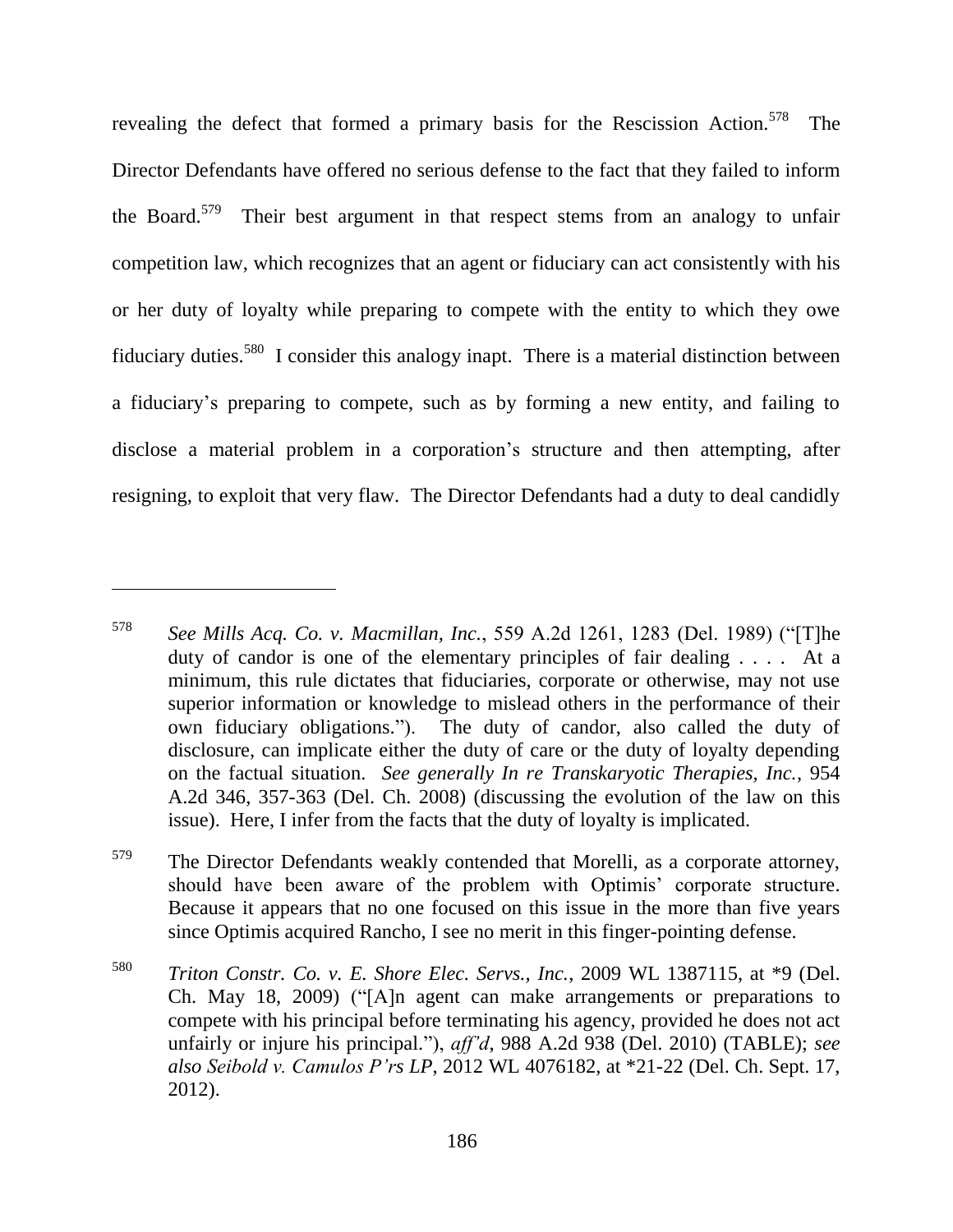revealing the defect that formed a primary basis for the Rescission Action.[578] The Director Defendants have offered no serious defense to the fact that they failed to inform the Board.[579] Their best argument in that respect stems from an analogy to unfair competition law, which recognizes that an agent or fiduciary can act consistently with his or her duty of loyalty while preparing to compete with the entity to which they owe fiduciary duties.[580] I consider this analogy inapt. There is a material distinction between a fiduciary's preparing to compete, such as by forming a new entity, and failing to disclose a material problem in a corporation's structure and then attempting, after resigning, to exploit that very flaw. The Director Defendants had a duty to deal candidly

---

[578] *See Mills Acq. Co. v. Macmillan, Inc.*, 559 A.2d 1261, 1283 (Del. 1989) ("[T]he duty of candor is one of the elementary principles of fair dealing . . . . At a minimum, this rule dictates that fiduciaries, corporate or otherwise, may not use superior information or knowledge to mislead others in the performance of their own fiduciary obligations."). The duty of candor, also called the duty of disclosure, can implicate either the duty of care or the duty of loyalty depending on the factual situation. *See generally In re Transkaryotic Therapies, Inc.*, 954 A.2d 346, 357-363 (Del. Ch. 2008) (discussing the evolution of the law on this issue). Here, I infer from the facts that the duty of loyalty is implicated.

[579] The Director Defendants weakly contended that Morelli, as a corporate attorney, should have been aware of the problem with Optimis' corporate structure. Because it appears that no one focused on this issue in the more than five years since Optimis acquired Rancho, I see no merit in this finger-pointing defense.

[580] *Triton Constr. Co. v. E. Shore Elec. Servs., Inc.*, 2009 WL 1387115, at *9 (Del. Ch. May 18, 2009) ("[A]n agent can make arrangements or preparations to compete with his principal before terminating his agency, provided he does not act unfairly or injure his principal."), *aff'd*, 988 A.2d 938 (Del. 2010) (TABLE); *see also Seibold v. Camulos P'rs LP*, 2012 WL 4076182, at *21-22 (Del. Ch. Sept. 17, 2012).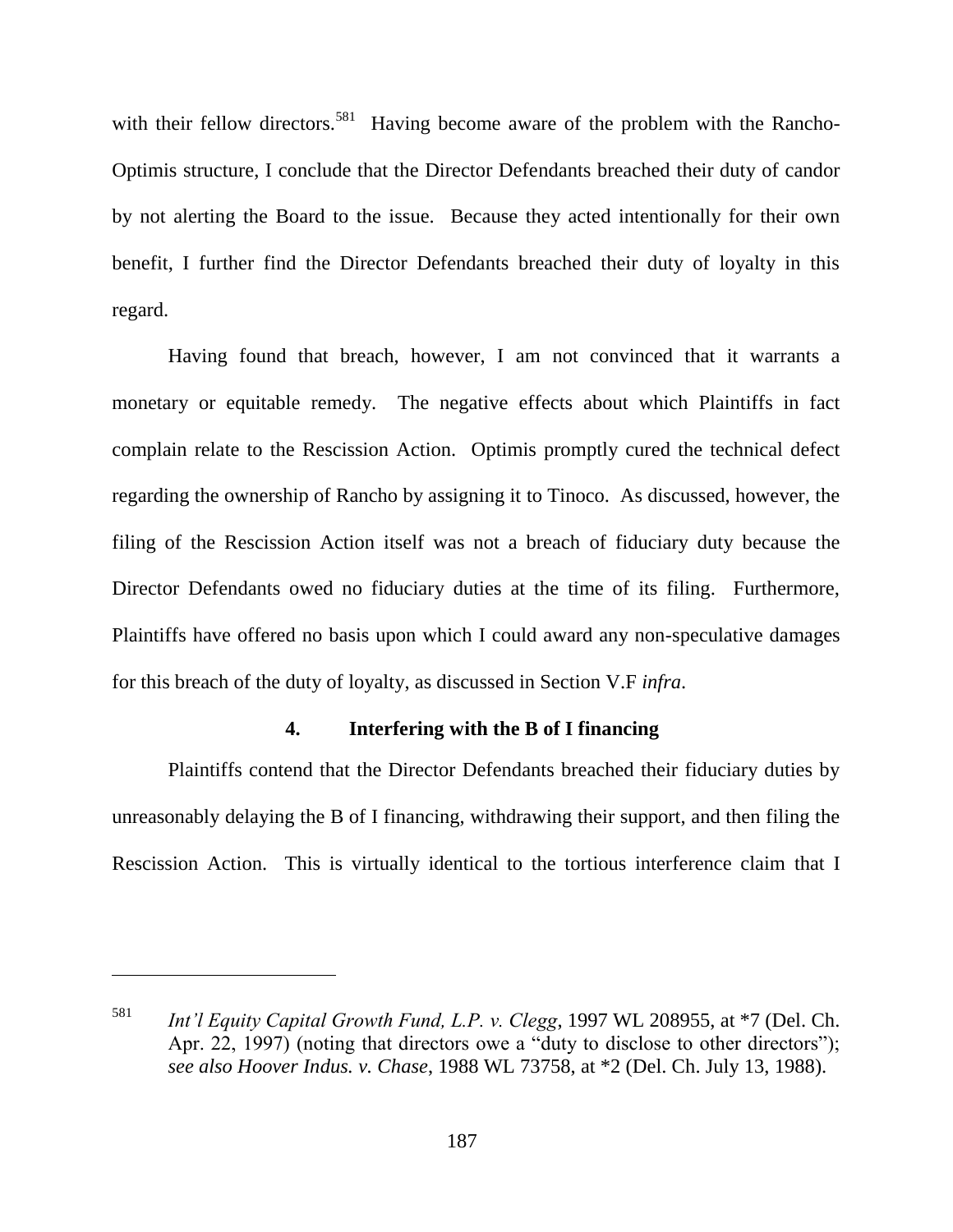with their fellow directors.[581] Having become aware of the problem with the Rancho-Optimis structure, I conclude that the Director Defendants breached their duty of candor by not alerting the Board to the issue. Because they acted intentionally for their own benefit, I further find the Director Defendants breached their duty of loyalty in this regard.

Having found that breach, however, I am not convinced that it warrants a monetary or equitable remedy. The negative effects about which Plaintiffs in fact complain relate to the Rescission Action. Optimis promptly cured the technical defect regarding the ownership of Rancho by assigning it to Tinoco. As discussed, however, the filing of the Rescission Action itself was not a breach of fiduciary duty because the Director Defendants owed no fiduciary duties at the time of its filing. Furthermore, Plaintiffs have offered no basis upon which I could award any non-speculative damages for this breach of the duty of loyalty, as discussed in Section V.F *infra*.

#### 4. Interfering with the B of I financing

Plaintiffs contend that the Director Defendants breached their fiduciary duties by unreasonably delaying the B of I financing, withdrawing their support, and then filing the Rescission Action. This is virtually identical to the tortious interference claim that I

---

[581] *Int'l Equity Capital Growth Fund, L.P. v. Clegg*, 1997 WL 208955, at *7 (Del. Ch. Apr. 22, 1997) (noting that directors owe a "duty to disclose to other directors"); *see also Hoover Indus. v. Chase*, 1988 WL 73758, at *2 (Del. Ch. July 13, 1988).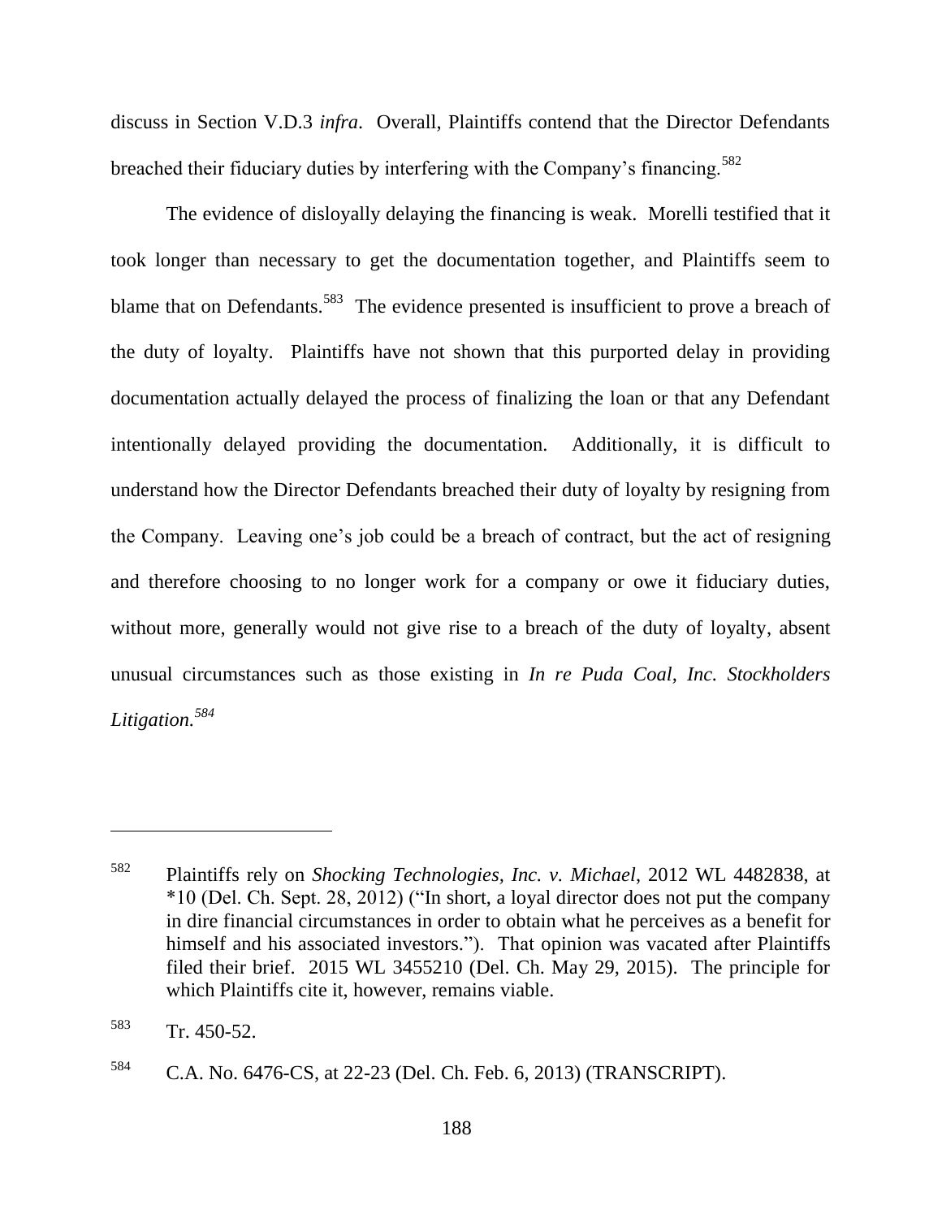discuss in Section V.D.3 *infra*. Overall, Plaintiffs contend that the Director Defendants breached their fiduciary duties by interfering with the Company's financing.[582]

The evidence of disloyally delaying the financing is weak. Morelli testified that it took longer than necessary to get the documentation together, and Plaintiffs seem to blame that on Defendants.[583] The evidence presented is insufficient to prove a breach of the duty of loyalty. Plaintiffs have not shown that this purported delay in providing documentation actually delayed the process of finalizing the loan or that any Defendant intentionally delayed providing the documentation. Additionally, it is difficult to understand how the Director Defendants breached their duty of loyalty by resigning from the Company. Leaving one's job could be a breach of contract, but the act of resigning and therefore choosing to no longer work for a company or owe it fiduciary duties, without more, generally would not give rise to a breach of the duty of loyalty, absent unusual circumstances such as those existing in *In re Puda Coal, Inc. Stockholders Litigation.*[584]

---

[582] Plaintiffs rely on *Shocking Technologies, Inc. v. Michael*, 2012 WL 4482838, at *10 (Del. Ch. Sept. 28, 2012) ("In short, a loyal director does not put the company in dire financial circumstances in order to obtain what he perceives as a benefit for himself and his associated investors."). That opinion was vacated after Plaintiffs filed their brief. 2015 WL 3455210 (Del. Ch. May 29, 2015). The principle for which Plaintiffs cite it, however, remains viable.

[583] Tr. 450-52.

[584] C.A. No. 6476-CS, at 22-23 (Del. Ch. Feb. 6, 2013) (TRANSCRIPT).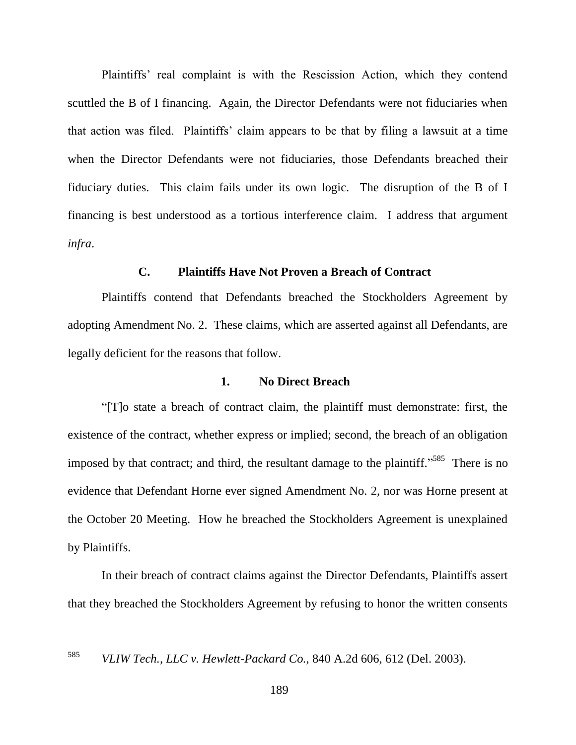Plaintiffs' real complaint is with the Rescission Action, which they contend scuttled the B of I financing. Again, the Director Defendants were not fiduciaries when that action was filed. Plaintiffs' claim appears to be that by filing a lawsuit at a time when the Director Defendants were not fiduciaries, those Defendants breached their fiduciary duties. This claim fails under its own logic. The disruption of the B of I financing is best understood as a tortious interference claim. I address that argument *infra*.

### C. Plaintiffs Have Not Proven a Breach of Contract

Plaintiffs contend that Defendants breached the Stockholders Agreement by adopting Amendment No. 2. These claims, which are asserted against all Defendants, are legally deficient for the reasons that follow.

#### 1. No Direct Breach

"[T]o state a breach of contract claim, the plaintiff must demonstrate: first, the existence of the contract, whether express or implied; second, the breach of an obligation imposed by that contract; and third, the resultant damage to the plaintiff."[585] There is no evidence that Defendant Horne ever signed Amendment No. 2, nor was Horne present at the October 20 Meeting. How he breached the Stockholders Agreement is unexplained by Plaintiffs.

In their breach of contract claims against the Director Defendants, Plaintiffs assert that they breached the Stockholders Agreement by refusing to honor the written consents

---

[585] *VLIW Tech., LLC v. Hewlett-Packard Co.*, 840 A.2d 606, 612 (Del. 2003).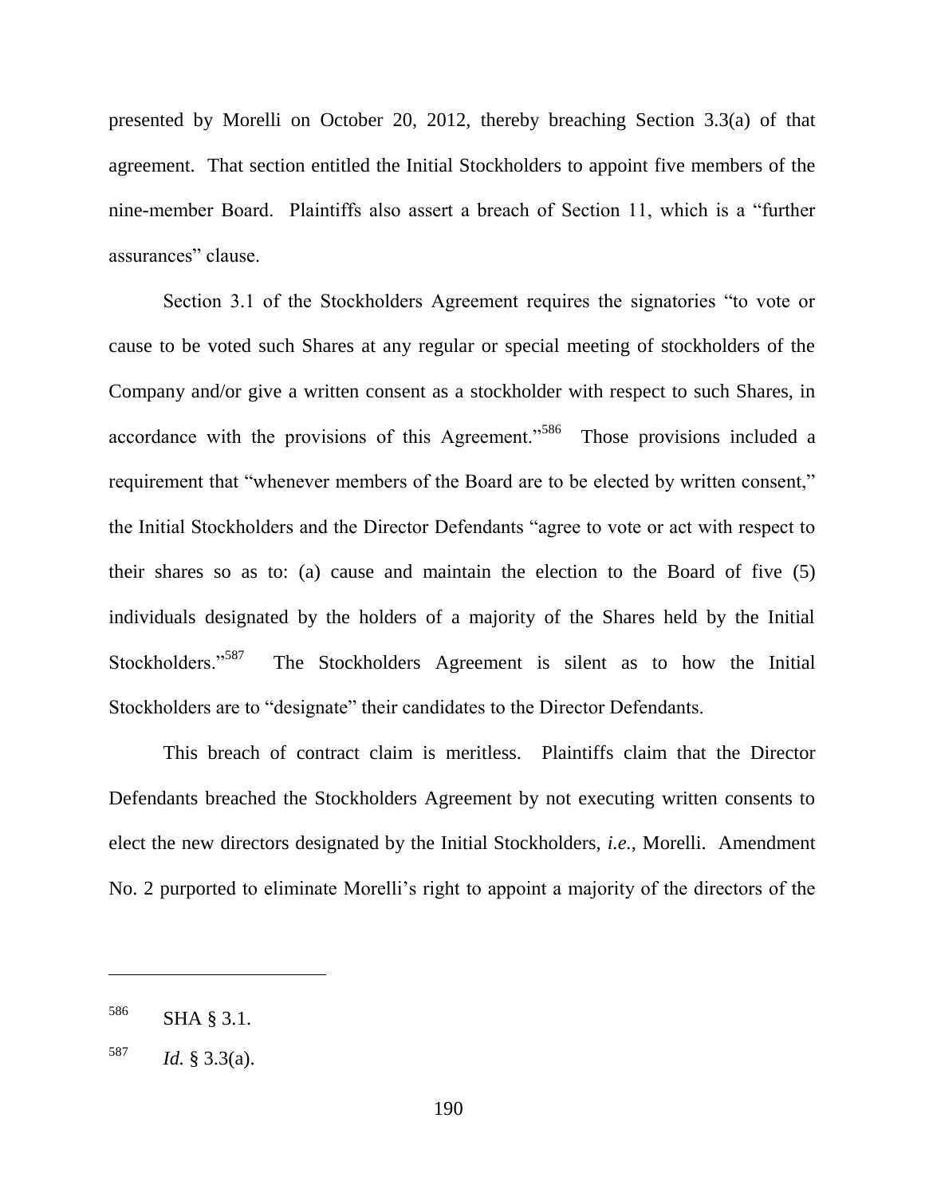presented by Morelli on October 20, 2012, thereby breaching Section 3.3(a) of that agreement. That section entitled the Initial Stockholders to appoint five members of the nine-member Board. Plaintiffs also assert a breach of Section 11, which is a "further assurances" clause.

Section 3.1 of the Stockholders Agreement requires the signatories "to vote or cause to be voted such Shares at any regular or special meeting of stockholders of the Company and/or give a written consent as a stockholder with respect to such Shares, in accordance with the provisions of this Agreement."[586] Those provisions included a requirement that "whenever members of the Board are to be elected by written consent," the Initial Stockholders and the Director Defendants "agree to vote or act with respect to their shares so as to: (a) cause and maintain the election to the Board of five (5) individuals designated by the holders of a majority of the Shares held by the Initial Stockholders."[587] The Stockholders Agreement is silent as to how the Initial Stockholders are to "designate" their candidates to the Director Defendants.

This breach of contract claim is meritless. Plaintiffs claim that the Director Defendants breached the Stockholders Agreement by not executing written consents to elect the new directors designated by the Initial Stockholders, *i.e.*, Morelli. Amendment No. 2 purported to eliminate Morelli's right to appoint a majority of the directors of the

---

[586] SHA § 3.1.

[587] *Id.* § 3.3(a).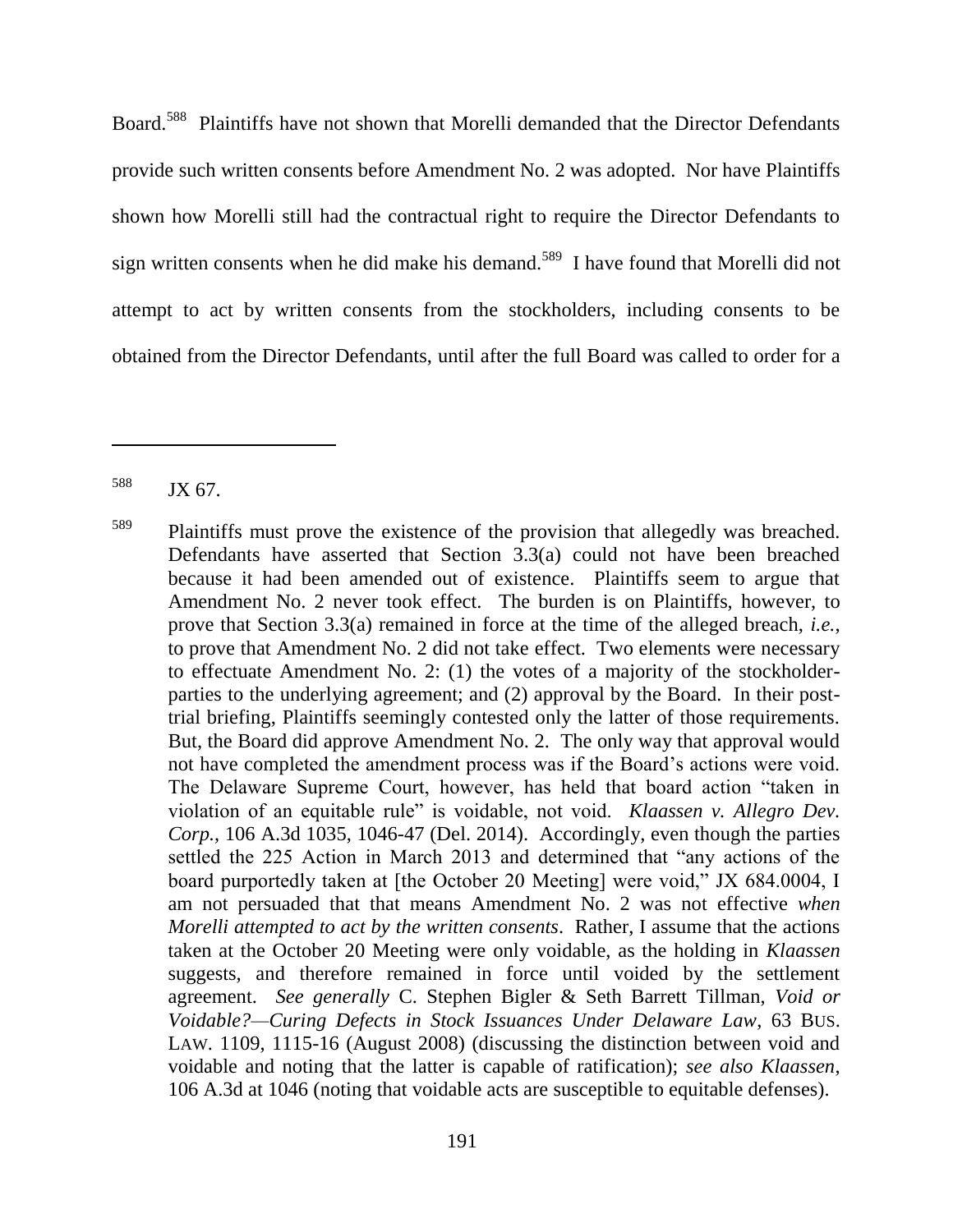Board.[588] Plaintiffs have not shown that Morelli demanded that the Director Defendants provide such written consents before Amendment No. 2 was adopted. Nor have Plaintiffs shown how Morelli still had the contractual right to require the Director Defendants to sign written consents when he did make his demand.[589] I have found that Morelli did not attempt to act by written consents from the stockholders, including consents to be obtained from the Director Defendants, until after the full Board was called to order for a

---

[588] JX 67.

[589] Plaintiffs must prove the existence of the provision that allegedly was breached. Defendants have asserted that Section 3.3(a) could not have been breached because it had been amended out of existence. Plaintiffs seem to argue that Amendment No. 2 never took effect. The burden is on Plaintiffs, however, to prove that Section 3.3(a) remained in force at the time of the alleged breach, *i.e.*, to prove that Amendment No. 2 did not take effect. Two elements were necessary to effectuate Amendment No. 2: (1) the votes of a majority of the stockholder-parties to the underlying agreement; and (2) approval by the Board. In their post-trial briefing, Plaintiffs seemingly contested only the latter of those requirements. But, the Board did approve Amendment No. 2. The only way that approval would not have completed the amendment process was if the Board's actions were void. The Delaware Supreme Court, however, has held that board action "taken in violation of an equitable rule" is voidable, not void. *Klaassen v. Allegro Dev. Corp.*, 106 A.3d 1035, 1046-47 (Del. 2014). Accordingly, even though the parties settled the 225 Action in March 2013 and determined that "any actions of the board purportedly taken at [the October 20 Meeting] were void," JX 684.0004, I am not persuaded that that means Amendment No. 2 was not effective *when Morelli attempted to act by the written consents*. Rather, I assume that the actions taken at the October 20 Meeting were only voidable, as the holding in *Klaassen* suggests, and therefore remained in force until voided by the settlement agreement. *See generally* C. Stephen Bigler & Seth Barrett Tillman, *Void or Voidable?—Curing Defects in Stock Issuances Under Delaware Law*, 63 BUS. LAW. 1109, 1115-16 (August 2008) (discussing the distinction between void and voidable and noting that the latter is capable of ratification); *see also Klaassen*, 106 A.3d at 1046 (noting that voidable acts are susceptible to equitable defenses).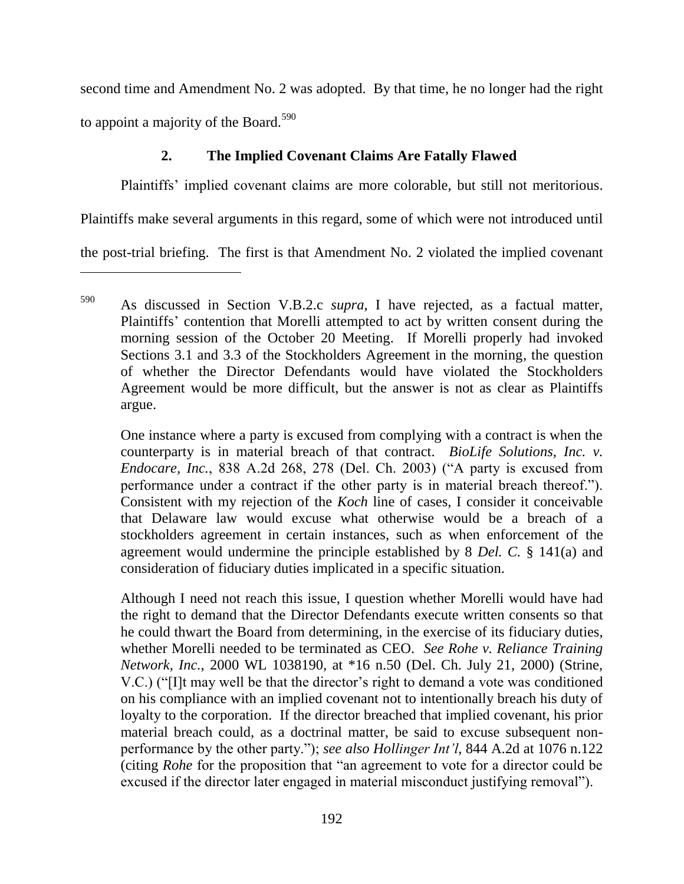second time and Amendment No. 2 was adopted. By that time, he no longer had the right to appoint a majority of the Board.[590]

### 2. The Implied Covenant Claims Are Fatally Flawed

Plaintiffs' implied covenant claims are more colorable, but still not meritorious. Plaintiffs make several arguments in this regard, some of which were not introduced until the post-trial briefing. The first is that Amendment No. 2 violated the implied covenant

---

[590] As discussed in Section V.B.2.c *supra*, I have rejected, as a factual matter, Plaintiffs' contention that Morelli attempted to act by written consent during the morning session of the October 20 Meeting. If Morelli properly had invoked Sections 3.1 and 3.3 of the Stockholders Agreement in the morning, the question of whether the Director Defendants would have violated the Stockholders Agreement would be more difficult, but the answer is not as clear as Plaintiffs argue.

One instance where a party is excused from complying with a contract is when the counterparty is in material breach of that contract. *BioLife Solutions, Inc. v. Endocare, Inc.*, 838 A.2d 268, 278 (Del. Ch. 2003) ("A party is excused from performance under a contract if the other party is in material breach thereof."). Consistent with my rejection of the *Koch* line of cases, I consider it conceivable that Delaware law would excuse what otherwise would be a breach of a stockholders agreement in certain instances, such as when enforcement of the agreement would undermine the principle established by 8 *Del. C.* § 141(a) and consideration of fiduciary duties implicated in a specific situation.

Although I need not reach this issue, I question whether Morelli would have had the right to demand that the Director Defendants execute written consents so that he could thwart the Board from determining, in the exercise of its fiduciary duties, whether Morelli needed to be terminated as CEO. *See Rohe v. Reliance Training Network, Inc.*, 2000 WL 1038190, at *16 n.50 (Del. Ch. July 21, 2000) (Strine, V.C.) ("[I]t may well be that the director's right to demand a vote was conditioned on his compliance with an implied covenant not to intentionally breach his duty of loyalty to the corporation. If the director breached that implied covenant, his prior material breach could, as a doctrinal matter, be said to excuse subsequent non-performance by the other party."); *see also Hollinger Int'l*, 844 A.2d at 1076 n.122 (citing *Rohe* for the proposition that "an agreement to vote for a director could be excused if the director later engaged in material misconduct justifying removal").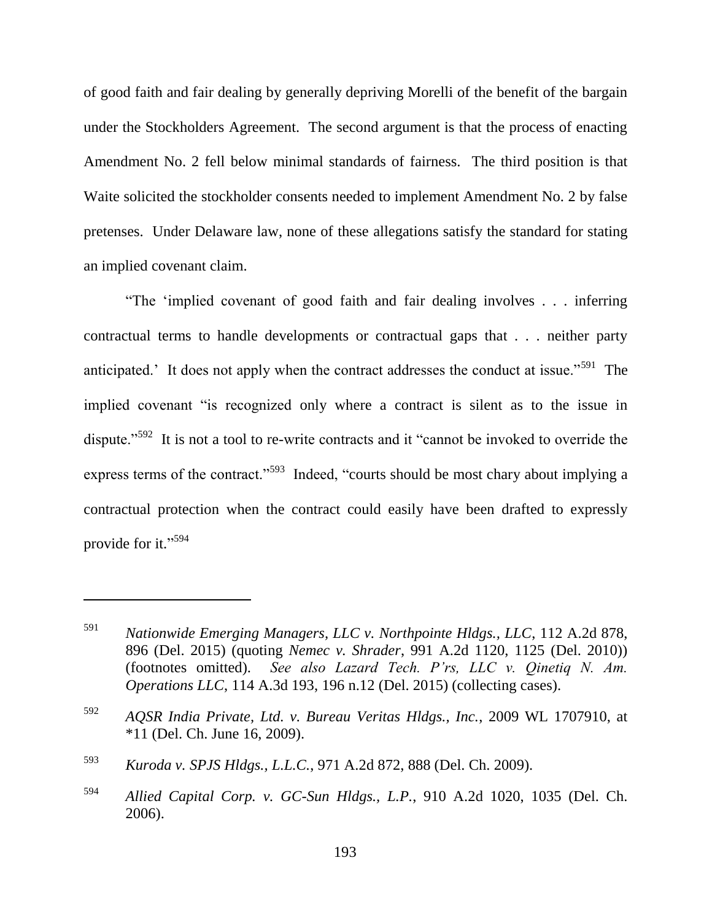of good faith and fair dealing by generally depriving Morelli of the benefit of the bargain under the Stockholders Agreement. The second argument is that the process of enacting Amendment No. 2 fell below minimal standards of fairness. The third position is that Waite solicited the stockholder consents needed to implement Amendment No. 2 by false pretenses. Under Delaware law, none of these allegations satisfy the standard for stating an implied covenant claim.

"The 'implied covenant of good faith and fair dealing involves . . . inferring contractual terms to handle developments or contractual gaps that . . . neither party anticipated.' It does not apply when the contract addresses the conduct at issue."[591] The implied covenant "is recognized only where a contract is silent as to the issue in dispute."[592] It is not a tool to re-write contracts and it "cannot be invoked to override the express terms of the contract."[593] Indeed, "courts should be most chary about implying a contractual protection when the contract could easily have been drafted to expressly provide for it."[594]

---

[591] *Nationwide Emerging Managers, LLC v. Northpointe Hldgs., LLC*, 112 A.2d 878, 896 (Del. 2015) (quoting *Nemec v. Shrader*, 991 A.2d 1120, 1125 (Del. 2010)) (footnotes omitted). *See also Lazard Tech. P'rs, LLC v. Qinetiq N. Am. Operations LLC*, 114 A.3d 193, 196 n.12 (Del. 2015) (collecting cases).

[592] *AQSR India Private, Ltd. v. Bureau Veritas Hldgs., Inc.*, 2009 WL 1707910, at *11 (Del. Ch. June 16, 2009).

[593] *Kuroda v. SPJS Hldgs., L.L.C.*, 971 A.2d 872, 888 (Del. Ch. 2009).

[594] *Allied Capital Corp. v. GC-Sun Hldgs., L.P.*, 910 A.2d 1020, 1035 (Del. Ch. 2006).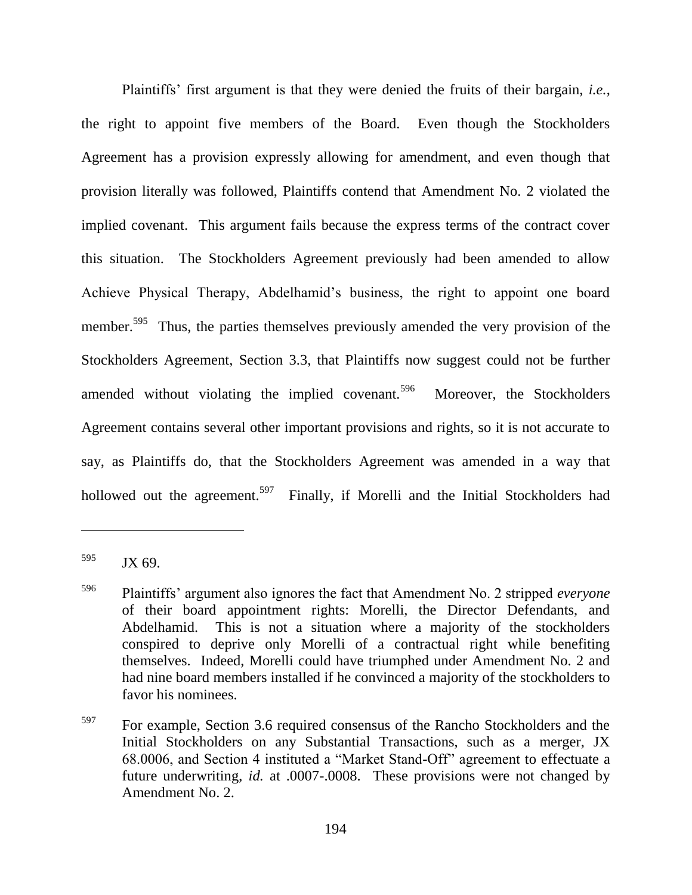Plaintiffs' first argument is that they were denied the fruits of their bargain, *i.e.*, the right to appoint five members of the Board. Even though the Stockholders Agreement has a provision expressly allowing for amendment, and even though that provision literally was followed, Plaintiffs contend that Amendment No. 2 violated the implied covenant. This argument fails because the express terms of the contract cover this situation. The Stockholders Agreement previously had been amended to allow Achieve Physical Therapy, Abdelhamid's business, the right to appoint one board member.[595] Thus, the parties themselves previously amended the very provision of the Stockholders Agreement, Section 3.3, that Plaintiffs now suggest could not be further amended without violating the implied covenant.[596] Moreover, the Stockholders Agreement contains several other important provisions and rights, so it is not accurate to say, as Plaintiffs do, that the Stockholders Agreement was amended in a way that hollowed out the agreement.[597] Finally, if Morelli and the Initial Stockholders had

---

[595] JX 69.

[596] Plaintiffs' argument also ignores the fact that Amendment No. 2 stripped *everyone* of their board appointment rights: Morelli, the Director Defendants, and Abdelhamid. This is not a situation where a majority of the stockholders conspired to deprive only Morelli of a contractual right while benefiting themselves. Indeed, Morelli could have triumphed under Amendment No. 2 and had nine board members installed if he convinced a majority of the stockholders to favor his nominees.

[597] For example, Section 3.6 required consensus of the Rancho Stockholders and the Initial Stockholders on any Substantial Transactions, such as a merger, JX 68.0006, and Section 4 instituted a "Market Stand-Off" agreement to effectuate a future underwriting, *id.* at .0007-.0008. These provisions were not changed by Amendment No. 2.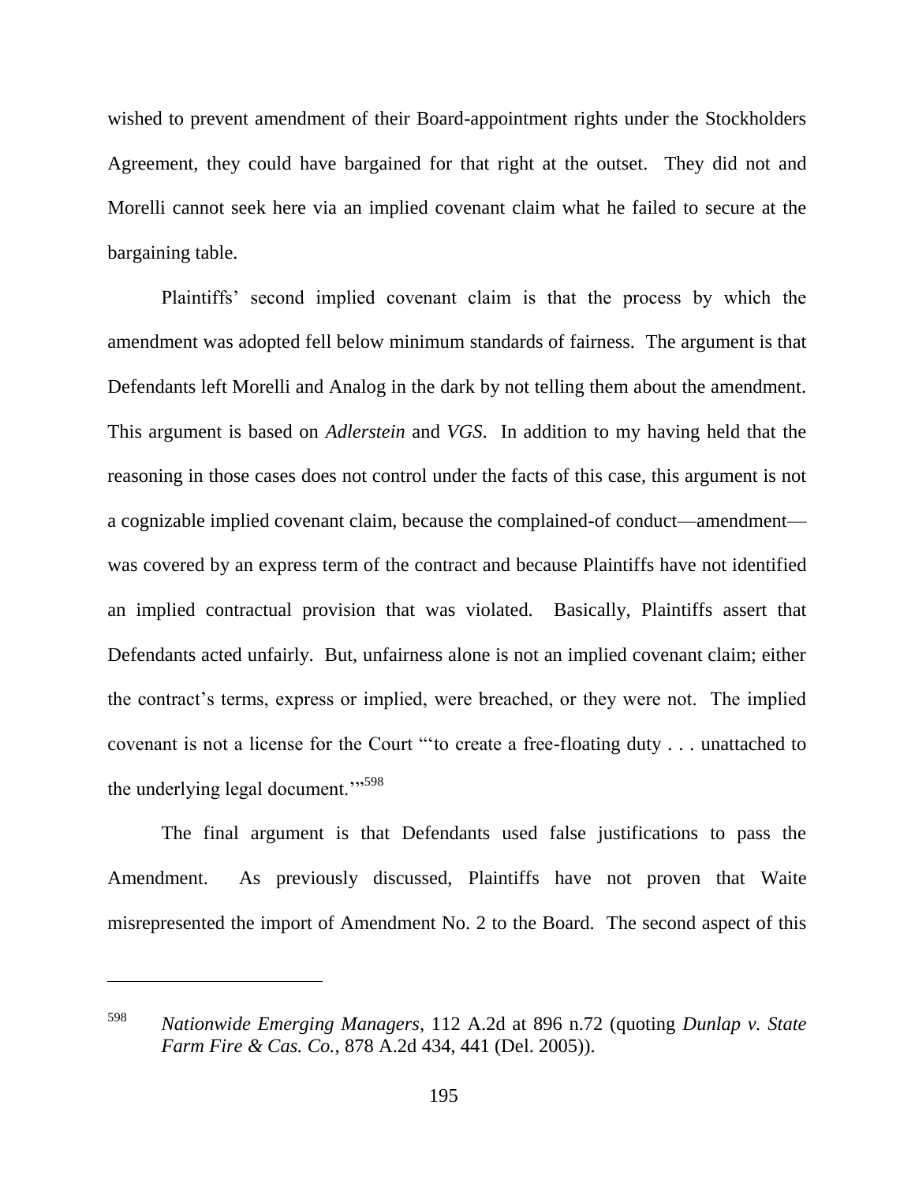wished to prevent amendment of their Board-appointment rights under the Stockholders Agreement, they could have bargained for that right at the outset. They did not and Morelli cannot seek here via an implied covenant claim what he failed to secure at the bargaining table.

Plaintiffs' second implied covenant claim is that the process by which the amendment was adopted fell below minimum standards of fairness. The argument is that Defendants left Morelli and Analog in the dark by not telling them about the amendment. This argument is based on *Adlerstein* and *VGS*. In addition to my having held that the reasoning in those cases does not control under the facts of this case, this argument is not a cognizable implied covenant claim, because the complained-of conduct—amendment—was covered by an express term of the contract and because Plaintiffs have not identified an implied contractual provision that was violated. Basically, Plaintiffs assert that Defendants acted unfairly. But, unfairness alone is not an implied covenant claim; either the contract's terms, express or implied, were breached, or they were not. The implied covenant is not a license for the Court "'to create a free-floating duty . . . unattached to the underlying legal document.'"[598]

The final argument is that Defendants used false justifications to pass the Amendment. As previously discussed, Plaintiffs have not proven that Waite misrepresented the import of Amendment No. 2 to the Board. The second aspect of this

---

[598] *Nationwide Emerging Managers*, 112 A.2d at 896 n.72 (quoting *Dunlap v. State Farm Fire & Cas. Co.*, 878 A.2d 434, 441 (Del. 2005)).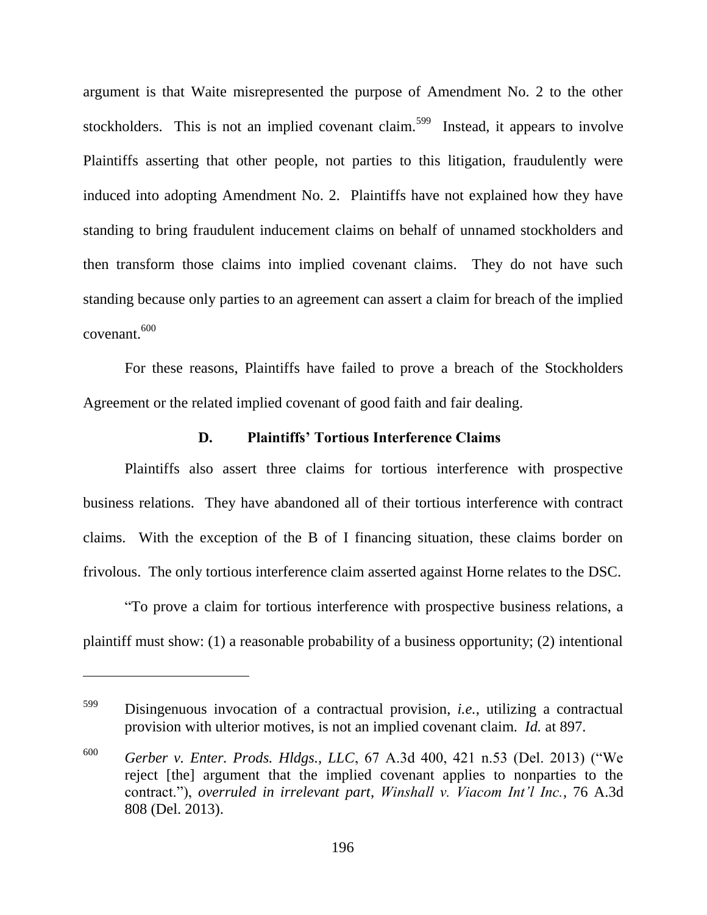argument is that Waite misrepresented the purpose of Amendment No. 2 to the other stockholders. This is not an implied covenant claim.[599] Instead, it appears to involve Plaintiffs asserting that other people, not parties to this litigation, fraudulently were induced into adopting Amendment No. 2. Plaintiffs have not explained how they have standing to bring fraudulent inducement claims on behalf of unnamed stockholders and then transform those claims into implied covenant claims. They do not have such standing because only parties to an agreement can assert a claim for breach of the implied covenant.[600]

For these reasons, Plaintiffs have failed to prove a breach of the Stockholders Agreement or the related implied covenant of good faith and fair dealing.

### D. Plaintiffs' Tortious Interference Claims

Plaintiffs also assert three claims for tortious interference with prospective business relations. They have abandoned all of their tortious interference with contract claims. With the exception of the B of I financing situation, these claims border on frivolous. The only tortious interference claim asserted against Horne relates to the DSC.

"To prove a claim for tortious interference with prospective business relations, a plaintiff must show: (1) a reasonable probability of a business opportunity; (2) intentional

---

[599] Disingenuous invocation of a contractual provision, *i.e.*, utilizing a contractual provision with ulterior motives, is not an implied covenant claim. *Id.* at 897.

[600] *Gerber v. Enter. Prods. Hldgs., LLC*, 67 A.3d 400, 421 n.53 (Del. 2013) ("We reject [the] argument that the implied covenant applies to nonparties to the contract."), *overruled in irrelevant part*, *Winshall v. Viacom Int'l Inc.*, 76 A.3d 808 (Del. 2013).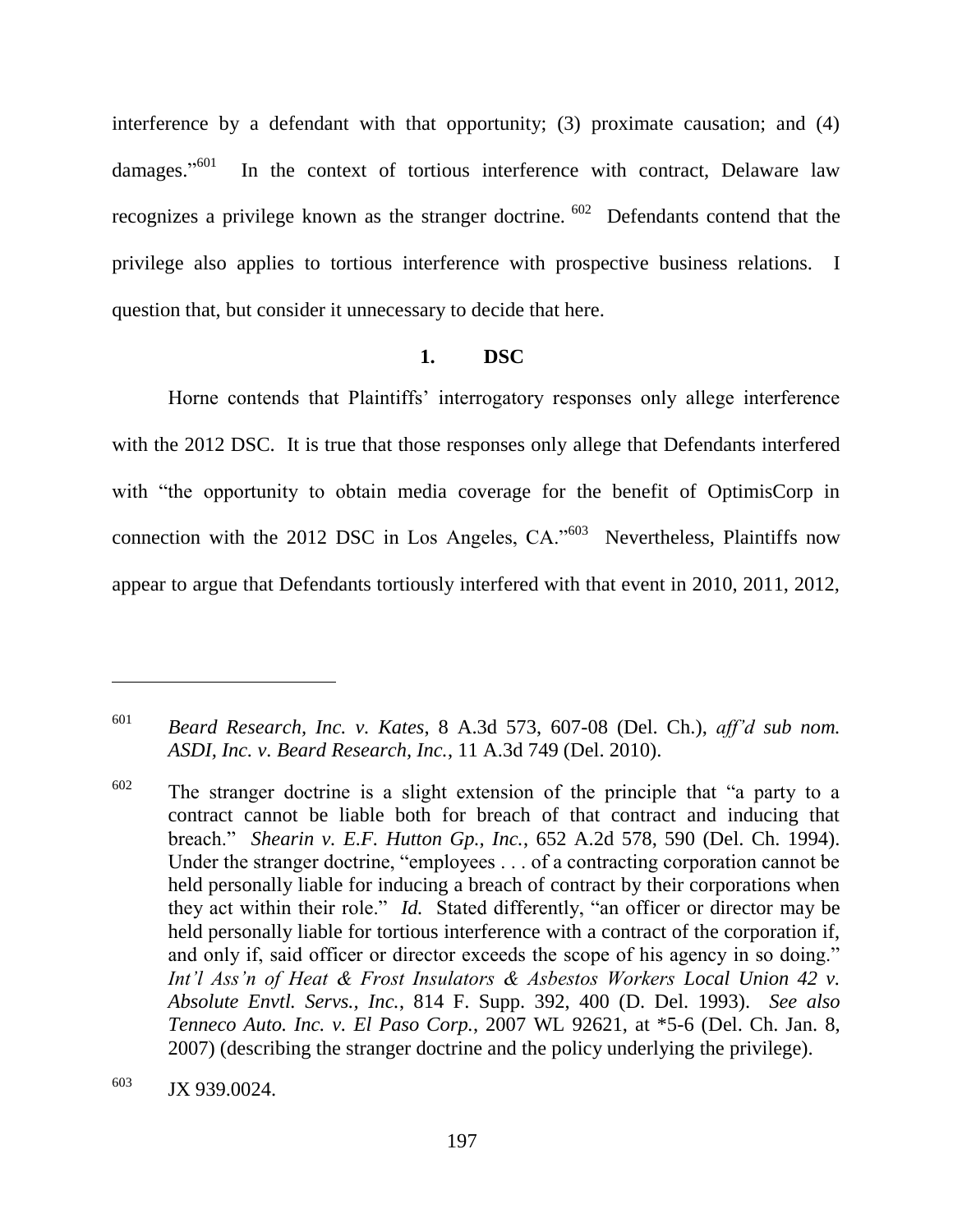interference by a defendant with that opportunity; (3) proximate causation; and (4) damages."[601] In the context of tortious interference with contract, Delaware law recognizes a privilege known as the stranger doctrine. [602] Defendants contend that the privilege also applies to tortious interference with prospective business relations. I question that, but consider it unnecessary to decide that here.

### 1. DSC

Horne contends that Plaintiffs' interrogatory responses only allege interference with the 2012 DSC. It is true that those responses only allege that Defendants interfered with "the opportunity to obtain media coverage for the benefit of OptimisCorp in connection with the 2012 DSC in Los Angeles, CA."[603] Nevertheless, Plaintiffs now appear to argue that Defendants tortiously interfered with that event in 2010, 2011, 2012,

---

[601] *Beard Research, Inc. v. Kates*, 8 A.3d 573, 607-08 (Del. Ch.), *aff'd sub nom. ASDI, Inc. v. Beard Research, Inc.*, 11 A.3d 749 (Del. 2010).

[602] The stranger doctrine is a slight extension of the principle that "a party to a contract cannot be liable both for breach of that contract and inducing that breach." *Shearin v. E.F. Hutton Gp., Inc.*, 652 A.2d 578, 590 (Del. Ch. 1994). Under the stranger doctrine, "employees . . . of a contracting corporation cannot be held personally liable for inducing a breach of contract by their corporations when they act within their role." *Id.* Stated differently, "an officer or director may be held personally liable for tortious interference with a contract of the corporation if, and only if, said officer or director exceeds the scope of his agency in so doing." *Int'l Ass'n of Heat & Frost Insulators & Asbestos Workers Local Union 42 v. Absolute Envtl. Servs., Inc.*, 814 F. Supp. 392, 400 (D. Del. 1993). *See also Tenneco Auto. Inc. v. El Paso Corp.*, 2007 WL 92621, at *5-6 (Del. Ch. Jan. 8, 2007) (describing the stranger doctrine and the policy underlying the privilege).

[603] JX 939.0024.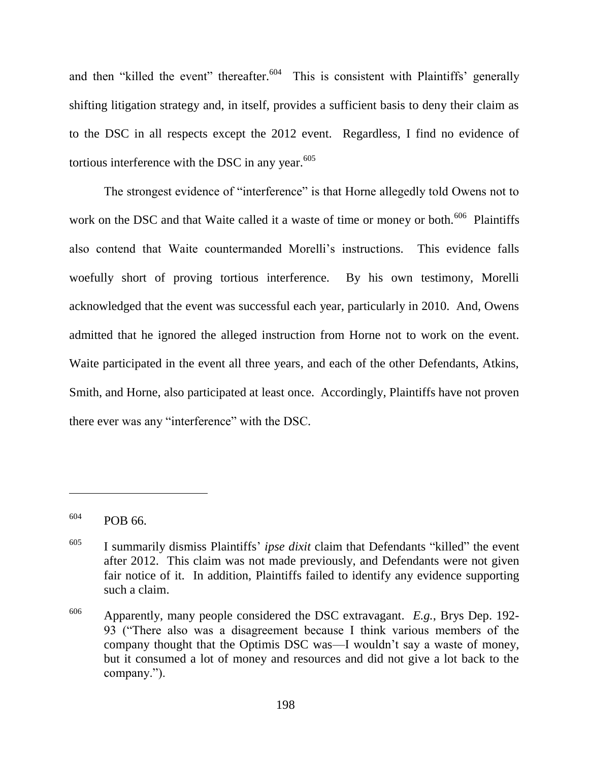and then "killed the event" thereafter.[604] This is consistent with Plaintiffs' generally shifting litigation strategy and, in itself, provides a sufficient basis to deny their claim as to the DSC in all respects except the 2012 event. Regardless, I find no evidence of tortious interference with the DSC in any year.[605]

The strongest evidence of "interference" is that Horne allegedly told Owens not to work on the DSC and that Waite called it a waste of time or money or both.[606] Plaintiffs also contend that Waite countermanded Morelli's instructions. This evidence falls woefully short of proving tortious interference. By his own testimony, Morelli acknowledged that the event was successful each year, particularly in 2010. And, Owens admitted that he ignored the alleged instruction from Horne not to work on the event. Waite participated in the event all three years, and each of the other Defendants, Atkins, Smith, and Horne, also participated at least once. Accordingly, Plaintiffs have not proven there ever was any "interference" with the DSC.

---

[604] POB 66.

[605] I summarily dismiss Plaintiffs' *ipse dixit* claim that Defendants "killed" the event after 2012. This claim was not made previously, and Defendants were not given fair notice of it. In addition, Plaintiffs failed to identify any evidence supporting such a claim.

[606] Apparently, many people considered the DSC extravagant. *E.g.*, Brys Dep. 192-93 ("There also was a disagreement because I think various members of the company thought that the Optimis DSC was—I wouldn't say a waste of money, but it consumed a lot of money and resources and did not give a lot back to the company.").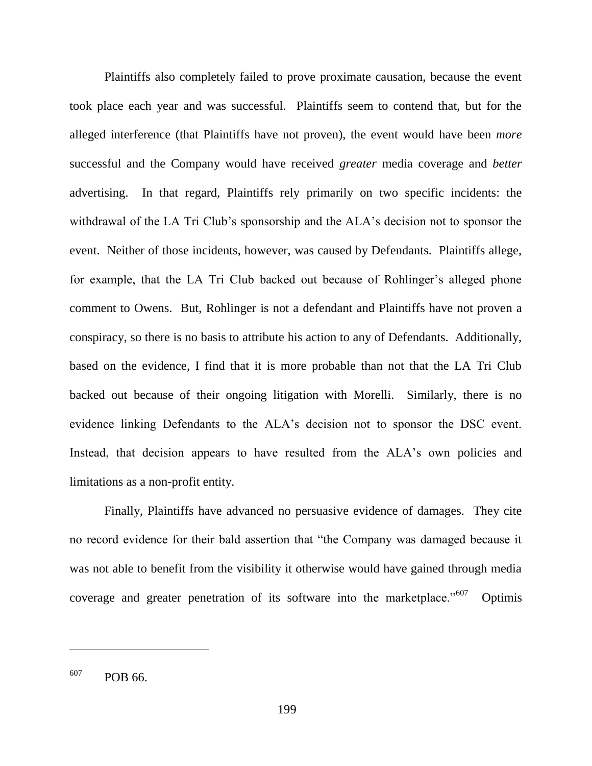Plaintiffs also completely failed to prove proximate causation, because the event took place each year and was successful. Plaintiffs seem to contend that, but for the alleged interference (that Plaintiffs have not proven), the event would have been *more* successful and the Company would have received *greater* media coverage and *better* advertising. In that regard, Plaintiffs rely primarily on two specific incidents: the withdrawal of the LA Tri Club's sponsorship and the ALA's decision not to sponsor the event. Neither of those incidents, however, was caused by Defendants. Plaintiffs allege, for example, that the LA Tri Club backed out because of Rohlinger's alleged phone comment to Owens. But, Rohlinger is not a defendant and Plaintiffs have not proven a conspiracy, so there is no basis to attribute his action to any of Defendants. Additionally, based on the evidence, I find that it is more probable than not that the LA Tri Club backed out because of their ongoing litigation with Morelli. Similarly, there is no evidence linking Defendants to the ALA's decision not to sponsor the DSC event. Instead, that decision appears to have resulted from the ALA's own policies and limitations as a non-profit entity.

Finally, Plaintiffs have advanced no persuasive evidence of damages. They cite no record evidence for their bald assertion that "the Company was damaged because it was not able to benefit from the visibility it otherwise would have gained through media coverage and greater penetration of its software into the marketplace."[607] Optimis

---

[607] POB 66.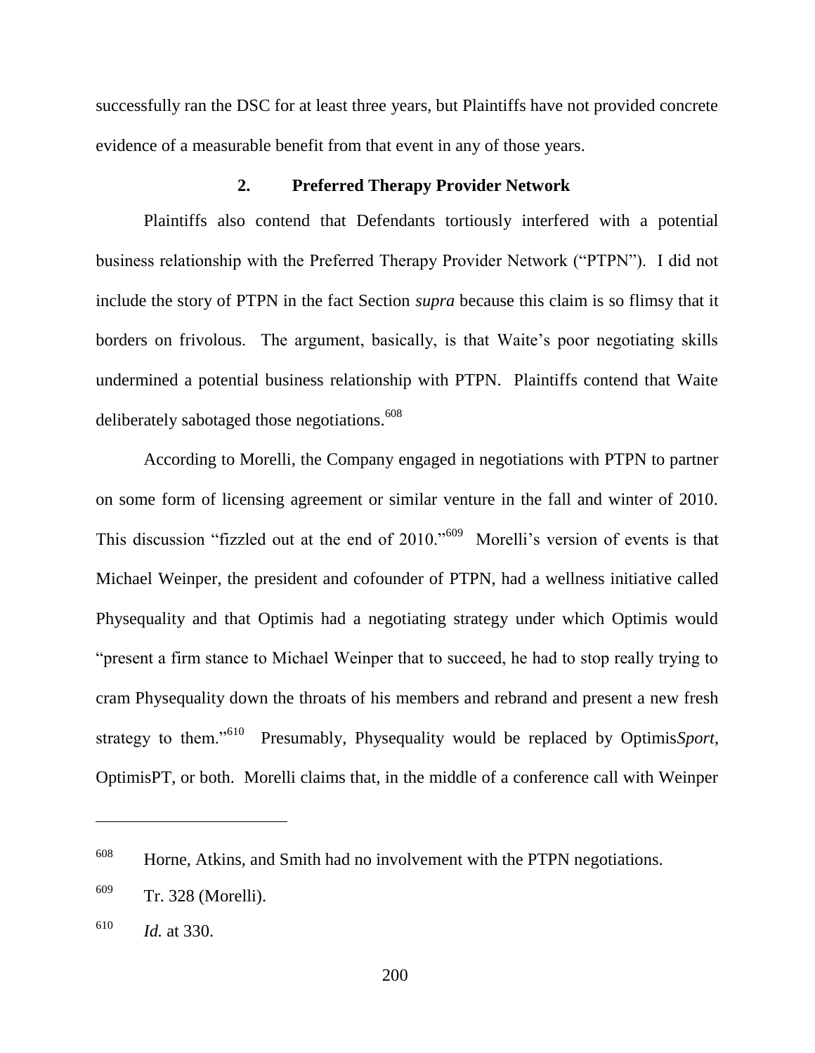successfully ran the DSC for at least three years, but Plaintiffs have not provided concrete evidence of a measurable benefit from that event in any of those years.

### 2. Preferred Therapy Provider Network

Plaintiffs also contend that Defendants tortiously interfered with a potential business relationship with the Preferred Therapy Provider Network ("PTPN"). I did not include the story of PTPN in the fact Section *supra* because this claim is so flimsy that it borders on frivolous. The argument, basically, is that Waite's poor negotiating skills undermined a potential business relationship with PTPN. Plaintiffs contend that Waite deliberately sabotaged those negotiations.[608]

According to Morelli, the Company engaged in negotiations with PTPN to partner on some form of licensing agreement or similar venture in the fall and winter of 2010. This discussion "fizzled out at the end of 2010."[609] Morelli's version of events is that Michael Weinper, the president and cofounder of PTPN, had a wellness initiative called Physequality and that Optimis had a negotiating strategy under which Optimis would "present a firm stance to Michael Weinper that to succeed, he had to stop really trying to cram Physequality down the throats of his members and rebrand and present a new fresh strategy to them."[610] Presumably, Physequality would be replaced by Optimis*Sport*, OptimisPT, or both. Morelli claims that, in the middle of a conference call with Weinper

---

[608] Horne, Atkins, and Smith had no involvement with the PTPN negotiations.

[609] Tr. 328 (Morelli).

[610] *Id.* at 330.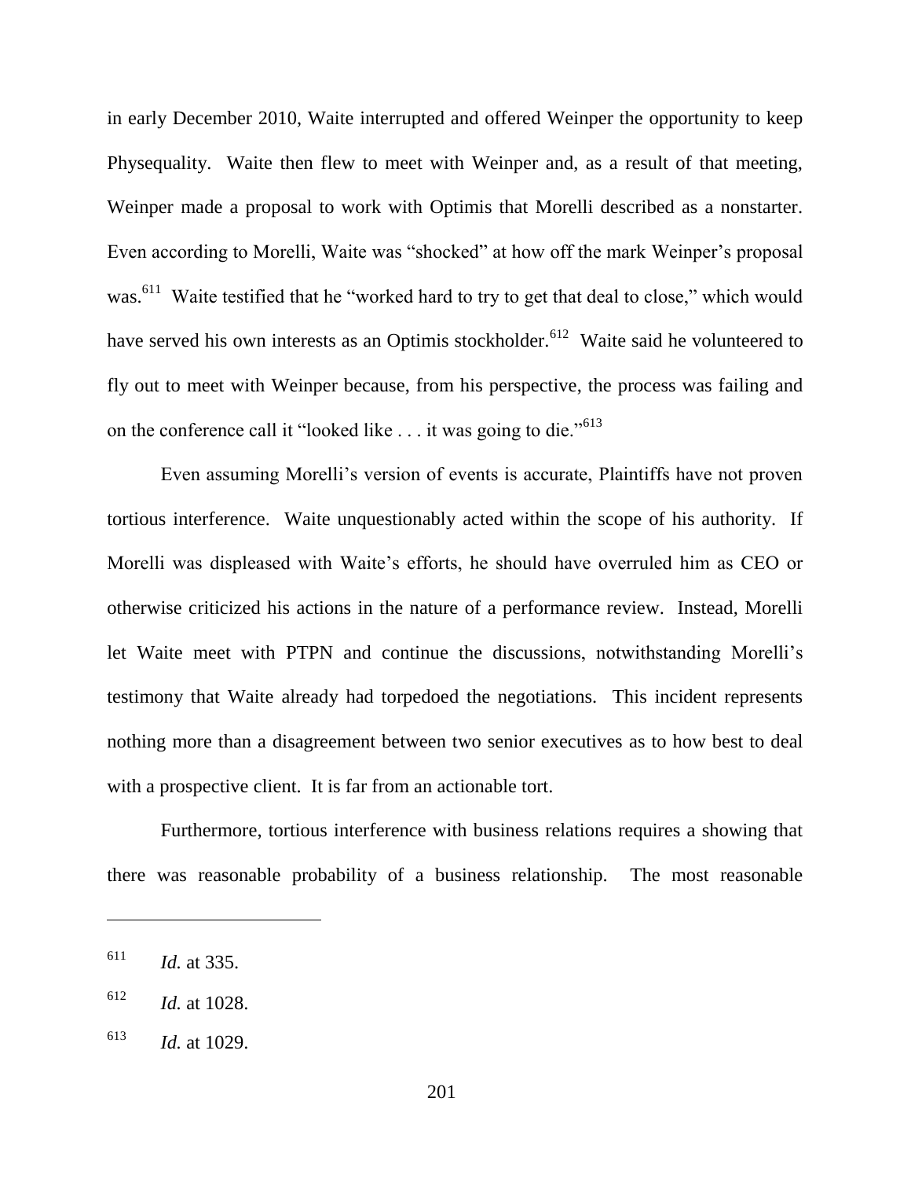in early December 2010, Waite interrupted and offered Weinper the opportunity to keep Physequality. Waite then flew to meet with Weinper and, as a result of that meeting, Weinper made a proposal to work with Optimis that Morelli described as a nonstarter. Even according to Morelli, Waite was "shocked" at how off the mark Weinper's proposal was.[611] Waite testified that he "worked hard to try to get that deal to close," which would have served his own interests as an Optimis stockholder.[612] Waite said he volunteered to fly out to meet with Weinper because, from his perspective, the process was failing and on the conference call it "looked like . . . it was going to die."[613]

Even assuming Morelli's version of events is accurate, Plaintiffs have not proven tortious interference. Waite unquestionably acted within the scope of his authority. If Morelli was displeased with Waite's efforts, he should have overruled him as CEO or otherwise criticized his actions in the nature of a performance review. Instead, Morelli let Waite meet with PTPN and continue the discussions, notwithstanding Morelli's testimony that Waite already had torpedoed the negotiations. This incident represents nothing more than a disagreement between two senior executives as to how best to deal with a prospective client. It is far from an actionable tort.

Furthermore, tortious interference with business relations requires a showing that there was reasonable probability of a business relationship. The most reasonable

---

[611] *Id.* at 335.

[612] *Id.* at 1028.

[613] *Id.* at 1029.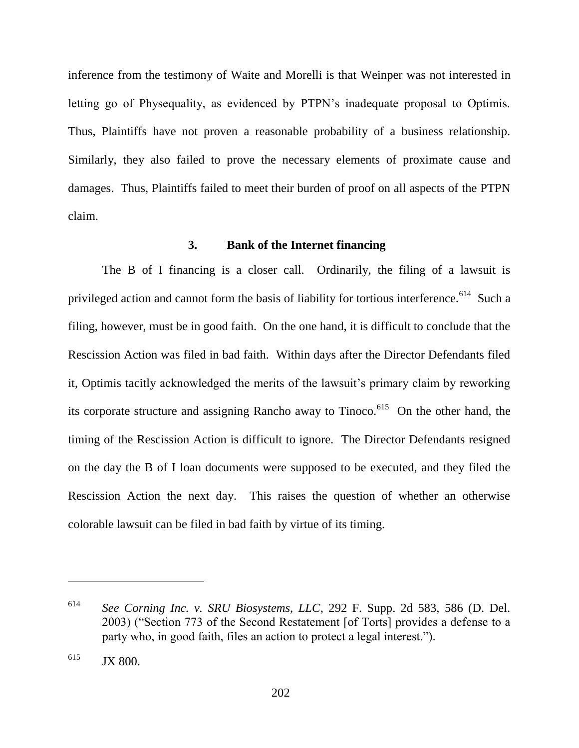inference from the testimony of Waite and Morelli is that Weinper was not interested in letting go of Physequality, as evidenced by PTPN's inadequate proposal to Optimis. Thus, Plaintiffs have not proven a reasonable probability of a business relationship. Similarly, they also failed to prove the necessary elements of proximate cause and damages. Thus, Plaintiffs failed to meet their burden of proof on all aspects of the PTPN claim.

### 3. Bank of the Internet financing

The B of I financing is a closer call. Ordinarily, the filing of a lawsuit is privileged action and cannot form the basis of liability for tortious interference.[614] Such a filing, however, must be in good faith. On the one hand, it is difficult to conclude that the Rescission Action was filed in bad faith. Within days after the Director Defendants filed it, Optimis tacitly acknowledged the merits of the lawsuit's primary claim by reworking its corporate structure and assigning Rancho away to Tinoco.[615] On the other hand, the timing of the Rescission Action is difficult to ignore. The Director Defendants resigned on the day the B of I loan documents were supposed to be executed, and they filed the Rescission Action the next day. This raises the question of whether an otherwise colorable lawsuit can be filed in bad faith by virtue of its timing.

---

[614] *See Corning Inc. v. SRU Biosystems, LLC*, 292 F. Supp. 2d 583, 586 (D. Del. 2003) ("Section 773 of the Second Restatement [of Torts] provides a defense to a party who, in good faith, files an action to protect a legal interest.").

[615] JX 800.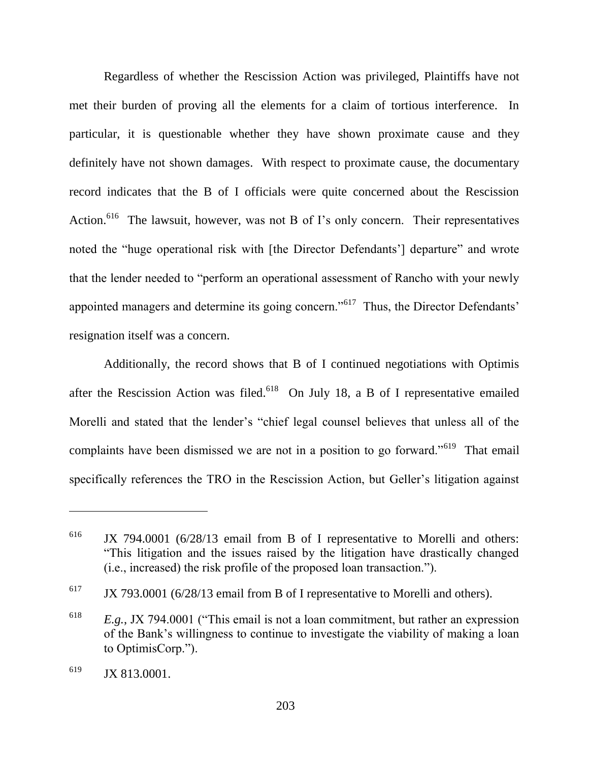Regardless of whether the Rescission Action was privileged, Plaintiffs have not met their burden of proving all the elements for a claim of tortious interference. In particular, it is questionable whether they have shown proximate cause and they definitely have not shown damages. With respect to proximate cause, the documentary record indicates that the B of I officials were quite concerned about the Rescission Action.[616] The lawsuit, however, was not B of I's only concern. Their representatives noted the "huge operational risk with [the Director Defendants'] departure" and wrote that the lender needed to "perform an operational assessment of Rancho with your newly appointed managers and determine its going concern."[617] Thus, the Director Defendants' resignation itself was a concern.

Additionally, the record shows that B of I continued negotiations with Optimis after the Rescission Action was filed.[618] On July 18, a B of I representative emailed Morelli and stated that the lender's "chief legal counsel believes that unless all of the complaints have been dismissed we are not in a position to go forward."[619] That email specifically references the TRO in the Rescission Action, but Geller's litigation against

---

[616] JX 794.0001 (6/28/13 email from B of I representative to Morelli and others: "This litigation and the issues raised by the litigation have drastically changed (i.e., increased) the risk profile of the proposed loan transaction.").

[617] JX 793.0001 (6/28/13 email from B of I representative to Morelli and others).

[618] *E.g.*, JX 794.0001 ("This email is not a loan commitment, but rather an expression of the Bank's willingness to continue to investigate the viability of making a loan to OptimisCorp.").

[619] JX 813.0001.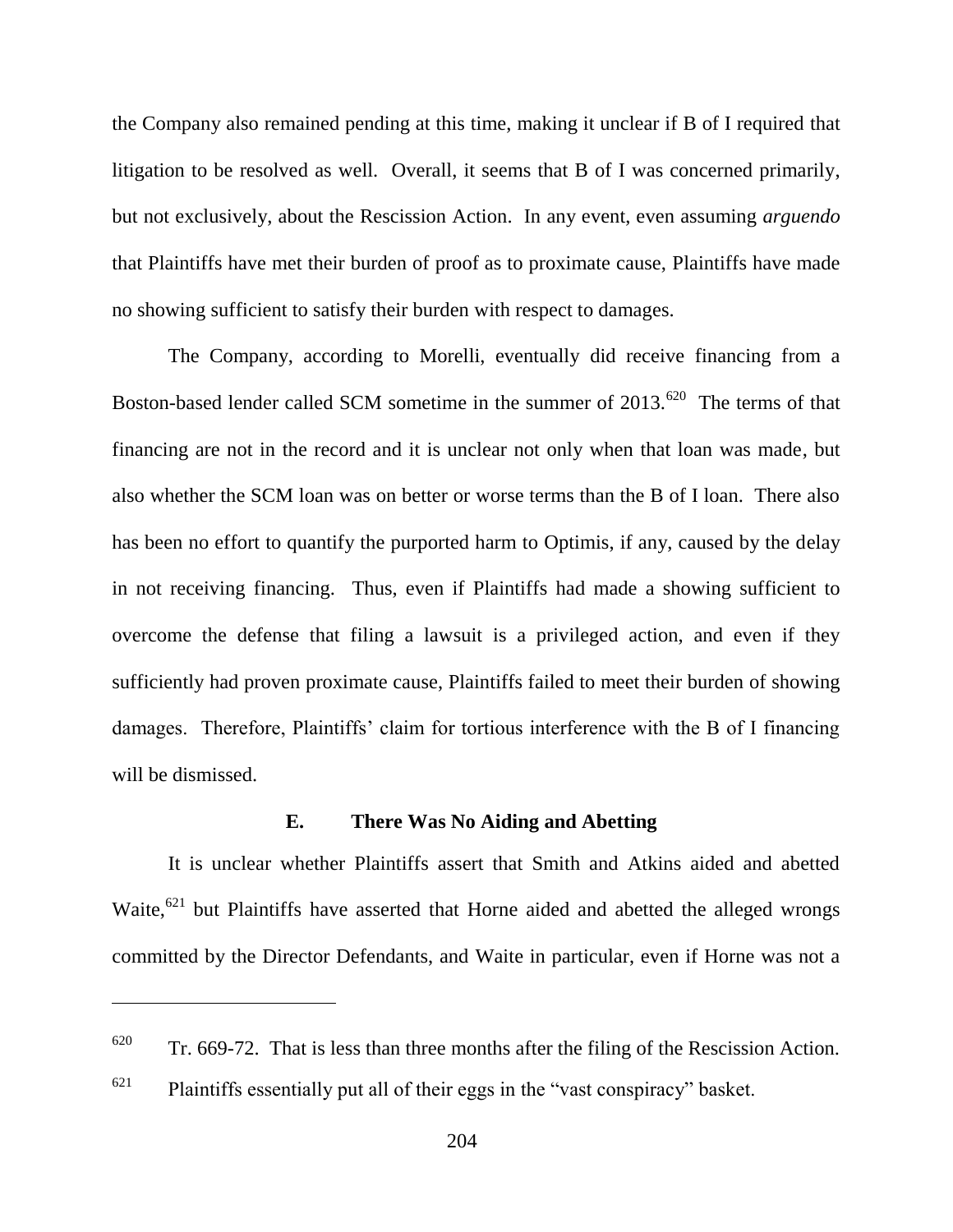the Company also remained pending at this time, making it unclear if B of I required that litigation to be resolved as well. Overall, it seems that B of I was concerned primarily, but not exclusively, about the Rescission Action. In any event, even assuming *arguendo* that Plaintiffs have met their burden of proof as to proximate cause, Plaintiffs have made no showing sufficient to satisfy their burden with respect to damages.

The Company, according to Morelli, eventually did receive financing from a Boston-based lender called SCM sometime in the summer of 2013.[620] The terms of that financing are not in the record and it is unclear not only when that loan was made, but also whether the SCM loan was on better or worse terms than the B of I loan. There also has been no effort to quantify the purported harm to Optimis, if any, caused by the delay in not receiving financing. Thus, even if Plaintiffs had made a showing sufficient to overcome the defense that filing a lawsuit is a privileged action, and even if they sufficiently had proven proximate cause, Plaintiffs failed to meet their burden of showing damages. Therefore, Plaintiffs' claim for tortious interference with the B of I financing will be dismissed.

### E. There Was No Aiding and Abetting

It is unclear whether Plaintiffs assert that Smith and Atkins aided and abetted Waite,[621] but Plaintiffs have asserted that Horne aided and abetted the alleged wrongs committed by the Director Defendants, and Waite in particular, even if Horne was not a

---

[620] Tr. 669-72. That is less than three months after the filing of the Rescission Action.

[621] Plaintiffs essentially put all of their eggs in the "vast conspiracy" basket.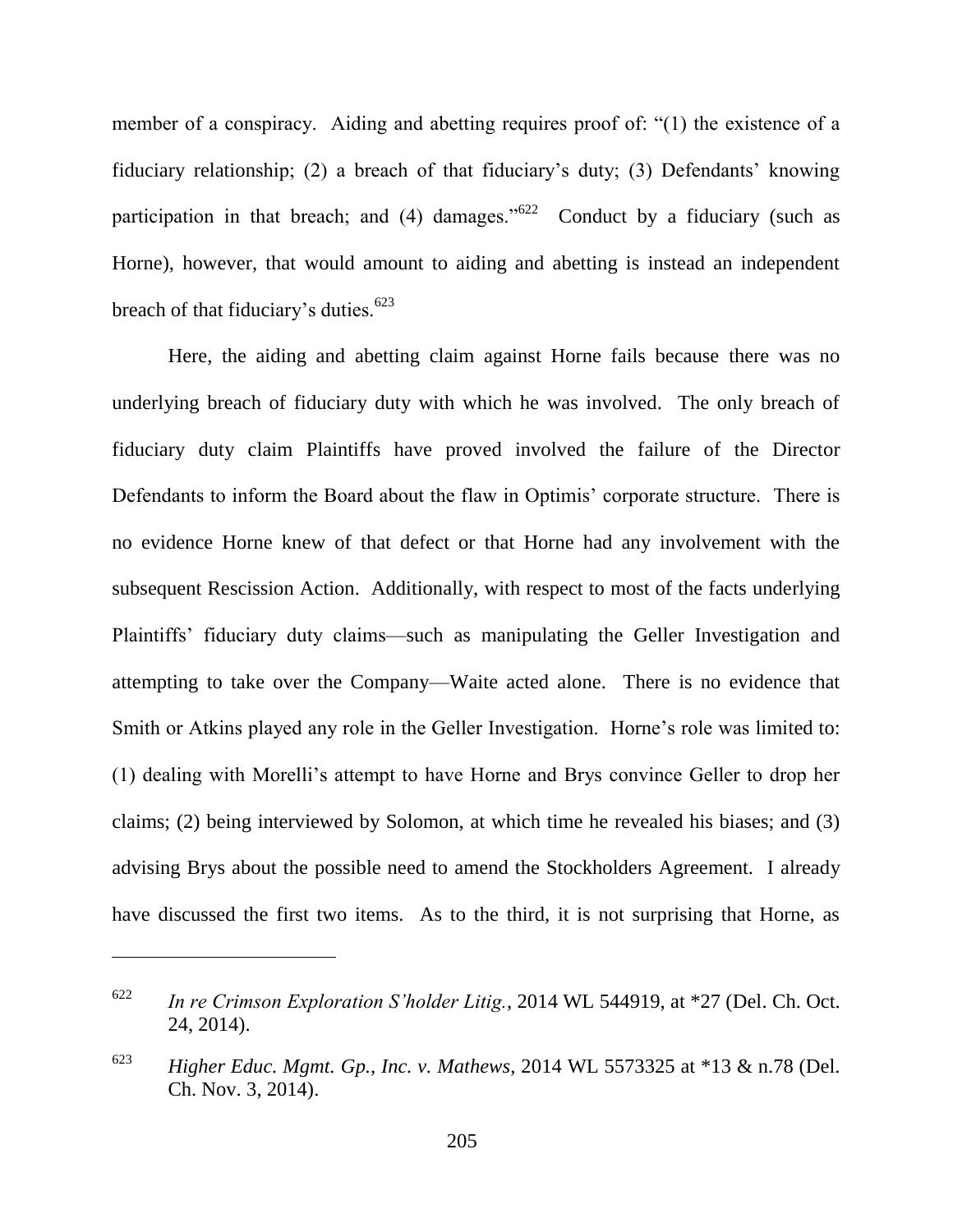member of a conspiracy. Aiding and abetting requires proof of: "(1) the existence of a fiduciary relationship; (2) a breach of that fiduciary's duty; (3) Defendants' knowing participation in that breach; and (4) damages."[622] Conduct by a fiduciary (such as Horne), however, that would amount to aiding and abetting is instead an independent breach of that fiduciary's duties.[623]

Here, the aiding and abetting claim against Horne fails because there was no underlying breach of fiduciary duty with which he was involved. The only breach of fiduciary duty claim Plaintiffs have proved involved the failure of the Director Defendants to inform the Board about the flaw in Optimis' corporate structure. There is no evidence Horne knew of that defect or that Horne had any involvement with the subsequent Rescission Action. Additionally, with respect to most of the facts underlying Plaintiffs' fiduciary duty claims—such as manipulating the Geller Investigation and attempting to take over the Company—Waite acted alone. There is no evidence that Smith or Atkins played any role in the Geller Investigation. Horne's role was limited to: (1) dealing with Morelli's attempt to have Horne and Brys convince Geller to drop her claims; (2) being interviewed by Solomon, at which time he revealed his biases; and (3) advising Brys about the possible need to amend the Stockholders Agreement. I already have discussed the first two items. As to the third, it is not surprising that Horne, as

---

[622] *In re Crimson Exploration S'holder Litig.*, 2014 WL 544919, at *27 (Del. Ch. Oct. 24, 2014).

[623] *Higher Educ. Mgmt. Gp., Inc. v. Mathews*, 2014 WL 5573325 at *13 & n.78 (Del. Ch. Nov. 3, 2014).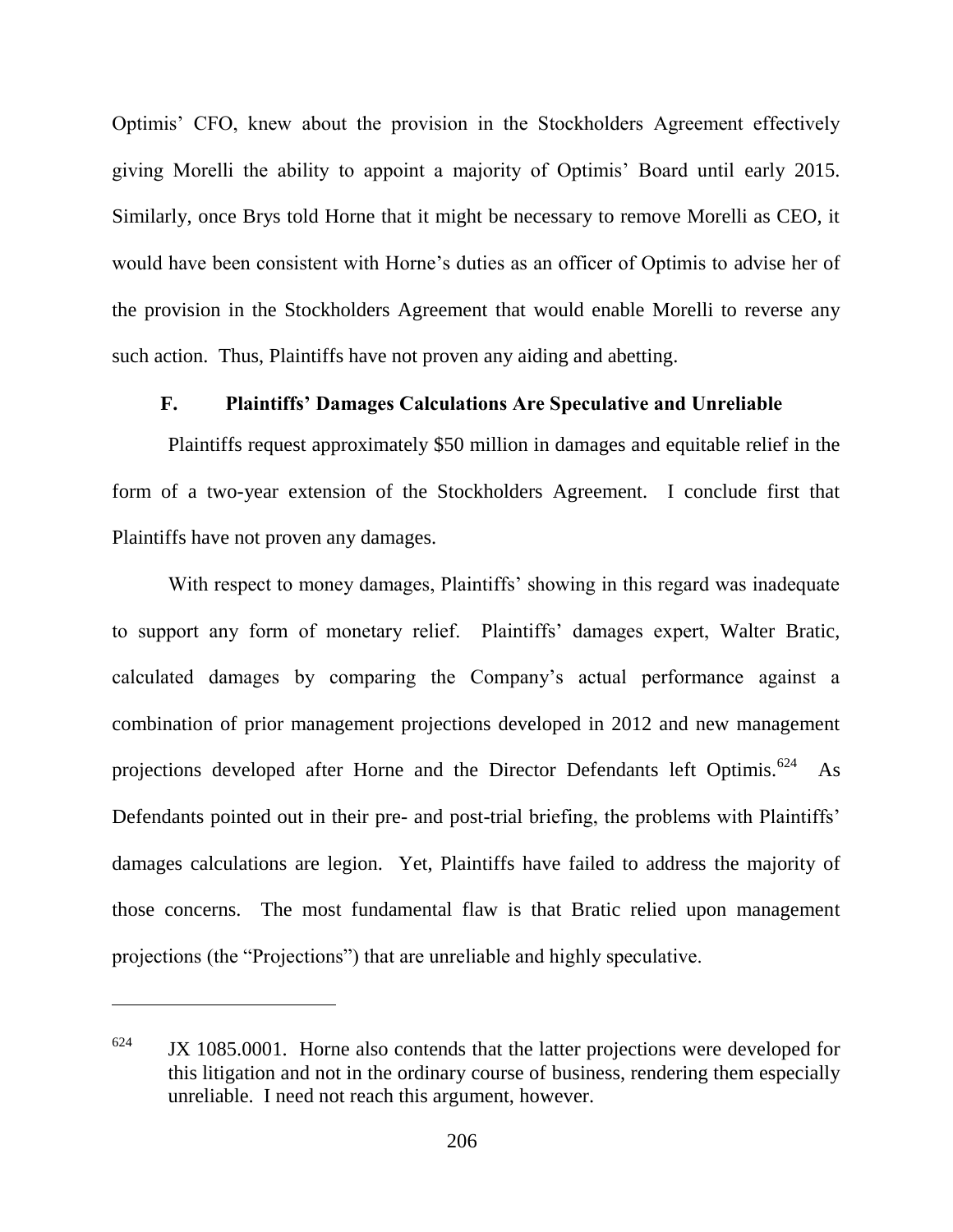Optimis' CFO, knew about the provision in the Stockholders Agreement effectively giving Morelli the ability to appoint a majority of Optimis' Board until early 2015. Similarly, once Brys told Horne that it might be necessary to remove Morelli as CEO, it would have been consistent with Horne's duties as an officer of Optimis to advise her of the provision in the Stockholders Agreement that would enable Morelli to reverse any such action. Thus, Plaintiffs have not proven any aiding and abetting.

### F. Plaintiffs' Damages Calculations Are Speculative and Unreliable

Plaintiffs request approximately $50 million in damages and equitable relief in the form of a two-year extension of the Stockholders Agreement. I conclude first that Plaintiffs have not proven any damages.

With respect to money damages, Plaintiffs' showing in this regard was inadequate to support any form of monetary relief. Plaintiffs' damages expert, Walter Bratic, calculated damages by comparing the Company's actual performance against a combination of prior management projections developed in 2012 and new management projections developed after Horne and the Director Defendants left Optimis.[624] As Defendants pointed out in their pre- and post-trial briefing, the problems with Plaintiffs' damages calculations are legion. Yet, Plaintiffs have failed to address the majority of those concerns. The most fundamental flaw is that Bratic relied upon management projections (the "Projections") that are unreliable and highly speculative.

---

[624] JX 1085.0001. Horne also contends that the latter projections were developed for this litigation and not in the ordinary course of business, rendering them especially unreliable. I need not reach this argument, however.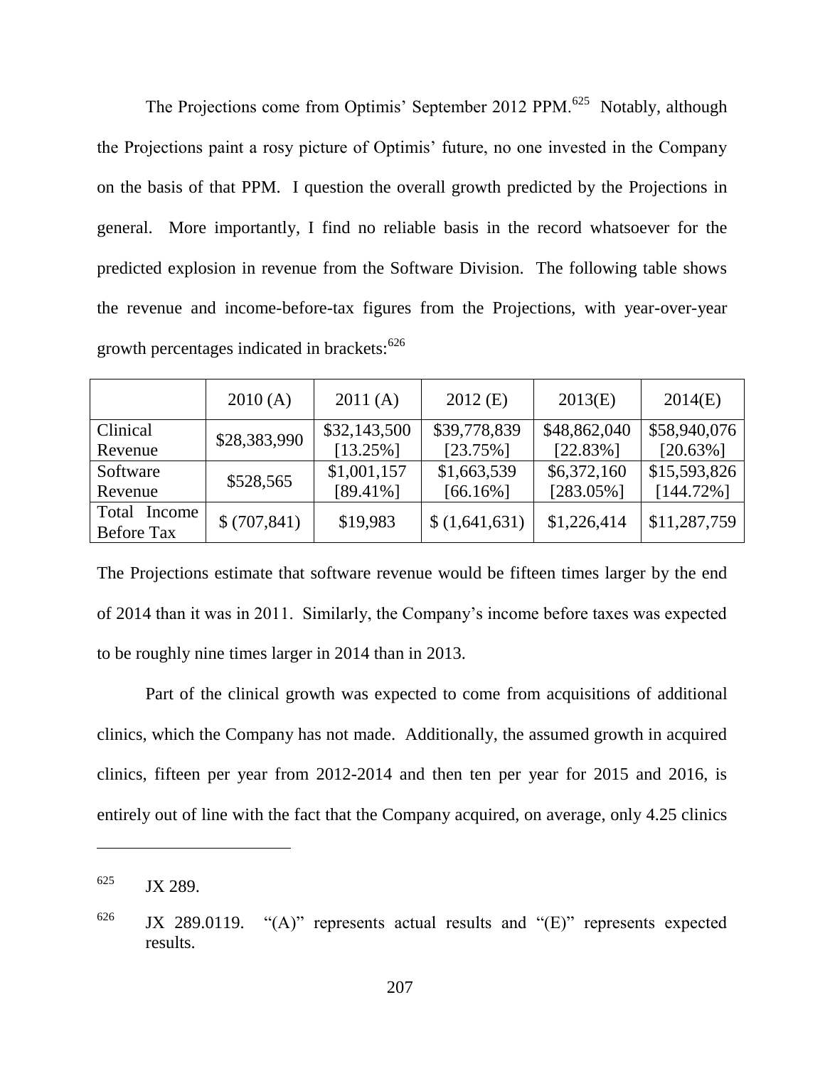The Projections come from Optimis' September 2012 PPM.[625] Notably, although the Projections paint a rosy picture of Optimis' future, no one invested in the Company on the basis of that PPM. I question the overall growth predicted by the Projections in general. More importantly, I find no reliable basis in the record whatsoever for the predicted explosion in revenue from the Software Division. The following table shows the revenue and income-before-tax figures from the Projections, with year-over-year growth percentages indicated in brackets:[626]

| | 2010 (A) | 2011 (A) | 2012 (E) | 2013(E) | 2014(E) |
|---|---|---|---|---|---|
| Clinical Revenue | $28,383,990 | $32,143,500 [13.25%] | $39,778,839 [23.75%] | $48,862,040 [22.83%] | $58,940,076 [20.63%] |
| Software Revenue | $528,565 | $1,001,157 [89.41%] | $1,663,539 [66.16%] | $6,372,160 [283.05%] | $15,593,826 [144.72%] |
| Total Income Before Tax | $ (707,841) | $19,983 | $ (1,641,631) | $1,226,414 | $11,287,759 |

The Projections estimate that software revenue would be fifteen times larger by the end of 2014 than it was in 2011. Similarly, the Company's income before taxes was expected to be roughly nine times larger in 2014 than in 2013.

Part of the clinical growth was expected to come from acquisitions of additional clinics, which the Company has not made. Additionally, the assumed growth in acquired clinics, fifteen per year from 2012-2014 and then ten per year for 2015 and 2016, is entirely out of line with the fact that the Company acquired, on average, only 4.25 clinics

---

[625] JX 289.

[626] JX 289.0119. "(A)" represents actual results and "(E)" represents expected results.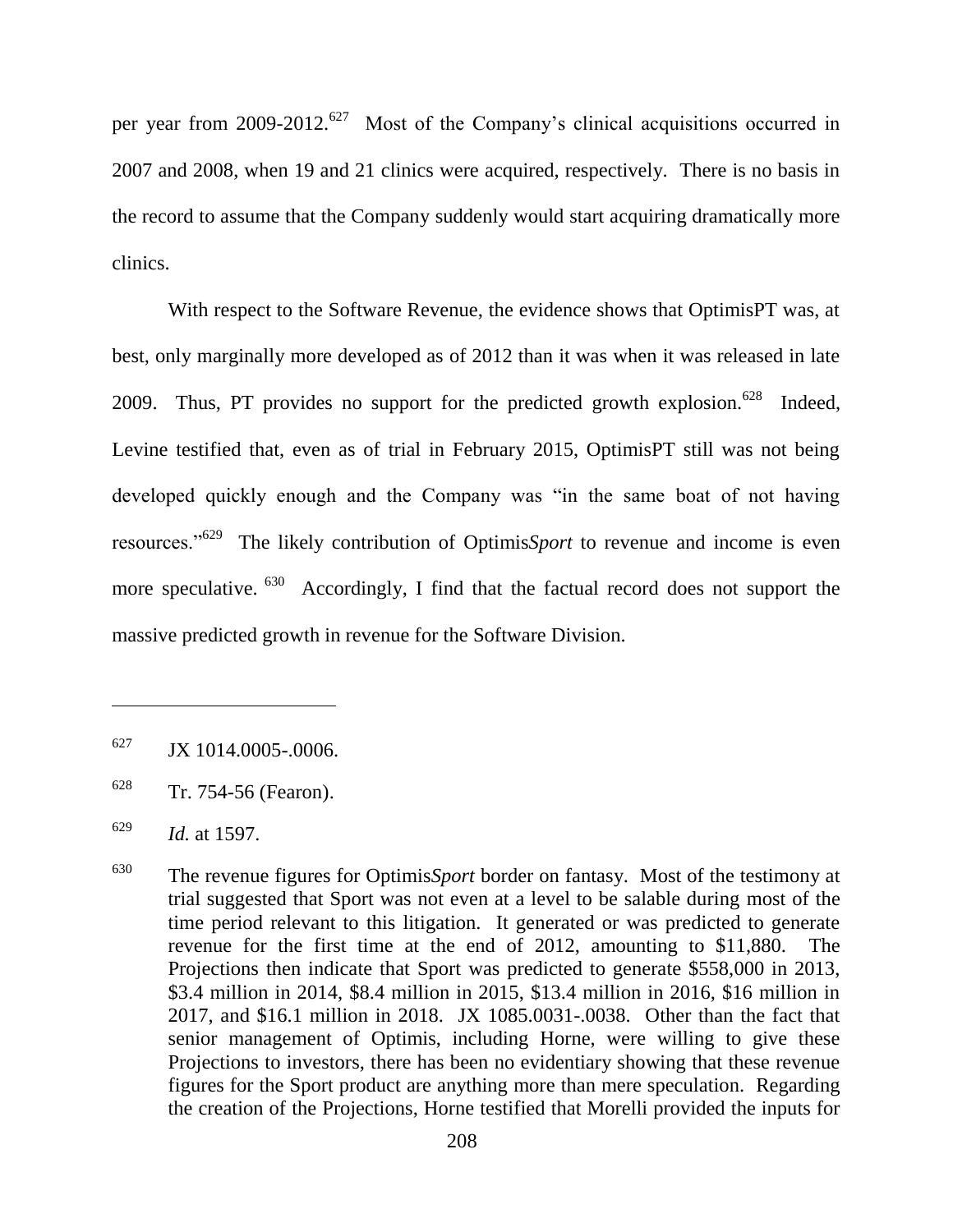per year from 2009-2012.[627] Most of the Company's clinical acquisitions occurred in 2007 and 2008, when 19 and 21 clinics were acquired, respectively. There is no basis in the record to assume that the Company suddenly would start acquiring dramatically more clinics.

With respect to the Software Revenue, the evidence shows that OptimisPT was, at best, only marginally more developed as of 2012 than it was when it was released in late 2009. Thus, PT provides no support for the predicted growth explosion.[628] Indeed, Levine testified that, even as of trial in February 2015, OptimisPT still was not being developed quickly enough and the Company was "in the same boat of not having resources."[629] The likely contribution of Optimis*Sport* to revenue and income is even more speculative.[630] Accordingly, I find that the factual record does not support the massive predicted growth in revenue for the Software Division.

---

[627] JX 1014.0005-.0006.

[628] Tr. 754-56 (Fearon).

[629] *Id.* at 1597.

[630] The revenue figures for Optimis*Sport* border on fantasy. Most of the testimony at trial suggested that Sport was not even at a level to be salable during most of the time period relevant to this litigation. It generated or was predicted to generate revenue for the first time at the end of 2012, amounting to $11,880. The Projections then indicate that Sport was predicted to generate $558,000 in 2013, $3.4 million in 2014, $8.4 million in 2015, $13.4 million in 2016, $16 million in 2017, and $16.1 million in 2018. JX 1085.0031-.0038. Other than the fact that senior management of Optimis, including Horne, were willing to give these Projections to investors, there has been no evidentiary showing that these revenue figures for the Sport product are anything more than mere speculation. Regarding the creation of the Projections, Horne testified that Morelli provided the inputs for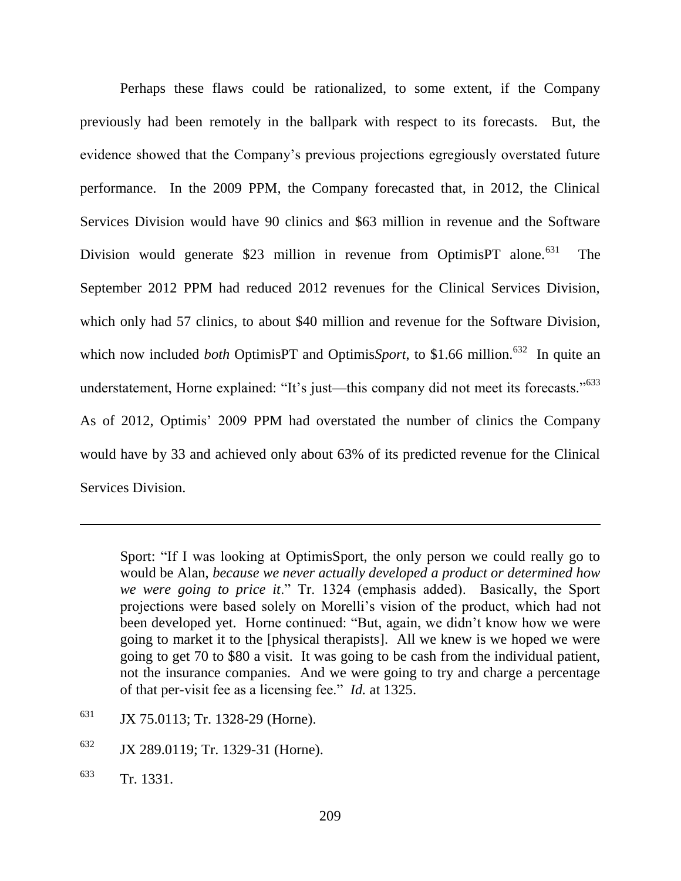Perhaps these flaws could be rationalized, to some extent, if the Company previously had been remotely in the ballpark with respect to its forecasts. But, the evidence showed that the Company's previous projections egregiously overstated future performance. In the 2009 PPM, the Company forecasted that, in 2012, the Clinical Services Division would have 90 clinics and $63 million in revenue and the Software Division would generate $23 million in revenue from OptimisPT alone.[631] The September 2012 PPM had reduced 2012 revenues for the Clinical Services Division, which only had 57 clinics, to about $40 million and revenue for the Software Division, which now included *both* OptimisPT and Optimis*Sport*, to $1.66 million.[632] In quite an understatement, Horne explained: "It's just—this company did not meet its forecasts."[633] As of 2012, Optimis' 2009 PPM had overstated the number of clinics the Company would have by 33 and achieved only about 63% of its predicted revenue for the Clinical Services Division.

---

Sport: "If I was looking at OptimisSport, the only person we could really go to would be Alan, *because we never actually developed a product or determined how we were going to price it*." Tr. 1324 (emphasis added). Basically, the Sport projections were based solely on Morelli's vision of the product, which had not been developed yet. Horne continued: "But, again, we didn't know how we were going to market it to the [physical therapists]. All we knew is we hoped we were going to get 70 to $80 a visit. It was going to be cash from the individual patient, not the insurance companies. And we were going to try and charge a percentage of that per-visit fee as a licensing fee." *Id.* at 1325.

[631] JX 75.0113; Tr. 1328-29 (Horne).

[632] JX 289.0119; Tr. 1329-31 (Horne).

[633] Tr. 1331.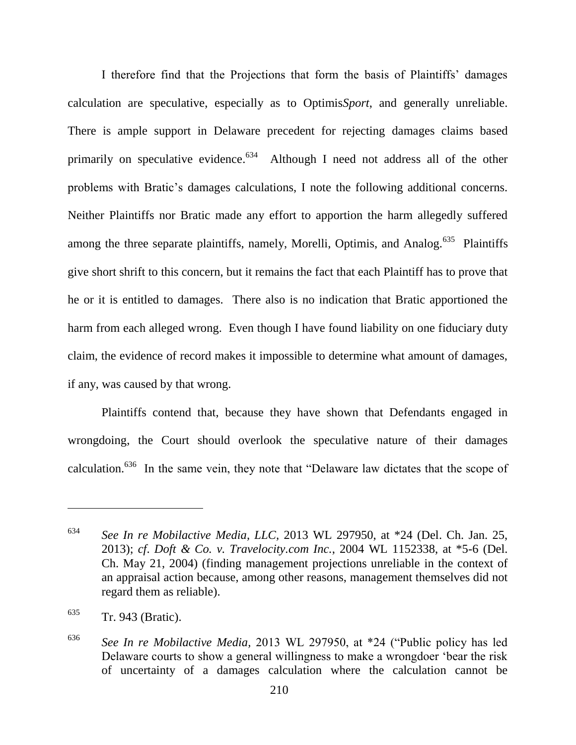I therefore find that the Projections that form the basis of Plaintiffs' damages calculation are speculative, especially as to Optimis*Sport*, and generally unreliable. There is ample support in Delaware precedent for rejecting damages claims based primarily on speculative evidence.[634] Although I need not address all of the other problems with Bratic's damages calculations, I note the following additional concerns. Neither Plaintiffs nor Bratic made any effort to apportion the harm allegedly suffered among the three separate plaintiffs, namely, Morelli, Optimis, and Analog.[635] Plaintiffs give short shrift to this concern, but it remains the fact that each Plaintiff has to prove that he or it is entitled to damages. There also is no indication that Bratic apportioned the harm from each alleged wrong. Even though I have found liability on one fiduciary duty claim, the evidence of record makes it impossible to determine what amount of damages, if any, was caused by that wrong.

Plaintiffs contend that, because they have shown that Defendants engaged in wrongdoing, the Court should overlook the speculative nature of their damages calculation.[636] In the same vein, they note that "Delaware law dictates that the scope of

---

[634] *See In re Mobilactive Media, LLC*, 2013 WL 297950, at \*24 (Del. Ch. Jan. 25, 2013); *cf. Doft & Co. v. Travelocity.com Inc.*, 2004 WL 1152338, at \*5-6 (Del. Ch. May 21, 2004) (finding management projections unreliable in the context of an appraisal action because, among other reasons, management themselves did not regard them as reliable).

[635] Tr. 943 (Bratic).

[636] *See In re Mobilactive Media*, 2013 WL 297950, at \*24 ("Public policy has led Delaware courts to show a general willingness to make a wrongdoer 'bear the risk of uncertainty of a damages calculation where the calculation cannot be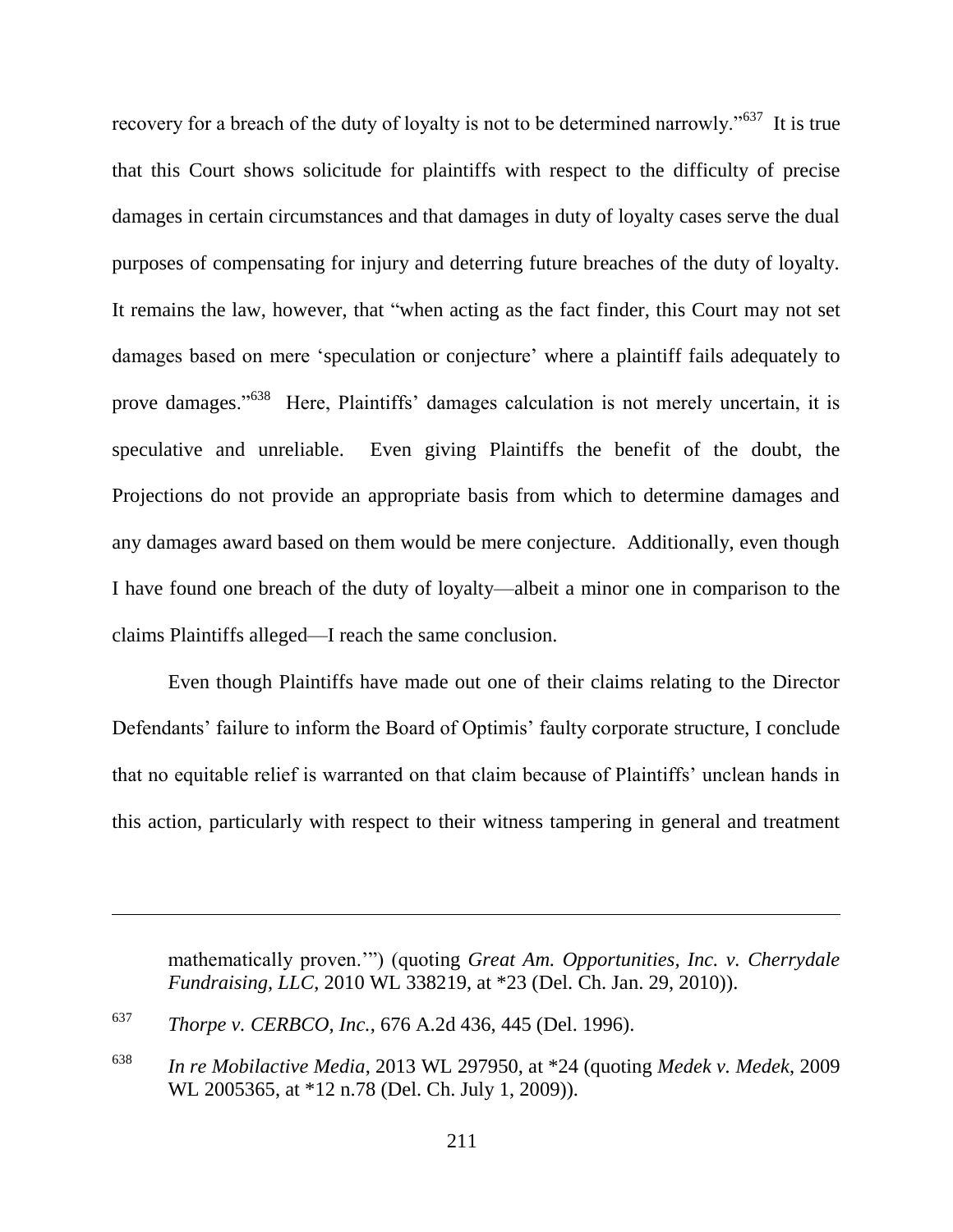recovery for a breach of the duty of loyalty is not to be determined narrowly."[637] It is true that this Court shows solicitude for plaintiffs with respect to the difficulty of precise damages in certain circumstances and that damages in duty of loyalty cases serve the dual purposes of compensating for injury and deterring future breaches of the duty of loyalty. It remains the law, however, that "when acting as the fact finder, this Court may not set damages based on mere 'speculation or conjecture' where a plaintiff fails adequately to prove damages."[638] Here, Plaintiffs' damages calculation is not merely uncertain, it is speculative and unreliable. Even giving Plaintiffs the benefit of the doubt, the Projections do not provide an appropriate basis from which to determine damages and any damages award based on them would be mere conjecture. Additionally, even though I have found one breach of the duty of loyalty—albeit a minor one in comparison to the claims Plaintiffs alleged—I reach the same conclusion.

Even though Plaintiffs have made out one of their claims relating to the Director Defendants' failure to inform the Board of Optimis' faulty corporate structure, I conclude that no equitable relief is warranted on that claim because of Plaintiffs' unclean hands in this action, particularly with respect to their witness tampering in general and treatment

---

mathematically proven.'") (quoting *Great Am. Opportunities, Inc. v. Cherrydale Fundraising, LLC*, 2010 WL 338219, at *23 (Del. Ch. Jan. 29, 2010)).

[637] *Thorpe v. CERBCO, Inc.*, 676 A.2d 436, 445 (Del. 1996).

[638] *In re Mobilactive Media*, 2013 WL 297950, at *24 (quoting *Medek v. Medek*, 2009 WL 2005365, at *12 n.78 (Del. Ch. July 1, 2009)).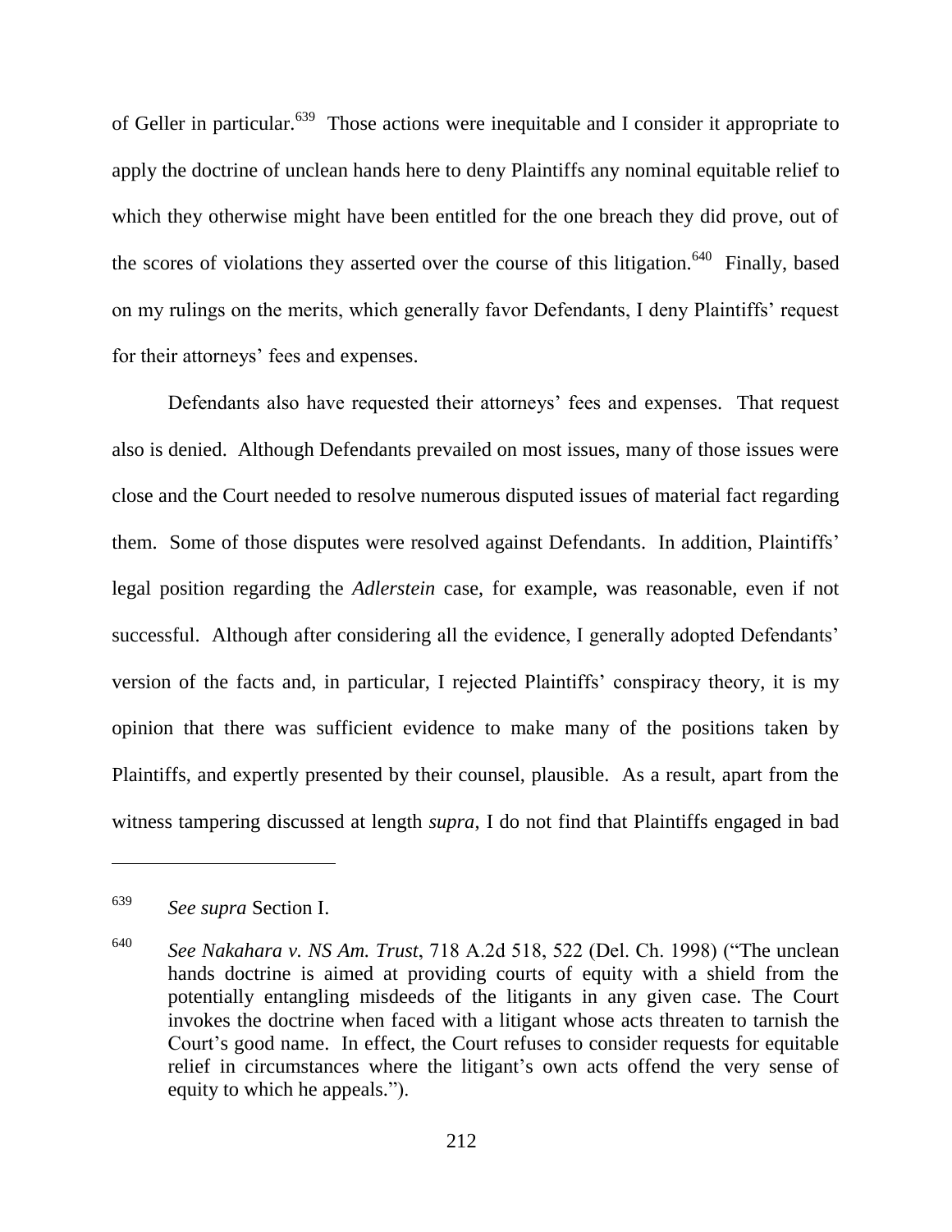of Geller in particular.[639] Those actions were inequitable and I consider it appropriate to apply the doctrine of unclean hands here to deny Plaintiffs any nominal equitable relief to which they otherwise might have been entitled for the one breach they did prove, out of the scores of violations they asserted over the course of this litigation.[640] Finally, based on my rulings on the merits, which generally favor Defendants, I deny Plaintiffs' request for their attorneys' fees and expenses.

Defendants also have requested their attorneys' fees and expenses. That request also is denied. Although Defendants prevailed on most issues, many of those issues were close and the Court needed to resolve numerous disputed issues of material fact regarding them. Some of those disputes were resolved against Defendants. In addition, Plaintiffs' legal position regarding the *Adlerstein* case, for example, was reasonable, even if not successful. Although after considering all the evidence, I generally adopted Defendants' version of the facts and, in particular, I rejected Plaintiffs' conspiracy theory, it is my opinion that there was sufficient evidence to make many of the positions taken by Plaintiffs, and expertly presented by their counsel, plausible. As a result, apart from the witness tampering discussed at length *supra*, I do not find that Plaintiffs engaged in bad

---

[639] *See supra* Section I.

[640] *See Nakahara v. NS Am. Trust*, 718 A.2d 518, 522 (Del. Ch. 1998) ("The unclean hands doctrine is aimed at providing courts of equity with a shield from the potentially entangling misdeeds of the litigants in any given case. The Court invokes the doctrine when faced with a litigant whose acts threaten to tarnish the Court's good name. In effect, the Court refuses to consider requests for equitable relief in circumstances where the litigant's own acts offend the very sense of equity to which he appeals.").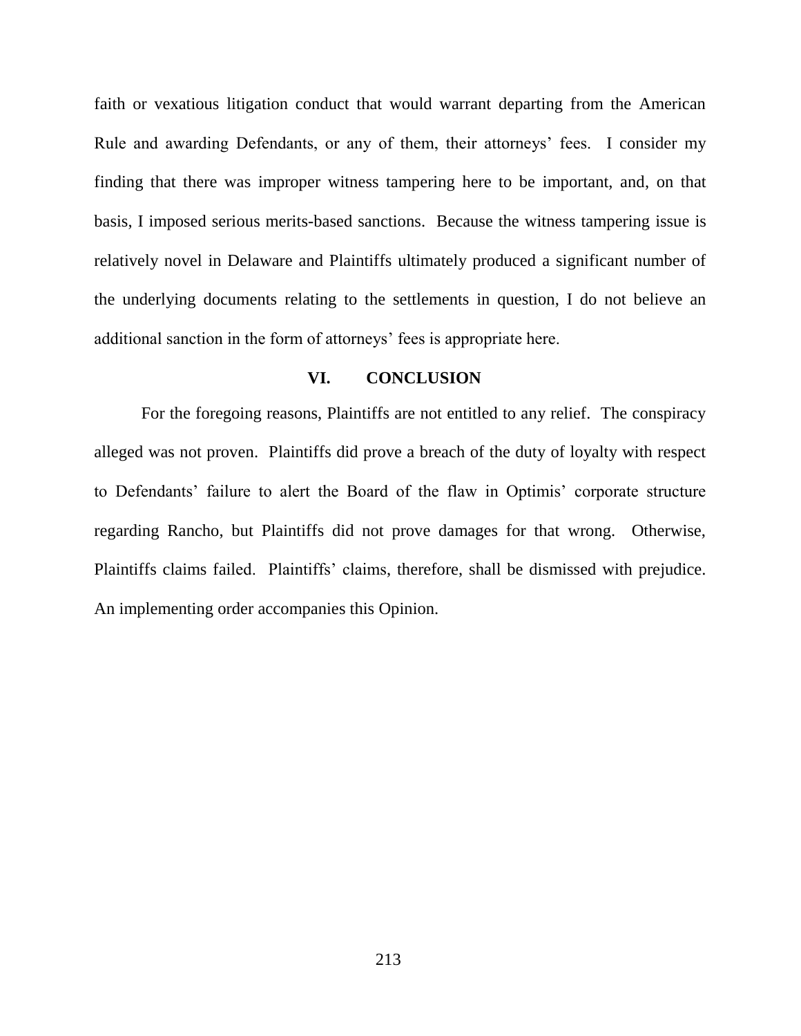faith or vexatious litigation conduct that would warrant departing from the American Rule and awarding Defendants, or any of them, their attorneys' fees. I consider my finding that there was improper witness tampering here to be important, and, on that basis, I imposed serious merits-based sanctions. Because the witness tampering issue is relatively novel in Delaware and Plaintiffs ultimately produced a significant number of the underlying documents relating to the settlements in question, I do not believe an additional sanction in the form of attorneys' fees is appropriate here.

## VI. CONCLUSION

For the foregoing reasons, Plaintiffs are not entitled to any relief. The conspiracy alleged was not proven. Plaintiffs did prove a breach of the duty of loyalty with respect to Defendants' failure to alert the Board of the flaw in Optimis' corporate structure regarding Rancho, but Plaintiffs did not prove damages for that wrong. Otherwise, Plaintiffs claims failed. Plaintiffs' claims, therefore, shall be dismissed with prejudice. An implementing order accompanies this Opinion.